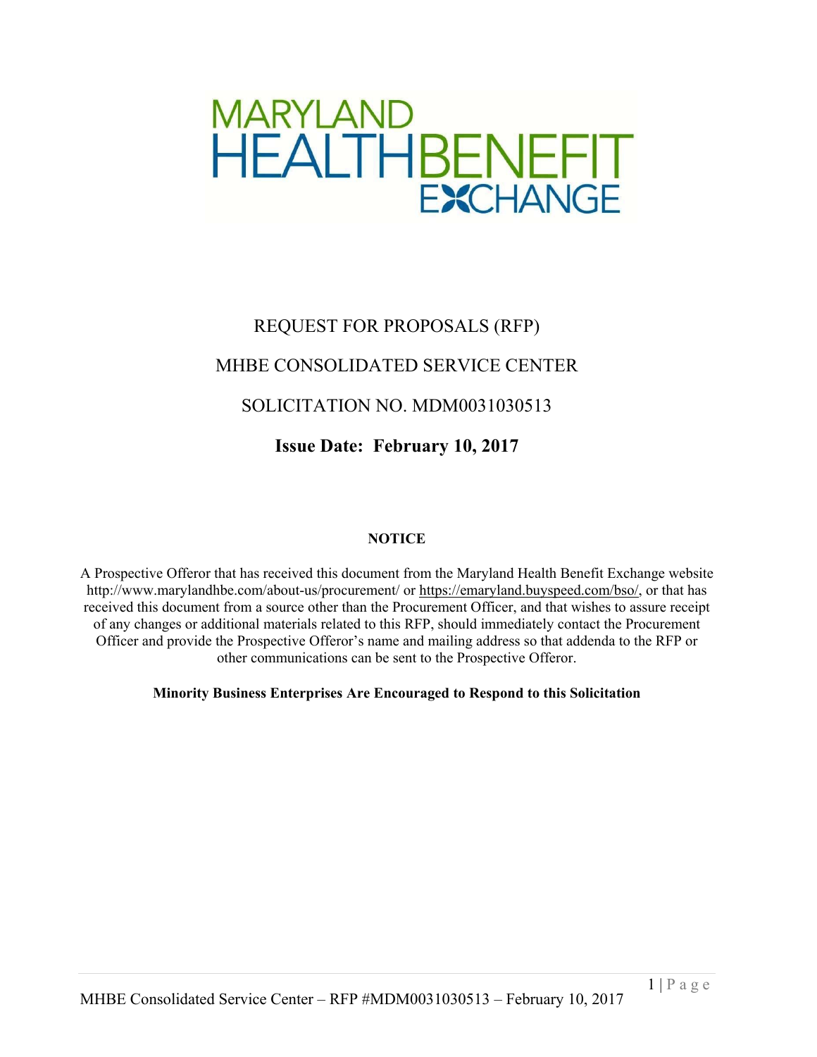MARYLAND HEALTH BENEFIT EXCHANGE

# REQUEST FOR PROPOSALS (RFP)

# MHBE CONSOLIDATED SERVICE CENTER

# SOLICITATION NO. MDM0031030513

**Issue Date: February 10, 2017**

**NOTICE**

A Prospective Offeror that has received this document from the Maryland Health Benefit Exchange website http://www.marylandhbe.com/about-us/procurement/ or https://emaryland.buyspeed.com/bso/, or that has received this document from a source other than the Procurement Officer, and that wishes to assure receipt of any changes or additional materials related to this RFP, should immediately contact the Procurement Officer and provide the Prospective Offeror's name and mailing address so that addenda to the RFP or other communications can be sent to the Prospective Offeror.

**Minority Business Enterprises Are Encouraged to Respond to this Solicitation**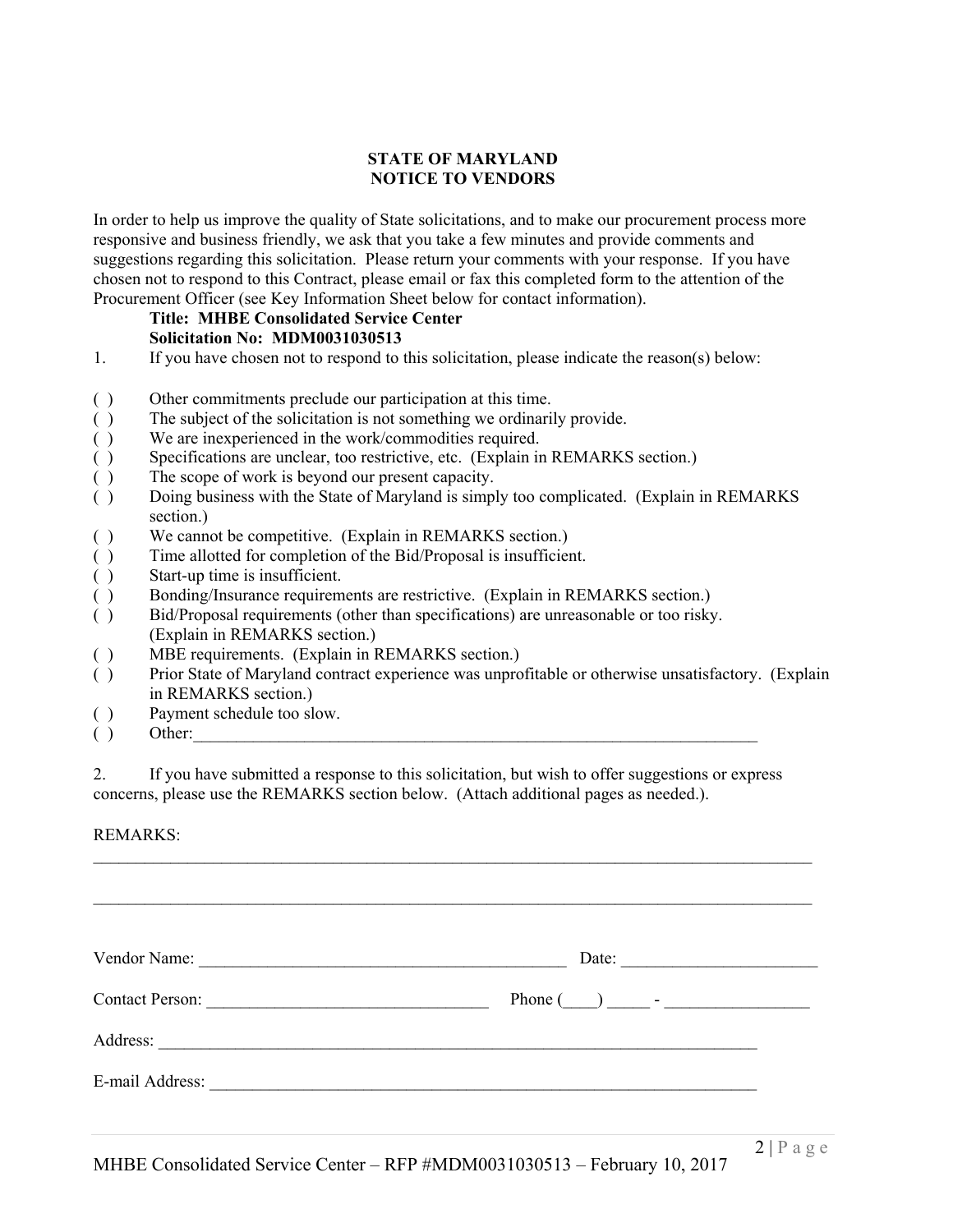# STATE OF MARYLAND
# NOTICE TO VENDORS

In order to help us improve the quality of State solicitations, and to make our procurement process more responsive and business friendly, we ask that you take a few minutes and provide comments and suggestions regarding this solicitation. Please return your comments with your response. If you have chosen not to respond to this Contract, please email or fax this completed form to the attention of the Procurement Officer (see Key Information Sheet below for contact information).

**Title: MHBE Consolidated Service Center**
**Solicitation No: MDM0031030513**

1. If you have chosen not to respond to this solicitation, please indicate the reason(s) below:

( ) Other commitments preclude our participation at this time.
( ) The subject of the solicitation is not something we ordinarily provide.
( ) We are inexperienced in the work/commodities required.
( ) Specifications are unclear, too restrictive, etc. (Explain in REMARKS section.)
( ) The scope of work is beyond our present capacity.
( ) Doing business with the State of Maryland is simply too complicated. (Explain in REMARKS section.)
( ) We cannot be competitive. (Explain in REMARKS section.)
( ) Time allotted for completion of the Bid/Proposal is insufficient.
( ) Start-up time is insufficient.
( ) Bonding/Insurance requirements are restrictive. (Explain in REMARKS section.)
( ) Bid/Proposal requirements (other than specifications) are unreasonable or too risky. (Explain in REMARKS section.)
( ) MBE requirements. (Explain in REMARKS section.)
( ) Prior State of Maryland contract experience was unprofitable or otherwise unsatisfactory. (Explain in REMARKS section.)
( ) Payment schedule too slow.
( ) Other:___________________________________________________________________

2. If you have submitted a response to this solicitation, but wish to offer suggestions or express concerns, please use the REMARKS section below. (Attach additional pages as needed.).

REMARKS:
_____________________________________________________________________________________

_____________________________________________________________________________________

Vendor Name: ___________________________________________ Date: ______________________

Contact Person: _________________________________ Phone (____) _____ - ________________

Address: ________________________________________________________________________

E-mail Address: ___________________________________________________________________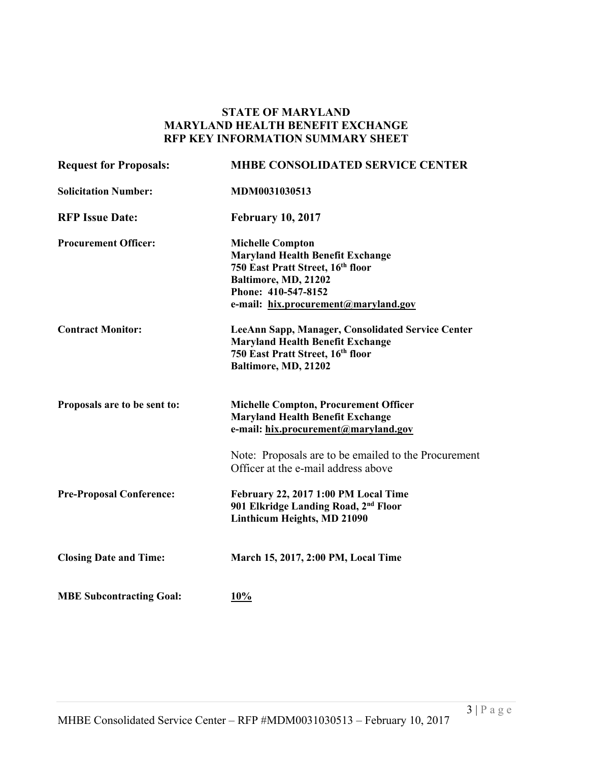# STATE OF MARYLAND
# MARYLAND HEALTH BENEFIT EXCHANGE
# RFP KEY INFORMATION SUMMARY SHEET

| | |
|---|---|
| **Request for Proposals:** | **MHBE CONSOLIDATED SERVICE CENTER** |
| **Solicitation Number:** | **MDM0031030513** |
| **RFP Issue Date:** | **February 10, 2017** |
| **Procurement Officer:** | **Michelle Compton**<br>**Maryland Health Benefit Exchange**<br>**750 East Pratt Street, 16th floor**<br>**Baltimore, MD, 21202**<br>**Phone: 410-547-8152**<br>**e-mail: hix.procurement@maryland.gov** |
| **Contract Monitor:** | **LeeAnn Sapp, Manager, Consolidated Service Center**<br>**Maryland Health Benefit Exchange**<br>**750 East Pratt Street, 16th floor**<br>**Baltimore, MD, 21202** |
| **Proposals are to be sent to:** | **Michelle Compton, Procurement Officer**<br>**Maryland Health Benefit Exchange**<br>**e-mail: hix.procurement@maryland.gov**<br><br>Note: Proposals are to be emailed to the Procurement Officer at the e-mail address above |
| **Pre-Proposal Conference:** | **February 22, 2017 1:00 PM Local Time**<br>**901 Elkridge Landing Road, 2nd Floor**<br>**Linthicum Heights, MD 21090** |
| **Closing Date and Time:** | **March 15, 2017, 2:00 PM, Local Time** |
| **MBE Subcontracting Goal:** | **10%** |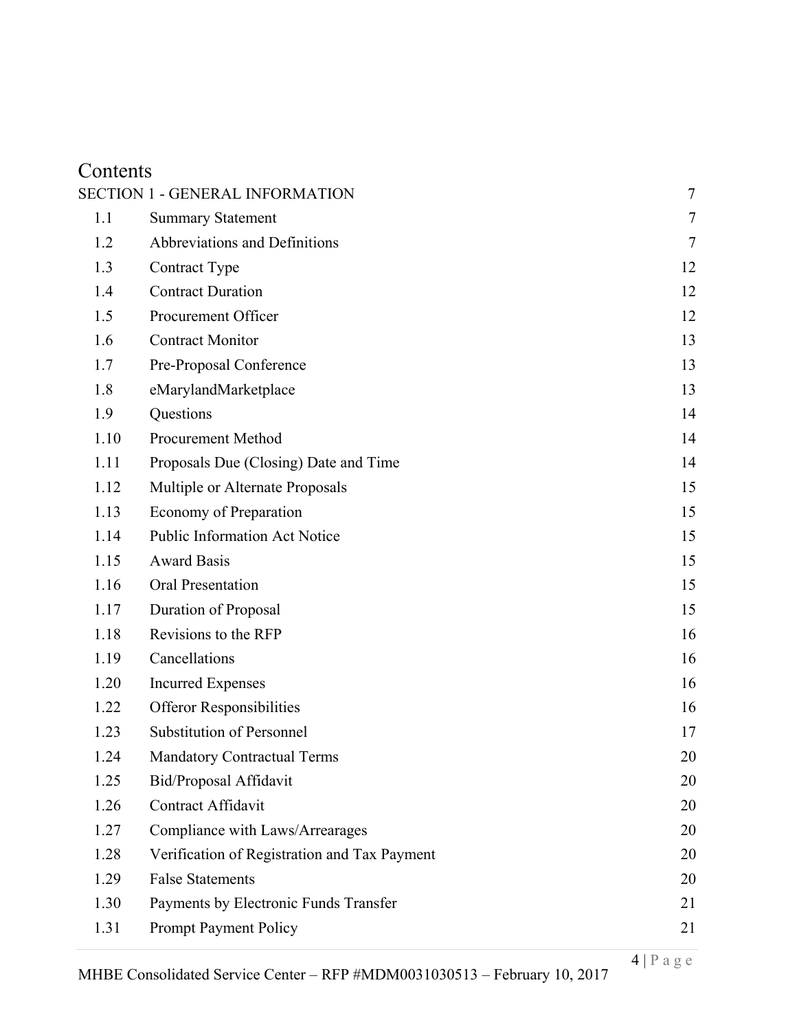# Contents

| | | |
|---|---|---|
| SECTION 1 - GENERAL INFORMATION | | 7 |
| 1.1 | Summary Statement | 7 |
| 1.2 | Abbreviations and Definitions | 7 |
| 1.3 | Contract Type | 12 |
| 1.4 | Contract Duration | 12 |
| 1.5 | Procurement Officer | 12 |
| 1.6 | Contract Monitor | 13 |
| 1.7 | Pre-Proposal Conference | 13 |
| 1.8 | eMarylandMarketplace | 13 |
| 1.9 | Questions | 14 |
| 1.10 | Procurement Method | 14 |
| 1.11 | Proposals Due (Closing) Date and Time | 14 |
| 1.12 | Multiple or Alternate Proposals | 15 |
| 1.13 | Economy of Preparation | 15 |
| 1.14 | Public Information Act Notice | 15 |
| 1.15 | Award Basis | 15 |
| 1.16 | Oral Presentation | 15 |
| 1.17 | Duration of Proposal | 15 |
| 1.18 | Revisions to the RFP | 16 |
| 1.19 | Cancellations | 16 |
| 1.20 | Incurred Expenses | 16 |
| 1.22 | Offeror Responsibilities | 16 |
| 1.23 | Substitution of Personnel | 17 |
| 1.24 | Mandatory Contractual Terms | 20 |
| 1.25 | Bid/Proposal Affidavit | 20 |
| 1.26 | Contract Affidavit | 20 |
| 1.27 | Compliance with Laws/Arrearages | 20 |
| 1.28 | Verification of Registration and Tax Payment | 20 |
| 1.29 | False Statements | 20 |
| 1.30 | Payments by Electronic Funds Transfer | 21 |
| 1.31 | Prompt Payment Policy | 21 |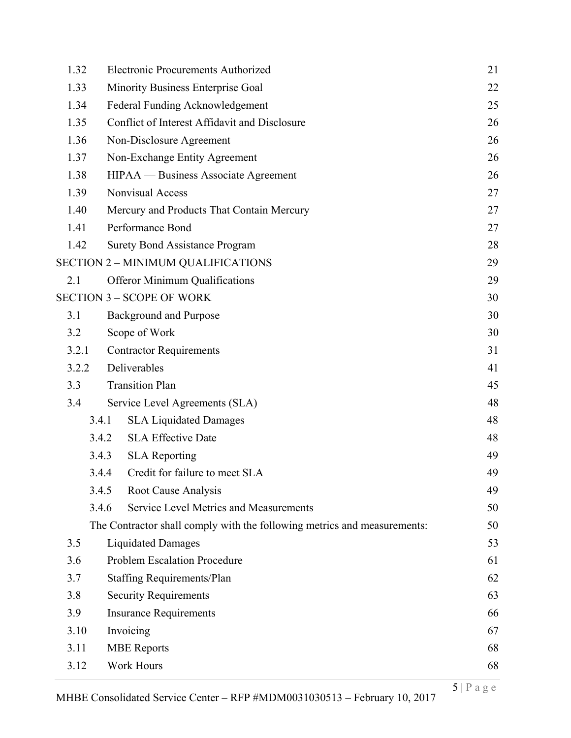| | | |
|---|---|---|
| 1.32 | Electronic Procurements Authorized | 21 |
| 1.33 | Minority Business Enterprise Goal | 22 |
| 1.34 | Federal Funding Acknowledgement | 25 |
| 1.35 | Conflict of Interest Affidavit and Disclosure | 26 |
| 1.36 | Non-Disclosure Agreement | 26 |
| 1.37 | Non-Exchange Entity Agreement | 26 |
| 1.38 | HIPAA — Business Associate Agreement | 26 |
| 1.39 | Nonvisual Access | 27 |
| 1.40 | Mercury and Products That Contain Mercury | 27 |
| 1.41 | Performance Bond | 27 |
| 1.42 | Surety Bond Assistance Program | 28 |
| SECTION 2 – MINIMUM QUALIFICATIONS | | 29 |
| 2.1 | Offeror Minimum Qualifications | 29 |
| SECTION 3 – SCOPE OF WORK | | 30 |
| 3.1 | Background and Purpose | 30 |
| 3.2 | Scope of Work | 30 |
| 3.2.1 | Contractor Requirements | 31 |
| 3.2.2 | Deliverables | 41 |
| 3.3 | Transition Plan | 45 |
| 3.4 | Service Level Agreements (SLA) | 48 |
| 3.4.1 | SLA Liquidated Damages | 48 |
| 3.4.2 | SLA Effective Date | 48 |
| 3.4.3 | SLA Reporting | 49 |
| 3.4.4 | Credit for failure to meet SLA | 49 |
| 3.4.5 | Root Cause Analysis | 49 |
| 3.4.6 | Service Level Metrics and Measurements | 50 |
| | The Contractor shall comply with the following metrics and measurements: | 50 |
| 3.5 | Liquidated Damages | 53 |
| 3.6 | Problem Escalation Procedure | 61 |
| 3.7 | Staffing Requirements/Plan | 62 |
| 3.8 | Security Requirements | 63 |
| 3.9 | Insurance Requirements | 66 |
| 3.10 | Invoicing | 67 |
| 3.11 | MBE Reports | 68 |
| 3.12 | Work Hours | 68 |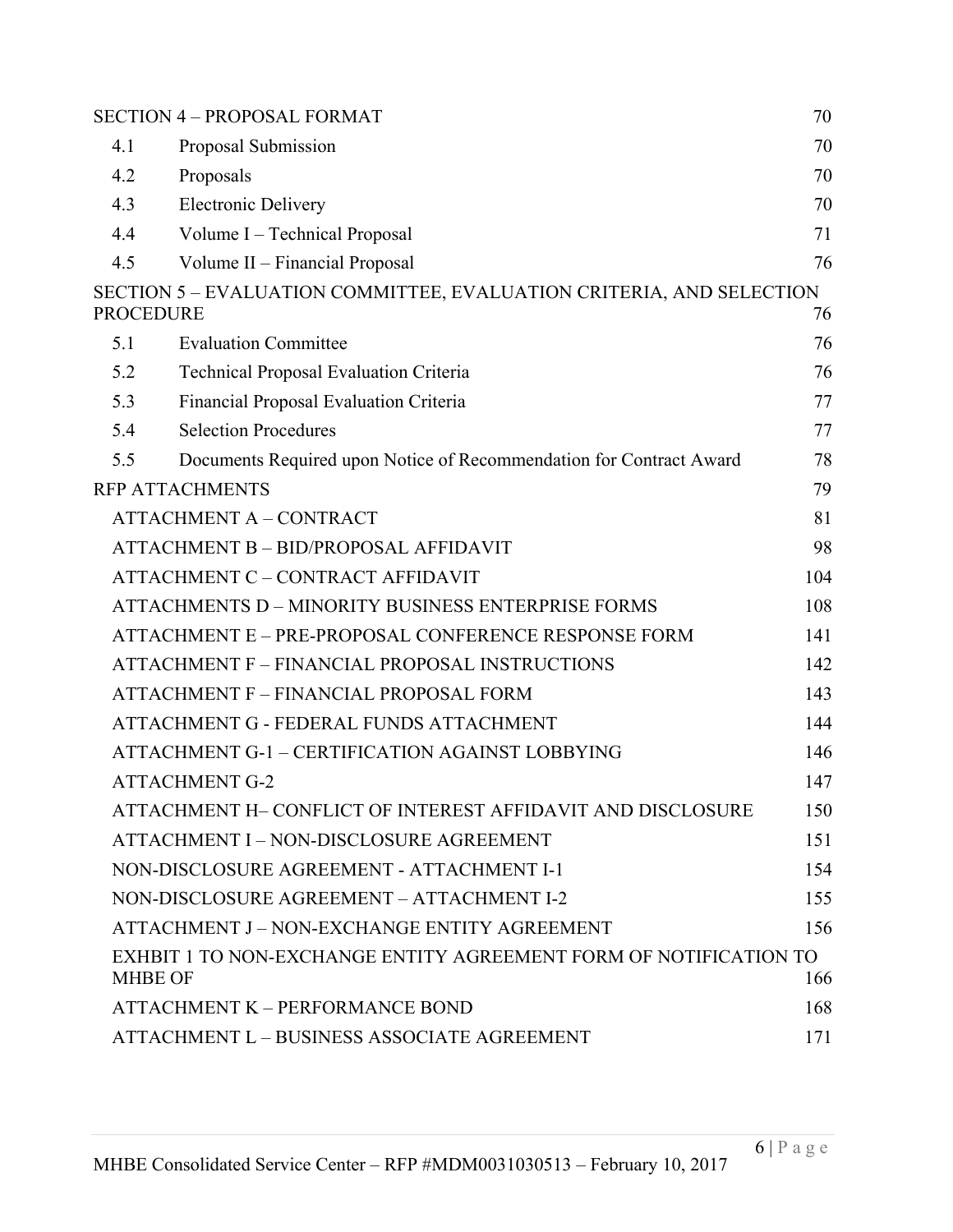| | | |
|---|---|---|
| SECTION 4 – PROPOSAL FORMAT | | 70 |
| 4.1 | Proposal Submission | 70 |
| 4.2 | Proposals | 70 |
| 4.3 | Electronic Delivery | 70 |
| 4.4 | Volume I – Technical Proposal | 71 |
| 4.5 | Volume II – Financial Proposal | 76 |
| SECTION 5 – EVALUATION COMMITTEE, EVALUATION CRITERIA, AND SELECTION PROCEDURE | | 76 |
| 5.1 | Evaluation Committee | 76 |
| 5.2 | Technical Proposal Evaluation Criteria | 76 |
| 5.3 | Financial Proposal Evaluation Criteria | 77 |
| 5.4 | Selection Procedures | 77 |
| 5.5 | Documents Required upon Notice of Recommendation for Contract Award | 78 |
| RFP ATTACHMENTS | | 79 |
| ATTACHMENT A – CONTRACT | | 81 |
| ATTACHMENT B – BID/PROPOSAL AFFIDAVIT | | 98 |
| ATTACHMENT C – CONTRACT AFFIDAVIT | | 104 |
| ATTACHMENTS D – MINORITY BUSINESS ENTERPRISE FORMS | | 108 |
| ATTACHMENT E – PRE-PROPOSAL CONFERENCE RESPONSE FORM | | 141 |
| ATTACHMENT F – FINANCIAL PROPOSAL INSTRUCTIONS | | 142 |
| ATTACHMENT F – FINANCIAL PROPOSAL FORM | | 143 |
| ATTACHMENT G - FEDERAL FUNDS ATTACHMENT | | 144 |
| ATTACHMENT G-1 – CERTIFICATION AGAINST LOBBYING | | 146 |
| ATTACHMENT G-2 | | 147 |
| ATTACHMENT H– CONFLICT OF INTEREST AFFIDAVIT AND DISCLOSURE | | 150 |
| ATTACHMENT I – NON-DISCLOSURE AGREEMENT | | 151 |
| NON-DISCLOSURE AGREEMENT - ATTACHMENT I-1 | | 154 |
| NON-DISCLOSURE AGREEMENT – ATTACHMENT I-2 | | 155 |
| ATTACHMENT J – NON-EXCHANGE ENTITY AGREEMENT | | 156 |
| EXHBIT 1 TO NON-EXCHANGE ENTITY AGREEMENT FORM OF NOTIFICATION TO MHBE OF | | 166 |
| ATTACHMENT K – PERFORMANCE BOND | | 168 |
| ATTACHMENT L – BUSINESS ASSOCIATE AGREEMENT | | 171 |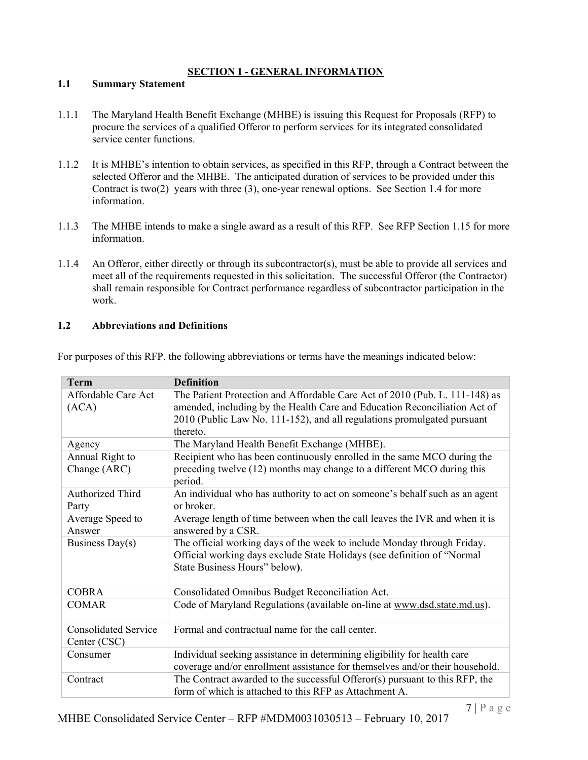# SECTION 1 - GENERAL INFORMATION

## 1.1 Summary Statement

1.1.1 The Maryland Health Benefit Exchange (MHBE) is issuing this Request for Proposals (RFP) to procure the services of a qualified Offeror to perform services for its integrated consolidated service center functions.

1.1.2 It is MHBE's intention to obtain services, as specified in this RFP, through a Contract between the selected Offeror and the MHBE. The anticipated duration of services to be provided under this Contract is two(2) years with three (3), one-year renewal options. See Section 1.4 for more information.

1.1.3 The MHBE intends to make a single award as a result of this RFP. See RFP Section 1.15 for more information.

1.1.4 An Offeror, either directly or through its subcontractor(s), must be able to provide all services and meet all of the requirements requested in this solicitation. The successful Offeror (the Contractor) shall remain responsible for Contract performance regardless of subcontractor participation in the work.

## 1.2 Abbreviations and Definitions

For purposes of this RFP, the following abbreviations or terms have the meanings indicated below:

| Term | Definition |
|---|---|
| Affordable Care Act (ACA) | The Patient Protection and Affordable Care Act of 2010 (Pub. L. 111-148) as amended, including by the Health Care and Education Reconciliation Act of 2010 (Public Law No. 111-152), and all regulations promulgated pursuant thereto. |
| Agency | The Maryland Health Benefit Exchange (MHBE). |
| Annual Right to Change (ARC) | Recipient who has been continuously enrolled in the same MCO during the preceding twelve (12) months may change to a different MCO during this period. |
| Authorized Third Party | An individual who has authority to act on someone's behalf such as an agent or broker. |
| Average Speed to Answer | Average length of time between when the call leaves the IVR and when it is answered by a CSR. |
| Business Day(s) | The official working days of the week to include Monday through Friday. Official working days exclude State Holidays (see definition of "Normal State Business Hours" below). |
| COBRA | Consolidated Omnibus Budget Reconciliation Act. |
| COMAR | Code of Maryland Regulations (available on-line at www.dsd.state.md.us). |
| Consolidated Service Center (CSC) | Formal and contractual name for the call center. |
| Consumer | Individual seeking assistance in determining eligibility for health care coverage and/or enrollment assistance for themselves and/or their household. |
| Contract | The Contract awarded to the successful Offeror(s) pursuant to this RFP, the form of which is attached to this RFP as Attachment A. |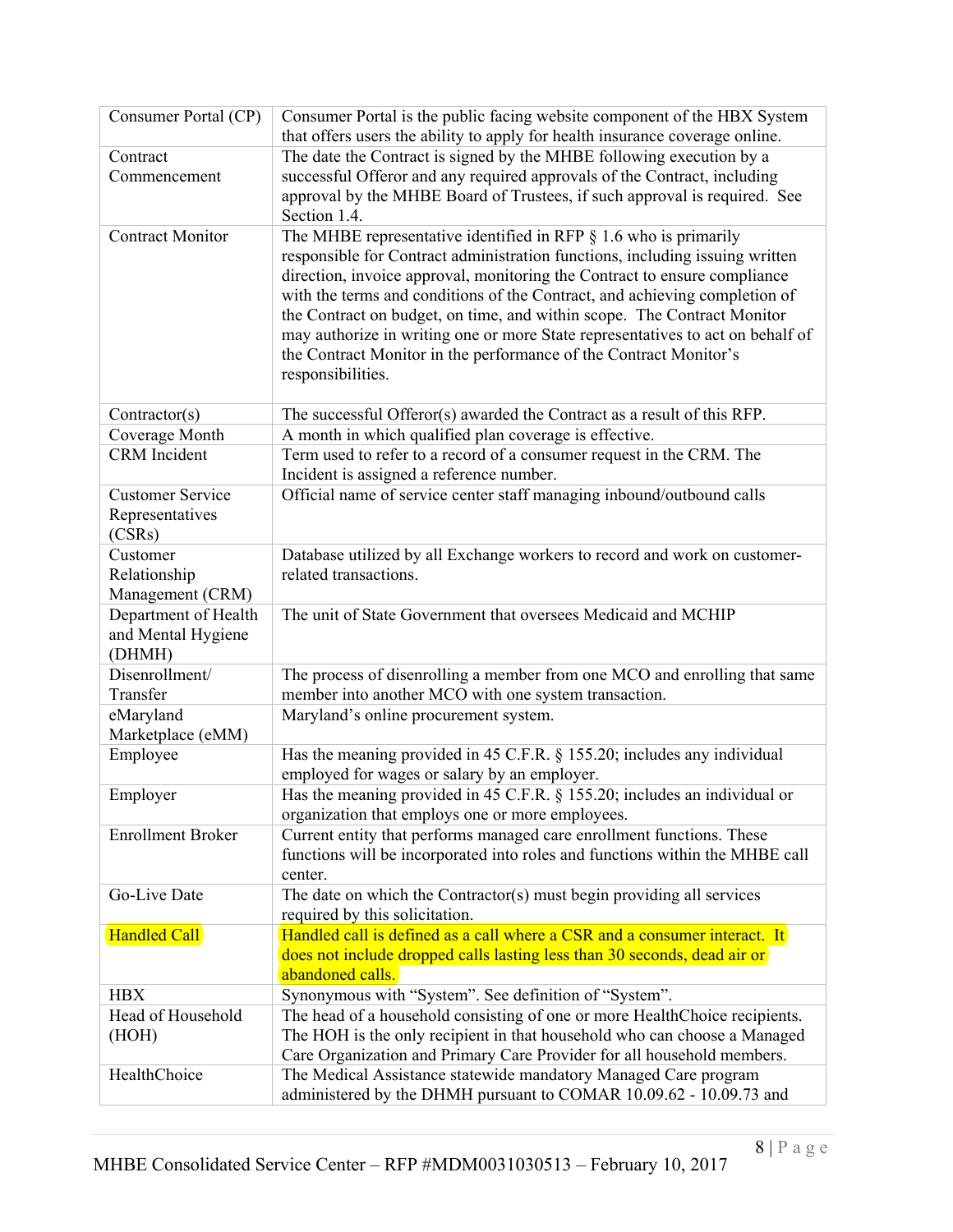| | |
|---|---|
| Consumer Portal (CP) | Consumer Portal is the public facing website component of the HBX System that offers users the ability to apply for health insurance coverage online. |
| Contract Commencement | The date the Contract is signed by the MHBE following execution by a successful Offeror and any required approvals of the Contract, including approval by the MHBE Board of Trustees, if such approval is required. See Section 1.4. |
| Contract Monitor | The MHBE representative identified in RFP § 1.6 who is primarily responsible for Contract administration functions, including issuing written direction, invoice approval, monitoring the Contract to ensure compliance with the terms and conditions of the Contract, and achieving completion of the Contract on budget, on time, and within scope. The Contract Monitor may authorize in writing one or more State representatives to act on behalf of the Contract Monitor in the performance of the Contract Monitor's responsibilities. |
| Contractor(s) | The successful Offeror(s) awarded the Contract as a result of this RFP. |
| Coverage Month | A month in which qualified plan coverage is effective. |
| CRM Incident | Term used to refer to a record of a consumer request in the CRM. The Incident is assigned a reference number. |
| Customer Service Representatives (CSRs) | Official name of service center staff managing inbound/outbound calls |
| Customer Relationship Management (CRM) | Database utilized by all Exchange workers to record and work on customer-related transactions. |
| Department of Health and Mental Hygiene (DHMH) | The unit of State Government that oversees Medicaid and MCHIP |
| Disenrollment/ Transfer | The process of disenrolling a member from one MCO and enrolling that same member into another MCO with one system transaction. |
| eMaryland Marketplace (eMM) | Maryland's online procurement system. |
| Employee | Has the meaning provided in 45 C.F.R. § 155.20; includes any individual employed for wages or salary by an employer. |
| Employer | Has the meaning provided in 45 C.F.R. § 155.20; includes an individual or organization that employs one or more employees. |
| Enrollment Broker | Current entity that performs managed care enrollment functions. These functions will be incorporated into roles and functions within the MHBE call center. |
| Go-Live Date | The date on which the Contractor(s) must begin providing all services required by this solicitation. |
| Handled Call | Handled call is defined as a call where a CSR and a consumer interact. It does not include dropped calls lasting less than 30 seconds, dead air or abandoned calls. |
| HBX | Synonymous with "System". See definition of "System". |
| Head of Household (HOH) | The head of a household consisting of one or more HealthChoice recipients. The HOH is the only recipient in that household who can choose a Managed Care Organization and Primary Care Provider for all household members. |
| HealthChoice | The Medical Assistance statewide mandatory Managed Care program administered by the DHMH pursuant to COMAR 10.09.62 - 10.09.73 and |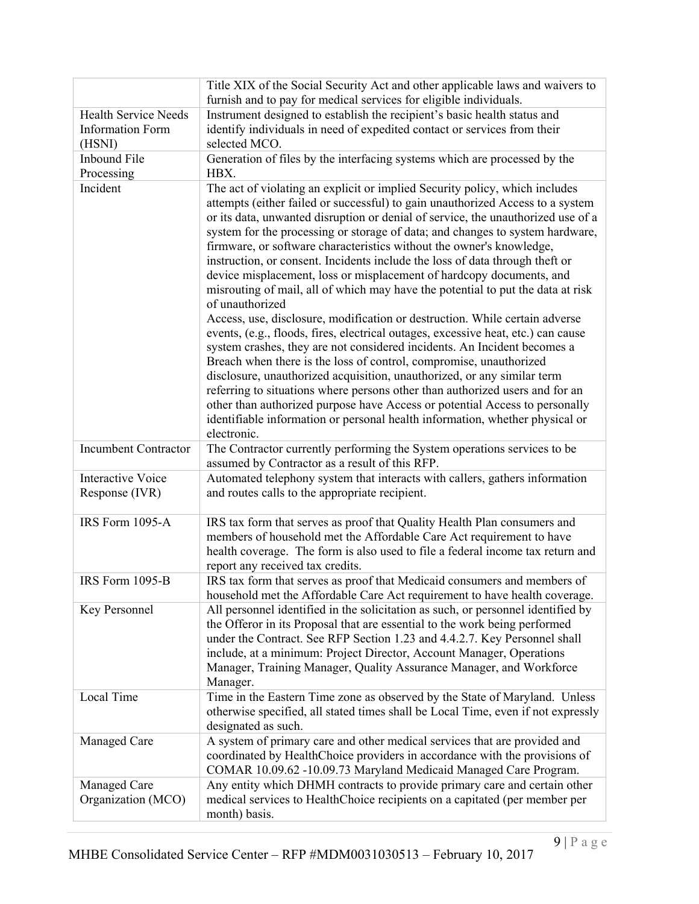| | |
|---|---|
| | Title XIX of the Social Security Act and other applicable laws and waivers to furnish and to pay for medical services for eligible individuals. |
| Health Service Needs Information Form (HSNI) | Instrument designed to establish the recipient's basic health status and identify individuals in need of expedited contact or services from their selected MCO. |
| Inbound File Processing | Generation of files by the interfacing systems which are processed by the HBX. |
| Incident | The act of violating an explicit or implied Security policy, which includes attempts (either failed or successful) to gain unauthorized Access to a system or its data, unwanted disruption or denial of service, the unauthorized use of a system for the processing or storage of data; and changes to system hardware, firmware, or software characteristics without the owner's knowledge, instruction, or consent. Incidents include the loss of data through theft or device misplacement, loss or misplacement of hardcopy documents, and misrouting of mail, all of which may have the potential to put the data at risk of unauthorized Access, use, disclosure, modification or destruction. While certain adverse events, (e.g., floods, fires, electrical outages, excessive heat, etc.) can cause system crashes, they are not considered incidents. An Incident becomes a Breach when there is the loss of control, compromise, unauthorized disclosure, unauthorized acquisition, unauthorized, or any similar term referring to situations where persons other than authorized users and for an other than authorized purpose have Access or potential Access to personally identifiable information or personal health information, whether physical or electronic. |
| Incumbent Contractor | The Contractor currently performing the System operations services to be assumed by Contractor as a result of this RFP. |
| Interactive Voice Response (IVR) | Automated telephony system that interacts with callers, gathers information and routes calls to the appropriate recipient. |
| IRS Form 1095-A | IRS tax form that serves as proof that Quality Health Plan consumers and members of household met the Affordable Care Act requirement to have health coverage. The form is also used to file a federal income tax return and report any received tax credits. |
| IRS Form 1095-B | IRS tax form that serves as proof that Medicaid consumers and members of household met the Affordable Care Act requirement to have health coverage. |
| Key Personnel | All personnel identified in the solicitation as such, or personnel identified by the Offeror in its Proposal that are essential to the work being performed under the Contract. See RFP Section 1.23 and 4.4.2.7. Key Personnel shall include, at a minimum: Project Director, Account Manager, Operations Manager, Training Manager, Quality Assurance Manager, and Workforce Manager. |
| Local Time | Time in the Eastern Time zone as observed by the State of Maryland. Unless otherwise specified, all stated times shall be Local Time, even if not expressly designated as such. |
| Managed Care | A system of primary care and other medical services that are provided and coordinated by HealthChoice providers in accordance with the provisions of COMAR 10.09.62 -10.09.73 Maryland Medicaid Managed Care Program. |
| Managed Care Organization (MCO) | Any entity which DHMH contracts to provide primary care and certain other medical services to HealthChoice recipients on a capitated (per member per month) basis. |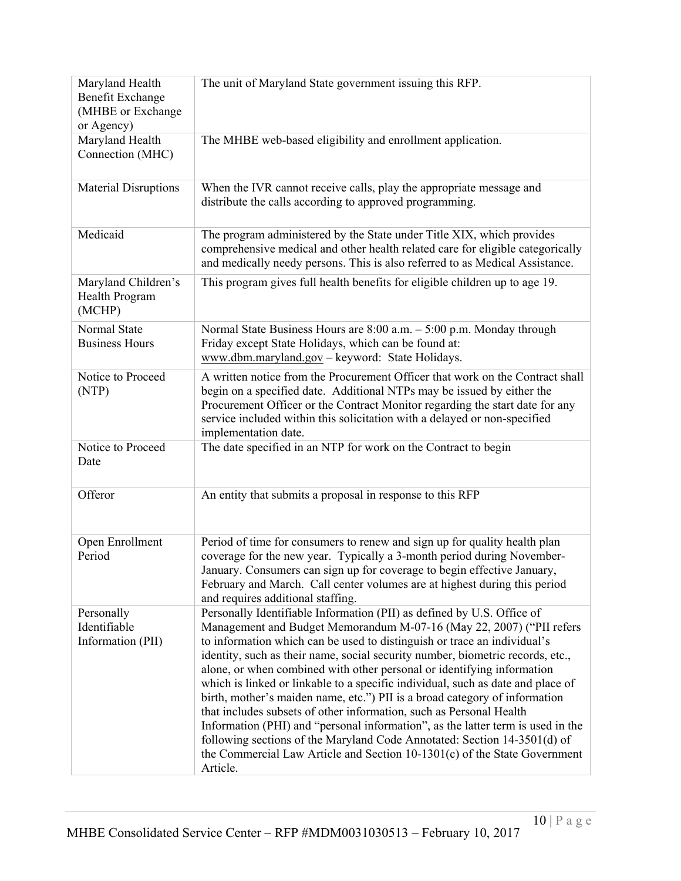| | |
|---|---|
| Maryland Health Benefit Exchange (MHBE or Exchange or Agency) | The unit of Maryland State government issuing this RFP. |
| Maryland Health Connection (MHC) | The MHBE web-based eligibility and enrollment application. |
| Material Disruptions | When the IVR cannot receive calls, play the appropriate message and distribute the calls according to approved programming. |
| Medicaid | The program administered by the State under Title XIX, which provides comprehensive medical and other health related care for eligible categorically and medically needy persons. This is also referred to as Medical Assistance. |
| Maryland Children's Health Program (MCHP) | This program gives full health benefits for eligible children up to age 19. |
| Normal State Business Hours | Normal State Business Hours are 8:00 a.m. – 5:00 p.m. Monday through Friday except State Holidays, which can be found at: www.dbm.maryland.gov – keyword: State Holidays. |
| Notice to Proceed (NTP) | A written notice from the Procurement Officer that work on the Contract shall begin on a specified date. Additional NTPs may be issued by either the Procurement Officer or the Contract Monitor regarding the start date for any service included within this solicitation with a delayed or non-specified implementation date. |
| Notice to Proceed Date | The date specified in an NTP for work on the Contract to begin |
| Offeror | An entity that submits a proposal in response to this RFP |
| Open Enrollment Period | Period of time for consumers to renew and sign up for quality health plan coverage for the new year. Typically a 3-month period during November-January. Consumers can sign up for coverage to begin effective January, February and March. Call center volumes are at highest during this period and requires additional staffing. |
| Personally Identifiable Information (PII) | Personally Identifiable Information (PII) as defined by U.S. Office of Management and Budget Memorandum M-07-16 (May 22, 2007) ("PII refers to information which can be used to distinguish or trace an individual's identity, such as their name, social security number, biometric records, etc., alone, or when combined with other personal or identifying information which is linked or linkable to a specific individual, such as date and place of birth, mother's maiden name, etc.") PII is a broad category of information that includes subsets of other information, such as Personal Health Information (PHI) and "personal information", as the latter term is used in the following sections of the Maryland Code Annotated: Section 14-3501(d) of the Commercial Law Article and Section 10-1301(c) of the State Government Article. |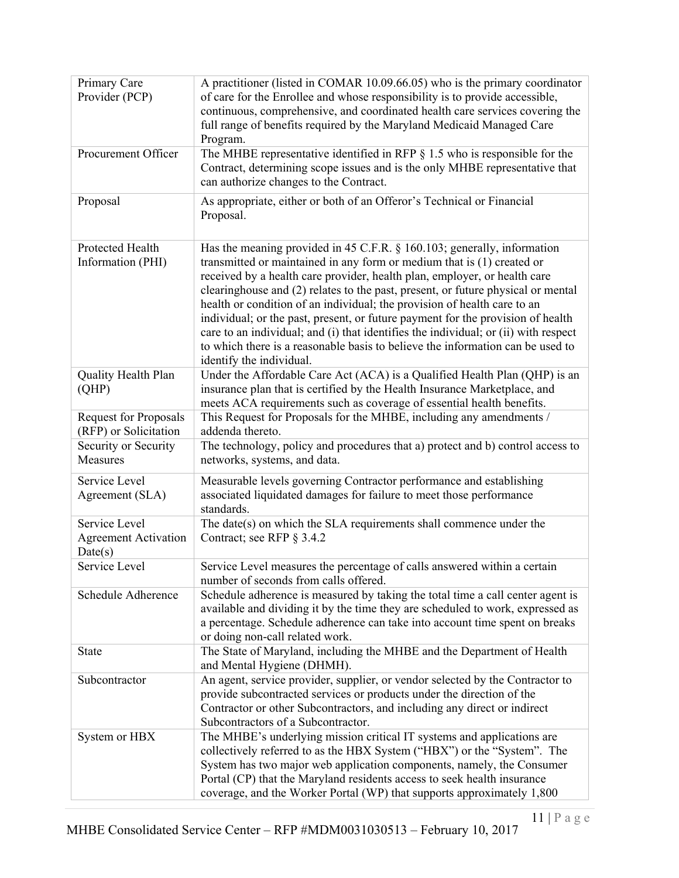| | |
|---|---|
| Primary Care Provider (PCP) | A practitioner (listed in COMAR 10.09.66.05) who is the primary coordinator of care for the Enrollee and whose responsibility is to provide accessible, continuous, comprehensive, and coordinated health care services covering the full range of benefits required by the Maryland Medicaid Managed Care Program. |
| Procurement Officer | The MHBE representative identified in RFP § 1.5 who is responsible for the Contract, determining scope issues and is the only MHBE representative that can authorize changes to the Contract. |
| Proposal | As appropriate, either or both of an Offeror's Technical or Financial Proposal. |
| Protected Health Information (PHI) | Has the meaning provided in 45 C.F.R. § 160.103; generally, information transmitted or maintained in any form or medium that is (1) created or received by a health care provider, health plan, employer, or health care clearinghouse and (2) relates to the past, present, or future physical or mental health or condition of an individual; the provision of health care to an individual; or the past, present, or future payment for the provision of health care to an individual; and (i) that identifies the individual; or (ii) with respect to which there is a reasonable basis to believe the information can be used to identify the individual. |
| Quality Health Plan (QHP) | Under the Affordable Care Act (ACA) is a Qualified Health Plan (QHP) is an insurance plan that is certified by the Health Insurance Marketplace, and meets ACA requirements such as coverage of essential health benefits. |
| Request for Proposals (RFP) or Solicitation | This Request for Proposals for the MHBE, including any amendments / addenda thereto. |
| Security or Security Measures | The technology, policy and procedures that a) protect and b) control access to networks, systems, and data. |
| Service Level Agreement (SLA) | Measurable levels governing Contractor performance and establishing associated liquidated damages for failure to meet those performance standards. |
| Service Level Agreement Activation Date(s) | The date(s) on which the SLA requirements shall commence under the Contract; see RFP § 3.4.2 |
| Service Level | Service Level measures the percentage of calls answered within a certain number of seconds from calls offered. |
| Schedule Adherence | Schedule adherence is measured by taking the total time a call center agent is available and dividing it by the time they are scheduled to work, expressed as a percentage. Schedule adherence can take into account time spent on breaks or doing non-call related work. |
| State | The State of Maryland, including the MHBE and the Department of Health and Mental Hygiene (DHMH). |
| Subcontractor | An agent, service provider, supplier, or vendor selected by the Contractor to provide subcontracted services or products under the direction of the Contractor or other Subcontractors, and including any direct or indirect Subcontractors of a Subcontractor. |
| System or HBX | The MHBE's underlying mission critical IT systems and applications are collectively referred to as the HBX System ("HBX") or the "System". The System has two major web application components, namely, the Consumer Portal (CP) that the Maryland residents access to seek health insurance coverage, and the Worker Portal (WP) that supports approximately 1,800 |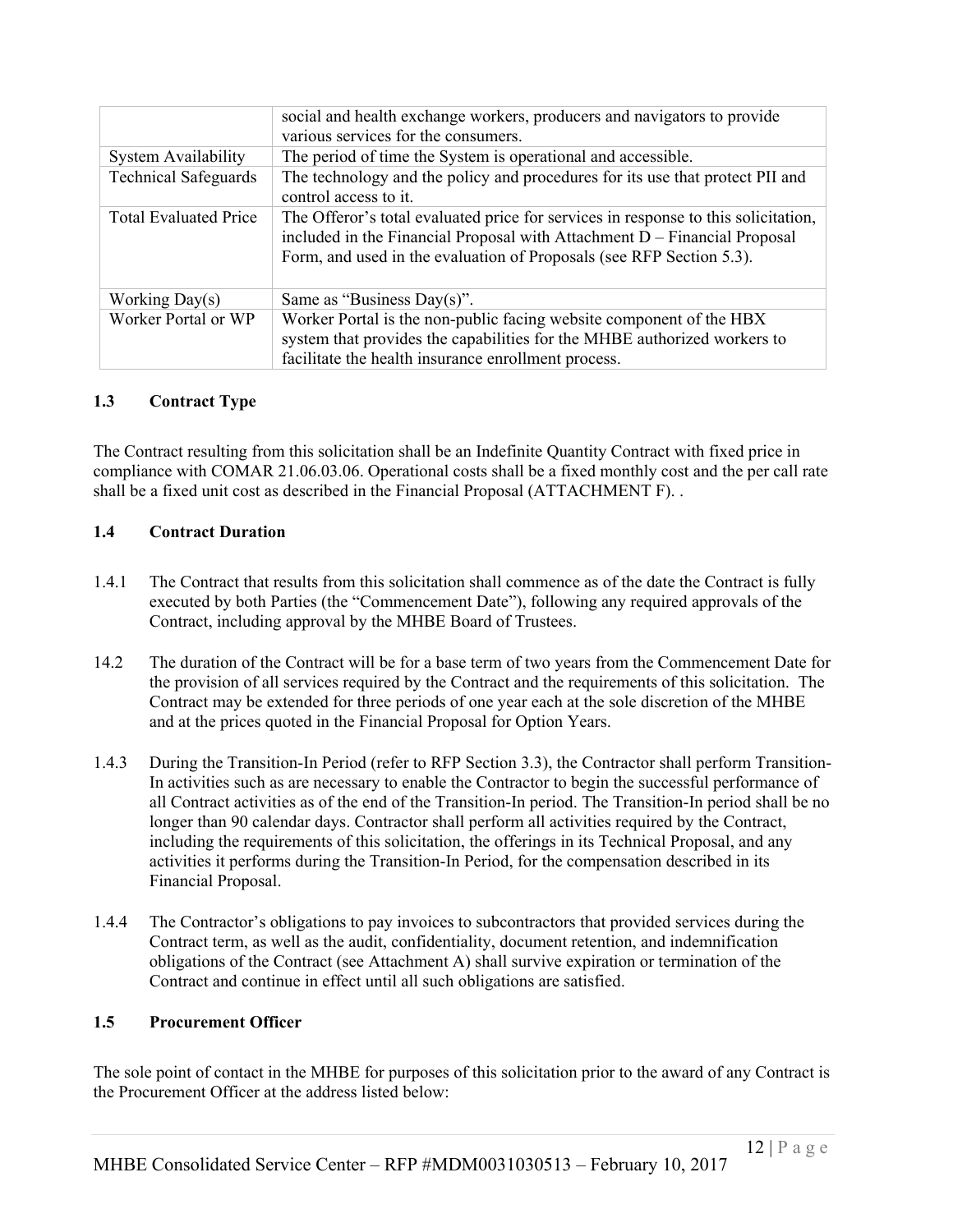| | |
|---|---|
| | social and health exchange workers, producers and navigators to provide various services for the consumers. |
| System Availability | The period of time the System is operational and accessible. |
| Technical Safeguards | The technology and the policy and procedures for its use that protect PII and control access to it. |
| Total Evaluated Price | The Offeror's total evaluated price for services in response to this solicitation, included in the Financial Proposal with Attachment D – Financial Proposal Form, and used in the evaluation of Proposals (see RFP Section 5.3). |
| Working Day(s) | Same as "Business Day(s)". |
| Worker Portal or WP | Worker Portal is the non-public facing website component of the HBX system that provides the capabilities for the MHBE authorized workers to facilitate the health insurance enrollment process. |

### 1.3 Contract Type

The Contract resulting from this solicitation shall be an Indefinite Quantity Contract with fixed price in compliance with COMAR 21.06.03.06. Operational costs shall be a fixed monthly cost and the per call rate shall be a fixed unit cost as described in the Financial Proposal (ATTACHMENT F). .

### 1.4 Contract Duration

1.4.1 The Contract that results from this solicitation shall commence as of the date the Contract is fully executed by both Parties (the "Commencement Date"), following any required approvals of the Contract, including approval by the MHBE Board of Trustees.

14.2 The duration of the Contract will be for a base term of two years from the Commencement Date for the provision of all services required by the Contract and the requirements of this solicitation. The Contract may be extended for three periods of one year each at the sole discretion of the MHBE and at the prices quoted in the Financial Proposal for Option Years.

1.4.3 During the Transition-In Period (refer to RFP Section 3.3), the Contractor shall perform Transition-In activities such as are necessary to enable the Contractor to begin the successful performance of all Contract activities as of the end of the Transition-In period. The Transition-In period shall be no longer than 90 calendar days. Contractor shall perform all activities required by the Contract, including the requirements of this solicitation, the offerings in its Technical Proposal, and any activities it performs during the Transition-In Period, for the compensation described in its Financial Proposal.

1.4.4 The Contractor's obligations to pay invoices to subcontractors that provided services during the Contract term, as well as the audit, confidentiality, document retention, and indemnification obligations of the Contract (see Attachment A) shall survive expiration or termination of the Contract and continue in effect until all such obligations are satisfied.

### 1.5 Procurement Officer

The sole point of contact in the MHBE for purposes of this solicitation prior to the award of any Contract is the Procurement Officer at the address listed below: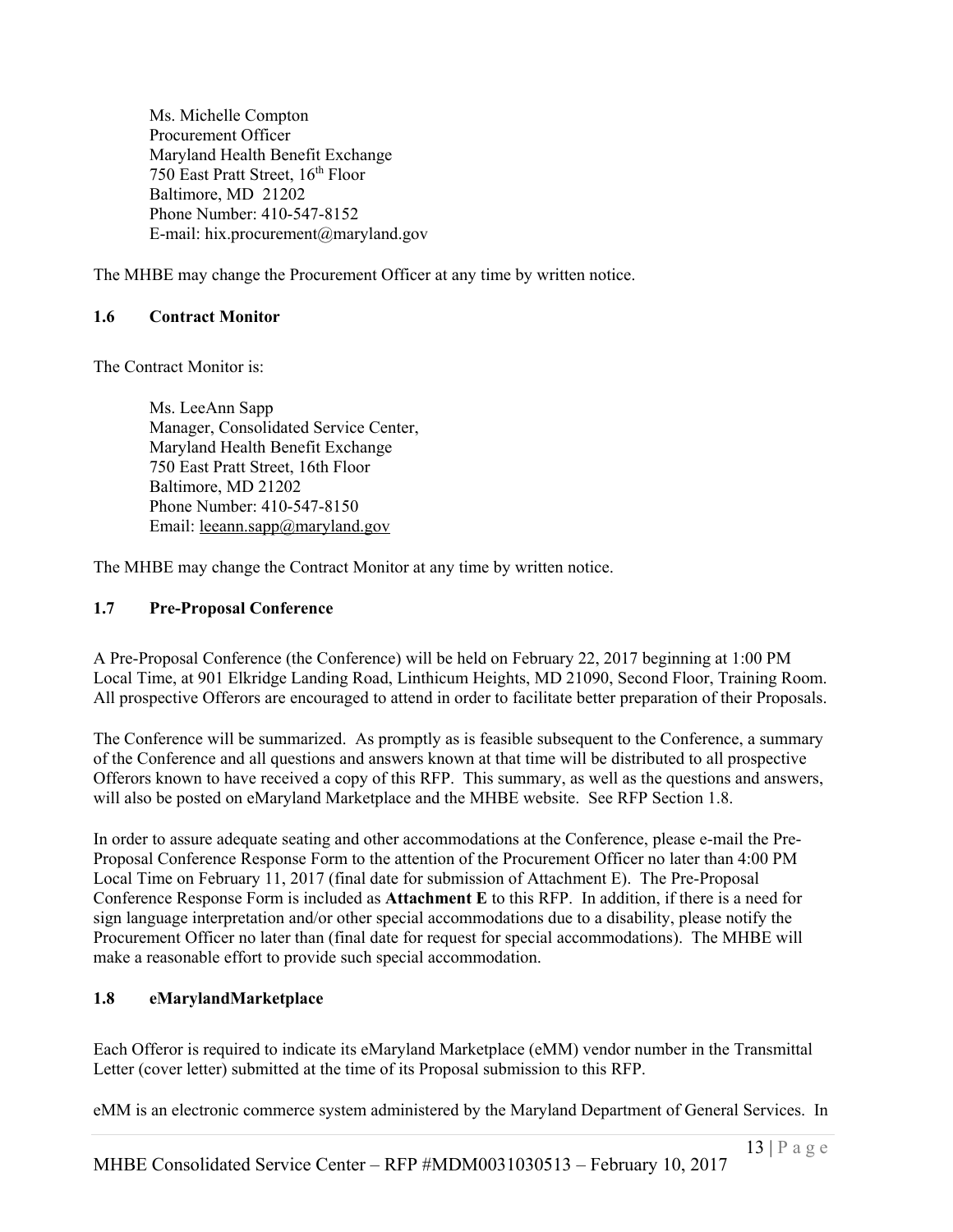Ms. Michelle Compton
Procurement Officer
Maryland Health Benefit Exchange
750 East Pratt Street, 16th Floor
Baltimore, MD 21202
Phone Number: 410-547-8152
E-mail: hix.procurement@maryland.gov

The MHBE may change the Procurement Officer at any time by written notice.

### 1.6 Contract Monitor

The Contract Monitor is:

Ms. LeeAnn Sapp
Manager, Consolidated Service Center,
Maryland Health Benefit Exchange
750 East Pratt Street, 16th Floor
Baltimore, MD 21202
Phone Number: 410-547-8150
Email: leeann.sapp@maryland.gov

The MHBE may change the Contract Monitor at any time by written notice.

### 1.7 Pre-Proposal Conference

A Pre-Proposal Conference (the Conference) will be held on February 22, 2017 beginning at 1:00 PM Local Time, at 901 Elkridge Landing Road, Linthicum Heights, MD 21090, Second Floor, Training Room. All prospective Offerors are encouraged to attend in order to facilitate better preparation of their Proposals.

The Conference will be summarized. As promptly as is feasible subsequent to the Conference, a summary of the Conference and all questions and answers known at that time will be distributed to all prospective Offerors known to have received a copy of this RFP. This summary, as well as the questions and answers, will also be posted on eMaryland Marketplace and the MHBE website. See RFP Section 1.8.

In order to assure adequate seating and other accommodations at the Conference, please e-mail the Pre-Proposal Conference Response Form to the attention of the Procurement Officer no later than 4:00 PM Local Time on February 11, 2017 (final date for submission of Attachment E). The Pre-Proposal Conference Response Form is included as **Attachment E** to this RFP. In addition, if there is a need for sign language interpretation and/or other special accommodations due to a disability, please notify the Procurement Officer no later than (final date for request for special accommodations). The MHBE will make a reasonable effort to provide such special accommodation.

### 1.8 eMarylandMarketplace

Each Offeror is required to indicate its eMaryland Marketplace (eMM) vendor number in the Transmittal Letter (cover letter) submitted at the time of its Proposal submission to this RFP.

eMM is an electronic commerce system administered by the Maryland Department of General Services. In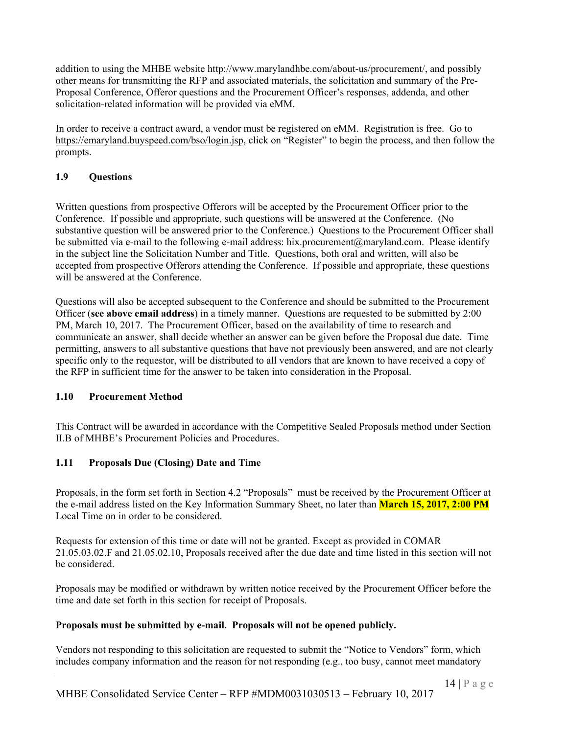addition to using the MHBE website http://www.marylandhbe.com/about-us/procurement/, and possibly other means for transmitting the RFP and associated materials, the solicitation and summary of the Pre-Proposal Conference, Offeror questions and the Procurement Officer's responses, addenda, and other solicitation-related information will be provided via eMM.

In order to receive a contract award, a vendor must be registered on eMM. Registration is free. Go to https://emaryland.buyspeed.com/bso/login.jsp, click on "Register" to begin the process, and then follow the prompts.

### 1.9 Questions

Written questions from prospective Offerors will be accepted by the Procurement Officer prior to the Conference. If possible and appropriate, such questions will be answered at the Conference. (No substantive question will be answered prior to the Conference.) Questions to the Procurement Officer shall be submitted via e-mail to the following e-mail address: hix.procurement@maryland.com. Please identify in the subject line the Solicitation Number and Title. Questions, both oral and written, will also be accepted from prospective Offerors attending the Conference. If possible and appropriate, these questions will be answered at the Conference.

Questions will also be accepted subsequent to the Conference and should be submitted to the Procurement Officer (**see above email address**) in a timely manner. Questions are requested to be submitted by 2:00 PM, March 10, 2017. The Procurement Officer, based on the availability of time to research and communicate an answer, shall decide whether an answer can be given before the Proposal due date. Time permitting, answers to all substantive questions that have not previously been answered, and are not clearly specific only to the requestor, will be distributed to all vendors that are known to have received a copy of the RFP in sufficient time for the answer to be taken into consideration in the Proposal.

### 1.10 Procurement Method

This Contract will be awarded in accordance with the Competitive Sealed Proposals method under Section II.B of MHBE's Procurement Policies and Procedures.

### 1.11 Proposals Due (Closing) Date and Time

Proposals, in the form set forth in Section 4.2 "Proposals" must be received by the Procurement Officer at the e-mail address listed on the Key Information Summary Sheet, no later than **March 15, 2017, 2:00 PM** Local Time on in order to be considered.

Requests for extension of this time or date will not be granted. Except as provided in COMAR 21.05.03.02.F and 21.05.02.10, Proposals received after the due date and time listed in this section will not be considered.

Proposals may be modified or withdrawn by written notice received by the Procurement Officer before the time and date set forth in this section for receipt of Proposals.

**Proposals must be submitted by e-mail. Proposals will not be opened publicly.**

Vendors not responding to this solicitation are requested to submit the "Notice to Vendors" form, which includes company information and the reason for not responding (e.g., too busy, cannot meet mandatory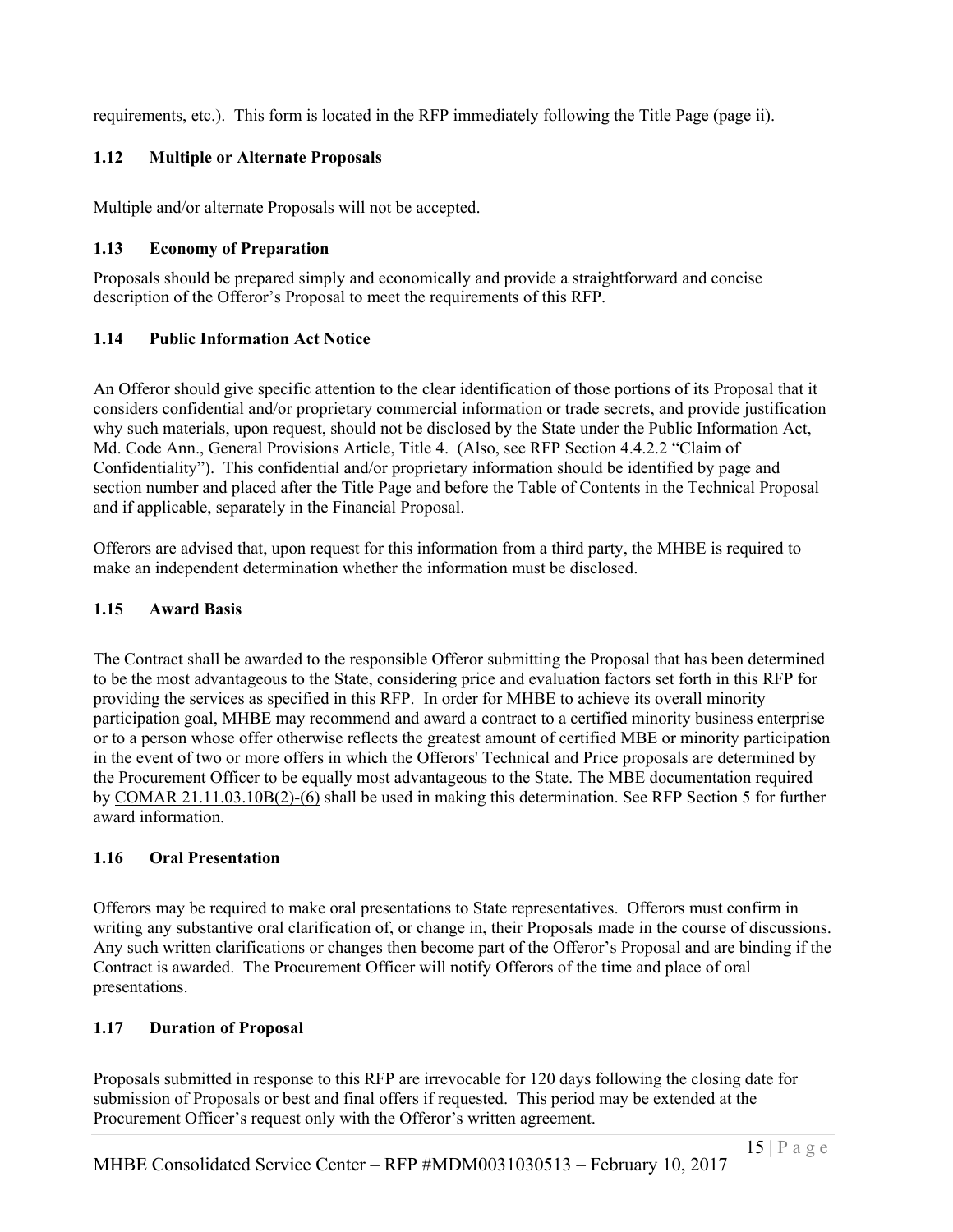requirements, etc.). This form is located in the RFP immediately following the Title Page (page ii).

### 1.12 Multiple or Alternate Proposals

Multiple and/or alternate Proposals will not be accepted.

### 1.13 Economy of Preparation

Proposals should be prepared simply and economically and provide a straightforward and concise description of the Offeror's Proposal to meet the requirements of this RFP.

### 1.14 Public Information Act Notice

An Offeror should give specific attention to the clear identification of those portions of its Proposal that it considers confidential and/or proprietary commercial information or trade secrets, and provide justification why such materials, upon request, should not be disclosed by the State under the Public Information Act, Md. Code Ann., General Provisions Article, Title 4. (Also, see RFP Section 4.4.2.2 "Claim of Confidentiality"). This confidential and/or proprietary information should be identified by page and section number and placed after the Title Page and before the Table of Contents in the Technical Proposal and if applicable, separately in the Financial Proposal.

Offerors are advised that, upon request for this information from a third party, the MHBE is required to make an independent determination whether the information must be disclosed.

### 1.15 Award Basis

The Contract shall be awarded to the responsible Offeror submitting the Proposal that has been determined to be the most advantageous to the State, considering price and evaluation factors set forth in this RFP for providing the services as specified in this RFP. In order for MHBE to achieve its overall minority participation goal, MHBE may recommend and award a contract to a certified minority business enterprise or to a person whose offer otherwise reflects the greatest amount of certified MBE or minority participation in the event of two or more offers in which the Offerors' Technical and Price proposals are determined by the Procurement Officer to be equally most advantageous to the State. The MBE documentation required by COMAR 21.11.03.10B(2)-(6) shall be used in making this determination. See RFP Section 5 for further award information.

### 1.16 Oral Presentation

Offerors may be required to make oral presentations to State representatives. Offerors must confirm in writing any substantive oral clarification of, or change in, their Proposals made in the course of discussions. Any such written clarifications or changes then become part of the Offeror's Proposal and are binding if the Contract is awarded. The Procurement Officer will notify Offerors of the time and place of oral presentations.

### 1.17 Duration of Proposal

Proposals submitted in response to this RFP are irrevocable for 120 days following the closing date for submission of Proposals or best and final offers if requested. This period may be extended at the Procurement Officer's request only with the Offeror's written agreement.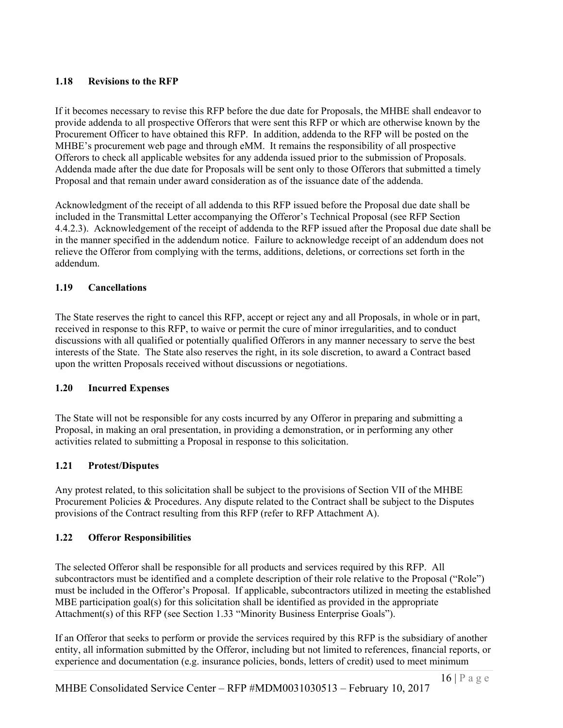### 1.18 Revisions to the RFP

If it becomes necessary to revise this RFP before the due date for Proposals, the MHBE shall endeavor to provide addenda to all prospective Offerors that were sent this RFP or which are otherwise known by the Procurement Officer to have obtained this RFP. In addition, addenda to the RFP will be posted on the MHBE's procurement web page and through eMM. It remains the responsibility of all prospective Offerors to check all applicable websites for any addenda issued prior to the submission of Proposals. Addenda made after the due date for Proposals will be sent only to those Offerors that submitted a timely Proposal and that remain under award consideration as of the issuance date of the addenda.

Acknowledgment of the receipt of all addenda to this RFP issued before the Proposal due date shall be included in the Transmittal Letter accompanying the Offeror's Technical Proposal (see RFP Section 4.4.2.3). Acknowledgement of the receipt of addenda to the RFP issued after the Proposal due date shall be in the manner specified in the addendum notice. Failure to acknowledge receipt of an addendum does not relieve the Offeror from complying with the terms, additions, deletions, or corrections set forth in the addendum.

### 1.19 Cancellations

The State reserves the right to cancel this RFP, accept or reject any and all Proposals, in whole or in part, received in response to this RFP, to waive or permit the cure of minor irregularities, and to conduct discussions with all qualified or potentially qualified Offerors in any manner necessary to serve the best interests of the State. The State also reserves the right, in its sole discretion, to award a Contract based upon the written Proposals received without discussions or negotiations.

### 1.20 Incurred Expenses

The State will not be responsible for any costs incurred by any Offeror in preparing and submitting a Proposal, in making an oral presentation, in providing a demonstration, or in performing any other activities related to submitting a Proposal in response to this solicitation.

### 1.21 Protest/Disputes

Any protest related, to this solicitation shall be subject to the provisions of Section VII of the MHBE Procurement Policies & Procedures. Any dispute related to the Contract shall be subject to the Disputes provisions of the Contract resulting from this RFP (refer to RFP Attachment A).

### 1.22 Offeror Responsibilities

The selected Offeror shall be responsible for all products and services required by this RFP. All subcontractors must be identified and a complete description of their role relative to the Proposal ("Role") must be included in the Offeror's Proposal. If applicable, subcontractors utilized in meeting the established MBE participation goal(s) for this solicitation shall be identified as provided in the appropriate Attachment(s) of this RFP (see Section 1.33 "Minority Business Enterprise Goals").

If an Offeror that seeks to perform or provide the services required by this RFP is the subsidiary of another entity, all information submitted by the Offeror, including but not limited to references, financial reports, or experience and documentation (e.g. insurance policies, bonds, letters of credit) used to meet minimum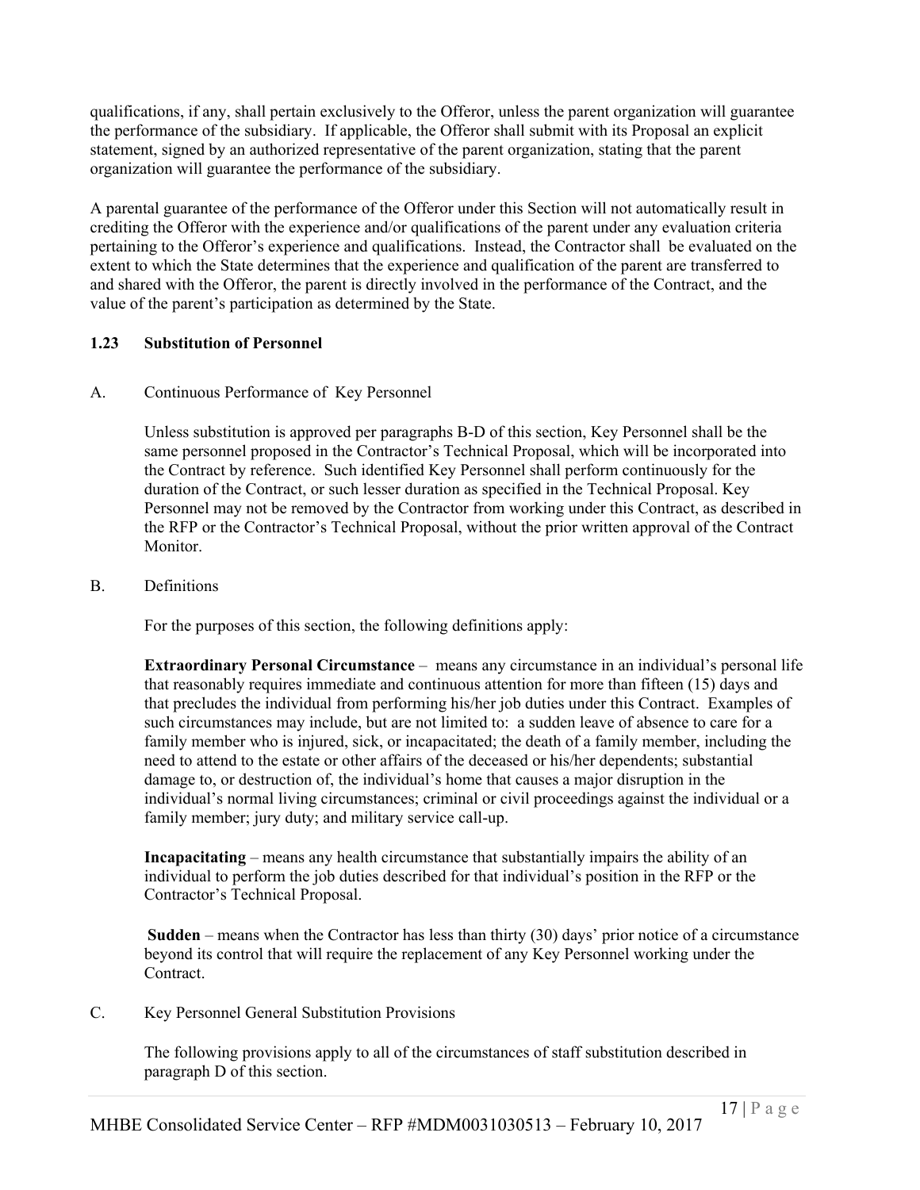qualifications, if any, shall pertain exclusively to the Offeror, unless the parent organization will guarantee the performance of the subsidiary. If applicable, the Offeror shall submit with its Proposal an explicit statement, signed by an authorized representative of the parent organization, stating that the parent organization will guarantee the performance of the subsidiary.

A parental guarantee of the performance of the Offeror under this Section will not automatically result in crediting the Offeror with the experience and/or qualifications of the parent under any evaluation criteria pertaining to the Offeror's experience and qualifications. Instead, the Contractor shall be evaluated on the extent to which the State determines that the experience and qualification of the parent are transferred to and shared with the Offeror, the parent is directly involved in the performance of the Contract, and the value of the parent's participation as determined by the State.

### 1.23 Substitution of Personnel

A. Continuous Performance of Key Personnel

Unless substitution is approved per paragraphs B-D of this section, Key Personnel shall be the same personnel proposed in the Contractor's Technical Proposal, which will be incorporated into the Contract by reference. Such identified Key Personnel shall perform continuously for the duration of the Contract, or such lesser duration as specified in the Technical Proposal. Key Personnel may not be removed by the Contractor from working under this Contract, as described in the RFP or the Contractor's Technical Proposal, without the prior written approval of the Contract Monitor.

B. Definitions

For the purposes of this section, the following definitions apply:

**Extraordinary Personal Circumstance** – means any circumstance in an individual's personal life that reasonably requires immediate and continuous attention for more than fifteen (15) days and that precludes the individual from performing his/her job duties under this Contract. Examples of such circumstances may include, but are not limited to: a sudden leave of absence to care for a family member who is injured, sick, or incapacitated; the death of a family member, including the need to attend to the estate or other affairs of the deceased or his/her dependents; substantial damage to, or destruction of, the individual's home that causes a major disruption in the individual's normal living circumstances; criminal or civil proceedings against the individual or a family member; jury duty; and military service call-up.

**Incapacitating** – means any health circumstance that substantially impairs the ability of an individual to perform the job duties described for that individual's position in the RFP or the Contractor's Technical Proposal.

**Sudden** – means when the Contractor has less than thirty (30) days' prior notice of a circumstance beyond its control that will require the replacement of any Key Personnel working under the Contract.

C. Key Personnel General Substitution Provisions

The following provisions apply to all of the circumstances of staff substitution described in paragraph D of this section.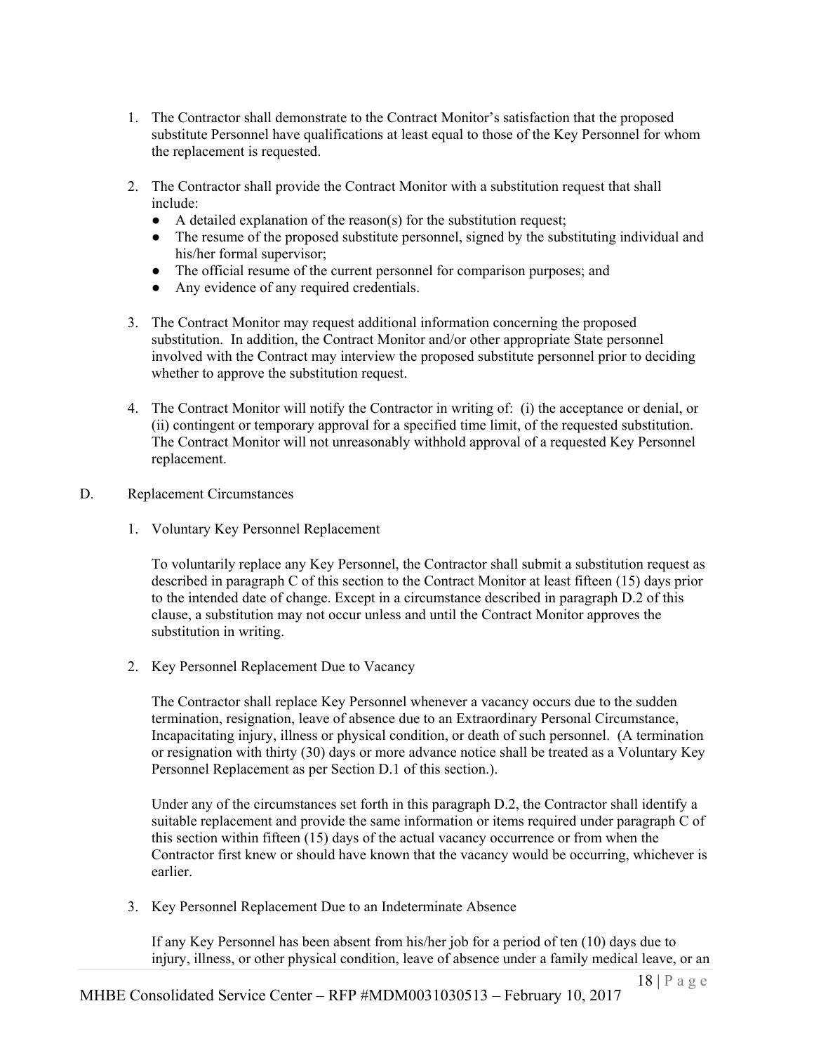1. The Contractor shall demonstrate to the Contract Monitor's satisfaction that the proposed substitute Personnel have qualifications at least equal to those of the Key Personnel for whom the replacement is requested.

2. The Contractor shall provide the Contract Monitor with a substitution request that shall include:
   - A detailed explanation of the reason(s) for the substitution request;
   - The resume of the proposed substitute personnel, signed by the substituting individual and his/her formal supervisor;
   - The official resume of the current personnel for comparison purposes; and
   - Any evidence of any required credentials.

3. The Contract Monitor may request additional information concerning the proposed substitution. In addition, the Contract Monitor and/or other appropriate State personnel involved with the Contract may interview the proposed substitute personnel prior to deciding whether to approve the substitution request.

4. The Contract Monitor will notify the Contractor in writing of: (i) the acceptance or denial, or (ii) contingent or temporary approval for a specified time limit, of the requested substitution. The Contract Monitor will not unreasonably withhold approval of a requested Key Personnel replacement.

D. Replacement Circumstances

1. Voluntary Key Personnel Replacement

   To voluntarily replace any Key Personnel, the Contractor shall submit a substitution request as described in paragraph C of this section to the Contract Monitor at least fifteen (15) days prior to the intended date of change. Except in a circumstance described in paragraph D.2 of this clause, a substitution may not occur unless and until the Contract Monitor approves the substitution in writing.

2. Key Personnel Replacement Due to Vacancy

   The Contractor shall replace Key Personnel whenever a vacancy occurs due to the sudden termination, resignation, leave of absence due to an Extraordinary Personal Circumstance, Incapacitating injury, illness or physical condition, or death of such personnel. (A termination or resignation with thirty (30) days or more advance notice shall be treated as a Voluntary Key Personnel Replacement as per Section D.1 of this section.).

   Under any of the circumstances set forth in this paragraph D.2, the Contractor shall identify a suitable replacement and provide the same information or items required under paragraph C of this section within fifteen (15) days of the actual vacancy occurrence or from when the Contractor first knew or should have known that the vacancy would be occurring, whichever is earlier.

3. Key Personnel Replacement Due to an Indeterminate Absence

   If any Key Personnel has been absent from his/her job for a period of ten (10) days due to injury, illness, or other physical condition, leave of absence under a family medical leave, or an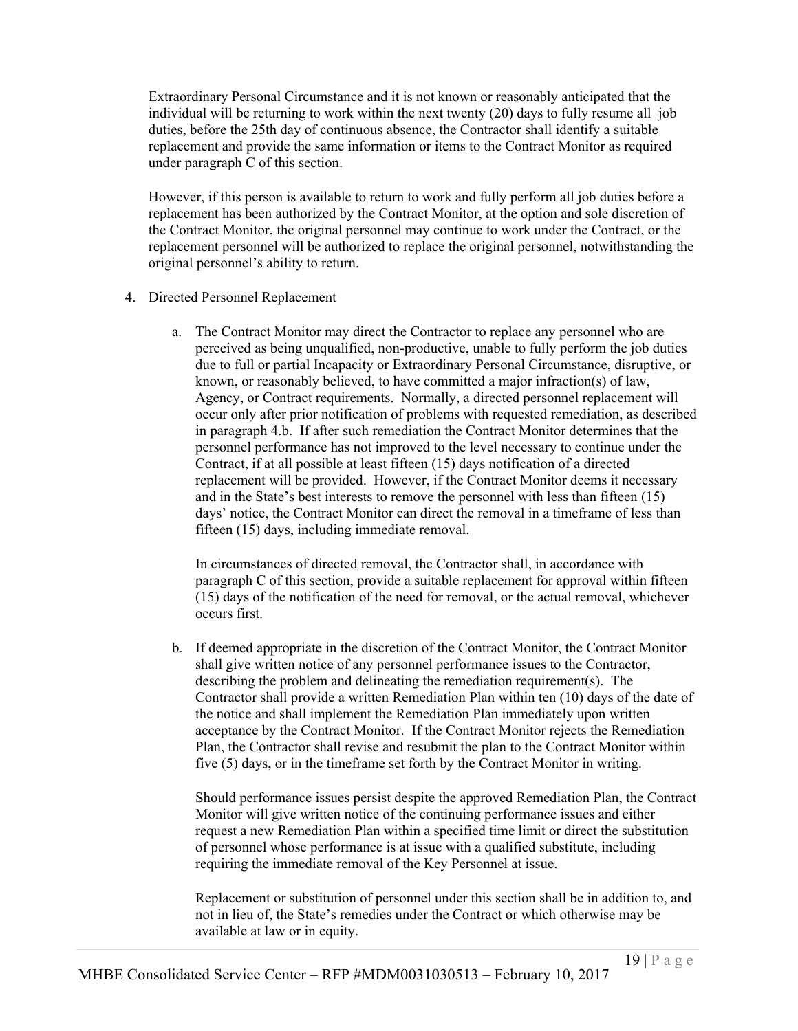Extraordinary Personal Circumstance and it is not known or reasonably anticipated that the individual will be returning to work within the next twenty (20) days to fully resume all job duties, before the 25th day of continuous absence, the Contractor shall identify a suitable replacement and provide the same information or items to the Contract Monitor as required under paragraph C of this section.

However, if this person is available to return to work and fully perform all job duties before a replacement has been authorized by the Contract Monitor, at the option and sole discretion of the Contract Monitor, the original personnel may continue to work under the Contract, or the replacement personnel will be authorized to replace the original personnel, notwithstanding the original personnel's ability to return.

4. Directed Personnel Replacement

   a. The Contract Monitor may direct the Contractor to replace any personnel who are perceived as being unqualified, non-productive, unable to fully perform the job duties due to full or partial Incapacity or Extraordinary Personal Circumstance, disruptive, or known, or reasonably believed, to have committed a major infraction(s) of law, Agency, or Contract requirements. Normally, a directed personnel replacement will occur only after prior notification of problems with requested remediation, as described in paragraph 4.b. If after such remediation the Contract Monitor determines that the personnel performance has not improved to the level necessary to continue under the Contract, if at all possible at least fifteen (15) days notification of a directed replacement will be provided. However, if the Contract Monitor deems it necessary and in the State's best interests to remove the personnel with less than fifteen (15) days' notice, the Contract Monitor can direct the removal in a timeframe of less than fifteen (15) days, including immediate removal.

      In circumstances of directed removal, the Contractor shall, in accordance with paragraph C of this section, provide a suitable replacement for approval within fifteen (15) days of the notification of the need for removal, or the actual removal, whichever occurs first.

   b. If deemed appropriate in the discretion of the Contract Monitor, the Contract Monitor shall give written notice of any personnel performance issues to the Contractor, describing the problem and delineating the remediation requirement(s). The Contractor shall provide a written Remediation Plan within ten (10) days of the date of the notice and shall implement the Remediation Plan immediately upon written acceptance by the Contract Monitor. If the Contract Monitor rejects the Remediation Plan, the Contractor shall revise and resubmit the plan to the Contract Monitor within five (5) days, or in the timeframe set forth by the Contract Monitor in writing.

      Should performance issues persist despite the approved Remediation Plan, the Contract Monitor will give written notice of the continuing performance issues and either request a new Remediation Plan within a specified time limit or direct the substitution of personnel whose performance is at issue with a qualified substitute, including requiring the immediate removal of the Key Personnel at issue.

      Replacement or substitution of personnel under this section shall be in addition to, and not in lieu of, the State's remedies under the Contract or which otherwise may be available at law or in equity.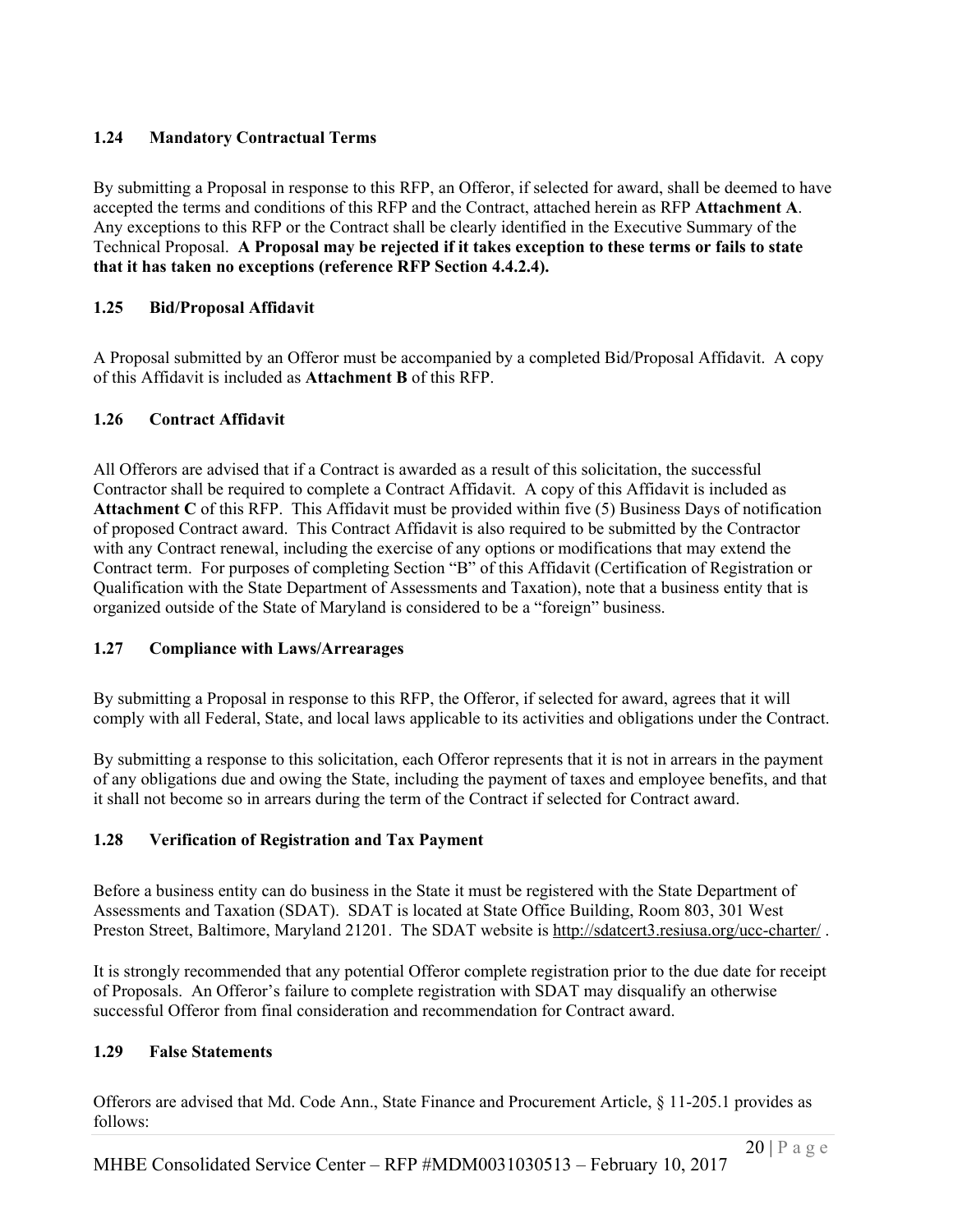### 1.24 Mandatory Contractual Terms

By submitting a Proposal in response to this RFP, an Offeror, if selected for award, shall be deemed to have accepted the terms and conditions of this RFP and the Contract, attached herein as RFP **Attachment A**. Any exceptions to this RFP or the Contract shall be clearly identified in the Executive Summary of the Technical Proposal. **A Proposal may be rejected if it takes exception to these terms or fails to state that it has taken no exceptions (reference RFP Section 4.4.2.4).**

### 1.25 Bid/Proposal Affidavit

A Proposal submitted by an Offeror must be accompanied by a completed Bid/Proposal Affidavit. A copy of this Affidavit is included as **Attachment B** of this RFP.

### 1.26 Contract Affidavit

All Offerors are advised that if a Contract is awarded as a result of this solicitation, the successful Contractor shall be required to complete a Contract Affidavit. A copy of this Affidavit is included as **Attachment C** of this RFP. This Affidavit must be provided within five (5) Business Days of notification of proposed Contract award. This Contract Affidavit is also required to be submitted by the Contractor with any Contract renewal, including the exercise of any options or modifications that may extend the Contract term. For purposes of completing Section "B" of this Affidavit (Certification of Registration or Qualification with the State Department of Assessments and Taxation), note that a business entity that is organized outside of the State of Maryland is considered to be a "foreign" business.

### 1.27 Compliance with Laws/Arrearages

By submitting a Proposal in response to this RFP, the Offeror, if selected for award, agrees that it will comply with all Federal, State, and local laws applicable to its activities and obligations under the Contract.

By submitting a response to this solicitation, each Offeror represents that it is not in arrears in the payment of any obligations due and owing the State, including the payment of taxes and employee benefits, and that it shall not become so in arrears during the term of the Contract if selected for Contract award.

### 1.28 Verification of Registration and Tax Payment

Before a business entity can do business in the State it must be registered with the State Department of Assessments and Taxation (SDAT). SDAT is located at State Office Building, Room 803, 301 West Preston Street, Baltimore, Maryland 21201. The SDAT website is http://sdatcert3.resiusa.org/ucc-charter/ .

It is strongly recommended that any potential Offeror complete registration prior to the due date for receipt of Proposals. An Offeror's failure to complete registration with SDAT may disqualify an otherwise successful Offeror from final consideration and recommendation for Contract award.

### 1.29 False Statements

Offerors are advised that Md. Code Ann., State Finance and Procurement Article, § 11-205.1 provides as follows: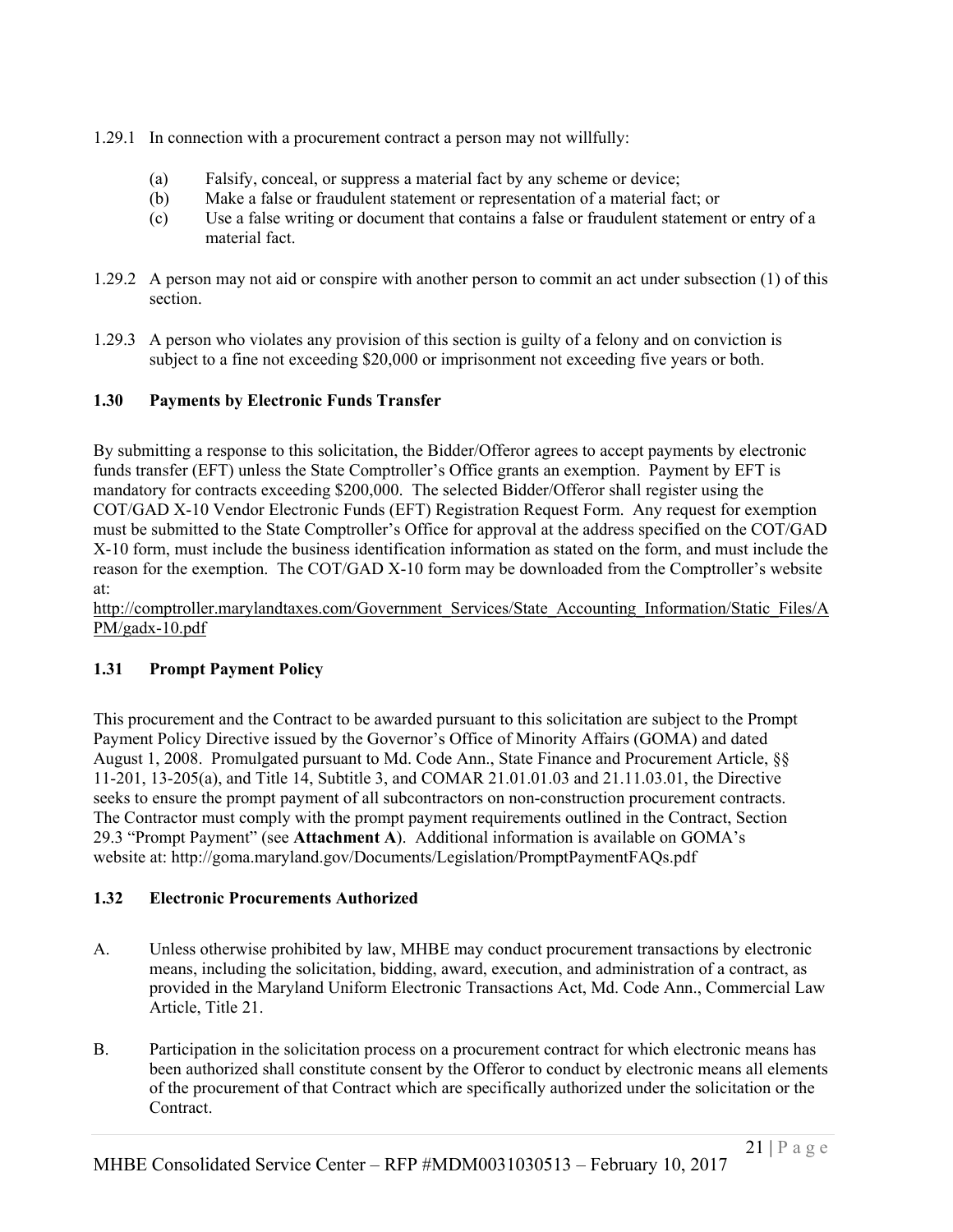1.29.1 In connection with a procurement contract a person may not willfully:

- (a) Falsify, conceal, or suppress a material fact by any scheme or device;
- (b) Make a false or fraudulent statement or representation of a material fact; or
- (c) Use a false writing or document that contains a false or fraudulent statement or entry of a material fact.

1.29.2 A person may not aid or conspire with another person to commit an act under subsection (1) of this section.

1.29.3 A person who violates any provision of this section is guilty of a felony and on conviction is subject to a fine not exceeding $20,000 or imprisonment not exceeding five years or both.

### 1.30 Payments by Electronic Funds Transfer

By submitting a response to this solicitation, the Bidder/Offeror agrees to accept payments by electronic funds transfer (EFT) unless the State Comptroller's Office grants an exemption. Payment by EFT is mandatory for contracts exceeding $200,000. The selected Bidder/Offeror shall register using the COT/GAD X-10 Vendor Electronic Funds (EFT) Registration Request Form. Any request for exemption must be submitted to the State Comptroller's Office for approval at the address specified on the COT/GAD X-10 form, must include the business identification information as stated on the form, and must include the reason for the exemption. The COT/GAD X-10 form may be downloaded from the Comptroller's website at:
http://comptroller.marylandtaxes.com/Government_Services/State_Accounting_Information/Static_Files/APM/gadx-10.pdf

### 1.31 Prompt Payment Policy

This procurement and the Contract to be awarded pursuant to this solicitation are subject to the Prompt Payment Policy Directive issued by the Governor's Office of Minority Affairs (GOMA) and dated August 1, 2008. Promulgated pursuant to Md. Code Ann., State Finance and Procurement Article, §§ 11-201, 13-205(a), and Title 14, Subtitle 3, and COMAR 21.01.01.03 and 21.11.03.01, the Directive seeks to ensure the prompt payment of all subcontractors on non-construction procurement contracts. The Contractor must comply with the prompt payment requirements outlined in the Contract, Section 29.3 "Prompt Payment" (see **Attachment A**). Additional information is available on GOMA's website at: http://goma.maryland.gov/Documents/Legislation/PromptPaymentFAQs.pdf

### 1.32 Electronic Procurements Authorized

A. Unless otherwise prohibited by law, MHBE may conduct procurement transactions by electronic means, including the solicitation, bidding, award, execution, and administration of a contract, as provided in the Maryland Uniform Electronic Transactions Act, Md. Code Ann., Commercial Law Article, Title 21.

B. Participation in the solicitation process on a procurement contract for which electronic means has been authorized shall constitute consent by the Offeror to conduct by electronic means all elements of the procurement of that Contract which are specifically authorized under the solicitation or the Contract.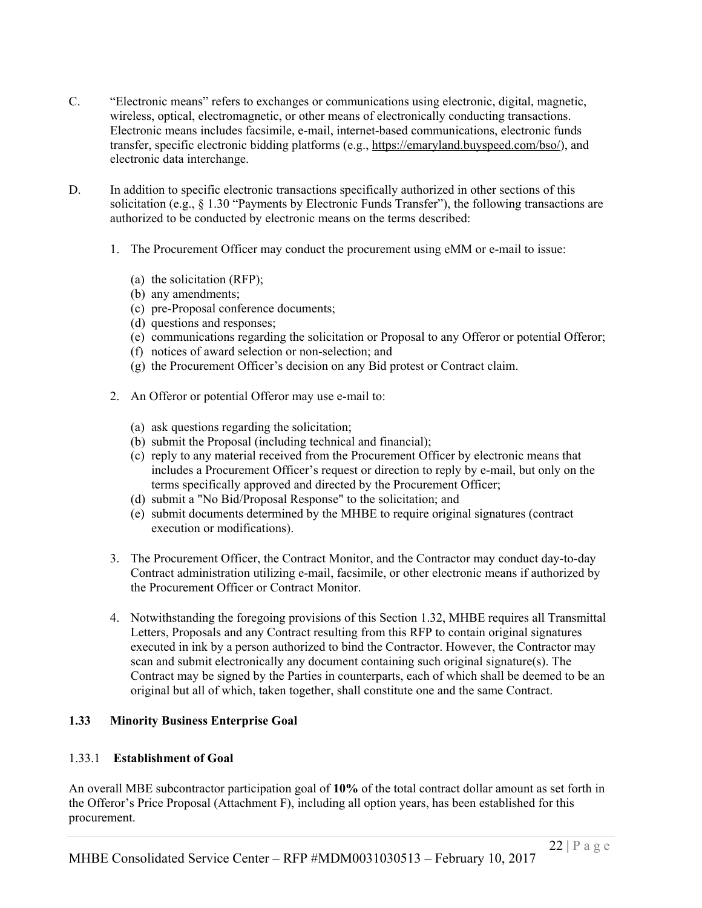C. "Electronic means" refers to exchanges or communications using electronic, digital, magnetic, wireless, optical, electromagnetic, or other means of electronically conducting transactions. Electronic means includes facsimile, e-mail, internet-based communications, electronic funds transfer, specific electronic bidding platforms (e.g., https://emaryland.buyspeed.com/bso/), and electronic data interchange.

D. In addition to specific electronic transactions specifically authorized in other sections of this solicitation (e.g., § 1.30 "Payments by Electronic Funds Transfer"), the following transactions are authorized to be conducted by electronic means on the terms described:

1. The Procurement Officer may conduct the procurement using eMM or e-mail to issue:

   (a) the solicitation (RFP);
   (b) any amendments;
   (c) pre-Proposal conference documents;
   (d) questions and responses;
   (e) communications regarding the solicitation or Proposal to any Offeror or potential Offeror;
   (f) notices of award selection or non-selection; and
   (g) the Procurement Officer's decision on any Bid protest or Contract claim.

2. An Offeror or potential Offeror may use e-mail to:

   (a) ask questions regarding the solicitation;
   (b) submit the Proposal (including technical and financial);
   (c) reply to any material received from the Procurement Officer by electronic means that includes a Procurement Officer's request or direction to reply by e-mail, but only on the terms specifically approved and directed by the Procurement Officer;
   (d) submit a "No Bid/Proposal Response" to the solicitation; and
   (e) submit documents determined by the MHBE to require original signatures (contract execution or modifications).

3. The Procurement Officer, the Contract Monitor, and the Contractor may conduct day-to-day Contract administration utilizing e-mail, facsimile, or other electronic means if authorized by the Procurement Officer or Contract Monitor.

4. Notwithstanding the foregoing provisions of this Section 1.32, MHBE requires all Transmittal Letters, Proposals and any Contract resulting from this RFP to contain original signatures executed in ink by a person authorized to bind the Contractor. However, the Contractor may scan and submit electronically any document containing such original signature(s). The Contract may be signed by the Parties in counterparts, each of which shall be deemed to be an original but all of which, taken together, shall constitute one and the same Contract.

## 1.33 Minority Business Enterprise Goal

### 1.33.1 Establishment of Goal

An overall MBE subcontractor participation goal of **10%** of the total contract dollar amount as set forth in the Offeror's Price Proposal (Attachment F), including all option years, has been established for this procurement.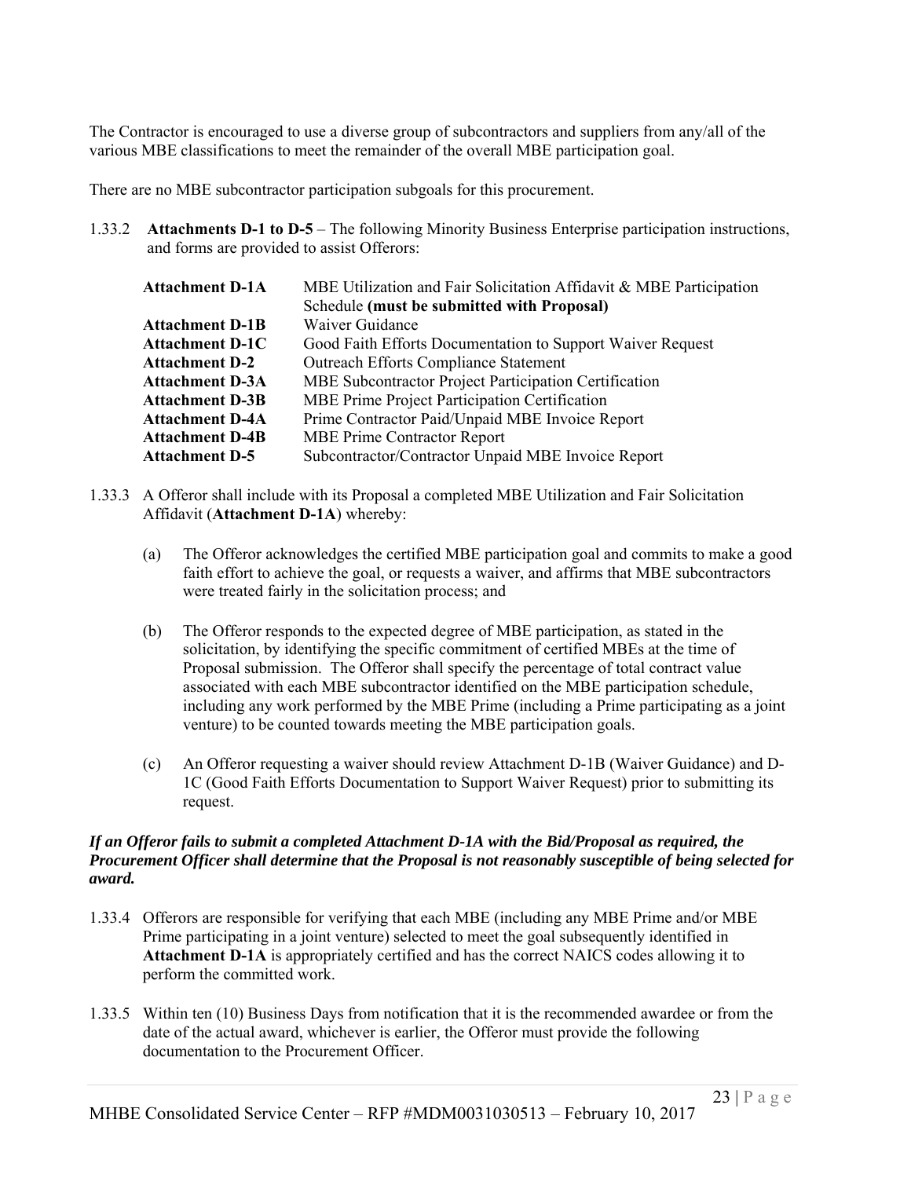The Contractor is encouraged to use a diverse group of subcontractors and suppliers from any/all of the various MBE classifications to meet the remainder of the overall MBE participation goal.

There are no MBE subcontractor participation subgoals for this procurement.

1.33.2 **Attachments D-1 to D-5** – The following Minority Business Enterprise participation instructions, and forms are provided to assist Offerors:

| | |
|---|---|
| **Attachment D-1A** | MBE Utilization and Fair Solicitation Affidavit & MBE Participation Schedule **(must be submitted with Proposal)** |
| **Attachment D-1B** | Waiver Guidance |
| **Attachment D-1C** | Good Faith Efforts Documentation to Support Waiver Request |
| **Attachment D-2** | Outreach Efforts Compliance Statement |
| **Attachment D-3A** | MBE Subcontractor Project Participation Certification |
| **Attachment D-3B** | MBE Prime Project Participation Certification |
| **Attachment D-4A** | Prime Contractor Paid/Unpaid MBE Invoice Report |
| **Attachment D-4B** | MBE Prime Contractor Report |
| **Attachment D-5** | Subcontractor/Contractor Unpaid MBE Invoice Report |

1.33.3 A Offeror shall include with its Proposal a completed MBE Utilization and Fair Solicitation Affidavit (**Attachment D-1A**) whereby:

(a) The Offeror acknowledges the certified MBE participation goal and commits to make a good faith effort to achieve the goal, or requests a waiver, and affirms that MBE subcontractors were treated fairly in the solicitation process; and

(b) The Offeror responds to the expected degree of MBE participation, as stated in the solicitation, by identifying the specific commitment of certified MBEs at the time of Proposal submission. The Offeror shall specify the percentage of total contract value associated with each MBE subcontractor identified on the MBE participation schedule, including any work performed by the MBE Prime (including a Prime participating as a joint venture) to be counted towards meeting the MBE participation goals.

(c) An Offeror requesting a waiver should review Attachment D-1B (Waiver Guidance) and D-1C (Good Faith Efforts Documentation to Support Waiver Request) prior to submitting its request.

***If an Offeror fails to submit a completed Attachment D-1A with the Bid/Proposal as required, the Procurement Officer shall determine that the Proposal is not reasonably susceptible of being selected for award.***

1.33.4 Offerors are responsible for verifying that each MBE (including any MBE Prime and/or MBE Prime participating in a joint venture) selected to meet the goal subsequently identified in **Attachment D-1A** is appropriately certified and has the correct NAICS codes allowing it to perform the committed work.

1.33.5 Within ten (10) Business Days from notification that it is the recommended awardee or from the date of the actual award, whichever is earlier, the Offeror must provide the following documentation to the Procurement Officer.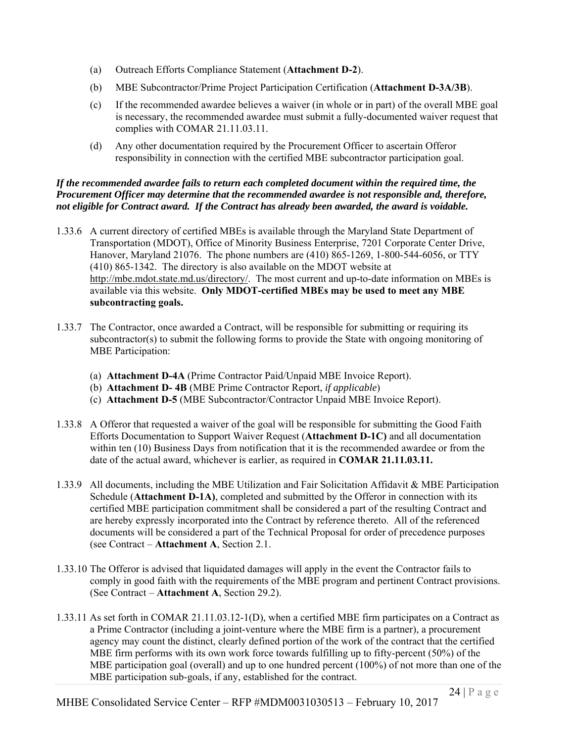(a) Outreach Efforts Compliance Statement (**Attachment D-2**).

(b) MBE Subcontractor/Prime Project Participation Certification (**Attachment D-3A/3B**).

(c) If the recommended awardee believes a waiver (in whole or in part) of the overall MBE goal is necessary, the recommended awardee must submit a fully-documented waiver request that complies with COMAR 21.11.03.11.

(d) Any other documentation required by the Procurement Officer to ascertain Offeror responsibility in connection with the certified MBE subcontractor participation goal.

***If the recommended awardee fails to return each completed document within the required time, the Procurement Officer may determine that the recommended awardee is not responsible and, therefore, not eligible for Contract award. If the Contract has already been awarded, the award is voidable.***

1.33.6 A current directory of certified MBEs is available through the Maryland State Department of Transportation (MDOT), Office of Minority Business Enterprise, 7201 Corporate Center Drive, Hanover, Maryland 21076. The phone numbers are (410) 865-1269, 1-800-544-6056, or TTY (410) 865-1342. The directory is also available on the MDOT website at http://mbe.mdot.state.md.us/directory/. The most current and up-to-date information on MBEs is available via this website. **Only MDOT-certified MBEs may be used to meet any MBE subcontracting goals.**

1.33.7 The Contractor, once awarded a Contract, will be responsible for submitting or requiring its subcontractor(s) to submit the following forms to provide the State with ongoing monitoring of MBE Participation:

(a) **Attachment D-4A** (Prime Contractor Paid/Unpaid MBE Invoice Report).
(b) **Attachment D- 4B** (MBE Prime Contractor Report, *if applicable*)
(c) **Attachment D-5** (MBE Subcontractor/Contractor Unpaid MBE Invoice Report).

1.33.8 A Offeror that requested a waiver of the goal will be responsible for submitting the Good Faith Efforts Documentation to Support Waiver Request (**Attachment D-1C)** and all documentation within ten (10) Business Days from notification that it is the recommended awardee or from the date of the actual award, whichever is earlier, as required in **COMAR 21.11.03.11.**

1.33.9 All documents, including the MBE Utilization and Fair Solicitation Affidavit & MBE Participation Schedule (**Attachment D-1A)**, completed and submitted by the Offeror in connection with its certified MBE participation commitment shall be considered a part of the resulting Contract and are hereby expressly incorporated into the Contract by reference thereto. All of the referenced documents will be considered a part of the Technical Proposal for order of precedence purposes (see Contract – **Attachment A**, Section 2.1.

1.33.10 The Offeror is advised that liquidated damages will apply in the event the Contractor fails to comply in good faith with the requirements of the MBE program and pertinent Contract provisions. (See Contract – **Attachment A**, Section 29.2).

1.33.11 As set forth in COMAR 21.11.03.12-1(D), when a certified MBE firm participates on a Contract as a Prime Contractor (including a joint-venture where the MBE firm is a partner), a procurement agency may count the distinct, clearly defined portion of the work of the contract that the certified MBE firm performs with its own work force towards fulfilling up to fifty-percent (50%) of the MBE participation goal (overall) and up to one hundred percent (100%) of not more than one of the MBE participation sub-goals, if any, established for the contract.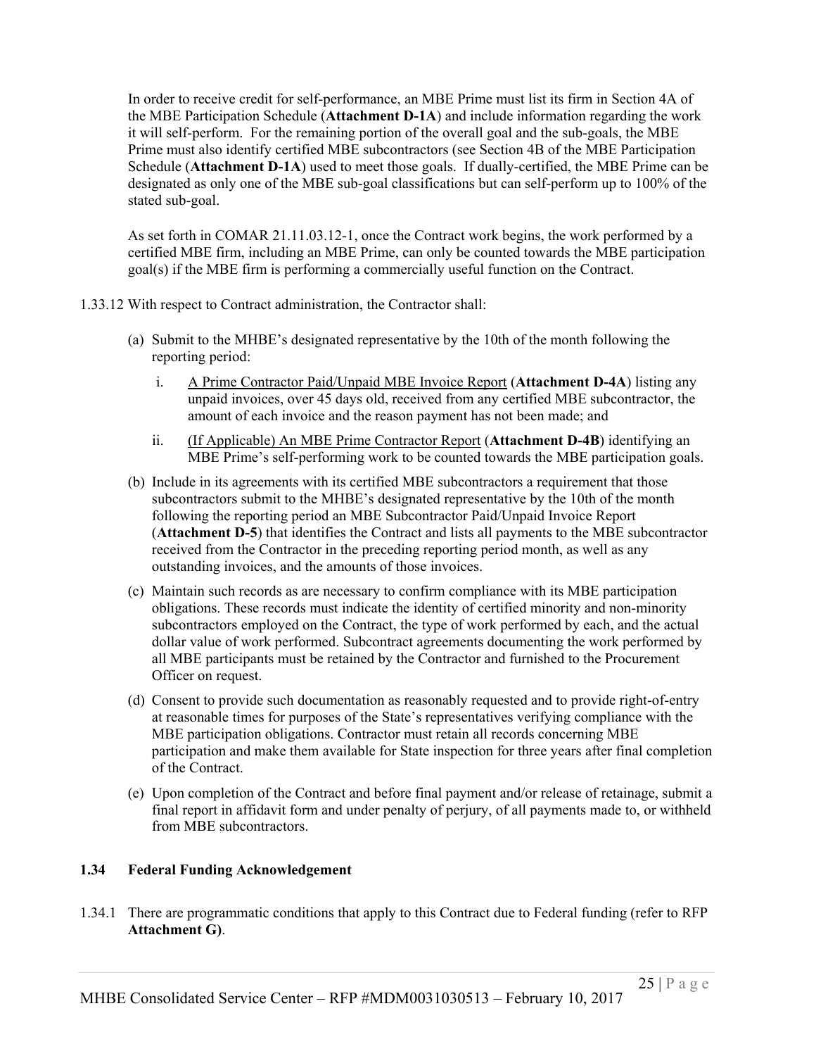In order to receive credit for self-performance, an MBE Prime must list its firm in Section 4A of the MBE Participation Schedule (**Attachment D-1A**) and include information regarding the work it will self-perform. For the remaining portion of the overall goal and the sub-goals, the MBE Prime must also identify certified MBE subcontractors (see Section 4B of the MBE Participation Schedule (**Attachment D-1A**) used to meet those goals. If dually-certified, the MBE Prime can be designated as only one of the MBE sub-goal classifications but can self-perform up to 100% of the stated sub-goal.

As set forth in COMAR 21.11.03.12-1, once the Contract work begins, the work performed by a certified MBE firm, including an MBE Prime, can only be counted towards the MBE participation goal(s) if the MBE firm is performing a commercially useful function on the Contract.

1.33.12 With respect to Contract administration, the Contractor shall:

(a) Submit to the MHBE's designated representative by the 10th of the month following the reporting period:

i. A Prime Contractor Paid/Unpaid MBE Invoice Report (**Attachment D-4A**) listing any unpaid invoices, over 45 days old, received from any certified MBE subcontractor, the amount of each invoice and the reason payment has not been made; and

ii. (If Applicable) An MBE Prime Contractor Report (**Attachment D-4B**) identifying an MBE Prime's self-performing work to be counted towards the MBE participation goals.

(b) Include in its agreements with its certified MBE subcontractors a requirement that those subcontractors submit to the MHBE's designated representative by the 10th of the month following the reporting period an MBE Subcontractor Paid/Unpaid Invoice Report (**Attachment D-5**) that identifies the Contract and lists all payments to the MBE subcontractor received from the Contractor in the preceding reporting period month, as well as any outstanding invoices, and the amounts of those invoices.

(c) Maintain such records as are necessary to confirm compliance with its MBE participation obligations. These records must indicate the identity of certified minority and non-minority subcontractors employed on the Contract, the type of work performed by each, and the actual dollar value of work performed. Subcontract agreements documenting the work performed by all MBE participants must be retained by the Contractor and furnished to the Procurement Officer on request.

(d) Consent to provide such documentation as reasonably requested and to provide right-of-entry at reasonable times for purposes of the State's representatives verifying compliance with the MBE participation obligations. Contractor must retain all records concerning MBE participation and make them available for State inspection for three years after final completion of the Contract.

(e) Upon completion of the Contract and before final payment and/or release of retainage, submit a final report in affidavit form and under penalty of perjury, of all payments made to, or withheld from MBE subcontractors.

### 1.34 Federal Funding Acknowledgement

1.34.1 There are programmatic conditions that apply to this Contract due to Federal funding (refer to RFP **Attachment G**).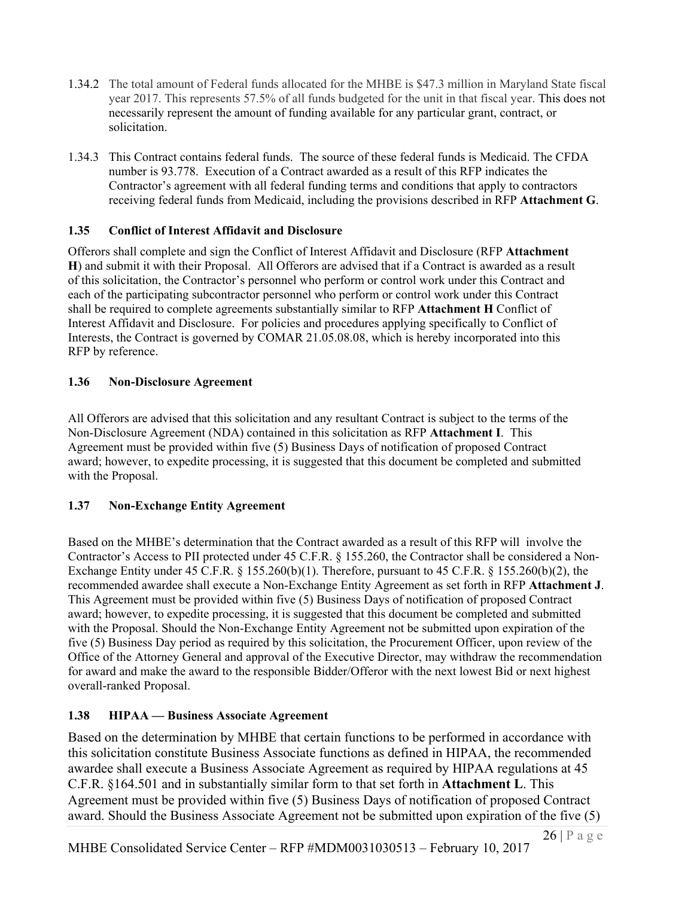1.34.2 The total amount of Federal funds allocated for the MHBE is $47.3 million in Maryland State fiscal year 2017. This represents 57.5% of all funds budgeted for the unit in that fiscal year. This does not necessarily represent the amount of funding available for any particular grant, contract, or solicitation.

1.34.3 This Contract contains federal funds. The source of these federal funds is Medicaid. The CFDA number is 93.778. Execution of a Contract awarded as a result of this RFP indicates the Contractor's agreement with all federal funding terms and conditions that apply to contractors receiving federal funds from Medicaid, including the provisions described in RFP **Attachment G**.

### 1.35 Conflict of Interest Affidavit and Disclosure

Offerors shall complete and sign the Conflict of Interest Affidavit and Disclosure (RFP **Attachment H**) and submit it with their Proposal. All Offerors are advised that if a Contract is awarded as a result of this solicitation, the Contractor's personnel who perform or control work under this Contract and each of the participating subcontractor personnel who perform or control work under this Contract shall be required to complete agreements substantially similar to RFP **Attachment H** Conflict of Interest Affidavit and Disclosure. For policies and procedures applying specifically to Conflict of Interests, the Contract is governed by COMAR 21.05.08.08, which is hereby incorporated into this RFP by reference.

### 1.36 Non-Disclosure Agreement

All Offerors are advised that this solicitation and any resultant Contract is subject to the terms of the Non-Disclosure Agreement (NDA) contained in this solicitation as RFP **Attachment I**. This Agreement must be provided within five (5) Business Days of notification of proposed Contract award; however, to expedite processing, it is suggested that this document be completed and submitted with the Proposal.

### 1.37 Non-Exchange Entity Agreement

Based on the MHBE's determination that the Contract awarded as a result of this RFP will involve the Contractor's Access to PII protected under 45 C.F.R. § 155.260, the Contractor shall be considered a Non-Exchange Entity under 45 C.F.R. § 155.260(b)(1). Therefore, pursuant to 45 C.F.R. § 155.260(b)(2), the recommended awardee shall execute a Non-Exchange Entity Agreement as set forth in RFP **Attachment J**. This Agreement must be provided within five (5) Business Days of notification of proposed Contract award; however, to expedite processing, it is suggested that this document be completed and submitted with the Proposal. Should the Non-Exchange Entity Agreement not be submitted upon expiration of the five (5) Business Day period as required by this solicitation, the Procurement Officer, upon review of the Office of the Attorney General and approval of the Executive Director, may withdraw the recommendation for award and make the award to the responsible Bidder/Offeror with the next lowest Bid or next highest overall-ranked Proposal.

### 1.38 HIPAA — Business Associate Agreement

Based on the determination by MHBE that certain functions to be performed in accordance with this solicitation constitute Business Associate functions as defined in HIPAA, the recommended awardee shall execute a Business Associate Agreement as required by HIPAA regulations at 45 C.F.R. §164.501 and in substantially similar form to that set forth in **Attachment L**. This Agreement must be provided within five (5) Business Days of notification of proposed Contract award. Should the Business Associate Agreement not be submitted upon expiration of the five (5)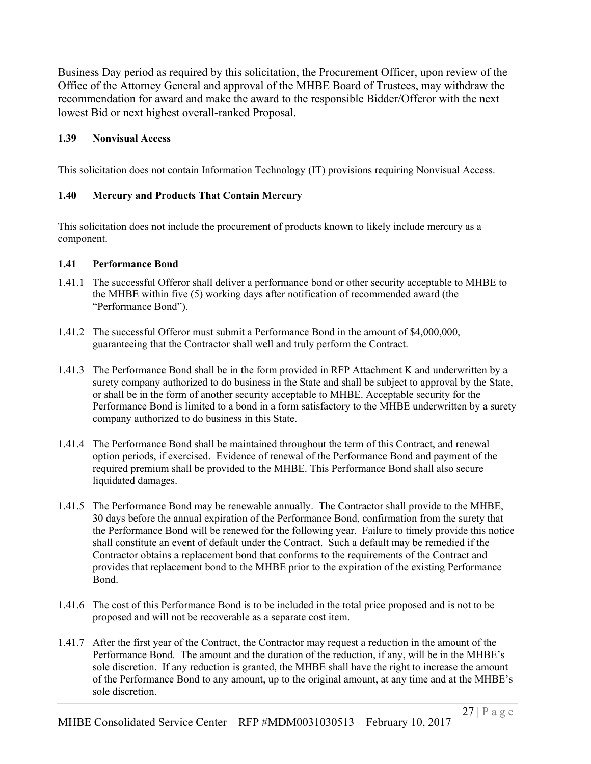Business Day period as required by this solicitation, the Procurement Officer, upon review of the Office of the Attorney General and approval of the MHBE Board of Trustees, may withdraw the recommendation for award and make the award to the responsible Bidder/Offeror with the next lowest Bid or next highest overall-ranked Proposal.

### 1.39 Nonvisual Access

This solicitation does not contain Information Technology (IT) provisions requiring Nonvisual Access.

### 1.40 Mercury and Products That Contain Mercury

This solicitation does not include the procurement of products known to likely include mercury as a component.

### 1.41 Performance Bond

1.41.1 The successful Offeror shall deliver a performance bond or other security acceptable to MHBE to the MHBE within five (5) working days after notification of recommended award (the "Performance Bond").

1.41.2 The successful Offeror must submit a Performance Bond in the amount of $4,000,000, guaranteeing that the Contractor shall well and truly perform the Contract.

1.41.3 The Performance Bond shall be in the form provided in RFP Attachment K and underwritten by a surety company authorized to do business in the State and shall be subject to approval by the State, or shall be in the form of another security acceptable to MHBE. Acceptable security for the Performance Bond is limited to a bond in a form satisfactory to the MHBE underwritten by a surety company authorized to do business in this State.

1.41.4 The Performance Bond shall be maintained throughout the term of this Contract, and renewal option periods, if exercised. Evidence of renewal of the Performance Bond and payment of the required premium shall be provided to the MHBE. This Performance Bond shall also secure liquidated damages.

1.41.5 The Performance Bond may be renewable annually. The Contractor shall provide to the MHBE, 30 days before the annual expiration of the Performance Bond, confirmation from the surety that the Performance Bond will be renewed for the following year. Failure to timely provide this notice shall constitute an event of default under the Contract. Such a default may be remedied if the Contractor obtains a replacement bond that conforms to the requirements of the Contract and provides that replacement bond to the MHBE prior to the expiration of the existing Performance Bond.

1.41.6 The cost of this Performance Bond is to be included in the total price proposed and is not to be proposed and will not be recoverable as a separate cost item.

1.41.7 After the first year of the Contract, the Contractor may request a reduction in the amount of the Performance Bond. The amount and the duration of the reduction, if any, will be in the MHBE's sole discretion. If any reduction is granted, the MHBE shall have the right to increase the amount of the Performance Bond to any amount, up to the original amount, at any time and at the MHBE's sole discretion.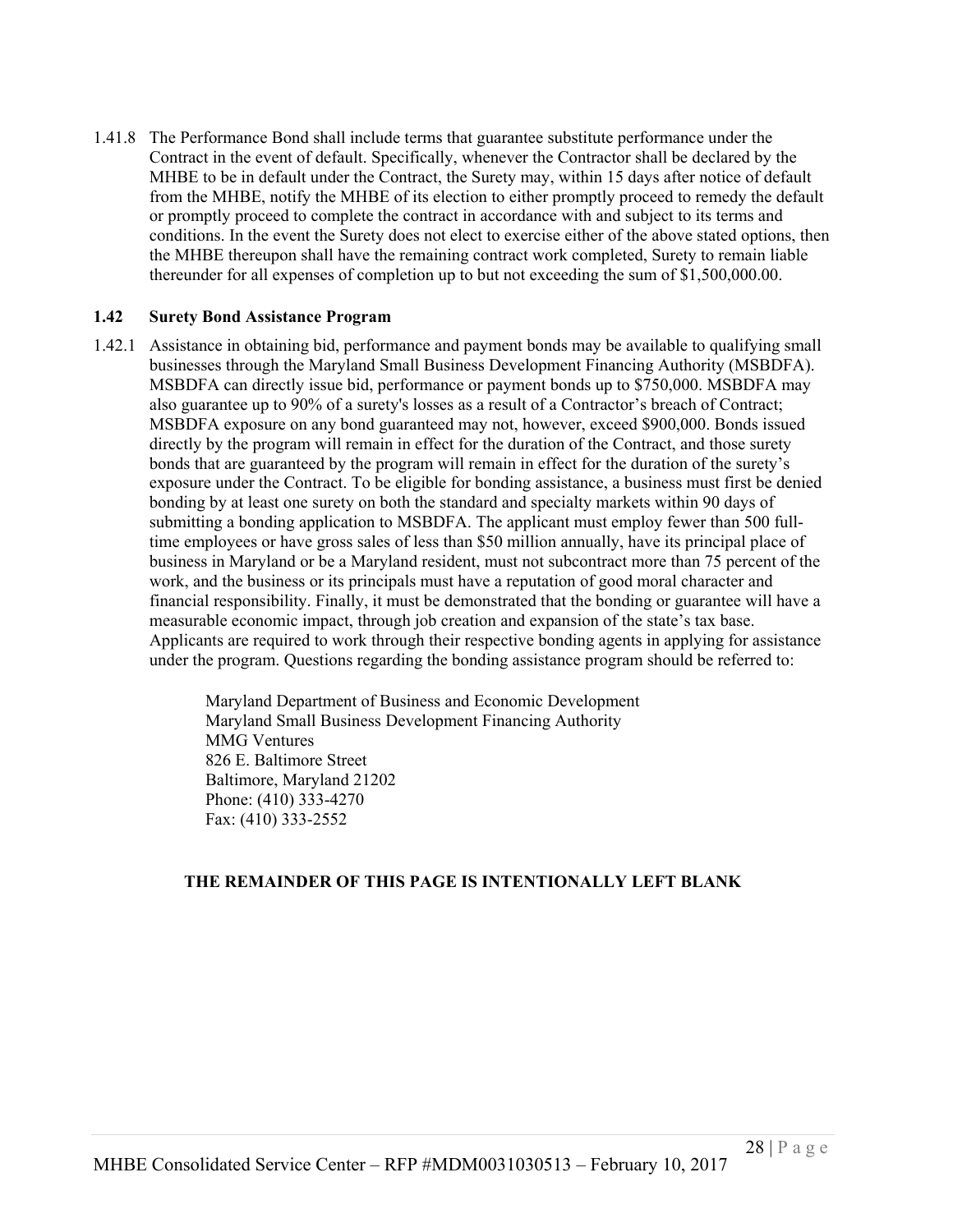1.41.8 The Performance Bond shall include terms that guarantee substitute performance under the Contract in the event of default. Specifically, whenever the Contractor shall be declared by the MHBE to be in default under the Contract, the Surety may, within 15 days after notice of default from the MHBE, notify the MHBE of its election to either promptly proceed to remedy the default or promptly proceed to complete the contract in accordance with and subject to its terms and conditions. In the event the Surety does not elect to exercise either of the above stated options, then the MHBE thereupon shall have the remaining contract work completed, Surety to remain liable thereunder for all expenses of completion up to but not exceeding the sum of $1,500,000.00.

### 1.42 Surety Bond Assistance Program

1.42.1 Assistance in obtaining bid, performance and payment bonds may be available to qualifying small businesses through the Maryland Small Business Development Financing Authority (MSBDFA). MSBDFA can directly issue bid, performance or payment bonds up to $750,000. MSBDFA may also guarantee up to 90% of a surety's losses as a result of a Contractor's breach of Contract; MSBDFA exposure on any bond guaranteed may not, however, exceed $900,000. Bonds issued directly by the program will remain in effect for the duration of the Contract, and those surety bonds that are guaranteed by the program will remain in effect for the duration of the surety's exposure under the Contract. To be eligible for bonding assistance, a business must first be denied bonding by at least one surety on both the standard and specialty markets within 90 days of submitting a bonding application to MSBDFA. The applicant must employ fewer than 500 full-time employees or have gross sales of less than $50 million annually, have its principal place of business in Maryland or be a Maryland resident, must not subcontract more than 75 percent of the work, and the business or its principals must have a reputation of good moral character and financial responsibility. Finally, it must be demonstrated that the bonding or guarantee will have a measurable economic impact, through job creation and expansion of the state's tax base. Applicants are required to work through their respective bonding agents in applying for assistance under the program. Questions regarding the bonding assistance program should be referred to:

> Maryland Department of Business and Economic Development
> Maryland Small Business Development Financing Authority
> MMG Ventures
> 826 E. Baltimore Street
> Baltimore, Maryland 21202
> Phone: (410) 333-4270
> Fax: (410) 333-2552

**THE REMAINDER OF THIS PAGE IS INTENTIONALLY LEFT BLANK**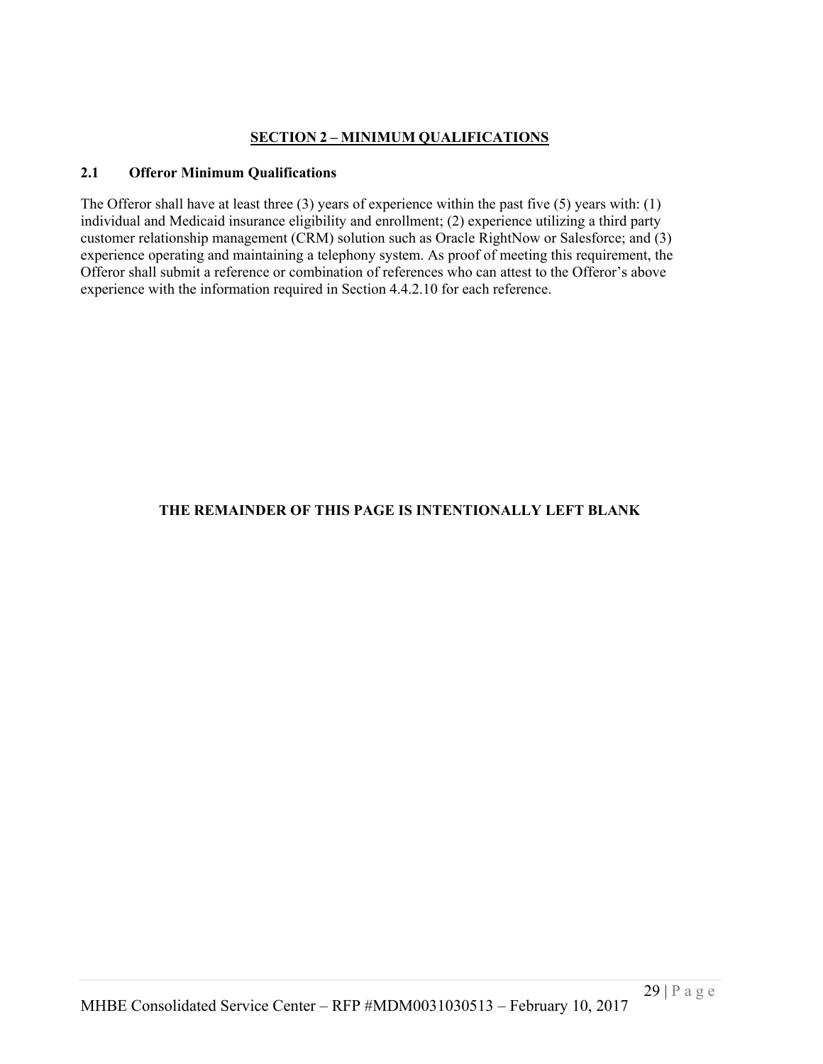# SECTION 2 – MINIMUM QUALIFICATIONS

## 2.1 Offeror Minimum Qualifications

The Offeror shall have at least three (3) years of experience within the past five (5) years with: (1) individual and Medicaid insurance eligibility and enrollment; (2) experience utilizing a third party customer relationship management (CRM) solution such as Oracle RightNow or Salesforce; and (3) experience operating and maintaining a telephony system. As proof of meeting this requirement, the Offeror shall submit a reference or combination of references who can attest to the Offeror's above experience with the information required in Section 4.4.2.10 for each reference.

**THE REMAINDER OF THIS PAGE IS INTENTIONALLY LEFT BLANK**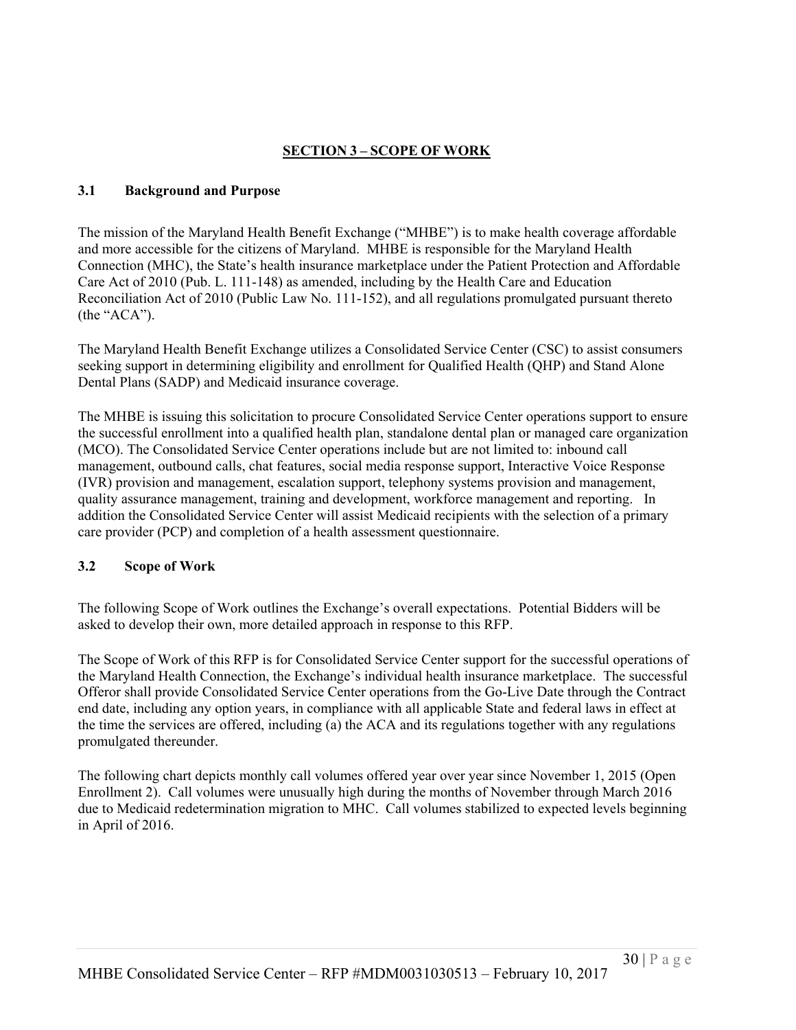## SECTION 3 – SCOPE OF WORK

### 3.1 Background and Purpose

The mission of the Maryland Health Benefit Exchange ("MHBE") is to make health coverage affordable and more accessible for the citizens of Maryland. MHBE is responsible for the Maryland Health Connection (MHC), the State's health insurance marketplace under the Patient Protection and Affordable Care Act of 2010 (Pub. L. 111-148) as amended, including by the Health Care and Education Reconciliation Act of 2010 (Public Law No. 111-152), and all regulations promulgated pursuant thereto (the "ACA").

The Maryland Health Benefit Exchange utilizes a Consolidated Service Center (CSC) to assist consumers seeking support in determining eligibility and enrollment for Qualified Health (QHP) and Stand Alone Dental Plans (SADP) and Medicaid insurance coverage.

The MHBE is issuing this solicitation to procure Consolidated Service Center operations support to ensure the successful enrollment into a qualified health plan, standalone dental plan or managed care organization (MCO). The Consolidated Service Center operations include but are not limited to: inbound call management, outbound calls, chat features, social media response support, Interactive Voice Response (IVR) provision and management, escalation support, telephony systems provision and management, quality assurance management, training and development, workforce management and reporting. In addition the Consolidated Service Center will assist Medicaid recipients with the selection of a primary care provider (PCP) and completion of a health assessment questionnaire.

### 3.2 Scope of Work

The following Scope of Work outlines the Exchange's overall expectations. Potential Bidders will be asked to develop their own, more detailed approach in response to this RFP.

The Scope of Work of this RFP is for Consolidated Service Center support for the successful operations of the Maryland Health Connection, the Exchange's individual health insurance marketplace. The successful Offeror shall provide Consolidated Service Center operations from the Go-Live Date through the Contract end date, including any option years, in compliance with all applicable State and federal laws in effect at the time the services are offered, including (a) the ACA and its regulations together with any regulations promulgated thereunder.

The following chart depicts monthly call volumes offered year over year since November 1, 2015 (Open Enrollment 2). Call volumes were unusually high during the months of November through March 2016 due to Medicaid redetermination migration to MHC. Call volumes stabilized to expected levels beginning in April of 2016.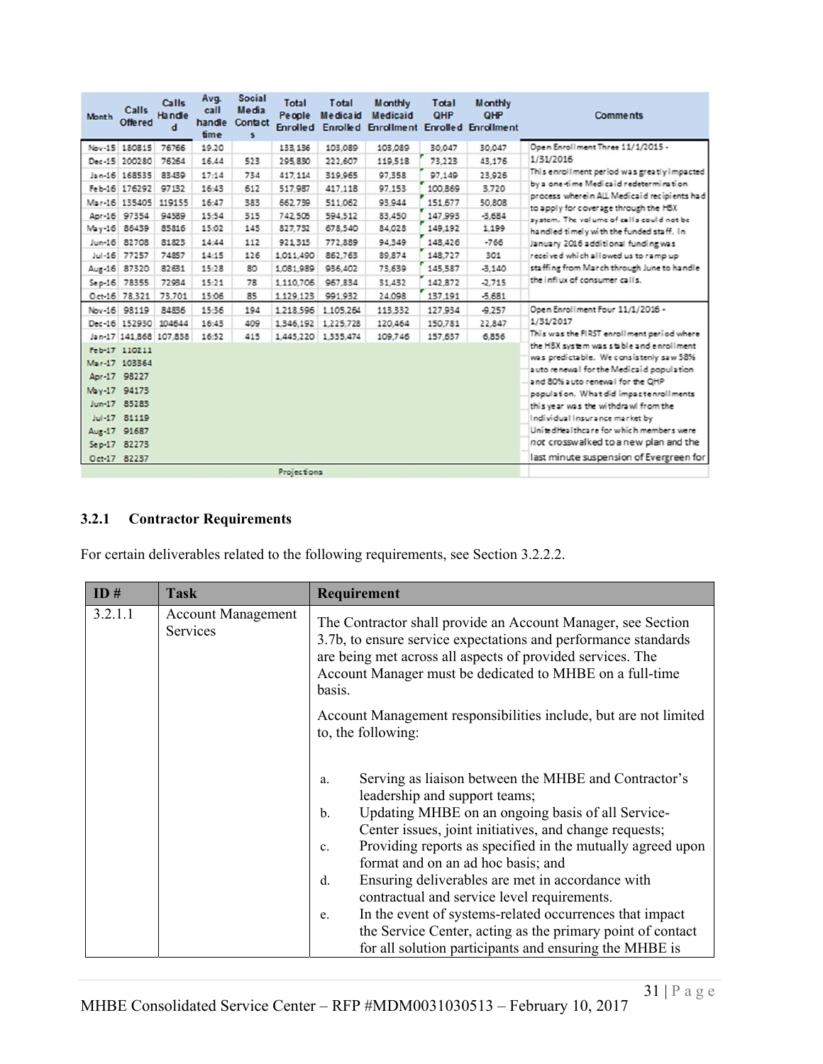| Month | Calls Offered | Calls Handled | Avg. call handle time | Social Media Contacts | Total People Enrolled | Total Medicaid Enrolled | Monthly Medicaid Enrollment | Total QHP Enrolled | Monthly QHP Enrollment | Comments |
|---|---|---|---|---|---|---|---|---|---|---|
| Nov-15 | 180815 | 76766 | 19:20 | | 133,136 | 103,089 | 103,089 | 30,047 | 30,047 | Open Enrollment Three 11/1/2015 - 1/31/2016 This enrollment period was greatly impacted by a one-time Medicaid redetermination process wherein ALL Medicaid recipients had to apply for coverage through the HBX system. The volume of calls could not be handled timely with the funded staff. In January 2016 additional funding was received which allowed us to ramp up staffing from March through June to handle the influx of consumer calls. |
| Dec-15 | 200280 | 76264 | 16:44 | 523 | 295,830 | 222,607 | 119,518 | 73,223 | 43,176 | |
| Jan-16 | 168535 | 83439 | 17:14 | 734 | 417,114 | 319,965 | 97,358 | 97,149 | 23,926 | |
| Feb-16 | 176292 | 97132 | 16:43 | 612 | 517,987 | 417,118 | 97,153 | 100,869 | 3,720 | |
| Mar-16 | 135405 | 119155 | 16:47 | 383 | 662,739 | 511,062 | 93,944 | 151,677 | 50,808 | |
| Apr-16 | 97354 | 94589 | 15:54 | 315 | 742,505 | 594,512 | 83,450 | 147,993 | -3,684 | |
| May-16 | 86439 | 85816 | 15:02 | 145 | 827,732 | 678,540 | 84,028 | 149,192 | 1,199 | |
| Jun-16 | 82708 | 81823 | 14:44 | 112 | 921,315 | 772,889 | 94,349 | 148,426 | -766 | |
| Jul-16 | 77257 | 74857 | 14:15 | 126 | 1,011,490 | 862,763 | 89,874 | 148,727 | 301 | |
| Aug-16 | 87320 | 82631 | 15:28 | 80 | 1,081,989 | 936,402 | 73,639 | 145,587 | -3,140 | |
| Sep-16 | 78355 | 72984 | 15:21 | 78 | 1,110,706 | 967,834 | 31,432 | 142,872 | -2,715 | |
| Oct-16 | 78,321 | 73,701 | 15:06 | 85 | 1,129,123 | 991,932 | 24,098 | 137,191 | -5,681 | |
| Nov-16 | 98119 | 84836 | 15:36 | 194 | 1,218,596 | 1,105,264 | 113,332 | 127,934 | -9,257 | Open Enrollment Four 11/1/2016 - 1/31/2017 This was the FIRST enrollment period where the HBX system was stable and enrollment was predictable. We consistenly saw 58% auto renewal for the Medicaid population and 80% auto renewal for the QHP population. What did impact enrollments this year was the withdrawl from the Individual Insurance market by UnitedHealthcare for which members were not crosswalked to a new plan and the last minute suspension of Evergreen for |
| Dec-16 | 152930 | 104644 | 16:43 | 409 | 1,346,192 | 1,225,728 | 120,464 | 150,781 | 22,847 | |
| Jan-17 | 141,868 | 107,838 | 16:52 | 415 | 1,445,220 | 1,335,474 | 109,746 | 157,637 | 6,856 | |
| Feb-17 | 110211 | | | | | | | | | |
| Mar-17 | 103364 | | | | | | | | | |
| Apr-17 | 98227 | | | | | | | | | |
| May-17 | 94173 | | | | | | | | | |
| Jun-17 | 85283 | | | | | | | | | |
| Jul-17 | 81119 | | | | | | | | | |
| Aug-17 | 91687 | | | | | | | | | |
| Sep-17 | 82273 | | | | | | | | | |
| Oct-17 | 82237 | | | | | | | | | |
| | Projections | | | | | | | | | |

### 3.2.1 Contractor Requirements

For certain deliverables related to the following requirements, see Section 3.2.2.2.

| ID # | Task | Requirement |
|---|---|---|
| 3.2.1.1 | Account Management Services | The Contractor shall provide an Account Manager, see Section 3.7b, to ensure service expectations and performance standards are being met across all aspects of provided services. The Account Manager must be dedicated to MHBE on a full-time basis.<br><br>Account Management responsibilities include, but are not limited to, the following:<br><br>a. Serving as liaison between the MHBE and Contractor's leadership and support teams;<br>b. Updating MHBE on an ongoing basis of all Service-Center issues, joint initiatives, and change requests;<br>c. Providing reports as specified in the mutually agreed upon format and on an ad hoc basis; and<br>d. Ensuring deliverables are met in accordance with contractual and service level requirements.<br>e. In the event of systems-related occurrences that impact the Service Center, acting as the primary point of contact for all solution participants and ensuring the MHBE is |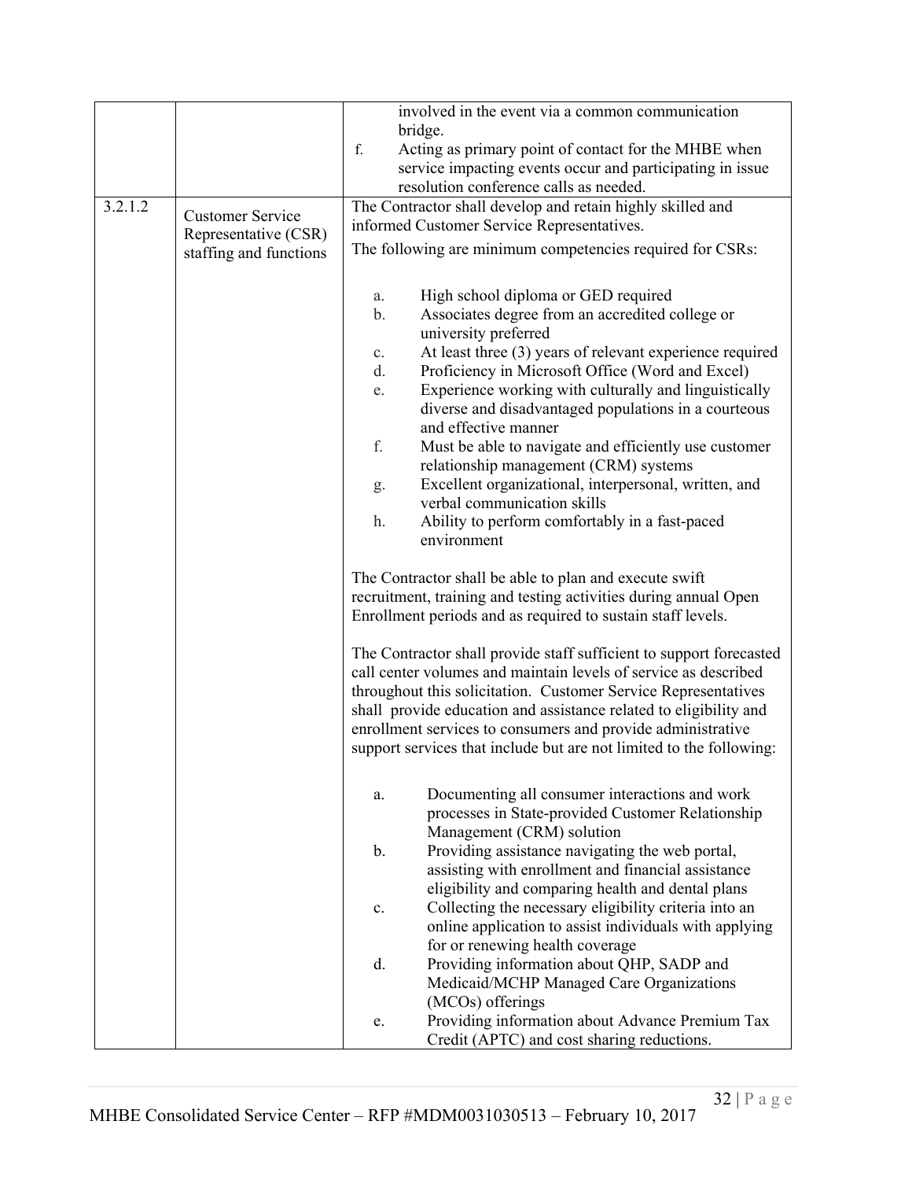| | | |
|---|---|---|
| | | involved in the event via a common communication bridge.<br>f. Acting as primary point of contact for the MHBE when service impacting events occur and participating in issue resolution conference calls as needed. |
| 3.2.1.2 | Customer Service Representative (CSR) staffing and functions | The Contractor shall develop and retain highly skilled and informed Customer Service Representatives.<br>The following are minimum competencies required for CSRs:<br><br>a. High school diploma or GED required<br>b. Associates degree from an accredited college or university preferred<br>c. At least three (3) years of relevant experience required<br>d. Proficiency in Microsoft Office (Word and Excel)<br>e. Experience working with culturally and linguistically diverse and disadvantaged populations in a courteous and effective manner<br>f. Must be able to navigate and efficiently use customer relationship management (CRM) systems<br>g. Excellent organizational, interpersonal, written, and verbal communication skills<br>h. Ability to perform comfortably in a fast-paced environment<br><br>The Contractor shall be able to plan and execute swift recruitment, training and testing activities during annual Open Enrollment periods and as required to sustain staff levels.<br><br>The Contractor shall provide staff sufficient to support forecasted call center volumes and maintain levels of service as described throughout this solicitation. Customer Service Representatives shall provide education and assistance related to eligibility and enrollment services to consumers and provide administrative support services that include but are not limited to the following:<br><br>a. Documenting all consumer interactions and work processes in State-provided Customer Relationship Management (CRM) solution<br>b. Providing assistance navigating the web portal, assisting with enrollment and financial assistance eligibility and comparing health and dental plans<br>c. Collecting the necessary eligibility criteria into an online application to assist individuals with applying for or renewing health coverage<br>d. Providing information about QHP, SADP and Medicaid/MCHP Managed Care Organizations (MCOs) offerings<br>e. Providing information about Advance Premium Tax Credit (APTC) and cost sharing reductions. |

MHBE Consolidated Service Center – RFP #MDM0031030513 – February 10, 2017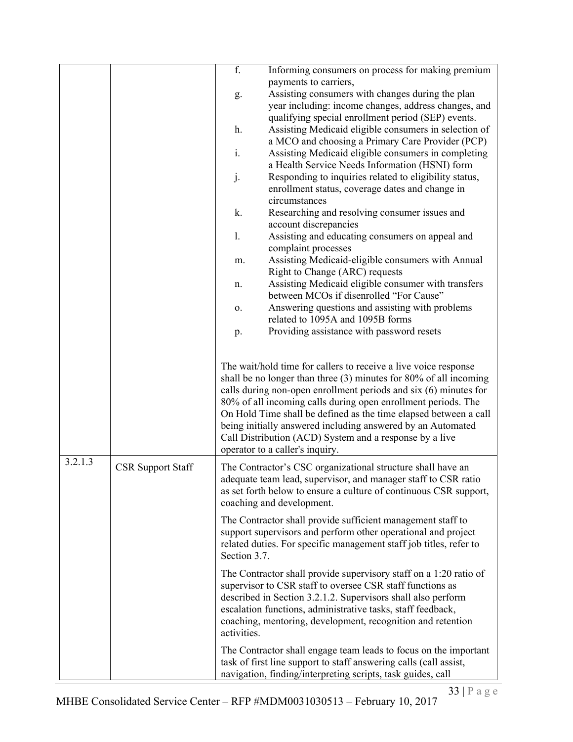| | | |
|---|---|---|
| | | f. Informing consumers on process for making premium payments to carriers,<br>g. Assisting consumers with changes during the plan year including: income changes, address changes, and qualifying special enrollment period (SEP) events.<br>h. Assisting Medicaid eligible consumers in selection of a MCO and choosing a Primary Care Provider (PCP)<br>i. Assisting Medicaid eligible consumers in completing a Health Service Needs Information (HSNI) form<br>j. Responding to inquiries related to eligibility status, enrollment status, coverage dates and change in circumstances<br>k. Researching and resolving consumer issues and account discrepancies<br>l. Assisting and educating consumers on appeal and complaint processes<br>m. Assisting Medicaid-eligible consumers with Annual Right to Change (ARC) requests<br>n. Assisting Medicaid eligible consumer with transfers between MCOs if disenrolled "For Cause"<br>o. Answering questions and assisting with problems related to 1095A and 1095B forms<br>p. Providing assistance with password resets<br><br>The wait/hold time for callers to receive a live voice response shall be no longer than three (3) minutes for 80% of all incoming calls during non-open enrollment periods and six (6) minutes for 80% of all incoming calls during open enrollment periods. The On Hold Time shall be defined as the time elapsed between a call being initially answered including answered by an Automated Call Distribution (ACD) System and a response by a live operator to a caller's inquiry. |
| 3.2.1.3 | CSR Support Staff | The Contractor's CSC organizational structure shall have an adequate team lead, supervisor, and manager staff to CSR ratio as set forth below to ensure a culture of continuous CSR support, coaching and development.<br><br>The Contractor shall provide sufficient management staff to support supervisors and perform other operational and project related duties. For specific management staff job titles, refer to Section 3.7.<br><br>The Contractor shall provide supervisory staff on a 1:20 ratio of supervisor to CSR staff to oversee CSR staff functions as described in Section 3.2.1.2. Supervisors shall also perform escalation functions, administrative tasks, staff feedback, coaching, mentoring, development, recognition and retention activities.<br><br>The Contractor shall engage team leads to focus on the important task of first line support to staff answering calls (call assist, navigation, finding/interpreting scripts, task guides, call |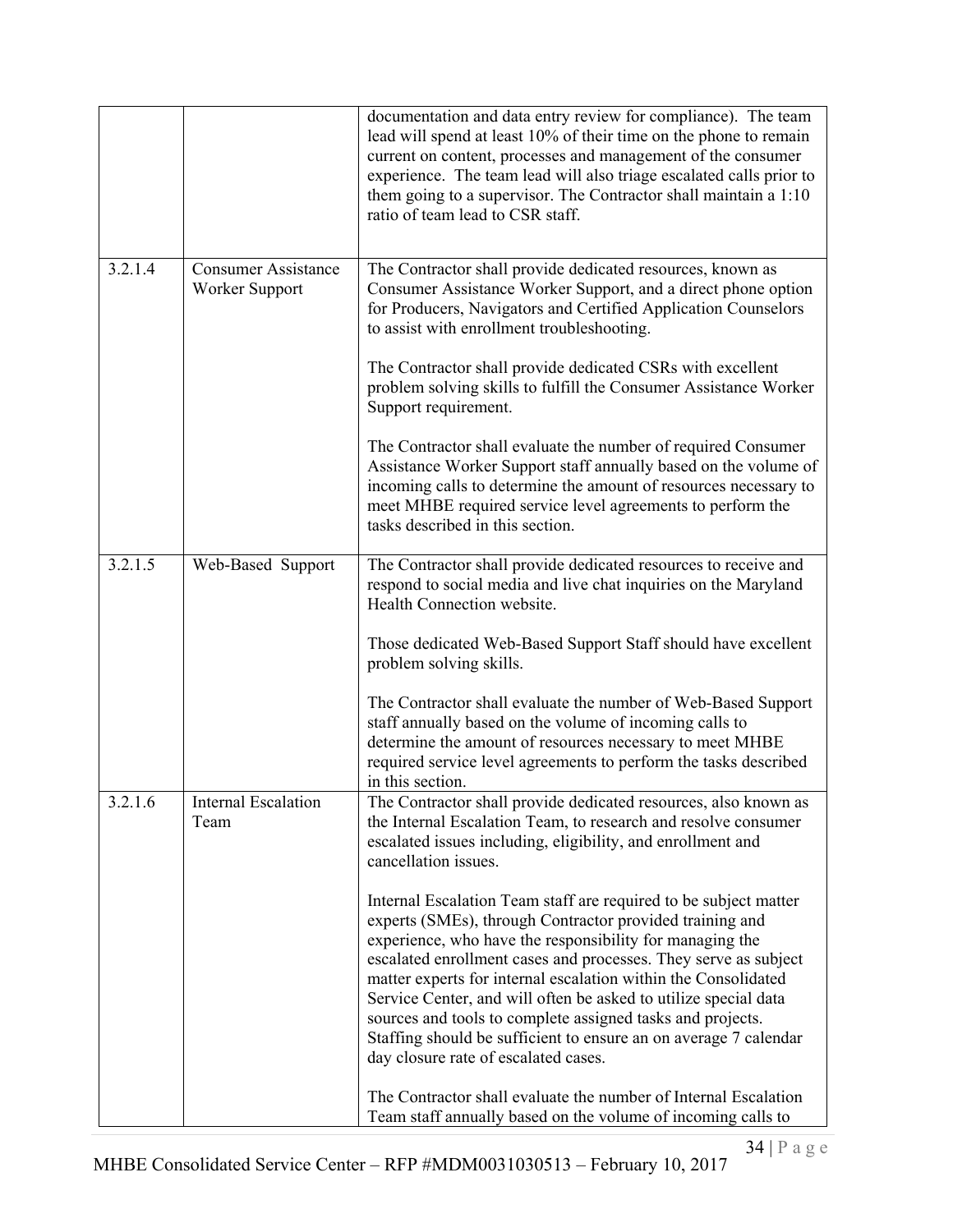| | | |
|---|---|---|
| | | documentation and data entry review for compliance). The team lead will spend at least 10% of their time on the phone to remain current on content, processes and management of the consumer experience. The team lead will also triage escalated calls prior to them going to a supervisor. The Contractor shall maintain a 1:10 ratio of team lead to CSR staff. |
| 3.2.1.4 | Consumer Assistance Worker Support | The Contractor shall provide dedicated resources, known as Consumer Assistance Worker Support, and a direct phone option for Producers, Navigators and Certified Application Counselors to assist with enrollment troubleshooting.<br><br>The Contractor shall provide dedicated CSRs with excellent problem solving skills to fulfill the Consumer Assistance Worker Support requirement.<br><br>The Contractor shall evaluate the number of required Consumer Assistance Worker Support staff annually based on the volume of incoming calls to determine the amount of resources necessary to meet MHBE required service level agreements to perform the tasks described in this section. |
| 3.2.1.5 | Web-Based Support | The Contractor shall provide dedicated resources to receive and respond to social media and live chat inquiries on the Maryland Health Connection website.<br><br>Those dedicated Web-Based Support Staff should have excellent problem solving skills.<br><br>The Contractor shall evaluate the number of Web-Based Support staff annually based on the volume of incoming calls to determine the amount of resources necessary to meet MHBE required service level agreements to perform the tasks described in this section. |
| 3.2.1.6 | Internal Escalation Team | The Contractor shall provide dedicated resources, also known as the Internal Escalation Team, to research and resolve consumer escalated issues including, eligibility, and enrollment and cancellation issues.<br><br>Internal Escalation Team staff are required to be subject matter experts (SMEs), through Contractor provided training and experience, who have the responsibility for managing the escalated enrollment cases and processes. They serve as subject matter experts for internal escalation within the Consolidated Service Center, and will often be asked to utilize special data sources and tools to complete assigned tasks and projects. Staffing should be sufficient to ensure an on average 7 calendar day closure rate of escalated cases.<br><br>The Contractor shall evaluate the number of Internal Escalation Team staff annually based on the volume of incoming calls to |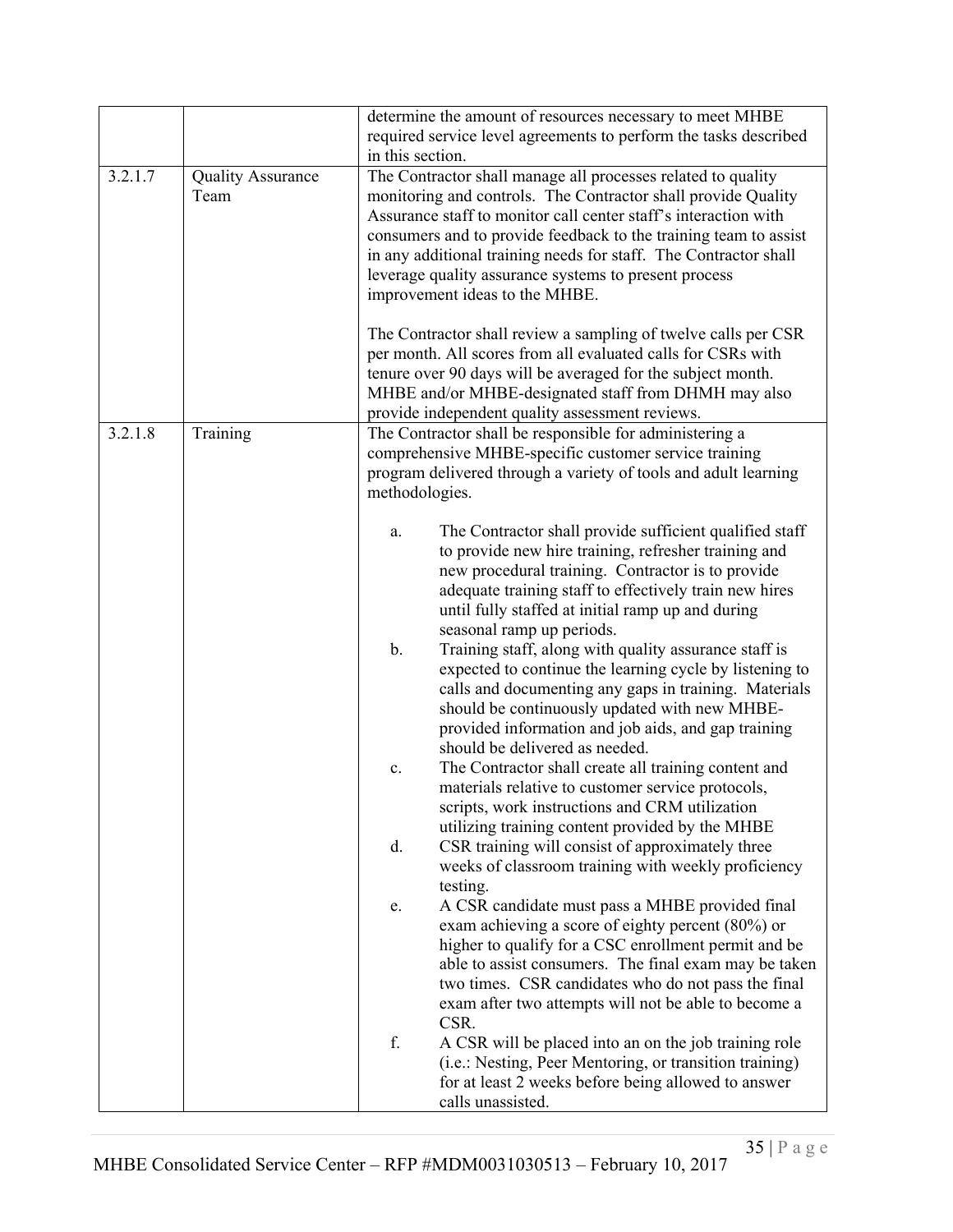| | | |
|---|---|---|
| | | determine the amount of resources necessary to meet MHBE required service level agreements to perform the tasks described in this section. |
| 3.2.1.7 | Quality Assurance Team | The Contractor shall manage all processes related to quality monitoring and controls. The Contractor shall provide Quality Assurance staff to monitor call center staff's interaction with consumers and to provide feedback to the training team to assist in any additional training needs for staff. The Contractor shall leverage quality assurance systems to present process improvement ideas to the MHBE.<br><br>The Contractor shall review a sampling of twelve calls per CSR per month. All scores from all evaluated calls for CSRs with tenure over 90 days will be averaged for the subject month. MHBE and/or MHBE-designated staff from DHMH may also provide independent quality assessment reviews. |
| 3.2.1.8 | Training | The Contractor shall be responsible for administering a comprehensive MHBE-specific customer service training program delivered through a variety of tools and adult learning methodologies.<br><br>a. The Contractor shall provide sufficient qualified staff to provide new hire training, refresher training and new procedural training. Contractor is to provide adequate training staff to effectively train new hires until fully staffed at initial ramp up and during seasonal ramp up periods.<br>b. Training staff, along with quality assurance staff is expected to continue the learning cycle by listening to calls and documenting any gaps in training. Materials should be continuously updated with new MHBE-provided information and job aids, and gap training should be delivered as needed.<br>c. The Contractor shall create all training content and materials relative to customer service protocols, scripts, work instructions and CRM utilization utilizing training content provided by the MHBE<br>d. CSR training will consist of approximately three weeks of classroom training with weekly proficiency testing.<br>e. A CSR candidate must pass a MHBE provided final exam achieving a score of eighty percent (80%) or higher to qualify for a CSC enrollment permit and be able to assist consumers. The final exam may be taken two times. CSR candidates who do not pass the final exam after two attempts will not be able to become a CSR.<br>f. A CSR will be placed into an on the job training role (i.e.: Nesting, Peer Mentoring, or transition training) for at least 2 weeks before being allowed to answer calls unassisted. |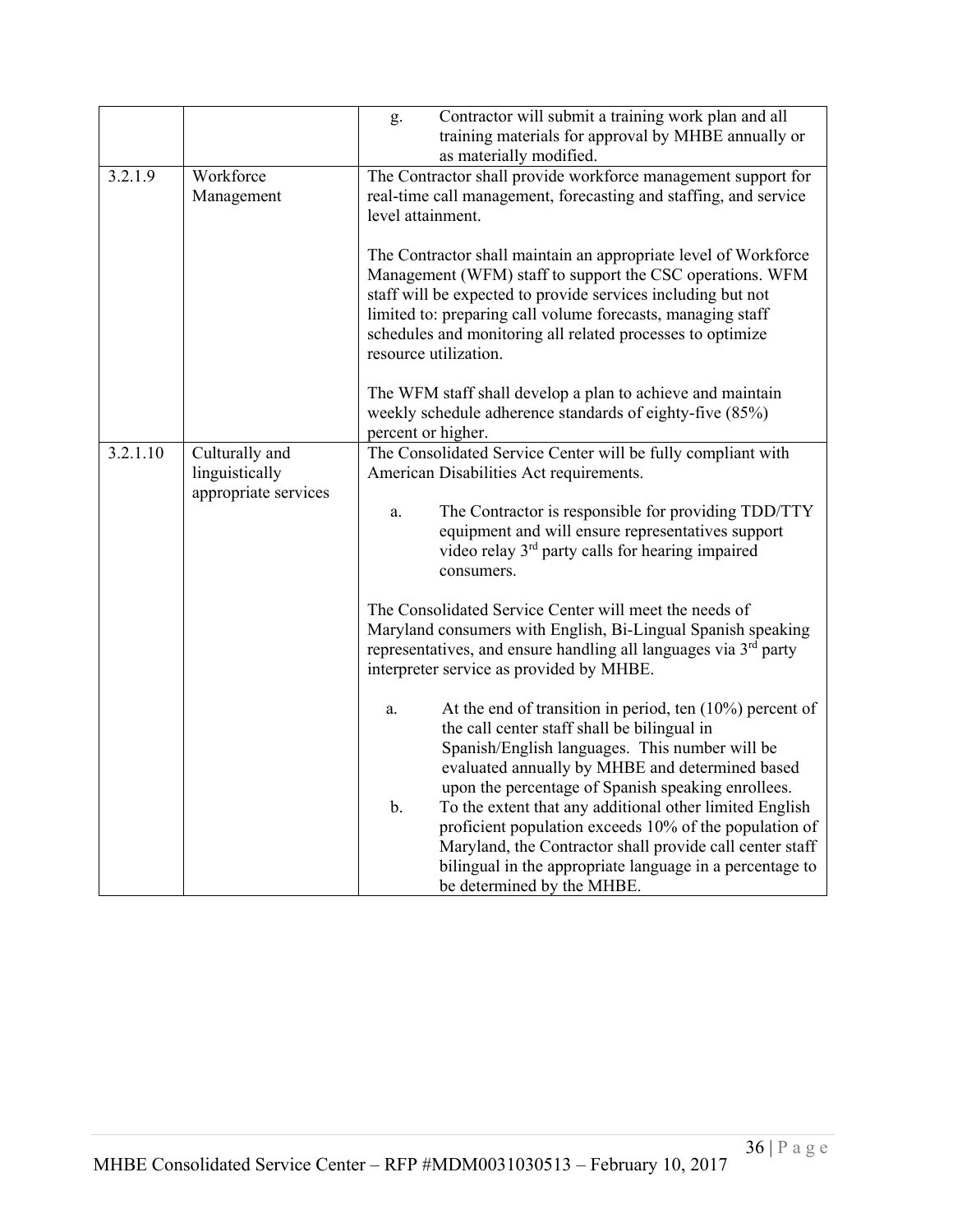| | | |
|---|---|---|
| | | g. Contractor will submit a training work plan and all training materials for approval by MHBE annually or as materially modified. |
| 3.2.1.9 | Workforce Management | The Contractor shall provide workforce management support for real-time call management, forecasting and staffing, and service level attainment.<br><br>The Contractor shall maintain an appropriate level of Workforce Management (WFM) staff to support the CSC operations. WFM staff will be expected to provide services including but not limited to: preparing call volume forecasts, managing staff schedules and monitoring all related processes to optimize resource utilization.<br><br>The WFM staff shall develop a plan to achieve and maintain weekly schedule adherence standards of eighty-five (85%) percent or higher. |
| 3.2.1.10 | Culturally and linguistically appropriate services | The Consolidated Service Center will be fully compliant with American Disabilities Act requirements.<br><br>a. The Contractor is responsible for providing TDD/TTY equipment and will ensure representatives support video relay 3rd party calls for hearing impaired consumers.<br><br>The Consolidated Service Center will meet the needs of Maryland consumers with English, Bi-Lingual Spanish speaking representatives, and ensure handling all languages via 3rd party interpreter service as provided by MHBE.<br><br>a. At the end of transition in period, ten (10%) percent of the call center staff shall be bilingual in Spanish/English languages. This number will be evaluated annually by MHBE and determined based upon the percentage of Spanish speaking enrollees.<br>b. To the extent that any additional other limited English proficient population exceeds 10% of the population of Maryland, the Contractor shall provide call center staff bilingual in the appropriate language in a percentage to be determined by the MHBE. |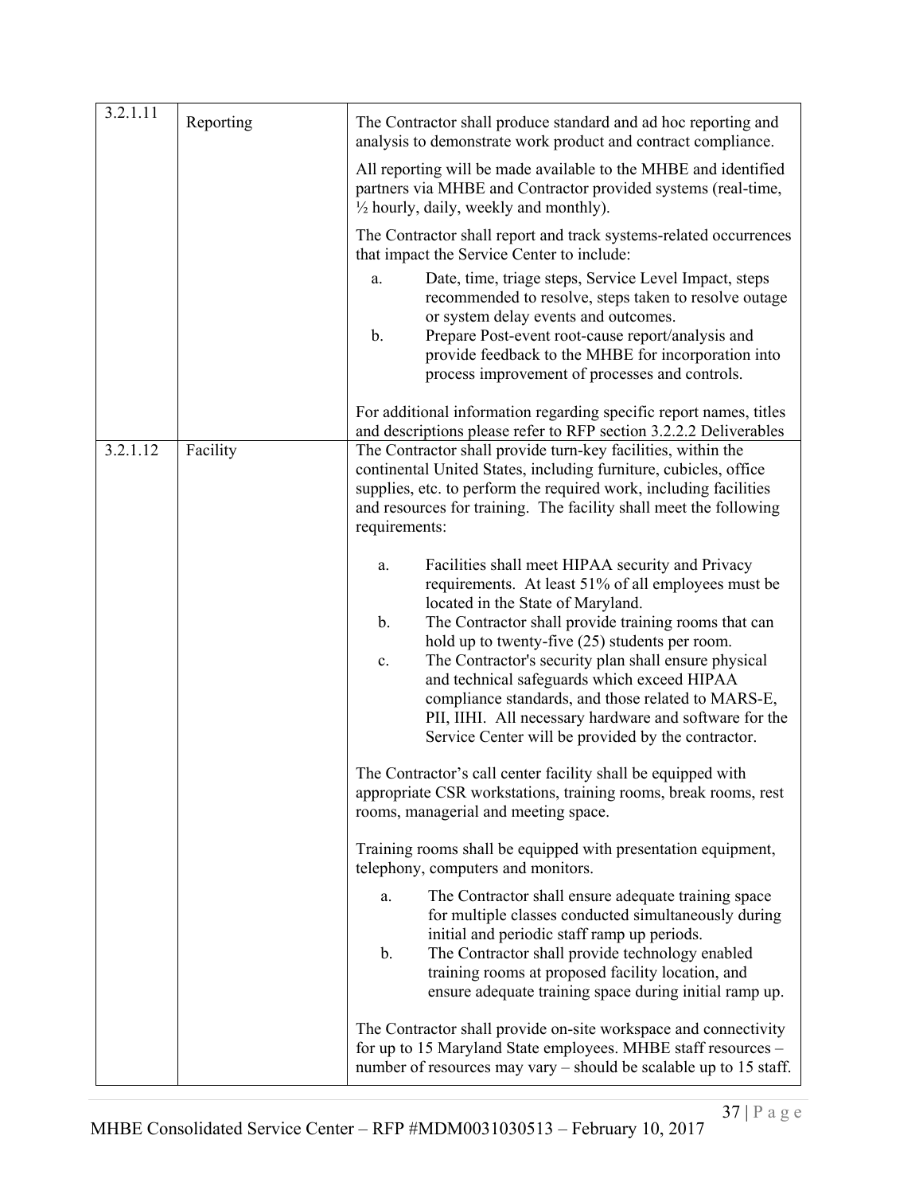| 3.2.1.11 | Reporting | The Contractor shall produce standard and ad hoc reporting and analysis to demonstrate work product and contract compliance.<br><br>All reporting will be made available to the MHBE and identified partners via MHBE and Contractor provided systems (real-time, ½ hourly, daily, weekly and monthly).<br><br>The Contractor shall report and track systems-related occurrences that impact the Service Center to include:<br><br>a. Date, time, triage steps, Service Level Impact, steps recommended to resolve, steps taken to resolve outage or system delay events and outcomes.<br>b. Prepare Post-event root-cause report/analysis and provide feedback to the MHBE for incorporation into process improvement of processes and controls.<br><br>For additional information regarding specific report names, titles and descriptions please refer to RFP section 3.2.2.2 Deliverables |
|---|---|---|
| 3.2.1.12 | Facility | The Contractor shall provide turn-key facilities, within the continental United States, including furniture, cubicles, office supplies, etc. to perform the required work, including facilities and resources for training. The facility shall meet the following requirements:<br><br>a. Facilities shall meet HIPAA security and Privacy requirements. At least 51% of all employees must be located in the State of Maryland.<br>b. The Contractor shall provide training rooms that can hold up to twenty-five (25) students per room.<br>c. The Contractor's security plan shall ensure physical and technical safeguards which exceed HIPAA compliance standards, and those related to MARS-E, PII, IIHI. All necessary hardware and software for the Service Center will be provided by the contractor.<br><br>The Contractor's call center facility shall be equipped with appropriate CSR workstations, training rooms, break rooms, rest rooms, managerial and meeting space.<br><br>Training rooms shall be equipped with presentation equipment, telephony, computers and monitors.<br><br>a. The Contractor shall ensure adequate training space for multiple classes conducted simultaneously during initial and periodic staff ramp up periods.<br>b. The Contractor shall provide technology enabled training rooms at proposed facility location, and ensure adequate training space during initial ramp up.<br><br>The Contractor shall provide on-site workspace and connectivity for up to 15 Maryland State employees. MHBE staff resources – number of resources may vary – should be scalable up to 15 staff. |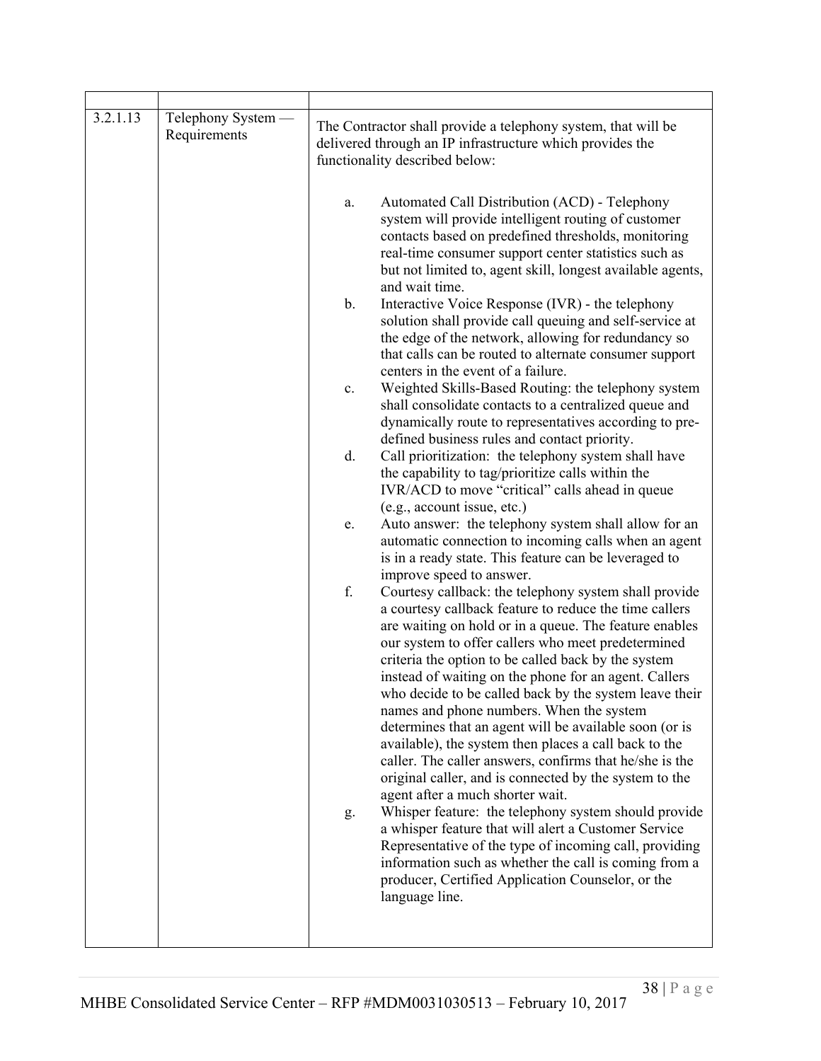| | | |
|---|---|---|
| 3.2.1.13 | Telephony System — Requirements | The Contractor shall provide a telephony system, that will be delivered through an IP infrastructure which provides the functionality described below:<br><br>a. Automated Call Distribution (ACD) - Telephony system will provide intelligent routing of customer contacts based on predefined thresholds, monitoring real-time consumer support center statistics such as but not limited to, agent skill, longest available agents, and wait time.<br>b. Interactive Voice Response (IVR) - the telephony solution shall provide call queuing and self-service at the edge of the network, allowing for redundancy so that calls can be routed to alternate consumer support centers in the event of a failure.<br>c. Weighted Skills-Based Routing: the telephony system shall consolidate contacts to a centralized queue and dynamically route to representatives according to pre-defined business rules and contact priority.<br>d. Call prioritization: the telephony system shall have the capability to tag/prioritize calls within the IVR/ACD to move "critical" calls ahead in queue (e.g., account issue, etc.)<br>e. Auto answer: the telephony system shall allow for an automatic connection to incoming calls when an agent is in a ready state. This feature can be leveraged to improve speed to answer.<br>f. Courtesy callback: the telephony system shall provide a courtesy callback feature to reduce the time callers are waiting on hold or in a queue. The feature enables our system to offer callers who meet predetermined criteria the option to be called back by the system instead of waiting on the phone for an agent. Callers who decide to be called back by the system leave their names and phone numbers. When the system determines that an agent will be available soon (or is available), the system then places a call back to the caller. The caller answers, confirms that he/she is the original caller, and is connected by the system to the agent after a much shorter wait.<br>g. Whisper feature: the telephony system should provide a whisper feature that will alert a Customer Service Representative of the type of incoming call, providing information such as whether the call is coming from a producer, Certified Application Counselor, or the language line. |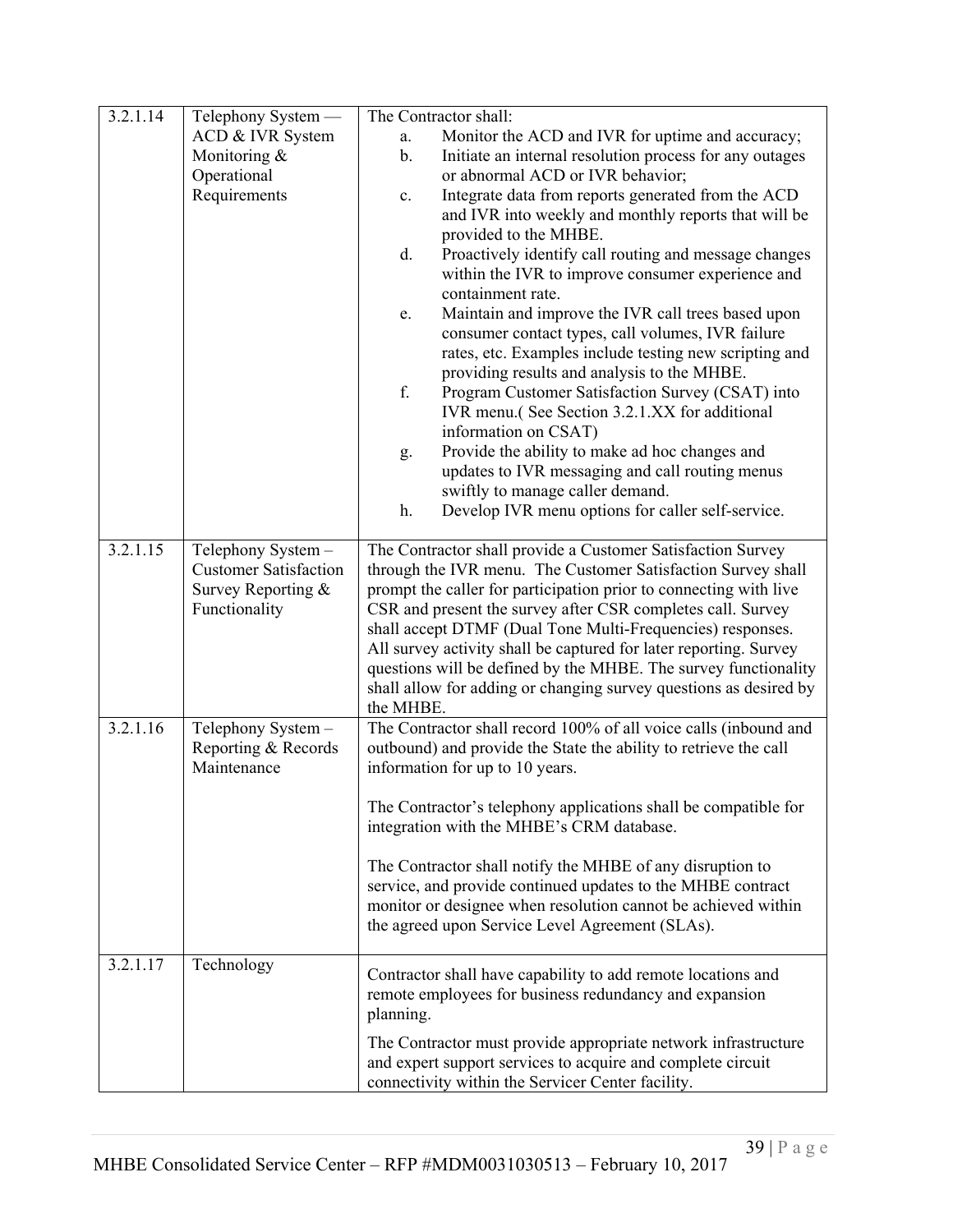| | | |
|---|---|---|
| 3.2.1.14 | Telephony System — ACD & IVR System Monitoring & Operational Requirements | The Contractor shall:<br>a. Monitor the ACD and IVR for uptime and accuracy;<br>b. Initiate an internal resolution process for any outages or abnormal ACD or IVR behavior;<br>c. Integrate data from reports generated from the ACD and IVR into weekly and monthly reports that will be provided to the MHBE.<br>d. Proactively identify call routing and message changes within the IVR to improve consumer experience and containment rate.<br>e. Maintain and improve the IVR call trees based upon consumer contact types, call volumes, IVR failure rates, etc. Examples include testing new scripting and providing results and analysis to the MHBE.<br>f. Program Customer Satisfaction Survey (CSAT) into IVR menu.( See Section 3.2.1.XX for additional information on CSAT)<br>g. Provide the ability to make ad hoc changes and updates to IVR messaging and call routing menus swiftly to manage caller demand.<br>h. Develop IVR menu options for caller self-service. |
| 3.2.1.15 | Telephony System – Customer Satisfaction Survey Reporting & Functionality | The Contractor shall provide a Customer Satisfaction Survey through the IVR menu. The Customer Satisfaction Survey shall prompt the caller for participation prior to connecting with live CSR and present the survey after CSR completes call. Survey shall accept DTMF (Dual Tone Multi-Frequencies) responses. All survey activity shall be captured for later reporting. Survey questions will be defined by the MHBE. The survey functionality shall allow for adding or changing survey questions as desired by the MHBE. |
| 3.2.1.16 | Telephony System – Reporting & Records Maintenance | The Contractor shall record 100% of all voice calls (inbound and outbound) and provide the State the ability to retrieve the call information for up to 10 years.<br><br>The Contractor's telephony applications shall be compatible for integration with the MHBE's CRM database.<br><br>The Contractor shall notify the MHBE of any disruption to service, and provide continued updates to the MHBE contract monitor or designee when resolution cannot be achieved within the agreed upon Service Level Agreement (SLAs). |
| 3.2.1.17 | Technology | Contractor shall have capability to add remote locations and remote employees for business redundancy and expansion planning.<br><br>The Contractor must provide appropriate network infrastructure and expert support services to acquire and complete circuit connectivity within the Servicer Center facility. |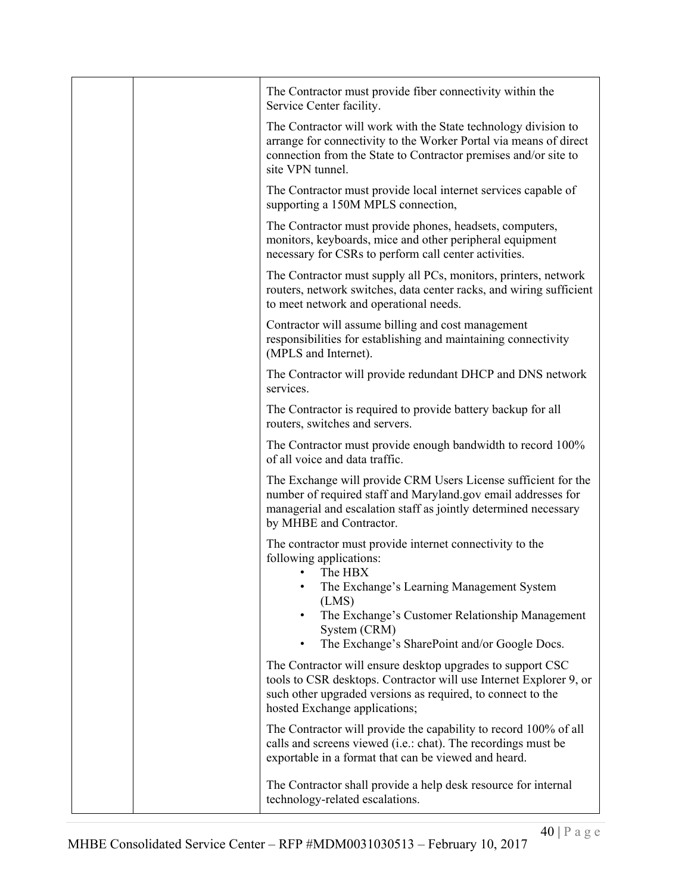|  |  | The Contractor must provide fiber connectivity within the Service Center facility.<br><br>The Contractor will work with the State technology division to arrange for connectivity to the Worker Portal via means of direct connection from the State to Contractor premises and/or site to site VPN tunnel.<br><br>The Contractor must provide local internet services capable of supporting a 150M MPLS connection,<br><br>The Contractor must provide phones, headsets, computers, monitors, keyboards, mice and other peripheral equipment necessary for CSRs to perform call center activities.<br><br>The Contractor must supply all PCs, monitors, printers, network routers, network switches, data center racks, and wiring sufficient to meet network and operational needs.<br><br>Contractor will assume billing and cost management responsibilities for establishing and maintaining connectivity (MPLS and Internet).<br><br>The Contractor will provide redundant DHCP and DNS network services.<br><br>The Contractor is required to provide battery backup for all routers, switches and servers.<br><br>The Contractor must provide enough bandwidth to record 100% of all voice and data traffic.<br><br>The Exchange will provide CRM Users License sufficient for the number of required staff and Maryland.gov email addresses for managerial and escalation staff as jointly determined necessary by MHBE and Contractor.<br><br>The contractor must provide internet connectivity to the following applications:<br>• The HBX<br>• The Exchange's Learning Management System (LMS)<br>• The Exchange's Customer Relationship Management System (CRM)<br>• The Exchange's SharePoint and/or Google Docs.<br><br>The Contractor will ensure desktop upgrades to support CSC tools to CSR desktops. Contractor will use Internet Explorer 9, or such other upgraded versions as required, to connect to the hosted Exchange applications;<br><br>The Contractor will provide the capability to record 100% of all calls and screens viewed (i.e.: chat). The recordings must be exportable in a format that can be viewed and heard.<br><br>The Contractor shall provide a help desk resource for internal technology-related escalations. |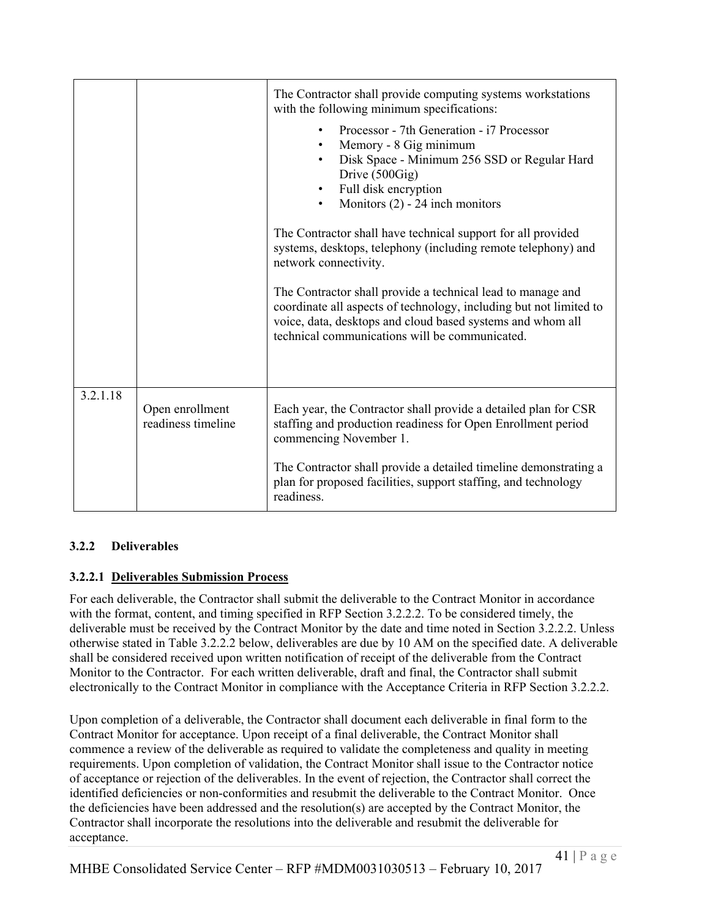| | | |
|---|---|---|
| | | The Contractor shall provide computing systems workstations with the following minimum specifications:<br>• Processor - 7th Generation - i7 Processor<br>• Memory - 8 Gig minimum<br>• Disk Space - Minimum 256 SSD or Regular Hard Drive (500Gig)<br>• Full disk encryption<br>• Monitors (2) - 24 inch monitors<br><br>The Contractor shall have technical support for all provided systems, desktops, telephony (including remote telephony) and network connectivity.<br><br>The Contractor shall provide a technical lead to manage and coordinate all aspects of technology, including but not limited to voice, data, desktops and cloud based systems and whom all technical communications will be communicated. |
| 3.2.1.18 | Open enrollment readiness timeline | Each year, the Contractor shall provide a detailed plan for CSR staffing and production readiness for Open Enrollment period commencing November 1.<br><br>The Contractor shall provide a detailed timeline demonstrating a plan for proposed facilities, support staffing, and technology readiness. |

### 3.2.2 Deliverables

#### 3.2.2.1 Deliverables Submission Process

For each deliverable, the Contractor shall submit the deliverable to the Contract Monitor in accordance with the format, content, and timing specified in RFP Section 3.2.2.2. To be considered timely, the deliverable must be received by the Contract Monitor by the date and time noted in Section 3.2.2.2. Unless otherwise stated in Table 3.2.2.2 below, deliverables are due by 10 AM on the specified date. A deliverable shall be considered received upon written notification of receipt of the deliverable from the Contract Monitor to the Contractor. For each written deliverable, draft and final, the Contractor shall submit electronically to the Contract Monitor in compliance with the Acceptance Criteria in RFP Section 3.2.2.2.

Upon completion of a deliverable, the Contractor shall document each deliverable in final form to the Contract Monitor for acceptance. Upon receipt of a final deliverable, the Contract Monitor shall commence a review of the deliverable as required to validate the completeness and quality in meeting requirements. Upon completion of validation, the Contract Monitor shall issue to the Contractor notice of acceptance or rejection of the deliverables. In the event of rejection, the Contractor shall correct the identified deficiencies or non-conformities and resubmit the deliverable to the Contract Monitor. Once the deficiencies have been addressed and the resolution(s) are accepted by the Contract Monitor, the Contractor shall incorporate the resolutions into the deliverable and resubmit the deliverable for acceptance.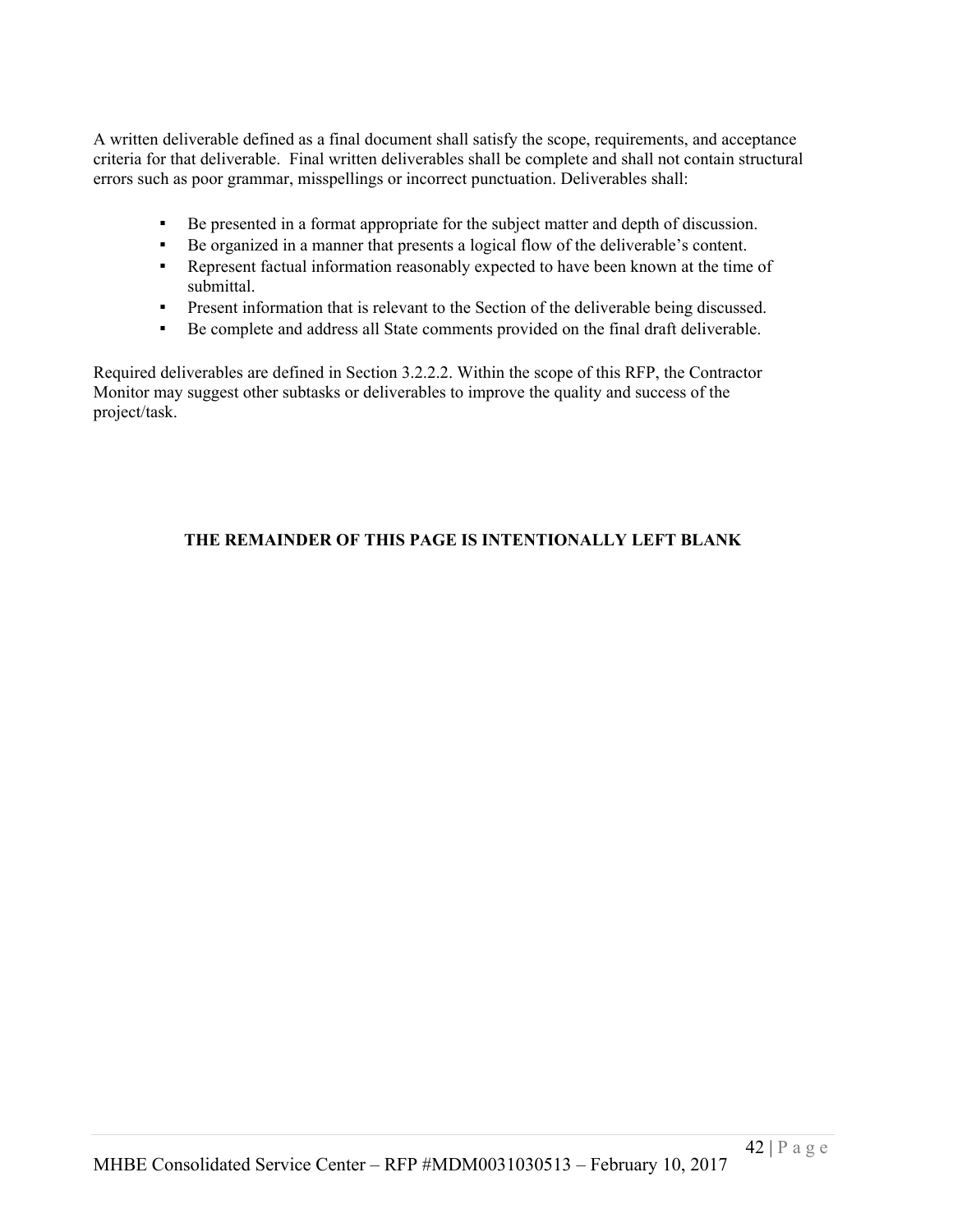A written deliverable defined as a final document shall satisfy the scope, requirements, and acceptance criteria for that deliverable. Final written deliverables shall be complete and shall not contain structural errors such as poor grammar, misspellings or incorrect punctuation. Deliverables shall:

- Be presented in a format appropriate for the subject matter and depth of discussion.
- Be organized in a manner that presents a logical flow of the deliverable's content.
- Represent factual information reasonably expected to have been known at the time of submittal.
- Present information that is relevant to the Section of the deliverable being discussed.
- Be complete and address all State comments provided on the final draft deliverable.

Required deliverables are defined in Section 3.2.2.2. Within the scope of this RFP, the Contractor Monitor may suggest other subtasks or deliverables to improve the quality and success of the project/task.

**THE REMAINDER OF THIS PAGE IS INTENTIONALLY LEFT BLANK**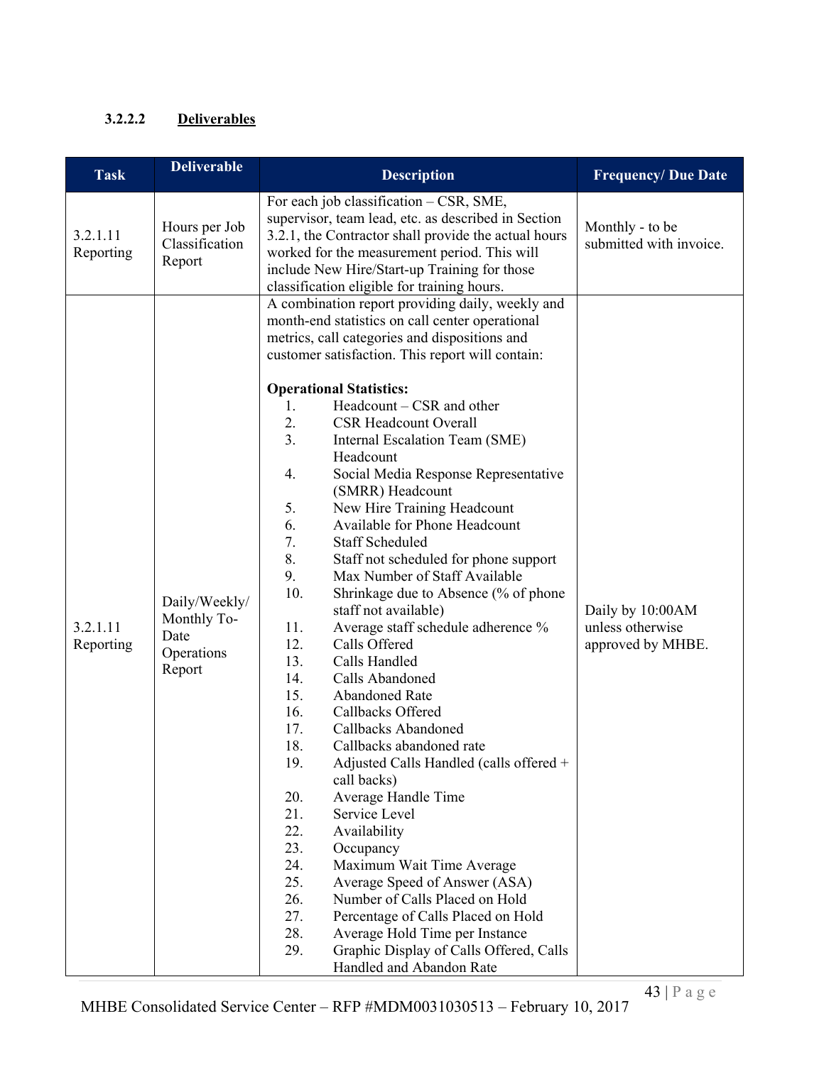#### 3.2.2.2 Deliverables

| Task | Deliverable | Description | Frequency/ Due Date |
|---|---|---|---|
| 3.2.1.11 Reporting | Hours per Job Classification Report | For each job classification – CSR, SME, supervisor, team lead, etc. as described in Section 3.2.1, the Contractor shall provide the actual hours worked for the measurement period. This will include New Hire/Start-up Training for those classification eligible for training hours. | Monthly - to be submitted with invoice. |
| 3.2.1.11 Reporting | Daily/Weekly/ Monthly To-Date Operations Report | A combination report providing daily, weekly and month-end statistics on call center operational metrics, call categories and dispositions and customer satisfaction. This report will contain:<br><br>**Operational Statistics:**<br>1. Headcount – CSR and other<br>2. CSR Headcount Overall<br>3. Internal Escalation Team (SME) Headcount<br>4. Social Media Response Representative (SMRR) Headcount<br>5. New Hire Training Headcount<br>6. Available for Phone Headcount<br>7. Staff Scheduled<br>8. Staff not scheduled for phone support<br>9. Max Number of Staff Available<br>10. Shrinkage due to Absence (% of phone staff not available)<br>11. Average staff schedule adherence %<br>12. Calls Offered<br>13. Calls Handled<br>14. Calls Abandoned<br>15. Abandoned Rate<br>16. Callbacks Offered<br>17. Callbacks Abandoned<br>18. Callbacks abandoned rate<br>19. Adjusted Calls Handled (calls offered + call backs)<br>20. Average Handle Time<br>21. Service Level<br>22. Availability<br>23. Occupancy<br>24. Maximum Wait Time Average<br>25. Average Speed of Answer (ASA)<br>26. Number of Calls Placed on Hold<br>27. Percentage of Calls Placed on Hold<br>28. Average Hold Time per Instance<br>29. Graphic Display of Calls Offered, Calls Handled and Abandon Rate | Daily by 10:00AM unless otherwise approved by MHBE. |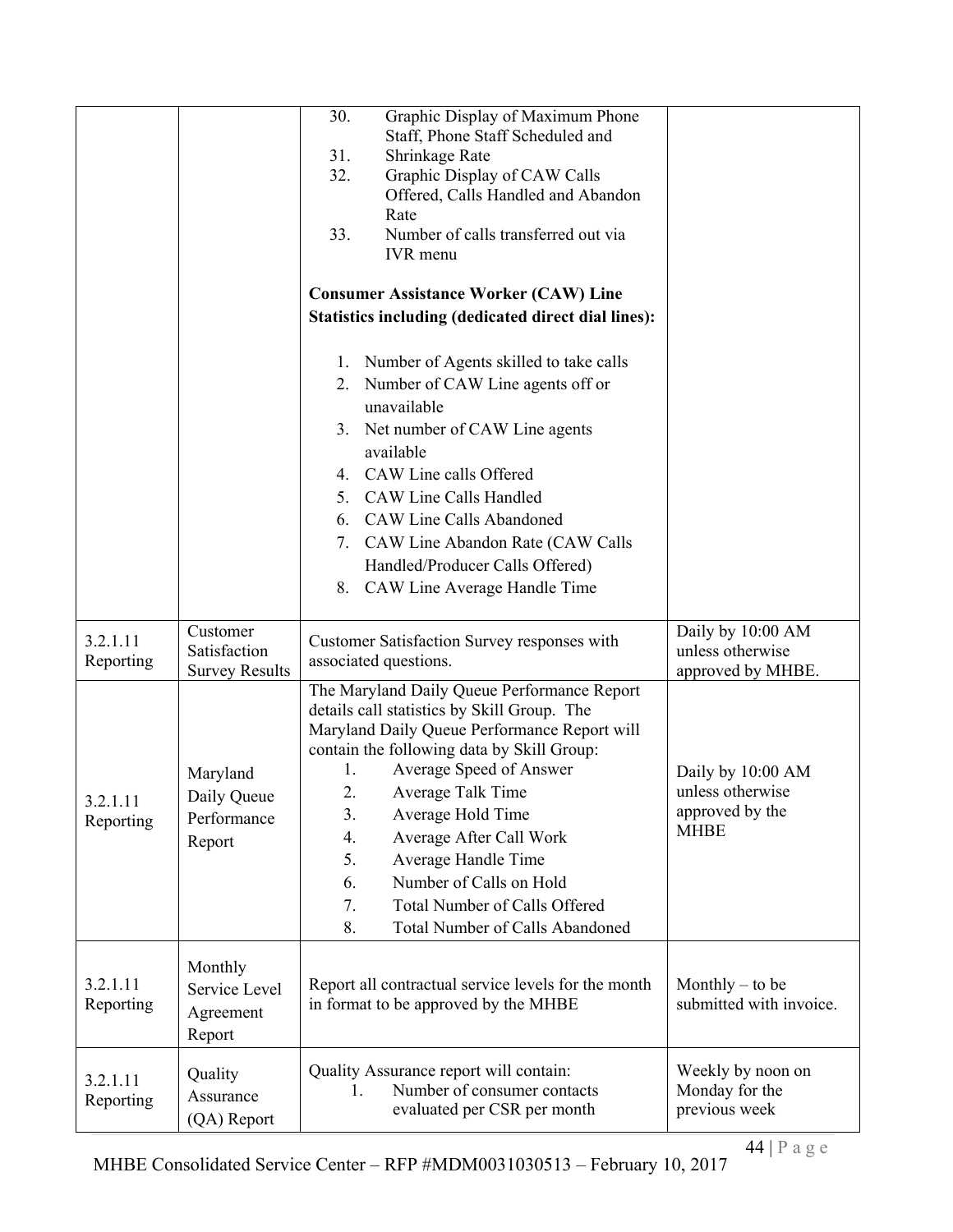| | | 30. Graphic Display of Maximum Phone Staff, Phone Staff Scheduled and<br>31. Shrinkage Rate<br>32. Graphic Display of CAW Calls Offered, Calls Handled and Abandon Rate<br>33. Number of calls transferred out via IVR menu<br><br>**Consumer Assistance Worker (CAW) Line Statistics including (dedicated direct dial lines):**<br><br>1. Number of Agents skilled to take calls<br>2. Number of CAW Line agents off or unavailable<br>3. Net number of CAW Line agents available<br>4. CAW Line calls Offered<br>5. CAW Line Calls Handled<br>6. CAW Line Calls Abandoned<br>7. CAW Line Abandon Rate (CAW Calls Handled/Producer Calls Offered)<br>8. CAW Line Average Handle Time | |
|---|---|---|---|
| 3.2.1.11 Reporting | Customer Satisfaction Survey Results | Customer Satisfaction Survey responses with associated questions. | Daily by 10:00 AM unless otherwise approved by MHBE. |
| 3.2.1.11 Reporting | Maryland Daily Queue Performance Report | The Maryland Daily Queue Performance Report details call statistics by Skill Group. The Maryland Daily Queue Performance Report will contain the following data by Skill Group:<br>1. Average Speed of Answer<br>2. Average Talk Time<br>3. Average Hold Time<br>4. Average After Call Work<br>5. Average Handle Time<br>6. Number of Calls on Hold<br>7. Total Number of Calls Offered<br>8. Total Number of Calls Abandoned | Daily by 10:00 AM unless otherwise approved by the MHBE |
| 3.2.1.11 Reporting | Monthly Service Level Agreement Report | Report all contractual service levels for the month in format to be approved by the MHBE | Monthly – to be submitted with invoice. |
| 3.2.1.11 Reporting | Quality Assurance (QA) Report | Quality Assurance report will contain:<br>1. Number of consumer contacts evaluated per CSR per month | Weekly by noon on Monday for the previous week |

MHBE Consolidated Service Center – RFP #MDM0031030513 – February 10, 2017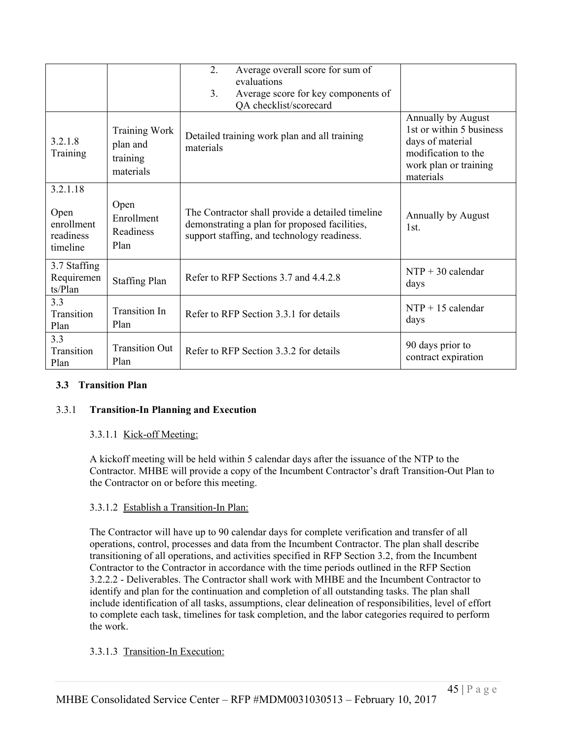| | | 2. Average overall score for sum of evaluations<br>3. Average score for key components of QA checklist/scorecard | |
|---|---|---|---|
| 3.2.1.8 Training | Training Work plan and training materials | Detailed training work plan and all training materials | Annually by August 1st or within 5 business days of material modification to the work plan or training materials |
| 3.2.1.18<br><br>Open enrollment readiness timeline | Open Enrollment Readiness Plan | The Contractor shall provide a detailed timeline demonstrating a plan for proposed facilities, support staffing, and technology readiness. | Annually by August 1st. |
| 3.7 Staffing Requirements/Plan | Staffing Plan | Refer to RFP Sections 3.7 and 4.4.2.8 | NTP + 30 calendar days |
| 3.3 Transition Plan | Transition In Plan | Refer to RFP Section 3.3.1 for details | NTP + 15 calendar days |
| 3.3 Transition Plan | Transition Out Plan | Refer to RFP Section 3.3.2 for details | 90 days prior to contract expiration |

## 3.3 Transition Plan

### 3.3.1 Transition-In Planning and Execution

#### 3.3.1.1 Kick-off Meeting:

A kickoff meeting will be held within 5 calendar days after the issuance of the NTP to the Contractor. MHBE will provide a copy of the Incumbent Contractor's draft Transition-Out Plan to the Contractor on or before this meeting.

#### 3.3.1.2 Establish a Transition-In Plan:

The Contractor will have up to 90 calendar days for complete verification and transfer of all operations, control, processes and data from the Incumbent Contractor. The plan shall describe transitioning of all operations, and activities specified in RFP Section 3.2, from the Incumbent Contractor to the Contractor in accordance with the time periods outlined in the RFP Section 3.2.2.2 - Deliverables. The Contractor shall work with MHBE and the Incumbent Contractor to identify and plan for the continuation and completion of all outstanding tasks. The plan shall include identification of all tasks, assumptions, clear delineation of responsibilities, level of effort to complete each task, timelines for task completion, and the labor categories required to perform the work.

#### 3.3.1.3 Transition-In Execution: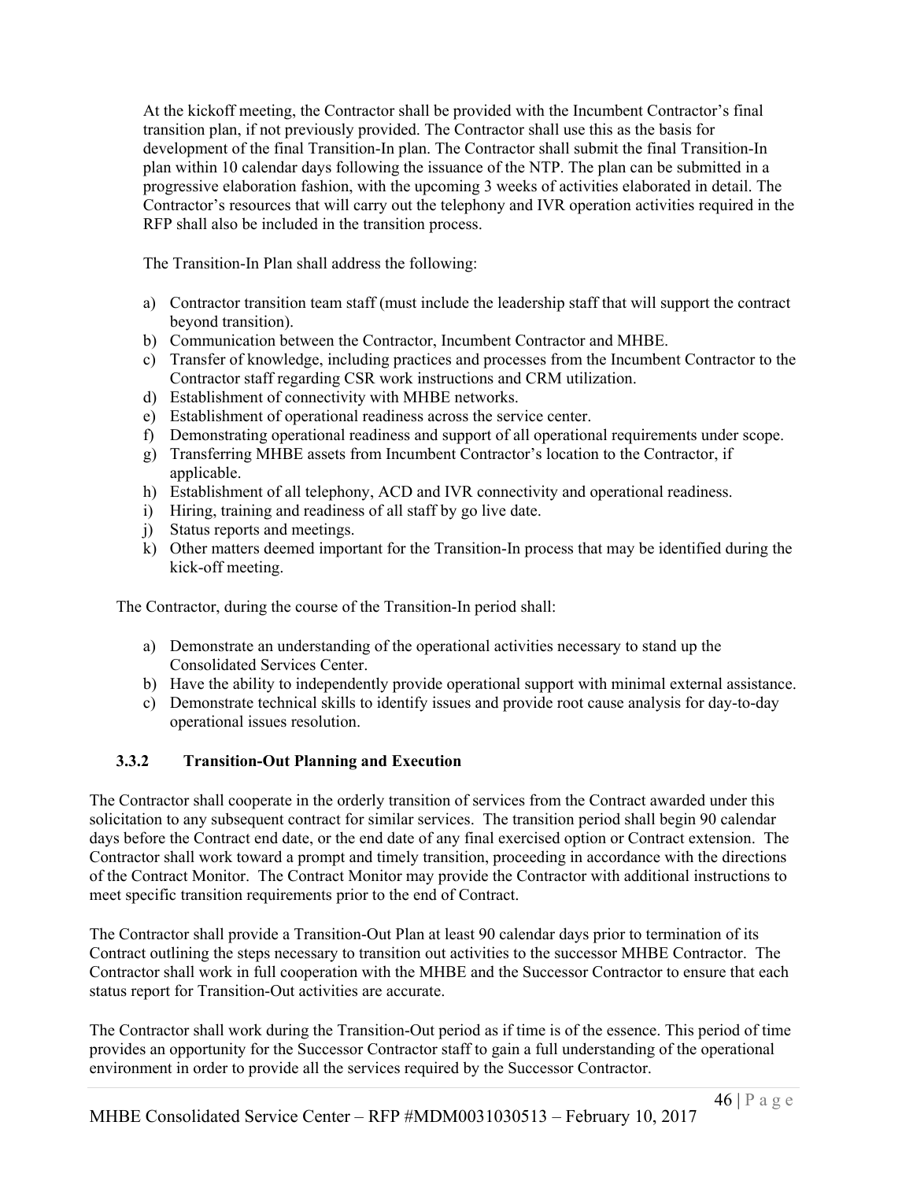At the kickoff meeting, the Contractor shall be provided with the Incumbent Contractor's final transition plan, if not previously provided. The Contractor shall use this as the basis for development of the final Transition-In plan. The Contractor shall submit the final Transition-In plan within 10 calendar days following the issuance of the NTP. The plan can be submitted in a progressive elaboration fashion, with the upcoming 3 weeks of activities elaborated in detail. The Contractor's resources that will carry out the telephony and IVR operation activities required in the RFP shall also be included in the transition process.

The Transition-In Plan shall address the following:

a) Contractor transition team staff (must include the leadership staff that will support the contract beyond transition).
b) Communication between the Contractor, Incumbent Contractor and MHBE.
c) Transfer of knowledge, including practices and processes from the Incumbent Contractor to the Contractor staff regarding CSR work instructions and CRM utilization.
d) Establishment of connectivity with MHBE networks.
e) Establishment of operational readiness across the service center.
f) Demonstrating operational readiness and support of all operational requirements under scope.
g) Transferring MHBE assets from Incumbent Contractor's location to the Contractor, if applicable.
h) Establishment of all telephony, ACD and IVR connectivity and operational readiness.
i) Hiring, training and readiness of all staff by go live date.
j) Status reports and meetings.
k) Other matters deemed important for the Transition-In process that may be identified during the kick-off meeting.

The Contractor, during the course of the Transition-In period shall:

a) Demonstrate an understanding of the operational activities necessary to stand up the Consolidated Services Center.
b) Have the ability to independently provide operational support with minimal external assistance.
c) Demonstrate technical skills to identify issues and provide root cause analysis for day-to-day operational issues resolution.

### 3.3.2 Transition-Out Planning and Execution

The Contractor shall cooperate in the orderly transition of services from the Contract awarded under this solicitation to any subsequent contract for similar services. The transition period shall begin 90 calendar days before the Contract end date, or the end date of any final exercised option or Contract extension. The Contractor shall work toward a prompt and timely transition, proceeding in accordance with the directions of the Contract Monitor. The Contract Monitor may provide the Contractor with additional instructions to meet specific transition requirements prior to the end of Contract.

The Contractor shall provide a Transition-Out Plan at least 90 calendar days prior to termination of its Contract outlining the steps necessary to transition out activities to the successor MHBE Contractor. The Contractor shall work in full cooperation with the MHBE and the Successor Contractor to ensure that each status report for Transition-Out activities are accurate.

The Contractor shall work during the Transition-Out period as if time is of the essence. This period of time provides an opportunity for the Successor Contractor staff to gain a full understanding of the operational environment in order to provide all the services required by the Successor Contractor.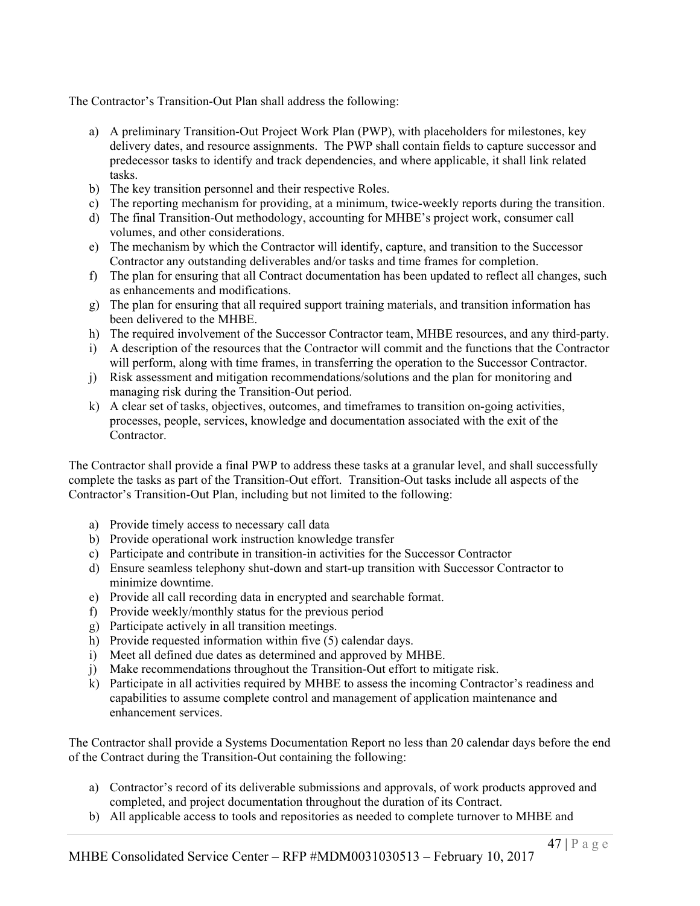The Contractor's Transition-Out Plan shall address the following:

a) A preliminary Transition-Out Project Work Plan (PWP), with placeholders for milestones, key delivery dates, and resource assignments. The PWP shall contain fields to capture successor and predecessor tasks to identify and track dependencies, and where applicable, it shall link related tasks.
b) The key transition personnel and their respective Roles.
c) The reporting mechanism for providing, at a minimum, twice-weekly reports during the transition.
d) The final Transition-Out methodology, accounting for MHBE's project work, consumer call volumes, and other considerations.
e) The mechanism by which the Contractor will identify, capture, and transition to the Successor Contractor any outstanding deliverables and/or tasks and time frames for completion.
f) The plan for ensuring that all Contract documentation has been updated to reflect all changes, such as enhancements and modifications.
g) The plan for ensuring that all required support training materials, and transition information has been delivered to the MHBE.
h) The required involvement of the Successor Contractor team, MHBE resources, and any third-party.
i) A description of the resources that the Contractor will commit and the functions that the Contractor will perform, along with time frames, in transferring the operation to the Successor Contractor.
j) Risk assessment and mitigation recommendations/solutions and the plan for monitoring and managing risk during the Transition-Out period.
k) A clear set of tasks, objectives, outcomes, and timeframes to transition on-going activities, processes, people, services, knowledge and documentation associated with the exit of the Contractor.

The Contractor shall provide a final PWP to address these tasks at a granular level, and shall successfully complete the tasks as part of the Transition-Out effort. Transition-Out tasks include all aspects of the Contractor's Transition-Out Plan, including but not limited to the following:

a) Provide timely access to necessary call data
b) Provide operational work instruction knowledge transfer
c) Participate and contribute in transition-in activities for the Successor Contractor
d) Ensure seamless telephony shut-down and start-up transition with Successor Contractor to minimize downtime.
e) Provide all call recording data in encrypted and searchable format.
f) Provide weekly/monthly status for the previous period
g) Participate actively in all transition meetings.
h) Provide requested information within five (5) calendar days.
i) Meet all defined due dates as determined and approved by MHBE.
j) Make recommendations throughout the Transition-Out effort to mitigate risk.
k) Participate in all activities required by MHBE to assess the incoming Contractor's readiness and capabilities to assume complete control and management of application maintenance and enhancement services.

The Contractor shall provide a Systems Documentation Report no less than 20 calendar days before the end of the Contract during the Transition-Out containing the following:

a) Contractor's record of its deliverable submissions and approvals, of work products approved and completed, and project documentation throughout the duration of its Contract.
b) All applicable access to tools and repositories as needed to complete turnover to MHBE and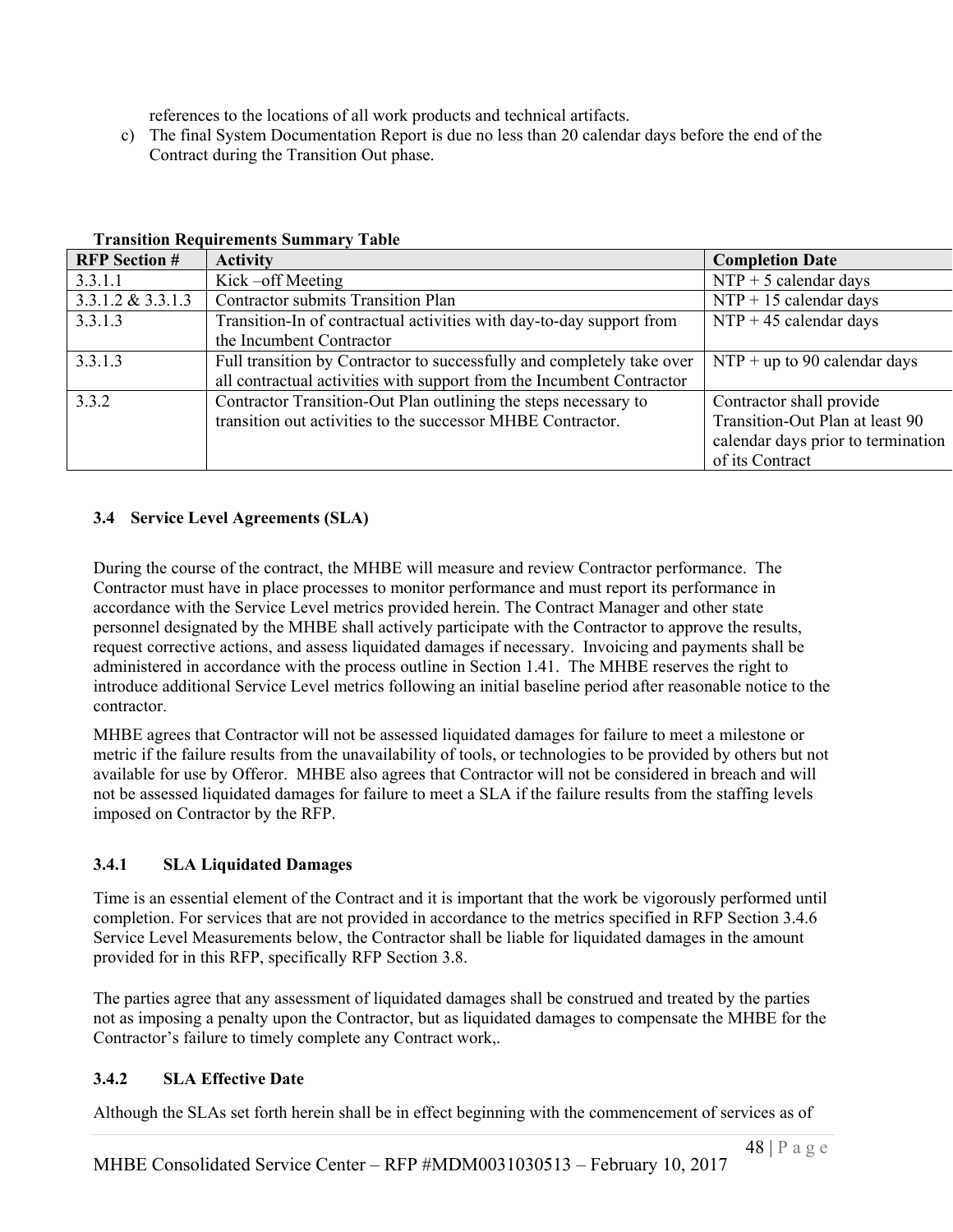references to the locations of all work products and technical artifacts.

c) The final System Documentation Report is due no less than 20 calendar days before the end of the Contract during the Transition Out phase.

**Transition Requirements Summary Table**

| RFP Section # | Activity | Completion Date |
|---|---|---|
| 3.3.1.1 | Kick –off Meeting | NTP + 5 calendar days |
| 3.3.1.2 & 3.3.1.3 | Contractor submits Transition Plan | NTP + 15 calendar days |
| 3.3.1.3 | Transition-In of contractual activities with day-to-day support from the Incumbent Contractor | NTP + 45 calendar days |
| 3.3.1.3 | Full transition by Contractor to successfully and completely take over all contractual activities with support from the Incumbent Contractor | NTP + up to 90 calendar days |
| 3.3.2 | Contractor Transition-Out Plan outlining the steps necessary to transition out activities to the successor MHBE Contractor. | Contractor shall provide Transition-Out Plan at least 90 calendar days prior to termination of its Contract |

### 3.4 Service Level Agreements (SLA)

During the course of the contract, the MHBE will measure and review Contractor performance. The Contractor must have in place processes to monitor performance and must report its performance in accordance with the Service Level metrics provided herein. The Contract Manager and other state personnel designated by the MHBE shall actively participate with the Contractor to approve the results, request corrective actions, and assess liquidated damages if necessary. Invoicing and payments shall be administered in accordance with the process outline in Section 1.41. The MHBE reserves the right to introduce additional Service Level metrics following an initial baseline period after reasonable notice to the contractor.

MHBE agrees that Contractor will not be assessed liquidated damages for failure to meet a milestone or metric if the failure results from the unavailability of tools, or technologies to be provided by others but not available for use by Offeror. MHBE also agrees that Contractor will not be considered in breach and will not be assessed liquidated damages for failure to meet a SLA if the failure results from the staffing levels imposed on Contractor by the RFP.

#### 3.4.1 SLA Liquidated Damages

Time is an essential element of the Contract and it is important that the work be vigorously performed until completion. For services that are not provided in accordance to the metrics specified in RFP Section 3.4.6 Service Level Measurements below, the Contractor shall be liable for liquidated damages in the amount provided for in this RFP, specifically RFP Section 3.8.

The parties agree that any assessment of liquidated damages shall be construed and treated by the parties not as imposing a penalty upon the Contractor, but as liquidated damages to compensate the MHBE for the Contractor's failure to timely complete any Contract work,.

#### 3.4.2 SLA Effective Date

Although the SLAs set forth herein shall be in effect beginning with the commencement of services as of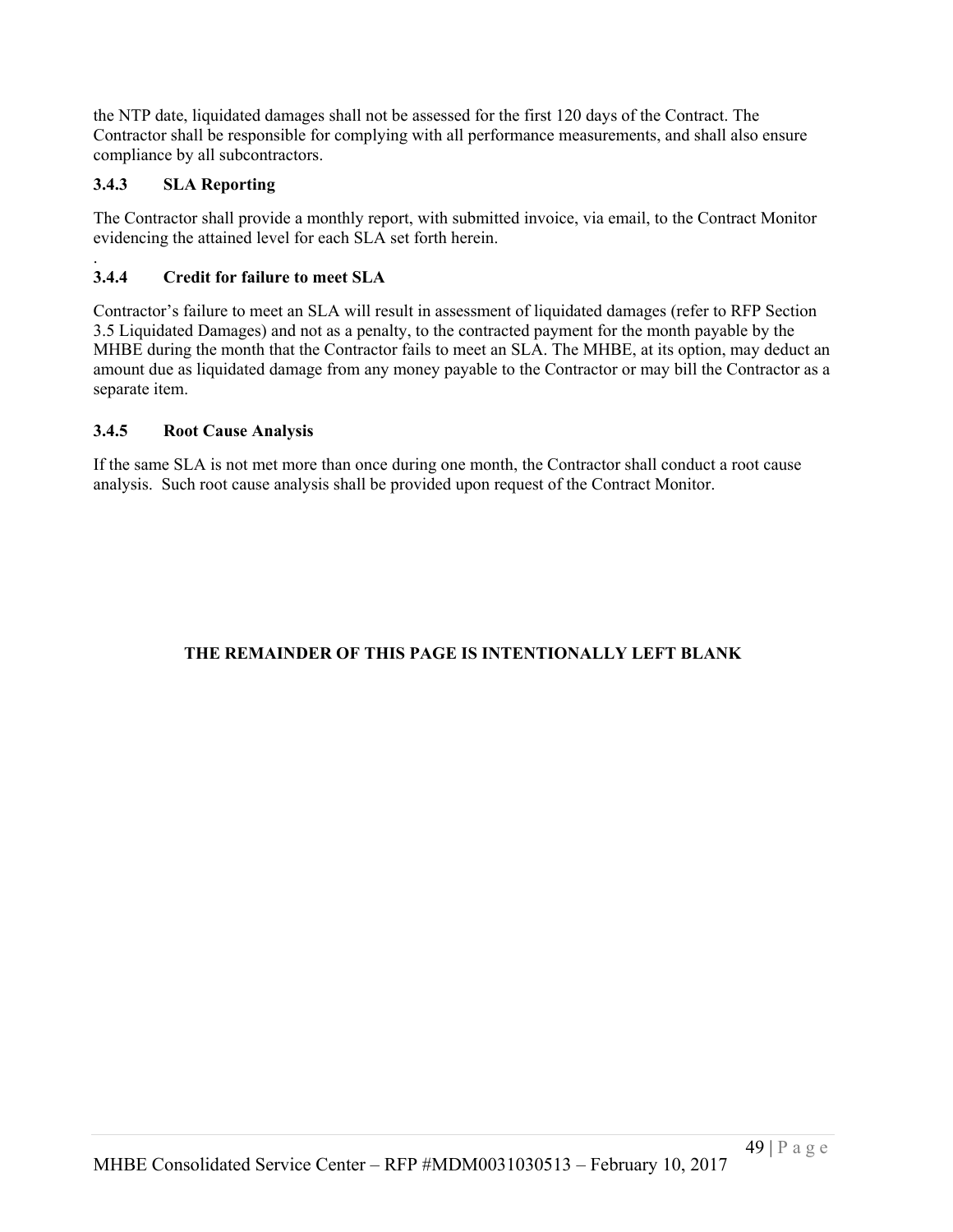the NTP date, liquidated damages shall not be assessed for the first 120 days of the Contract. The Contractor shall be responsible for complying with all performance measurements, and shall also ensure compliance by all subcontractors.

### 3.4.3 SLA Reporting

The Contractor shall provide a monthly report, with submitted invoice, via email, to the Contract Monitor evidencing the attained level for each SLA set forth herein.

.

### 3.4.4 Credit for failure to meet SLA

Contractor's failure to meet an SLA will result in assessment of liquidated damages (refer to RFP Section 3.5 Liquidated Damages) and not as a penalty, to the contracted payment for the month payable by the MHBE during the month that the Contractor fails to meet an SLA. The MHBE, at its option, may deduct an amount due as liquidated damage from any money payable to the Contractor or may bill the Contractor as a separate item.

### 3.4.5 Root Cause Analysis

If the same SLA is not met more than once during one month, the Contractor shall conduct a root cause analysis. Such root cause analysis shall be provided upon request of the Contract Monitor.

**THE REMAINDER OF THIS PAGE IS INTENTIONALLY LEFT BLANK**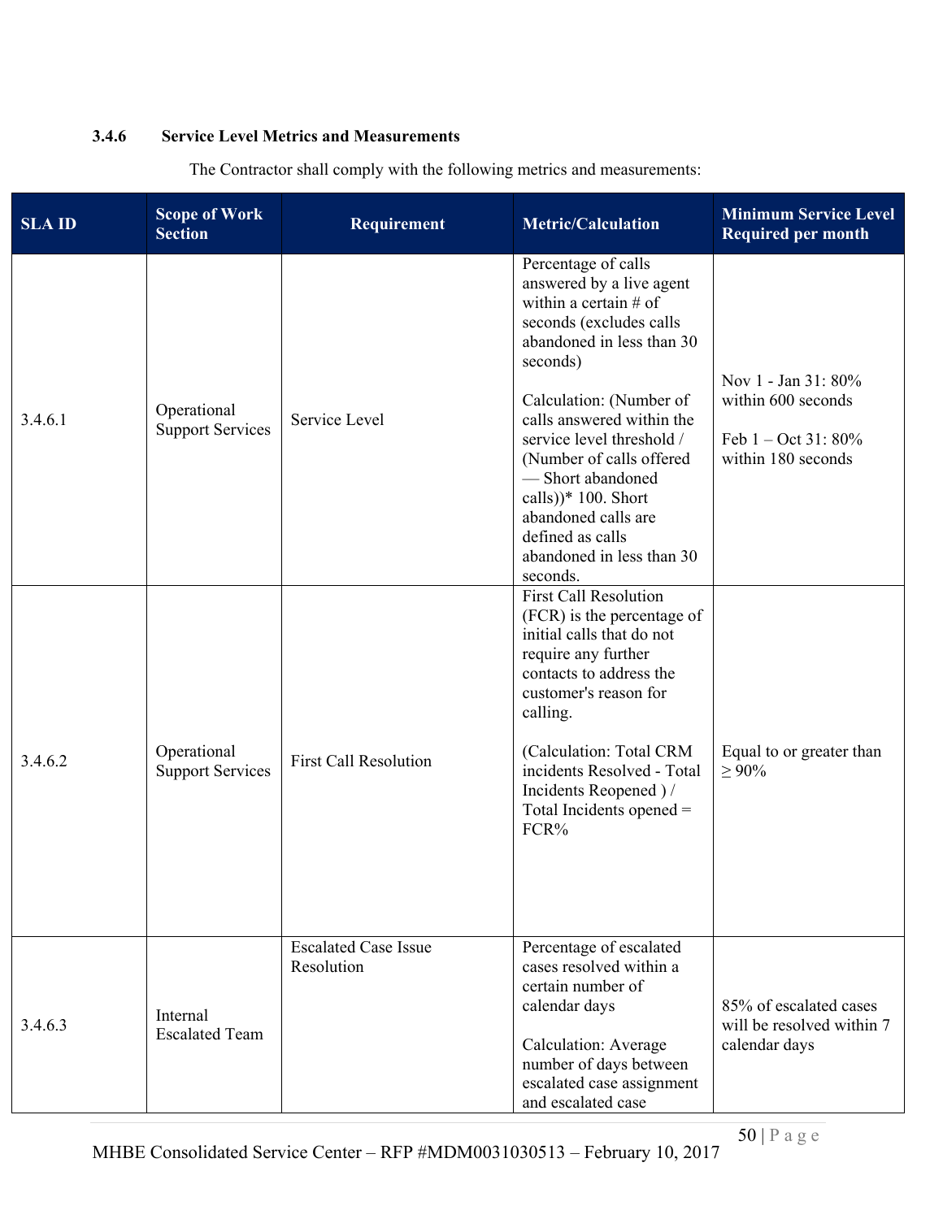### 3.4.6 Service Level Metrics and Measurements

The Contractor shall comply with the following metrics and measurements:

| SLA ID | Scope of Work Section | Requirement | Metric/Calculation | Minimum Service Level Required per month |
|---|---|---|---|---|
| 3.4.6.1 | Operational Support Services | Service Level | Percentage of calls answered by a live agent within a certain # of seconds (excludes calls abandoned in less than 30 seconds)<br><br>Calculation: (Number of calls answered within the service level threshold / (Number of calls offered — Short abandoned calls))* 100. Short abandoned calls are defined as calls abandoned in less than 30 seconds. | Nov 1 - Jan 31: 80% within 600 seconds<br><br>Feb 1 – Oct 31: 80% within 180 seconds |
| 3.4.6.2 | Operational Support Services | First Call Resolution | First Call Resolution (FCR) is the percentage of initial calls that do not require any further contacts to address the customer's reason for calling.<br><br>(Calculation: Total CRM incidents Resolved - Total Incidents Reopened ) / Total Incidents opened = FCR% | Equal to or greater than ≥ 90% |
| 3.4.6.3 | Internal Escalated Team | Escalated Case Issue Resolution | Percentage of escalated cases resolved within a certain number of calendar days<br><br>Calculation: Average number of days between escalated case assignment and escalated case | 85% of escalated cases will be resolved within 7 calendar days |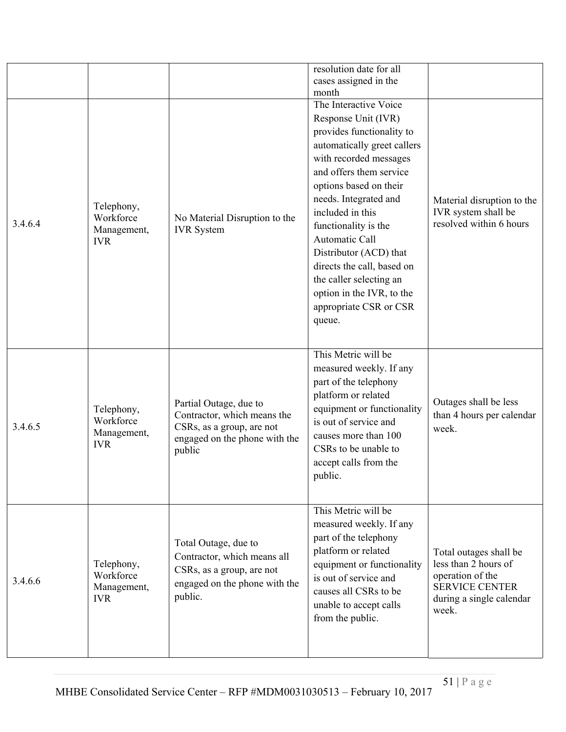| | | | resolution date for all cases assigned in the month | |
|---|---|---|---|---|
| 3.4.6.4 | Telephony, Workforce Management, IVR | No Material Disruption to the IVR System | The Interactive Voice Response Unit (IVR) provides functionality to automatically greet callers with recorded messages and offers them service options based on their needs. Integrated and included in this functionality is the Automatic Call Distributor (ACD) that directs the call, based on the caller selecting an option in the IVR, to the appropriate CSR or CSR queue. | Material disruption to the IVR system shall be resolved within 6 hours |
| 3.4.6.5 | Telephony, Workforce Management, IVR | Partial Outage, due to Contractor, which means the CSRs, as a group, are not engaged on the phone with the public | This Metric will be measured weekly. If any part of the telephony platform or related equipment or functionality is out of service and causes more than 100 CSRs to be unable to accept calls from the public. | Outages shall be less than 4 hours per calendar week. |
| 3.4.6.6 | Telephony, Workforce Management, IVR | Total Outage, due to Contractor, which means all CSRs, as a group, are not engaged on the phone with the public. | This Metric will be measured weekly. If any part of the telephony platform or related equipment or functionality is out of service and causes all CSRs to be unable to accept calls from the public. | Total outages shall be less than 2 hours of operation of the SERVICE CENTER during a single calendar week. |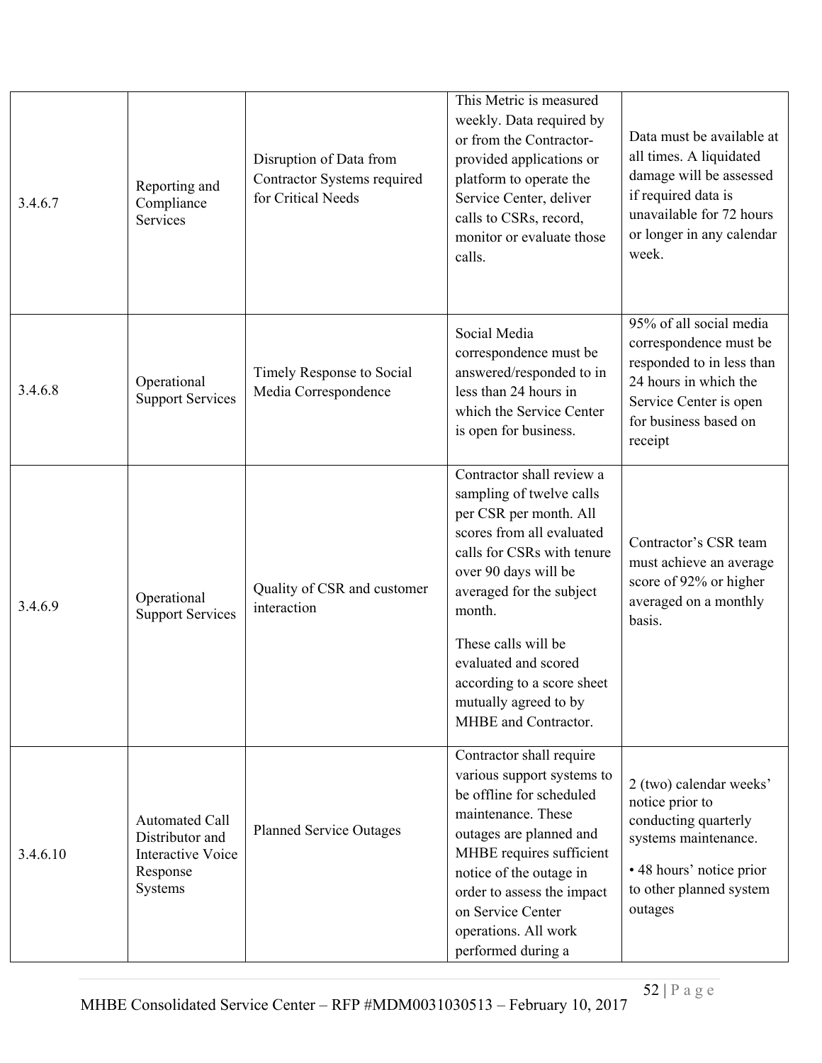| 3.4.6.7 | Reporting and Compliance Services | Disruption of Data from Contractor Systems required for Critical Needs | This Metric is measured weekly. Data required by or from the Contractor-provided applications or platform to operate the Service Center, deliver calls to CSRs, record, monitor or evaluate those calls. | Data must be available at all times. A liquidated damage will be assessed if required data is unavailable for 72 hours or longer in any calendar week. |
|---|---|---|---|---|
| 3.4.6.8 | Operational Support Services | Timely Response to Social Media Correspondence | Social Media correspondence must be answered/responded to in less than 24 hours in which the Service Center is open for business. | 95% of all social media correspondence must be responded to in less than 24 hours in which the Service Center is open for business based on receipt |
| 3.4.6.9 | Operational Support Services | Quality of CSR and customer interaction | Contractor shall review a sampling of twelve calls per CSR per month. All scores from all evaluated calls for CSRs with tenure over 90 days will be averaged for the subject month.<br><br>These calls will be evaluated and scored according to a score sheet mutually agreed to by MHBE and Contractor. | Contractor's CSR team must achieve an average score of 92% or higher averaged on a monthly basis. |
| 3.4.6.10 | Automated Call Distributor and Interactive Voice Response Systems | Planned Service Outages | Contractor shall require various support systems to be offline for scheduled maintenance. These outages are planned and MHBE requires sufficient notice of the outage in order to assess the impact on Service Center operations. All work performed during a | 2 (two) calendar weeks' notice prior to conducting quarterly systems maintenance.<br><br>• 48 hours' notice prior to other planned system outages |

MHBE Consolidated Service Center – RFP #MDM0031030513 – February 10, 2017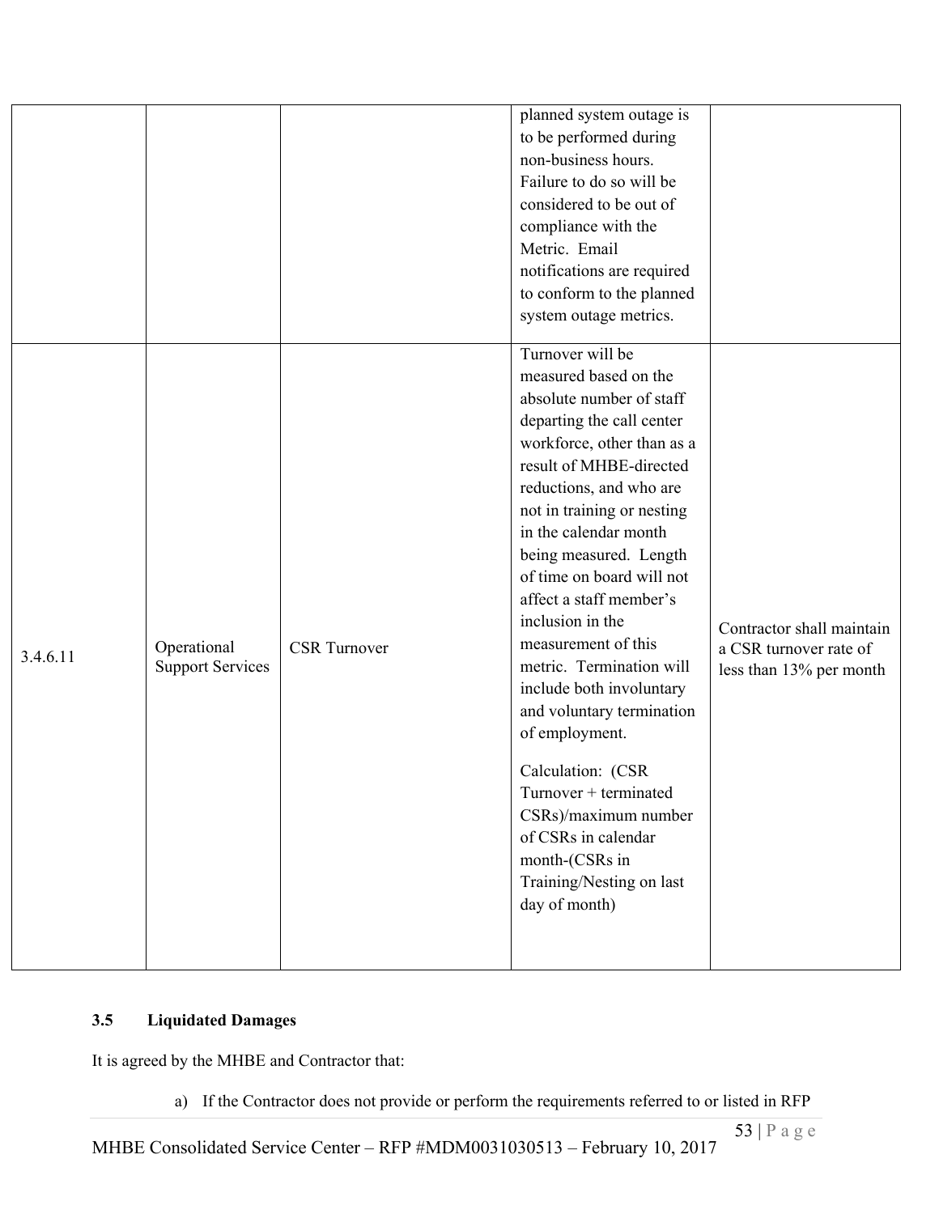| | | | | |
|---|---|---|---|---|
| | | | planned system outage is to be performed during non-business hours. Failure to do so will be considered to be out of compliance with the Metric. Email notifications are required to conform to the planned system outage metrics. | |
| 3.4.6.11 | Operational Support Services | CSR Turnover | Turnover will be measured based on the absolute number of staff departing the call center workforce, other than as a result of MHBE-directed reductions, and who are not in training or nesting in the calendar month being measured. Length of time on board will not affect a staff member's inclusion in the measurement of this metric. Termination will include both involuntary and voluntary termination of employment.<br><br>Calculation: (CSR Turnover + terminated CSRs)/maximum number of CSRs in calendar month-(CSRs in Training/Nesting on last day of month) | Contractor shall maintain a CSR turnover rate of less than 13% per month |

### 3.5 Liquidated Damages

It is agreed by the MHBE and Contractor that:

a) If the Contractor does not provide or perform the requirements referred to or listed in RFP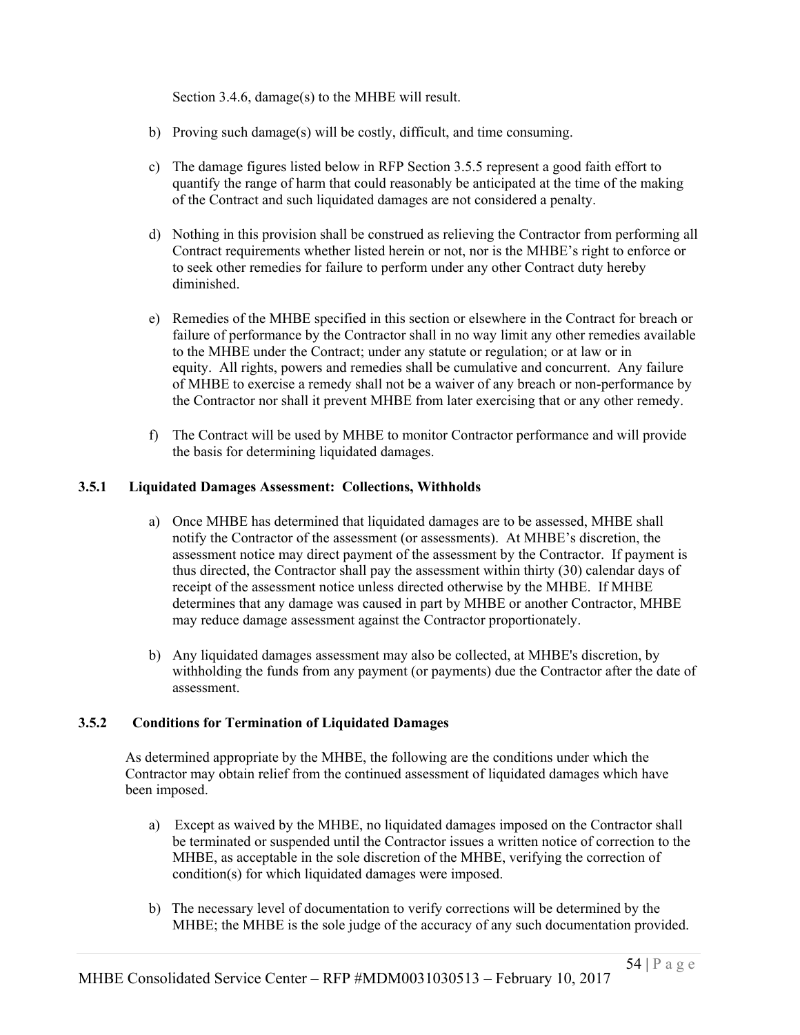Section 3.4.6, damage(s) to the MHBE will result.

b) Proving such damage(s) will be costly, difficult, and time consuming.

c) The damage figures listed below in RFP Section 3.5.5 represent a good faith effort to quantify the range of harm that could reasonably be anticipated at the time of the making of the Contract and such liquidated damages are not considered a penalty.

d) Nothing in this provision shall be construed as relieving the Contractor from performing all Contract requirements whether listed herein or not, nor is the MHBE's right to enforce or to seek other remedies for failure to perform under any other Contract duty hereby diminished.

e) Remedies of the MHBE specified in this section or elsewhere in the Contract for breach or failure of performance by the Contractor shall in no way limit any other remedies available to the MHBE under the Contract; under any statute or regulation; or at law or in equity. All rights, powers and remedies shall be cumulative and concurrent. Any failure of MHBE to exercise a remedy shall not be a waiver of any breach or non-performance by the Contractor nor shall it prevent MHBE from later exercising that or any other remedy.

f) The Contract will be used by MHBE to monitor Contractor performance and will provide the basis for determining liquidated damages.

### 3.5.1 Liquidated Damages Assessment: Collections, Withholds

a) Once MHBE has determined that liquidated damages are to be assessed, MHBE shall notify the Contractor of the assessment (or assessments). At MHBE's discretion, the assessment notice may direct payment of the assessment by the Contractor. If payment is thus directed, the Contractor shall pay the assessment within thirty (30) calendar days of receipt of the assessment notice unless directed otherwise by the MHBE. If MHBE determines that any damage was caused in part by MHBE or another Contractor, MHBE may reduce damage assessment against the Contractor proportionately.

b) Any liquidated damages assessment may also be collected, at MHBE's discretion, by withholding the funds from any payment (or payments) due the Contractor after the date of assessment.

### 3.5.2 Conditions for Termination of Liquidated Damages

As determined appropriate by the MHBE, the following are the conditions under which the Contractor may obtain relief from the continued assessment of liquidated damages which have been imposed.

a) Except as waived by the MHBE, no liquidated damages imposed on the Contractor shall be terminated or suspended until the Contractor issues a written notice of correction to the MHBE, as acceptable in the sole discretion of the MHBE, verifying the correction of condition(s) for which liquidated damages were imposed.

b) The necessary level of documentation to verify corrections will be determined by the MHBE; the MHBE is the sole judge of the accuracy of any such documentation provided.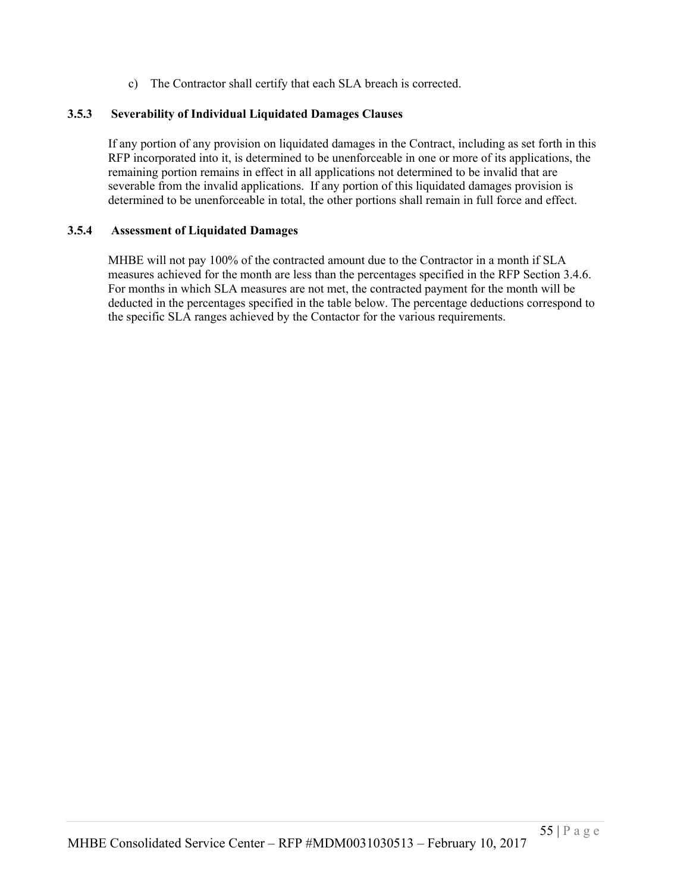c) The Contractor shall certify that each SLA breach is corrected.

### 3.5.3 Severability of Individual Liquidated Damages Clauses

If any portion of any provision on liquidated damages in the Contract, including as set forth in this RFP incorporated into it, is determined to be unenforceable in one or more of its applications, the remaining portion remains in effect in all applications not determined to be invalid that are severable from the invalid applications. If any portion of this liquidated damages provision is determined to be unenforceable in total, the other portions shall remain in full force and effect.

### 3.5.4 Assessment of Liquidated Damages

MHBE will not pay 100% of the contracted amount due to the Contractor in a month if SLA measures achieved for the month are less than the percentages specified in the RFP Section 3.4.6. For months in which SLA measures are not met, the contracted payment for the month will be deducted in the percentages specified in the table below. The percentage deductions correspond to the specific SLA ranges achieved by the Contactor for the various requirements.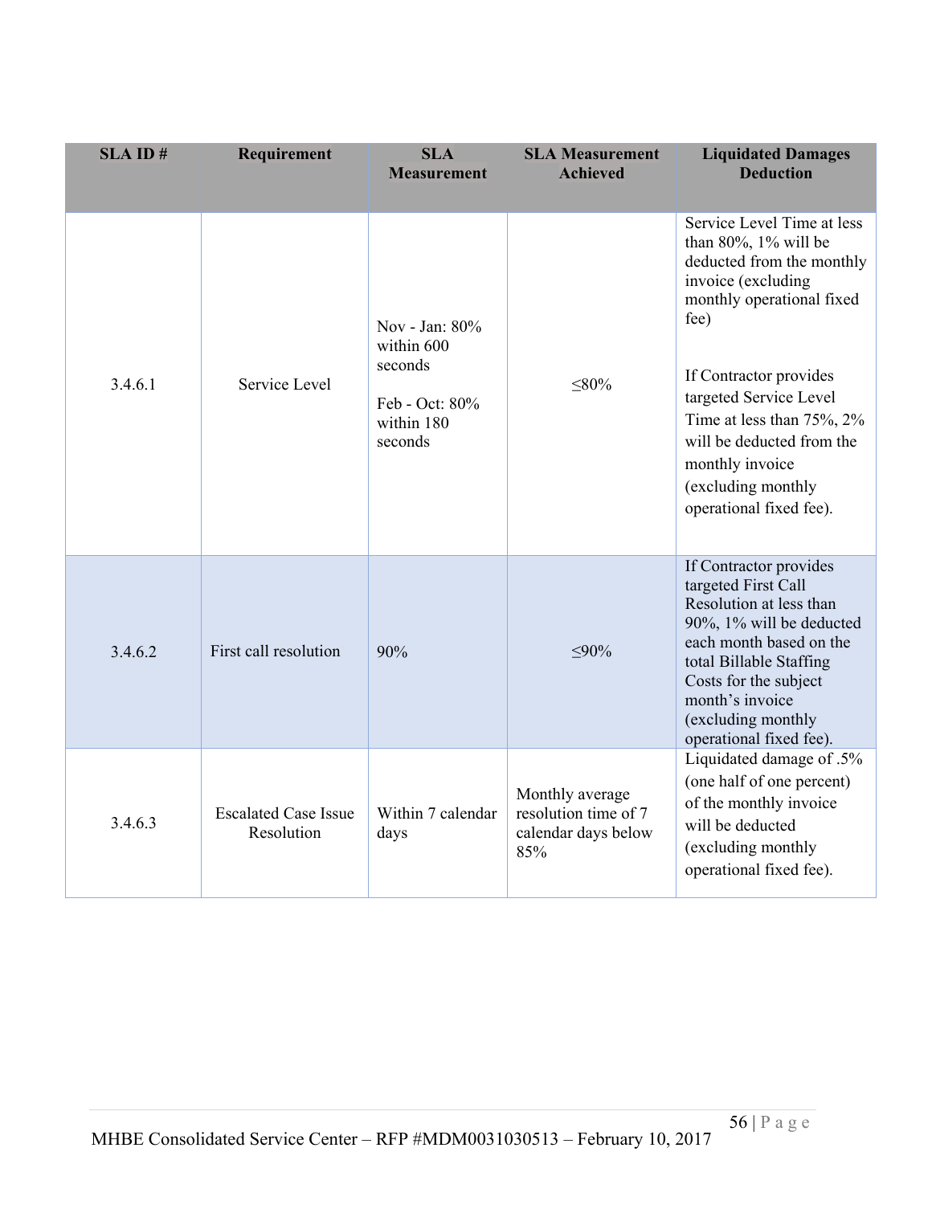| SLA ID # | Requirement | SLA Measurement | SLA Measurement Achieved | Liquidated Damages Deduction |
| --- | --- | --- | --- | --- |
| 3.4.6.1 | Service Level | Nov - Jan: 80% within 600 seconds<br><br>Feb - Oct: 80% within 180 seconds | ≤80% | Service Level Time at less than 80%, 1% will be deducted from the monthly invoice (excluding monthly operational fixed fee)<br><br>If Contractor provides targeted Service Level Time at less than 75%, 2% will be deducted from the monthly invoice (excluding monthly operational fixed fee). |
| 3.4.6.2 | First call resolution | 90% | ≤90% | If Contractor provides targeted First Call Resolution at less than 90%, 1% will be deducted each month based on the total Billable Staffing Costs for the subject month's invoice (excluding monthly operational fixed fee). |
| 3.4.6.3 | Escalated Case Issue Resolution | Within 7 calendar days | Monthly average resolution time of 7 calendar days below 85% | Liquidated damage of .5% (one half of one percent) of the monthly invoice will be deducted (excluding monthly operational fixed fee). |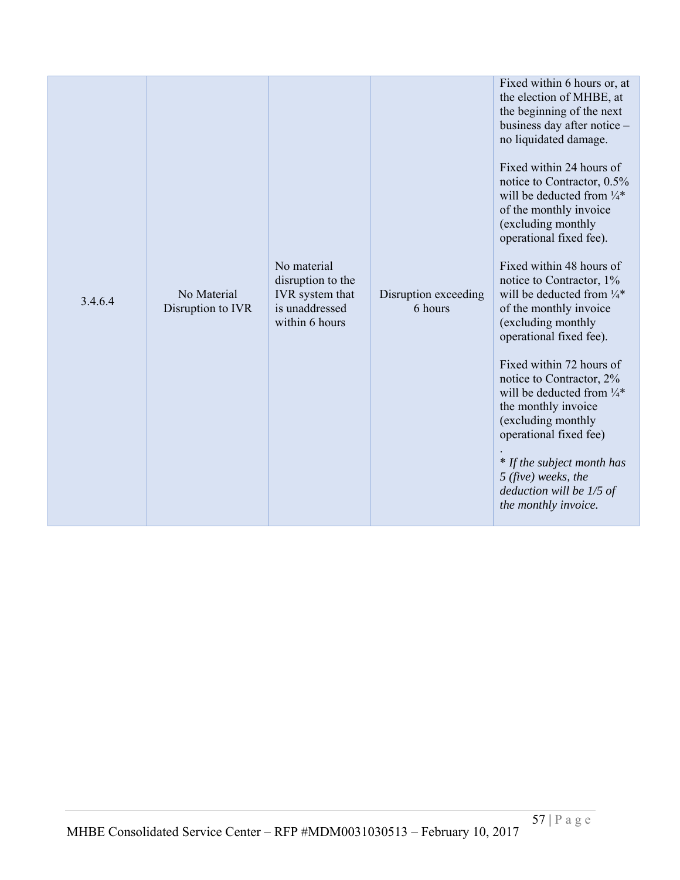| | | | | |
|---|---|---|---|---|
| 3.4.6.4 | No Material Disruption to IVR | No material disruption to the IVR system that is unaddressed within 6 hours | Disruption exceeding 6 hours | Fixed within 6 hours or, at the election of MHBE, at the beginning of the next business day after notice – no liquidated damage.<br><br>Fixed within 24 hours of notice to Contractor, 0.5% will be deducted from ¼* of the monthly invoice (excluding monthly operational fixed fee).<br><br>Fixed within 48 hours of notice to Contractor, 1% will be deducted from ¼* of the monthly invoice (excluding monthly operational fixed fee).<br><br>Fixed within 72 hours of notice to Contractor, 2% will be deducted from ¼* the monthly invoice (excluding monthly operational fixed fee)<br>.<br>*\* If the subject month has 5 (five) weeks, the deduction will be 1/5 of the monthly invoice.* |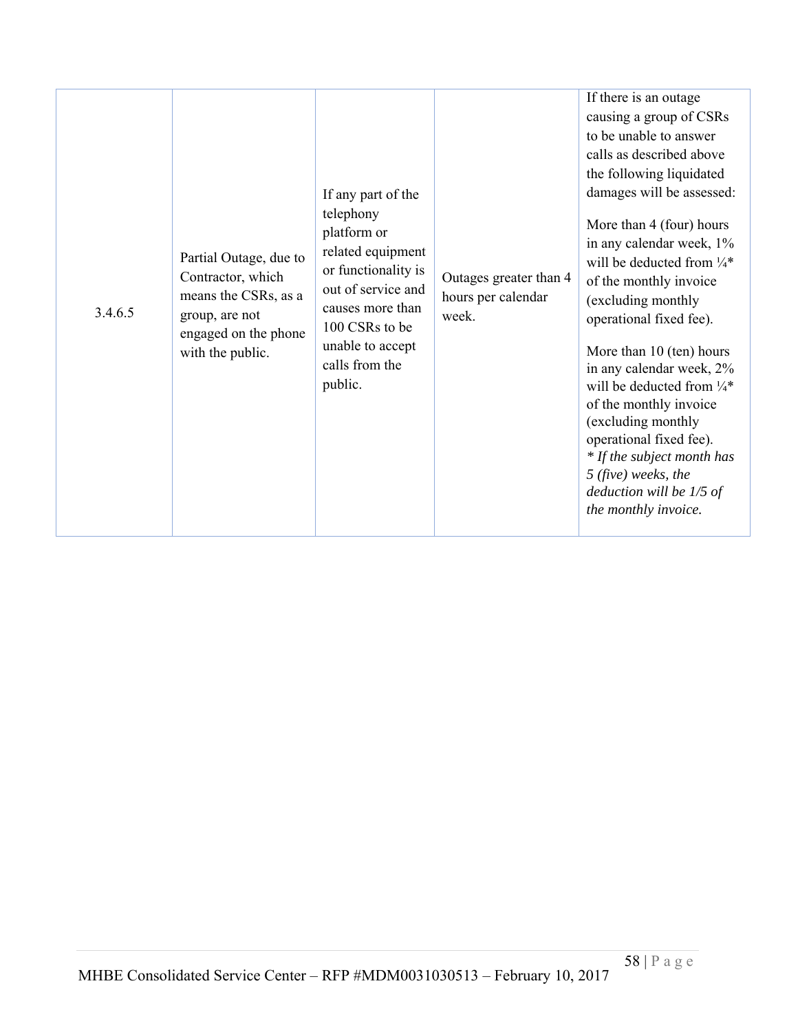| | | | | |
|---|---|---|---|---|
| 3.4.6.5 | Partial Outage, due to Contractor, which means the CSRs, as a group, are not engaged on the phone with the public. | If any part of the telephony platform or related equipment or functionality is out of service and causes more than 100 CSRs to be unable to accept calls from the public. | Outages greater than 4 hours per calendar week. | If there is an outage causing a group of CSRs to be unable to answer calls as described above the following liquidated damages will be assessed:<br><br>More than 4 (four) hours in any calendar week, 1% will be deducted from ¼* of the monthly invoice (excluding monthly operational fixed fee).<br><br>More than 10 (ten) hours in any calendar week, 2% will be deducted from ¼* of the monthly invoice (excluding monthly operational fixed fee).<br>*\* If the subject month has 5 (five) weeks, the deduction will be 1/5 of the monthly invoice.* |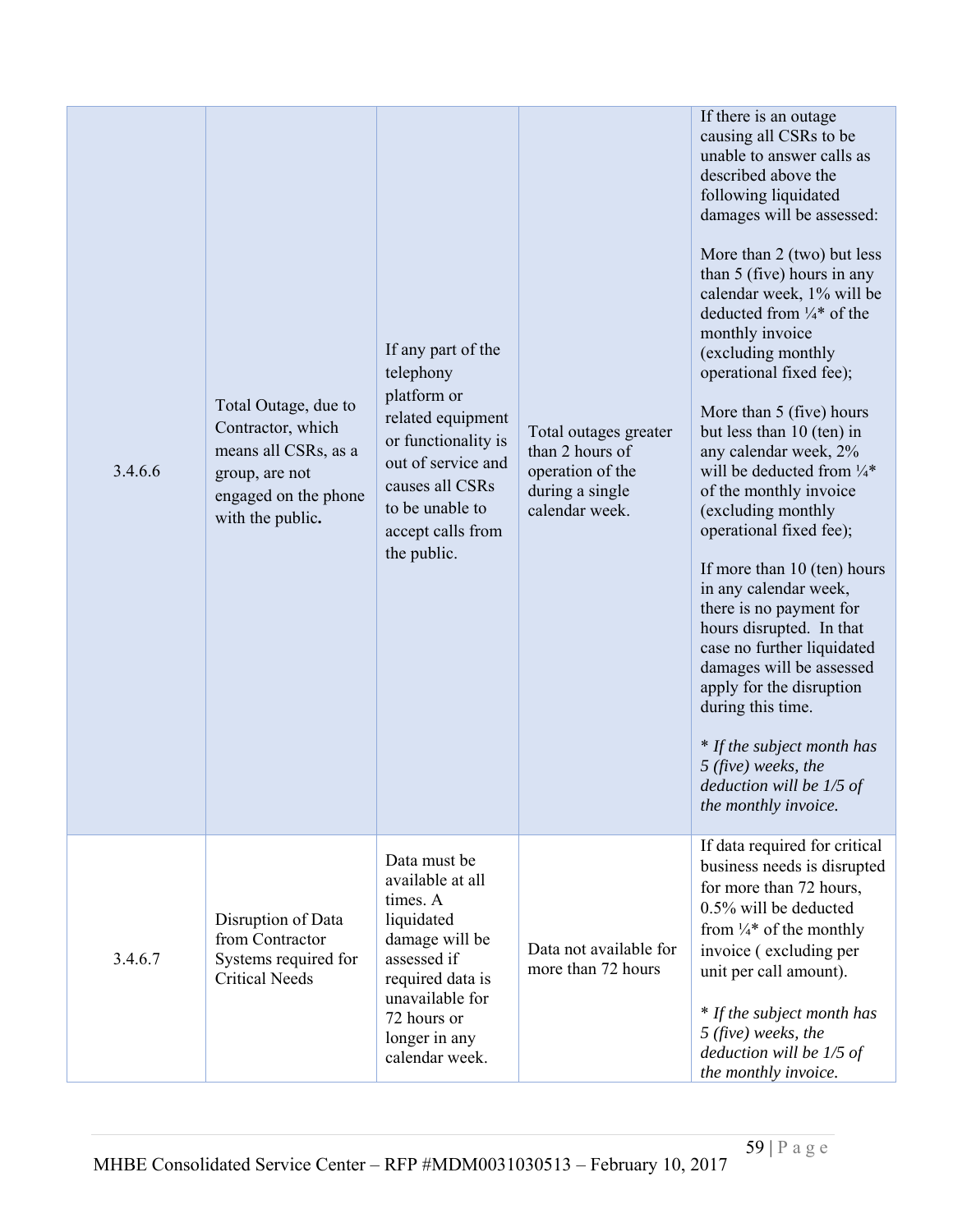| | | | | |
|---|---|---|---|---|
| 3.4.6.6 | Total Outage, due to Contractor, which means all CSRs, as a group, are not engaged on the phone with the public. | If any part of the telephony platform or related equipment or functionality is out of service and causes all CSRs to be unable to accept calls from the public. | Total outages greater than 2 hours of operation of the during a single calendar week. | If there is an outage causing all CSRs to be unable to answer calls as described above the following liquidated damages will be assessed:<br><br>More than 2 (two) but less than 5 (five) hours in any calendar week, 1% will be deducted from ¼* of the monthly invoice (excluding monthly operational fixed fee);<br><br>More than 5 (five) hours but less than 10 (ten) in any calendar week, 2% will be deducted from ¼* of the monthly invoice (excluding monthly operational fixed fee);<br><br>If more than 10 (ten) hours in any calendar week, there is no payment for hours disrupted. In that case no further liquidated damages will be assessed apply for the disruption during this time.<br><br>*\* If the subject month has 5 (five) weeks, the deduction will be 1/5 of the monthly invoice.* |
| 3.4.6.7 | Disruption of Data from Contractor Systems required for Critical Needs | Data must be available at all times. A liquidated damage will be assessed if required data is unavailable for 72 hours or longer in any calendar week. | Data not available for more than 72 hours | If data required for critical business needs is disrupted for more than 72 hours, 0.5% will be deducted from ¼* of the monthly invoice ( excluding per unit per call amount).<br><br>*\* If the subject month has 5 (five) weeks, the deduction will be 1/5 of the monthly invoice.* |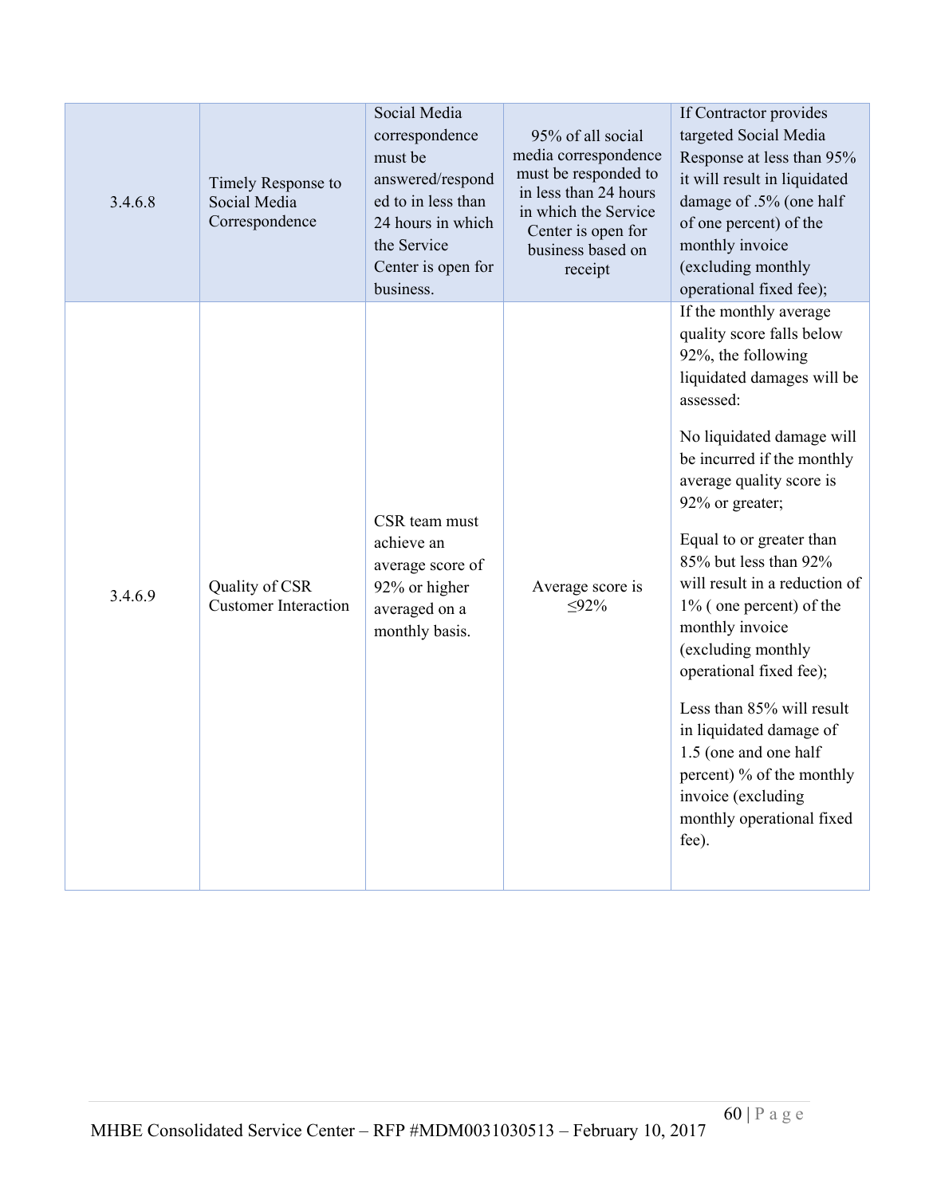| 3.4.6.8 | Timely Response to Social Media Correspondence | Social Media correspondence must be answered/responded to in less than 24 hours in which the Service Center is open for business. | 95% of all social media correspondence must be responded to in less than 24 hours in which the Service Center is open for business based on receipt | If Contractor provides targeted Social Media Response at less than 95% it will result in liquidated damage of .5% (one half of one percent) of the monthly invoice (excluding monthly operational fixed fee); |
|---|---|---|---|---|
| 3.4.6.9 | Quality of CSR Customer Interaction | CSR team must achieve an average score of 92% or higher averaged on a monthly basis. | Average score is ≤92% | If the monthly average quality score falls below 92%, the following liquidated damages will be assessed:<br><br>No liquidated damage will be incurred if the monthly average quality score is 92% or greater;<br><br>Equal to or greater than 85% but less than 92% will result in a reduction of 1% ( one percent) of the monthly invoice (excluding monthly operational fixed fee);<br><br>Less than 85% will result in liquidated damage of 1.5 (one and one half percent) % of the monthly invoice (excluding monthly operational fixed fee). |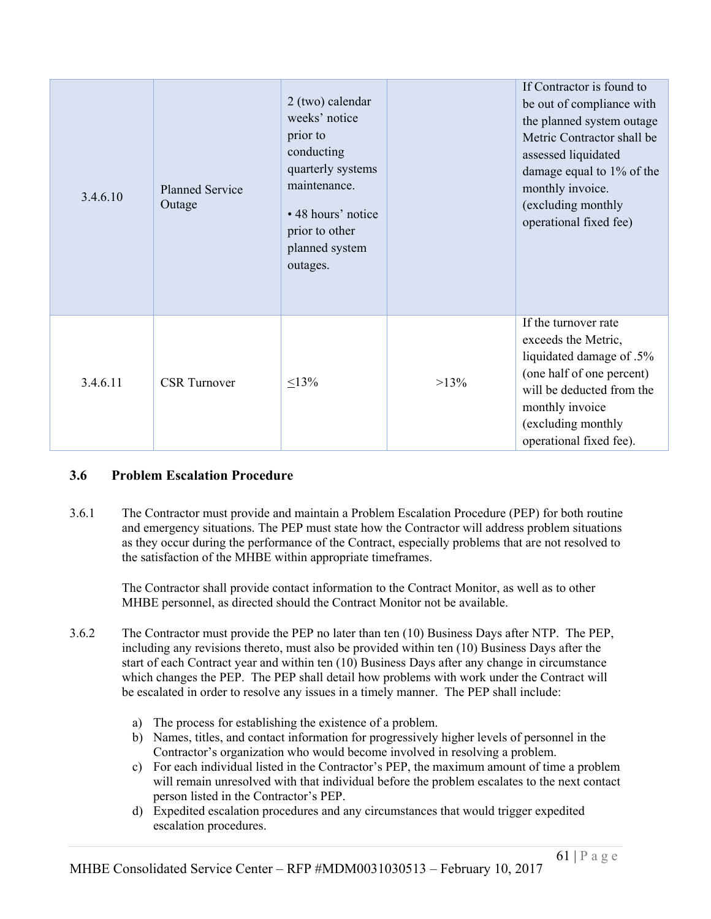| | | | | |
|---|---|---|---|---|
| 3.4.6.10 | Planned Service Outage | 2 (two) calendar weeks' notice prior to conducting quarterly systems maintenance.<br><br>• 48 hours' notice prior to other planned system outages. | | If Contractor is found to be out of compliance with the planned system outage Metric Contractor shall be assessed liquidated damage equal to 1% of the monthly invoice. (excluding monthly operational fixed fee) |
| 3.4.6.11 | CSR Turnover | ≤13% | >13% | If the turnover rate exceeds the Metric, liquidated damage of .5% (one half of one percent) will be deducted from the monthly invoice (excluding monthly operational fixed fee). |

### 3.6 Problem Escalation Procedure

3.6.1 The Contractor must provide and maintain a Problem Escalation Procedure (PEP) for both routine and emergency situations. The PEP must state how the Contractor will address problem situations as they occur during the performance of the Contract, especially problems that are not resolved to the satisfaction of the MHBE within appropriate timeframes.

The Contractor shall provide contact information to the Contract Monitor, as well as to other MHBE personnel, as directed should the Contract Monitor not be available.

3.6.2 The Contractor must provide the PEP no later than ten (10) Business Days after NTP. The PEP, including any revisions thereto, must also be provided within ten (10) Business Days after the start of each Contract year and within ten (10) Business Days after any change in circumstance which changes the PEP. The PEP shall detail how problems with work under the Contract will be escalated in order to resolve any issues in a timely manner. The PEP shall include:

a) The process for establishing the existence of a problem.
b) Names, titles, and contact information for progressively higher levels of personnel in the Contractor's organization who would become involved in resolving a problem.
c) For each individual listed in the Contractor's PEP, the maximum amount of time a problem will remain unresolved with that individual before the problem escalates to the next contact person listed in the Contractor's PEP.
d) Expedited escalation procedures and any circumstances that would trigger expedited escalation procedures.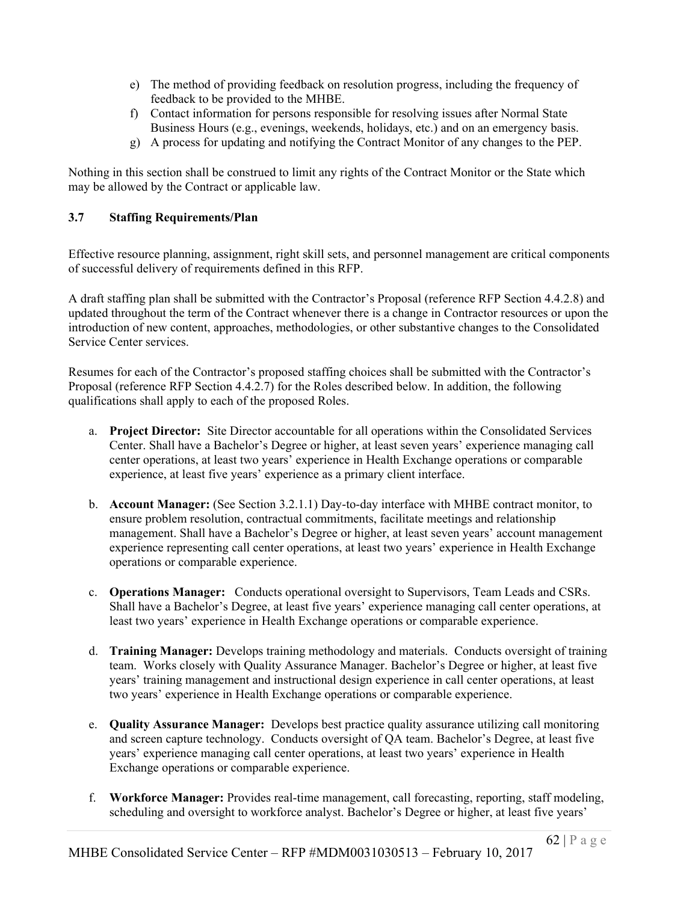e) The method of providing feedback on resolution progress, including the frequency of feedback to be provided to the MHBE.
f) Contact information for persons responsible for resolving issues after Normal State Business Hours (e.g., evenings, weekends, holidays, etc.) and on an emergency basis.
g) A process for updating and notifying the Contract Monitor of any changes to the PEP.

Nothing in this section shall be construed to limit any rights of the Contract Monitor or the State which may be allowed by the Contract or applicable law.

### 3.7 Staffing Requirements/Plan

Effective resource planning, assignment, right skill sets, and personnel management are critical components of successful delivery of requirements defined in this RFP.

A draft staffing plan shall be submitted with the Contractor's Proposal (reference RFP Section 4.4.2.8) and updated throughout the term of the Contract whenever there is a change in Contractor resources or upon the introduction of new content, approaches, methodologies, or other substantive changes to the Consolidated Service Center services.

Resumes for each of the Contractor's proposed staffing choices shall be submitted with the Contractor's Proposal (reference RFP Section 4.4.2.7) for the Roles described below. In addition, the following qualifications shall apply to each of the proposed Roles.

a. **Project Director:** Site Director accountable for all operations within the Consolidated Services Center. Shall have a Bachelor's Degree or higher, at least seven years' experience managing call center operations, at least two years' experience in Health Exchange operations or comparable experience, at least five years' experience as a primary client interface.

b. **Account Manager:** (See Section 3.2.1.1) Day-to-day interface with MHBE contract monitor, to ensure problem resolution, contractual commitments, facilitate meetings and relationship management. Shall have a Bachelor's Degree or higher, at least seven years' account management experience representing call center operations, at least two years' experience in Health Exchange operations or comparable experience.

c. **Operations Manager:** Conducts operational oversight to Supervisors, Team Leads and CSRs. Shall have a Bachelor's Degree, at least five years' experience managing call center operations, at least two years' experience in Health Exchange operations or comparable experience.

d. **Training Manager:** Develops training methodology and materials. Conducts oversight of training team. Works closely with Quality Assurance Manager. Bachelor's Degree or higher, at least five years' training management and instructional design experience in call center operations, at least two years' experience in Health Exchange operations or comparable experience.

e. **Quality Assurance Manager:** Develops best practice quality assurance utilizing call monitoring and screen capture technology. Conducts oversight of QA team. Bachelor's Degree, at least five years' experience managing call center operations, at least two years' experience in Health Exchange operations or comparable experience.

f. **Workforce Manager:** Provides real-time management, call forecasting, reporting, staff modeling, scheduling and oversight to workforce analyst. Bachelor's Degree or higher, at least five years'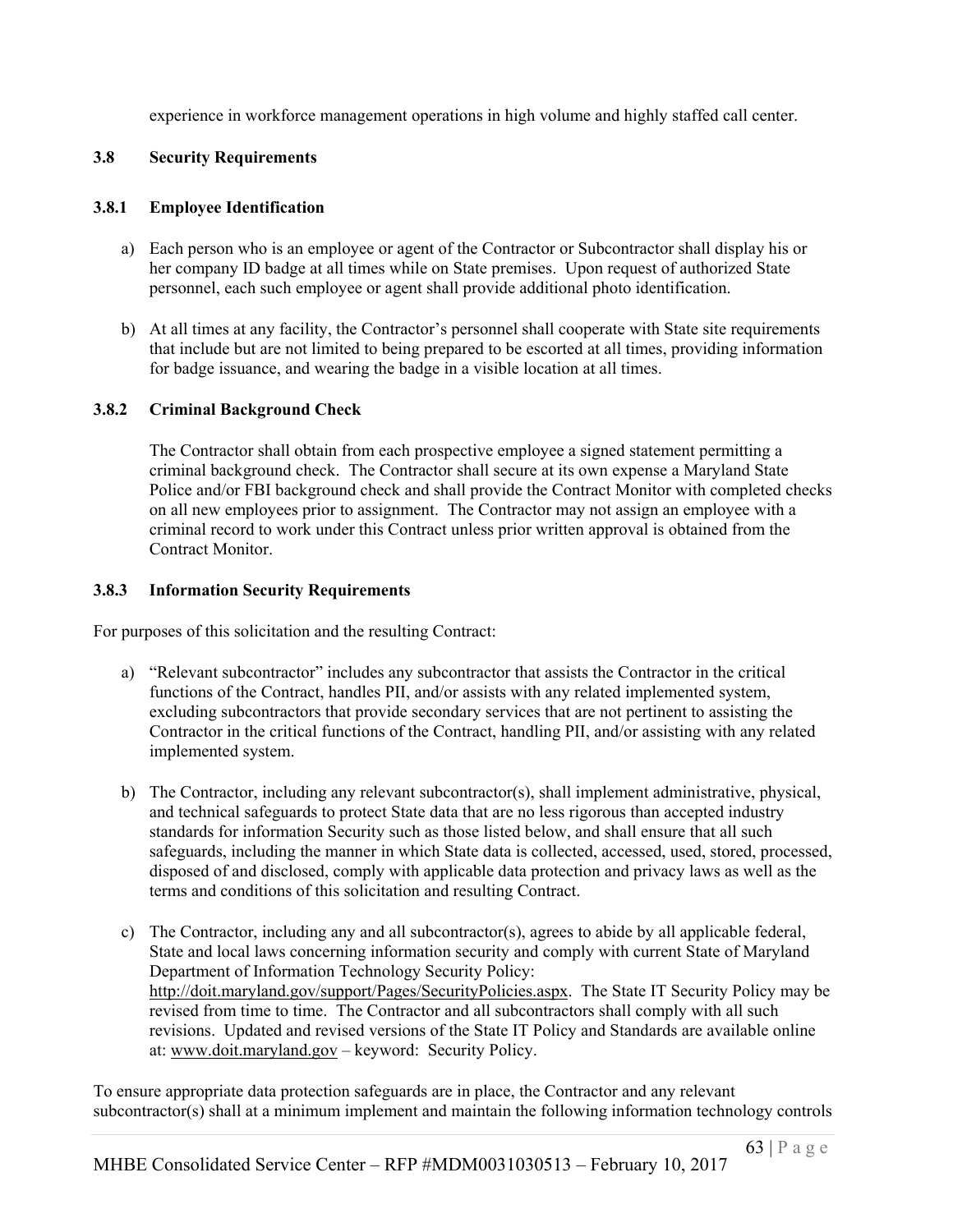experience in workforce management operations in high volume and highly staffed call center.

### 3.8 Security Requirements

#### 3.8.1 Employee Identification

a) Each person who is an employee or agent of the Contractor or Subcontractor shall display his or her company ID badge at all times while on State premises. Upon request of authorized State personnel, each such employee or agent shall provide additional photo identification.

b) At all times at any facility, the Contractor's personnel shall cooperate with State site requirements that include but are not limited to being prepared to be escorted at all times, providing information for badge issuance, and wearing the badge in a visible location at all times.

#### 3.8.2 Criminal Background Check

The Contractor shall obtain from each prospective employee a signed statement permitting a criminal background check. The Contractor shall secure at its own expense a Maryland State Police and/or FBI background check and shall provide the Contract Monitor with completed checks on all new employees prior to assignment. The Contractor may not assign an employee with a criminal record to work under this Contract unless prior written approval is obtained from the Contract Monitor.

#### 3.8.3 Information Security Requirements

For purposes of this solicitation and the resulting Contract:

a) "Relevant subcontractor" includes any subcontractor that assists the Contractor in the critical functions of the Contract, handles PII, and/or assists with any related implemented system, excluding subcontractors that provide secondary services that are not pertinent to assisting the Contractor in the critical functions of the Contract, handling PII, and/or assisting with any related implemented system.

b) The Contractor, including any relevant subcontractor(s), shall implement administrative, physical, and technical safeguards to protect State data that are no less rigorous than accepted industry standards for information Security such as those listed below, and shall ensure that all such safeguards, including the manner in which State data is collected, accessed, used, stored, processed, disposed of and disclosed, comply with applicable data protection and privacy laws as well as the terms and conditions of this solicitation and resulting Contract.

c) The Contractor, including any and all subcontractor(s), agrees to abide by all applicable federal, State and local laws concerning information security and comply with current State of Maryland Department of Information Technology Security Policy: http://doit.maryland.gov/support/Pages/SecurityPolicies.aspx. The State IT Security Policy may be revised from time to time. The Contractor and all subcontractors shall comply with all such revisions. Updated and revised versions of the State IT Policy and Standards are available online at: www.doit.maryland.gov – keyword: Security Policy.

To ensure appropriate data protection safeguards are in place, the Contractor and any relevant subcontractor(s) shall at a minimum implement and maintain the following information technology controls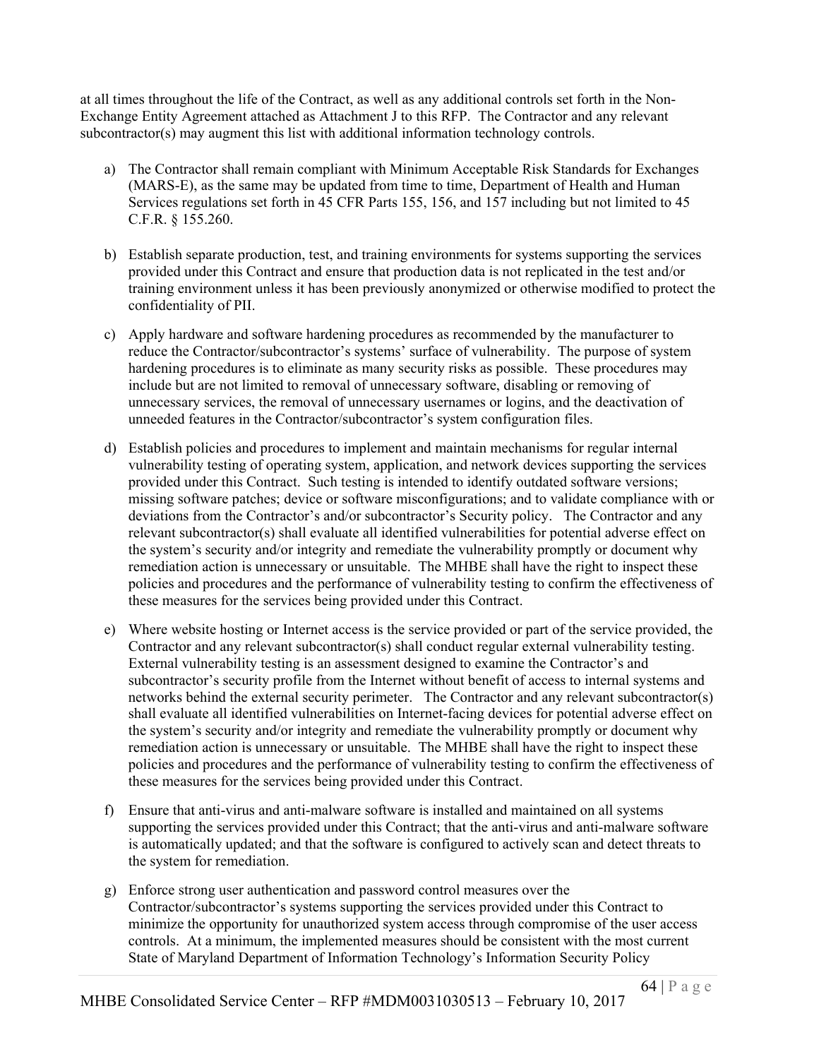at all times throughout the life of the Contract, as well as any additional controls set forth in the Non-Exchange Entity Agreement attached as Attachment J to this RFP. The Contractor and any relevant subcontractor(s) may augment this list with additional information technology controls.

a) The Contractor shall remain compliant with Minimum Acceptable Risk Standards for Exchanges (MARS-E), as the same may be updated from time to time, Department of Health and Human Services regulations set forth in 45 CFR Parts 155, 156, and 157 including but not limited to 45 C.F.R. § 155.260.

b) Establish separate production, test, and training environments for systems supporting the services provided under this Contract and ensure that production data is not replicated in the test and/or training environment unless it has been previously anonymized or otherwise modified to protect the confidentiality of PII.

c) Apply hardware and software hardening procedures as recommended by the manufacturer to reduce the Contractor/subcontractor's systems' surface of vulnerability. The purpose of system hardening procedures is to eliminate as many security risks as possible. These procedures may include but are not limited to removal of unnecessary software, disabling or removing of unnecessary services, the removal of unnecessary usernames or logins, and the deactivation of unneeded features in the Contractor/subcontractor's system configuration files.

d) Establish policies and procedures to implement and maintain mechanisms for regular internal vulnerability testing of operating system, application, and network devices supporting the services provided under this Contract. Such testing is intended to identify outdated software versions; missing software patches; device or software misconfigurations; and to validate compliance with or deviations from the Contractor's and/or subcontractor's Security policy. The Contractor and any relevant subcontractor(s) shall evaluate all identified vulnerabilities for potential adverse effect on the system's security and/or integrity and remediate the vulnerability promptly or document why remediation action is unnecessary or unsuitable. The MHBE shall have the right to inspect these policies and procedures and the performance of vulnerability testing to confirm the effectiveness of these measures for the services being provided under this Contract.

e) Where website hosting or Internet access is the service provided or part of the service provided, the Contractor and any relevant subcontractor(s) shall conduct regular external vulnerability testing. External vulnerability testing is an assessment designed to examine the Contractor's and subcontractor's security profile from the Internet without benefit of access to internal systems and networks behind the external security perimeter. The Contractor and any relevant subcontractor(s) shall evaluate all identified vulnerabilities on Internet-facing devices for potential adverse effect on the system's security and/or integrity and remediate the vulnerability promptly or document why remediation action is unnecessary or unsuitable. The MHBE shall have the right to inspect these policies and procedures and the performance of vulnerability testing to confirm the effectiveness of these measures for the services being provided under this Contract.

f) Ensure that anti-virus and anti-malware software is installed and maintained on all systems supporting the services provided under this Contract; that the anti-virus and anti-malware software is automatically updated; and that the software is configured to actively scan and detect threats to the system for remediation.

g) Enforce strong user authentication and password control measures over the Contractor/subcontractor's systems supporting the services provided under this Contract to minimize the opportunity for unauthorized system access through compromise of the user access controls. At a minimum, the implemented measures should be consistent with the most current State of Maryland Department of Information Technology's Information Security Policy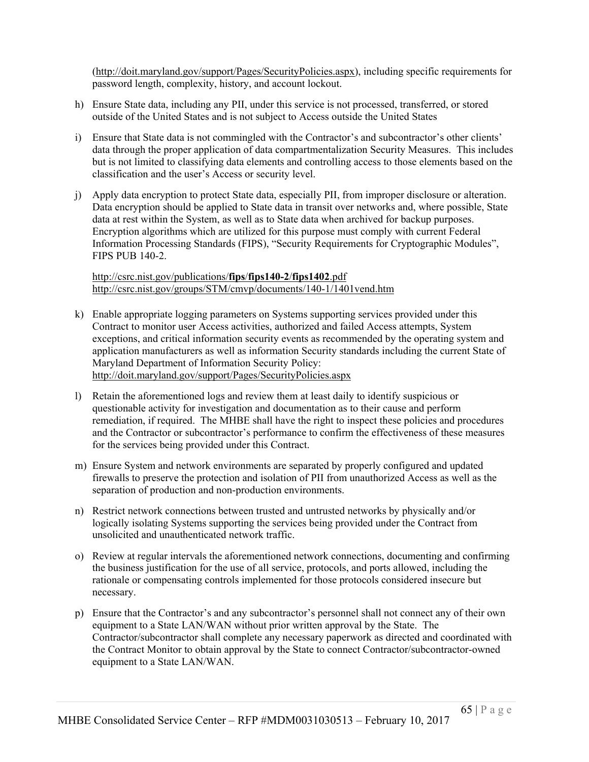(http://doit.maryland.gov/support/Pages/SecurityPolicies.aspx), including specific requirements for password length, complexity, history, and account lockout.

h) Ensure State data, including any PII, under this service is not processed, transferred, or stored outside of the United States and is not subject to Access outside the United States

i) Ensure that State data is not commingled with the Contractor's and subcontractor's other clients' data through the proper application of data compartmentalization Security Measures. This includes but is not limited to classifying data elements and controlling access to those elements based on the classification and the user's Access or security level.

j) Apply data encryption to protect State data, especially PII, from improper disclosure or alteration. Data encryption should be applied to State data in transit over networks and, where possible, State data at rest within the System, as well as to State data when archived for backup purposes. Encryption algorithms which are utilized for this purpose must comply with current Federal Information Processing Standards (FIPS), "Security Requirements for Cryptographic Modules", FIPS PUB 140-2.

   http://csrc.nist.gov/publications/**fips**/**fips140-2**/**fips1402**.pdf
   http://csrc.nist.gov/groups/STM/cmvp/documents/140-1/1401vend.htm

k) Enable appropriate logging parameters on Systems supporting services provided under this Contract to monitor user Access activities, authorized and failed Access attempts, System exceptions, and critical information security events as recommended by the operating system and application manufacturers as well as information Security standards including the current State of Maryland Department of Information Security Policy: http://doit.maryland.gov/support/Pages/SecurityPolicies.aspx

l) Retain the aforementioned logs and review them at least daily to identify suspicious or questionable activity for investigation and documentation as to their cause and perform remediation, if required. The MHBE shall have the right to inspect these policies and procedures and the Contractor or subcontractor's performance to confirm the effectiveness of these measures for the services being provided under this Contract.

m) Ensure System and network environments are separated by properly configured and updated firewalls to preserve the protection and isolation of PII from unauthorized Access as well as the separation of production and non-production environments.

n) Restrict network connections between trusted and untrusted networks by physically and/or logically isolating Systems supporting the services being provided under the Contract from unsolicited and unauthenticated network traffic.

o) Review at regular intervals the aforementioned network connections, documenting and confirming the business justification for the use of all service, protocols, and ports allowed, including the rationale or compensating controls implemented for those protocols considered insecure but necessary.

p) Ensure that the Contractor's and any subcontractor's personnel shall not connect any of their own equipment to a State LAN/WAN without prior written approval by the State. The Contractor/subcontractor shall complete any necessary paperwork as directed and coordinated with the Contract Monitor to obtain approval by the State to connect Contractor/subcontractor-owned equipment to a State LAN/WAN.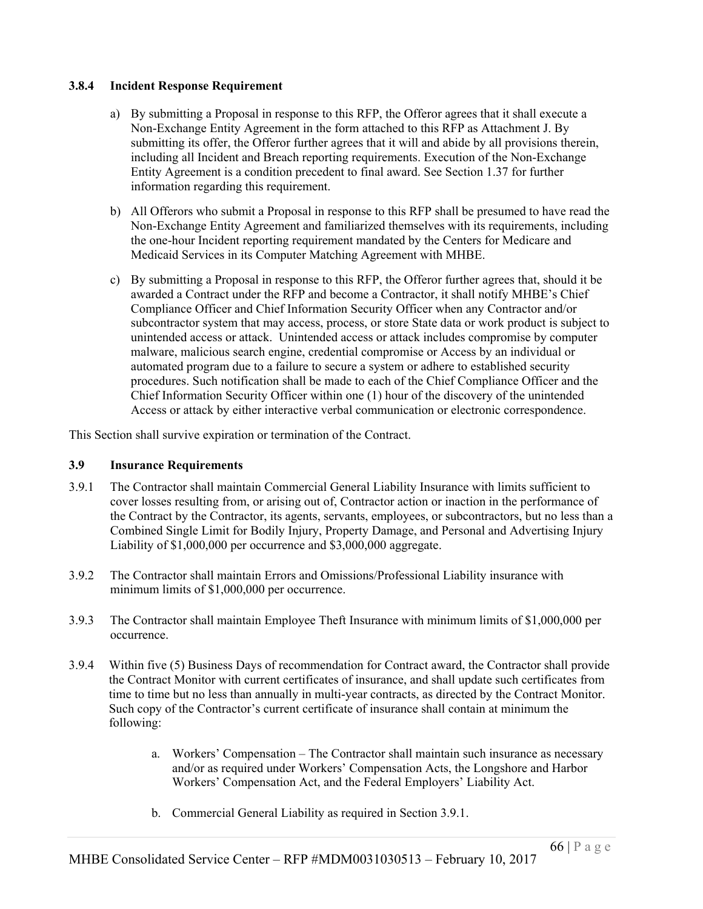### 3.8.4 Incident Response Requirement

a) By submitting a Proposal in response to this RFP, the Offeror agrees that it shall execute a Non-Exchange Entity Agreement in the form attached to this RFP as Attachment J. By submitting its offer, the Offeror further agrees that it will and abide by all provisions therein, including all Incident and Breach reporting requirements. Execution of the Non-Exchange Entity Agreement is a condition precedent to final award. See Section 1.37 for further information regarding this requirement.

b) All Offerors who submit a Proposal in response to this RFP shall be presumed to have read the Non-Exchange Entity Agreement and familiarized themselves with its requirements, including the one-hour Incident reporting requirement mandated by the Centers for Medicare and Medicaid Services in its Computer Matching Agreement with MHBE.

c) By submitting a Proposal in response to this RFP, the Offeror further agrees that, should it be awarded a Contract under the RFP and become a Contractor, it shall notify MHBE's Chief Compliance Officer and Chief Information Security Officer when any Contractor and/or subcontractor system that may access, process, or store State data or work product is subject to unintended access or attack. Unintended access or attack includes compromise by computer malware, malicious search engine, credential compromise or Access by an individual or automated program due to a failure to secure a system or adhere to established security procedures. Such notification shall be made to each of the Chief Compliance Officer and the Chief Information Security Officer within one (1) hour of the discovery of the unintended Access or attack by either interactive verbal communication or electronic correspondence.

This Section shall survive expiration or termination of the Contract.

### 3.9 Insurance Requirements

3.9.1 The Contractor shall maintain Commercial General Liability Insurance with limits sufficient to cover losses resulting from, or arising out of, Contractor action or inaction in the performance of the Contract by the Contractor, its agents, servants, employees, or subcontractors, but no less than a Combined Single Limit for Bodily Injury, Property Damage, and Personal and Advertising Injury Liability of $1,000,000 per occurrence and $3,000,000 aggregate.

3.9.2 The Contractor shall maintain Errors and Omissions/Professional Liability insurance with minimum limits of $1,000,000 per occurrence.

3.9.3 The Contractor shall maintain Employee Theft Insurance with minimum limits of $1,000,000 per occurrence.

3.9.4 Within five (5) Business Days of recommendation for Contract award, the Contractor shall provide the Contract Monitor with current certificates of insurance, and shall update such certificates from time to time but no less than annually in multi-year contracts, as directed by the Contract Monitor. Such copy of the Contractor's current certificate of insurance shall contain at minimum the following:

a. Workers' Compensation – The Contractor shall maintain such insurance as necessary and/or as required under Workers' Compensation Acts, the Longshore and Harbor Workers' Compensation Act, and the Federal Employers' Liability Act.

b. Commercial General Liability as required in Section 3.9.1.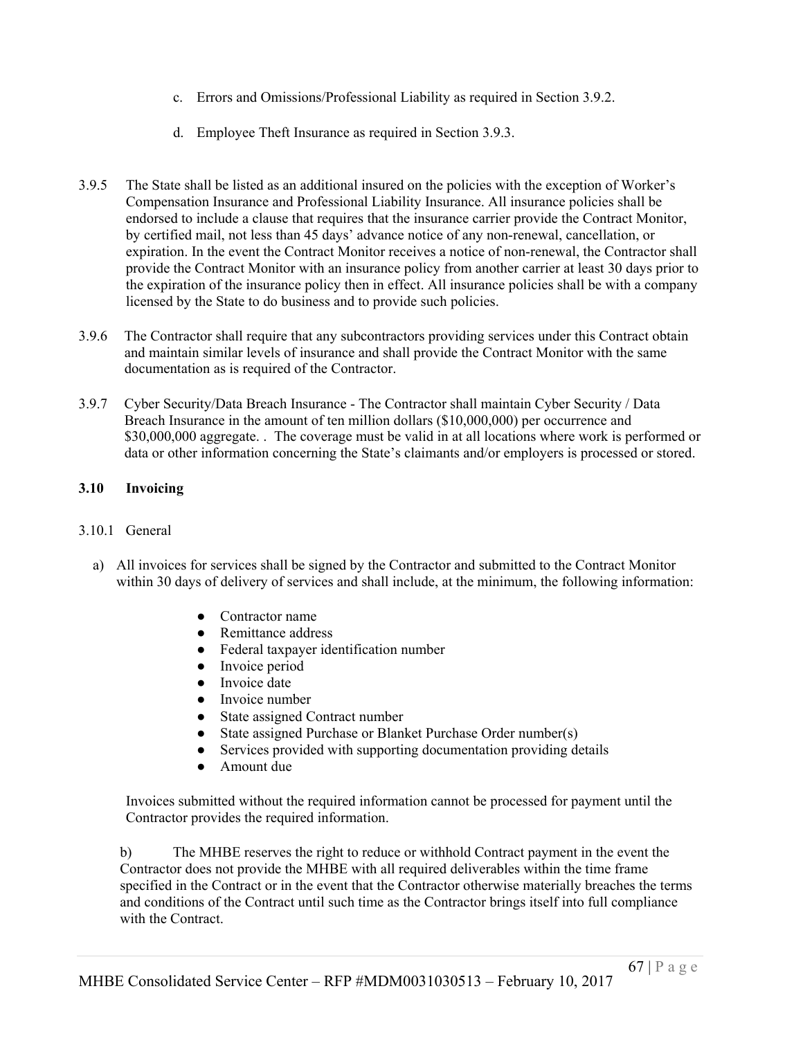c. Errors and Omissions/Professional Liability as required in Section 3.9.2.

d. Employee Theft Insurance as required in Section 3.9.3.

3.9.5 The State shall be listed as an additional insured on the policies with the exception of Worker's Compensation Insurance and Professional Liability Insurance. All insurance policies shall be endorsed to include a clause that requires that the insurance carrier provide the Contract Monitor, by certified mail, not less than 45 days' advance notice of any non-renewal, cancellation, or expiration. In the event the Contract Monitor receives a notice of non-renewal, the Contractor shall provide the Contract Monitor with an insurance policy from another carrier at least 30 days prior to the expiration of the insurance policy then in effect. All insurance policies shall be with a company licensed by the State to do business and to provide such policies.

3.9.6 The Contractor shall require that any subcontractors providing services under this Contract obtain and maintain similar levels of insurance and shall provide the Contract Monitor with the same documentation as is required of the Contractor.

3.9.7 Cyber Security/Data Breach Insurance - The Contractor shall maintain Cyber Security / Data Breach Insurance in the amount of ten million dollars ($10,000,000) per occurrence and $30,000,000 aggregate. . The coverage must be valid in at all locations where work is performed or data or other information concerning the State's claimants and/or employers is processed or stored.

## 3.10 Invoicing

3.10.1 General

a) All invoices for services shall be signed by the Contractor and submitted to the Contract Monitor within 30 days of delivery of services and shall include, at the minimum, the following information:

- Contractor name
- Remittance address
- Federal taxpayer identification number
- Invoice period
- Invoice date
- Invoice number
- State assigned Contract number
- State assigned Purchase or Blanket Purchase Order number(s)
- Services provided with supporting documentation providing details
- Amount due

Invoices submitted without the required information cannot be processed for payment until the Contractor provides the required information.

b) The MHBE reserves the right to reduce or withhold Contract payment in the event the Contractor does not provide the MHBE with all required deliverables within the time frame specified in the Contract or in the event that the Contractor otherwise materially breaches the terms and conditions of the Contract until such time as the Contractor brings itself into full compliance with the Contract.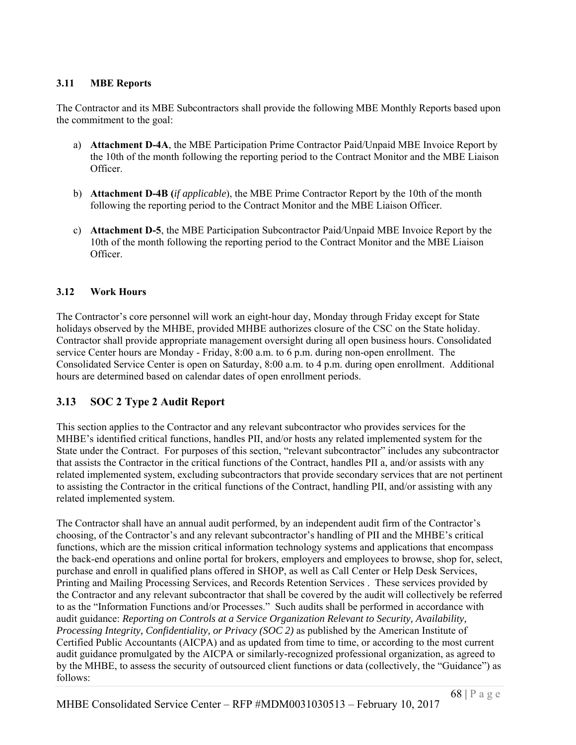### 3.11 MBE Reports

The Contractor and its MBE Subcontractors shall provide the following MBE Monthly Reports based upon the commitment to the goal:

a) **Attachment D-4A**, the MBE Participation Prime Contractor Paid/Unpaid MBE Invoice Report by the 10th of the month following the reporting period to the Contract Monitor and the MBE Liaison Officer.

b) **Attachment D-4B (***if applicable*), the MBE Prime Contractor Report by the 10th of the month following the reporting period to the Contract Monitor and the MBE Liaison Officer.

c) **Attachment D-5**, the MBE Participation Subcontractor Paid/Unpaid MBE Invoice Report by the 10th of the month following the reporting period to the Contract Monitor and the MBE Liaison Officer.

### 3.12 Work Hours

The Contractor's core personnel will work an eight-hour day, Monday through Friday except for State holidays observed by the MHBE, provided MHBE authorizes closure of the CSC on the State holiday. Contractor shall provide appropriate management oversight during all open business hours. Consolidated service Center hours are Monday - Friday, 8:00 a.m. to 6 p.m. during non-open enrollment. The Consolidated Service Center is open on Saturday, 8:00 a.m. to 4 p.m. during open enrollment. Additional hours are determined based on calendar dates of open enrollment periods.

## 3.13 SOC 2 Type 2 Audit Report

This section applies to the Contractor and any relevant subcontractor who provides services for the MHBE's identified critical functions, handles PII, and/or hosts any related implemented system for the State under the Contract. For purposes of this section, "relevant subcontractor" includes any subcontractor that assists the Contractor in the critical functions of the Contract, handles PII a, and/or assists with any related implemented system, excluding subcontractors that provide secondary services that are not pertinent to assisting the Contractor in the critical functions of the Contract, handling PII, and/or assisting with any related implemented system.

The Contractor shall have an annual audit performed, by an independent audit firm of the Contractor's choosing, of the Contractor's and any relevant subcontractor's handling of PII and the MHBE's critical functions, which are the mission critical information technology systems and applications that encompass the back-end operations and online portal for brokers, employers and employees to browse, shop for, select, purchase and enroll in qualified plans offered in SHOP, as well as Call Center or Help Desk Services, Printing and Mailing Processing Services, and Records Retention Services . These services provided by the Contractor and any relevant subcontractor that shall be covered by the audit will collectively be referred to as the "Information Functions and/or Processes." Such audits shall be performed in accordance with audit guidance: *Reporting on Controls at a Service Organization Relevant to Security, Availability, Processing Integrity, Confidentiality, or Privacy (SOC 2)* as published by the American Institute of Certified Public Accountants (AICPA) and as updated from time to time, or according to the most current audit guidance promulgated by the AICPA or similarly-recognized professional organization, as agreed to by the MHBE, to assess the security of outsourced client functions or data (collectively, the "Guidance") as follows: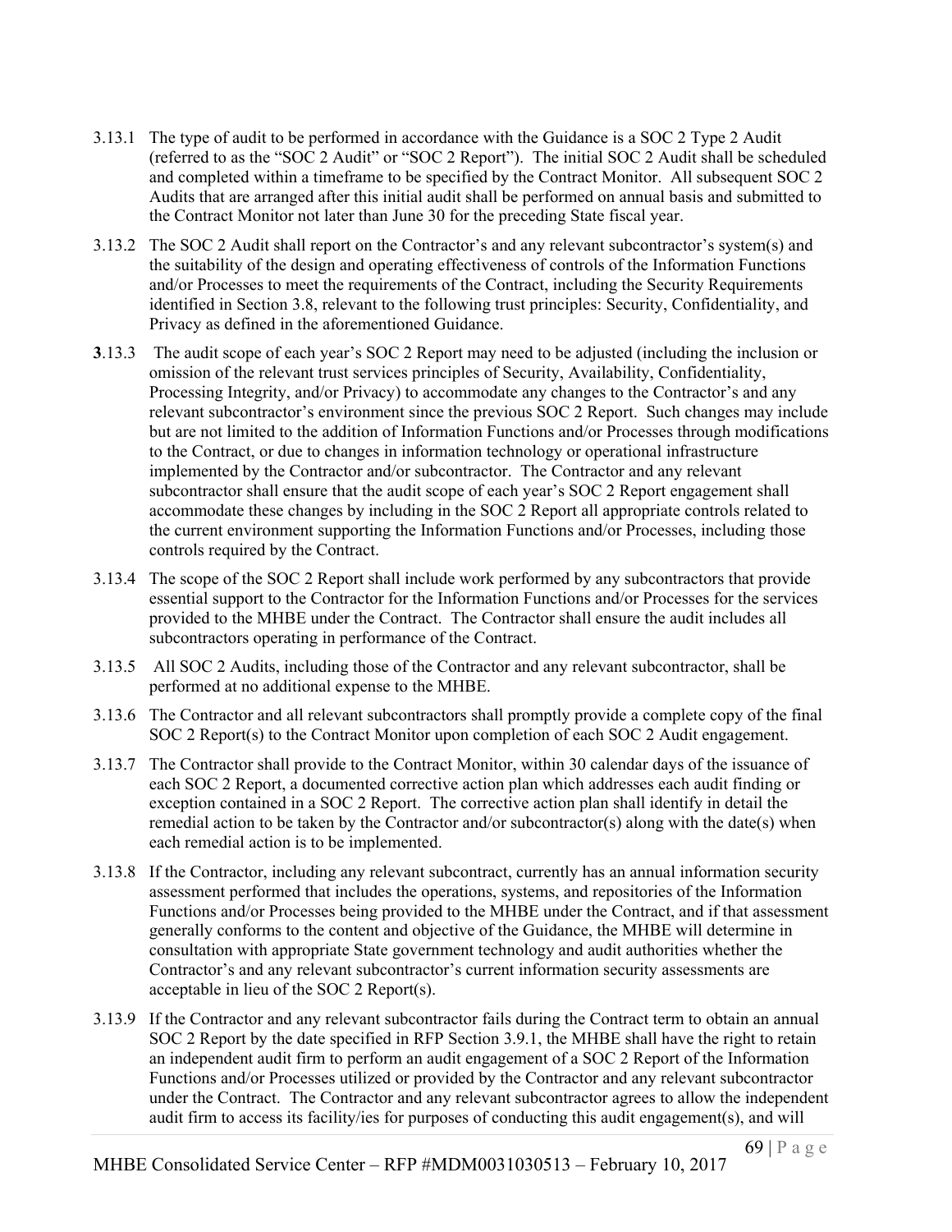3.13.1 The type of audit to be performed in accordance with the Guidance is a SOC 2 Type 2 Audit (referred to as the "SOC 2 Audit" or "SOC 2 Report"). The initial SOC 2 Audit shall be scheduled and completed within a timeframe to be specified by the Contract Monitor. All subsequent SOC 2 Audits that are arranged after this initial audit shall be performed on annual basis and submitted to the Contract Monitor not later than June 30 for the preceding State fiscal year.

3.13.2 The SOC 2 Audit shall report on the Contractor's and any relevant subcontractor's system(s) and the suitability of the design and operating effectiveness of controls of the Information Functions and/or Processes to meet the requirements of the Contract, including the Security Requirements identified in Section 3.8, relevant to the following trust principles: Security, Confidentiality, and Privacy as defined in the aforementioned Guidance.

**3**.13.3 The audit scope of each year's SOC 2 Report may need to be adjusted (including the inclusion or omission of the relevant trust services principles of Security, Availability, Confidentiality, Processing Integrity, and/or Privacy) to accommodate any changes to the Contractor's and any relevant subcontractor's environment since the previous SOC 2 Report. Such changes may include but are not limited to the addition of Information Functions and/or Processes through modifications to the Contract, or due to changes in information technology or operational infrastructure implemented by the Contractor and/or subcontractor. The Contractor and any relevant subcontractor shall ensure that the audit scope of each year's SOC 2 Report engagement shall accommodate these changes by including in the SOC 2 Report all appropriate controls related to the current environment supporting the Information Functions and/or Processes, including those controls required by the Contract.

3.13.4 The scope of the SOC 2 Report shall include work performed by any subcontractors that provide essential support to the Contractor for the Information Functions and/or Processes for the services provided to the MHBE under the Contract. The Contractor shall ensure the audit includes all subcontractors operating in performance of the Contract.

3.13.5 All SOC 2 Audits, including those of the Contractor and any relevant subcontractor, shall be performed at no additional expense to the MHBE.

3.13.6 The Contractor and all relevant subcontractors shall promptly provide a complete copy of the final SOC 2 Report(s) to the Contract Monitor upon completion of each SOC 2 Audit engagement.

3.13.7 The Contractor shall provide to the Contract Monitor, within 30 calendar days of the issuance of each SOC 2 Report, a documented corrective action plan which addresses each audit finding or exception contained in a SOC 2 Report. The corrective action plan shall identify in detail the remedial action to be taken by the Contractor and/or subcontractor(s) along with the date(s) when each remedial action is to be implemented.

3.13.8 If the Contractor, including any relevant subcontract, currently has an annual information security assessment performed that includes the operations, systems, and repositories of the Information Functions and/or Processes being provided to the MHBE under the Contract, and if that assessment generally conforms to the content and objective of the Guidance, the MHBE will determine in consultation with appropriate State government technology and audit authorities whether the Contractor's and any relevant subcontractor's current information security assessments are acceptable in lieu of the SOC 2 Report(s).

3.13.9 If the Contractor and any relevant subcontractor fails during the Contract term to obtain an annual SOC 2 Report by the date specified in RFP Section 3.9.1, the MHBE shall have the right to retain an independent audit firm to perform an audit engagement of a SOC 2 Report of the Information Functions and/or Processes utilized or provided by the Contractor and any relevant subcontractor under the Contract. The Contractor and any relevant subcontractor agrees to allow the independent audit firm to access its facility/ies for purposes of conducting this audit engagement(s), and will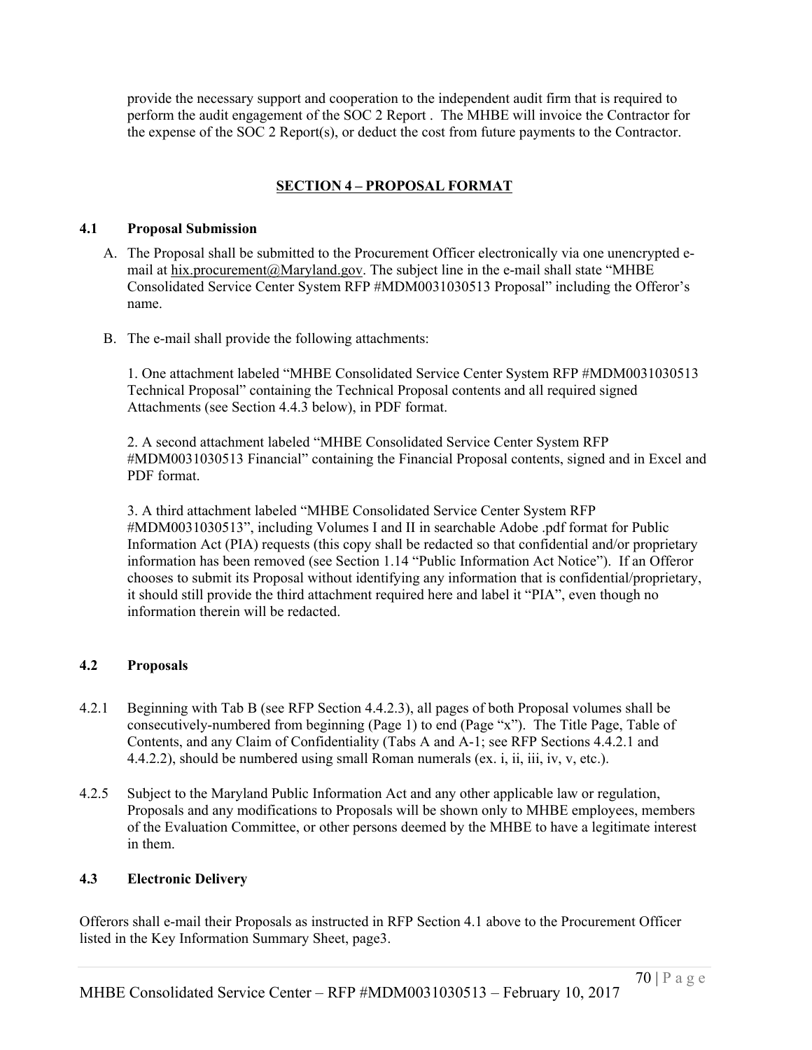provide the necessary support and cooperation to the independent audit firm that is required to perform the audit engagement of the SOC 2 Report . The MHBE will invoice the Contractor for the expense of the SOC 2 Report(s), or deduct the cost from future payments to the Contractor.

## SECTION 4 – PROPOSAL FORMAT

### 4.1 Proposal Submission

A. The Proposal shall be submitted to the Procurement Officer electronically via one unencrypted e-mail at hix.procurement@Maryland.gov. The subject line in the e-mail shall state "MHBE Consolidated Service Center System RFP #MDM0031030513 Proposal" including the Offeror's name.

B. The e-mail shall provide the following attachments:

1. One attachment labeled "MHBE Consolidated Service Center System RFP #MDM0031030513 Technical Proposal" containing the Technical Proposal contents and all required signed Attachments (see Section 4.4.3 below), in PDF format.

2. A second attachment labeled "MHBE Consolidated Service Center System RFP #MDM0031030513 Financial" containing the Financial Proposal contents, signed and in Excel and PDF format.

3. A third attachment labeled "MHBE Consolidated Service Center System RFP #MDM0031030513", including Volumes I and II in searchable Adobe .pdf format for Public Information Act (PIA) requests (this copy shall be redacted so that confidential and/or proprietary information has been removed (see Section 1.14 "Public Information Act Notice"). If an Offeror chooses to submit its Proposal without identifying any information that is confidential/proprietary, it should still provide the third attachment required here and label it "PIA", even though no information therein will be redacted.

### 4.2 Proposals

4.2.1 Beginning with Tab B (see RFP Section 4.4.2.3), all pages of both Proposal volumes shall be consecutively-numbered from beginning (Page 1) to end (Page "x"). The Title Page, Table of Contents, and any Claim of Confidentiality (Tabs A and A-1; see RFP Sections 4.4.2.1 and 4.4.2.2), should be numbered using small Roman numerals (ex. i, ii, iii, iv, v, etc.).

4.2.5 Subject to the Maryland Public Information Act and any other applicable law or regulation, Proposals and any modifications to Proposals will be shown only to MHBE employees, members of the Evaluation Committee, or other persons deemed by the MHBE to have a legitimate interest in them.

### 4.3 Electronic Delivery

Offerors shall e-mail their Proposals as instructed in RFP Section 4.1 above to the Procurement Officer listed in the Key Information Summary Sheet, page3.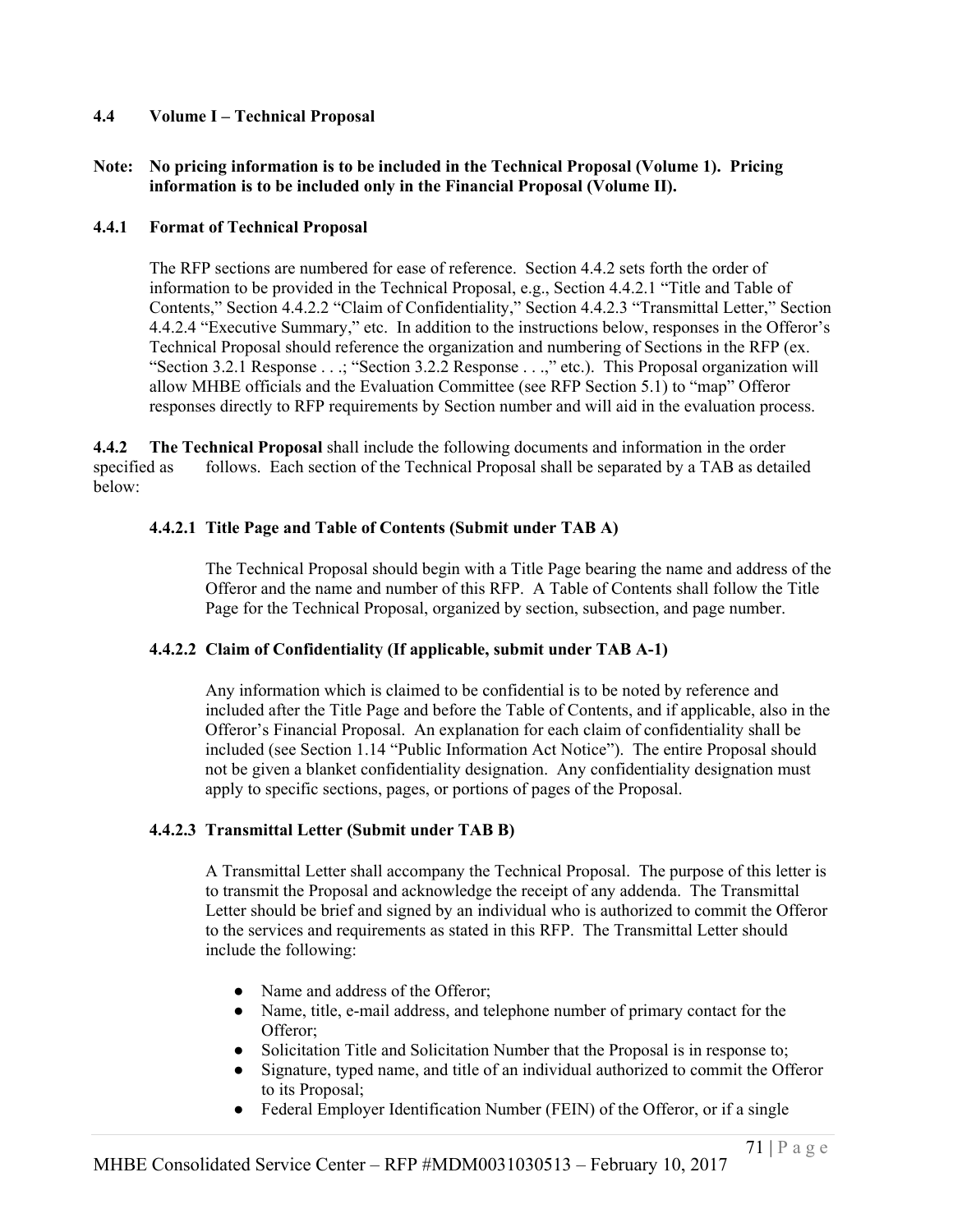### 4.4 Volume I – Technical Proposal

**Note: No pricing information is to be included in the Technical Proposal (Volume 1). Pricing information is to be included only in the Financial Proposal (Volume II).**

#### 4.4.1 Format of Technical Proposal

The RFP sections are numbered for ease of reference. Section 4.4.2 sets forth the order of information to be provided in the Technical Proposal, e.g., Section 4.4.2.1 "Title and Table of Contents," Section 4.4.2.2 "Claim of Confidentiality," Section 4.4.2.3 "Transmittal Letter," Section 4.4.2.4 "Executive Summary," etc. In addition to the instructions below, responses in the Offeror's Technical Proposal should reference the organization and numbering of Sections in the RFP (ex. "Section 3.2.1 Response . . .; "Section 3.2.2 Response . . .," etc.). This Proposal organization will allow MHBE officials and the Evaluation Committee (see RFP Section 5.1) to "map" Offeror responses directly to RFP requirements by Section number and will aid in the evaluation process.

**4.4.2 The Technical Proposal** shall include the following documents and information in the order specified as follows. Each section of the Technical Proposal shall be separated by a TAB as detailed below:

**4.4.2.1 Title Page and Table of Contents (Submit under TAB A)**

The Technical Proposal should begin with a Title Page bearing the name and address of the Offeror and the name and number of this RFP. A Table of Contents shall follow the Title Page for the Technical Proposal, organized by section, subsection, and page number.

**4.4.2.2 Claim of Confidentiality (If applicable, submit under TAB A-1)**

Any information which is claimed to be confidential is to be noted by reference and included after the Title Page and before the Table of Contents, and if applicable, also in the Offeror's Financial Proposal. An explanation for each claim of confidentiality shall be included (see Section 1.14 "Public Information Act Notice"). The entire Proposal should not be given a blanket confidentiality designation. Any confidentiality designation must apply to specific sections, pages, or portions of pages of the Proposal.

**4.4.2.3 Transmittal Letter (Submit under TAB B)**

A Transmittal Letter shall accompany the Technical Proposal. The purpose of this letter is to transmit the Proposal and acknowledge the receipt of any addenda. The Transmittal Letter should be brief and signed by an individual who is authorized to commit the Offeror to the services and requirements as stated in this RFP. The Transmittal Letter should include the following:

- Name and address of the Offeror;
- Name, title, e-mail address, and telephone number of primary contact for the Offeror;
- Solicitation Title and Solicitation Number that the Proposal is in response to;
- Signature, typed name, and title of an individual authorized to commit the Offeror to its Proposal;
- Federal Employer Identification Number (FEIN) of the Offeror, or if a single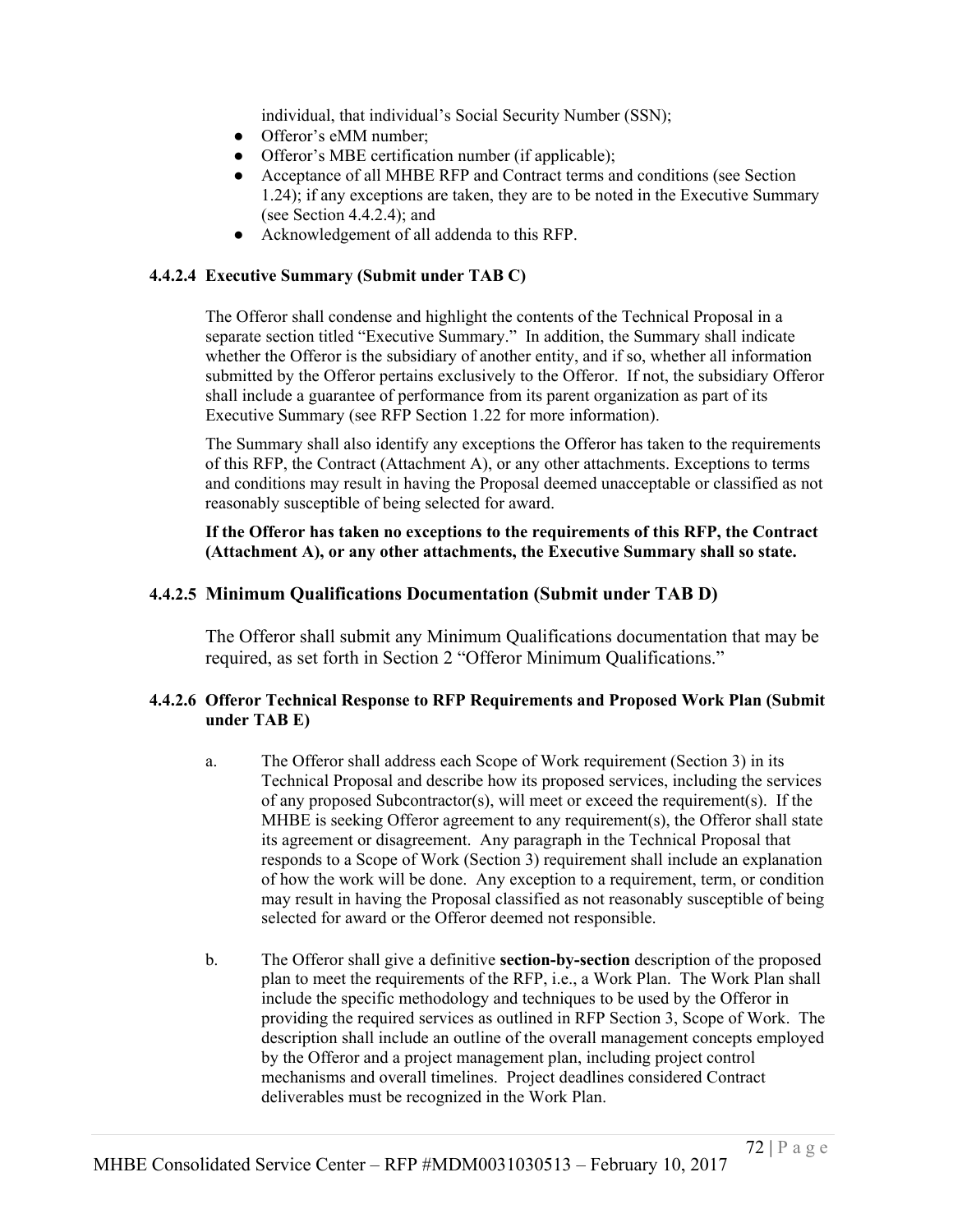individual, that individual's Social Security Number (SSN);

- Offeror's eMM number;
- Offeror's MBE certification number (if applicable);
- Acceptance of all MHBE RFP and Contract terms and conditions (see Section 1.24); if any exceptions are taken, they are to be noted in the Executive Summary (see Section 4.4.2.4); and
- Acknowledgement of all addenda to this RFP.

#### 4.4.2.4 Executive Summary (Submit under TAB C)

The Offeror shall condense and highlight the contents of the Technical Proposal in a separate section titled "Executive Summary." In addition, the Summary shall indicate whether the Offeror is the subsidiary of another entity, and if so, whether all information submitted by the Offeror pertains exclusively to the Offeror. If not, the subsidiary Offeror shall include a guarantee of performance from its parent organization as part of its Executive Summary (see RFP Section 1.22 for more information).

The Summary shall also identify any exceptions the Offeror has taken to the requirements of this RFP, the Contract (Attachment A), or any other attachments. Exceptions to terms and conditions may result in having the Proposal deemed unacceptable or classified as not reasonably susceptible of being selected for award.

**If the Offeror has taken no exceptions to the requirements of this RFP, the Contract (Attachment A), or any other attachments, the Executive Summary shall so state.**

#### 4.4.2.5 Minimum Qualifications Documentation (Submit under TAB D)

The Offeror shall submit any Minimum Qualifications documentation that may be required, as set forth in Section 2 "Offeror Minimum Qualifications."

#### 4.4.2.6 Offeror Technical Response to RFP Requirements and Proposed Work Plan (Submit under TAB E)

a. The Offeror shall address each Scope of Work requirement (Section 3) in its Technical Proposal and describe how its proposed services, including the services of any proposed Subcontractor(s), will meet or exceed the requirement(s). If the MHBE is seeking Offeror agreement to any requirement(s), the Offeror shall state its agreement or disagreement. Any paragraph in the Technical Proposal that responds to a Scope of Work (Section 3) requirement shall include an explanation of how the work will be done. Any exception to a requirement, term, or condition may result in having the Proposal classified as not reasonably susceptible of being selected for award or the Offeror deemed not responsible.

b. The Offeror shall give a definitive **section-by-section** description of the proposed plan to meet the requirements of the RFP, i.e., a Work Plan. The Work Plan shall include the specific methodology and techniques to be used by the Offeror in providing the required services as outlined in RFP Section 3, Scope of Work. The description shall include an outline of the overall management concepts employed by the Offeror and a project management plan, including project control mechanisms and overall timelines. Project deadlines considered Contract deliverables must be recognized in the Work Plan.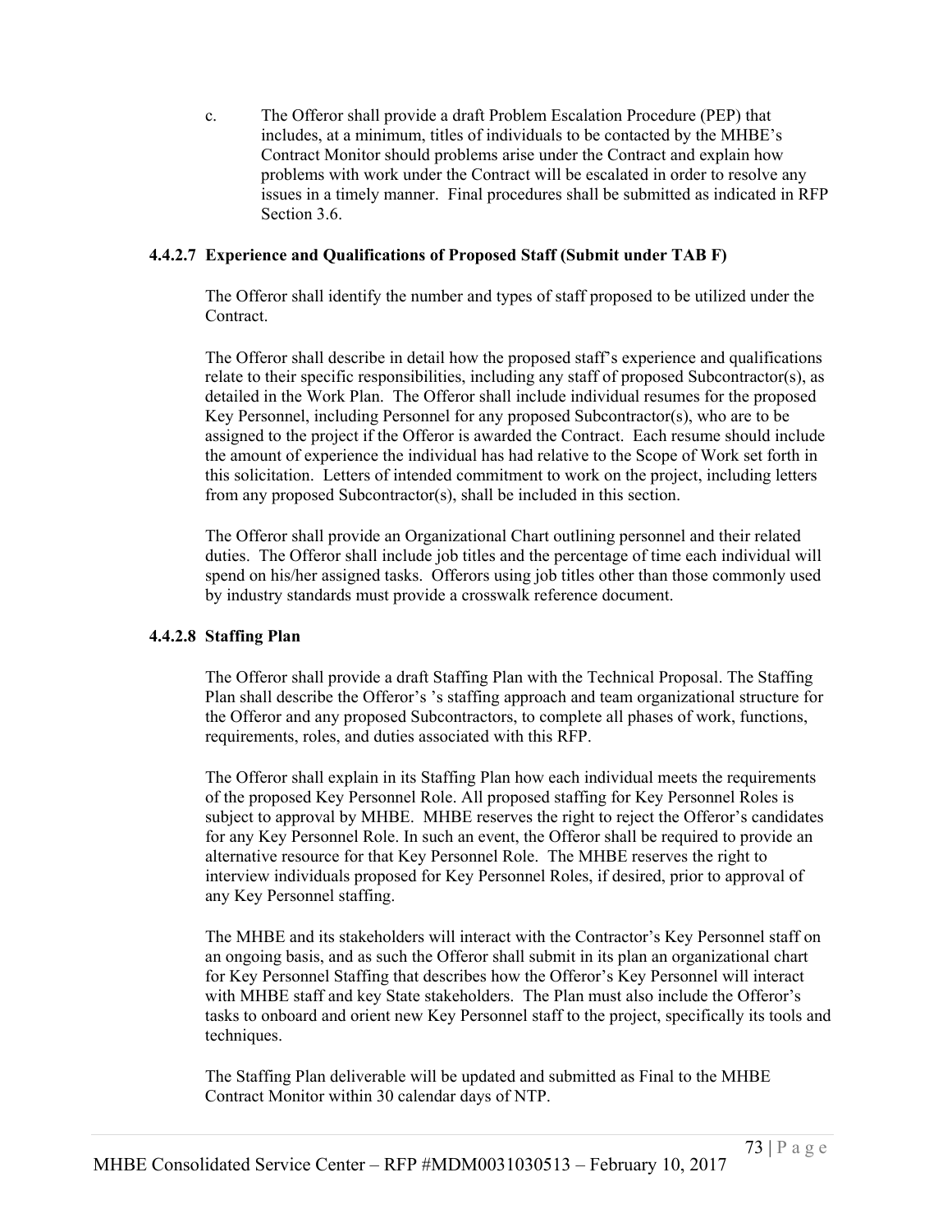c. The Offeror shall provide a draft Problem Escalation Procedure (PEP) that includes, at a minimum, titles of individuals to be contacted by the MHBE's Contract Monitor should problems arise under the Contract and explain how problems with work under the Contract will be escalated in order to resolve any issues in a timely manner. Final procedures shall be submitted as indicated in RFP Section 3.6.

#### 4.4.2.7 Experience and Qualifications of Proposed Staff (Submit under TAB F)

The Offeror shall identify the number and types of staff proposed to be utilized under the Contract.

The Offeror shall describe in detail how the proposed staff's experience and qualifications relate to their specific responsibilities, including any staff of proposed Subcontractor(s), as detailed in the Work Plan. The Offeror shall include individual resumes for the proposed Key Personnel, including Personnel for any proposed Subcontractor(s), who are to be assigned to the project if the Offeror is awarded the Contract. Each resume should include the amount of experience the individual has had relative to the Scope of Work set forth in this solicitation. Letters of intended commitment to work on the project, including letters from any proposed Subcontractor(s), shall be included in this section.

The Offeror shall provide an Organizational Chart outlining personnel and their related duties. The Offeror shall include job titles and the percentage of time each individual will spend on his/her assigned tasks. Offerors using job titles other than those commonly used by industry standards must provide a crosswalk reference document.

#### 4.4.2.8 Staffing Plan

The Offeror shall provide a draft Staffing Plan with the Technical Proposal. The Staffing Plan shall describe the Offeror's 's staffing approach and team organizational structure for the Offeror and any proposed Subcontractors, to complete all phases of work, functions, requirements, roles, and duties associated with this RFP.

The Offeror shall explain in its Staffing Plan how each individual meets the requirements of the proposed Key Personnel Role. All proposed staffing for Key Personnel Roles is subject to approval by MHBE. MHBE reserves the right to reject the Offeror's candidates for any Key Personnel Role. In such an event, the Offeror shall be required to provide an alternative resource for that Key Personnel Role. The MHBE reserves the right to interview individuals proposed for Key Personnel Roles, if desired, prior to approval of any Key Personnel staffing.

The MHBE and its stakeholders will interact with the Contractor's Key Personnel staff on an ongoing basis, and as such the Offeror shall submit in its plan an organizational chart for Key Personnel Staffing that describes how the Offeror's Key Personnel will interact with MHBE staff and key State stakeholders. The Plan must also include the Offeror's tasks to onboard and orient new Key Personnel staff to the project, specifically its tools and techniques.

The Staffing Plan deliverable will be updated and submitted as Final to the MHBE Contract Monitor within 30 calendar days of NTP.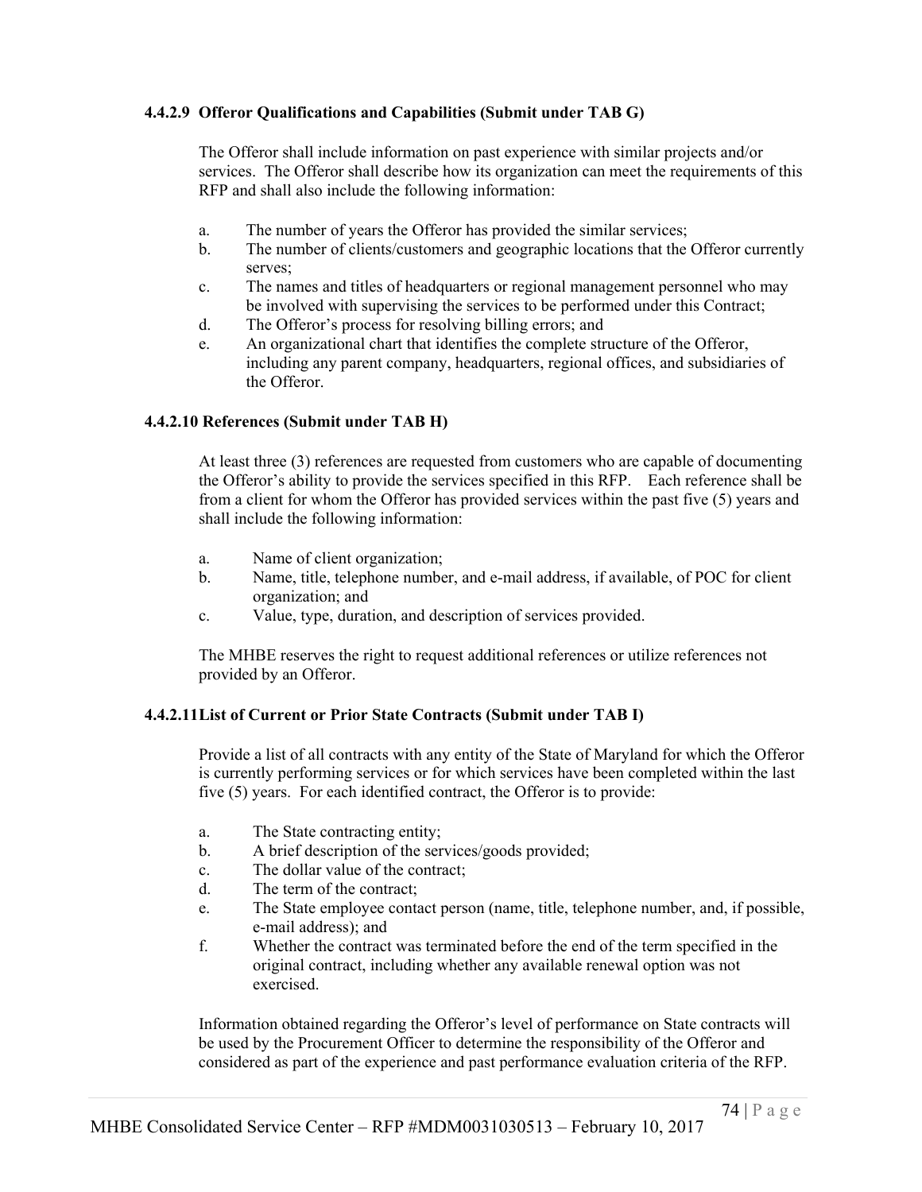#### 4.4.2.9 Offeror Qualifications and Capabilities (Submit under TAB G)

The Offeror shall include information on past experience with similar projects and/or services. The Offeror shall describe how its organization can meet the requirements of this RFP and shall also include the following information:

a. The number of years the Offeror has provided the similar services;
b. The number of clients/customers and geographic locations that the Offeror currently serves;
c. The names and titles of headquarters or regional management personnel who may be involved with supervising the services to be performed under this Contract;
d. The Offeror's process for resolving billing errors; and
e. An organizational chart that identifies the complete structure of the Offeror, including any parent company, headquarters, regional offices, and subsidiaries of the Offeror.

#### 4.4.2.10 References (Submit under TAB H)

At least three (3) references are requested from customers who are capable of documenting the Offeror's ability to provide the services specified in this RFP. Each reference shall be from a client for whom the Offeror has provided services within the past five (5) years and shall include the following information:

a. Name of client organization;
b. Name, title, telephone number, and e-mail address, if available, of POC for client organization; and
c. Value, type, duration, and description of services provided.

The MHBE reserves the right to request additional references or utilize references not provided by an Offeror.

#### 4.4.2.11 List of Current or Prior State Contracts (Submit under TAB I)

Provide a list of all contracts with any entity of the State of Maryland for which the Offeror is currently performing services or for which services have been completed within the last five (5) years. For each identified contract, the Offeror is to provide:

a. The State contracting entity;
b. A brief description of the services/goods provided;
c. The dollar value of the contract;
d. The term of the contract;
e. The State employee contact person (name, title, telephone number, and, if possible, e-mail address); and
f. Whether the contract was terminated before the end of the term specified in the original contract, including whether any available renewal option was not exercised.

Information obtained regarding the Offeror's level of performance on State contracts will be used by the Procurement Officer to determine the responsibility of the Offeror and considered as part of the experience and past performance evaluation criteria of the RFP.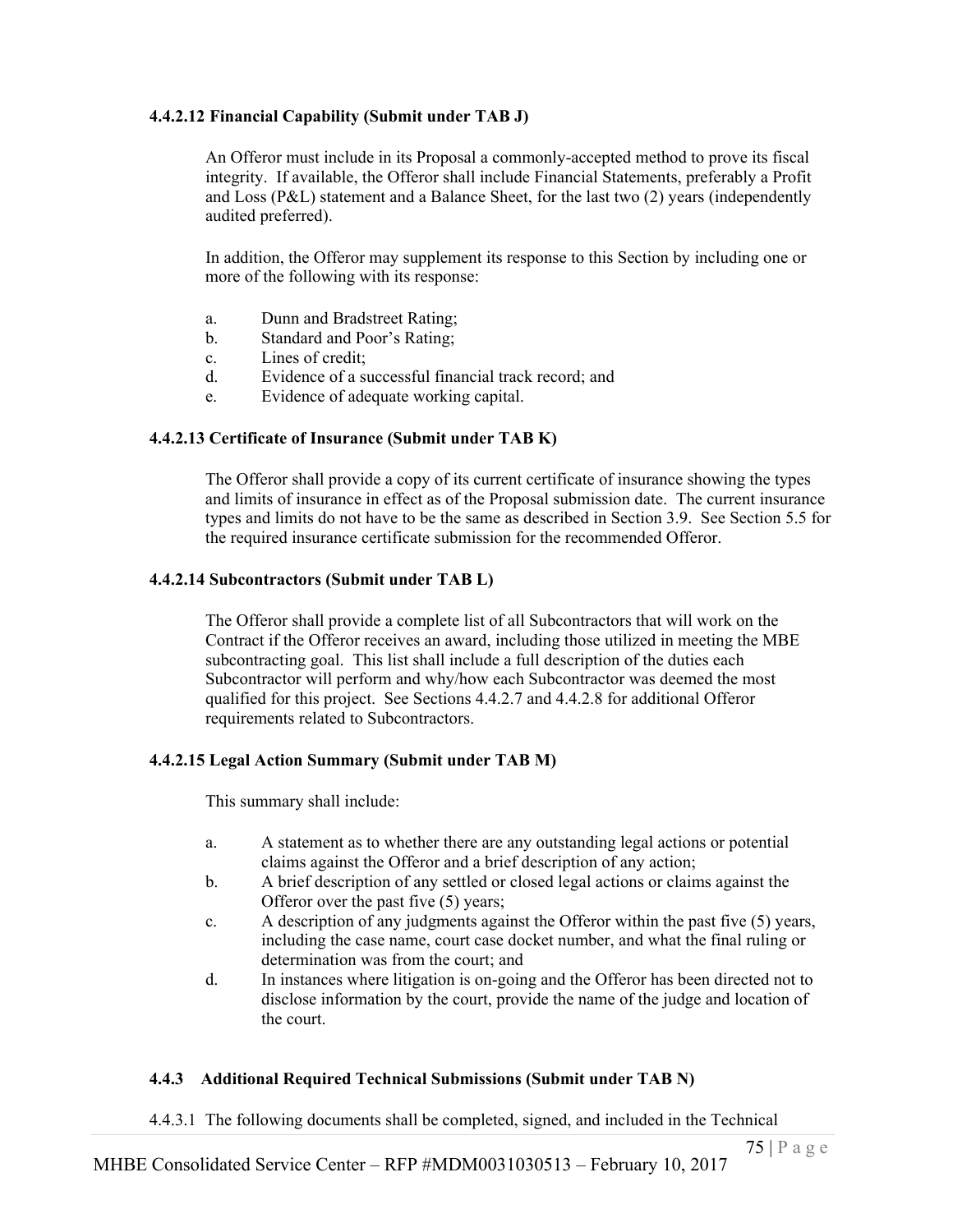#### 4.4.2.12 Financial Capability (Submit under TAB J)

An Offeror must include in its Proposal a commonly-accepted method to prove its fiscal integrity. If available, the Offeror shall include Financial Statements, preferably a Profit and Loss (P&L) statement and a Balance Sheet, for the last two (2) years (independently audited preferred).

In addition, the Offeror may supplement its response to this Section by including one or more of the following with its response:

a. Dunn and Bradstreet Rating;
b. Standard and Poor's Rating;
c. Lines of credit;
d. Evidence of a successful financial track record; and
e. Evidence of adequate working capital.

#### 4.4.2.13 Certificate of Insurance (Submit under TAB K)

The Offeror shall provide a copy of its current certificate of insurance showing the types and limits of insurance in effect as of the Proposal submission date. The current insurance types and limits do not have to be the same as described in Section 3.9. See Section 5.5 for the required insurance certificate submission for the recommended Offeror.

#### 4.4.2.14 Subcontractors (Submit under TAB L)

The Offeror shall provide a complete list of all Subcontractors that will work on the Contract if the Offeror receives an award, including those utilized in meeting the MBE subcontracting goal. This list shall include a full description of the duties each Subcontractor will perform and why/how each Subcontractor was deemed the most qualified for this project. See Sections 4.4.2.7 and 4.4.2.8 for additional Offeror requirements related to Subcontractors.

#### 4.4.2.15 Legal Action Summary (Submit under TAB M)

This summary shall include:

a. A statement as to whether there are any outstanding legal actions or potential claims against the Offeror and a brief description of any action;
b. A brief description of any settled or closed legal actions or claims against the Offeror over the past five (5) years;
c. A description of any judgments against the Offeror within the past five (5) years, including the case name, court case docket number, and what the final ruling or determination was from the court; and
d. In instances where litigation is on-going and the Offeror has been directed not to disclose information by the court, provide the name of the judge and location of the court.

### 4.4.3 Additional Required Technical Submissions (Submit under TAB N)

4.4.3.1 The following documents shall be completed, signed, and included in the Technical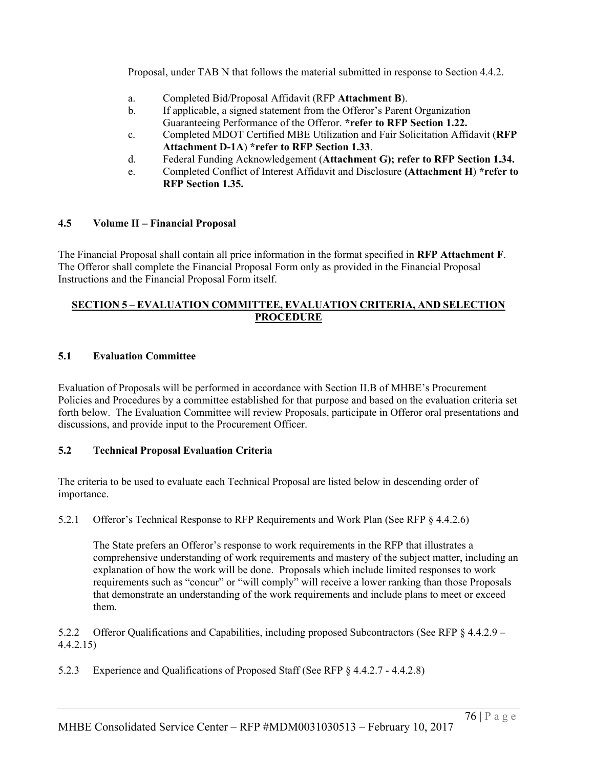Proposal, under TAB N that follows the material submitted in response to Section 4.4.2.

a. Completed Bid/Proposal Affidavit (RFP **Attachment B**).

b. If applicable, a signed statement from the Offeror's Parent Organization Guaranteeing Performance of the Offeror. ***refer to RFP Section 1.22.**

c. Completed MDOT Certified MBE Utilization and Fair Solicitation Affidavit (**RFP Attachment D-1A**) ***refer to RFP Section 1.33**.

d. Federal Funding Acknowledgement (**Attachment G); refer to RFP Section 1.34.**

e. Completed Conflict of Interest Affidavit and Disclosure **(Attachment H)** ***refer to RFP Section 1.35.**

### 4.5 Volume II – Financial Proposal

The Financial Proposal shall contain all price information in the format specified in **RFP Attachment F**. The Offeror shall complete the Financial Proposal Form only as provided in the Financial Proposal Instructions and the Financial Proposal Form itself.

## SECTION 5 – EVALUATION COMMITTEE, EVALUATION CRITERIA, AND SELECTION PROCEDURE

### 5.1 Evaluation Committee

Evaluation of Proposals will be performed in accordance with Section II.B of MHBE's Procurement Policies and Procedures by a committee established for that purpose and based on the evaluation criteria set forth below. The Evaluation Committee will review Proposals, participate in Offeror oral presentations and discussions, and provide input to the Procurement Officer.

### 5.2 Technical Proposal Evaluation Criteria

The criteria to be used to evaluate each Technical Proposal are listed below in descending order of importance.

5.2.1 Offeror's Technical Response to RFP Requirements and Work Plan (See RFP § 4.4.2.6)

The State prefers an Offeror's response to work requirements in the RFP that illustrates a comprehensive understanding of work requirements and mastery of the subject matter, including an explanation of how the work will be done. Proposals which include limited responses to work requirements such as "concur" or "will comply" will receive a lower ranking than those Proposals that demonstrate an understanding of the work requirements and include plans to meet or exceed them.

5.2.2 Offeror Qualifications and Capabilities, including proposed Subcontractors (See RFP § 4.4.2.9 – 4.4.2.15)

5.2.3 Experience and Qualifications of Proposed Staff (See RFP § 4.4.2.7 - 4.4.2.8)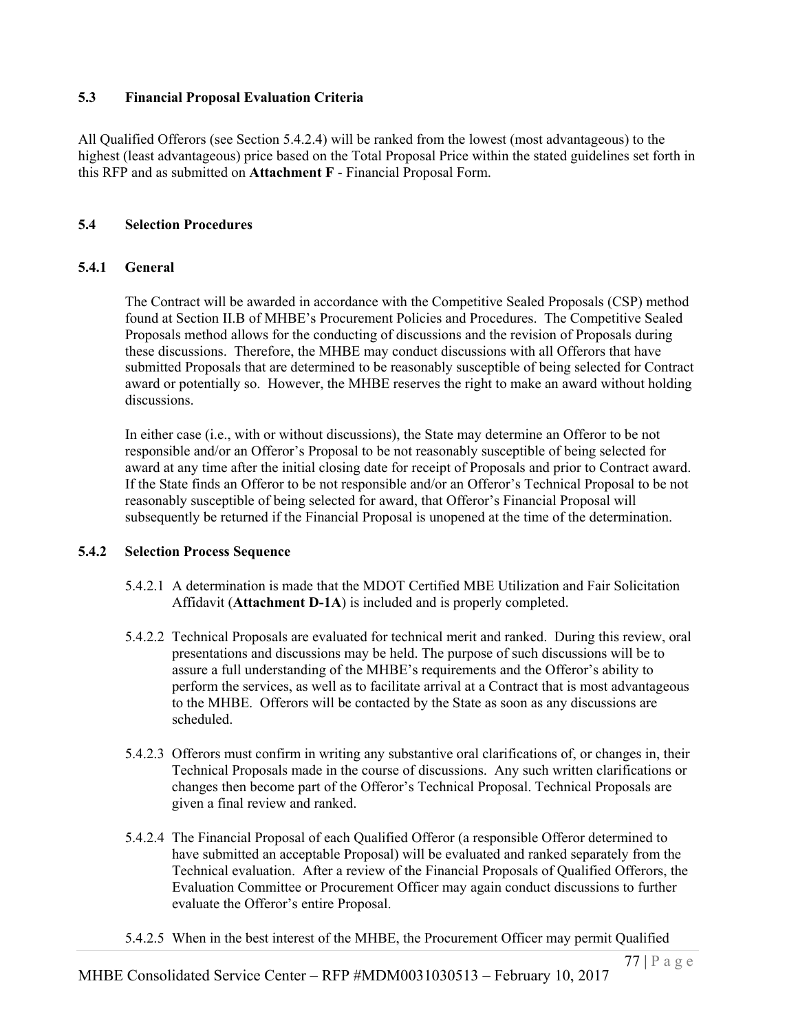### 5.3 Financial Proposal Evaluation Criteria

All Qualified Offerors (see Section 5.4.2.4) will be ranked from the lowest (most advantageous) to the highest (least advantageous) price based on the Total Proposal Price within the stated guidelines set forth in this RFP and as submitted on **Attachment F** - Financial Proposal Form.

### 5.4 Selection Procedures

#### 5.4.1 General

The Contract will be awarded in accordance with the Competitive Sealed Proposals (CSP) method found at Section II.B of MHBE's Procurement Policies and Procedures. The Competitive Sealed Proposals method allows for the conducting of discussions and the revision of Proposals during these discussions. Therefore, the MHBE may conduct discussions with all Offerors that have submitted Proposals that are determined to be reasonably susceptible of being selected for Contract award or potentially so. However, the MHBE reserves the right to make an award without holding discussions.

In either case (i.e., with or without discussions), the State may determine an Offeror to be not responsible and/or an Offeror's Proposal to be not reasonably susceptible of being selected for award at any time after the initial closing date for receipt of Proposals and prior to Contract award. If the State finds an Offeror to be not responsible and/or an Offeror's Technical Proposal to be not reasonably susceptible of being selected for award, that Offeror's Financial Proposal will subsequently be returned if the Financial Proposal is unopened at the time of the determination.

#### 5.4.2 Selection Process Sequence

5.4.2.1 A determination is made that the MDOT Certified MBE Utilization and Fair Solicitation Affidavit (**Attachment D-1A**) is included and is properly completed.

5.4.2.2 Technical Proposals are evaluated for technical merit and ranked. During this review, oral presentations and discussions may be held. The purpose of such discussions will be to assure a full understanding of the MHBE's requirements and the Offeror's ability to perform the services, as well as to facilitate arrival at a Contract that is most advantageous to the MHBE. Offerors will be contacted by the State as soon as any discussions are scheduled.

5.4.2.3 Offerors must confirm in writing any substantive oral clarifications of, or changes in, their Technical Proposals made in the course of discussions. Any such written clarifications or changes then become part of the Offeror's Technical Proposal. Technical Proposals are given a final review and ranked.

5.4.2.4 The Financial Proposal of each Qualified Offeror (a responsible Offeror determined to have submitted an acceptable Proposal) will be evaluated and ranked separately from the Technical evaluation. After a review of the Financial Proposals of Qualified Offerors, the Evaluation Committee or Procurement Officer may again conduct discussions to further evaluate the Offeror's entire Proposal.

5.4.2.5 When in the best interest of the MHBE, the Procurement Officer may permit Qualified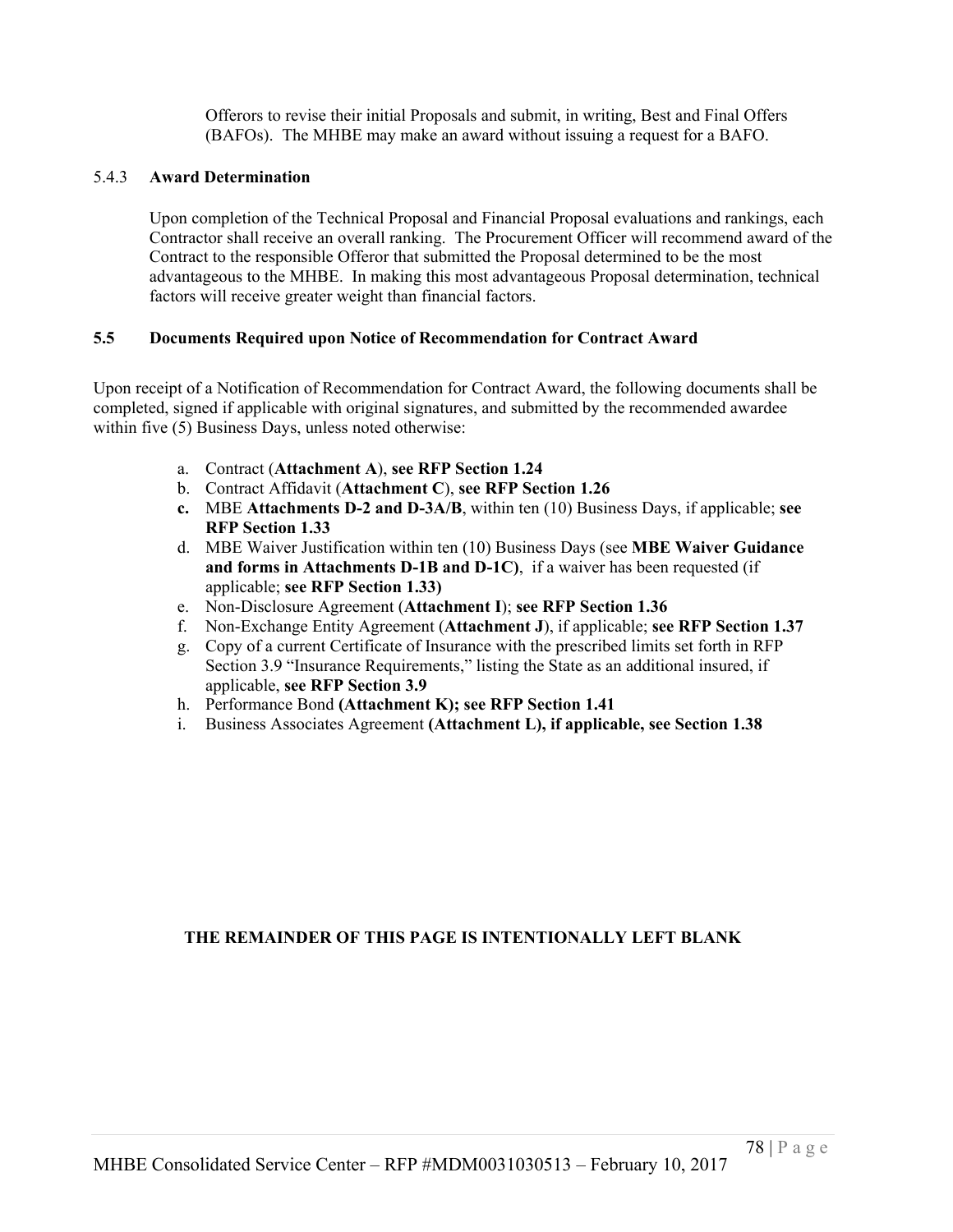Offerors to revise their initial Proposals and submit, in writing, Best and Final Offers (BAFOs). The MHBE may make an award without issuing a request for a BAFO.

#### 5.4.3 Award Determination

Upon completion of the Technical Proposal and Financial Proposal evaluations and rankings, each Contractor shall receive an overall ranking. The Procurement Officer will recommend award of the Contract to the responsible Offeror that submitted the Proposal determined to be the most advantageous to the MHBE. In making this most advantageous Proposal determination, technical factors will receive greater weight than financial factors.

### 5.5 Documents Required upon Notice of Recommendation for Contract Award

Upon receipt of a Notification of Recommendation for Contract Award, the following documents shall be completed, signed if applicable with original signatures, and submitted by the recommended awardee within five (5) Business Days, unless noted otherwise:

a. Contract (**Attachment A**), **see RFP Section 1.24**
b. Contract Affidavit (**Attachment C**), **see RFP Section 1.26**
**c.** MBE **Attachments D-2 and D-3A/B**, within ten (10) Business Days, if applicable; **see RFP Section 1.33**
d. MBE Waiver Justification within ten (10) Business Days (see **MBE Waiver Guidance and forms in Attachments D-1B and D-1C)**, if a waiver has been requested (if applicable; **see RFP Section 1.33)**
e. Non-Disclosure Agreement (**Attachment I**); **see RFP Section 1.36**
f. Non-Exchange Entity Agreement (**Attachment J**), if applicable; **see RFP Section 1.37**
g. Copy of a current Certificate of Insurance with the prescribed limits set forth in RFP Section 3.9 "Insurance Requirements," listing the State as an additional insured, if applicable, **see RFP Section 3.9**
h. Performance Bond **(Attachment K); see RFP Section 1.41**
i. Business Associates Agreement **(Attachment L), if applicable, see Section 1.38**

**THE REMAINDER OF THIS PAGE IS INTENTIONALLY LEFT BLANK**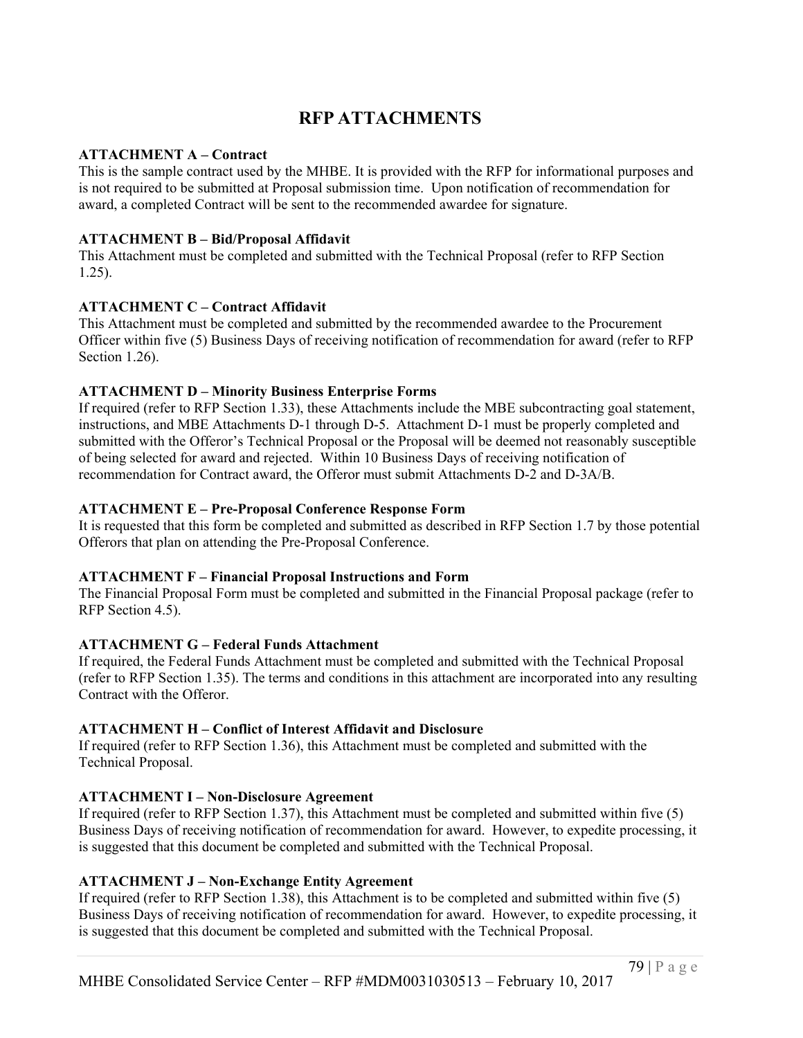# RFP ATTACHMENTS

**ATTACHMENT A – Contract**

This is the sample contract used by the MHBE. It is provided with the RFP for informational purposes and is not required to be submitted at Proposal submission time. Upon notification of recommendation for award, a completed Contract will be sent to the recommended awardee for signature.

**ATTACHMENT B – Bid/Proposal Affidavit**

This Attachment must be completed and submitted with the Technical Proposal (refer to RFP Section 1.25).

**ATTACHMENT C – Contract Affidavit**

This Attachment must be completed and submitted by the recommended awardee to the Procurement Officer within five (5) Business Days of receiving notification of recommendation for award (refer to RFP Section 1.26).

**ATTACHMENT D – Minority Business Enterprise Forms**

If required (refer to RFP Section 1.33), these Attachments include the MBE subcontracting goal statement, instructions, and MBE Attachments D-1 through D-5. Attachment D-1 must be properly completed and submitted with the Offeror's Technical Proposal or the Proposal will be deemed not reasonably susceptible of being selected for award and rejected. Within 10 Business Days of receiving notification of recommendation for Contract award, the Offeror must submit Attachments D-2 and D-3A/B.

**ATTACHMENT E – Pre-Proposal Conference Response Form**

It is requested that this form be completed and submitted as described in RFP Section 1.7 by those potential Offerors that plan on attending the Pre-Proposal Conference.

**ATTACHMENT F – Financial Proposal Instructions and Form**

The Financial Proposal Form must be completed and submitted in the Financial Proposal package (refer to RFP Section 4.5).

**ATTACHMENT G – Federal Funds Attachment**

If required, the Federal Funds Attachment must be completed and submitted with the Technical Proposal (refer to RFP Section 1.35). The terms and conditions in this attachment are incorporated into any resulting Contract with the Offeror.

**ATTACHMENT H – Conflict of Interest Affidavit and Disclosure**

If required (refer to RFP Section 1.36), this Attachment must be completed and submitted with the Technical Proposal.

**ATTACHMENT I – Non-Disclosure Agreement**

If required (refer to RFP Section 1.37), this Attachment must be completed and submitted within five (5) Business Days of receiving notification of recommendation for award. However, to expedite processing, it is suggested that this document be completed and submitted with the Technical Proposal.

**ATTACHMENT J – Non-Exchange Entity Agreement**

If required (refer to RFP Section 1.38), this Attachment is to be completed and submitted within five (5) Business Days of receiving notification of recommendation for award. However, to expedite processing, it is suggested that this document be completed and submitted with the Technical Proposal.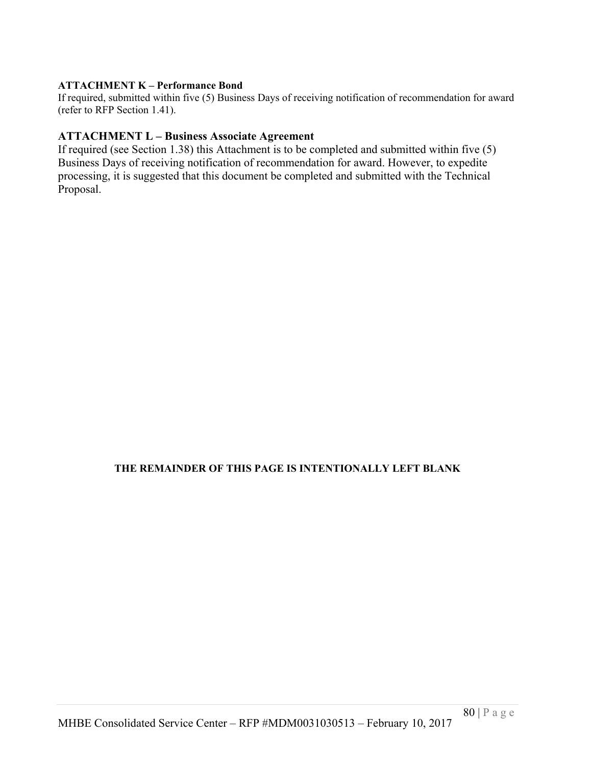**ATTACHMENT K – Performance Bond**

If required, submitted within five (5) Business Days of receiving notification of recommendation for award (refer to RFP Section 1.41).

**ATTACHMENT L – Business Associate Agreement**

If required (see Section 1.38) this Attachment is to be completed and submitted within five (5) Business Days of receiving notification of recommendation for award. However, to expedite processing, it is suggested that this document be completed and submitted with the Technical Proposal.

**THE REMAINDER OF THIS PAGE IS INTENTIONALLY LEFT BLANK**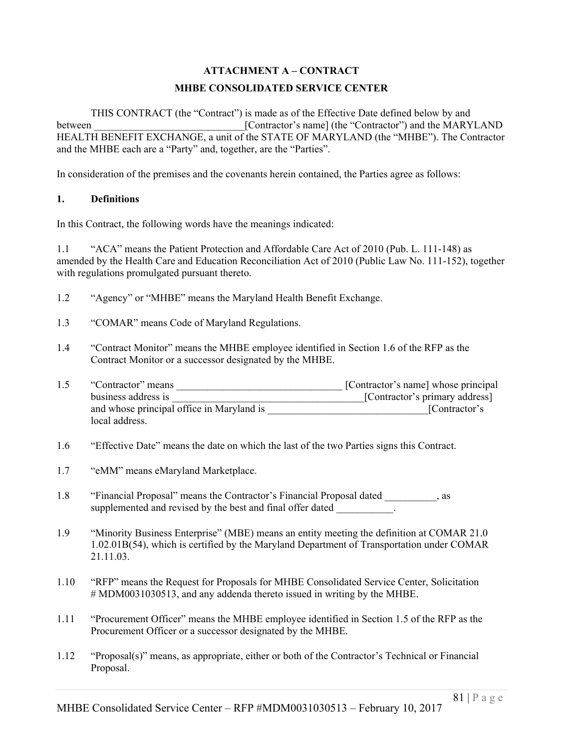# ATTACHMENT A – CONTRACT

## MHBE CONSOLIDATED SERVICE CENTER

THIS CONTRACT (the "Contract") is made as of the Effective Date defined below by and between ______________________________[Contractor's name] (the "Contractor") and the MARYLAND HEALTH BENEFIT EXCHANGE, a unit of the STATE OF MARYLAND (the "MHBE"). The Contractor and the MHBE each are a "Party" and, together, are the "Parties".

In consideration of the premises and the covenants herein contained, the Parties agree as follows:

**1. Definitions**

In this Contract, the following words have the meanings indicated:

1.1 "ACA" means the Patient Protection and Affordable Care Act of 2010 (Pub. L. 111-148) as amended by the Health Care and Education Reconciliation Act of 2010 (Public Law No. 111-152), together with regulations promulgated pursuant thereto.

1.2 "Agency" or "MHBE" means the Maryland Health Benefit Exchange.

1.3 "COMAR" means Code of Maryland Regulations.

1.4 "Contract Monitor" means the MHBE employee identified in Section 1.6 of the RFP as the Contract Monitor or a successor designated by the MHBE.

1.5 "Contractor" means ________________________________ [Contractor's name] whose principal business address is _____________________________________[Contractor's primary address] and whose principal office in Maryland is _______________________________[Contractor's local address.

1.6 "Effective Date" means the date on which the last of the two Parties signs this Contract.

1.7 "eMM" means eMaryland Marketplace.

1.8 "Financial Proposal" means the Contractor's Financial Proposal dated __________, as supplemented and revised by the best and final offer dated ___________.

1.9 "Minority Business Enterprise" (MBE) means an entity meeting the definition at COMAR 21.0 1.02.01B(54), which is certified by the Maryland Department of Transportation under COMAR 21.11.03.

1.10 "RFP" means the Request for Proposals for MHBE Consolidated Service Center, Solicitation # MDM0031030513, and any addenda thereto issued in writing by the MHBE.

1.11 "Procurement Officer" means the MHBE employee identified in Section 1.5 of the RFP as the Procurement Officer or a successor designated by the MHBE.

1.12 "Proposal(s)" means, as appropriate, either or both of the Contractor's Technical or Financial Proposal.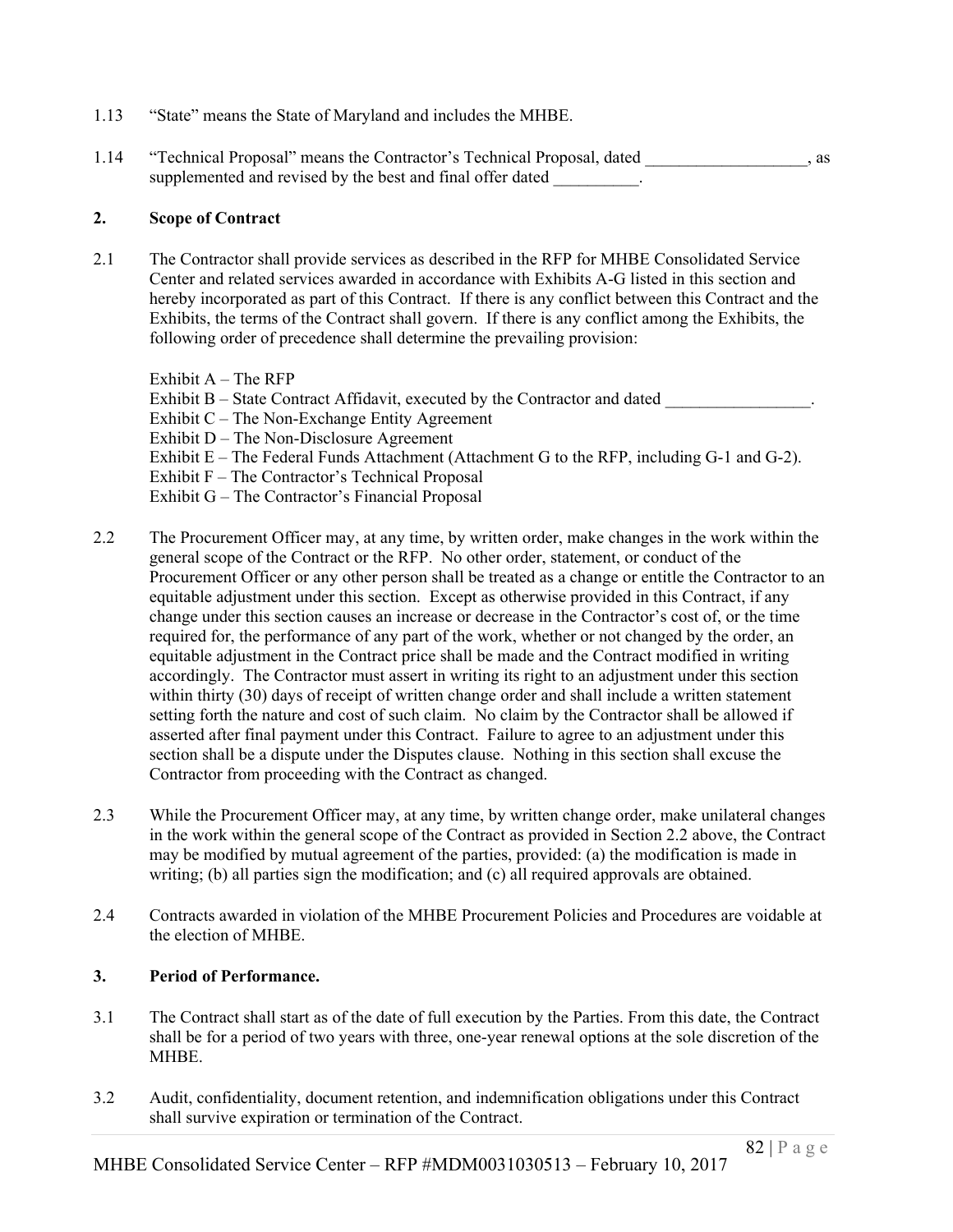1.13 "State" means the State of Maryland and includes the MHBE.

1.14 "Technical Proposal" means the Contractor's Technical Proposal, dated ___________________, as supplemented and revised by the best and final offer dated __________.

**2. Scope of Contract**

2.1 The Contractor shall provide services as described in the RFP for MHBE Consolidated Service Center and related services awarded in accordance with Exhibits A-G listed in this section and hereby incorporated as part of this Contract. If there is any conflict between this Contract and the Exhibits, the terms of the Contract shall govern. If there is any conflict among the Exhibits, the following order of precedence shall determine the prevailing provision:

Exhibit A – The RFP
Exhibit B – State Contract Affidavit, executed by the Contractor and dated _________________.
Exhibit C – The Non-Exchange Entity Agreement
Exhibit D – The Non-Disclosure Agreement
Exhibit E – The Federal Funds Attachment (Attachment G to the RFP, including G-1 and G-2).
Exhibit F – The Contractor's Technical Proposal
Exhibit G – The Contractor's Financial Proposal

2.2 The Procurement Officer may, at any time, by written order, make changes in the work within the general scope of the Contract or the RFP. No other order, statement, or conduct of the Procurement Officer or any other person shall be treated as a change or entitle the Contractor to an equitable adjustment under this section. Except as otherwise provided in this Contract, if any change under this section causes an increase or decrease in the Contractor's cost of, or the time required for, the performance of any part of the work, whether or not changed by the order, an equitable adjustment in the Contract price shall be made and the Contract modified in writing accordingly. The Contractor must assert in writing its right to an adjustment under this section within thirty (30) days of receipt of written change order and shall include a written statement setting forth the nature and cost of such claim. No claim by the Contractor shall be allowed if asserted after final payment under this Contract. Failure to agree to an adjustment under this section shall be a dispute under the Disputes clause. Nothing in this section shall excuse the Contractor from proceeding with the Contract as changed.

2.3 While the Procurement Officer may, at any time, by written change order, make unilateral changes in the work within the general scope of the Contract as provided in Section 2.2 above, the Contract may be modified by mutual agreement of the parties, provided: (a) the modification is made in writing; (b) all parties sign the modification; and (c) all required approvals are obtained.

2.4 Contracts awarded in violation of the MHBE Procurement Policies and Procedures are voidable at the election of MHBE.

**3. Period of Performance.**

3.1 The Contract shall start as of the date of full execution by the Parties. From this date, the Contract shall be for a period of two years with three, one-year renewal options at the sole discretion of the MHBE.

3.2 Audit, confidentiality, document retention, and indemnification obligations under this Contract shall survive expiration or termination of the Contract.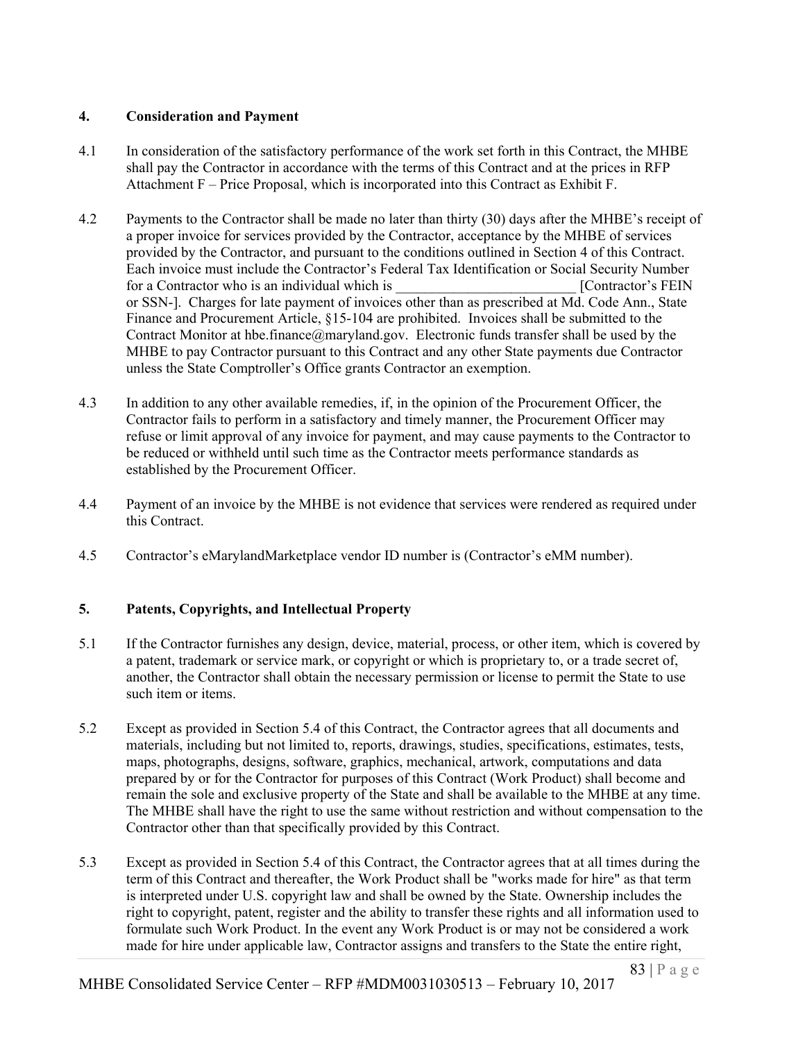## 4. Consideration and Payment

4.1 In consideration of the satisfactory performance of the work set forth in this Contract, the MHBE shall pay the Contractor in accordance with the terms of this Contract and at the prices in RFP Attachment F – Price Proposal, which is incorporated into this Contract as Exhibit F.

4.2 Payments to the Contractor shall be made no later than thirty (30) days after the MHBE's receipt of a proper invoice for services provided by the Contractor, acceptance by the MHBE of services provided by the Contractor, and pursuant to the conditions outlined in Section 4 of this Contract. Each invoice must include the Contractor's Federal Tax Identification or Social Security Number for a Contractor who is an individual which is _________________________ [Contractor's FEIN or SSN-]. Charges for late payment of invoices other than as prescribed at Md. Code Ann., State Finance and Procurement Article, §15-104 are prohibited. Invoices shall be submitted to the Contract Monitor at hbe.finance@maryland.gov. Electronic funds transfer shall be used by the MHBE to pay Contractor pursuant to this Contract and any other State payments due Contractor unless the State Comptroller's Office grants Contractor an exemption.

4.3 In addition to any other available remedies, if, in the opinion of the Procurement Officer, the Contractor fails to perform in a satisfactory and timely manner, the Procurement Officer may refuse or limit approval of any invoice for payment, and may cause payments to the Contractor to be reduced or withheld until such time as the Contractor meets performance standards as established by the Procurement Officer.

4.4 Payment of an invoice by the MHBE is not evidence that services were rendered as required under this Contract.

4.5 Contractor's eMarylandMarketplace vendor ID number is (Contractor's eMM number).

## 5. Patents, Copyrights, and Intellectual Property

5.1 If the Contractor furnishes any design, device, material, process, or other item, which is covered by a patent, trademark or service mark, or copyright or which is proprietary to, or a trade secret of, another, the Contractor shall obtain the necessary permission or license to permit the State to use such item or items.

5.2 Except as provided in Section 5.4 of this Contract, the Contractor agrees that all documents and materials, including but not limited to, reports, drawings, studies, specifications, estimates, tests, maps, photographs, designs, software, graphics, mechanical, artwork, computations and data prepared by or for the Contractor for purposes of this Contract (Work Product) shall become and remain the sole and exclusive property of the State and shall be available to the MHBE at any time. The MHBE shall have the right to use the same without restriction and without compensation to the Contractor other than that specifically provided by this Contract.

5.3 Except as provided in Section 5.4 of this Contract, the Contractor agrees that at all times during the term of this Contract and thereafter, the Work Product shall be "works made for hire" as that term is interpreted under U.S. copyright law and shall be owned by the State. Ownership includes the right to copyright, patent, register and the ability to transfer these rights and all information used to formulate such Work Product. In the event any Work Product is or may not be considered a work made for hire under applicable law, Contractor assigns and transfers to the State the entire right,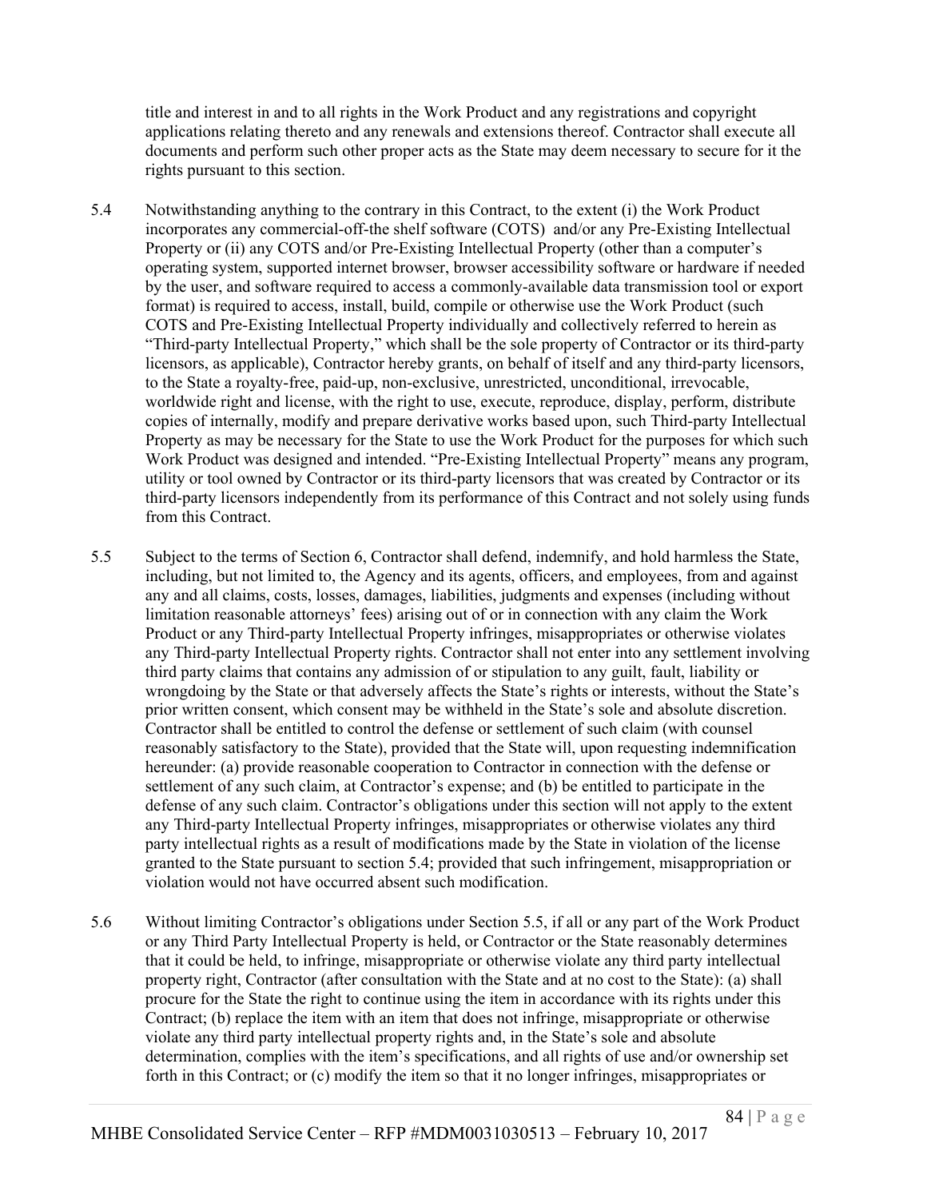title and interest in and to all rights in the Work Product and any registrations and copyright applications relating thereto and any renewals and extensions thereof. Contractor shall execute all documents and perform such other proper acts as the State may deem necessary to secure for it the rights pursuant to this section.

5.4 Notwithstanding anything to the contrary in this Contract, to the extent (i) the Work Product incorporates any commercial-off-the shelf software (COTS) and/or any Pre-Existing Intellectual Property or (ii) any COTS and/or Pre-Existing Intellectual Property (other than a computer's operating system, supported internet browser, browser accessibility software or hardware if needed by the user, and software required to access a commonly-available data transmission tool or export format) is required to access, install, build, compile or otherwise use the Work Product (such COTS and Pre-Existing Intellectual Property individually and collectively referred to herein as "Third-party Intellectual Property," which shall be the sole property of Contractor or its third-party licensors, as applicable), Contractor hereby grants, on behalf of itself and any third-party licensors, to the State a royalty-free, paid-up, non-exclusive, unrestricted, unconditional, irrevocable, worldwide right and license, with the right to use, execute, reproduce, display, perform, distribute copies of internally, modify and prepare derivative works based upon, such Third-party Intellectual Property as may be necessary for the State to use the Work Product for the purposes for which such Work Product was designed and intended. "Pre-Existing Intellectual Property" means any program, utility or tool owned by Contractor or its third-party licensors that was created by Contractor or its third-party licensors independently from its performance of this Contract and not solely using funds from this Contract.

5.5 Subject to the terms of Section 6, Contractor shall defend, indemnify, and hold harmless the State, including, but not limited to, the Agency and its agents, officers, and employees, from and against any and all claims, costs, losses, damages, liabilities, judgments and expenses (including without limitation reasonable attorneys' fees) arising out of or in connection with any claim the Work Product or any Third-party Intellectual Property infringes, misappropriates or otherwise violates any Third-party Intellectual Property rights. Contractor shall not enter into any settlement involving third party claims that contains any admission of or stipulation to any guilt, fault, liability or wrongdoing by the State or that adversely affects the State's rights or interests, without the State's prior written consent, which consent may be withheld in the State's sole and absolute discretion. Contractor shall be entitled to control the defense or settlement of such claim (with counsel reasonably satisfactory to the State), provided that the State will, upon requesting indemnification hereunder: (a) provide reasonable cooperation to Contractor in connection with the defense or settlement of any such claim, at Contractor's expense; and (b) be entitled to participate in the defense of any such claim. Contractor's obligations under this section will not apply to the extent any Third-party Intellectual Property infringes, misappropriates or otherwise violates any third party intellectual rights as a result of modifications made by the State in violation of the license granted to the State pursuant to section 5.4; provided that such infringement, misappropriation or violation would not have occurred absent such modification.

5.6 Without limiting Contractor's obligations under Section 5.5, if all or any part of the Work Product or any Third Party Intellectual Property is held, or Contractor or the State reasonably determines that it could be held, to infringe, misappropriate or otherwise violate any third party intellectual property right, Contractor (after consultation with the State and at no cost to the State): (a) shall procure for the State the right to continue using the item in accordance with its rights under this Contract; (b) replace the item with an item that does not infringe, misappropriate or otherwise violate any third party intellectual property rights and, in the State's sole and absolute determination, complies with the item's specifications, and all rights of use and/or ownership set forth in this Contract; or (c) modify the item so that it no longer infringes, misappropriates or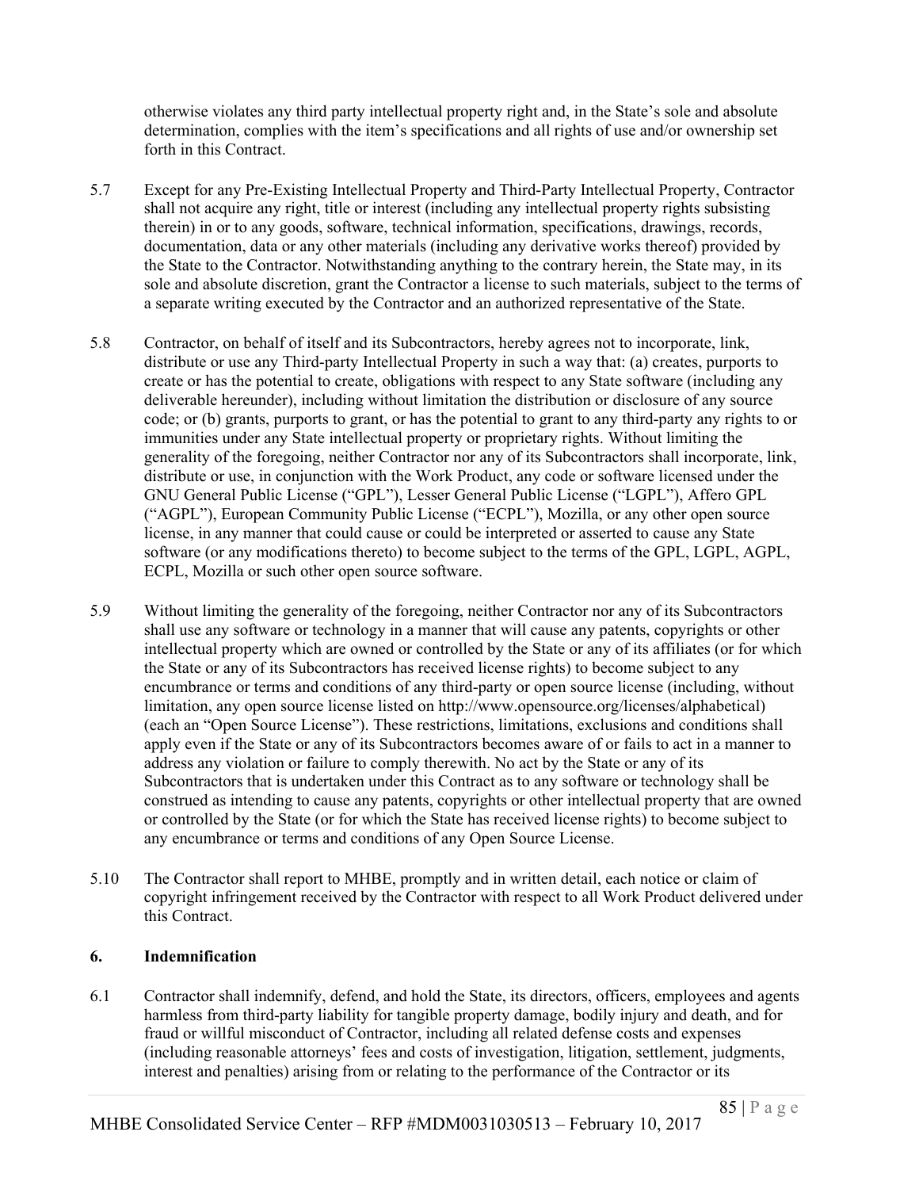otherwise violates any third party intellectual property right and, in the State's sole and absolute determination, complies with the item's specifications and all rights of use and/or ownership set forth in this Contract.

5.7 Except for any Pre-Existing Intellectual Property and Third-Party Intellectual Property, Contractor shall not acquire any right, title or interest (including any intellectual property rights subsisting therein) in or to any goods, software, technical information, specifications, drawings, records, documentation, data or any other materials (including any derivative works thereof) provided by the State to the Contractor. Notwithstanding anything to the contrary herein, the State may, in its sole and absolute discretion, grant the Contractor a license to such materials, subject to the terms of a separate writing executed by the Contractor and an authorized representative of the State.

5.8 Contractor, on behalf of itself and its Subcontractors, hereby agrees not to incorporate, link, distribute or use any Third-party Intellectual Property in such a way that: (a) creates, purports to create or has the potential to create, obligations with respect to any State software (including any deliverable hereunder), including without limitation the distribution or disclosure of any source code; or (b) grants, purports to grant, or has the potential to grant to any third-party any rights to or immunities under any State intellectual property or proprietary rights. Without limiting the generality of the foregoing, neither Contractor nor any of its Subcontractors shall incorporate, link, distribute or use, in conjunction with the Work Product, any code or software licensed under the GNU General Public License ("GPL"), Lesser General Public License ("LGPL"), Affero GPL ("AGPL"), European Community Public License ("ECPL"), Mozilla, or any other open source license, in any manner that could cause or could be interpreted or asserted to cause any State software (or any modifications thereto) to become subject to the terms of the GPL, LGPL, AGPL, ECPL, Mozilla or such other open source software.

5.9 Without limiting the generality of the foregoing, neither Contractor nor any of its Subcontractors shall use any software or technology in a manner that will cause any patents, copyrights or other intellectual property which are owned or controlled by the State or any of its affiliates (or for which the State or any of its Subcontractors has received license rights) to become subject to any encumbrance or terms and conditions of any third-party or open source license (including, without limitation, any open source license listed on http://www.opensource.org/licenses/alphabetical) (each an "Open Source License"). These restrictions, limitations, exclusions and conditions shall apply even if the State or any of its Subcontractors becomes aware of or fails to act in a manner to address any violation or failure to comply therewith. No act by the State or any of its Subcontractors that is undertaken under this Contract as to any software or technology shall be construed as intending to cause any patents, copyrights or other intellectual property that are owned or controlled by the State (or for which the State has received license rights) to become subject to any encumbrance or terms and conditions of any Open Source License.

5.10 The Contractor shall report to MHBE, promptly and in written detail, each notice or claim of copyright infringement received by the Contractor with respect to all Work Product delivered under this Contract.

## 6. Indemnification

6.1 Contractor shall indemnify, defend, and hold the State, its directors, officers, employees and agents harmless from third-party liability for tangible property damage, bodily injury and death, and for fraud or willful misconduct of Contractor, including all related defense costs and expenses (including reasonable attorneys' fees and costs of investigation, litigation, settlement, judgments, interest and penalties) arising from or relating to the performance of the Contractor or its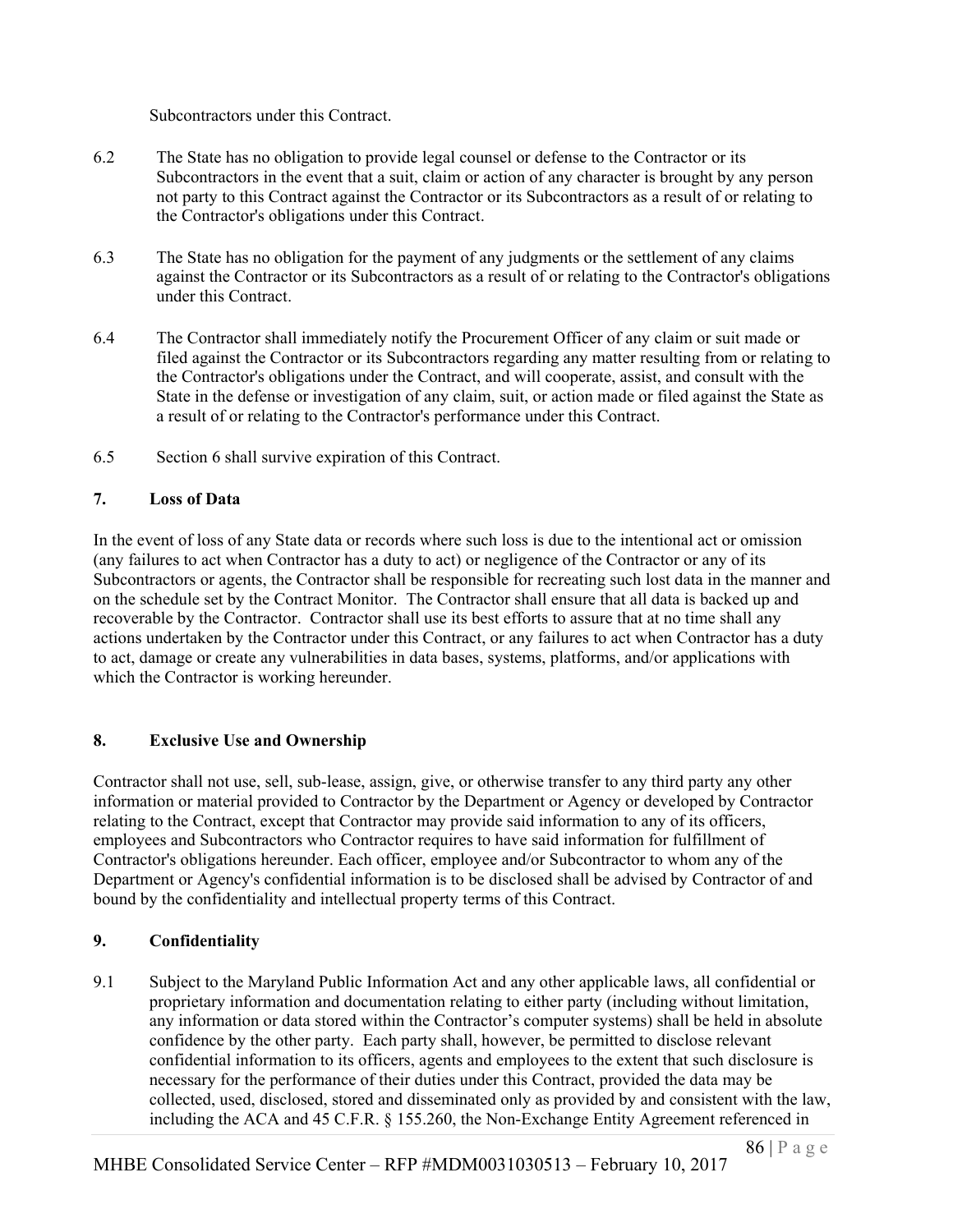Subcontractors under this Contract.

6.2 The State has no obligation to provide legal counsel or defense to the Contractor or its Subcontractors in the event that a suit, claim or action of any character is brought by any person not party to this Contract against the Contractor or its Subcontractors as a result of or relating to the Contractor's obligations under this Contract.

6.3 The State has no obligation for the payment of any judgments or the settlement of any claims against the Contractor or its Subcontractors as a result of or relating to the Contractor's obligations under this Contract.

6.4 The Contractor shall immediately notify the Procurement Officer of any claim or suit made or filed against the Contractor or its Subcontractors regarding any matter resulting from or relating to the Contractor's obligations under the Contract, and will cooperate, assist, and consult with the State in the defense or investigation of any claim, suit, or action made or filed against the State as a result of or relating to the Contractor's performance under this Contract.

6.5 Section 6 shall survive expiration of this Contract.

## 7. Loss of Data

In the event of loss of any State data or records where such loss is due to the intentional act or omission (any failures to act when Contractor has a duty to act) or negligence of the Contractor or any of its Subcontractors or agents, the Contractor shall be responsible for recreating such lost data in the manner and on the schedule set by the Contract Monitor. The Contractor shall ensure that all data is backed up and recoverable by the Contractor. Contractor shall use its best efforts to assure that at no time shall any actions undertaken by the Contractor under this Contract, or any failures to act when Contractor has a duty to act, damage or create any vulnerabilities in data bases, systems, platforms, and/or applications with which the Contractor is working hereunder.

## 8. Exclusive Use and Ownership

Contractor shall not use, sell, sub-lease, assign, give, or otherwise transfer to any third party any other information or material provided to Contractor by the Department or Agency or developed by Contractor relating to the Contract, except that Contractor may provide said information to any of its officers, employees and Subcontractors who Contractor requires to have said information for fulfillment of Contractor's obligations hereunder. Each officer, employee and/or Subcontractor to whom any of the Department or Agency's confidential information is to be disclosed shall be advised by Contractor of and bound by the confidentiality and intellectual property terms of this Contract.

## 9. Confidentiality

9.1 Subject to the Maryland Public Information Act and any other applicable laws, all confidential or proprietary information and documentation relating to either party (including without limitation, any information or data stored within the Contractor's computer systems) shall be held in absolute confidence by the other party. Each party shall, however, be permitted to disclose relevant confidential information to its officers, agents and employees to the extent that such disclosure is necessary for the performance of their duties under this Contract, provided the data may be collected, used, disclosed, stored and disseminated only as provided by and consistent with the law, including the ACA and 45 C.F.R. § 155.260, the Non-Exchange Entity Agreement referenced in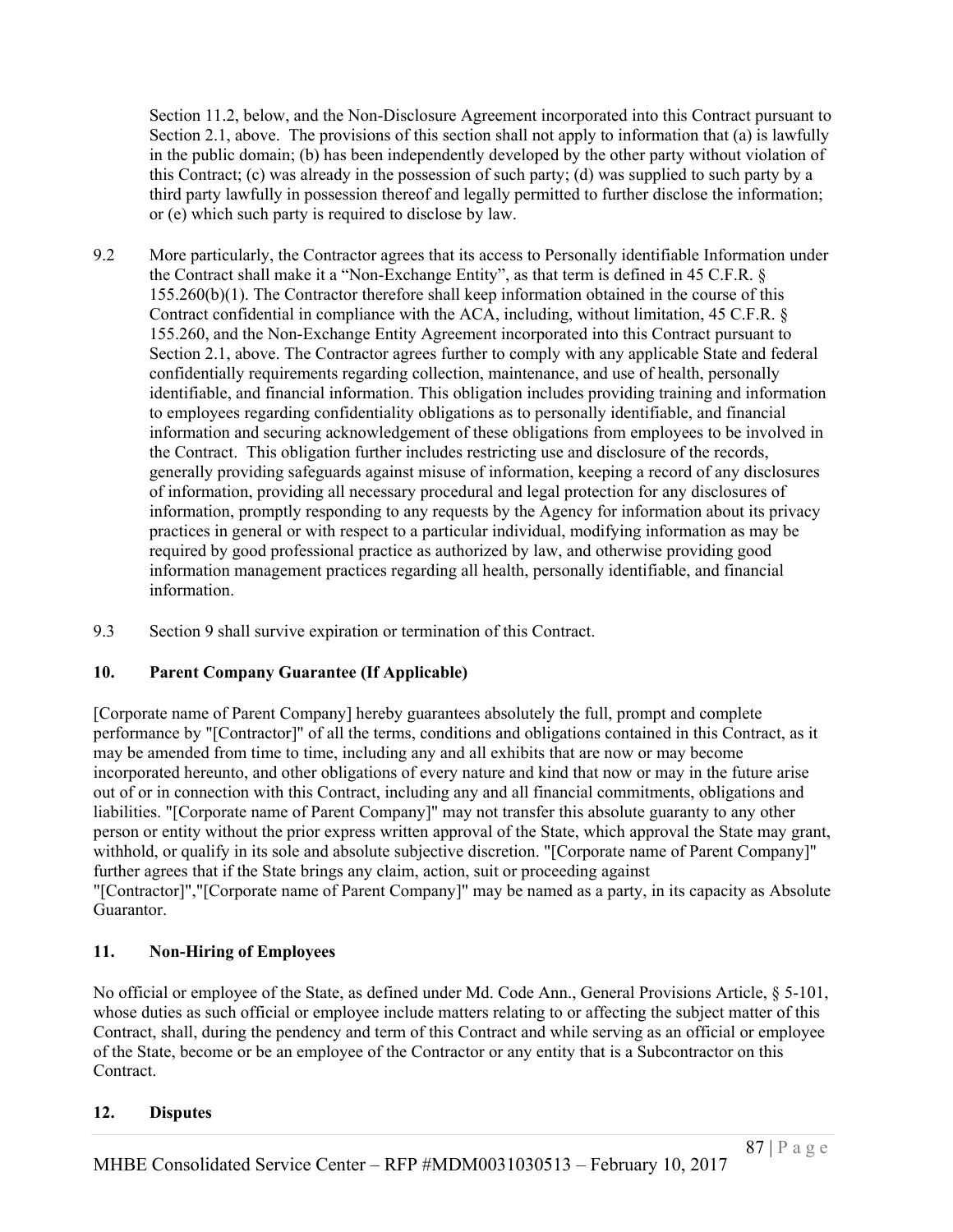Section 11.2, below, and the Non-Disclosure Agreement incorporated into this Contract pursuant to Section 2.1, above. The provisions of this section shall not apply to information that (a) is lawfully in the public domain; (b) has been independently developed by the other party without violation of this Contract; (c) was already in the possession of such party; (d) was supplied to such party by a third party lawfully in possession thereof and legally permitted to further disclose the information; or (e) which such party is required to disclose by law.

9.2 More particularly, the Contractor agrees that its access to Personally identifiable Information under the Contract shall make it a "Non-Exchange Entity", as that term is defined in 45 C.F.R. § 155.260(b)(1). The Contractor therefore shall keep information obtained in the course of this Contract confidential in compliance with the ACA, including, without limitation, 45 C.F.R. § 155.260, and the Non-Exchange Entity Agreement incorporated into this Contract pursuant to Section 2.1, above. The Contractor agrees further to comply with any applicable State and federal confidentially requirements regarding collection, maintenance, and use of health, personally identifiable, and financial information. This obligation includes providing training and information to employees regarding confidentiality obligations as to personally identifiable, and financial information and securing acknowledgement of these obligations from employees to be involved in the Contract. This obligation further includes restricting use and disclosure of the records, generally providing safeguards against misuse of information, keeping a record of any disclosures of information, providing all necessary procedural and legal protection for any disclosures of information, promptly responding to any requests by the Agency for information about its privacy practices in general or with respect to a particular individual, modifying information as may be required by good professional practice as authorized by law, and otherwise providing good information management practices regarding all health, personally identifiable, and financial information.

9.3 Section 9 shall survive expiration or termination of this Contract.

## 10. Parent Company Guarantee (If Applicable)

[Corporate name of Parent Company] hereby guarantees absolutely the full, prompt and complete performance by "[Contractor]" of all the terms, conditions and obligations contained in this Contract, as it may be amended from time to time, including any and all exhibits that are now or may become incorporated hereunto, and other obligations of every nature and kind that now or may in the future arise out of or in connection with this Contract, including any and all financial commitments, obligations and liabilities. "[Corporate name of Parent Company]" may not transfer this absolute guaranty to any other person or entity without the prior express written approval of the State, which approval the State may grant, withhold, or qualify in its sole and absolute subjective discretion. "[Corporate name of Parent Company]" further agrees that if the State brings any claim, action, suit or proceeding against "[Contractor]","[Corporate name of Parent Company]" may be named as a party, in its capacity as Absolute Guarantor.

## 11. Non-Hiring of Employees

No official or employee of the State, as defined under Md. Code Ann., General Provisions Article, § 5-101, whose duties as such official or employee include matters relating to or affecting the subject matter of this Contract, shall, during the pendency and term of this Contract and while serving as an official or employee of the State, become or be an employee of the Contractor or any entity that is a Subcontractor on this Contract.

## 12. Disputes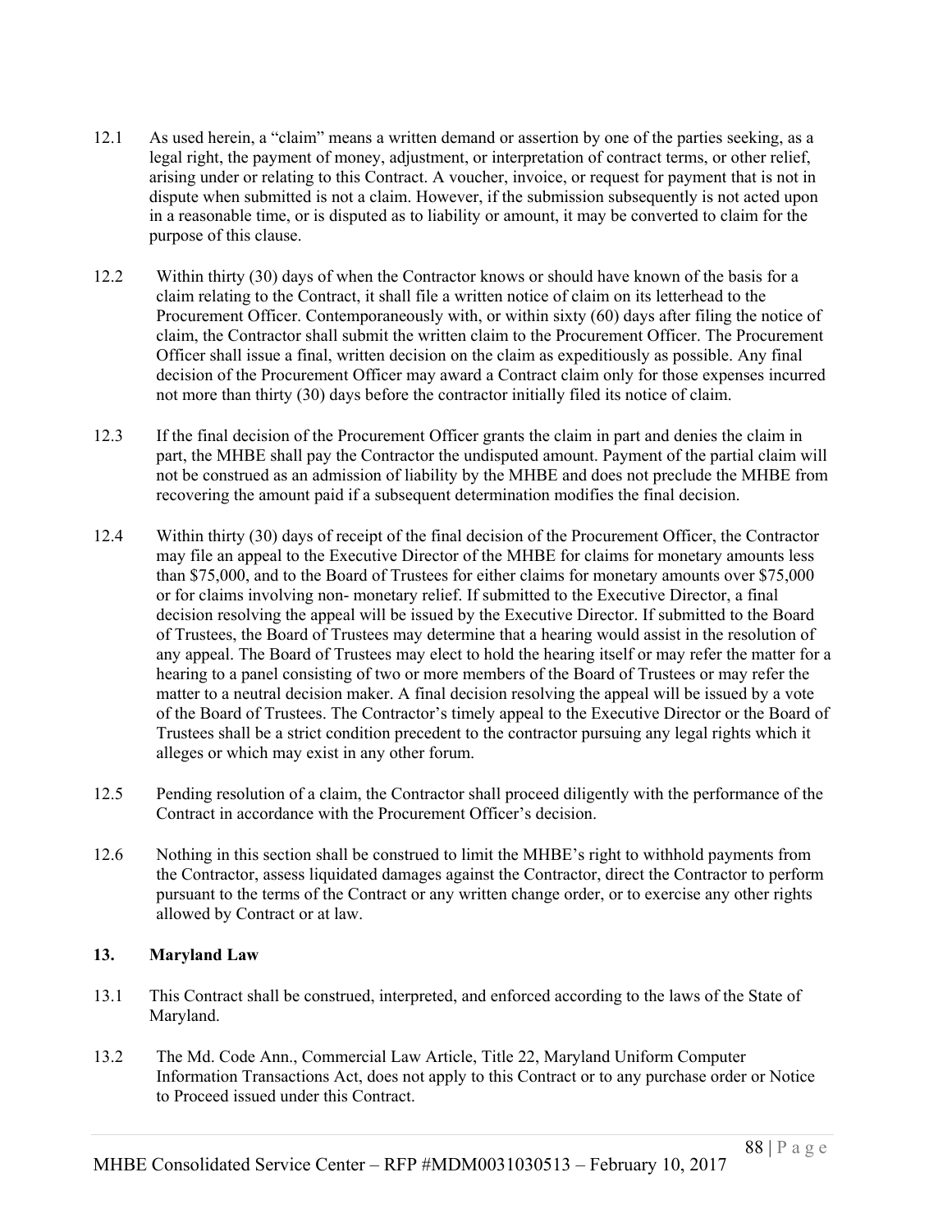12.1 As used herein, a "claim" means a written demand or assertion by one of the parties seeking, as a legal right, the payment of money, adjustment, or interpretation of contract terms, or other relief, arising under or relating to this Contract. A voucher, invoice, or request for payment that is not in dispute when submitted is not a claim. However, if the submission subsequently is not acted upon in a reasonable time, or is disputed as to liability or amount, it may be converted to claim for the purpose of this clause.

12.2 Within thirty (30) days of when the Contractor knows or should have known of the basis for a claim relating to the Contract, it shall file a written notice of claim on its letterhead to the Procurement Officer. Contemporaneously with, or within sixty (60) days after filing the notice of claim, the Contractor shall submit the written claim to the Procurement Officer. The Procurement Officer shall issue a final, written decision on the claim as expeditiously as possible. Any final decision of the Procurement Officer may award a Contract claim only for those expenses incurred not more than thirty (30) days before the contractor initially filed its notice of claim.

12.3 If the final decision of the Procurement Officer grants the claim in part and denies the claim in part, the MHBE shall pay the Contractor the undisputed amount. Payment of the partial claim will not be construed as an admission of liability by the MHBE and does not preclude the MHBE from recovering the amount paid if a subsequent determination modifies the final decision.

12.4 Within thirty (30) days of receipt of the final decision of the Procurement Officer, the Contractor may file an appeal to the Executive Director of the MHBE for claims for monetary amounts less than $75,000, and to the Board of Trustees for either claims for monetary amounts over $75,000 or for claims involving non- monetary relief. If submitted to the Executive Director, a final decision resolving the appeal will be issued by the Executive Director. If submitted to the Board of Trustees, the Board of Trustees may determine that a hearing would assist in the resolution of any appeal. The Board of Trustees may elect to hold the hearing itself or may refer the matter for a hearing to a panel consisting of two or more members of the Board of Trustees or may refer the matter to a neutral decision maker. A final decision resolving the appeal will be issued by a vote of the Board of Trustees. The Contractor's timely appeal to the Executive Director or the Board of Trustees shall be a strict condition precedent to the contractor pursuing any legal rights which it alleges or which may exist in any other forum.

12.5 Pending resolution of a claim, the Contractor shall proceed diligently with the performance of the Contract in accordance with the Procurement Officer's decision.

12.6 Nothing in this section shall be construed to limit the MHBE's right to withhold payments from the Contractor, assess liquidated damages against the Contractor, direct the Contractor to perform pursuant to the terms of the Contract or any written change order, or to exercise any other rights allowed by Contract or at law.

### 13. Maryland Law

13.1 This Contract shall be construed, interpreted, and enforced according to the laws of the State of Maryland.

13.2 The Md. Code Ann., Commercial Law Article, Title 22, Maryland Uniform Computer Information Transactions Act, does not apply to this Contract or to any purchase order or Notice to Proceed issued under this Contract.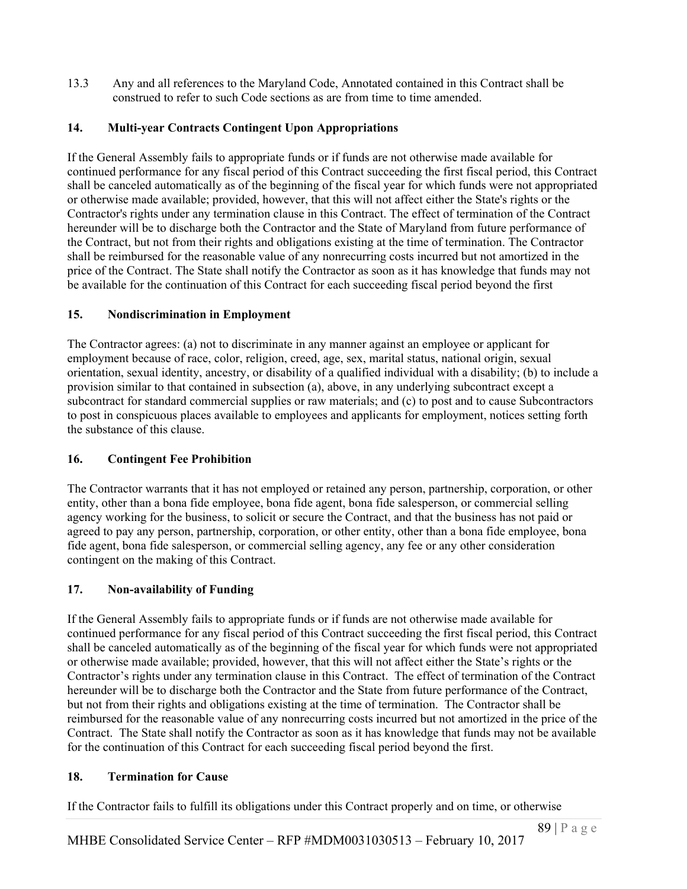13.3 Any and all references to the Maryland Code, Annotated contained in this Contract shall be construed to refer to such Code sections as are from time to time amended.

## 14. Multi-year Contracts Contingent Upon Appropriations

If the General Assembly fails to appropriate funds or if funds are not otherwise made available for continued performance for any fiscal period of this Contract succeeding the first fiscal period, this Contract shall be canceled automatically as of the beginning of the fiscal year for which funds were not appropriated or otherwise made available; provided, however, that this will not affect either the State's rights or the Contractor's rights under any termination clause in this Contract. The effect of termination of the Contract hereunder will be to discharge both the Contractor and the State of Maryland from future performance of the Contract, but not from their rights and obligations existing at the time of termination. The Contractor shall be reimbursed for the reasonable value of any nonrecurring costs incurred but not amortized in the price of the Contract. The State shall notify the Contractor as soon as it has knowledge that funds may not be available for the continuation of this Contract for each succeeding fiscal period beyond the first

## 15. Nondiscrimination in Employment

The Contractor agrees: (a) not to discriminate in any manner against an employee or applicant for employment because of race, color, religion, creed, age, sex, marital status, national origin, sexual orientation, sexual identity, ancestry, or disability of a qualified individual with a disability; (b) to include a provision similar to that contained in subsection (a), above, in any underlying subcontract except a subcontract for standard commercial supplies or raw materials; and (c) to post and to cause Subcontractors to post in conspicuous places available to employees and applicants for employment, notices setting forth the substance of this clause.

## 16. Contingent Fee Prohibition

The Contractor warrants that it has not employed or retained any person, partnership, corporation, or other entity, other than a bona fide employee, bona fide agent, bona fide salesperson, or commercial selling agency working for the business, to solicit or secure the Contract, and that the business has not paid or agreed to pay any person, partnership, corporation, or other entity, other than a bona fide employee, bona fide agent, bona fide salesperson, or commercial selling agency, any fee or any other consideration contingent on the making of this Contract.

## 17. Non-availability of Funding

If the General Assembly fails to appropriate funds or if funds are not otherwise made available for continued performance for any fiscal period of this Contract succeeding the first fiscal period, this Contract shall be canceled automatically as of the beginning of the fiscal year for which funds were not appropriated or otherwise made available; provided, however, that this will not affect either the State's rights or the Contractor's rights under any termination clause in this Contract. The effect of termination of the Contract hereunder will be to discharge both the Contractor and the State from future performance of the Contract, but not from their rights and obligations existing at the time of termination. The Contractor shall be reimbursed for the reasonable value of any nonrecurring costs incurred but not amortized in the price of the Contract. The State shall notify the Contractor as soon as it has knowledge that funds may not be available for the continuation of this Contract for each succeeding fiscal period beyond the first.

## 18. Termination for Cause

If the Contractor fails to fulfill its obligations under this Contract properly and on time, or otherwise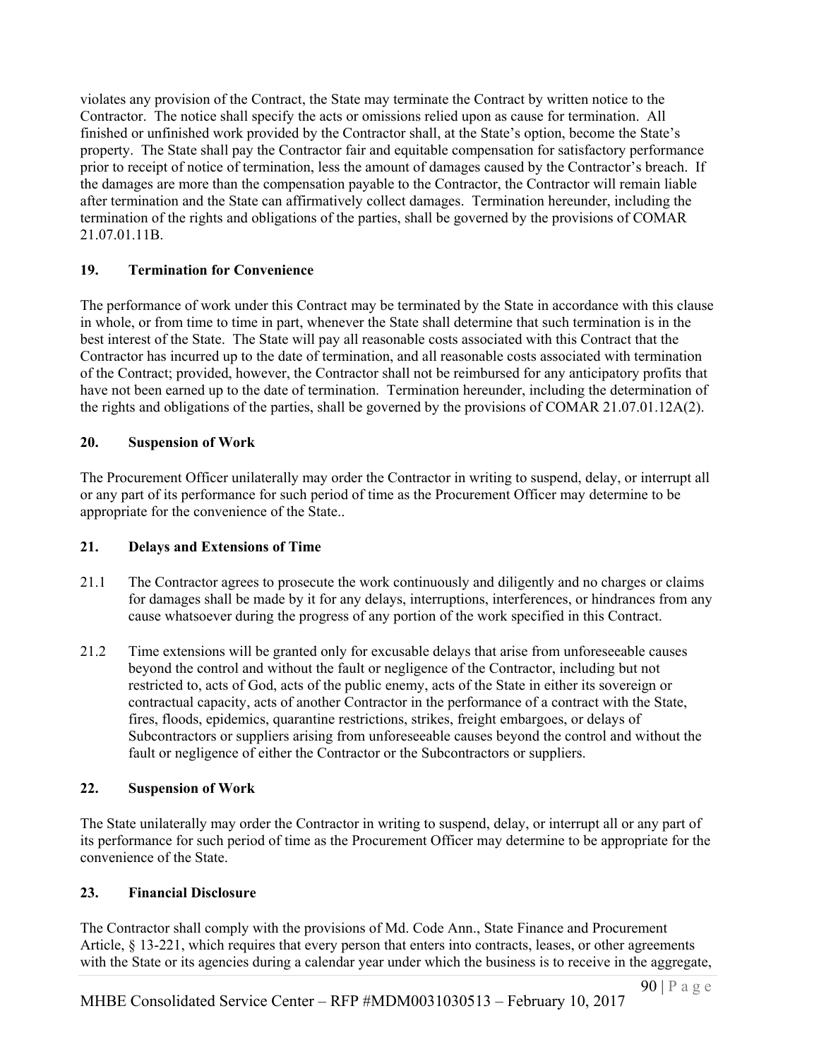violates any provision of the Contract, the State may terminate the Contract by written notice to the Contractor. The notice shall specify the acts or omissions relied upon as cause for termination. All finished or unfinished work provided by the Contractor shall, at the State's option, become the State's property. The State shall pay the Contractor fair and equitable compensation for satisfactory performance prior to receipt of notice of termination, less the amount of damages caused by the Contractor's breach. If the damages are more than the compensation payable to the Contractor, the Contractor will remain liable after termination and the State can affirmatively collect damages. Termination hereunder, including the termination of the rights and obligations of the parties, shall be governed by the provisions of COMAR 21.07.01.11B.

### 19. Termination for Convenience

The performance of work under this Contract may be terminated by the State in accordance with this clause in whole, or from time to time in part, whenever the State shall determine that such termination is in the best interest of the State. The State will pay all reasonable costs associated with this Contract that the Contractor has incurred up to the date of termination, and all reasonable costs associated with termination of the Contract; provided, however, the Contractor shall not be reimbursed for any anticipatory profits that have not been earned up to the date of termination. Termination hereunder, including the determination of the rights and obligations of the parties, shall be governed by the provisions of COMAR 21.07.01.12A(2).

### 20. Suspension of Work

The Procurement Officer unilaterally may order the Contractor in writing to suspend, delay, or interrupt all or any part of its performance for such period of time as the Procurement Officer may determine to be appropriate for the convenience of the State..

### 21. Delays and Extensions of Time

21.1 The Contractor agrees to prosecute the work continuously and diligently and no charges or claims for damages shall be made by it for any delays, interruptions, interferences, or hindrances from any cause whatsoever during the progress of any portion of the work specified in this Contract.

21.2 Time extensions will be granted only for excusable delays that arise from unforeseeable causes beyond the control and without the fault or negligence of the Contractor, including but not restricted to, acts of God, acts of the public enemy, acts of the State in either its sovereign or contractual capacity, acts of another Contractor in the performance of a contract with the State, fires, floods, epidemics, quarantine restrictions, strikes, freight embargoes, or delays of Subcontractors or suppliers arising from unforeseeable causes beyond the control and without the fault or negligence of either the Contractor or the Subcontractors or suppliers.

### 22. Suspension of Work

The State unilaterally may order the Contractor in writing to suspend, delay, or interrupt all or any part of its performance for such period of time as the Procurement Officer may determine to be appropriate for the convenience of the State.

### 23. Financial Disclosure

The Contractor shall comply with the provisions of Md. Code Ann., State Finance and Procurement Article, § 13-221, which requires that every person that enters into contracts, leases, or other agreements with the State or its agencies during a calendar year under which the business is to receive in the aggregate,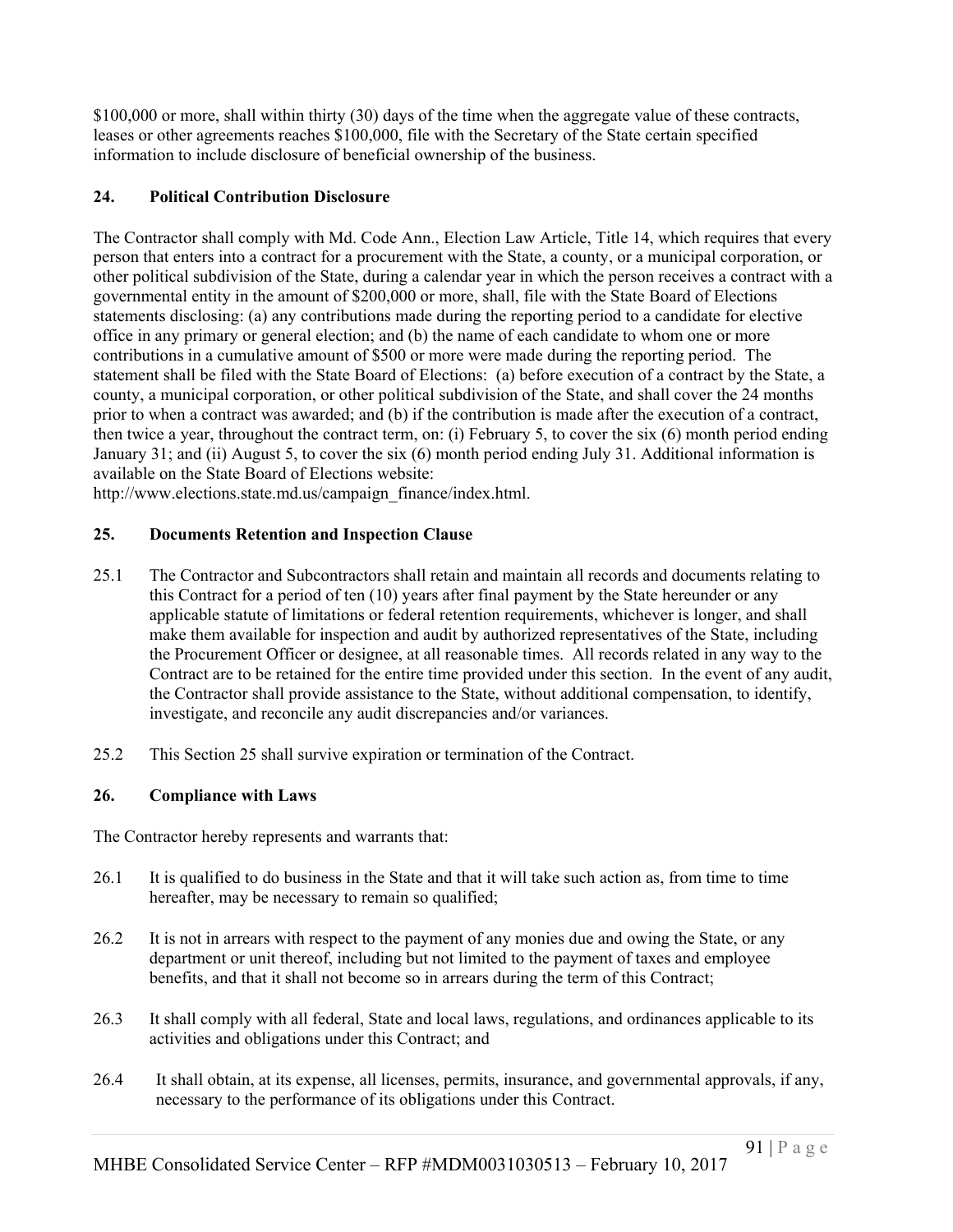$100,000 or more, shall within thirty (30) days of the time when the aggregate value of these contracts, leases or other agreements reaches $100,000, file with the Secretary of the State certain specified information to include disclosure of beneficial ownership of the business.

### 24. Political Contribution Disclosure

The Contractor shall comply with Md. Code Ann., Election Law Article, Title 14, which requires that every person that enters into a contract for a procurement with the State, a county, or a municipal corporation, or other political subdivision of the State, during a calendar year in which the person receives a contract with a governmental entity in the amount of $200,000 or more, shall, file with the State Board of Elections statements disclosing: (a) any contributions made during the reporting period to a candidate for elective office in any primary or general election; and (b) the name of each candidate to whom one or more contributions in a cumulative amount of $500 or more were made during the reporting period. The statement shall be filed with the State Board of Elections: (a) before execution of a contract by the State, a county, a municipal corporation, or other political subdivision of the State, and shall cover the 24 months prior to when a contract was awarded; and (b) if the contribution is made after the execution of a contract, then twice a year, throughout the contract term, on: (i) February 5, to cover the six (6) month period ending January 31; and (ii) August 5, to cover the six (6) month period ending July 31. Additional information is available on the State Board of Elections website: http://www.elections.state.md.us/campaign_finance/index.html.

### 25. Documents Retention and Inspection Clause

25.1 The Contractor and Subcontractors shall retain and maintain all records and documents relating to this Contract for a period of ten (10) years after final payment by the State hereunder or any applicable statute of limitations or federal retention requirements, whichever is longer, and shall make them available for inspection and audit by authorized representatives of the State, including the Procurement Officer or designee, at all reasonable times. All records related in any way to the Contract are to be retained for the entire time provided under this section. In the event of any audit, the Contractor shall provide assistance to the State, without additional compensation, to identify, investigate, and reconcile any audit discrepancies and/or variances.

25.2 This Section 25 shall survive expiration or termination of the Contract.

### 26. Compliance with Laws

The Contractor hereby represents and warrants that:

26.1 It is qualified to do business in the State and that it will take such action as, from time to time hereafter, may be necessary to remain so qualified;

26.2 It is not in arrears with respect to the payment of any monies due and owing the State, or any department or unit thereof, including but not limited to the payment of taxes and employee benefits, and that it shall not become so in arrears during the term of this Contract;

26.3 It shall comply with all federal, State and local laws, regulations, and ordinances applicable to its activities and obligations under this Contract; and

26.4 It shall obtain, at its expense, all licenses, permits, insurance, and governmental approvals, if any, necessary to the performance of its obligations under this Contract.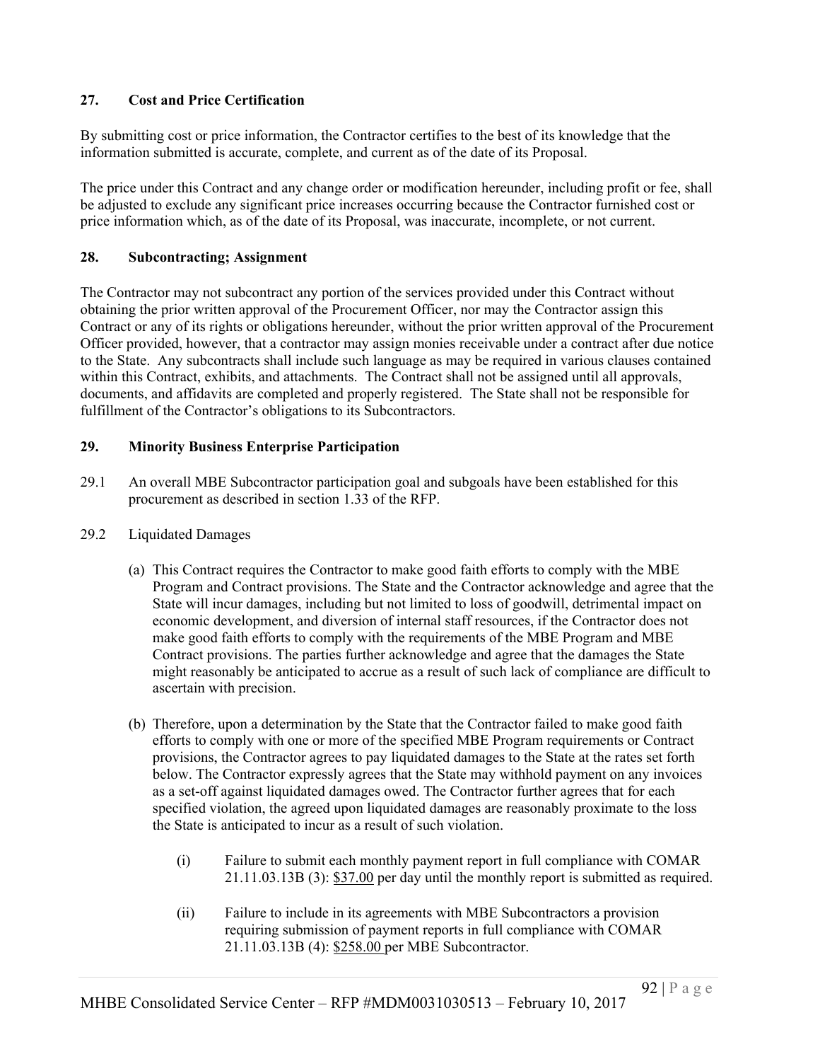### 27. Cost and Price Certification

By submitting cost or price information, the Contractor certifies to the best of its knowledge that the information submitted is accurate, complete, and current as of the date of its Proposal.

The price under this Contract and any change order or modification hereunder, including profit or fee, shall be adjusted to exclude any significant price increases occurring because the Contractor furnished cost or price information which, as of the date of its Proposal, was inaccurate, incomplete, or not current.

### 28. Subcontracting; Assignment

The Contractor may not subcontract any portion of the services provided under this Contract without obtaining the prior written approval of the Procurement Officer, nor may the Contractor assign this Contract or any of its rights or obligations hereunder, without the prior written approval of the Procurement Officer provided, however, that a contractor may assign monies receivable under a contract after due notice to the State. Any subcontracts shall include such language as may be required in various clauses contained within this Contract, exhibits, and attachments. The Contract shall not be assigned until all approvals, documents, and affidavits are completed and properly registered. The State shall not be responsible for fulfillment of the Contractor's obligations to its Subcontractors.

### 29. Minority Business Enterprise Participation

29.1 An overall MBE Subcontractor participation goal and subgoals have been established for this procurement as described in section 1.33 of the RFP.

29.2 Liquidated Damages

(a) This Contract requires the Contractor to make good faith efforts to comply with the MBE Program and Contract provisions. The State and the Contractor acknowledge and agree that the State will incur damages, including but not limited to loss of goodwill, detrimental impact on economic development, and diversion of internal staff resources, if the Contractor does not make good faith efforts to comply with the requirements of the MBE Program and MBE Contract provisions. The parties further acknowledge and agree that the damages the State might reasonably be anticipated to accrue as a result of such lack of compliance are difficult to ascertain with precision.

(b) Therefore, upon a determination by the State that the Contractor failed to make good faith efforts to comply with one or more of the specified MBE Program requirements or Contract provisions, the Contractor agrees to pay liquidated damages to the State at the rates set forth below. The Contractor expressly agrees that the State may withhold payment on any invoices as a set-off against liquidated damages owed. The Contractor further agrees that for each specified violation, the agreed upon liquidated damages are reasonably proximate to the loss the State is anticipated to incur as a result of such violation.

(i) Failure to submit each monthly payment report in full compliance with COMAR 21.11.03.13B (3): $37.00 per day until the monthly report is submitted as required.

(ii) Failure to include in its agreements with MBE Subcontractors a provision requiring submission of payment reports in full compliance with COMAR 21.11.03.13B (4): $258.00 per MBE Subcontractor.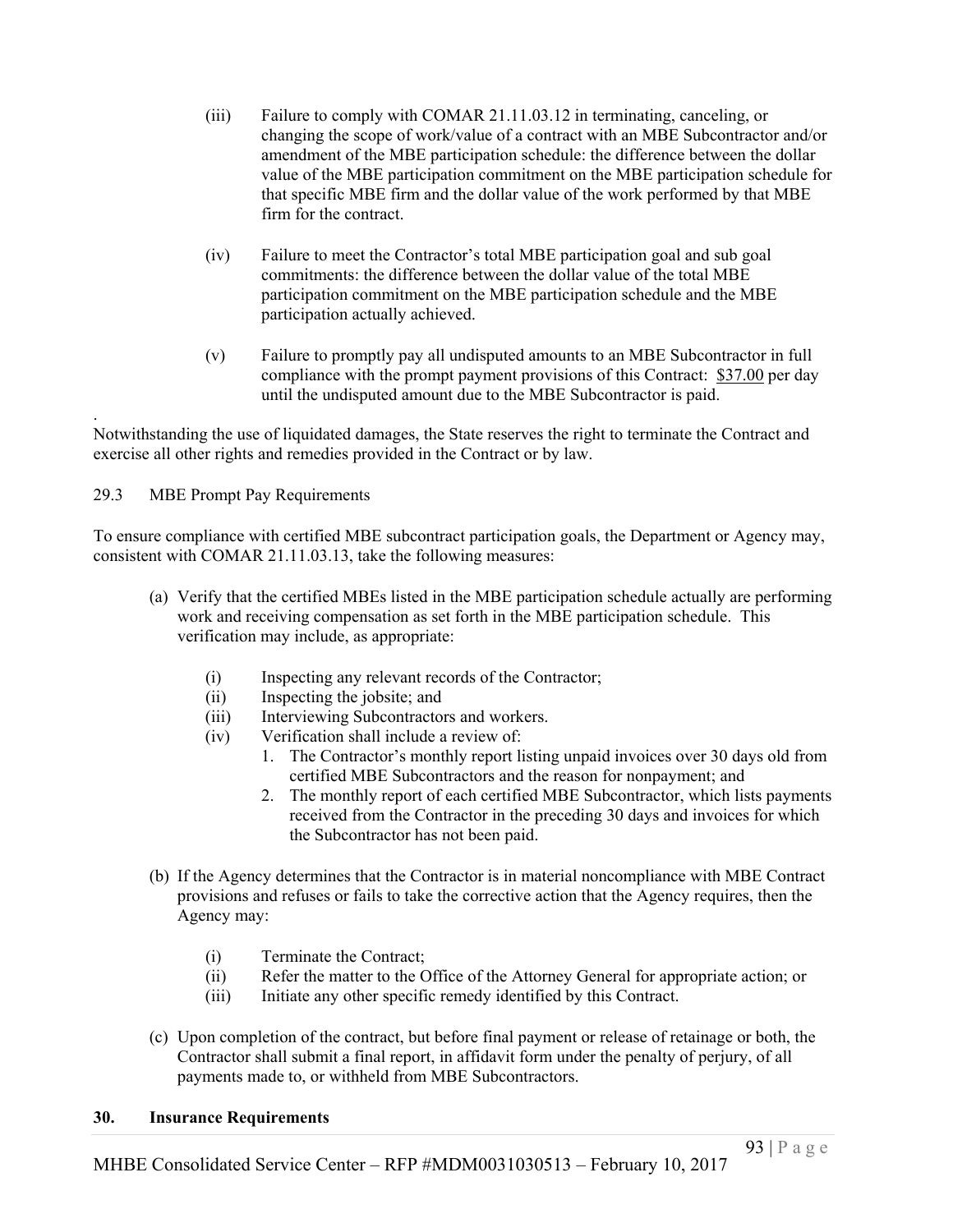(iii) Failure to comply with COMAR 21.11.03.12 in terminating, canceling, or changing the scope of work/value of a contract with an MBE Subcontractor and/or amendment of the MBE participation schedule: the difference between the dollar value of the MBE participation commitment on the MBE participation schedule for that specific MBE firm and the dollar value of the work performed by that MBE firm for the contract.

(iv) Failure to meet the Contractor's total MBE participation goal and sub goal commitments: the difference between the dollar value of the total MBE participation commitment on the MBE participation schedule and the MBE participation actually achieved.

(v) Failure to promptly pay all undisputed amounts to an MBE Subcontractor in full compliance with the prompt payment provisions of this Contract: $37.00 per day until the undisputed amount due to the MBE Subcontractor is paid.

.
Notwithstanding the use of liquidated damages, the State reserves the right to terminate the Contract and exercise all other rights and remedies provided in the Contract or by law.

29.3 MBE Prompt Pay Requirements

To ensure compliance with certified MBE subcontract participation goals, the Department or Agency may, consistent with COMAR 21.11.03.13, take the following measures:

(a) Verify that the certified MBEs listed in the MBE participation schedule actually are performing work and receiving compensation as set forth in the MBE participation schedule. This verification may include, as appropriate:

  (i) Inspecting any relevant records of the Contractor;
  (ii) Inspecting the jobsite; and
  (iii) Interviewing Subcontractors and workers.
  (iv) Verification shall include a review of:
    1. The Contractor's monthly report listing unpaid invoices over 30 days old from certified MBE Subcontractors and the reason for nonpayment; and
    2. The monthly report of each certified MBE Subcontractor, which lists payments received from the Contractor in the preceding 30 days and invoices for which the Subcontractor has not been paid.

(b) If the Agency determines that the Contractor is in material noncompliance with MBE Contract provisions and refuses or fails to take the corrective action that the Agency requires, then the Agency may:

  (i) Terminate the Contract;
  (ii) Refer the matter to the Office of the Attorney General for appropriate action; or
  (iii) Initiate any other specific remedy identified by this Contract.

(c) Upon completion of the contract, but before final payment or release of retainage or both, the Contractor shall submit a final report, in affidavit form under the penalty of perjury, of all payments made to, or withheld from MBE Subcontractors.

**30. Insurance Requirements**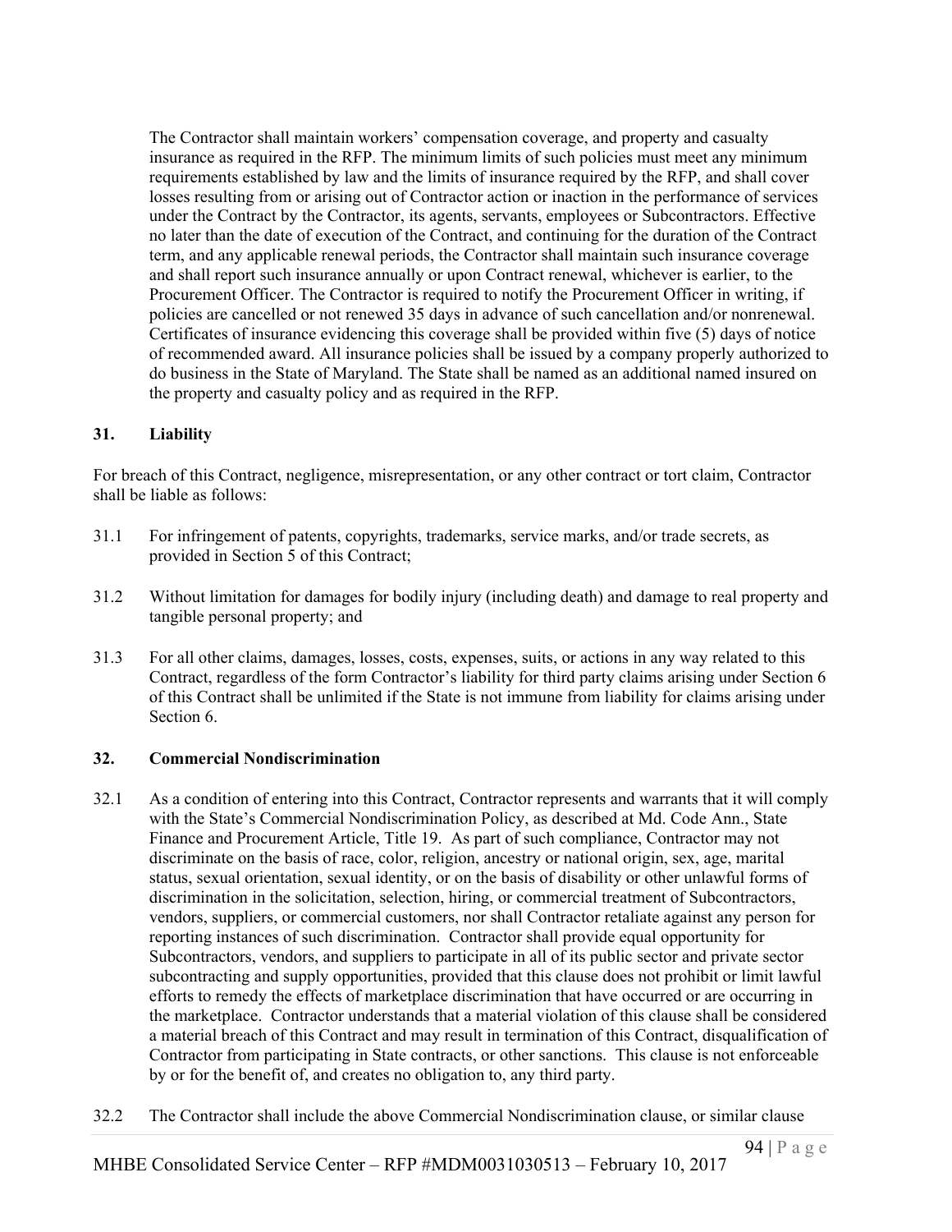The Contractor shall maintain workers' compensation coverage, and property and casualty insurance as required in the RFP. The minimum limits of such policies must meet any minimum requirements established by law and the limits of insurance required by the RFP, and shall cover losses resulting from or arising out of Contractor action or inaction in the performance of services under the Contract by the Contractor, its agents, servants, employees or Subcontractors. Effective no later than the date of execution of the Contract, and continuing for the duration of the Contract term, and any applicable renewal periods, the Contractor shall maintain such insurance coverage and shall report such insurance annually or upon Contract renewal, whichever is earlier, to the Procurement Officer. The Contractor is required to notify the Procurement Officer in writing, if policies are cancelled or not renewed 35 days in advance of such cancellation and/or nonrenewal. Certificates of insurance evidencing this coverage shall be provided within five (5) days of notice of recommended award. All insurance policies shall be issued by a company properly authorized to do business in the State of Maryland. The State shall be named as an additional named insured on the property and casualty policy and as required in the RFP.

## 31. Liability

For breach of this Contract, negligence, misrepresentation, or any other contract or tort claim, Contractor shall be liable as follows:

31.1 For infringement of patents, copyrights, trademarks, service marks, and/or trade secrets, as provided in Section 5 of this Contract;

31.2 Without limitation for damages for bodily injury (including death) and damage to real property and tangible personal property; and

31.3 For all other claims, damages, losses, costs, expenses, suits, or actions in any way related to this Contract, regardless of the form Contractor's liability for third party claims arising under Section 6 of this Contract shall be unlimited if the State is not immune from liability for claims arising under Section 6.

## 32. Commercial Nondiscrimination

32.1 As a condition of entering into this Contract, Contractor represents and warrants that it will comply with the State's Commercial Nondiscrimination Policy, as described at Md. Code Ann., State Finance and Procurement Article, Title 19. As part of such compliance, Contractor may not discriminate on the basis of race, color, religion, ancestry or national origin, sex, age, marital status, sexual orientation, sexual identity, or on the basis of disability or other unlawful forms of discrimination in the solicitation, selection, hiring, or commercial treatment of Subcontractors, vendors, suppliers, or commercial customers, nor shall Contractor retaliate against any person for reporting instances of such discrimination. Contractor shall provide equal opportunity for Subcontractors, vendors, and suppliers to participate in all of its public sector and private sector subcontracting and supply opportunities, provided that this clause does not prohibit or limit lawful efforts to remedy the effects of marketplace discrimination that have occurred or are occurring in the marketplace. Contractor understands that a material violation of this clause shall be considered a material breach of this Contract and may result in termination of this Contract, disqualification of Contractor from participating in State contracts, or other sanctions. This clause is not enforceable by or for the benefit of, and creates no obligation to, any third party.

32.2 The Contractor shall include the above Commercial Nondiscrimination clause, or similar clause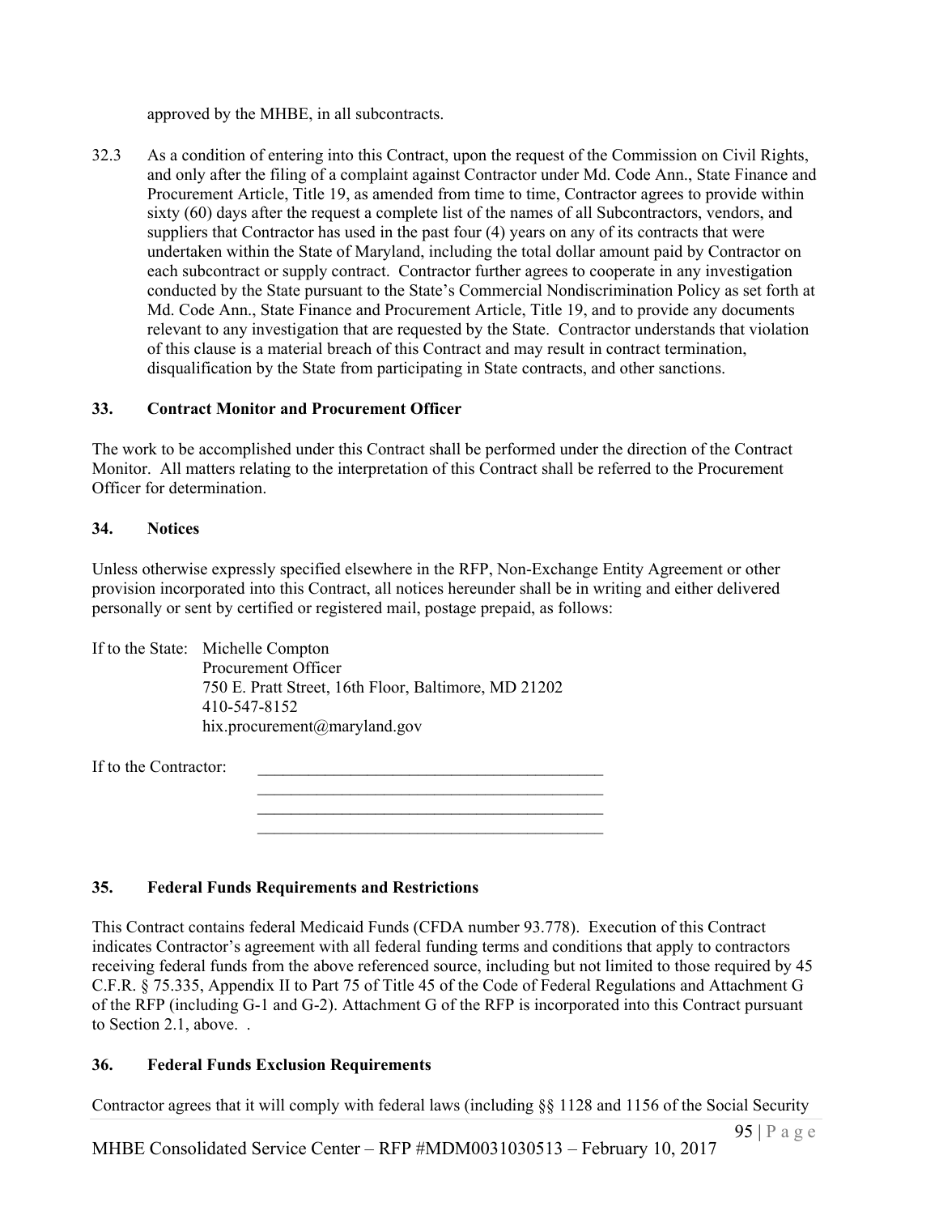approved by the MHBE, in all subcontracts.

32.3 As a condition of entering into this Contract, upon the request of the Commission on Civil Rights, and only after the filing of a complaint against Contractor under Md. Code Ann., State Finance and Procurement Article, Title 19, as amended from time to time, Contractor agrees to provide within sixty (60) days after the request a complete list of the names of all Subcontractors, vendors, and suppliers that Contractor has used in the past four (4) years on any of its contracts that were undertaken within the State of Maryland, including the total dollar amount paid by Contractor on each subcontract or supply contract. Contractor further agrees to cooperate in any investigation conducted by the State pursuant to the State's Commercial Nondiscrimination Policy as set forth at Md. Code Ann., State Finance and Procurement Article, Title 19, and to provide any documents relevant to any investigation that are requested by the State. Contractor understands that violation of this clause is a material breach of this Contract and may result in contract termination, disqualification by the State from participating in State contracts, and other sanctions.

### 33. Contract Monitor and Procurement Officer

The work to be accomplished under this Contract shall be performed under the direction of the Contract Monitor. All matters relating to the interpretation of this Contract shall be referred to the Procurement Officer for determination.

### 34. Notices

Unless otherwise expressly specified elsewhere in the RFP, Non-Exchange Entity Agreement or other provision incorporated into this Contract, all notices hereunder shall be in writing and either delivered personally or sent by certified or registered mail, postage prepaid, as follows:

If to the State: Michelle Compton
Procurement Officer
750 E. Pratt Street, 16th Floor, Baltimore, MD 21202
410-547-8152
hix.procurement@maryland.gov

If to the Contractor: ___________________________________________
___________________________________________
___________________________________________
___________________________________________

### 35. Federal Funds Requirements and Restrictions

This Contract contains federal Medicaid Funds (CFDA number 93.778). Execution of this Contract indicates Contractor's agreement with all federal funding terms and conditions that apply to contractors receiving federal funds from the above referenced source, including but not limited to those required by 45 C.F.R. § 75.335, Appendix II to Part 75 of Title 45 of the Code of Federal Regulations and Attachment G of the RFP (including G-1 and G-2). Attachment G of the RFP is incorporated into this Contract pursuant to Section 2.1, above. .

### 36. Federal Funds Exclusion Requirements

Contractor agrees that it will comply with federal laws (including §§ 1128 and 1156 of the Social Security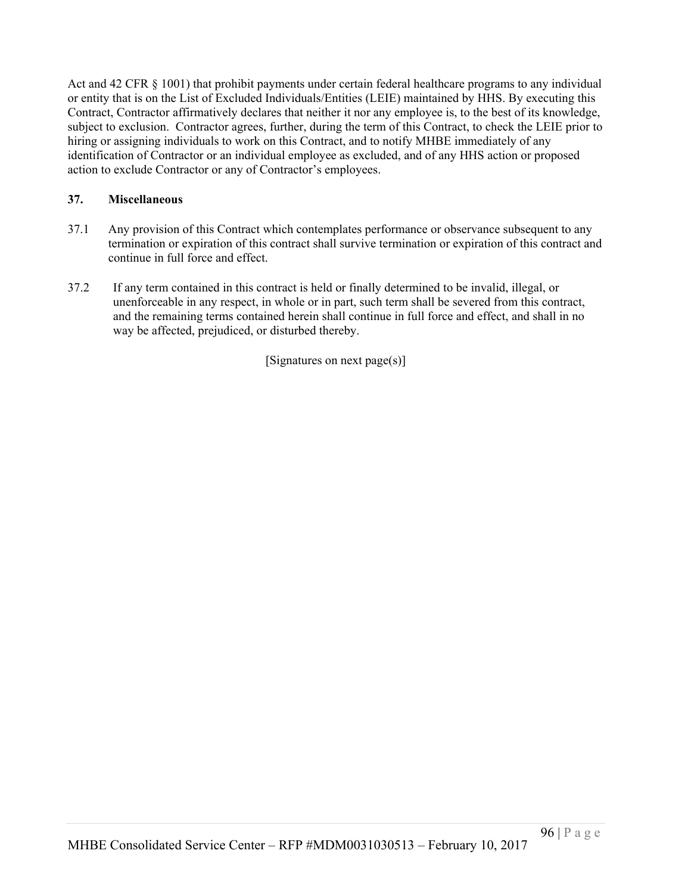Act and 42 CFR § 1001) that prohibit payments under certain federal healthcare programs to any individual or entity that is on the List of Excluded Individuals/Entities (LEIE) maintained by HHS. By executing this Contract, Contractor affirmatively declares that neither it nor any employee is, to the best of its knowledge, subject to exclusion. Contractor agrees, further, during the term of this Contract, to check the LEIE prior to hiring or assigning individuals to work on this Contract, and to notify MHBE immediately of any identification of Contractor or an individual employee as excluded, and of any HHS action or proposed action to exclude Contractor or any of Contractor's employees.

**37. Miscellaneous**

37.1 Any provision of this Contract which contemplates performance or observance subsequent to any termination or expiration of this contract shall survive termination or expiration of this contract and continue in full force and effect.

37.2 If any term contained in this contract is held or finally determined to be invalid, illegal, or unenforceable in any respect, in whole or in part, such term shall be severed from this contract, and the remaining terms contained herein shall continue in full force and effect, and shall in no way be affected, prejudiced, or disturbed thereby.

[Signatures on next page(s)]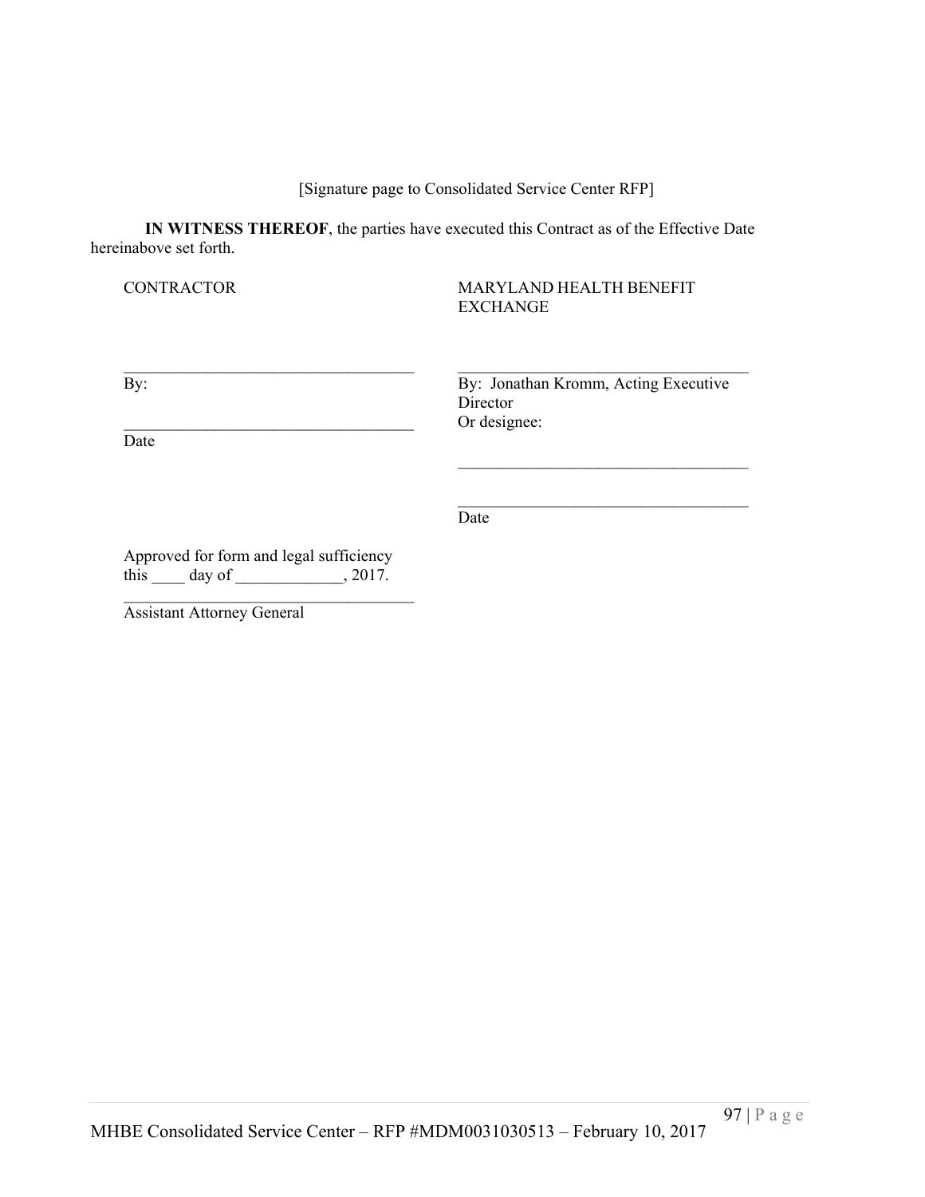[Signature page to Consolidated Service Center RFP]

**IN WITNESS THEREOF**, the parties have executed this Contract as of the Effective Date hereinabove set forth.

| CONTRACTOR | MARYLAND HEALTH BENEFIT EXCHANGE |
| --- | --- |
| ___________________________________ | ___________________________________ |
| By: | By: Jonathan Kromm, Acting Executive Director |
| ___________________________________ | Or designee: |
| Date | ___________________________________ |
| | ___________________________________ |
| | Date |

Approved for form and legal sufficiency
this ____ day of _____________, 2017.

___________________________________
Assistant Attorney General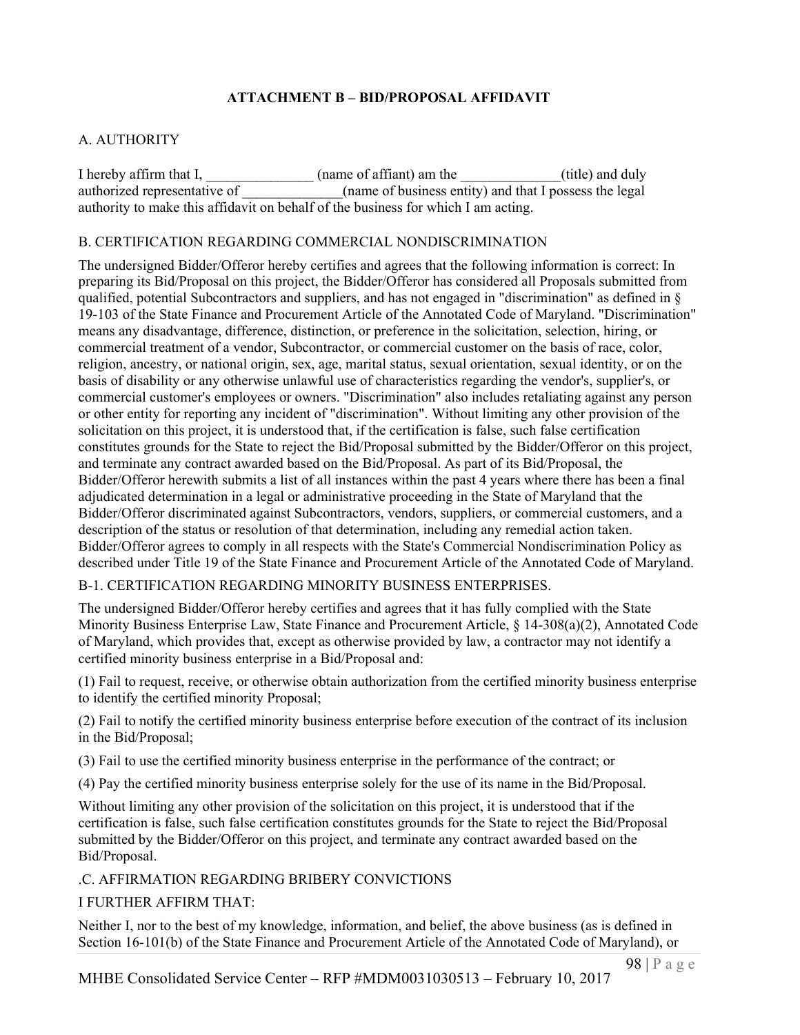## ATTACHMENT B – BID/PROPOSAL AFFIDAVIT

A. AUTHORITY

I hereby affirm that I, _______________ (name of affiant) am the ______________(title) and duly authorized representative of ______________(name of business entity) and that I possess the legal authority to make this affidavit on behalf of the business for which I am acting.

B. CERTIFICATION REGARDING COMMERCIAL NONDISCRIMINATION

The undersigned Bidder/Offeror hereby certifies and agrees that the following information is correct: In preparing its Bid/Proposal on this project, the Bidder/Offeror has considered all Proposals submitted from qualified, potential Subcontractors and suppliers, and has not engaged in "discrimination" as defined in § 19-103 of the State Finance and Procurement Article of the Annotated Code of Maryland. "Discrimination" means any disadvantage, difference, distinction, or preference in the solicitation, selection, hiring, or commercial treatment of a vendor, Subcontractor, or commercial customer on the basis of race, color, religion, ancestry, or national origin, sex, age, marital status, sexual orientation, sexual identity, or on the basis of disability or any otherwise unlawful use of characteristics regarding the vendor's, supplier's, or commercial customer's employees or owners. "Discrimination" also includes retaliating against any person or other entity for reporting any incident of "discrimination". Without limiting any other provision of the solicitation on this project, it is understood that, if the certification is false, such false certification constitutes grounds for the State to reject the Bid/Proposal submitted by the Bidder/Offeror on this project, and terminate any contract awarded based on the Bid/Proposal. As part of its Bid/Proposal, the Bidder/Offeror herewith submits a list of all instances within the past 4 years where there has been a final adjudicated determination in a legal or administrative proceeding in the State of Maryland that the Bidder/Offeror discriminated against Subcontractors, vendors, suppliers, or commercial customers, and a description of the status or resolution of that determination, including any remedial action taken. Bidder/Offeror agrees to comply in all respects with the State's Commercial Nondiscrimination Policy as described under Title 19 of the State Finance and Procurement Article of the Annotated Code of Maryland.

B-1. CERTIFICATION REGARDING MINORITY BUSINESS ENTERPRISES.

The undersigned Bidder/Offeror hereby certifies and agrees that it has fully complied with the State Minority Business Enterprise Law, State Finance and Procurement Article, § 14-308(a)(2), Annotated Code of Maryland, which provides that, except as otherwise provided by law, a contractor may not identify a certified minority business enterprise in a Bid/Proposal and:

(1) Fail to request, receive, or otherwise obtain authorization from the certified minority business enterprise to identify the certified minority Proposal;

(2) Fail to notify the certified minority business enterprise before execution of the contract of its inclusion in the Bid/Proposal;

(3) Fail to use the certified minority business enterprise in the performance of the contract; or

(4) Pay the certified minority business enterprise solely for the use of its name in the Bid/Proposal.

Without limiting any other provision of the solicitation on this project, it is understood that if the certification is false, such false certification constitutes grounds for the State to reject the Bid/Proposal submitted by the Bidder/Offeror on this project, and terminate any contract awarded based on the Bid/Proposal.

.C. AFFIRMATION REGARDING BRIBERY CONVICTIONS

I FURTHER AFFIRM THAT:

Neither I, nor to the best of my knowledge, information, and belief, the above business (as is defined in Section 16-101(b) of the State Finance and Procurement Article of the Annotated Code of Maryland), or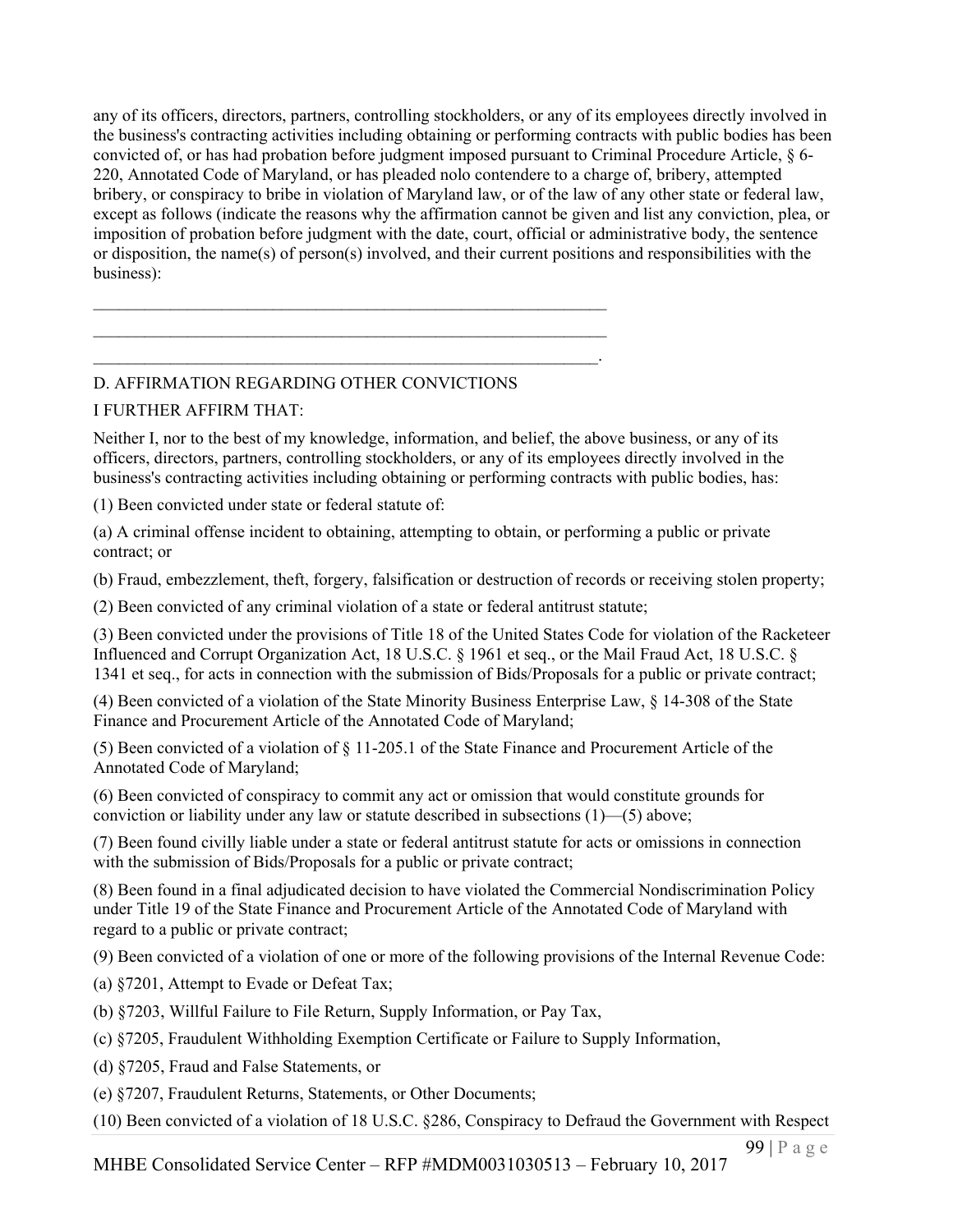any of its officers, directors, partners, controlling stockholders, or any of its employees directly involved in the business's contracting activities including obtaining or performing contracts with public bodies has been convicted of, or has had probation before judgment imposed pursuant to Criminal Procedure Article, § 6-220, Annotated Code of Maryland, or has pleaded nolo contendere to a charge of, bribery, attempted bribery, or conspiracy to bribe in violation of Maryland law, or of the law of any other state or federal law, except as follows (indicate the reasons why the affirmation cannot be given and list any conviction, plea, or imposition of probation before judgment with the date, court, official or administrative body, the sentence or disposition, the name(s) of person(s) involved, and their current positions and responsibilities with the business):

\_\_\_\_\_\_\_\_\_\_\_\_\_\_\_\_\_\_\_\_\_\_\_\_\_\_\_\_\_\_\_\_\_\_\_\_\_\_\_\_\_\_\_\_\_\_\_\_\_\_\_\_\_\_\_\_\_\_\_\_

\_\_\_\_\_\_\_\_\_\_\_\_\_\_\_\_\_\_\_\_\_\_\_\_\_\_\_\_\_\_\_\_\_\_\_\_\_\_\_\_\_\_\_\_\_\_\_\_\_\_\_\_\_\_\_\_\_\_\_\_

\_\_\_\_\_\_\_\_\_\_\_\_\_\_\_\_\_\_\_\_\_\_\_\_\_\_\_\_\_\_\_\_\_\_\_\_\_\_\_\_\_\_\_\_\_\_\_\_\_\_\_\_\_\_\_\_\_\_\_.

D. AFFIRMATION REGARDING OTHER CONVICTIONS

I FURTHER AFFIRM THAT:

Neither I, nor to the best of my knowledge, information, and belief, the above business, or any of its officers, directors, partners, controlling stockholders, or any of its employees directly involved in the business's contracting activities including obtaining or performing contracts with public bodies, has:

(1) Been convicted under state or federal statute of:

(a) A criminal offense incident to obtaining, attempting to obtain, or performing a public or private contract; or

(b) Fraud, embezzlement, theft, forgery, falsification or destruction of records or receiving stolen property;

(2) Been convicted of any criminal violation of a state or federal antitrust statute;

(3) Been convicted under the provisions of Title 18 of the United States Code for violation of the Racketeer Influenced and Corrupt Organization Act, 18 U.S.C. § 1961 et seq., or the Mail Fraud Act, 18 U.S.C. § 1341 et seq., for acts in connection with the submission of Bids/Proposals for a public or private contract;

(4) Been convicted of a violation of the State Minority Business Enterprise Law, § 14-308 of the State Finance and Procurement Article of the Annotated Code of Maryland;

(5) Been convicted of a violation of § 11-205.1 of the State Finance and Procurement Article of the Annotated Code of Maryland;

(6) Been convicted of conspiracy to commit any act or omission that would constitute grounds for conviction or liability under any law or statute described in subsections (1)—(5) above;

(7) Been found civilly liable under a state or federal antitrust statute for acts or omissions in connection with the submission of Bids/Proposals for a public or private contract;

(8) Been found in a final adjudicated decision to have violated the Commercial Nondiscrimination Policy under Title 19 of the State Finance and Procurement Article of the Annotated Code of Maryland with regard to a public or private contract;

(9) Been convicted of a violation of one or more of the following provisions of the Internal Revenue Code:

(a) §7201, Attempt to Evade or Defeat Tax;

(b) §7203, Willful Failure to File Return, Supply Information, or Pay Tax,

(c) §7205, Fraudulent Withholding Exemption Certificate or Failure to Supply Information,

(d) §7205, Fraud and False Statements, or

(e) §7207, Fraudulent Returns, Statements, or Other Documents;

(10) Been convicted of a violation of 18 U.S.C. §286, Conspiracy to Defraud the Government with Respect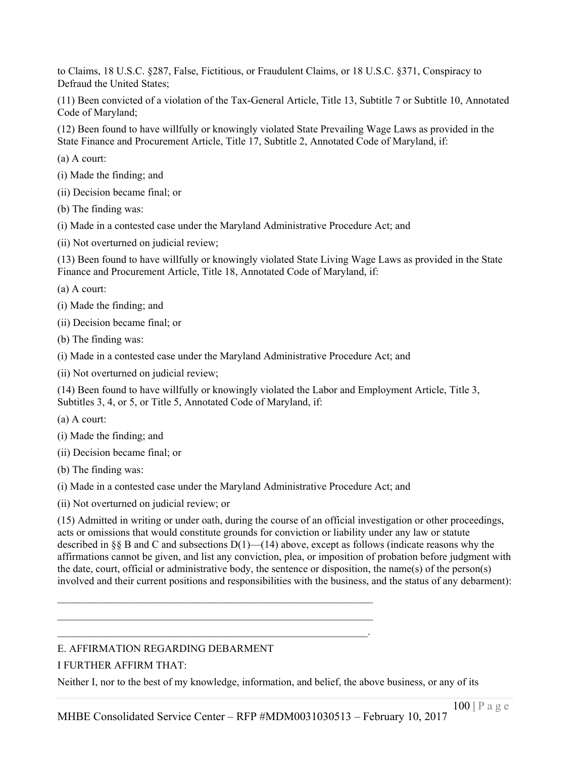to Claims, 18 U.S.C. §287, False, Fictitious, or Fraudulent Claims, or 18 U.S.C. §371, Conspiracy to Defraud the United States;

(11) Been convicted of a violation of the Tax-General Article, Title 13, Subtitle 7 or Subtitle 10, Annotated Code of Maryland;

(12) Been found to have willfully or knowingly violated State Prevailing Wage Laws as provided in the State Finance and Procurement Article, Title 17, Subtitle 2, Annotated Code of Maryland, if:

(a) A court:

(i) Made the finding; and

(ii) Decision became final; or

(b) The finding was:

(i) Made in a contested case under the Maryland Administrative Procedure Act; and

(ii) Not overturned on judicial review;

(13) Been found to have willfully or knowingly violated State Living Wage Laws as provided in the State Finance and Procurement Article, Title 18, Annotated Code of Maryland, if:

(a) A court:

(i) Made the finding; and

(ii) Decision became final; or

(b) The finding was:

(i) Made in a contested case under the Maryland Administrative Procedure Act; and

(ii) Not overturned on judicial review;

(14) Been found to have willfully or knowingly violated the Labor and Employment Article, Title 3, Subtitles 3, 4, or 5, or Title 5, Annotated Code of Maryland, if:

(a) A court:

(i) Made the finding; and

(ii) Decision became final; or

(b) The finding was:

(i) Made in a contested case under the Maryland Administrative Procedure Act; and

(ii) Not overturned on judicial review; or

(15) Admitted in writing or under oath, during the course of an official investigation or other proceedings, acts or omissions that would constitute grounds for conviction or liability under any law or statute described in §§ B and C and subsections D(1)—(14) above, except as follows (indicate reasons why the affirmations cannot be given, and list any conviction, plea, or imposition of probation before judgment with the date, court, official or administrative body, the sentence or disposition, the name(s) of the person(s) involved and their current positions and responsibilities with the business, and the status of any debarment):

____________________________________________________________

____________________________________________________________

____________________________________________________________.

E. AFFIRMATION REGARDING DEBARMENT

I FURTHER AFFIRM THAT:

Neither I, nor to the best of my knowledge, information, and belief, the above business, or any of its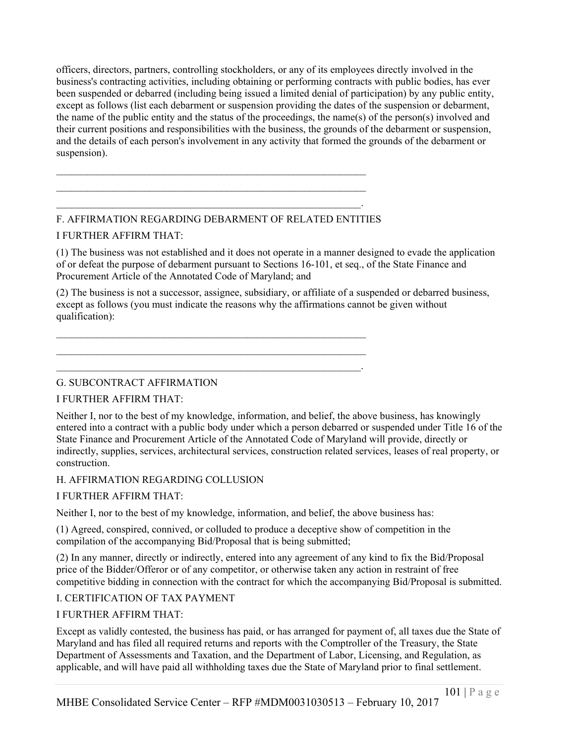officers, directors, partners, controlling stockholders, or any of its employees directly involved in the business's contracting activities, including obtaining or performing contracts with public bodies, has ever been suspended or debarred (including being issued a limited denial of participation) by any public entity, except as follows (list each debarment or suspension providing the dates of the suspension or debarment, the name of the public entity and the status of the proceedings, the name(s) of the person(s) involved and their current positions and responsibilities with the business, the grounds of the debarment or suspension, and the details of each person's involvement in any activity that formed the grounds of the debarment or suspension).

\_\_\_\_\_\_\_\_\_\_\_\_\_\_\_\_\_\_\_\_\_\_\_\_\_\_\_\_\_\_\_\_\_\_\_\_\_\_\_\_\_\_\_\_\_\_\_\_\_\_\_\_\_\_\_\_\_\_\_\_

\_\_\_\_\_\_\_\_\_\_\_\_\_\_\_\_\_\_\_\_\_\_\_\_\_\_\_\_\_\_\_\_\_\_\_\_\_\_\_\_\_\_\_\_\_\_\_\_\_\_\_\_\_\_\_\_\_\_\_\_

\_\_\_\_\_\_\_\_\_\_\_\_\_\_\_\_\_\_\_\_\_\_\_\_\_\_\_\_\_\_\_\_\_\_\_\_\_\_\_\_\_\_\_\_\_\_\_\_\_\_\_\_\_\_\_\_\_\_\_.

F. AFFIRMATION REGARDING DEBARMENT OF RELATED ENTITIES

I FURTHER AFFIRM THAT:

(1) The business was not established and it does not operate in a manner designed to evade the application of or defeat the purpose of debarment pursuant to Sections 16-101, et seq., of the State Finance and Procurement Article of the Annotated Code of Maryland; and

(2) The business is not a successor, assignee, subsidiary, or affiliate of a suspended or debarred business, except as follows (you must indicate the reasons why the affirmations cannot be given without qualification):

\_\_\_\_\_\_\_\_\_\_\_\_\_\_\_\_\_\_\_\_\_\_\_\_\_\_\_\_\_\_\_\_\_\_\_\_\_\_\_\_\_\_\_\_\_\_\_\_\_\_\_\_\_\_\_\_\_\_\_\_

\_\_\_\_\_\_\_\_\_\_\_\_\_\_\_\_\_\_\_\_\_\_\_\_\_\_\_\_\_\_\_\_\_\_\_\_\_\_\_\_\_\_\_\_\_\_\_\_\_\_\_\_\_\_\_\_\_\_\_\_

\_\_\_\_\_\_\_\_\_\_\_\_\_\_\_\_\_\_\_\_\_\_\_\_\_\_\_\_\_\_\_\_\_\_\_\_\_\_\_\_\_\_\_\_\_\_\_\_\_\_\_\_\_\_\_\_\_\_\_.

G. SUBCONTRACT AFFIRMATION

I FURTHER AFFIRM THAT:

Neither I, nor to the best of my knowledge, information, and belief, the above business, has knowingly entered into a contract with a public body under which a person debarred or suspended under Title 16 of the State Finance and Procurement Article of the Annotated Code of Maryland will provide, directly or indirectly, supplies, services, architectural services, construction related services, leases of real property, or construction.

H. AFFIRMATION REGARDING COLLUSION

I FURTHER AFFIRM THAT:

Neither I, nor to the best of my knowledge, information, and belief, the above business has:

(1) Agreed, conspired, connived, or colluded to produce a deceptive show of competition in the compilation of the accompanying Bid/Proposal that is being submitted;

(2) In any manner, directly or indirectly, entered into any agreement of any kind to fix the Bid/Proposal price of the Bidder/Offeror or of any competitor, or otherwise taken any action in restraint of free competitive bidding in connection with the contract for which the accompanying Bid/Proposal is submitted.

I. CERTIFICATION OF TAX PAYMENT

I FURTHER AFFIRM THAT:

Except as validly contested, the business has paid, or has arranged for payment of, all taxes due the State of Maryland and has filed all required returns and reports with the Comptroller of the Treasury, the State Department of Assessments and Taxation, and the Department of Labor, Licensing, and Regulation, as applicable, and will have paid all withholding taxes due the State of Maryland prior to final settlement.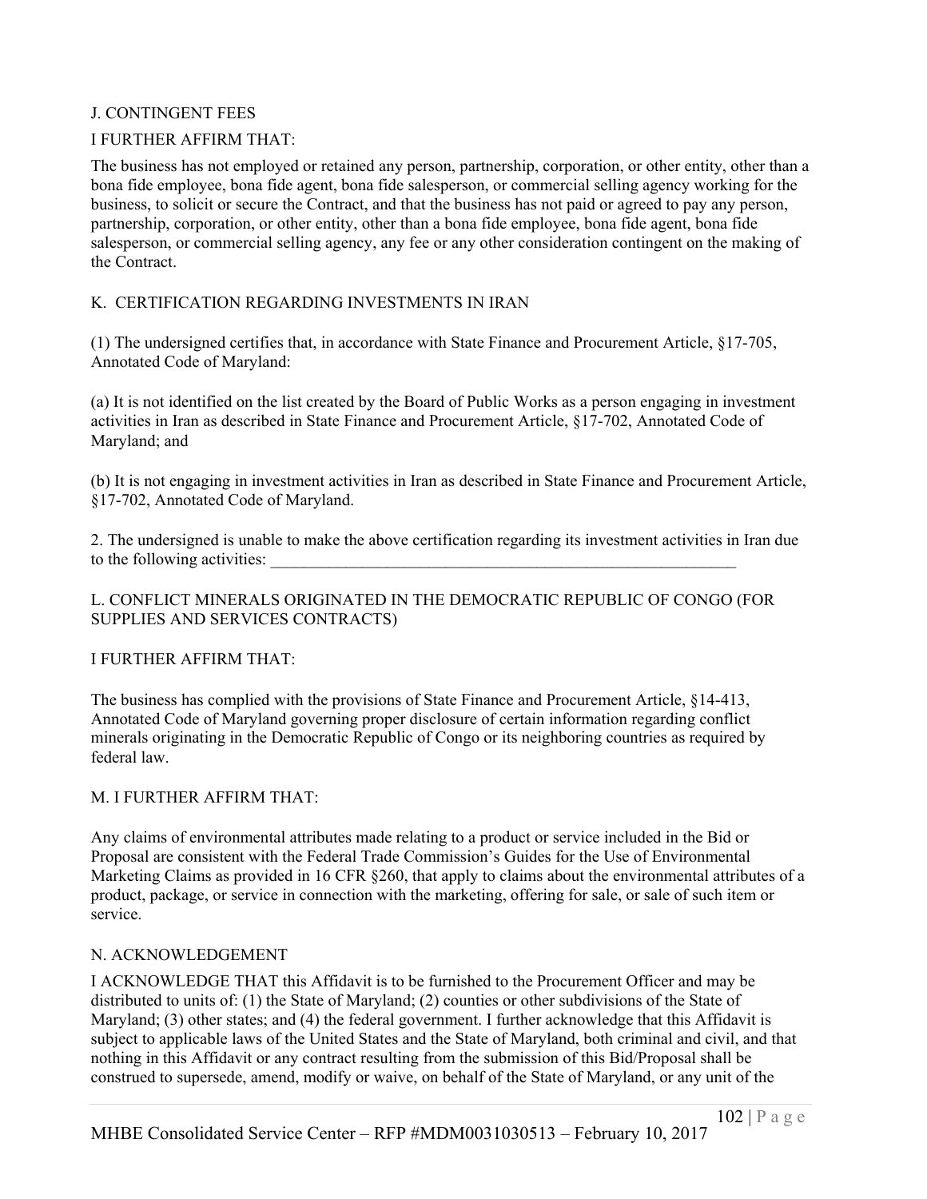J. CONTINGENT FEES

I FURTHER AFFIRM THAT:

The business has not employed or retained any person, partnership, corporation, or other entity, other than a bona fide employee, bona fide agent, bona fide salesperson, or commercial selling agency working for the business, to solicit or secure the Contract, and that the business has not paid or agreed to pay any person, partnership, corporation, or other entity, other than a bona fide employee, bona fide agent, bona fide salesperson, or commercial selling agency, any fee or any other consideration contingent on the making of the Contract.

K. CERTIFICATION REGARDING INVESTMENTS IN IRAN

(1) The undersigned certifies that, in accordance with State Finance and Procurement Article, §17-705, Annotated Code of Maryland:

(a) It is not identified on the list created by the Board of Public Works as a person engaging in investment activities in Iran as described in State Finance and Procurement Article, §17-702, Annotated Code of Maryland; and

(b) It is not engaging in investment activities in Iran as described in State Finance and Procurement Article, §17-702, Annotated Code of Maryland.

2. The undersigned is unable to make the above certification regarding its investment activities in Iran due to the following activities: ___________________________________________________________

L. CONFLICT MINERALS ORIGINATED IN THE DEMOCRATIC REPUBLIC OF CONGO (FOR SUPPLIES AND SERVICES CONTRACTS)

I FURTHER AFFIRM THAT:

The business has complied with the provisions of State Finance and Procurement Article, §14-413, Annotated Code of Maryland governing proper disclosure of certain information regarding conflict minerals originating in the Democratic Republic of Congo or its neighboring countries as required by federal law.

M. I FURTHER AFFIRM THAT:

Any claims of environmental attributes made relating to a product or service included in the Bid or Proposal are consistent with the Federal Trade Commission's Guides for the Use of Environmental Marketing Claims as provided in 16 CFR §260, that apply to claims about the environmental attributes of a product, package, or service in connection with the marketing, offering for sale, or sale of such item or service.

N. ACKNOWLEDGEMENT

I ACKNOWLEDGE THAT this Affidavit is to be furnished to the Procurement Officer and may be distributed to units of: (1) the State of Maryland; (2) counties or other subdivisions of the State of Maryland; (3) other states; and (4) the federal government. I further acknowledge that this Affidavit is subject to applicable laws of the United States and the State of Maryland, both criminal and civil, and that nothing in this Affidavit or any contract resulting from the submission of this Bid/Proposal shall be construed to supersede, amend, modify or waive, on behalf of the State of Maryland, or any unit of the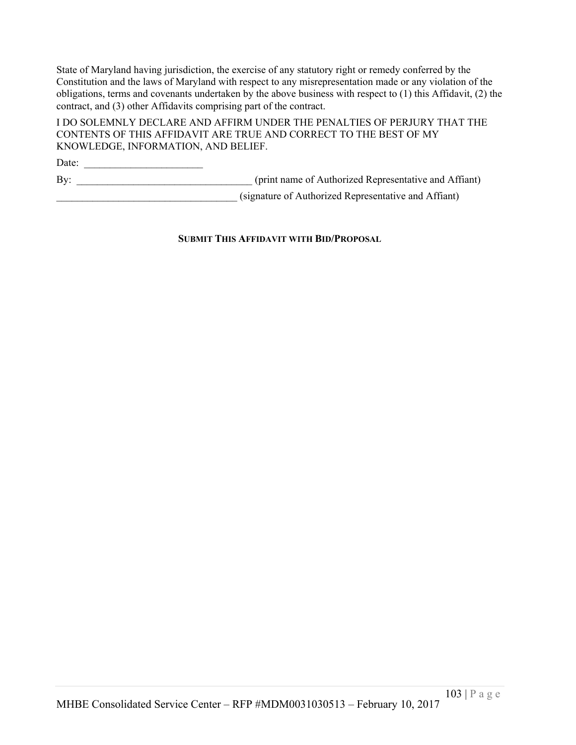State of Maryland having jurisdiction, the exercise of any statutory right or remedy conferred by the Constitution and the laws of Maryland with respect to any misrepresentation made or any violation of the obligations, terms and covenants undertaken by the above business with respect to (1) this Affidavit, (2) the contract, and (3) other Affidavits comprising part of the contract.

I DO SOLEMNLY DECLARE AND AFFIRM UNDER THE PENALTIES OF PERJURY THAT THE CONTENTS OF THIS AFFIDAVIT ARE TRUE AND CORRECT TO THE BEST OF MY KNOWLEDGE, INFORMATION, AND BELIEF.

Date: _______________________

By: _________________________________ (print name of Authorized Representative and Affiant)

___________________________________ (signature of Authorized Representative and Affiant)

**SUBMIT THIS AFFIDAVIT WITH BID/PROPOSAL**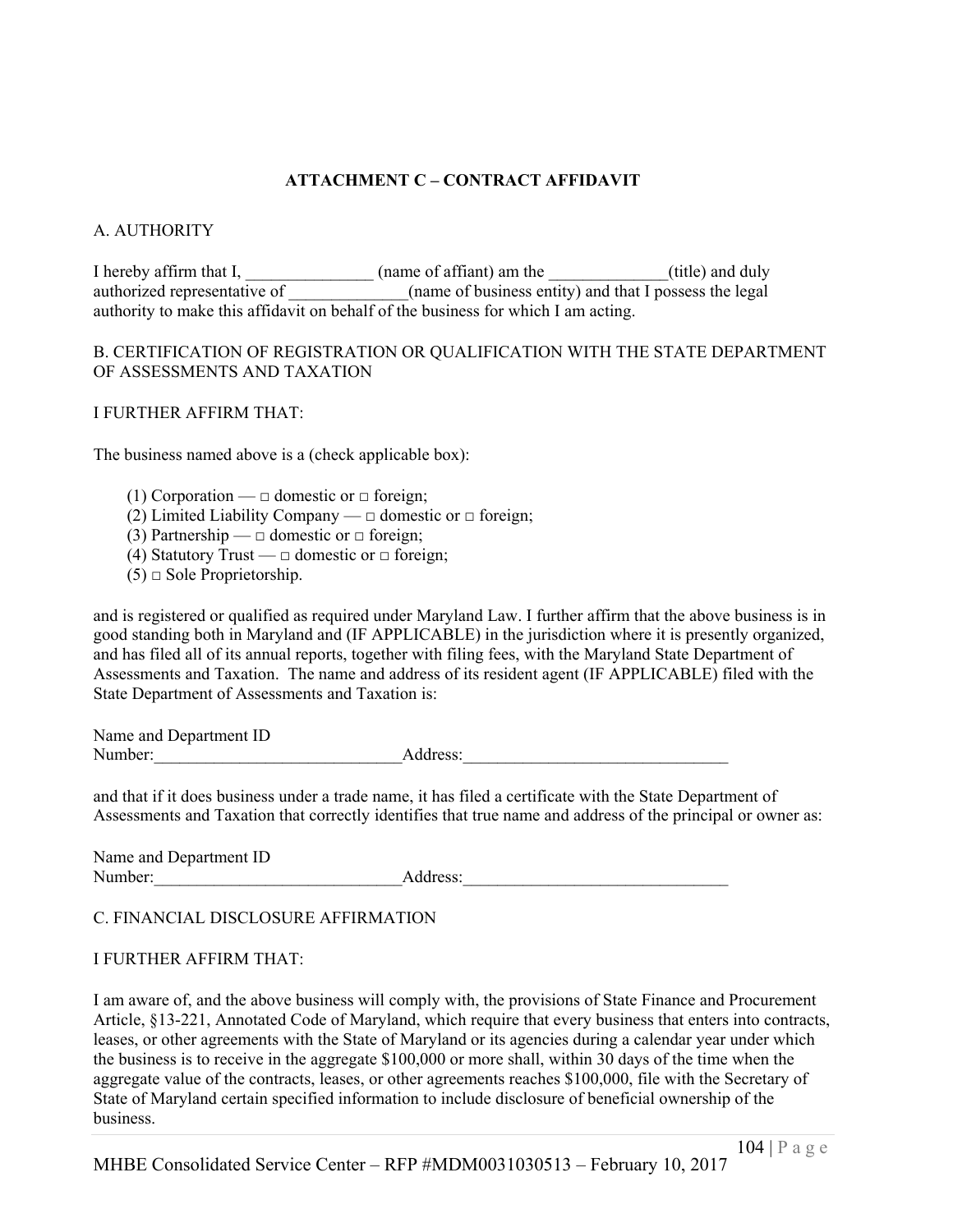## ATTACHMENT C – CONTRACT AFFIDAVIT

A. AUTHORITY

I hereby affirm that I, _______________ (name of affiant) am the ______________(title) and duly authorized representative of ______________(name of business entity) and that I possess the legal authority to make this affidavit on behalf of the business for which I am acting.

B. CERTIFICATION OF REGISTRATION OR QUALIFICATION WITH THE STATE DEPARTMENT OF ASSESSMENTS AND TAXATION

I FURTHER AFFIRM THAT:

The business named above is a (check applicable box):

(1) Corporation — □ domestic or □ foreign;
(2) Limited Liability Company — □ domestic or □ foreign;
(3) Partnership — □ domestic or □ foreign;
(4) Statutory Trust — □ domestic or □ foreign;
(5) □ Sole Proprietorship.

and is registered or qualified as required under Maryland Law. I further affirm that the above business is in good standing both in Maryland and (IF APPLICABLE) in the jurisdiction where it is presently organized, and has filed all of its annual reports, together with filing fees, with the Maryland State Department of Assessments and Taxation. The name and address of its resident agent (IF APPLICABLE) filed with the State Department of Assessments and Taxation is:

Name and Department ID Number:_____________________________Address:_______________________________

and that if it does business under a trade name, it has filed a certificate with the State Department of Assessments and Taxation that correctly identifies that true name and address of the principal or owner as:

Name and Department ID Number:_____________________________Address:_______________________________

C. FINANCIAL DISCLOSURE AFFIRMATION

I FURTHER AFFIRM THAT:

I am aware of, and the above business will comply with, the provisions of State Finance and Procurement Article, §13-221, Annotated Code of Maryland, which require that every business that enters into contracts, leases, or other agreements with the State of Maryland or its agencies during a calendar year under which the business is to receive in the aggregate $100,000 or more shall, within 30 days of the time when the aggregate value of the contracts, leases, or other agreements reaches $100,000, file with the Secretary of State of Maryland certain specified information to include disclosure of beneficial ownership of the business.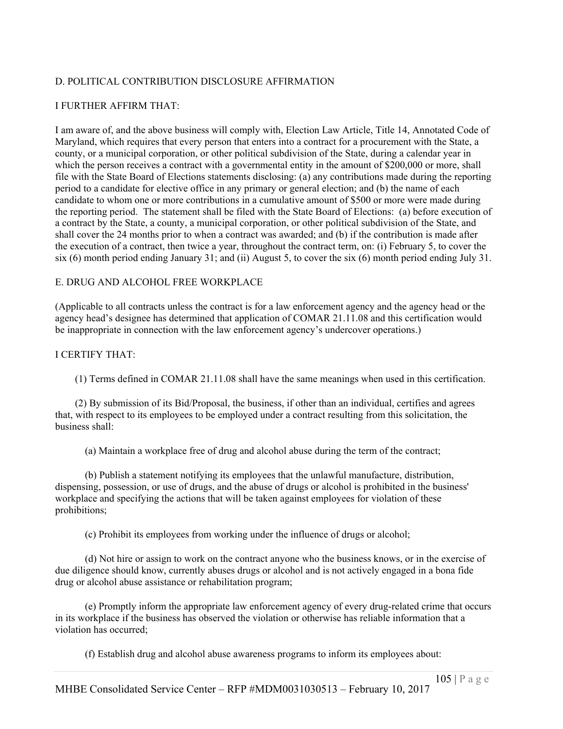D. POLITICAL CONTRIBUTION DISCLOSURE AFFIRMATION

I FURTHER AFFIRM THAT:

I am aware of, and the above business will comply with, Election Law Article, Title 14, Annotated Code of Maryland, which requires that every person that enters into a contract for a procurement with the State, a county, or a municipal corporation, or other political subdivision of the State, during a calendar year in which the person receives a contract with a governmental entity in the amount of $200,000 or more, shall file with the State Board of Elections statements disclosing: (a) any contributions made during the reporting period to a candidate for elective office in any primary or general election; and (b) the name of each candidate to whom one or more contributions in a cumulative amount of $500 or more were made during the reporting period. The statement shall be filed with the State Board of Elections: (a) before execution of a contract by the State, a county, a municipal corporation, or other political subdivision of the State, and shall cover the 24 months prior to when a contract was awarded; and (b) if the contribution is made after the execution of a contract, then twice a year, throughout the contract term, on: (i) February 5, to cover the six (6) month period ending January 31; and (ii) August 5, to cover the six (6) month period ending July 31.

E. DRUG AND ALCOHOL FREE WORKPLACE

(Applicable to all contracts unless the contract is for a law enforcement agency and the agency head or the agency head's designee has determined that application of COMAR 21.11.08 and this certification would be inappropriate in connection with the law enforcement agency's undercover operations.)

I CERTIFY THAT:

(1) Terms defined in COMAR 21.11.08 shall have the same meanings when used in this certification.

(2) By submission of its Bid/Proposal, the business, if other than an individual, certifies and agrees that, with respect to its employees to be employed under a contract resulting from this solicitation, the business shall:

(a) Maintain a workplace free of drug and alcohol abuse during the term of the contract;

(b) Publish a statement notifying its employees that the unlawful manufacture, distribution, dispensing, possession, or use of drugs, and the abuse of drugs or alcohol is prohibited in the business' workplace and specifying the actions that will be taken against employees for violation of these prohibitions;

(c) Prohibit its employees from working under the influence of drugs or alcohol;

(d) Not hire or assign to work on the contract anyone who the business knows, or in the exercise of due diligence should know, currently abuses drugs or alcohol and is not actively engaged in a bona fide drug or alcohol abuse assistance or rehabilitation program;

(e) Promptly inform the appropriate law enforcement agency of every drug-related crime that occurs in its workplace if the business has observed the violation or otherwise has reliable information that a violation has occurred;

(f) Establish drug and alcohol abuse awareness programs to inform its employees about: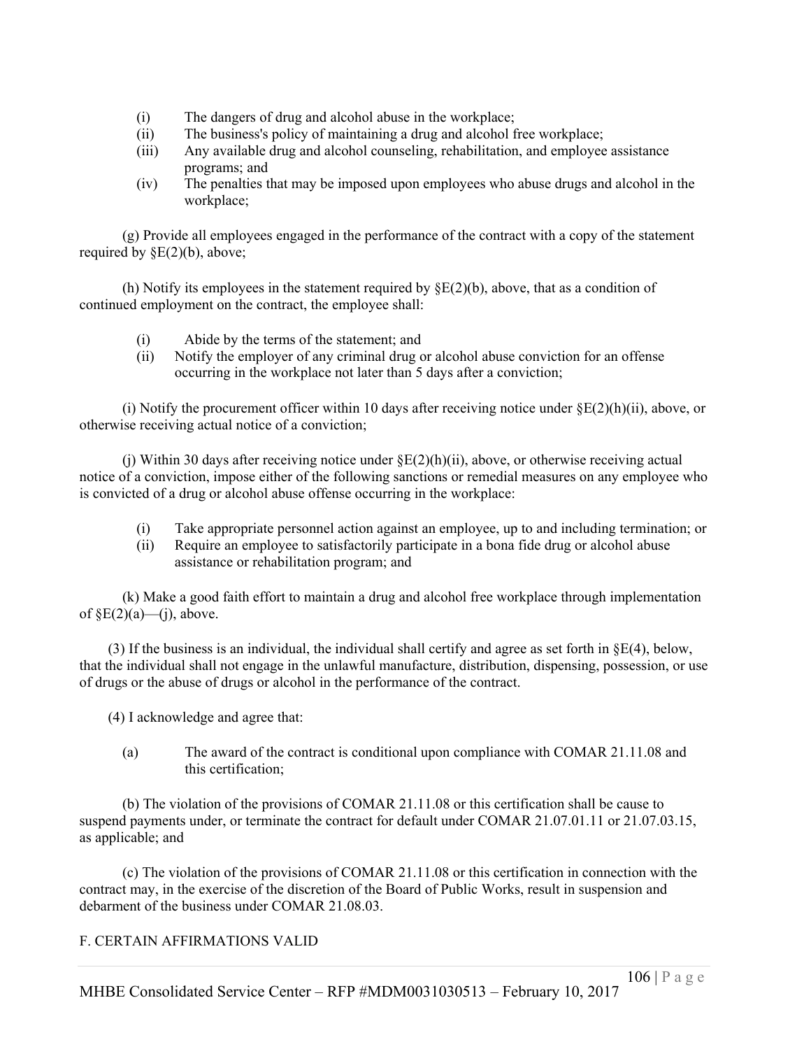(i) The dangers of drug and alcohol abuse in the workplace;
(ii) The business's policy of maintaining a drug and alcohol free workplace;
(iii) Any available drug and alcohol counseling, rehabilitation, and employee assistance programs; and
(iv) The penalties that may be imposed upon employees who abuse drugs and alcohol in the workplace;

(g) Provide all employees engaged in the performance of the contract with a copy of the statement required by §E(2)(b), above;

(h) Notify its employees in the statement required by §E(2)(b), above, that as a condition of continued employment on the contract, the employee shall:

(i) Abide by the terms of the statement; and
(ii) Notify the employer of any criminal drug or alcohol abuse conviction for an offense occurring in the workplace not later than 5 days after a conviction;

(i) Notify the procurement officer within 10 days after receiving notice under §E(2)(h)(ii), above, or otherwise receiving actual notice of a conviction;

(j) Within 30 days after receiving notice under §E(2)(h)(ii), above, or otherwise receiving actual notice of a conviction, impose either of the following sanctions or remedial measures on any employee who is convicted of a drug or alcohol abuse offense occurring in the workplace:

(i) Take appropriate personnel action against an employee, up to and including termination; or
(ii) Require an employee to satisfactorily participate in a bona fide drug or alcohol abuse assistance or rehabilitation program; and

(k) Make a good faith effort to maintain a drug and alcohol free workplace through implementation of §E(2)(a)—(j), above.

(3) If the business is an individual, the individual shall certify and agree as set forth in §E(4), below, that the individual shall not engage in the unlawful manufacture, distribution, dispensing, possession, or use of drugs or the abuse of drugs or alcohol in the performance of the contract.

(4) I acknowledge and agree that:

(a) The award of the contract is conditional upon compliance with COMAR 21.11.08 and this certification;

(b) The violation of the provisions of COMAR 21.11.08 or this certification shall be cause to suspend payments under, or terminate the contract for default under COMAR 21.07.01.11 or 21.07.03.15, as applicable; and

(c) The violation of the provisions of COMAR 21.11.08 or this certification in connection with the contract may, in the exercise of the discretion of the Board of Public Works, result in suspension and debarment of the business under COMAR 21.08.03.

F. CERTAIN AFFIRMATIONS VALID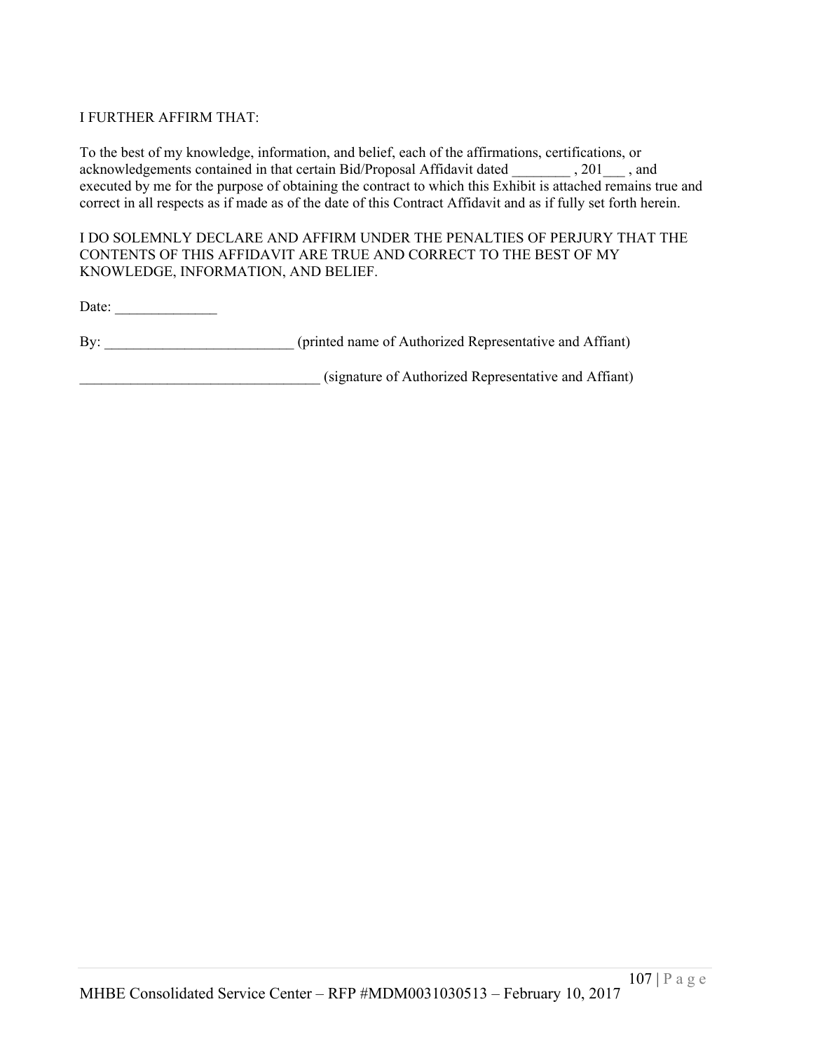I FURTHER AFFIRM THAT:

To the best of my knowledge, information, and belief, each of the affirmations, certifications, or acknowledgements contained in that certain Bid/Proposal Affidavit dated ________ , 201___ , and executed by me for the purpose of obtaining the contract to which this Exhibit is attached remains true and correct in all respects as if made as of the date of this Contract Affidavit and as if fully set forth herein.

I DO SOLEMNLY DECLARE AND AFFIRM UNDER THE PENALTIES OF PERJURY THAT THE CONTENTS OF THIS AFFIDAVIT ARE TRUE AND CORRECT TO THE BEST OF MY KNOWLEDGE, INFORMATION, AND BELIEF.

Date: ______________

By: __________________________ (printed name of Authorized Representative and Affiant)

_________________________________ (signature of Authorized Representative and Affiant)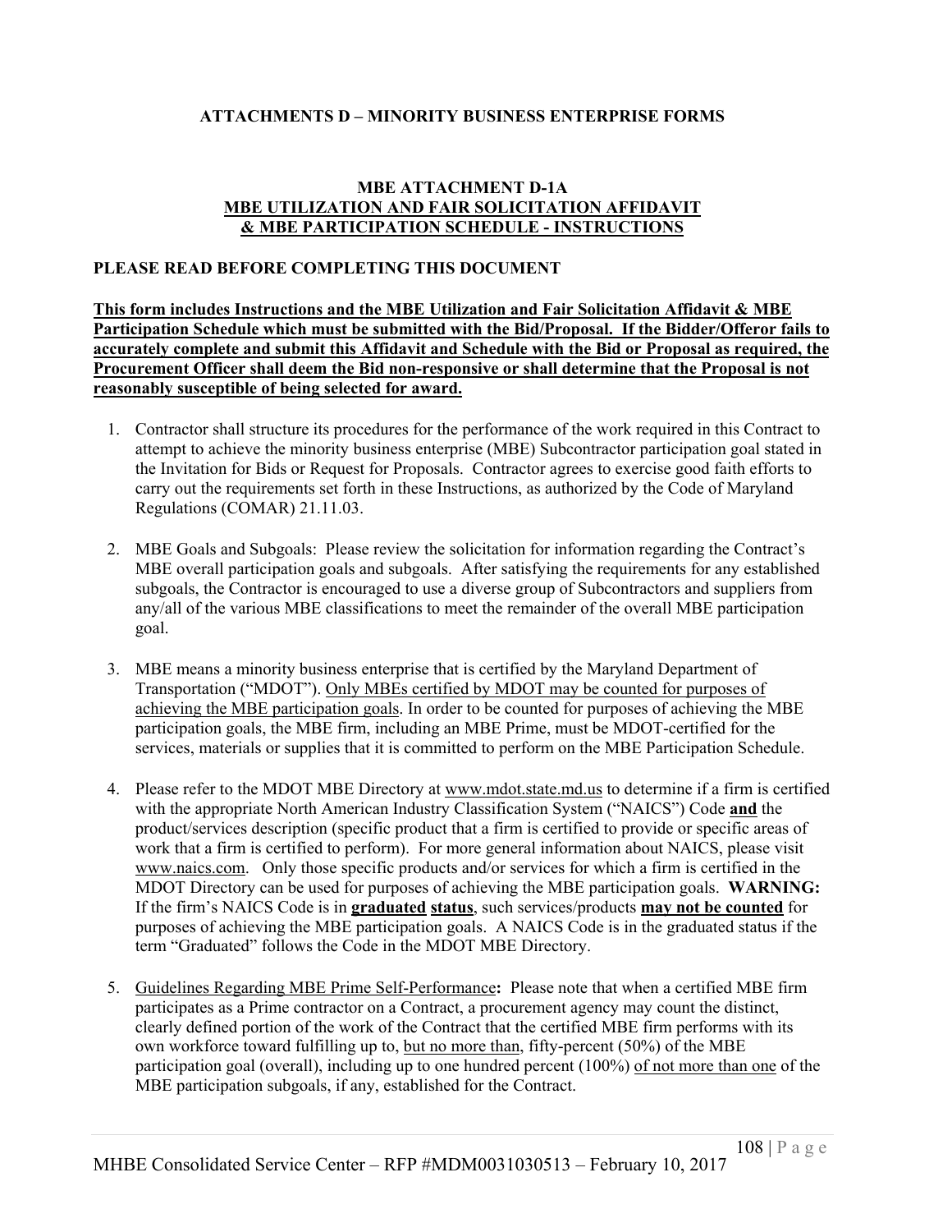## ATTACHMENTS D – MINORITY BUSINESS ENTERPRISE FORMS

### MBE ATTACHMENT D-1A
### MBE UTILIZATION AND FAIR SOLICITATION AFFIDAVIT & MBE PARTICIPATION SCHEDULE - INSTRUCTIONS

**PLEASE READ BEFORE COMPLETING THIS DOCUMENT**

**This form includes Instructions and the MBE Utilization and Fair Solicitation Affidavit & MBE Participation Schedule which must be submitted with the Bid/Proposal. If the Bidder/Offeror fails to accurately complete and submit this Affidavit and Schedule with the Bid or Proposal as required, the Procurement Officer shall deem the Bid non-responsive or shall determine that the Proposal is not reasonably susceptible of being selected for award.**

1. Contractor shall structure its procedures for the performance of the work required in this Contract to attempt to achieve the minority business enterprise (MBE) Subcontractor participation goal stated in the Invitation for Bids or Request for Proposals. Contractor agrees to exercise good faith efforts to carry out the requirements set forth in these Instructions, as authorized by the Code of Maryland Regulations (COMAR) 21.11.03.

2. MBE Goals and Subgoals: Please review the solicitation for information regarding the Contract's MBE overall participation goals and subgoals. After satisfying the requirements for any established subgoals, the Contractor is encouraged to use a diverse group of Subcontractors and suppliers from any/all of the various MBE classifications to meet the remainder of the overall MBE participation goal.

3. MBE means a minority business enterprise that is certified by the Maryland Department of Transportation ("MDOT"). Only MBEs certified by MDOT may be counted for purposes of achieving the MBE participation goals. In order to be counted for purposes of achieving the MBE participation goals, the MBE firm, including an MBE Prime, must be MDOT-certified for the services, materials or supplies that it is committed to perform on the MBE Participation Schedule.

4. Please refer to the MDOT MBE Directory at www.mdot.state.md.us to determine if a firm is certified with the appropriate North American Industry Classification System ("NAICS") Code **and** the product/services description (specific product that a firm is certified to provide or specific areas of work that a firm is certified to perform). For more general information about NAICS, please visit www.naics.com. Only those specific products and/or services for which a firm is certified in the MDOT Directory can be used for purposes of achieving the MBE participation goals. **WARNING:** If the firm's NAICS Code is in **graduated status**, such services/products **may not be counted** for purposes of achieving the MBE participation goals. A NAICS Code is in the graduated status if the term "Graduated" follows the Code in the MDOT MBE Directory.

5. Guidelines Regarding MBE Prime Self-Performance**:** Please note that when a certified MBE firm participates as a Prime contractor on a Contract, a procurement agency may count the distinct, clearly defined portion of the work of the Contract that the certified MBE firm performs with its own workforce toward fulfilling up to, but no more than, fifty-percent (50%) of the MBE participation goal (overall), including up to one hundred percent (100%) of not more than one of the MBE participation subgoals, if any, established for the Contract.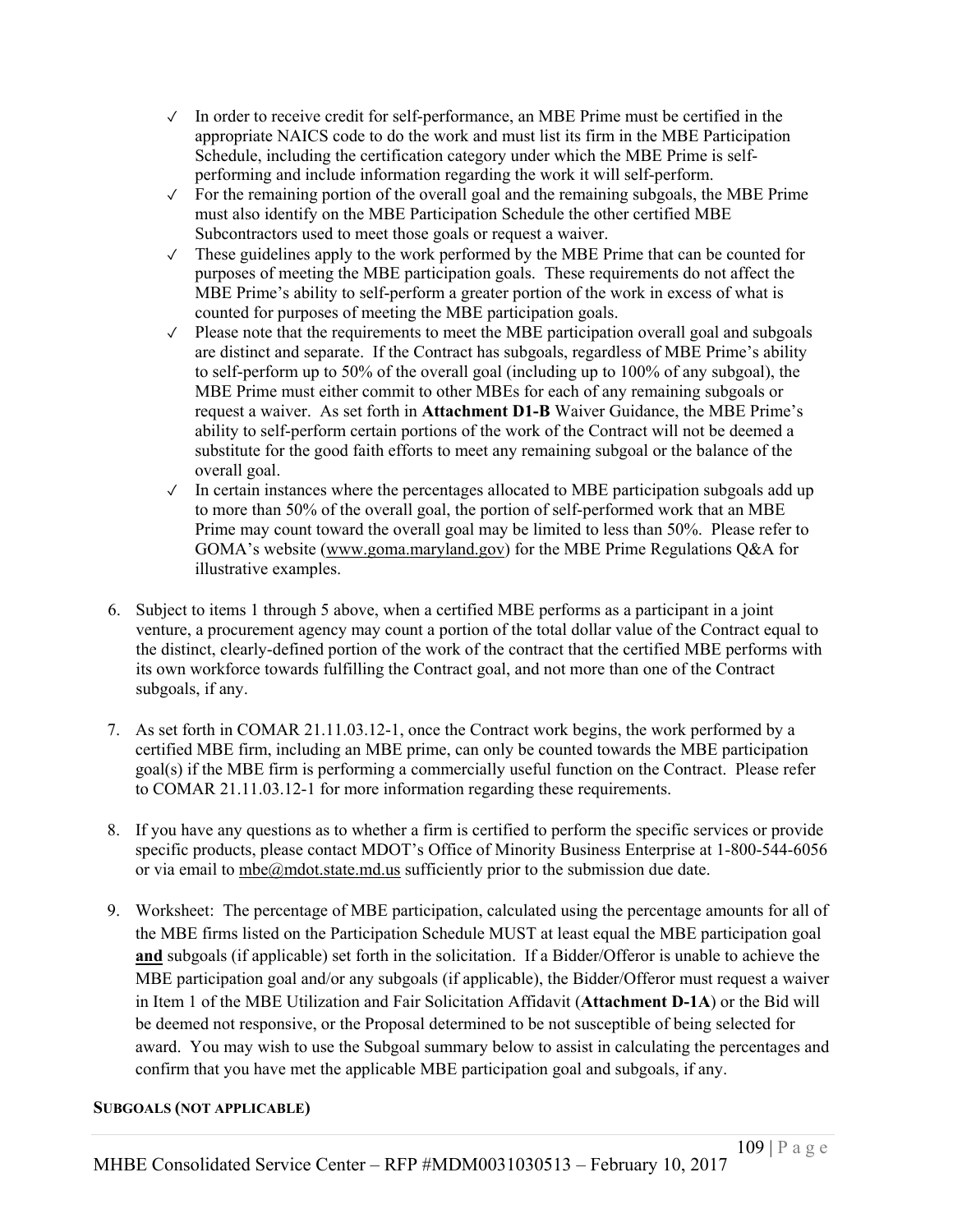- ✓ In order to receive credit for self-performance, an MBE Prime must be certified in the appropriate NAICS code to do the work and must list its firm in the MBE Participation Schedule, including the certification category under which the MBE Prime is self-performing and include information regarding the work it will self-perform.
- ✓ For the remaining portion of the overall goal and the remaining subgoals, the MBE Prime must also identify on the MBE Participation Schedule the other certified MBE Subcontractors used to meet those goals or request a waiver.
- ✓ These guidelines apply to the work performed by the MBE Prime that can be counted for purposes of meeting the MBE participation goals. These requirements do not affect the MBE Prime's ability to self-perform a greater portion of the work in excess of what is counted for purposes of meeting the MBE participation goals.
- ✓ Please note that the requirements to meet the MBE participation overall goal and subgoals are distinct and separate. If the Contract has subgoals, regardless of MBE Prime's ability to self-perform up to 50% of the overall goal (including up to 100% of any subgoal), the MBE Prime must either commit to other MBEs for each of any remaining subgoals or request a waiver. As set forth in **Attachment D1-B** Waiver Guidance, the MBE Prime's ability to self-perform certain portions of the work of the Contract will not be deemed a substitute for the good faith efforts to meet any remaining subgoal or the balance of the overall goal.
- ✓ In certain instances where the percentages allocated to MBE participation subgoals add up to more than 50% of the overall goal, the portion of self-performed work that an MBE Prime may count toward the overall goal may be limited to less than 50%. Please refer to GOMA's website (www.goma.maryland.gov) for the MBE Prime Regulations Q&A for illustrative examples.

6. Subject to items 1 through 5 above, when a certified MBE performs as a participant in a joint venture, a procurement agency may count a portion of the total dollar value of the Contract equal to the distinct, clearly-defined portion of the work of the contract that the certified MBE performs with its own workforce towards fulfilling the Contract goal, and not more than one of the Contract subgoals, if any.

7. As set forth in COMAR 21.11.03.12-1, once the Contract work begins, the work performed by a certified MBE firm, including an MBE prime, can only be counted towards the MBE participation goal(s) if the MBE firm is performing a commercially useful function on the Contract. Please refer to COMAR 21.11.03.12-1 for more information regarding these requirements.

8. If you have any questions as to whether a firm is certified to perform the specific services or provide specific products, please contact MDOT's Office of Minority Business Enterprise at 1-800-544-6056 or via email to mbe@mdot.state.md.us sufficiently prior to the submission due date.

9. Worksheet: The percentage of MBE participation, calculated using the percentage amounts for all of the MBE firms listed on the Participation Schedule MUST at least equal the MBE participation goal **and** subgoals (if applicable) set forth in the solicitation. If a Bidder/Offeror is unable to achieve the MBE participation goal and/or any subgoals (if applicable), the Bidder/Offeror must request a waiver in Item 1 of the MBE Utilization and Fair Solicitation Affidavit (**Attachment D-1A**) or the Bid will be deemed not responsive, or the Proposal determined to be not susceptible of being selected for award. You may wish to use the Subgoal summary below to assist in calculating the percentages and confirm that you have met the applicable MBE participation goal and subgoals, if any.

**SUBGOALS (NOT APPLICABLE)**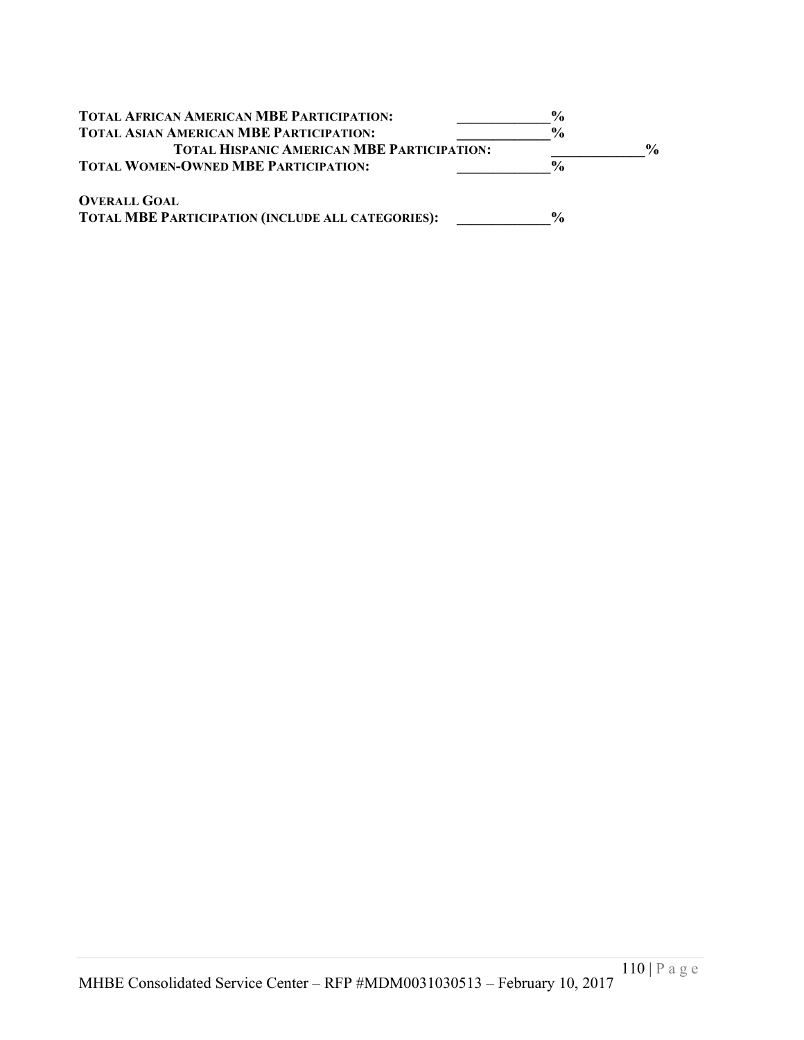**TOTAL AFRICAN AMERICAN MBE PARTICIPATION:** _____________%
**TOTAL ASIAN AMERICAN MBE PARTICIPATION:** _____________%
**TOTAL HISPANIC AMERICAN MBE PARTICIPATION:** _____________%
**TOTAL WOMEN-OWNED MBE PARTICIPATION:** _____________%

**OVERALL GOAL**
**TOTAL MBE PARTICIPATION (INCLUDE ALL CATEGORIES):** _____________%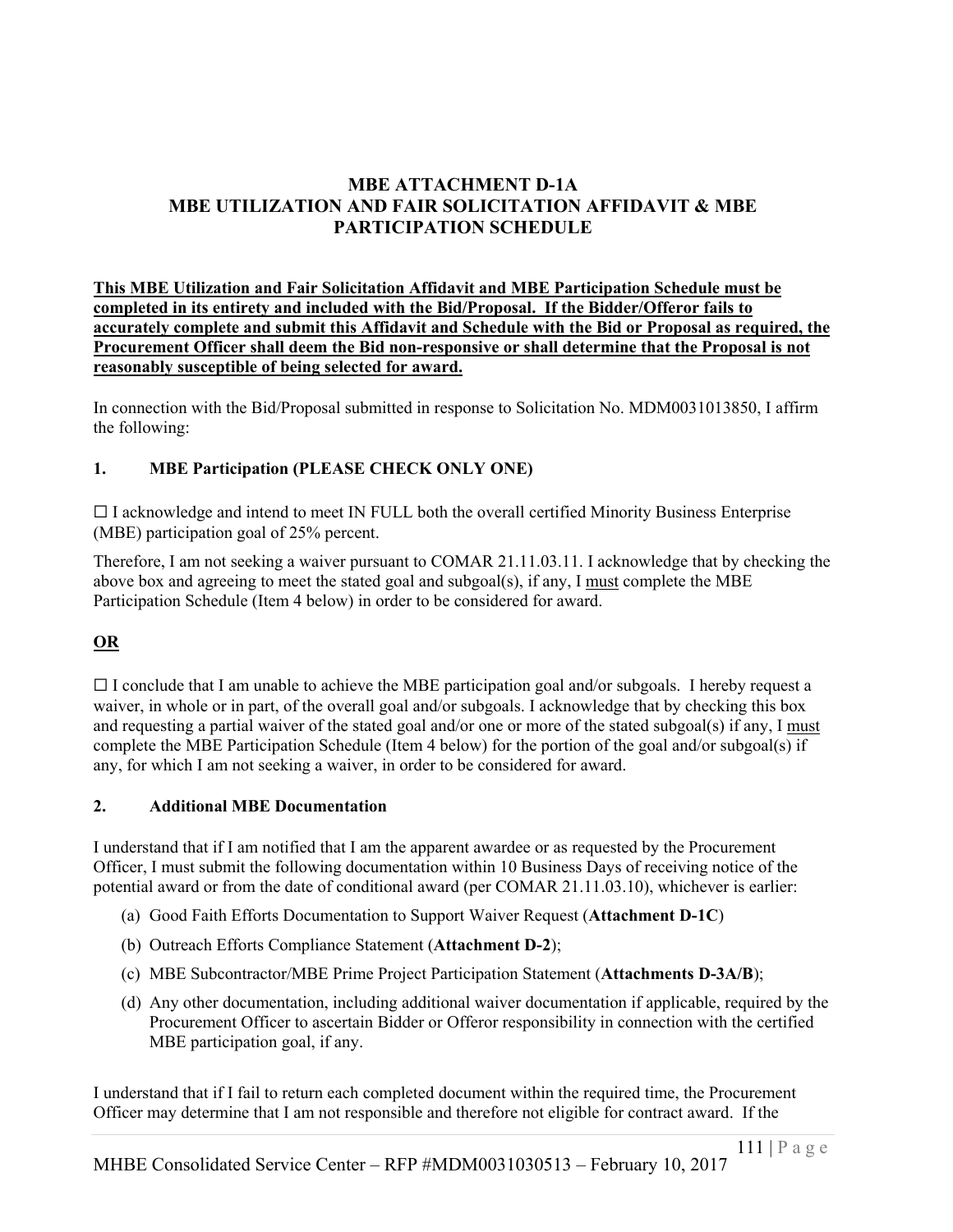# MBE ATTACHMENT D-1A
# MBE UTILIZATION AND FAIR SOLICITATION AFFIDAVIT & MBE PARTICIPATION SCHEDULE

**This MBE Utilization and Fair Solicitation Affidavit and MBE Participation Schedule must be completed in its entirety and included with the Bid/Proposal. If the Bidder/Offeror fails to accurately complete and submit this Affidavit and Schedule with the Bid or Proposal as required, the Procurement Officer shall deem the Bid non-responsive or shall determine that the Proposal is not reasonably susceptible of being selected for award.**

In connection with the Bid/Proposal submitted in response to Solicitation No. MDM0031013850, I affirm the following:

### 1. MBE Participation (PLEASE CHECK ONLY ONE)

☐ I acknowledge and intend to meet IN FULL both the overall certified Minority Business Enterprise (MBE) participation goal of 25% percent.

Therefore, I am not seeking a waiver pursuant to COMAR 21.11.03.11. I acknowledge that by checking the above box and agreeing to meet the stated goal and subgoal(s), if any, I must complete the MBE Participation Schedule (Item 4 below) in order to be considered for award.

**OR**

☐ I conclude that I am unable to achieve the MBE participation goal and/or subgoals. I hereby request a waiver, in whole or in part, of the overall goal and/or subgoals. I acknowledge that by checking this box and requesting a partial waiver of the stated goal and/or one or more of the stated subgoal(s) if any, I must complete the MBE Participation Schedule (Item 4 below) for the portion of the goal and/or subgoal(s) if any, for which I am not seeking a waiver, in order to be considered for award.

### 2. Additional MBE Documentation

I understand that if I am notified that I am the apparent awardee or as requested by the Procurement Officer, I must submit the following documentation within 10 Business Days of receiving notice of the potential award or from the date of conditional award (per COMAR 21.11.03.10), whichever is earlier:

(a) Good Faith Efforts Documentation to Support Waiver Request (**Attachment D-1C**)

(b) Outreach Efforts Compliance Statement (**Attachment D-2**);

(c) MBE Subcontractor/MBE Prime Project Participation Statement (**Attachments D-3A/B**);

(d) Any other documentation, including additional waiver documentation if applicable, required by the Procurement Officer to ascertain Bidder or Offeror responsibility in connection with the certified MBE participation goal, if any.

I understand that if I fail to return each completed document within the required time, the Procurement Officer may determine that I am not responsible and therefore not eligible for contract award. If the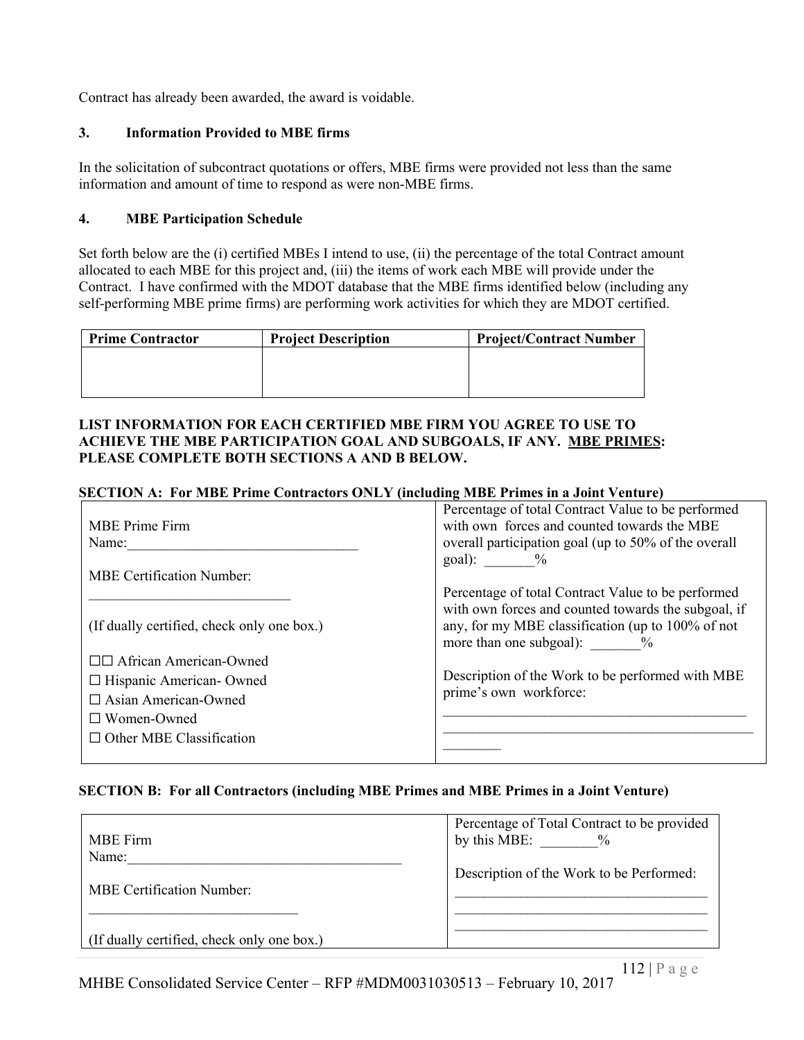Contract has already been awarded, the award is voidable.

**3. Information Provided to MBE firms**

In the solicitation of subcontract quotations or offers, MBE firms were provided not less than the same information and amount of time to respond as were non-MBE firms.

**4. MBE Participation Schedule**

Set forth below are the (i) certified MBEs I intend to use, (ii) the percentage of the total Contract amount allocated to each MBE for this project and, (iii) the items of work each MBE will provide under the Contract. I have confirmed with the MDOT database that the MBE firms identified below (including any self-performing MBE prime firms) are performing work activities for which they are MDOT certified.

| Prime Contractor | Project Description | Project/Contract Number |
|---|---|---|
| | | |

**LIST INFORMATION FOR EACH CERTIFIED MBE FIRM YOU AGREE TO USE TO ACHIEVE THE MBE PARTICIPATION GOAL AND SUBGOALS, IF ANY. MBE PRIMES: PLEASE COMPLETE BOTH SECTIONS A AND B BELOW.**

**SECTION A: For MBE Prime Contractors ONLY (including MBE Primes in a Joint Venture)**

| | |
|---|---|
| MBE Prime Firm Name:________________________________<br><br>MBE Certification Number: ____________________________<br><br>(If dually certified, check only one box.)<br><br>☐☐ African American-Owned<br>☐ Hispanic American- Owned<br>☐ Asian American-Owned<br>☐ Women-Owned<br>☐ Other MBE Classification | Percentage of total Contract Value to be performed with own forces and counted towards the MBE overall participation goal (up to 50% of the overall goal): _______%<br><br>Percentage of total Contract Value to be performed with own forces and counted towards the subgoal, if any, for my MBE classification (up to 100% of not more than one subgoal): _______%<br><br>Description of the Work to be performed with MBE prime's own workforce:<br>____________________________________________<br>____________________________________________<br>________ |

**SECTION B: For all Contractors (including MBE Primes and MBE Primes in a Joint Venture)**

| | |
|---|---|
| MBE Firm Name:_______________________________________<br><br>MBE Certification Number: ______________________________<br><br>(If dually certified, check only one box.) | Percentage of Total Contract to be provided by this MBE: ________%<br><br>Description of the Work to be Performed:<br>___________________________________<br>___________________________________<br>___________________________________ |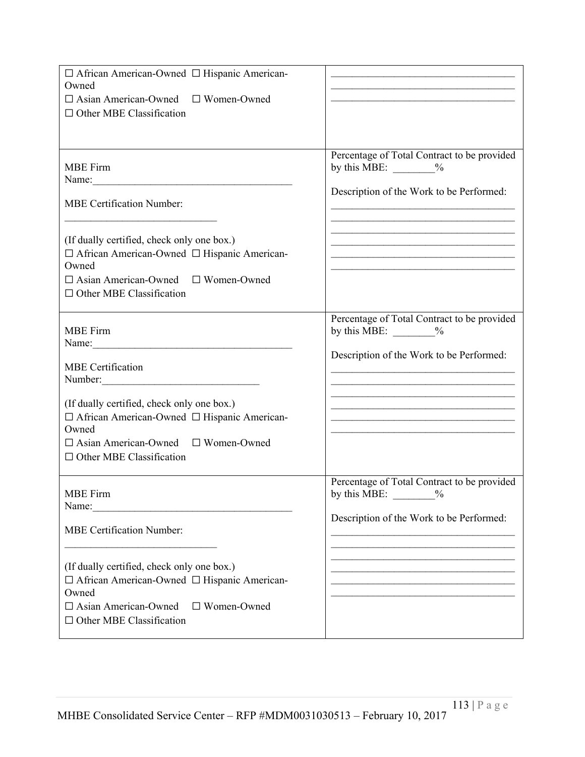| | |
|---|---|
| ☐ African American-Owned ☐ Hispanic American-Owned<br>☐ Asian American-Owned ☐ Women-Owned<br>☐ Other MBE Classification | \_\_\_\_\_\_\_\_\_\_\_\_\_\_\_\_\_\_\_\_\_\_\_\_\_\_\_\_\_\_\_\_\_\_\_<br>\_\_\_\_\_\_\_\_\_\_\_\_\_\_\_\_\_\_\_\_\_\_\_\_\_\_\_\_\_\_\_\_\_\_\_<br>\_\_\_\_\_\_\_\_\_\_\_\_\_\_\_\_\_\_\_\_\_\_\_\_\_\_\_\_\_\_\_\_\_\_\_ |
| MBE Firm Name:\_\_\_\_\_\_\_\_\_\_\_\_\_\_\_\_\_\_\_\_\_\_\_\_\_\_\_\_\_\_\_\_\_\_\_\_\_\_\_<br><br>MBE Certification Number:<br>\_\_\_\_\_\_\_\_\_\_\_\_\_\_\_\_\_\_\_\_\_\_\_\_\_\_\_\_\_\_<br><br>(If dually certified, check only one box.)<br>☐ African American-Owned ☐ Hispanic American-Owned<br>☐ Asian American-Owned ☐ Women-Owned<br>☐ Other MBE Classification | Percentage of Total Contract to be provided by this MBE: \_\_\_\_\_\_\_\_%<br><br>Description of the Work to be Performed:<br>\_\_\_\_\_\_\_\_\_\_\_\_\_\_\_\_\_\_\_\_\_\_\_\_\_\_\_\_\_\_\_\_\_\_\_<br>\_\_\_\_\_\_\_\_\_\_\_\_\_\_\_\_\_\_\_\_\_\_\_\_\_\_\_\_\_\_\_\_\_\_\_<br>\_\_\_\_\_\_\_\_\_\_\_\_\_\_\_\_\_\_\_\_\_\_\_\_\_\_\_\_\_\_\_\_\_\_\_<br>\_\_\_\_\_\_\_\_\_\_\_\_\_\_\_\_\_\_\_\_\_\_\_\_\_\_\_\_\_\_\_\_\_\_\_<br>\_\_\_\_\_\_\_\_\_\_\_\_\_\_\_\_\_\_\_\_\_\_\_\_\_\_\_\_\_\_\_\_\_\_\_<br>\_\_\_\_\_\_\_\_\_\_\_\_\_\_\_\_\_\_\_\_\_\_\_\_\_\_\_\_\_\_\_\_\_\_\_ |
| MBE Firm Name:\_\_\_\_\_\_\_\_\_\_\_\_\_\_\_\_\_\_\_\_\_\_\_\_\_\_\_\_\_\_\_\_\_\_\_\_\_\_\_<br><br>MBE Certification Number:\_\_\_\_\_\_\_\_\_\_\_\_\_\_\_\_\_\_\_\_\_\_\_\_\_\_\_\_\_\_<br><br>(If dually certified, check only one box.)<br>☐ African American-Owned ☐ Hispanic American-Owned<br>☐ Asian American-Owned ☐ Women-Owned<br>☐ Other MBE Classification | Percentage of Total Contract to be provided by this MBE: \_\_\_\_\_\_\_\_%<br><br>Description of the Work to be Performed:<br>\_\_\_\_\_\_\_\_\_\_\_\_\_\_\_\_\_\_\_\_\_\_\_\_\_\_\_\_\_\_\_\_\_\_\_<br>\_\_\_\_\_\_\_\_\_\_\_\_\_\_\_\_\_\_\_\_\_\_\_\_\_\_\_\_\_\_\_\_\_\_\_<br>\_\_\_\_\_\_\_\_\_\_\_\_\_\_\_\_\_\_\_\_\_\_\_\_\_\_\_\_\_\_\_\_\_\_\_<br>\_\_\_\_\_\_\_\_\_\_\_\_\_\_\_\_\_\_\_\_\_\_\_\_\_\_\_\_\_\_\_\_\_\_\_<br>\_\_\_\_\_\_\_\_\_\_\_\_\_\_\_\_\_\_\_\_\_\_\_\_\_\_\_\_\_\_\_\_\_\_\_<br>\_\_\_\_\_\_\_\_\_\_\_\_\_\_\_\_\_\_\_\_\_\_\_\_\_\_\_\_\_\_\_\_\_\_\_ |
| MBE Firm Name:\_\_\_\_\_\_\_\_\_\_\_\_\_\_\_\_\_\_\_\_\_\_\_\_\_\_\_\_\_\_\_\_\_\_\_\_\_\_\_<br><br>MBE Certification Number:<br>\_\_\_\_\_\_\_\_\_\_\_\_\_\_\_\_\_\_\_\_\_\_\_\_\_\_\_\_\_\_<br><br>(If dually certified, check only one box.)<br>☐ African American-Owned ☐ Hispanic American-Owned<br>☐ Asian American-Owned ☐ Women-Owned<br>☐ Other MBE Classification | Percentage of Total Contract to be provided by this MBE: \_\_\_\_\_\_\_\_%<br><br>Description of the Work to be Performed:<br>\_\_\_\_\_\_\_\_\_\_\_\_\_\_\_\_\_\_\_\_\_\_\_\_\_\_\_\_\_\_\_\_\_\_\_<br>\_\_\_\_\_\_\_\_\_\_\_\_\_\_\_\_\_\_\_\_\_\_\_\_\_\_\_\_\_\_\_\_\_\_\_<br>\_\_\_\_\_\_\_\_\_\_\_\_\_\_\_\_\_\_\_\_\_\_\_\_\_\_\_\_\_\_\_\_\_\_\_<br>\_\_\_\_\_\_\_\_\_\_\_\_\_\_\_\_\_\_\_\_\_\_\_\_\_\_\_\_\_\_\_\_\_\_\_<br>\_\_\_\_\_\_\_\_\_\_\_\_\_\_\_\_\_\_\_\_\_\_\_\_\_\_\_\_\_\_\_\_\_\_\_<br>\_\_\_\_\_\_\_\_\_\_\_\_\_\_\_\_\_\_\_\_\_\_\_\_\_\_\_\_\_\_\_\_\_\_\_ |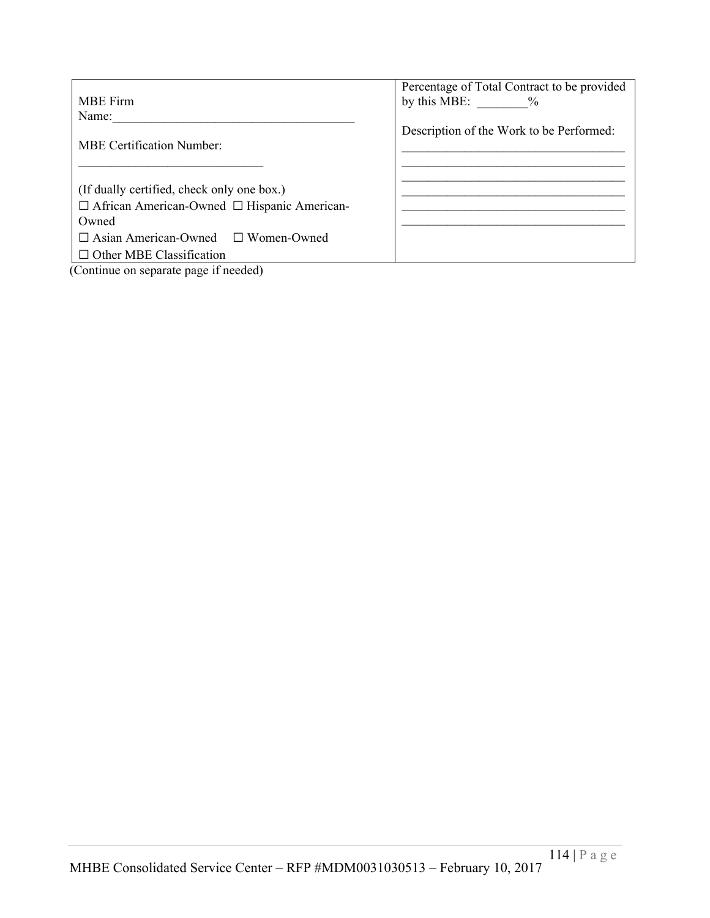| MBE Firm Name:______________________________________<br><br>MBE Certification Number:<br>_____________________________<br><br>(If dually certified, check only one box.)<br>☐ African American-Owned ☐ Hispanic American-Owned<br>☐ Asian American-Owned ☐ Women-Owned<br>☐ Other MBE Classification | Percentage of Total Contract to be provided by this MBE: ________%<br><br>Description of the Work to be Performed:<br>___________________________________<br>___________________________________<br>___________________________________<br>___________________________________<br>___________________________________<br>___________________________________ |
|---|---|

(Continue on separate page if needed)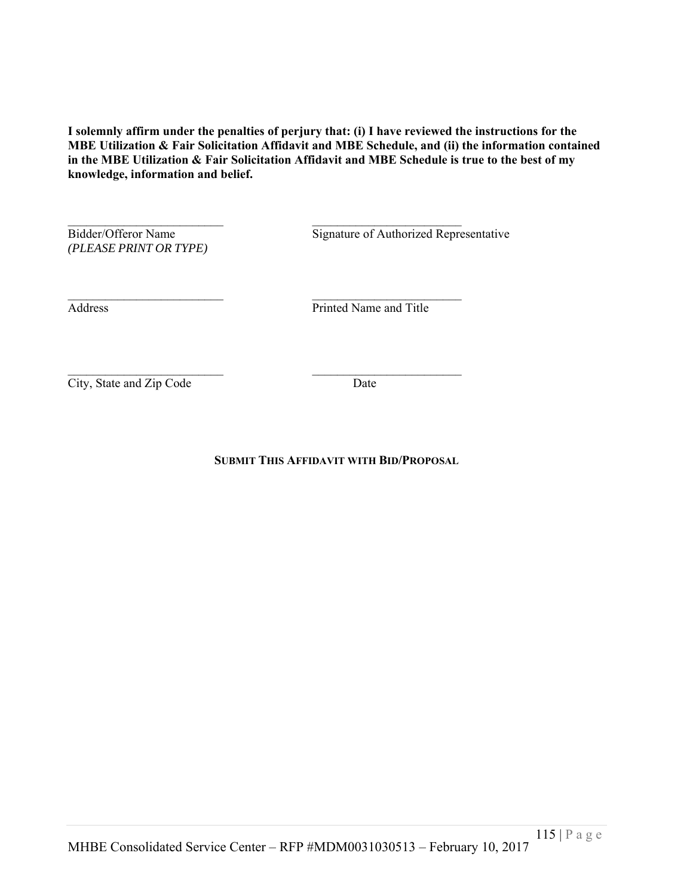**I solemnly affirm under the penalties of perjury that: (i) I have reviewed the instructions for the MBE Utilization & Fair Solicitation Affidavit and MBE Schedule, and (ii) the information contained in the MBE Utilization & Fair Solicitation Affidavit and MBE Schedule is true to the best of my knowledge, information and belief.**

| | |
|---|---|
| \_\_\_\_\_\_\_\_\_\_\_\_\_\_\_\_\_\_\_\_\_\_\_\_\_\_ | \_\_\_\_\_\_\_\_\_\_\_\_\_\_\_\_\_\_\_\_\_\_\_\_\_ |
| Bidder/Offeror Name *(PLEASE PRINT OR TYPE)* | Signature of Authorized Representative |
| \_\_\_\_\_\_\_\_\_\_\_\_\_\_\_\_\_\_\_\_\_\_\_\_\_\_ | \_\_\_\_\_\_\_\_\_\_\_\_\_\_\_\_\_\_\_\_\_\_\_\_\_ |
| Address | Printed Name and Title |
| \_\_\_\_\_\_\_\_\_\_\_\_\_\_\_\_\_\_\_\_\_\_\_\_\_\_ | \_\_\_\_\_\_\_\_\_\_\_\_\_\_\_\_\_\_\_\_\_\_\_\_\_ |
| City, State and Zip Code | Date |

**SUBMIT THIS AFFIDAVIT WITH BID/PROPOSAL**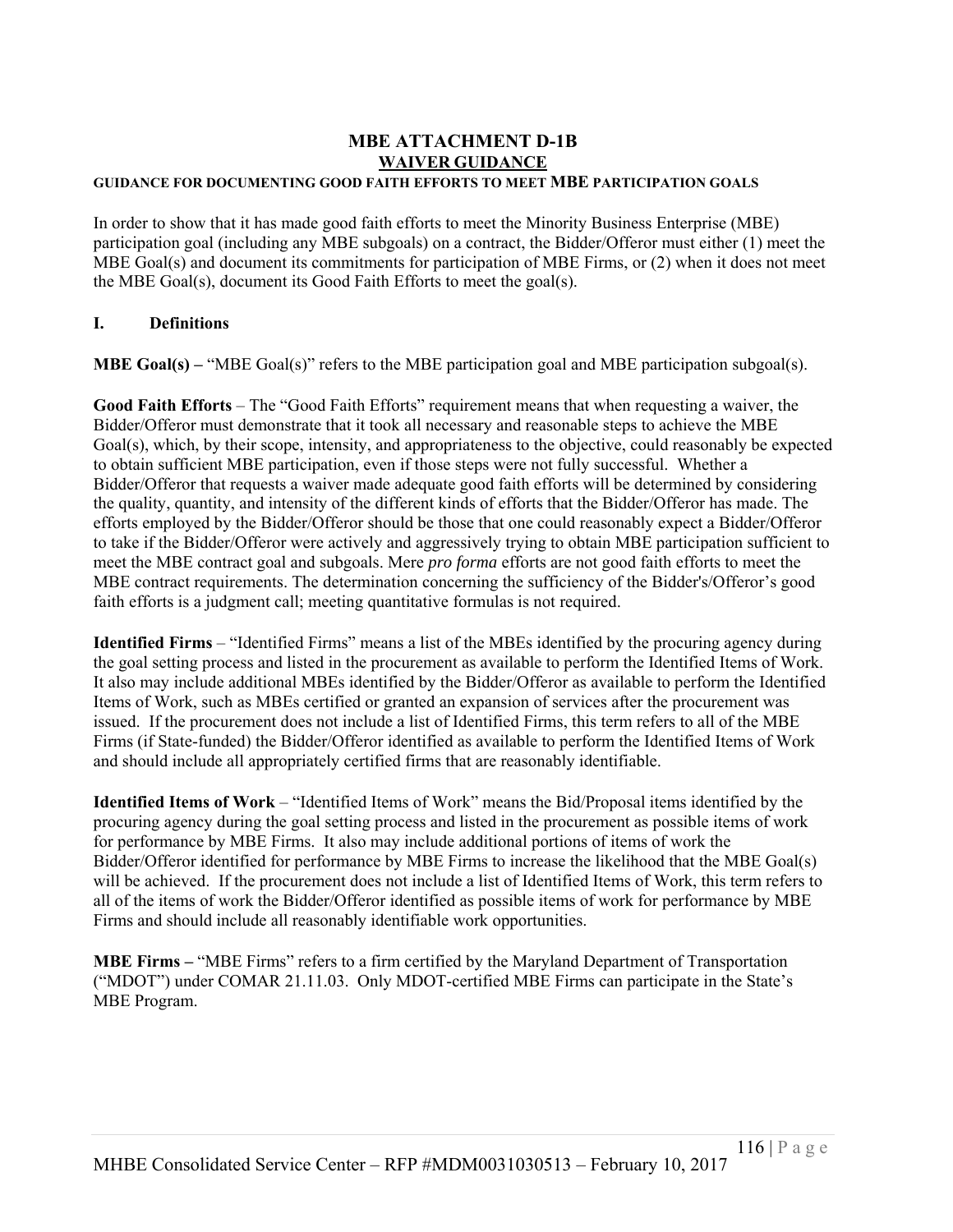# MBE ATTACHMENT D-1B

## WAIVER GUIDANCE

### GUIDANCE FOR DOCUMENTING GOOD FAITH EFFORTS TO MEET MBE PARTICIPATION GOALS

In order to show that it has made good faith efforts to meet the Minority Business Enterprise (MBE) participation goal (including any MBE subgoals) on a contract, the Bidder/Offeror must either (1) meet the MBE Goal(s) and document its commitments for participation of MBE Firms, or (2) when it does not meet the MBE Goal(s), document its Good Faith Efforts to meet the goal(s).

## I. Definitions

**MBE Goal(s) –** "MBE Goal(s)" refers to the MBE participation goal and MBE participation subgoal(s).

**Good Faith Efforts** – The "Good Faith Efforts" requirement means that when requesting a waiver, the Bidder/Offeror must demonstrate that it took all necessary and reasonable steps to achieve the MBE Goal(s), which, by their scope, intensity, and appropriateness to the objective, could reasonably be expected to obtain sufficient MBE participation, even if those steps were not fully successful. Whether a Bidder/Offeror that requests a waiver made adequate good faith efforts will be determined by considering the quality, quantity, and intensity of the different kinds of efforts that the Bidder/Offeror has made. The efforts employed by the Bidder/Offeror should be those that one could reasonably expect a Bidder/Offeror to take if the Bidder/Offeror were actively and aggressively trying to obtain MBE participation sufficient to meet the MBE contract goal and subgoals. Mere *pro forma* efforts are not good faith efforts to meet the MBE contract requirements. The determination concerning the sufficiency of the Bidder's/Offeror's good faith efforts is a judgment call; meeting quantitative formulas is not required.

**Identified Firms** – "Identified Firms" means a list of the MBEs identified by the procuring agency during the goal setting process and listed in the procurement as available to perform the Identified Items of Work. It also may include additional MBEs identified by the Bidder/Offeror as available to perform the Identified Items of Work, such as MBEs certified or granted an expansion of services after the procurement was issued. If the procurement does not include a list of Identified Firms, this term refers to all of the MBE Firms (if State-funded) the Bidder/Offeror identified as available to perform the Identified Items of Work and should include all appropriately certified firms that are reasonably identifiable.

**Identified Items of Work** – "Identified Items of Work" means the Bid/Proposal items identified by the procuring agency during the goal setting process and listed in the procurement as possible items of work for performance by MBE Firms. It also may include additional portions of items of work the Bidder/Offeror identified for performance by MBE Firms to increase the likelihood that the MBE Goal(s) will be achieved. If the procurement does not include a list of Identified Items of Work, this term refers to all of the items of work the Bidder/Offeror identified as possible items of work for performance by MBE Firms and should include all reasonably identifiable work opportunities.

**MBE Firms –** "MBE Firms" refers to a firm certified by the Maryland Department of Transportation ("MDOT") under COMAR 21.11.03. Only MDOT-certified MBE Firms can participate in the State's MBE Program.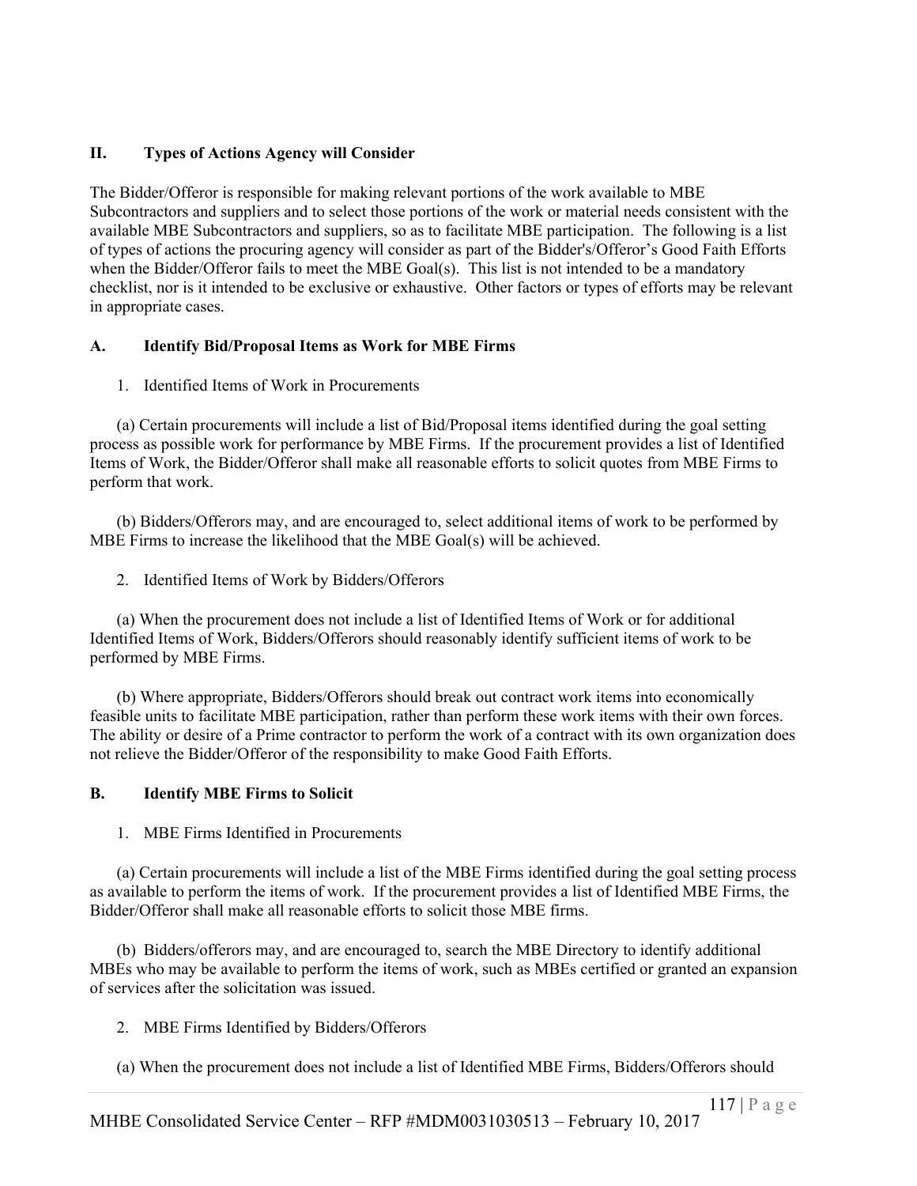## II. Types of Actions Agency will Consider

The Bidder/Offeror is responsible for making relevant portions of the work available to MBE Subcontractors and suppliers and to select those portions of the work or material needs consistent with the available MBE Subcontractors and suppliers, so as to facilitate MBE participation. The following is a list of types of actions the procuring agency will consider as part of the Bidder's/Offeror's Good Faith Efforts when the Bidder/Offeror fails to meet the MBE Goal(s). This list is not intended to be a mandatory checklist, nor is it intended to be exclusive or exhaustive. Other factors or types of efforts may be relevant in appropriate cases.

### A. Identify Bid/Proposal Items as Work for MBE Firms

1. Identified Items of Work in Procurements

(a) Certain procurements will include a list of Bid/Proposal items identified during the goal setting process as possible work for performance by MBE Firms. If the procurement provides a list of Identified Items of Work, the Bidder/Offeror shall make all reasonable efforts to solicit quotes from MBE Firms to perform that work.

(b) Bidders/Offerors may, and are encouraged to, select additional items of work to be performed by MBE Firms to increase the likelihood that the MBE Goal(s) will be achieved.

2. Identified Items of Work by Bidders/Offerors

(a) When the procurement does not include a list of Identified Items of Work or for additional Identified Items of Work, Bidders/Offerors should reasonably identify sufficient items of work to be performed by MBE Firms.

(b) Where appropriate, Bidders/Offerors should break out contract work items into economically feasible units to facilitate MBE participation, rather than perform these work items with their own forces. The ability or desire of a Prime contractor to perform the work of a contract with its own organization does not relieve the Bidder/Offeror of the responsibility to make Good Faith Efforts.

### B. Identify MBE Firms to Solicit

1. MBE Firms Identified in Procurements

(a) Certain procurements will include a list of the MBE Firms identified during the goal setting process as available to perform the items of work. If the procurement provides a list of Identified MBE Firms, the Bidder/Offeror shall make all reasonable efforts to solicit those MBE firms.

(b) Bidders/offerors may, and are encouraged to, search the MBE Directory to identify additional MBEs who may be available to perform the items of work, such as MBEs certified or granted an expansion of services after the solicitation was issued.

2. MBE Firms Identified by Bidders/Offerors

(a) When the procurement does not include a list of Identified MBE Firms, Bidders/Offerors should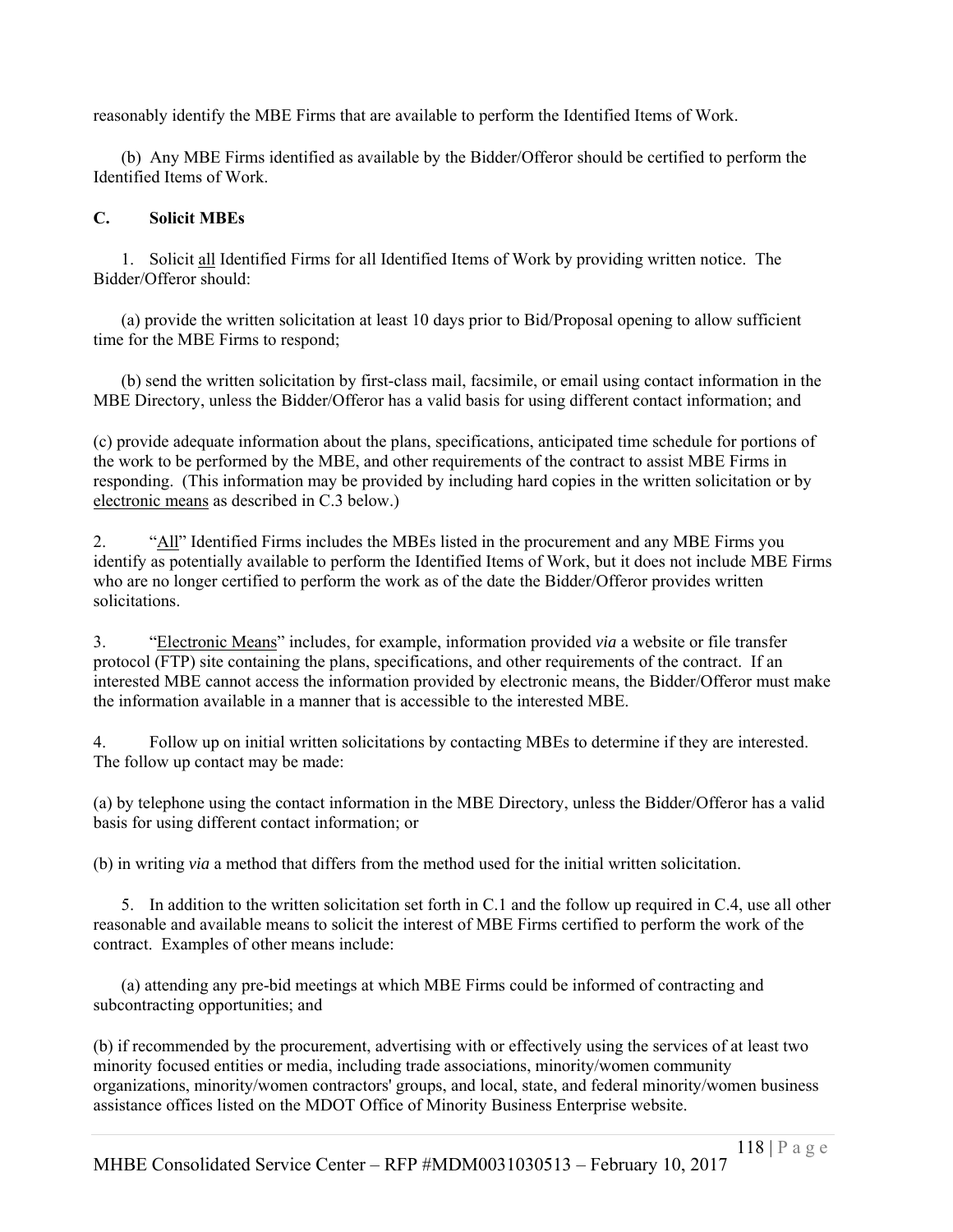reasonably identify the MBE Firms that are available to perform the Identified Items of Work.

(b) Any MBE Firms identified as available by the Bidder/Offeror should be certified to perform the Identified Items of Work.

**C. Solicit MBEs**

1. Solicit all Identified Firms for all Identified Items of Work by providing written notice. The Bidder/Offeror should:

(a) provide the written solicitation at least 10 days prior to Bid/Proposal opening to allow sufficient time for the MBE Firms to respond;

(b) send the written solicitation by first-class mail, facsimile, or email using contact information in the MBE Directory, unless the Bidder/Offeror has a valid basis for using different contact information; and

(c) provide adequate information about the plans, specifications, anticipated time schedule for portions of the work to be performed by the MBE, and other requirements of the contract to assist MBE Firms in responding. (This information may be provided by including hard copies in the written solicitation or by electronic means as described in C.3 below.)

2. "All" Identified Firms includes the MBEs listed in the procurement and any MBE Firms you identify as potentially available to perform the Identified Items of Work, but it does not include MBE Firms who are no longer certified to perform the work as of the date the Bidder/Offeror provides written solicitations.

3. "Electronic Means" includes, for example, information provided *via* a website or file transfer protocol (FTP) site containing the plans, specifications, and other requirements of the contract. If an interested MBE cannot access the information provided by electronic means, the Bidder/Offeror must make the information available in a manner that is accessible to the interested MBE.

4. Follow up on initial written solicitations by contacting MBEs to determine if they are interested. The follow up contact may be made:

(a) by telephone using the contact information in the MBE Directory, unless the Bidder/Offeror has a valid basis for using different contact information; or

(b) in writing *via* a method that differs from the method used for the initial written solicitation.

5. In addition to the written solicitation set forth in C.1 and the follow up required in C.4, use all other reasonable and available means to solicit the interest of MBE Firms certified to perform the work of the contract. Examples of other means include:

(a) attending any pre-bid meetings at which MBE Firms could be informed of contracting and subcontracting opportunities; and

(b) if recommended by the procurement, advertising with or effectively using the services of at least two minority focused entities or media, including trade associations, minority/women community organizations, minority/women contractors' groups, and local, state, and federal minority/women business assistance offices listed on the MDOT Office of Minority Business Enterprise website.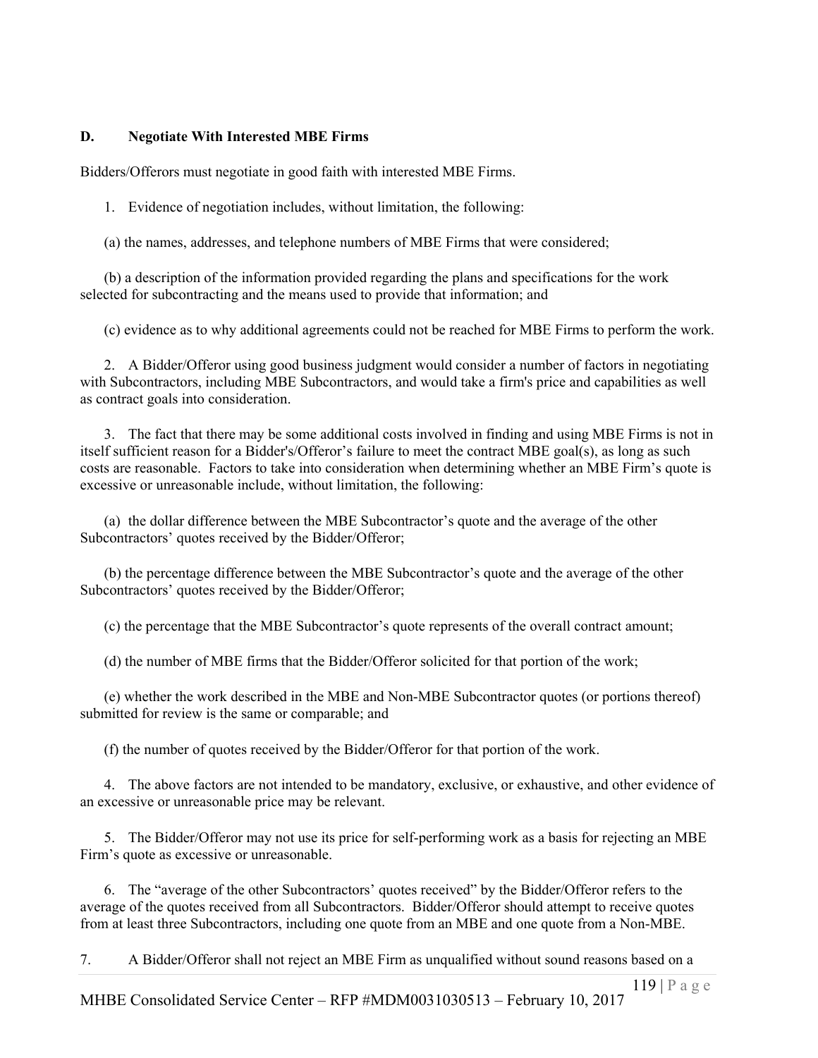**D. Negotiate With Interested MBE Firms**

Bidders/Offerors must negotiate in good faith with interested MBE Firms.

1. Evidence of negotiation includes, without limitation, the following:

(a) the names, addresses, and telephone numbers of MBE Firms that were considered;

(b) a description of the information provided regarding the plans and specifications for the work selected for subcontracting and the means used to provide that information; and

(c) evidence as to why additional agreements could not be reached for MBE Firms to perform the work.

2. A Bidder/Offeror using good business judgment would consider a number of factors in negotiating with Subcontractors, including MBE Subcontractors, and would take a firm's price and capabilities as well as contract goals into consideration.

3. The fact that there may be some additional costs involved in finding and using MBE Firms is not in itself sufficient reason for a Bidder's/Offeror's failure to meet the contract MBE goal(s), as long as such costs are reasonable. Factors to take into consideration when determining whether an MBE Firm's quote is excessive or unreasonable include, without limitation, the following:

(a) the dollar difference between the MBE Subcontractor's quote and the average of the other Subcontractors' quotes received by the Bidder/Offeror;

(b) the percentage difference between the MBE Subcontractor's quote and the average of the other Subcontractors' quotes received by the Bidder/Offeror;

(c) the percentage that the MBE Subcontractor's quote represents of the overall contract amount;

(d) the number of MBE firms that the Bidder/Offeror solicited for that portion of the work;

(e) whether the work described in the MBE and Non-MBE Subcontractor quotes (or portions thereof) submitted for review is the same or comparable; and

(f) the number of quotes received by the Bidder/Offeror for that portion of the work.

4. The above factors are not intended to be mandatory, exclusive, or exhaustive, and other evidence of an excessive or unreasonable price may be relevant.

5. The Bidder/Offeror may not use its price for self-performing work as a basis for rejecting an MBE Firm's quote as excessive or unreasonable.

6. The "average of the other Subcontractors' quotes received" by the Bidder/Offeror refers to the average of the quotes received from all Subcontractors. Bidder/Offeror should attempt to receive quotes from at least three Subcontractors, including one quote from an MBE and one quote from a Non-MBE.

7. A Bidder/Offeror shall not reject an MBE Firm as unqualified without sound reasons based on a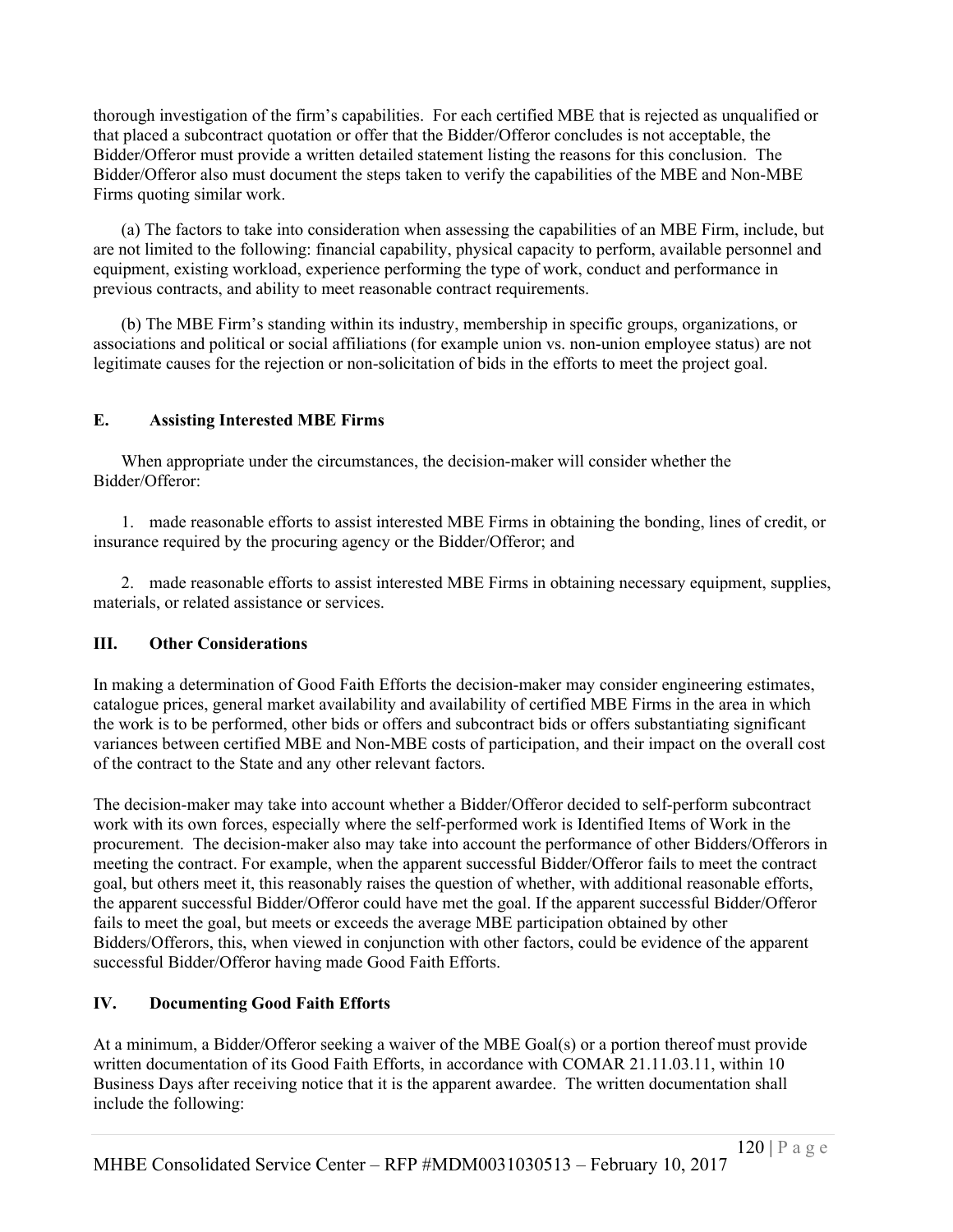thorough investigation of the firm's capabilities. For each certified MBE that is rejected as unqualified or that placed a subcontract quotation or offer that the Bidder/Offeror concludes is not acceptable, the Bidder/Offeror must provide a written detailed statement listing the reasons for this conclusion. The Bidder/Offeror also must document the steps taken to verify the capabilities of the MBE and Non-MBE Firms quoting similar work.

(a) The factors to take into consideration when assessing the capabilities of an MBE Firm, include, but are not limited to the following: financial capability, physical capacity to perform, available personnel and equipment, existing workload, experience performing the type of work, conduct and performance in previous contracts, and ability to meet reasonable contract requirements.

(b) The MBE Firm's standing within its industry, membership in specific groups, organizations, or associations and political or social affiliations (for example union vs. non-union employee status) are not legitimate causes for the rejection or non-solicitation of bids in the efforts to meet the project goal.

### E. Assisting Interested MBE Firms

When appropriate under the circumstances, the decision-maker will consider whether the Bidder/Offeror:

1. made reasonable efforts to assist interested MBE Firms in obtaining the bonding, lines of credit, or insurance required by the procuring agency or the Bidder/Offeror; and

2. made reasonable efforts to assist interested MBE Firms in obtaining necessary equipment, supplies, materials, or related assistance or services.

## III. Other Considerations

In making a determination of Good Faith Efforts the decision-maker may consider engineering estimates, catalogue prices, general market availability and availability of certified MBE Firms in the area in which the work is to be performed, other bids or offers and subcontract bids or offers substantiating significant variances between certified MBE and Non-MBE costs of participation, and their impact on the overall cost of the contract to the State and any other relevant factors.

The decision-maker may take into account whether a Bidder/Offeror decided to self-perform subcontract work with its own forces, especially where the self-performed work is Identified Items of Work in the procurement. The decision-maker also may take into account the performance of other Bidders/Offerors in meeting the contract. For example, when the apparent successful Bidder/Offeror fails to meet the contract goal, but others meet it, this reasonably raises the question of whether, with additional reasonable efforts, the apparent successful Bidder/Offeror could have met the goal. If the apparent successful Bidder/Offeror fails to meet the goal, but meets or exceeds the average MBE participation obtained by other Bidders/Offerors, this, when viewed in conjunction with other factors, could be evidence of the apparent successful Bidder/Offeror having made Good Faith Efforts.

## IV. Documenting Good Faith Efforts

At a minimum, a Bidder/Offeror seeking a waiver of the MBE Goal(s) or a portion thereof must provide written documentation of its Good Faith Efforts, in accordance with COMAR 21.11.03.11, within 10 Business Days after receiving notice that it is the apparent awardee. The written documentation shall include the following: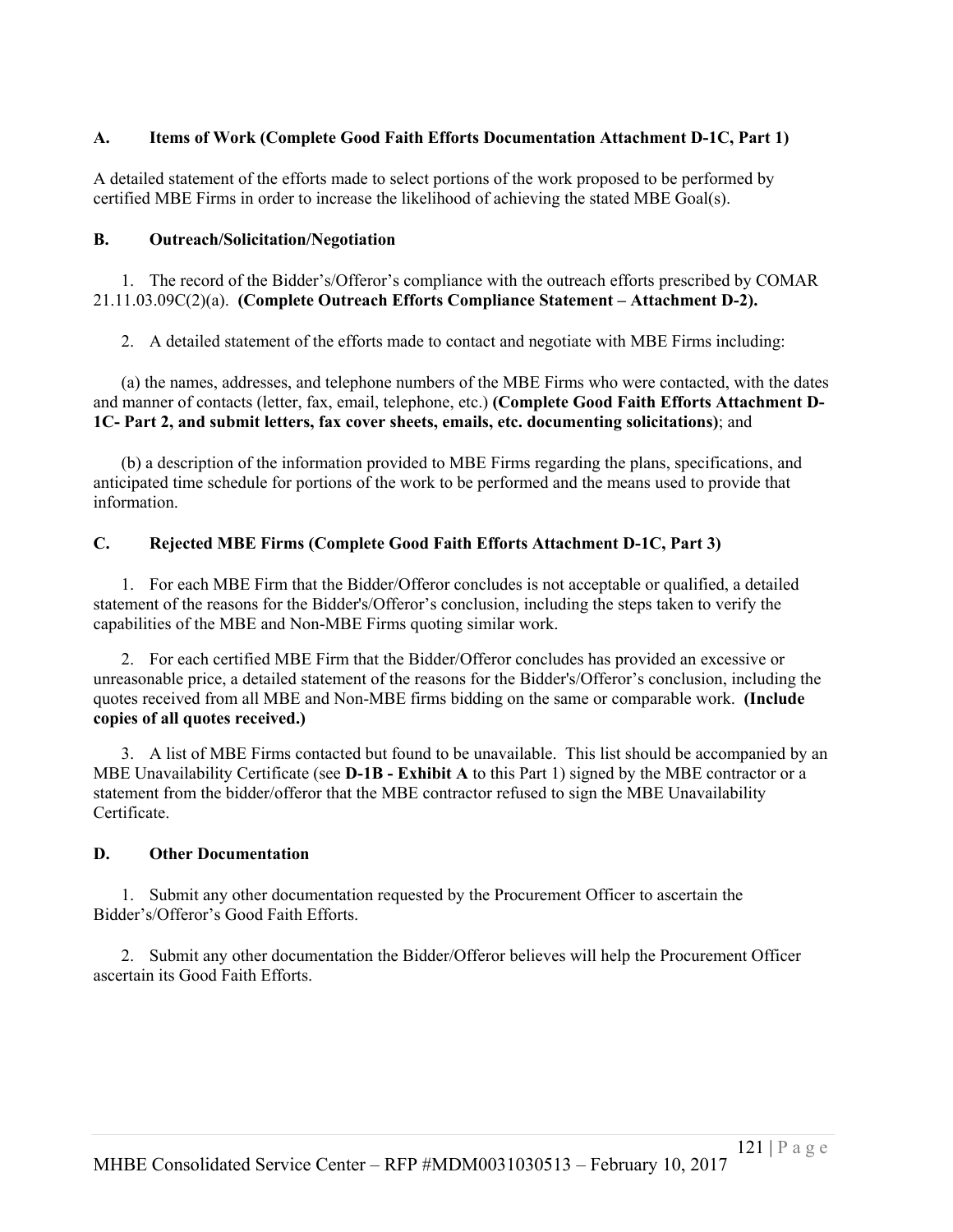**A. Items of Work (Complete Good Faith Efforts Documentation Attachment D-1C, Part 1)**

A detailed statement of the efforts made to select portions of the work proposed to be performed by certified MBE Firms in order to increase the likelihood of achieving the stated MBE Goal(s).

**B. Outreach/Solicitation/Negotiation**

1. The record of the Bidder's/Offeror's compliance with the outreach efforts prescribed by COMAR 21.11.03.09C(2)(a). **(Complete Outreach Efforts Compliance Statement – Attachment D-2).**

2. A detailed statement of the efforts made to contact and negotiate with MBE Firms including:

(a) the names, addresses, and telephone numbers of the MBE Firms who were contacted, with the dates and manner of contacts (letter, fax, email, telephone, etc.) **(Complete Good Faith Efforts Attachment D-1C- Part 2, and submit letters, fax cover sheets, emails, etc. documenting solicitations)**; and

(b) a description of the information provided to MBE Firms regarding the plans, specifications, and anticipated time schedule for portions of the work to be performed and the means used to provide that information.

**C. Rejected MBE Firms (Complete Good Faith Efforts Attachment D-1C, Part 3)**

1. For each MBE Firm that the Bidder/Offeror concludes is not acceptable or qualified, a detailed statement of the reasons for the Bidder's/Offeror's conclusion, including the steps taken to verify the capabilities of the MBE and Non-MBE Firms quoting similar work.

2. For each certified MBE Firm that the Bidder/Offeror concludes has provided an excessive or unreasonable price, a detailed statement of the reasons for the Bidder's/Offeror's conclusion, including the quotes received from all MBE and Non-MBE firms bidding on the same or comparable work. **(Include copies of all quotes received.)**

3. A list of MBE Firms contacted but found to be unavailable. This list should be accompanied by an MBE Unavailability Certificate (see **D-1B - Exhibit A** to this Part 1) signed by the MBE contractor or a statement from the bidder/offeror that the MBE contractor refused to sign the MBE Unavailability Certificate.

**D. Other Documentation**

1. Submit any other documentation requested by the Procurement Officer to ascertain the Bidder's/Offeror's Good Faith Efforts.

2. Submit any other documentation the Bidder/Offeror believes will help the Procurement Officer ascertain its Good Faith Efforts.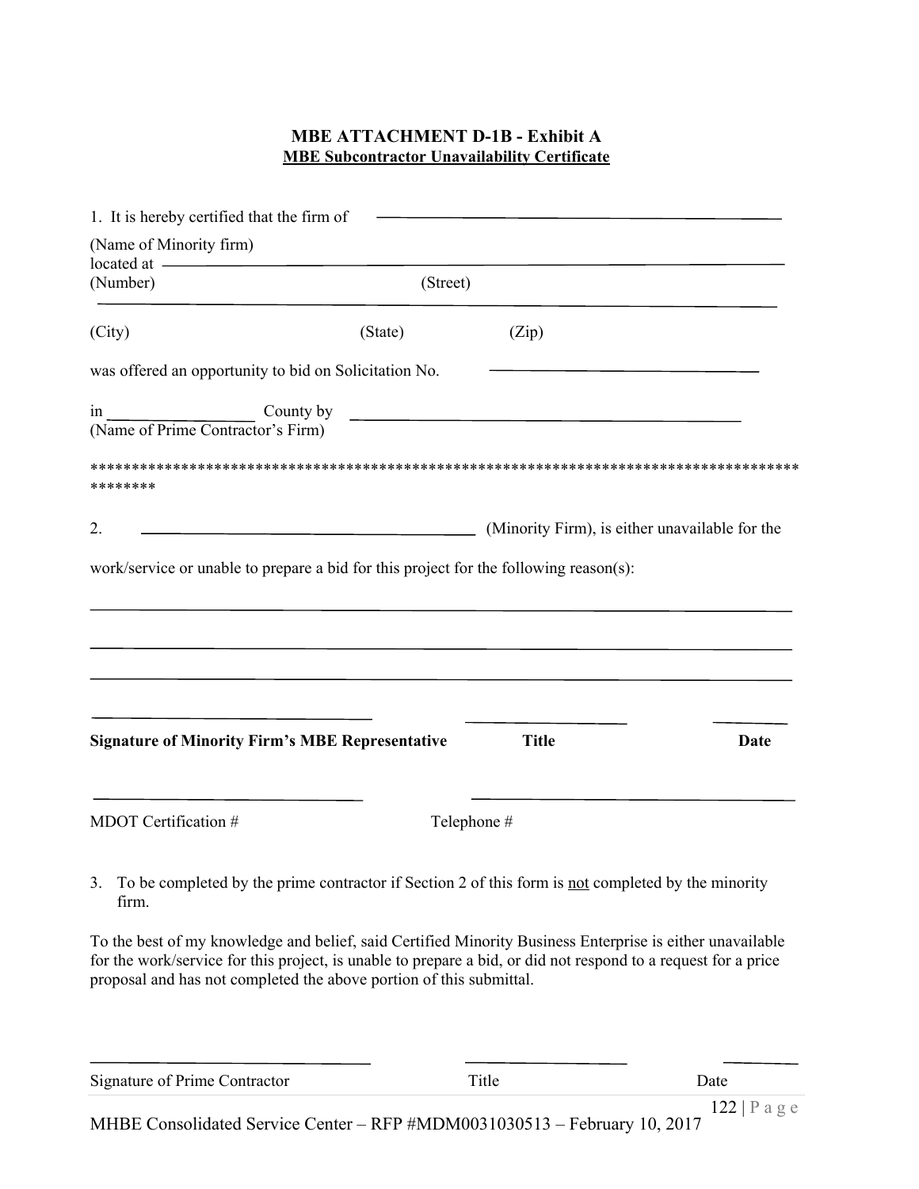## MBE ATTACHMENT D-1B - Exhibit A

**MBE Subcontractor Unavailability Certificate**

1. It is hereby certified that the firm of ____________________________________________

(Name of Minority firm)

located at ______________________________________________________________________

(Number) (Street)

_________________________________________________________________________________

(City) (State) (Zip)

was offered an opportunity to bid on Solicitation No. ______________________________

in ________________ County by ____________________________________________

(Name of Prime Contractor's Firm)

*****************************************************************************************

2. ________________________________________ (Minority Firm), is either unavailable for the work/service or unable to prepare a bid for this project for the following reason(s):

_________________________________________________________________________________

_________________________________________________________________________________

_________________________________________________________________________________

| ______________________________ | ________________ | ________ |
|---|---|---|
| **Signature of Minority Firm's MBE Representative** | **Title** | **Date** |

| ______________________________ | ______________________________ |
|---|---|
| MDOT Certification # | Telephone # |

3. To be completed by the prime contractor if Section 2 of this form is not completed by the minority firm.

To the best of my knowledge and belief, said Certified Minority Business Enterprise is either unavailable for the work/service for this project, is unable to prepare a bid, or did not respond to a request for a price proposal and has not completed the above portion of this submittal.

| ______________________________ | ________________ | ________ |
|---|---|---|
| Signature of Prime Contractor | Title | Date |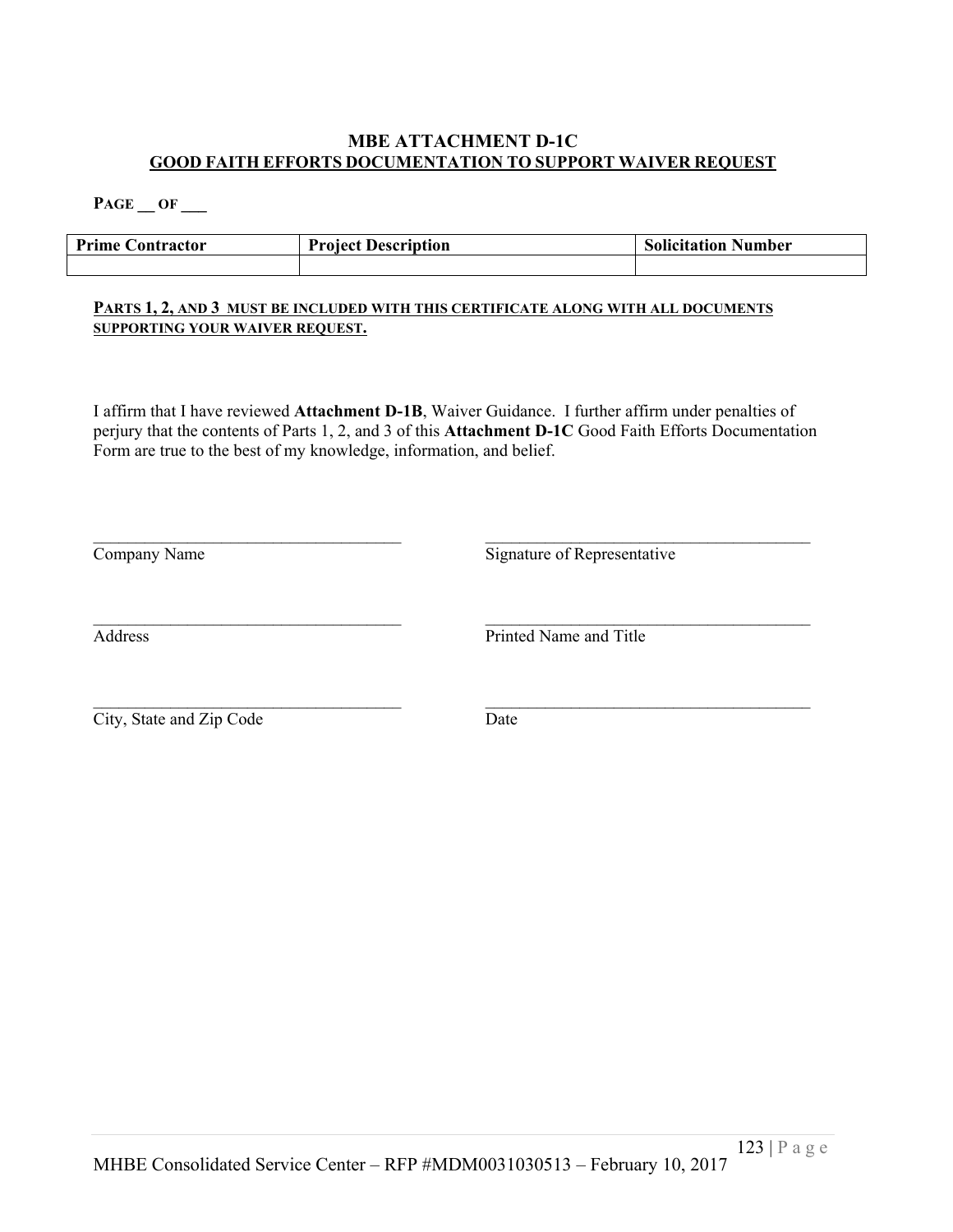# MBE ATTACHMENT D-1C

## GOOD FAITH EFFORTS DOCUMENTATION TO SUPPORT WAIVER REQUEST

**PAGE __ OF ___**

| Prime Contractor | Project Description | Solicitation Number |
|---|---|---|
| | | |

**PARTS 1, 2, AND 3 MUST BE INCLUDED WITH THIS CERTIFICATE ALONG WITH ALL DOCUMENTS SUPPORTING YOUR WAIVER REQUEST.**

I affirm that I have reviewed **Attachment D-1B**, Waiver Guidance. I further affirm under penalties of perjury that the contents of Parts 1, 2, and 3 of this **Attachment D-1C** Good Faith Efforts Documentation Form are true to the best of my knowledge, information, and belief.

_____________________________________
Company Name

_____________________________________
Signature of Representative

_____________________________________
Address

_____________________________________
Printed Name and Title

_____________________________________
City, State and Zip Code

_____________________________________
Date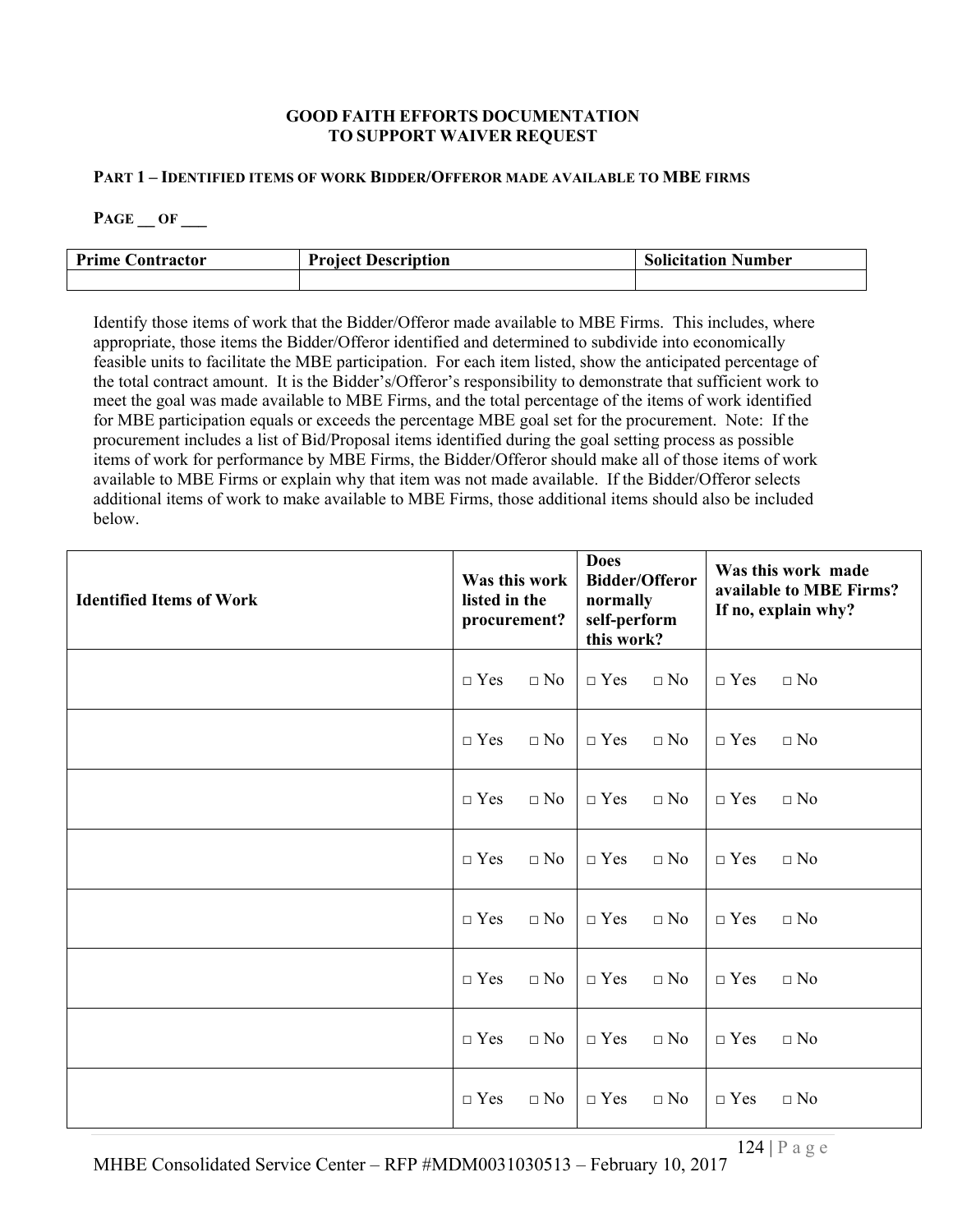# GOOD FAITH EFFORTS DOCUMENTATION TO SUPPORT WAIVER REQUEST

## PART 1 – IDENTIFIED ITEMS OF WORK BIDDER/OFFEROR MADE AVAILABLE TO MBE FIRMS

**PAGE __ OF ___**

| Prime Contractor | Project Description | Solicitation Number |
|---|---|---|
| | | |

Identify those items of work that the Bidder/Offeror made available to MBE Firms. This includes, where appropriate, those items the Bidder/Offeror identified and determined to subdivide into economically feasible units to facilitate the MBE participation. For each item listed, show the anticipated percentage of the total contract amount. It is the Bidder's/Offeror's responsibility to demonstrate that sufficient work to meet the goal was made available to MBE Firms, and the total percentage of the items of work identified for MBE participation equals or exceeds the percentage MBE goal set for the procurement. Note: If the procurement includes a list of Bid/Proposal items identified during the goal setting process as possible items of work for performance by MBE Firms, the Bidder/Offeror should make all of those items of work available to MBE Firms or explain why that item was not made available. If the Bidder/Offeror selects additional items of work to make available to MBE Firms, those additional items should also be included below.

| Identified Items of Work | Was this work listed in the procurement? | Does Bidder/Offeror normally self-perform this work? | Was this work made available to MBE Firms? If no, explain why? |
|---|---|---|---|
| | □ Yes □ No | □ Yes □ No | □ Yes □ No |
| | □ Yes □ No | □ Yes □ No | □ Yes □ No |
| | □ Yes □ No | □ Yes □ No | □ Yes □ No |
| | □ Yes □ No | □ Yes □ No | □ Yes □ No |
| | □ Yes □ No | □ Yes □ No | □ Yes □ No |
| | □ Yes □ No | □ Yes □ No | □ Yes □ No |
| | □ Yes □ No | □ Yes □ No | □ Yes □ No |
| | □ Yes □ No | □ Yes □ No | □ Yes □ No |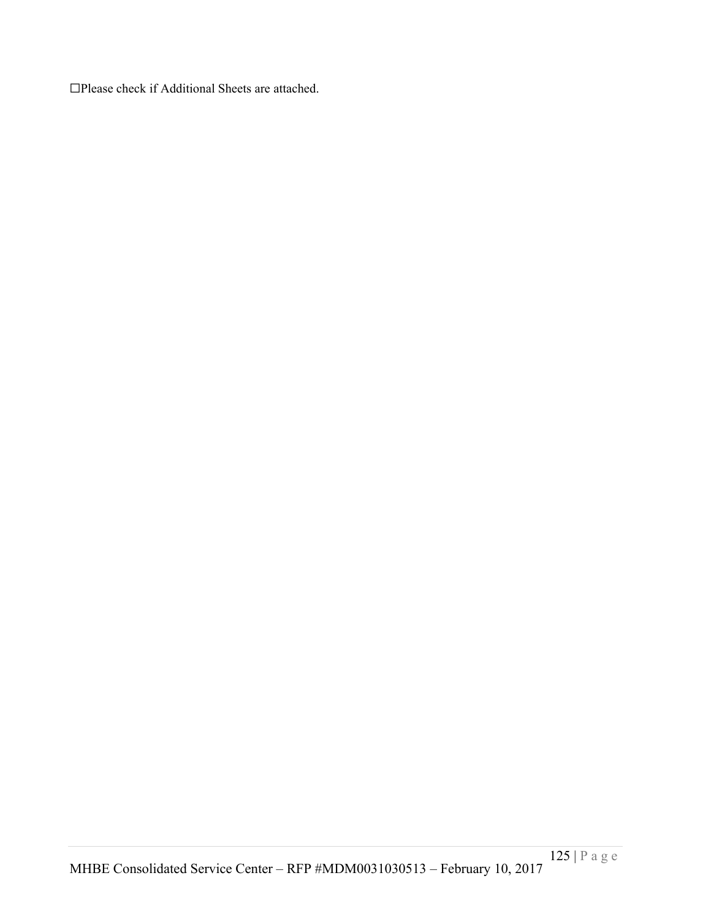☐Please check if Additional Sheets are attached.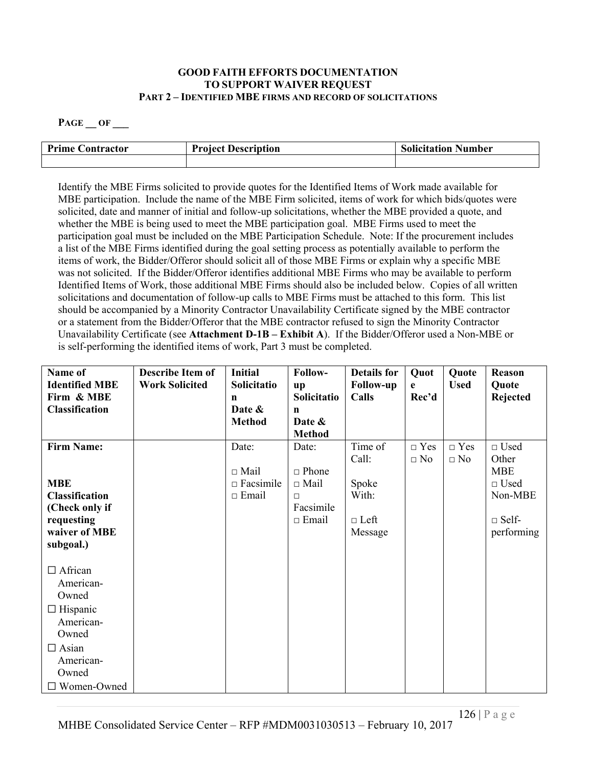**GOOD FAITH EFFORTS DOCUMENTATION**
**TO SUPPORT WAIVER REQUEST**
**PART 2 – IDENTIFIED MBE FIRMS AND RECORD OF SOLICITATIONS**

**PAGE __ OF ___**

| Prime Contractor | Project Description | Solicitation Number |
|---|---|---|
| | | |

Identify the MBE Firms solicited to provide quotes for the Identified Items of Work made available for MBE participation. Include the name of the MBE Firm solicited, items of work for which bids/quotes were solicited, date and manner of initial and follow-up solicitations, whether the MBE provided a quote, and whether the MBE is being used to meet the MBE participation goal. MBE Firms used to meet the participation goal must be included on the MBE Participation Schedule. Note: If the procurement includes a list of the MBE Firms identified during the goal setting process as potentially available to perform the items of work, the Bidder/Offeror should solicit all of those MBE Firms or explain why a specific MBE was not solicited. If the Bidder/Offeror identifies additional MBE Firms who may be available to perform Identified Items of Work, those additional MBE Firms should also be included below. Copies of all written solicitations and documentation of follow-up calls to MBE Firms must be attached to this form. This list should be accompanied by a Minority Contractor Unavailability Certificate signed by the MBE contractor or a statement from the Bidder/Offeror that the MBE contractor refused to sign the Minority Contractor Unavailability Certificate (see **Attachment D-1B – Exhibit A**). If the Bidder/Offeror used a Non-MBE or is self-performing the identified items of work, Part 3 must be completed.

| Name of Identified MBE Firm & MBE Classification | Describe Item of Work Solicited | Initial Solicitation Date & Method | Follow-up Solicitation Date & Method | Details for Follow-up Calls | Quote Rec'd | Quote Used | Reason Quote Rejected |
|---|---|---|---|---|---|---|---|
| **Firm Name:**<br><br>**MBE Classification (Check only if requesting waiver of MBE subgoal.)**<br><br>☐ African American-Owned<br>☐ Hispanic American-Owned<br>☐ Asian American-Owned<br>☐ Women-Owned | | Date:<br><br>□ Mail<br>□ Facsimile<br>□ Email | Date:<br><br>□ Phone<br>□ Mail<br>□ Facsimile<br>□ Email | Time of Call:<br><br>Spoke With:<br><br>□ Left Message | □ Yes<br>□ No | □ Yes<br>□ No | □ Used Other MBE<br>□ Used Non-MBE<br><br>□ Self-performing |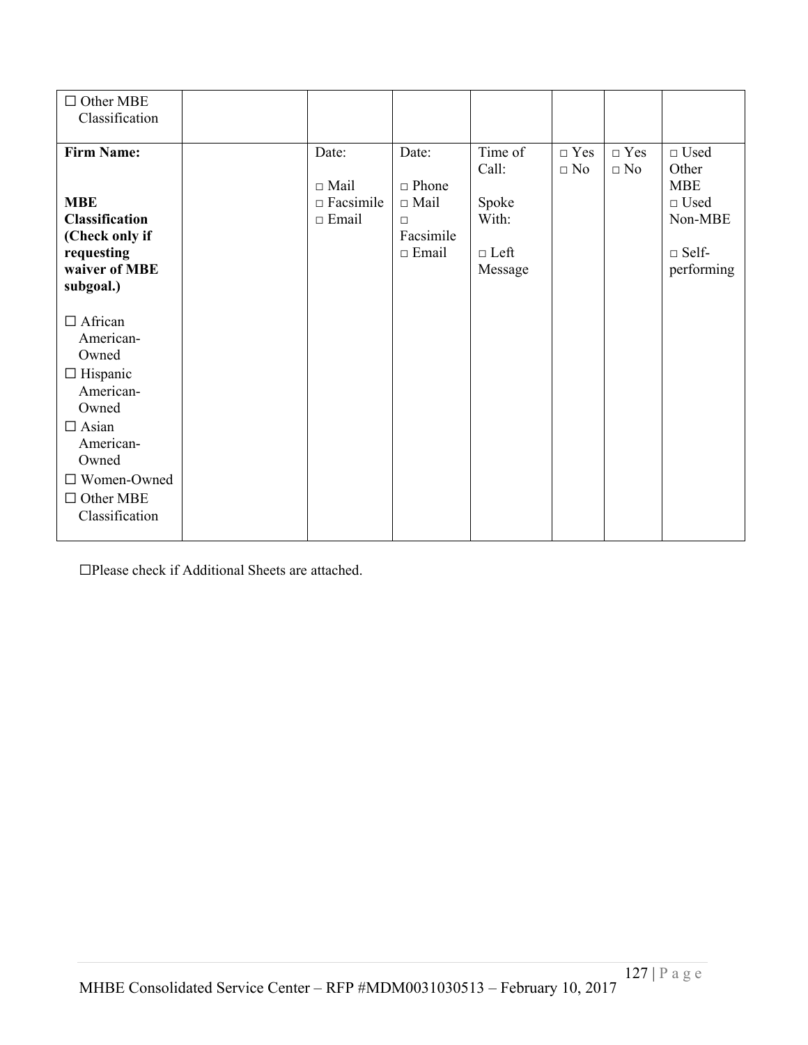| | | | | | | | |
|---|---|---|---|---|---|---|---|
| ☐ Other MBE Classification | | | | | | | |
| **Firm Name:**<br><br>**MBE Classification (Check only if requesting waiver of MBE subgoal.)**<br><br>☐ African American-Owned<br>☐ Hispanic American-Owned<br>☐ Asian American-Owned<br>☐ Women-Owned<br>☐ Other MBE Classification | | Date:<br><br>□ Mail<br>□ Facsimile<br>□ Email | Date:<br><br>□ Phone<br>□ Mail<br>□ Facsimile<br>□ Email | Time of Call:<br><br>Spoke With:<br><br>□ Left Message | □ Yes<br>□ No | □ Yes<br>□ No | □ Used Other MBE<br>□ Used Non-MBE<br><br>□ Self-performing |

☐Please check if Additional Sheets are attached.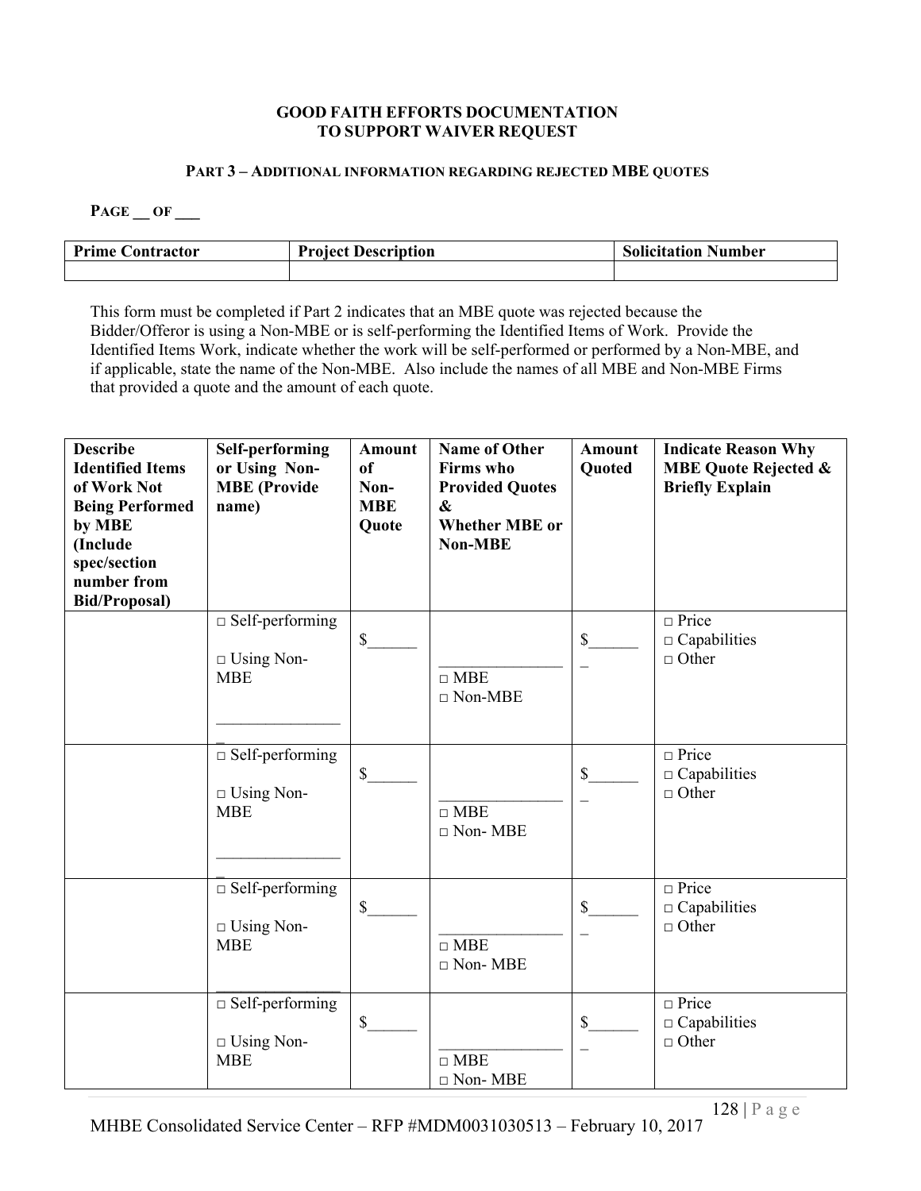**GOOD FAITH EFFORTS DOCUMENTATION**
**TO SUPPORT WAIVER REQUEST**

**PART 3 – ADDITIONAL INFORMATION REGARDING REJECTED MBE QUOTES**

**PAGE __ OF ___**

| Prime Contractor | Project Description | Solicitation Number |
|---|---|---|
| | | |

This form must be completed if Part 2 indicates that an MBE quote was rejected because the Bidder/Offeror is using a Non-MBE or is self-performing the Identified Items of Work. Provide the Identified Items Work, indicate whether the work will be self-performed or performed by a Non-MBE, and if applicable, state the name of the Non-MBE. Also include the names of all MBE and Non-MBE Firms that provided a quote and the amount of each quote.

| Describe Identified Items of Work Not Being Performed by MBE (Include spec/section number from Bid/Proposal) | Self-performing or Using Non-MBE (Provide name) | Amount of Non-MBE Quote | Name of Other Firms who Provided Quotes & Whether MBE or Non-MBE | Amount Quoted | Indicate Reason Why MBE Quote Rejected & Briefly Explain |
|---|---|---|---|---|---|
| | □ Self-performing<br>□ Using Non-MBE<br>________________ | $______ | ________________<br>□ MBE<br>□ Non-MBE | $_______ | □ Price<br>□ Capabilities<br>□ Other |
| | □ Self-performing<br>□ Using Non-MBE<br>________________ | $______ | ________________<br>□ MBE<br>□ Non- MBE | $_______ | □ Price<br>□ Capabilities<br>□ Other |
| | □ Self-performing<br>□ Using Non-MBE<br>________________ | $______ | ________________<br>□ MBE<br>□ Non- MBE | $_______ | □ Price<br>□ Capabilities<br>□ Other |
| | □ Self-performing<br>□ Using Non-MBE | $______ | ________________<br>□ MBE<br>□ Non- MBE | $_______ | □ Price<br>□ Capabilities<br>□ Other |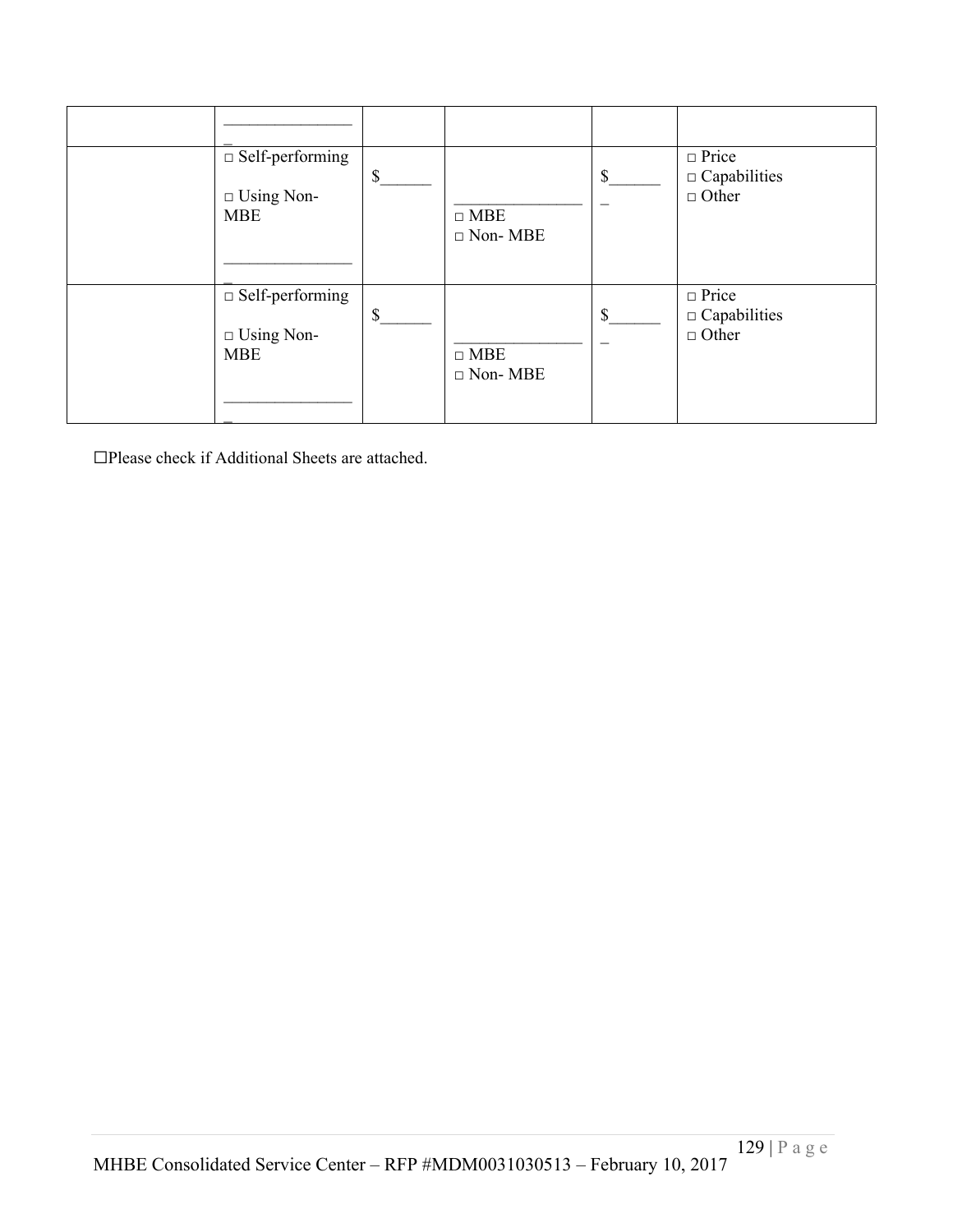| | | | | | |
|---|---|---|---|---|---|
| | ________________ | | | | |
| | □ Self-performing<br><br>□ Using Non-MBE<br><br>________________ | $______ | ________________<br>□ MBE<br>□ Non- MBE | $_______ | □ Price<br>□ Capabilities<br>□ Other |
| | □ Self-performing<br><br>□ Using Non-MBE<br><br>________________ | $______ | ________________<br>□ MBE<br>□ Non- MBE | $_______ | □ Price<br>□ Capabilities<br>□ Other |

☐Please check if Additional Sheets are attached.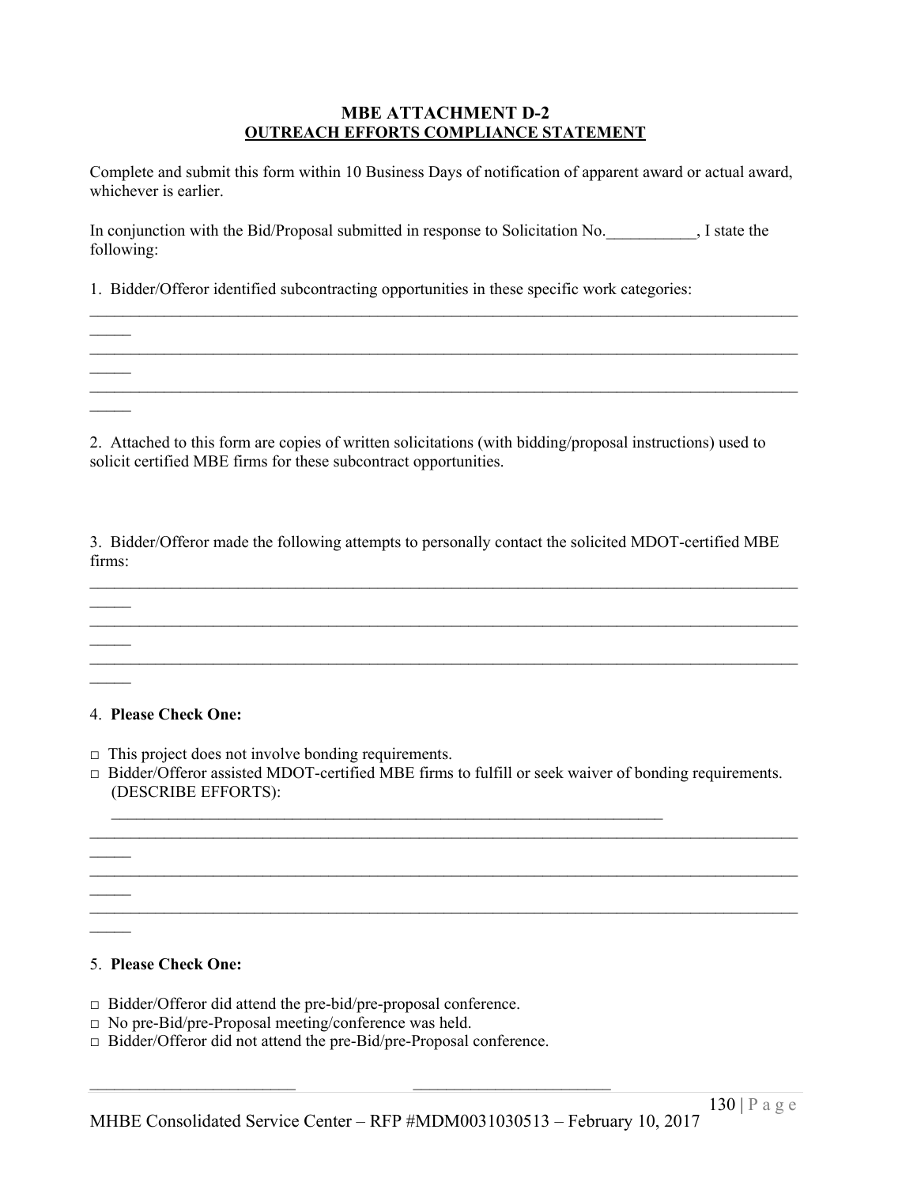## MBE ATTACHMENT D-2

## OUTREACH EFFORTS COMPLIANCE STATEMENT

Complete and submit this form within 10 Business Days of notification of apparent award or actual award, whichever is earlier.

In conjunction with the Bid/Proposal submitted in response to Solicitation No.___________, I state the following:

1. Bidder/Offeror identified subcontracting opportunities in these specific work categories:

____________________________________________________________________________________________

____________________________________________________________________________________________

____________________________________________________________________________________________

2. Attached to this form are copies of written solicitations (with bidding/proposal instructions) used to solicit certified MBE firms for these subcontract opportunities.

3. Bidder/Offeror made the following attempts to personally contact the solicited MDOT-certified MBE firms:

____________________________________________________________________________________________

____________________________________________________________________________________________

____________________________________________________________________________________________

4. **Please Check One:**

□ This project does not involve bonding requirements.

□ Bidder/Offeror assisted MDOT-certified MBE firms to fulfill or seek waiver of bonding requirements. (DESCRIBE EFFORTS):

______________________________________________________________________

____________________________________________________________________________________________

____________________________________________________________________________________________

____________________________________________________________________________________________

5. **Please Check One:**

□ Bidder/Offeror did attend the pre-bid/pre-proposal conference.

□ No pre-Bid/pre-Proposal meeting/conference was held.

□ Bidder/Offeror did not attend the pre-Bid/pre-Proposal conference.

_________________________ _________________________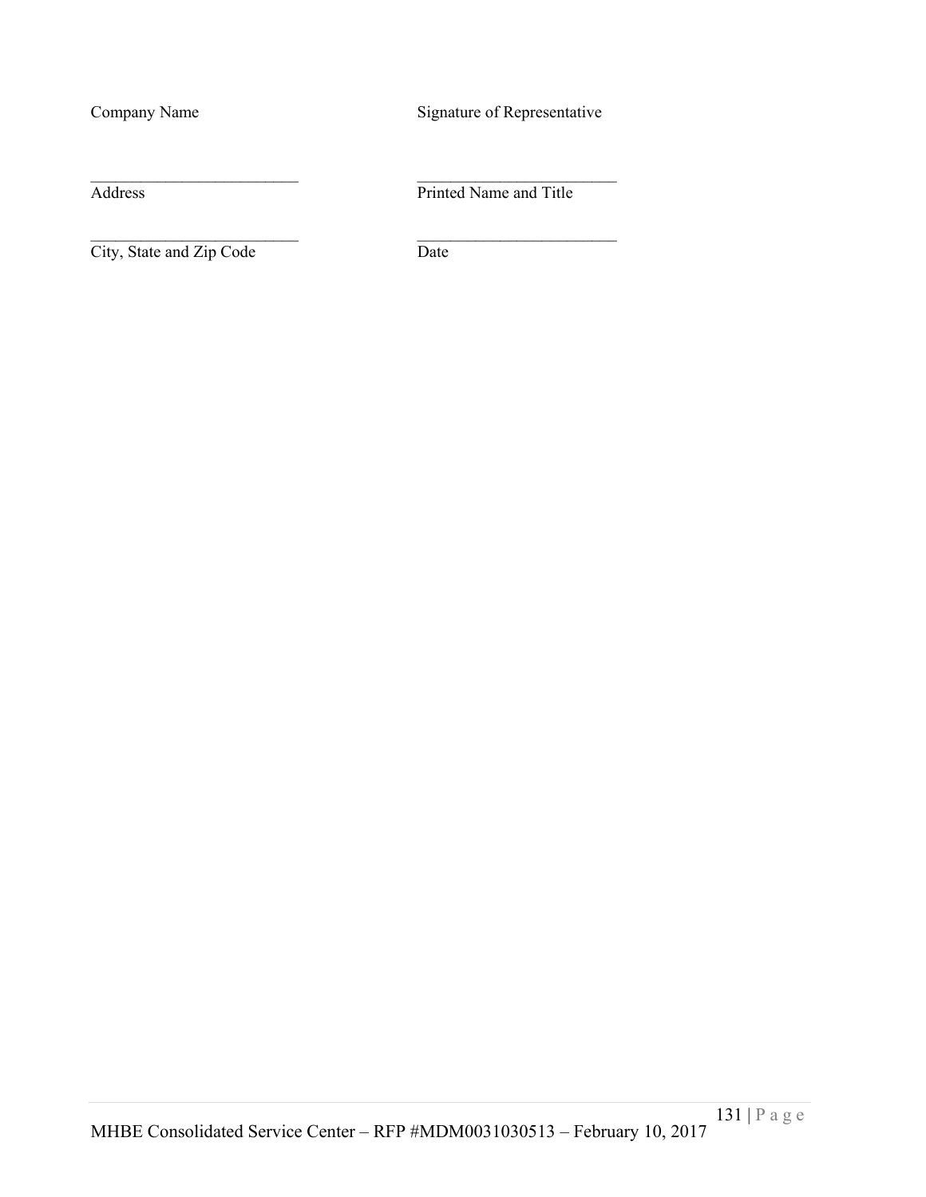Company Name                                        Signature of Representative

_________________________                    _________________________
Address                                                 Printed Name and Title

_________________________                    _________________________
City, State and Zip Code                          Date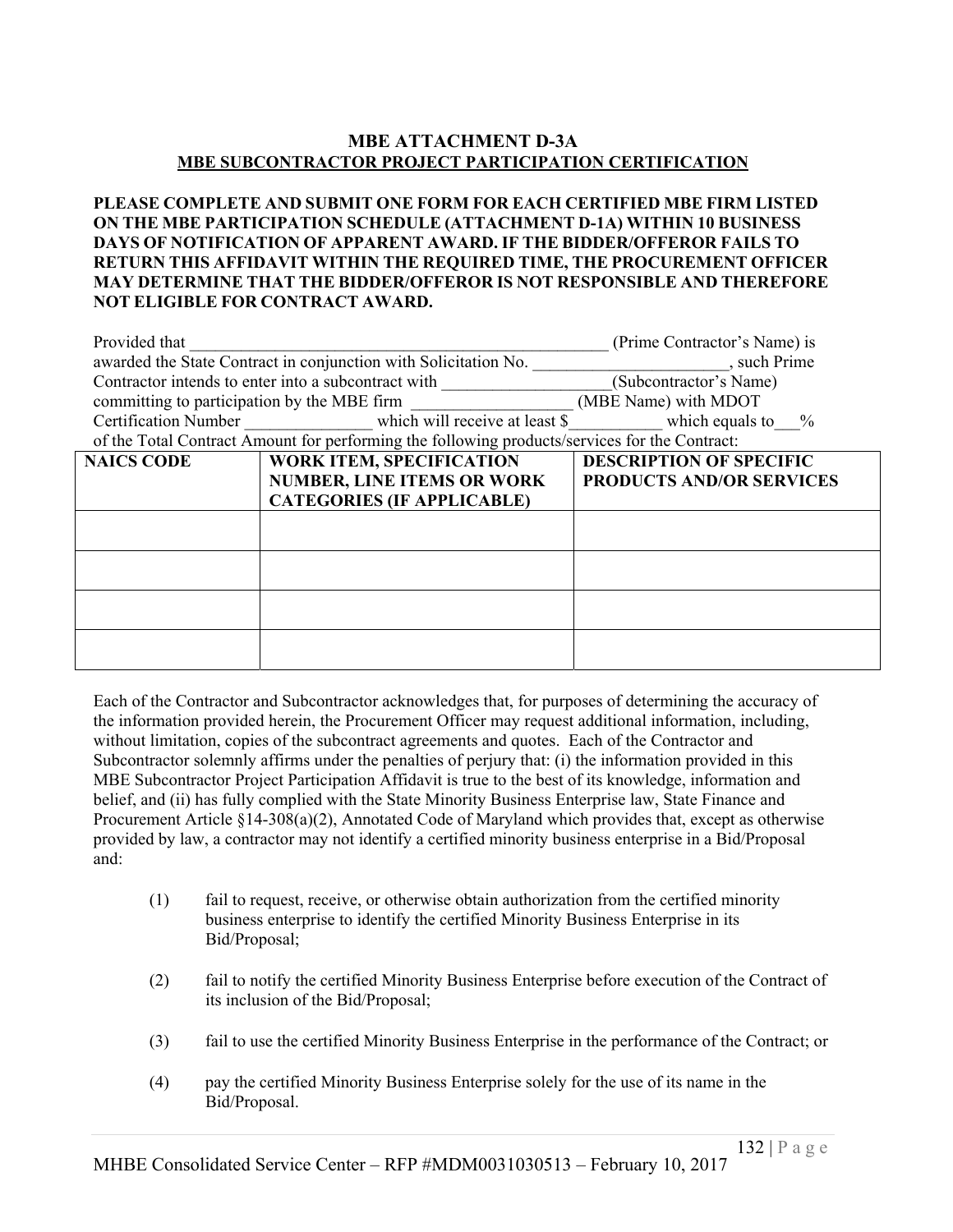# MBE ATTACHMENT D-3A

## MBE SUBCONTRACTOR PROJECT PARTICIPATION CERTIFICATION

**PLEASE COMPLETE AND SUBMIT ONE FORM FOR EACH CERTIFIED MBE FIRM LISTED ON THE MBE PARTICIPATION SCHEDULE (ATTACHMENT D-1A) WITHIN 10 BUSINESS DAYS OF NOTIFICATION OF APPARENT AWARD. IF THE BIDDER/OFFEROR FAILS TO RETURN THIS AFFIDAVIT WITHIN THE REQUIRED TIME, THE PROCUREMENT OFFICER MAY DETERMINE THAT THE BIDDER/OFFEROR IS NOT RESPONSIBLE AND THEREFORE NOT ELIGIBLE FOR CONTRACT AWARD.**

Provided that ___________________________________________________ (Prime Contractor's Name) is awarded the State Contract in conjunction with Solicitation No. _______________________, such Prime Contractor intends to enter into a subcontract with ___________________(Subcontractor's Name) committing to participation by the MBE firm __________________ (MBE Name) with MDOT Certification Number _______________ which will receive at least $__________ which equals to___% of the Total Contract Amount for performing the following products/services for the Contract:

| NAICS CODE | WORK ITEM, SPECIFICATION NUMBER, LINE ITEMS OR WORK CATEGORIES (IF APPLICABLE) | DESCRIPTION OF SPECIFIC PRODUCTS AND/OR SERVICES |
|---|---|---|
| | | |
| | | |
| | | |
| | | |

Each of the Contractor and Subcontractor acknowledges that, for purposes of determining the accuracy of the information provided herein, the Procurement Officer may request additional information, including, without limitation, copies of the subcontract agreements and quotes. Each of the Contractor and Subcontractor solemnly affirms under the penalties of perjury that: (i) the information provided in this MBE Subcontractor Project Participation Affidavit is true to the best of its knowledge, information and belief, and (ii) has fully complied with the State Minority Business Enterprise law, State Finance and Procurement Article §14-308(a)(2), Annotated Code of Maryland which provides that, except as otherwise provided by law, a contractor may not identify a certified minority business enterprise in a Bid/Proposal and:

(1) fail to request, receive, or otherwise obtain authorization from the certified minority business enterprise to identify the certified Minority Business Enterprise in its Bid/Proposal;

(2) fail to notify the certified Minority Business Enterprise before execution of the Contract of its inclusion of the Bid/Proposal;

(3) fail to use the certified Minority Business Enterprise in the performance of the Contract; or

(4) pay the certified Minority Business Enterprise solely for the use of its name in the Bid/Proposal.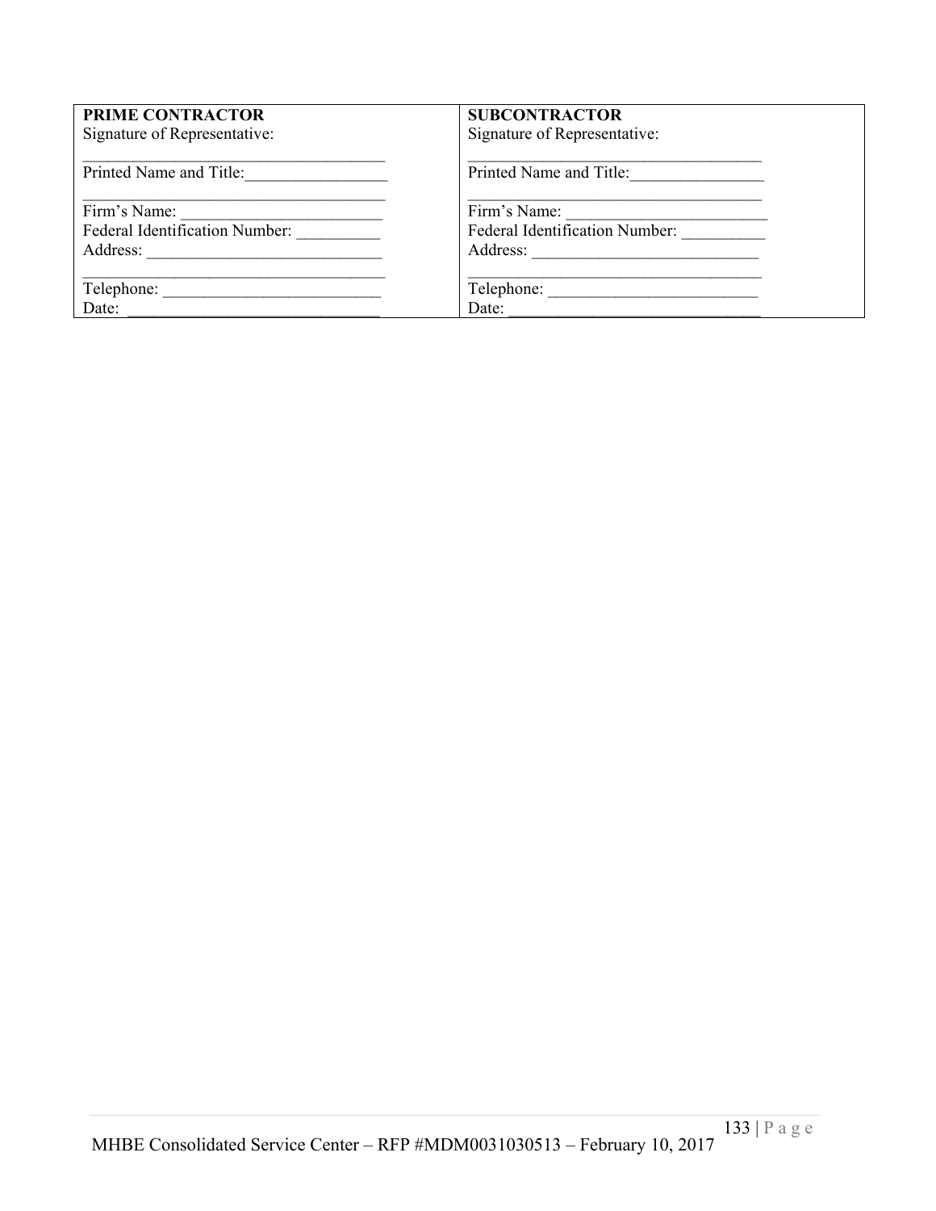| **PRIME CONTRACTOR** | **SUBCONTRACTOR** |
| --- | --- |
| Signature of Representative: | Signature of Representative: |
| ____________________________________ | ____________________________________ |
| Printed Name and Title:________________ | Printed Name and Title:_______________ |
| ____________________________________ | ____________________________________ |
| Firm's Name: ________________________ | Firm's Name: ________________________ |
| Federal Identification Number: __________ | Federal Identification Number: __________ |
| Address: ___________________________ | Address: __________________________ |
| ____________________________________ | ____________________________________ |
| Telephone: __________________________ | Telephone: _________________________ |
| Date: ______________________________ | Date: ______________________________ |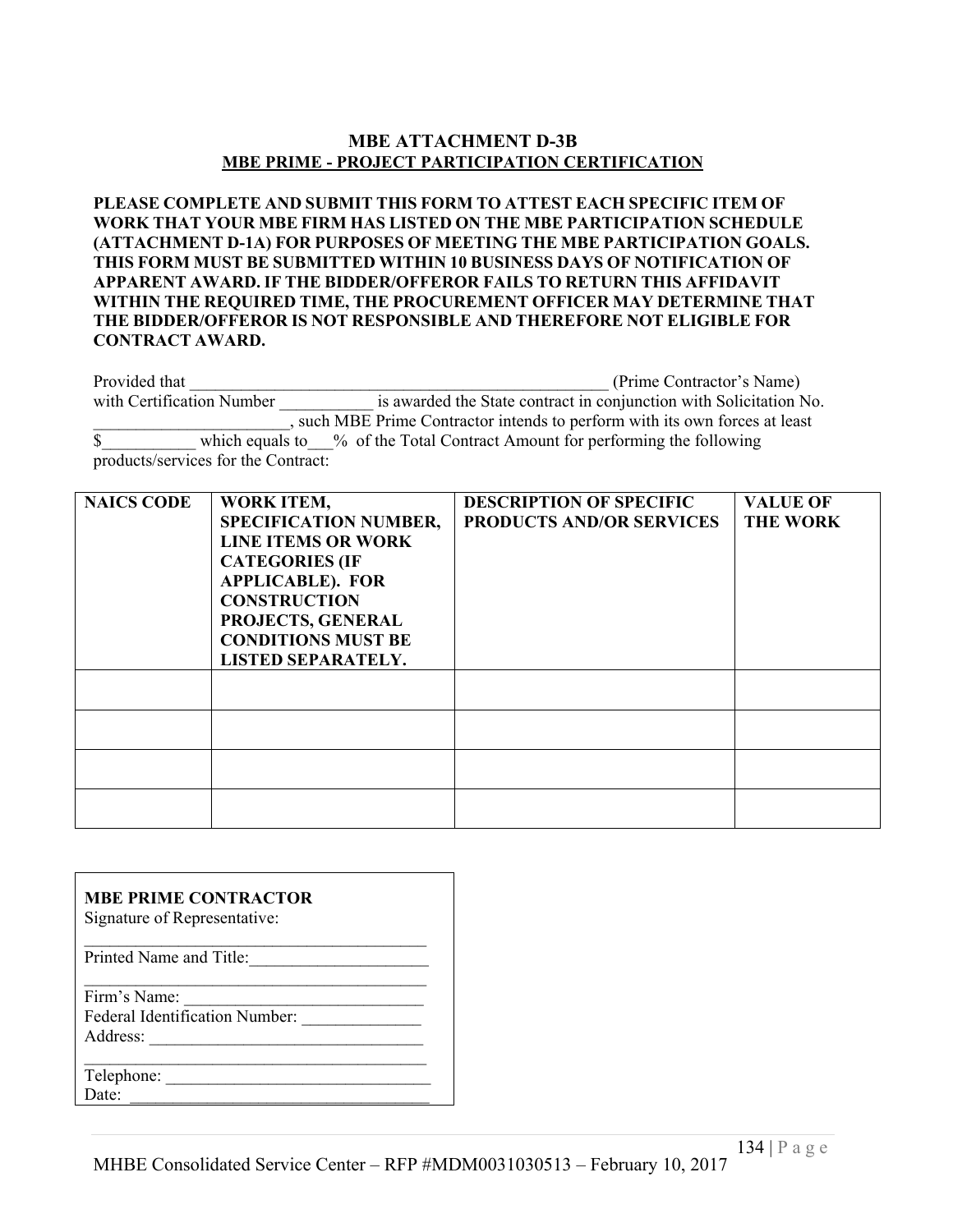# MBE ATTACHMENT D-3B

## MBE PRIME - PROJECT PARTICIPATION CERTIFICATION

**PLEASE COMPLETE AND SUBMIT THIS FORM TO ATTEST EACH SPECIFIC ITEM OF WORK THAT YOUR MBE FIRM HAS LISTED ON THE MBE PARTICIPATION SCHEDULE (ATTACHMENT D-1A) FOR PURPOSES OF MEETING THE MBE PARTICIPATION GOALS. THIS FORM MUST BE SUBMITTED WITHIN 10 BUSINESS DAYS OF NOTIFICATION OF APPARENT AWARD. IF THE BIDDER/OFFEROR FAILS TO RETURN THIS AFFIDAVIT WITHIN THE REQUIRED TIME, THE PROCUREMENT OFFICER MAY DETERMINE THAT THE BIDDER/OFFEROR IS NOT RESPONSIBLE AND THEREFORE NOT ELIGIBLE FOR CONTRACT AWARD.**

Provided that ____________________________________________________ (Prime Contractor's Name) with Certification Number ___________ is awarded the State contract in conjunction with Solicitation No. _______________________, such MBE Prime Contractor intends to perform with its own forces at least $___________ which equals to___% of the Total Contract Amount for performing the following products/services for the Contract:

| NAICS CODE | WORK ITEM, SPECIFICATION NUMBER, LINE ITEMS OR WORK CATEGORIES (IF APPLICABLE). FOR CONSTRUCTION PROJECTS, GENERAL CONDITIONS MUST BE LISTED SEPARATELY. | DESCRIPTION OF SPECIFIC PRODUCTS AND/OR SERVICES | VALUE OF THE WORK |
|---|---|---|---|
| | | | |
| | | | |
| | | | |
| | | | |

**MBE PRIME CONTRACTOR**

Signature of Representative:

_________________________________________

Printed Name and Title:_____________________

_________________________________________

Firm's Name: _____________________________

Federal Identification Number: ______________

Address: ________________________________

_________________________________________

Telephone: _______________________________

Date: ___________________________________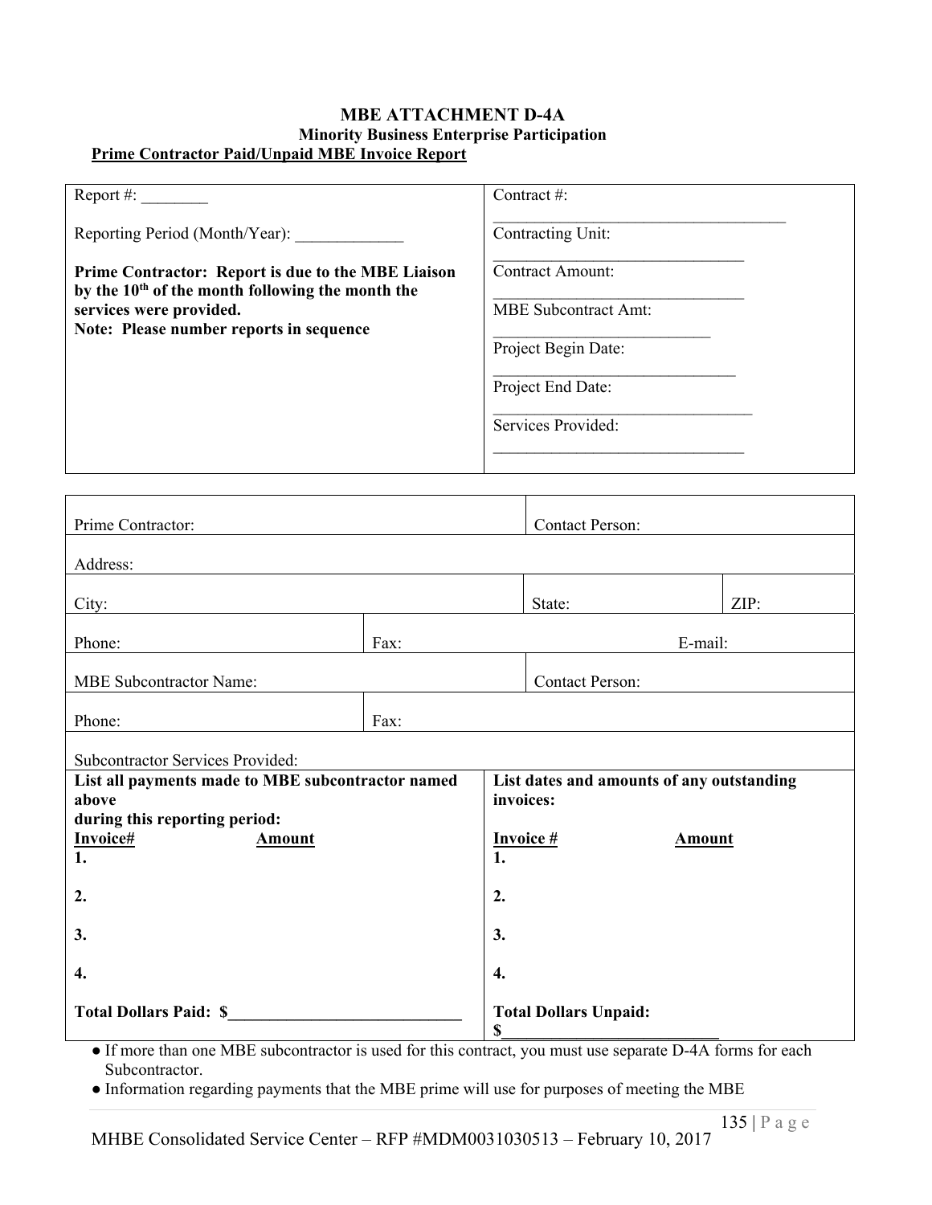# MBE ATTACHMENT D-4A

## Minority Business Enterprise Participation

**Prime Contractor Paid/Unpaid MBE Invoice Report**

| | |
|---|---|
| Report #: ________<br><br>Reporting Period (Month/Year): _____________<br><br>**Prime Contractor: Report is due to the MBE Liaison by the 10th of the month following the month the services were provided.**<br>**Note: Please number reports in sequence** | Contract #: ____________________________________<br>Contracting Unit: ______________________________<br>Contract Amount: ______________________________<br>MBE Subcontract Amt: __________________________<br>Project Begin Date: _____________________________<br>Project End Date: _______________________________<br>Services Provided: ______________________________ |

| | | | | |
|---|---|---|---|---|
| Prime Contractor: | | Contact Person: | | |
| Address: | | | | |
| City: | | State: | | ZIP: |
| Phone: | Fax: | | E-mail: | |
| MBE Subcontractor Name: | | Contact Person: | | |
| Phone: | Fax: | | | |
| Subcontractor Services Provided: | | | | |

| List all payments made to MBE subcontractor named above during this reporting period: | | List dates and amounts of any outstanding invoices: | |
|---|---|---|---|
| **Invoice#** | **Amount** | **Invoice #** | **Amount** |
| **1.** | | **1.** | |
| **2.** | | **2.** | |
| **3.** | | **3.** | |
| **4.** | | **4.** | |
| **Total Dollars Paid: $___________________________** | | **Total Dollars Unpaid: $_________________________** | |

- If more than one MBE subcontractor is used for this contract, you must use separate D-4A forms for each Subcontractor.
- Information regarding payments that the MBE prime will use for purposes of meeting the MBE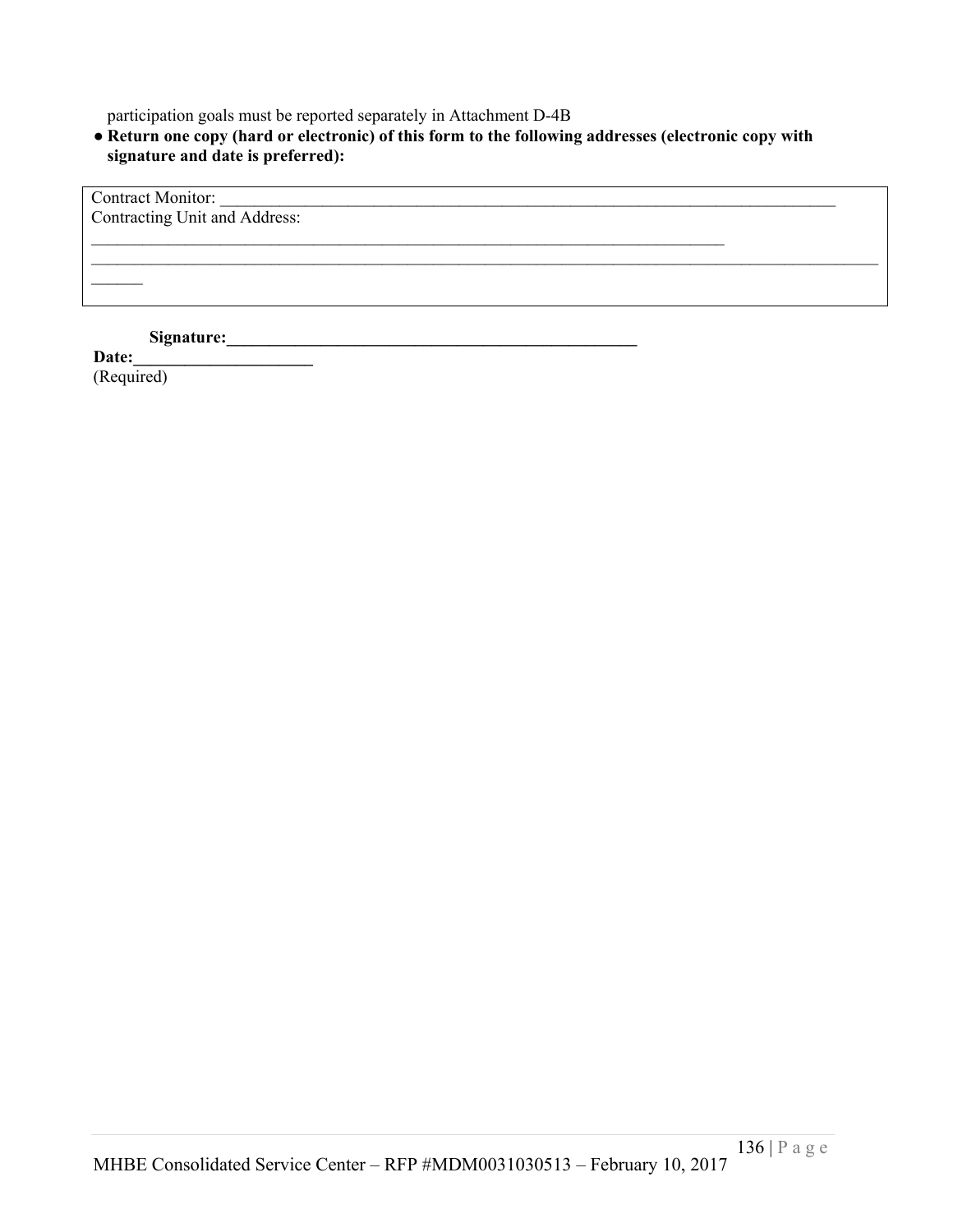participation goals must be reported separately in Attachment D-4B

- **Return one copy (hard or electronic) of this form to the following addresses (electronic copy with signature and date is preferred):**

| Contract Monitor: _______________________________________________________________________________ |
| --- |
| Contracting Unit and Address: |
| ______________________________________________________________________________ |
| _________________________________________________________________________________________________ |
| ______ |

**Signature:___________________________________________________**

**Date:_____________________**
(Required)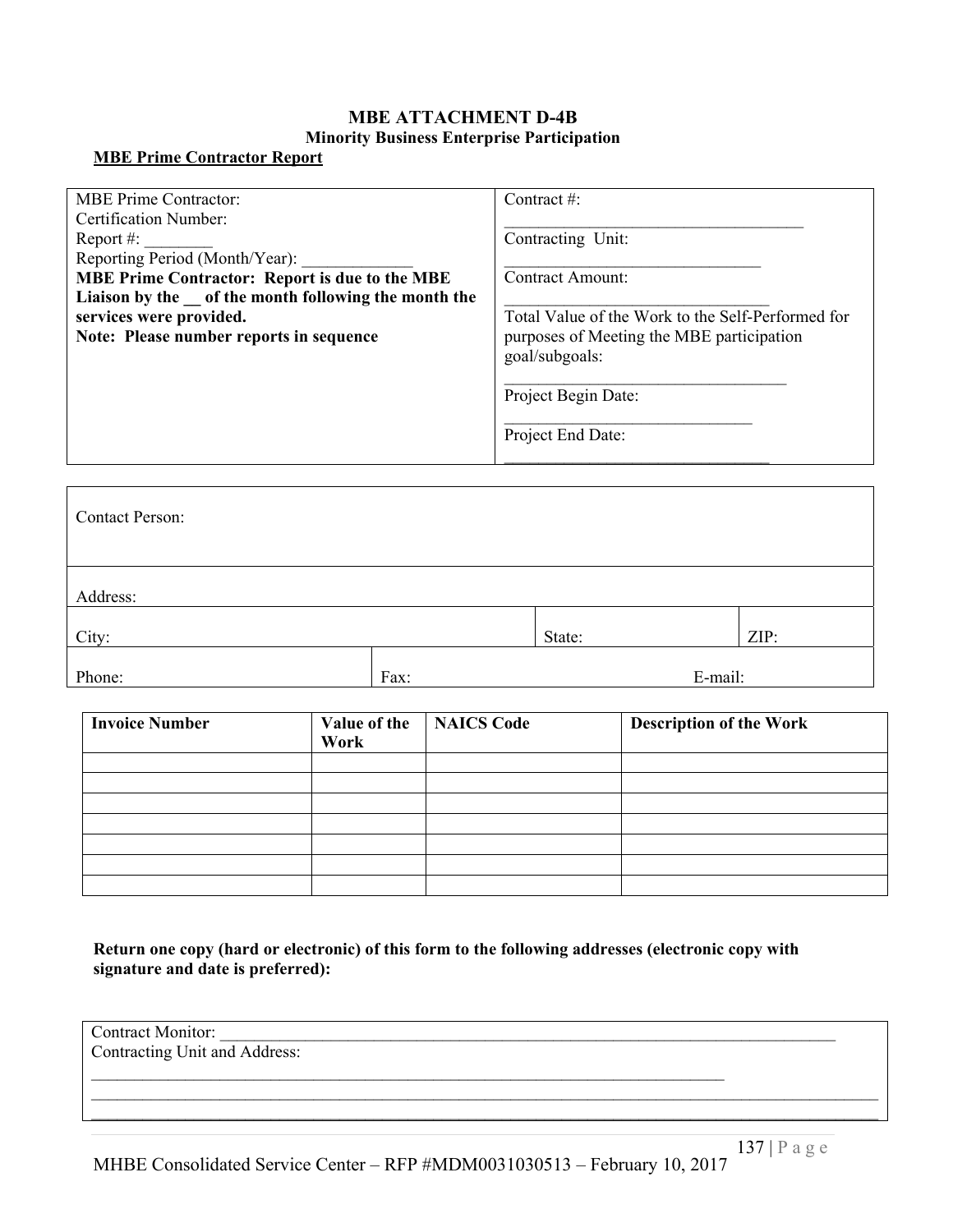# MBE ATTACHMENT D-4B

## Minority Business Enterprise Participation

**MBE Prime Contractor Report**

| | |
|---|---|
| MBE Prime Contractor:<br>Certification Number:<br>Report #: ________<br>Reporting Period (Month/Year): _____________<br>**MBE Prime Contractor: Report is due to the MBE Liaison by the __ of the month following the month the services were provided.**<br>**Note: Please number reports in sequence** | Contract #: ____________________________________<br>Contracting Unit: _______________________________<br>Contract Amount: _______________________________<br>Total Value of the Work to the Self-Performed for purposes of Meeting the MBE participation goal/subgoals: _________________________________<br>Project Begin Date: _____________________________<br>Project End Date: _______________________________ |

| | | | |
|---|---|---|---|
| Contact Person: | | | |
| Address: | | | |
| City: | | State: | ZIP: |
| Phone: | Fax: | E-mail: | |

| Invoice Number | Value of the Work | NAICS Code | Description of the Work |
|---|---|---|---|
| | | | |
| | | | |
| | | | |
| | | | |
| | | | |
| | | | |
| | | | |

**Return one copy (hard or electronic) of this form to the following addresses (electronic copy with signature and date is preferred):**

| |
|---|
| Contract Monitor: ____________________________________________________________________________<br>Contracting Unit and Address:<br>______________________________________________________________________________<br>______________________________________________________________________________________________<br>______________________________________________________________________________________________ |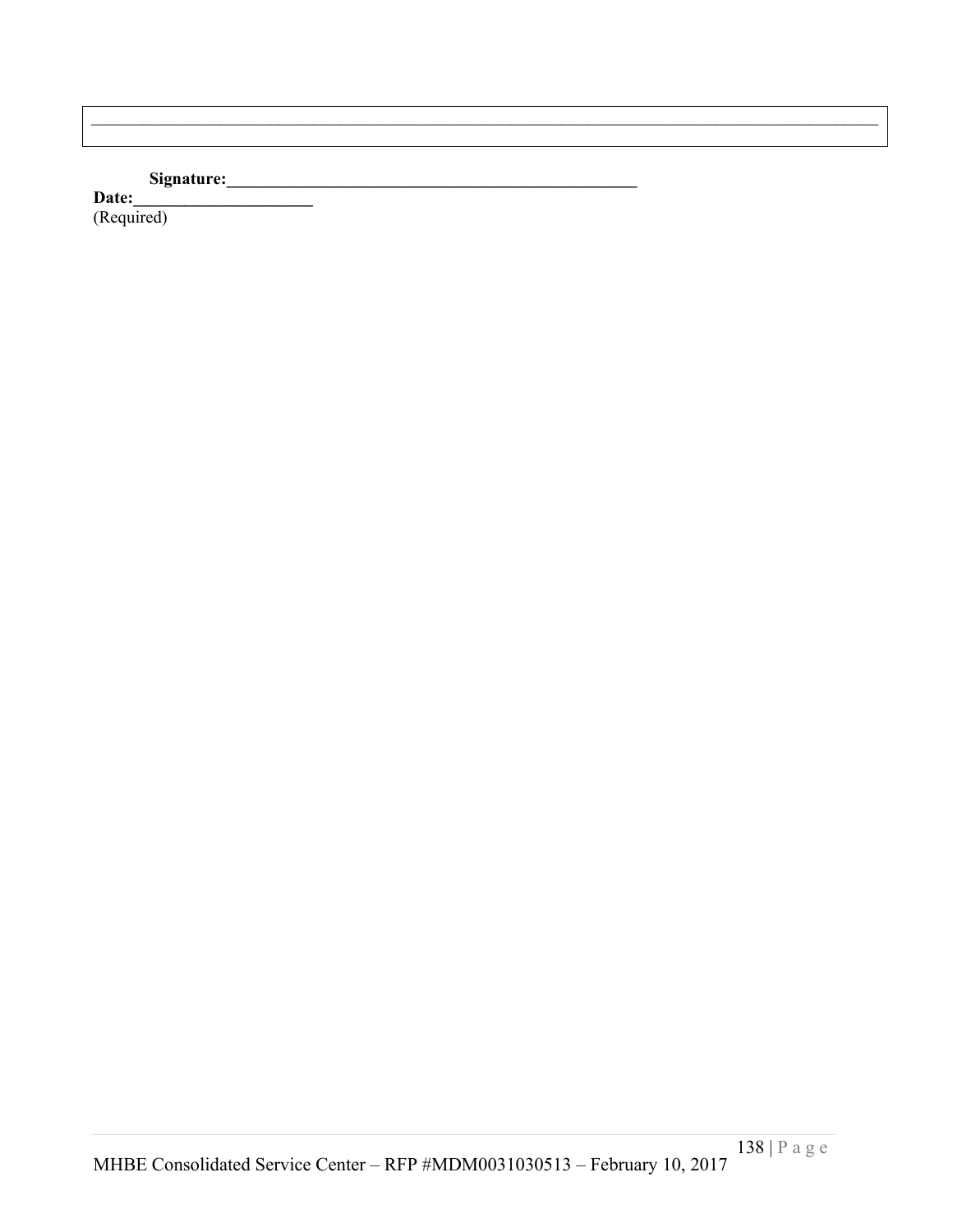| _______________________________________________________________________________________ |
|---|

**Signature:___________________________________________________**
**Date:_____________________**
(Required)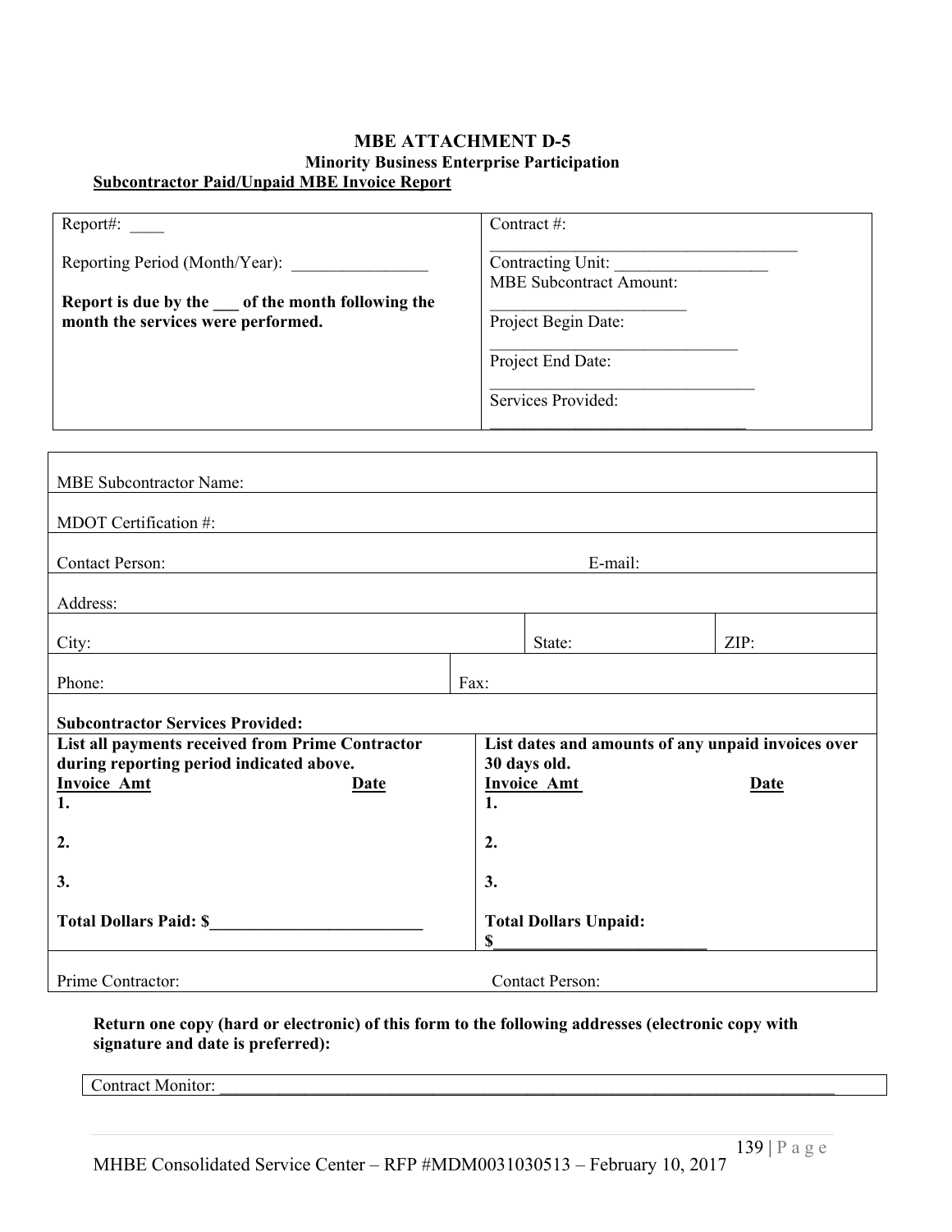# MBE ATTACHMENT D-5

## Minority Business Enterprise Participation

**Subcontractor Paid/Unpaid MBE Invoice Report**

| | |
|---|---|
| Report#: ____<br><br>Reporting Period (Month/Year): ________________<br><br>**Report is due by the ___ of the month following the month the services were performed.** | Contract #: ____________________________________<br>Contracting Unit: __________________<br>MBE Subcontract Amount: ________________________<br>Project Begin Date: ____________________________<br>Project End Date: ________________________________<br>Services Provided: _______________________________ |

| | | | |
|---|---|---|---|
| MBE Subcontractor Name: | | | |
| MDOT Certification #: | | | |
| Contact Person: | | E-mail: | |
| Address: | | | |
| City: | | State: | ZIP: |
| Phone: | Fax: | | |
| **Subcontractor Services Provided:** | | | |
| **List all payments received from Prime Contractor during reporting period indicated above.**<br>**Invoice Amt** **Date**<br>**1.**<br>**2.**<br>**3.**<br>**Total Dollars Paid: $_________________________** | | **List dates and amounts of any unpaid invoices over 30 days old.**<br>**Invoice Amt** **Date**<br>**1.**<br>**2.**<br>**3.**<br>**Total Dollars Unpaid: $_________________________** | |
| Prime Contractor: | | Contact Person: | |

**Return one copy (hard or electronic) of this form to the following addresses (electronic copy with signature and date is preferred):**

| |
|---|
| Contract Monitor: ___________________________________________________________________________ |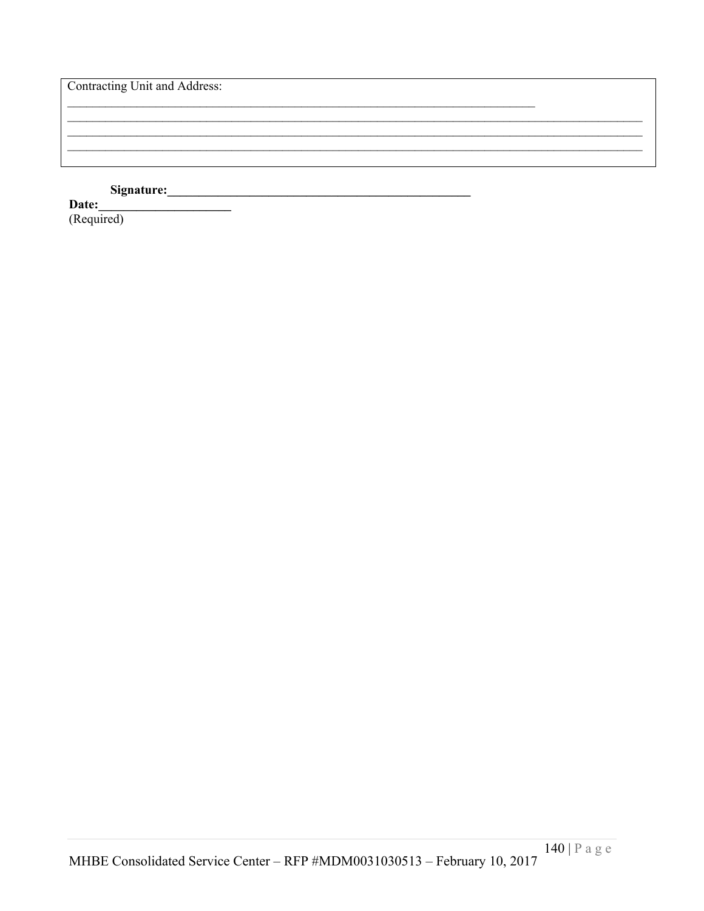| Contracting Unit and Address: |
| --- |
| ________________________________________________________________________________ |
| ________________________________________________________________________________ |
| ________________________________________________________________________________ |
| ________________________________________________________________________________ |

**Signature:__________________________________________________**

**Date:_____________________**
(Required)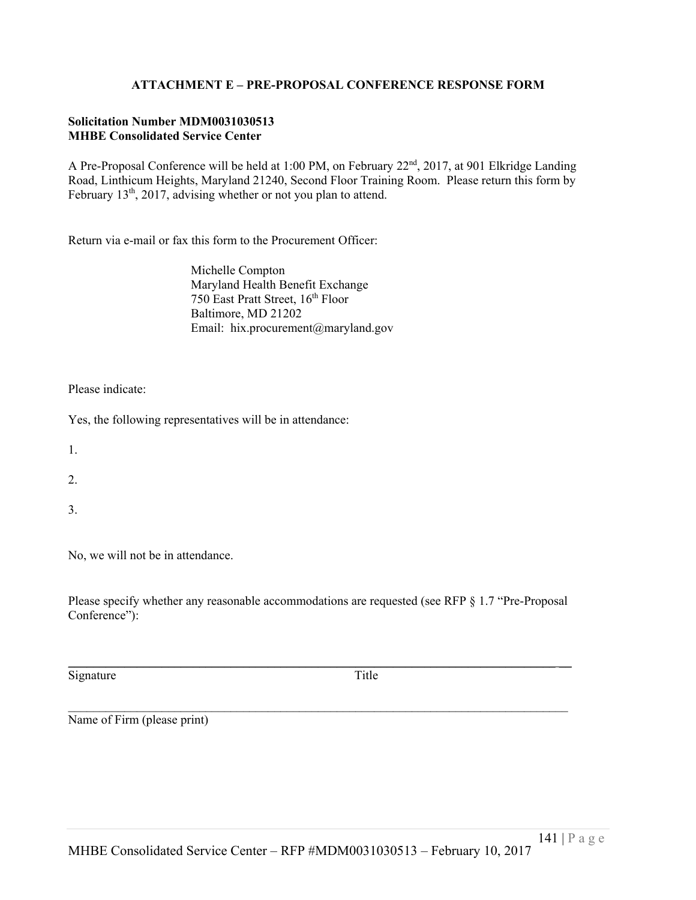## ATTACHMENT E – PRE-PROPOSAL CONFERENCE RESPONSE FORM

**Solicitation Number MDM0031030513**
**MHBE Consolidated Service Center**

A Pre-Proposal Conference will be held at 1:00 PM, on February 22nd, 2017, at 901 Elkridge Landing Road, Linthicum Heights, Maryland 21240, Second Floor Training Room. Please return this form by February 13th, 2017, advising whether or not you plan to attend.

Return via e-mail or fax this form to the Procurement Officer:

Michelle Compton
Maryland Health Benefit Exchange
750 East Pratt Street, 16th Floor
Baltimore, MD 21202
Email: hix.procurement@maryland.gov

Please indicate:

Yes, the following representatives will be in attendance:

1.

2.

3.

No, we will not be in attendance.

Please specify whether any reasonable accommodations are requested (see RFP § 1.7 "Pre-Proposal Conference"):

______________________________________________________________________________
Signature Title

______________________________________________________________________________
Name of Firm (please print)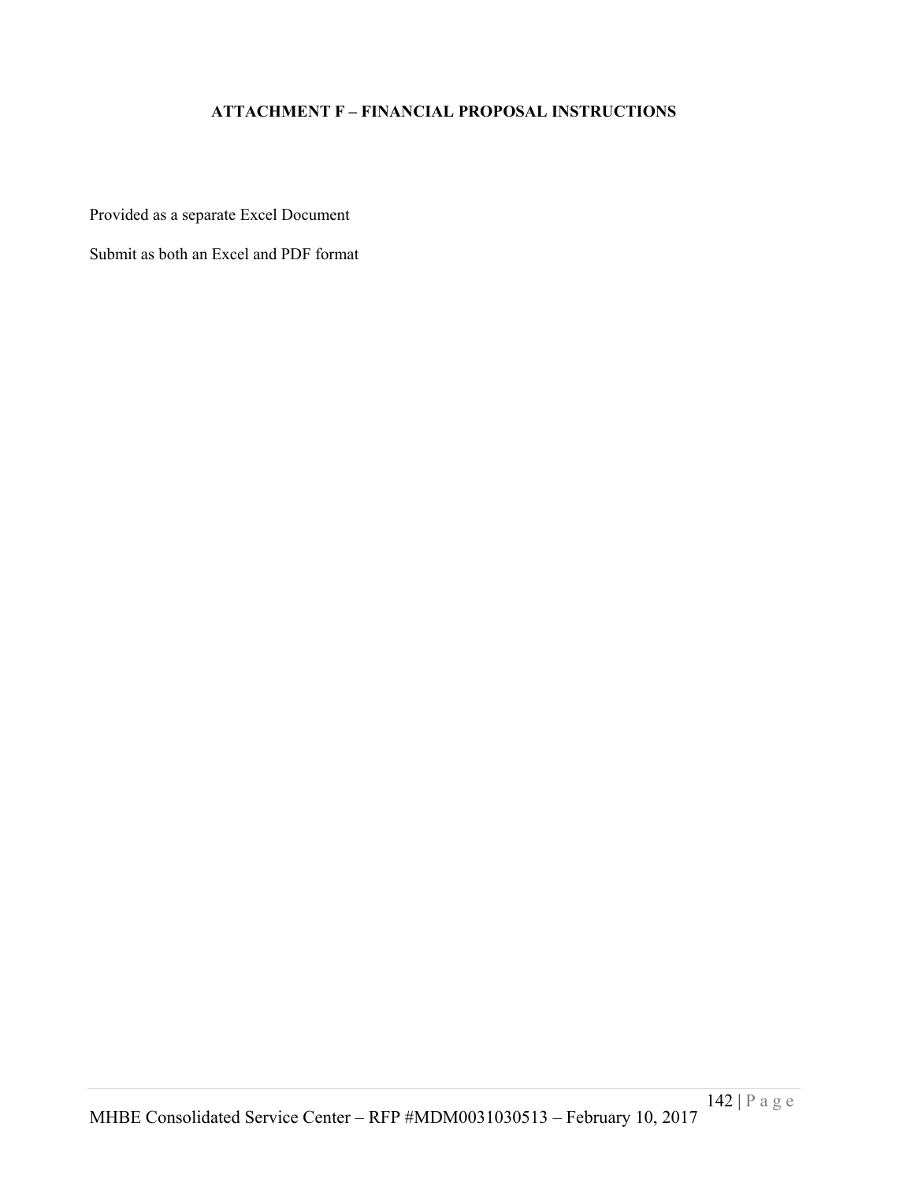## ATTACHMENT F – FINANCIAL PROPOSAL INSTRUCTIONS

Provided as a separate Excel Document

Submit as both an Excel and PDF format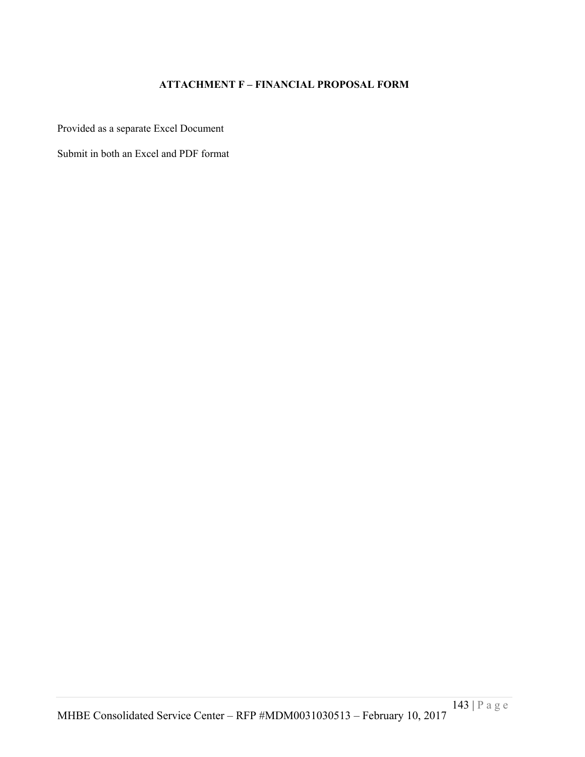## ATTACHMENT F – FINANCIAL PROPOSAL FORM

Provided as a separate Excel Document

Submit in both an Excel and PDF format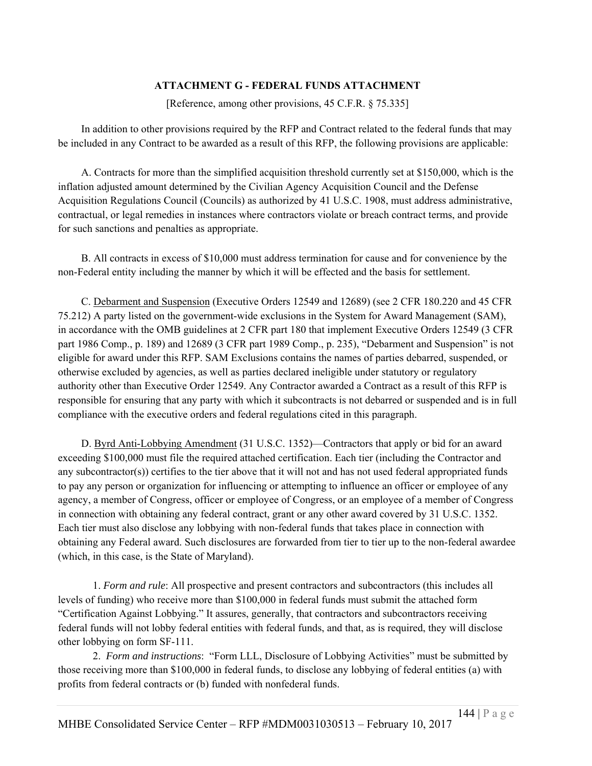## ATTACHMENT G - FEDERAL FUNDS ATTACHMENT

[Reference, among other provisions, 45 C.F.R. § 75.335]

In addition to other provisions required by the RFP and Contract related to the federal funds that may be included in any Contract to be awarded as a result of this RFP, the following provisions are applicable:

A. Contracts for more than the simplified acquisition threshold currently set at $150,000, which is the inflation adjusted amount determined by the Civilian Agency Acquisition Council and the Defense Acquisition Regulations Council (Councils) as authorized by 41 U.S.C. 1908, must address administrative, contractual, or legal remedies in instances where contractors violate or breach contract terms, and provide for such sanctions and penalties as appropriate.

B. All contracts in excess of $10,000 must address termination for cause and for convenience by the non-Federal entity including the manner by which it will be effected and the basis for settlement.

C. Debarment and Suspension (Executive Orders 12549 and 12689) (see 2 CFR 180.220 and 45 CFR 75.212) A party listed on the government-wide exclusions in the System for Award Management (SAM), in accordance with the OMB guidelines at 2 CFR part 180 that implement Executive Orders 12549 (3 CFR part 1986 Comp., p. 189) and 12689 (3 CFR part 1989 Comp., p. 235), "Debarment and Suspension" is not eligible for award under this RFP. SAM Exclusions contains the names of parties debarred, suspended, or otherwise excluded by agencies, as well as parties declared ineligible under statutory or regulatory authority other than Executive Order 12549. Any Contractor awarded a Contract as a result of this RFP is responsible for ensuring that any party with which it subcontracts is not debarred or suspended and is in full compliance with the executive orders and federal regulations cited in this paragraph.

D. Byrd Anti-Lobbying Amendment (31 U.S.C. 1352)—Contractors that apply or bid for an award exceeding $100,000 must file the required attached certification. Each tier (including the Contractor and any subcontractor(s)) certifies to the tier above that it will not and has not used federal appropriated funds to pay any person or organization for influencing or attempting to influence an officer or employee of any agency, a member of Congress, officer or employee of Congress, or an employee of a member of Congress in connection with obtaining any federal contract, grant or any other award covered by 31 U.S.C. 1352. Each tier must also disclose any lobbying with non-federal funds that takes place in connection with obtaining any Federal award. Such disclosures are forwarded from tier to tier up to the non-federal awardee (which, in this case, is the State of Maryland).

1. *Form and rule*: All prospective and present contractors and subcontractors (this includes all levels of funding) who receive more than $100,000 in federal funds must submit the attached form "Certification Against Lobbying." It assures, generally, that contractors and subcontractors receiving federal funds will not lobby federal entities with federal funds, and that, as is required, they will disclose other lobbying on form SF-111.

2. *Form and instructions*: "Form LLL, Disclosure of Lobbying Activities" must be submitted by those receiving more than $100,000 in federal funds, to disclose any lobbying of federal entities (a) with profits from federal contracts or (b) funded with nonfederal funds.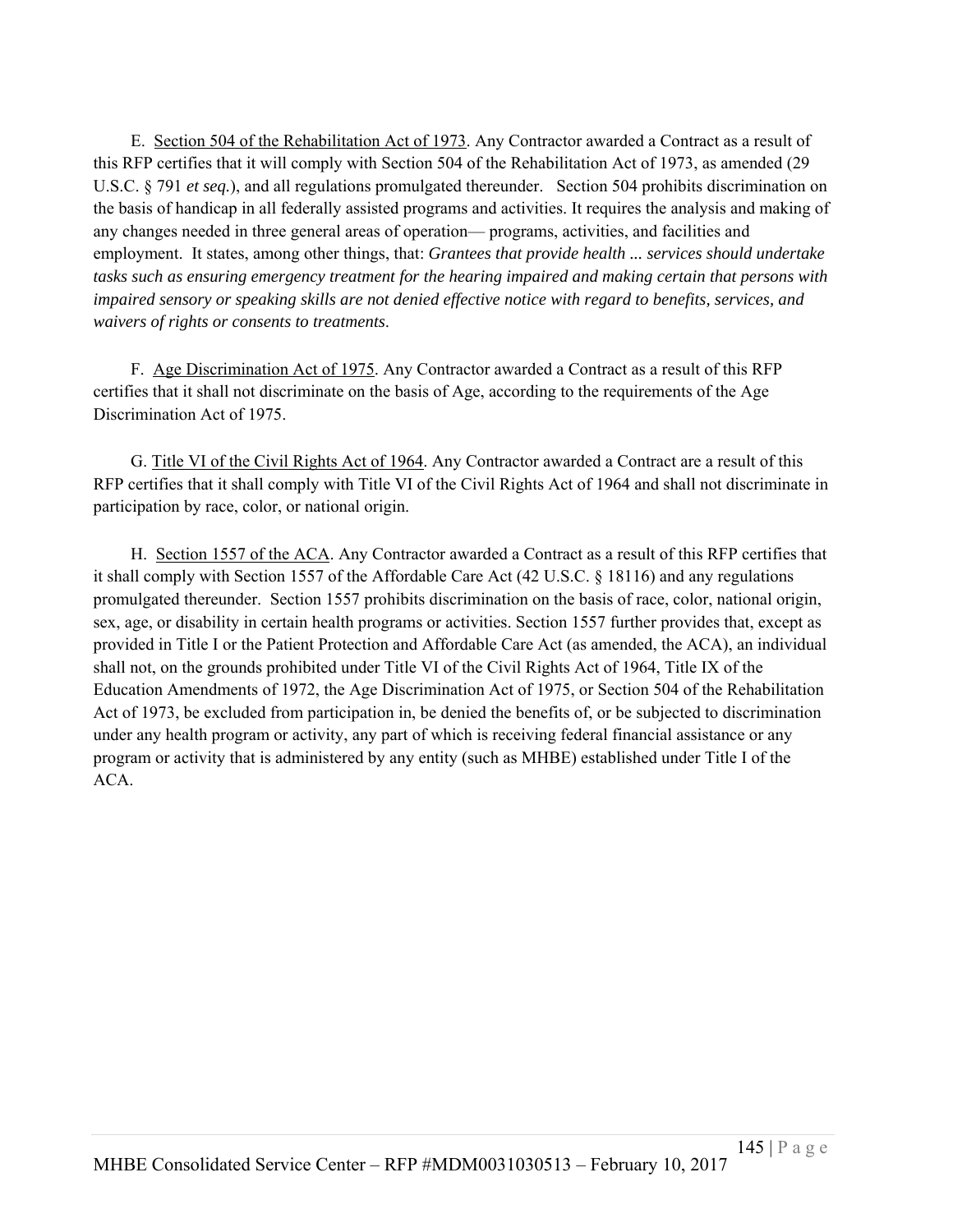E. <u>Section 504 of the Rehabilitation Act of 1973</u>. Any Contractor awarded a Contract as a result of this RFP certifies that it will comply with Section 504 of the Rehabilitation Act of 1973, as amended (29 U.S.C. § 791 *et seq.*), and all regulations promulgated thereunder. Section 504 prohibits discrimination on the basis of handicap in all federally assisted programs and activities. It requires the analysis and making of any changes needed in three general areas of operation— programs, activities, and facilities and employment. It states, among other things, that: *Grantees that provide health ... services should undertake tasks such as ensuring emergency treatment for the hearing impaired and making certain that persons with impaired sensory or speaking skills are not denied effective notice with regard to benefits, services, and waivers of rights or consents to treatments*.

F. <u>Age Discrimination Act of 1975</u>. Any Contractor awarded a Contract as a result of this RFP certifies that it shall not discriminate on the basis of Age, according to the requirements of the Age Discrimination Act of 1975.

G. <u>Title VI of the Civil Rights Act of 1964</u>. Any Contractor awarded a Contract are a result of this RFP certifies that it shall comply with Title VI of the Civil Rights Act of 1964 and shall not discriminate in participation by race, color, or national origin.

H. <u>Section 1557 of the ACA</u>. Any Contractor awarded a Contract as a result of this RFP certifies that it shall comply with Section 1557 of the Affordable Care Act (42 U.S.C. § 18116) and any regulations promulgated thereunder. Section 1557 prohibits discrimination on the basis of race, color, national origin, sex, age, or disability in certain health programs or activities. Section 1557 further provides that, except as provided in Title I or the Patient Protection and Affordable Care Act (as amended, the ACA), an individual shall not, on the grounds prohibited under Title VI of the Civil Rights Act of 1964, Title IX of the Education Amendments of 1972, the Age Discrimination Act of 1975, or Section 504 of the Rehabilitation Act of 1973, be excluded from participation in, be denied the benefits of, or be subjected to discrimination under any health program or activity, any part of which is receiving federal financial assistance or any program or activity that is administered by any entity (such as MHBE) established under Title I of the ACA.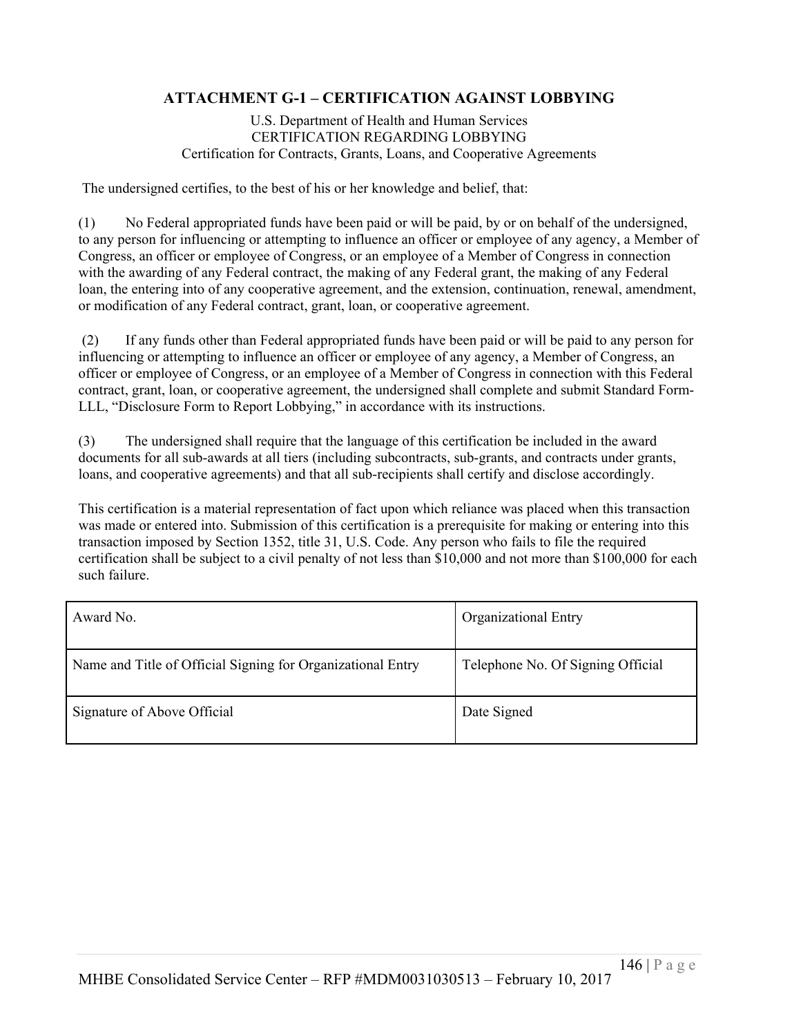## ATTACHMENT G-1 – CERTIFICATION AGAINST LOBBYING

U.S. Department of Health and Human Services
CERTIFICATION REGARDING LOBBYING
Certification for Contracts, Grants, Loans, and Cooperative Agreements

The undersigned certifies, to the best of his or her knowledge and belief, that:

(1) No Federal appropriated funds have been paid or will be paid, by or on behalf of the undersigned, to any person for influencing or attempting to influence an officer or employee of any agency, a Member of Congress, an officer or employee of Congress, or an employee of a Member of Congress in connection with the awarding of any Federal contract, the making of any Federal grant, the making of any Federal loan, the entering into of any cooperative agreement, and the extension, continuation, renewal, amendment, or modification of any Federal contract, grant, loan, or cooperative agreement.

(2) If any funds other than Federal appropriated funds have been paid or will be paid to any person for influencing or attempting to influence an officer or employee of any agency, a Member of Congress, an officer or employee of Congress, or an employee of a Member of Congress in connection with this Federal contract, grant, loan, or cooperative agreement, the undersigned shall complete and submit Standard Form-LLL, "Disclosure Form to Report Lobbying," in accordance with its instructions.

(3) The undersigned shall require that the language of this certification be included in the award documents for all sub-awards at all tiers (including subcontracts, sub-grants, and contracts under grants, loans, and cooperative agreements) and that all sub-recipients shall certify and disclose accordingly.

This certification is a material representation of fact upon which reliance was placed when this transaction was made or entered into. Submission of this certification is a prerequisite for making or entering into this transaction imposed by Section 1352, title 31, U.S. Code. Any person who fails to file the required certification shall be subject to a civil penalty of not less than $10,000 and not more than $100,000 for each such failure.

| Award No. | Organizational Entry |
|---|---|
| Name and Title of Official Signing for Organizational Entry | Telephone No. Of Signing Official |
| Signature of Above Official | Date Signed |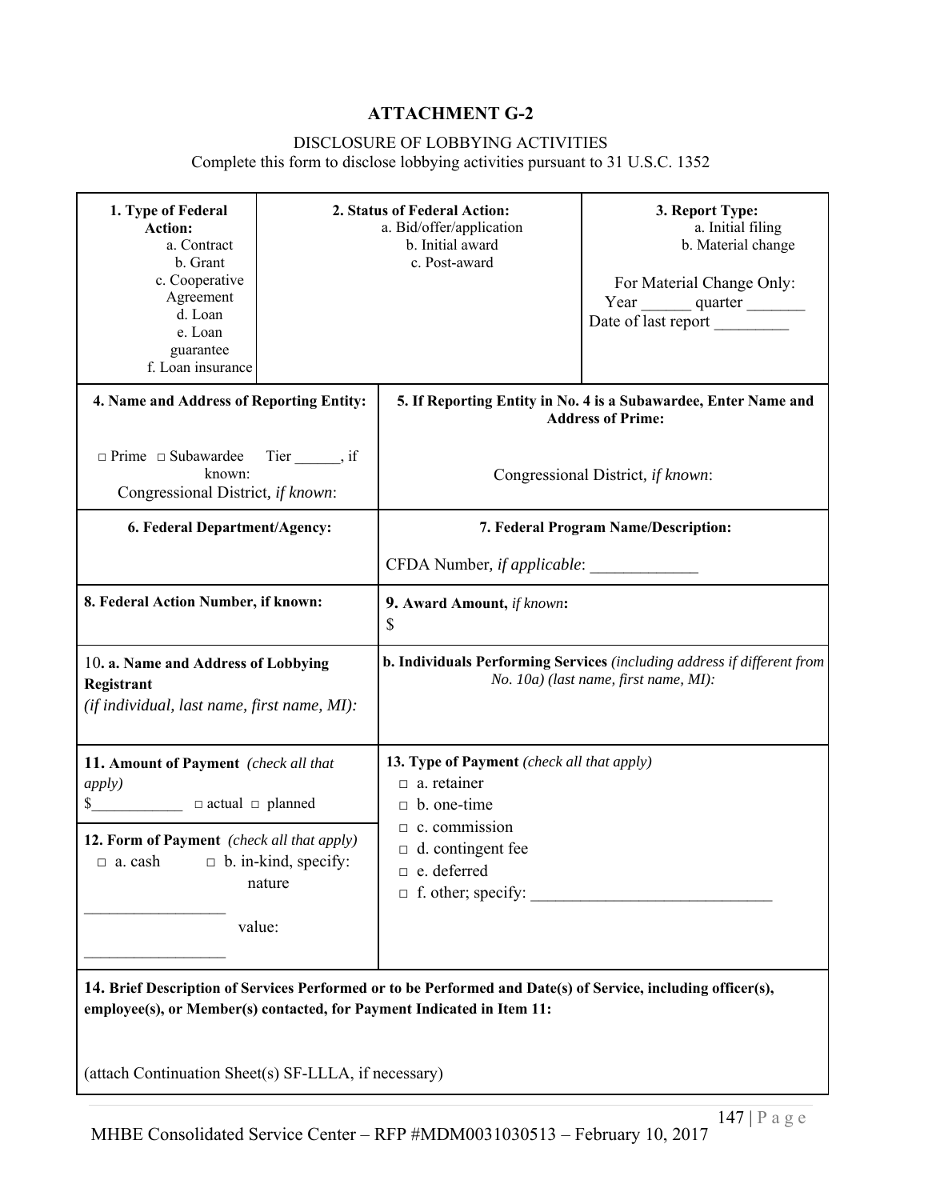# ATTACHMENT G-2

DISCLOSURE OF LOBBYING ACTIVITIES
Complete this form to disclose lobbying activities pursuant to 31 U.S.C. 1352

| **1. Type of Federal Action:** a. Contract b. Grant c. Cooperative Agreement d. Loan e. Loan guarantee f. Loan insurance | **2. Status of Federal Action:** a. Bid/offer/application b. Initial award c. Post-award | **3. Report Type:** a. Initial filing b. Material change<br><br>For Material Change Only: Year ______ quarter _______ Date of last report _________ |
|---|---|---|

| | |
|---|---|
| **4. Name and Address of Reporting Entity:**<br><br>□ Prime □ Subawardee Tier ______, if known:<br>Congressional District, *if known*: | **5. If Reporting Entity in No. 4 is a Subawardee, Enter Name and Address of Prime:**<br><br>Congressional District, *if known*: |
| **6. Federal Department/Agency:** | **7. Federal Program Name/Description:**<br><br>CFDA Number, *if applicable*: _____________ |
| **8. Federal Action Number, if known:** | **9. Award Amount,** ***if known*****:**<br>$ |
| 10**. a. Name and Address of Lobbying Registrant**<br>*(if individual, last name, first name, MI):* | **b. Individuals Performing Services** *(including address if different from No. 10a) (last name, first name, MI):* |
| **11. Amount of Payment** *(check all that apply)*<br>$____________ □ actual □ planned<br><br>**12. Form of Payment** *(check all that apply)*<br>□ a. cash □ b. in-kind, specify: nature _________________ value: _________________ | **13. Type of Payment** *(check all that apply)*<br>□ a. retainer<br>□ b. one-time<br>□ c. commission<br>□ d. contingent fee<br>□ e. deferred<br>□ f. other; specify: _____________________________ |

**14. Brief Description of Services Performed or to be Performed and Date(s) of Service, including officer(s), employee(s), or Member(s) contacted, for Payment Indicated in Item 11:**

(attach Continuation Sheet(s) SF-LLLA, if necessary)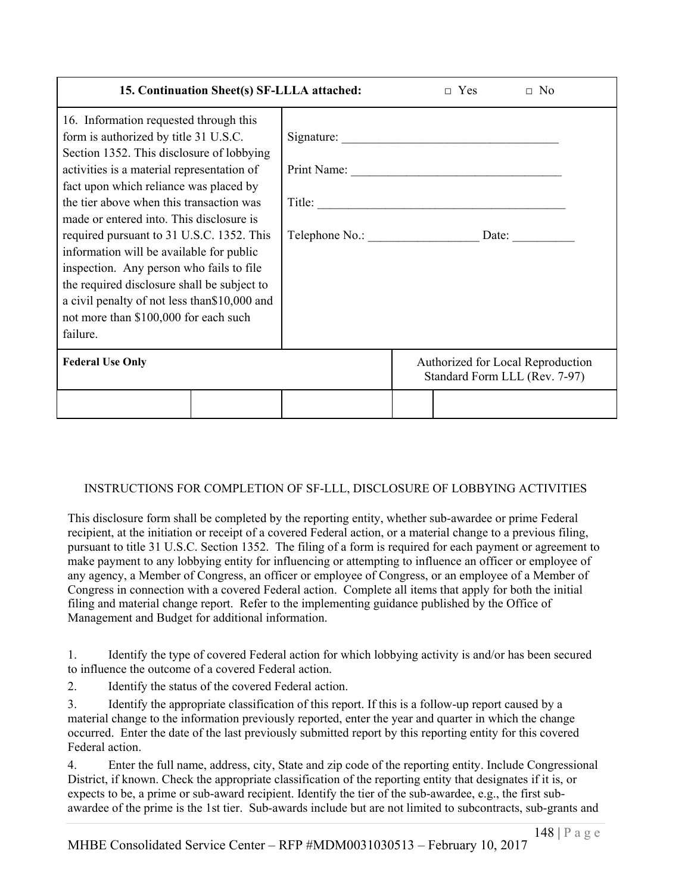| **15. Continuation Sheet(s) SF-LLLA attached:** | | □ Yes □ No | |
|---|---|---|---|
| 16. Information requested through this form is authorized by title 31 U.S.C. Section 1352. This disclosure of lobbying activities is a material representation of fact upon which reliance was placed by the tier above when this transaction was made or entered into. This disclosure is required pursuant to 31 U.S.C. 1352. This information will be available for public inspection. Any person who fails to file the required disclosure shall be subject to a civil penalty of not less than$10,000 and not more than $100,000 for each such failure. | Signature: ___________________________________<br><br>Print Name: _________________________________<br><br>Title: ________________________________________<br><br>Telephone No.: __________________ Date: __________ | | |
| **Federal Use Only** | | Authorized for Local Reproduction<br>Standard Form LLL (Rev. 7-97) | |
| | | | |

INSTRUCTIONS FOR COMPLETION OF SF-LLL, DISCLOSURE OF LOBBYING ACTIVITIES

This disclosure form shall be completed by the reporting entity, whether sub-awardee or prime Federal recipient, at the initiation or receipt of a covered Federal action, or a material change to a previous filing, pursuant to title 31 U.S.C. Section 1352. The filing of a form is required for each payment or agreement to make payment to any lobbying entity for influencing or attempting to influence an officer or employee of any agency, a Member of Congress, an officer or employee of Congress, or an employee of a Member of Congress in connection with a covered Federal action. Complete all items that apply for both the initial filing and material change report. Refer to the implementing guidance published by the Office of Management and Budget for additional information.

1. Identify the type of covered Federal action for which lobbying activity is and/or has been secured to influence the outcome of a covered Federal action.
2. Identify the status of the covered Federal action.
3. Identify the appropriate classification of this report. If this is a follow-up report caused by a material change to the information previously reported, enter the year and quarter in which the change occurred. Enter the date of the last previously submitted report by this reporting entity for this covered Federal action.
4. Enter the full name, address, city, State and zip code of the reporting entity. Include Congressional District, if known. Check the appropriate classification of the reporting entity that designates if it is, or expects to be, a prime or sub-award recipient. Identify the tier of the sub-awardee, e.g., the first sub-awardee of the prime is the 1st tier. Sub-awards include but are not limited to subcontracts, sub-grants and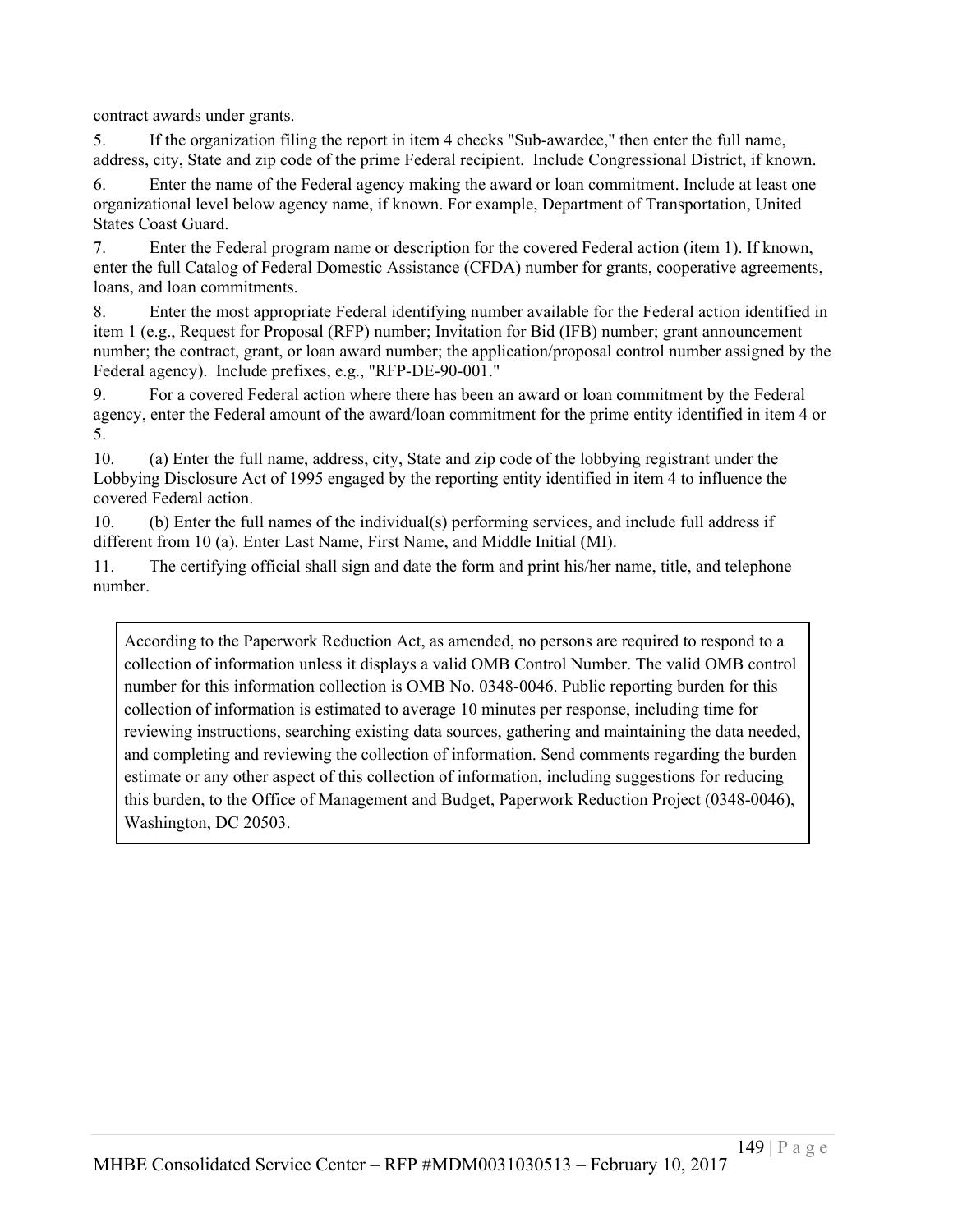contract awards under grants.

5. If the organization filing the report in item 4 checks "Sub-awardee," then enter the full name, address, city, State and zip code of the prime Federal recipient. Include Congressional District, if known.

6. Enter the name of the Federal agency making the award or loan commitment. Include at least one organizational level below agency name, if known. For example, Department of Transportation, United States Coast Guard.

7. Enter the Federal program name or description for the covered Federal action (item 1). If known, enter the full Catalog of Federal Domestic Assistance (CFDA) number for grants, cooperative agreements, loans, and loan commitments.

8. Enter the most appropriate Federal identifying number available for the Federal action identified in item 1 (e.g., Request for Proposal (RFP) number; Invitation for Bid (IFB) number; grant announcement number; the contract, grant, or loan award number; the application/proposal control number assigned by the Federal agency). Include prefixes, e.g., "RFP-DE-90-001."

9. For a covered Federal action where there has been an award or loan commitment by the Federal agency, enter the Federal amount of the award/loan commitment for the prime entity identified in item 4 or 5.

10. (a) Enter the full name, address, city, State and zip code of the lobbying registrant under the Lobbying Disclosure Act of 1995 engaged by the reporting entity identified in item 4 to influence the covered Federal action.

10. (b) Enter the full names of the individual(s) performing services, and include full address if different from 10 (a). Enter Last Name, First Name, and Middle Initial (MI).

11. The certifying official shall sign and date the form and print his/her name, title, and telephone number.

According to the Paperwork Reduction Act, as amended, no persons are required to respond to a collection of information unless it displays a valid OMB Control Number. The valid OMB control number for this information collection is OMB No. 0348-0046. Public reporting burden for this collection of information is estimated to average 10 minutes per response, including time for reviewing instructions, searching existing data sources, gathering and maintaining the data needed, and completing and reviewing the collection of information. Send comments regarding the burden estimate or any other aspect of this collection of information, including suggestions for reducing this burden, to the Office of Management and Budget, Paperwork Reduction Project (0348-0046), Washington, DC 20503.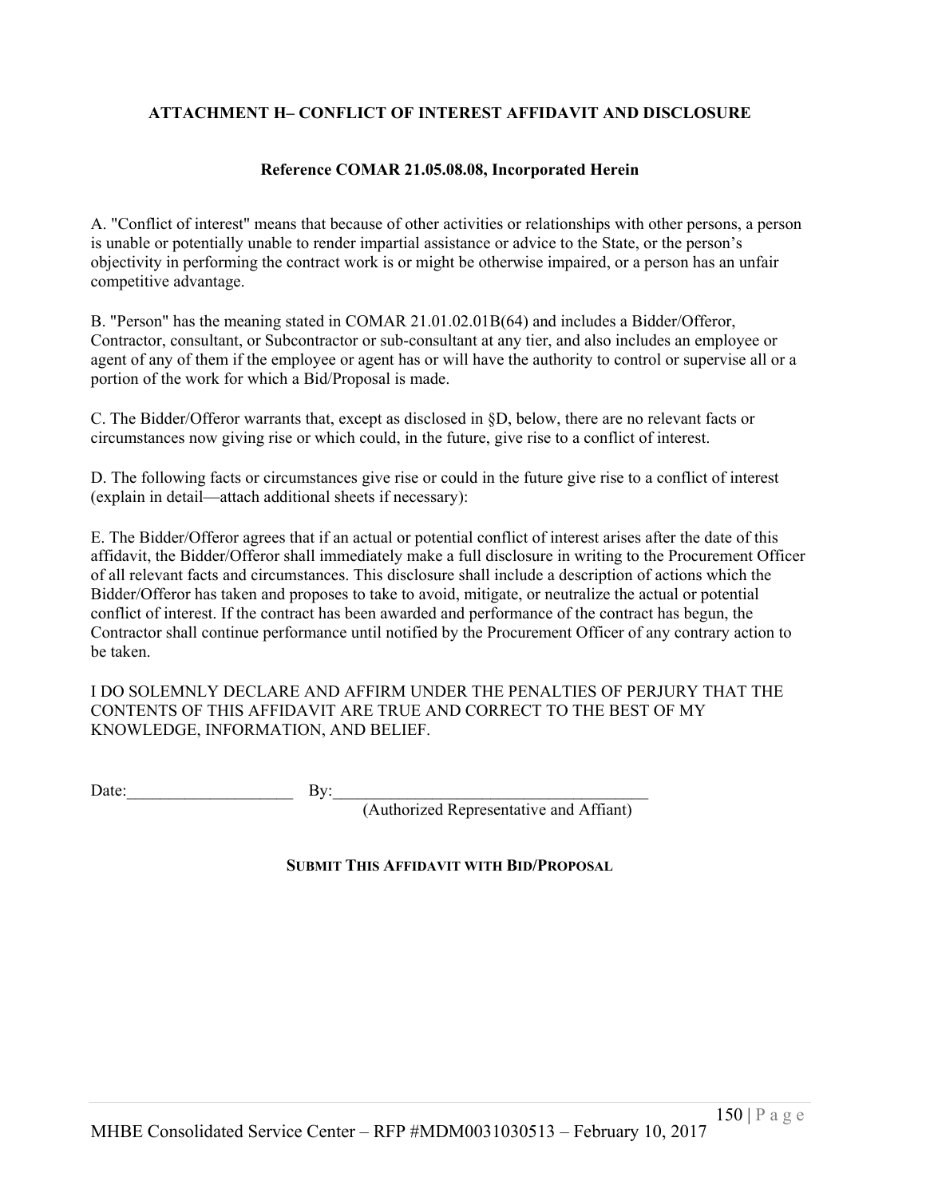## ATTACHMENT H– CONFLICT OF INTEREST AFFIDAVIT AND DISCLOSURE

### Reference COMAR 21.05.08.08, Incorporated Herein

A. "Conflict of interest" means that because of other activities or relationships with other persons, a person is unable or potentially unable to render impartial assistance or advice to the State, or the person's objectivity in performing the contract work is or might be otherwise impaired, or a person has an unfair competitive advantage.

B. "Person" has the meaning stated in COMAR 21.01.02.01B(64) and includes a Bidder/Offeror, Contractor, consultant, or Subcontractor or sub-consultant at any tier, and also includes an employee or agent of any of them if the employee or agent has or will have the authority to control or supervise all or a portion of the work for which a Bid/Proposal is made.

C. The Bidder/Offeror warrants that, except as disclosed in §D, below, there are no relevant facts or circumstances now giving rise or which could, in the future, give rise to a conflict of interest.

D. The following facts or circumstances give rise or could in the future give rise to a conflict of interest (explain in detail—attach additional sheets if necessary):

E. The Bidder/Offeror agrees that if an actual or potential conflict of interest arises after the date of this affidavit, the Bidder/Offeror shall immediately make a full disclosure in writing to the Procurement Officer of all relevant facts and circumstances. This disclosure shall include a description of actions which the Bidder/Offeror has taken and proposes to take to avoid, mitigate, or neutralize the actual or potential conflict of interest. If the contract has been awarded and performance of the contract has begun, the Contractor shall continue performance until notified by the Procurement Officer of any contrary action to be taken.

I DO SOLEMNLY DECLARE AND AFFIRM UNDER THE PENALTIES OF PERJURY THAT THE CONTENTS OF THIS AFFIDAVIT ARE TRUE AND CORRECT TO THE BEST OF MY KNOWLEDGE, INFORMATION, AND BELIEF.

Date:____________________ By:______________________________________
(Authorized Representative and Affiant)

**SUBMIT THIS AFFIDAVIT WITH BID/PROPOSAL**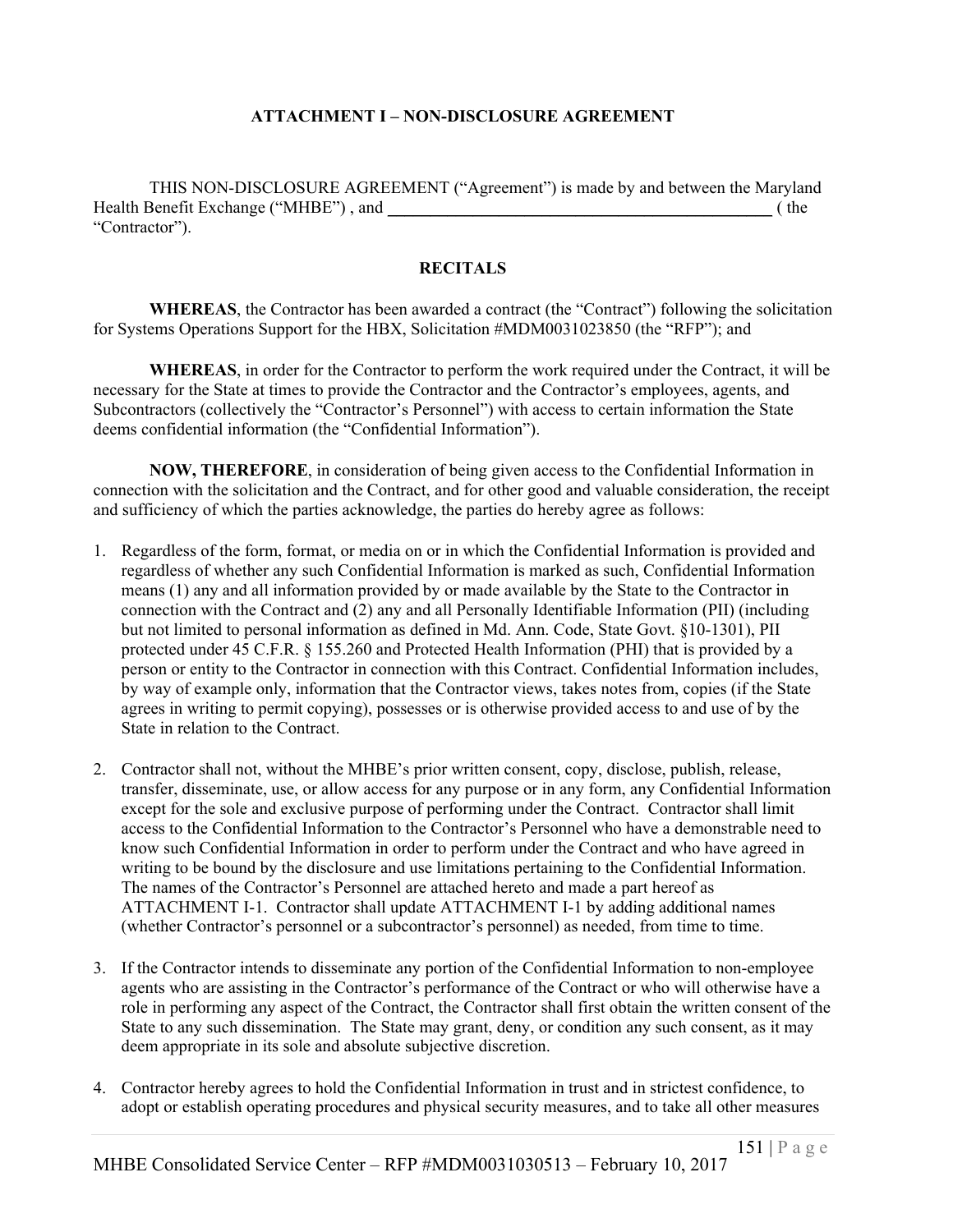## ATTACHMENT I – NON-DISCLOSURE AGREEMENT

THIS NON-DISCLOSURE AGREEMENT ("Agreement") is made by and between the Maryland Health Benefit Exchange ("MHBE") , and \_\_\_\_\_\_\_\_\_\_\_\_\_\_\_\_\_\_\_\_\_\_\_\_\_\_\_\_\_\_\_\_\_\_\_\_\_\_\_\_\_\_\_\_ ( the "Contractor").

### RECITALS

**WHEREAS**, the Contractor has been awarded a contract (the "Contract") following the solicitation for Systems Operations Support for the HBX, Solicitation #MDM0031023850 (the "RFP"); and

**WHEREAS**, in order for the Contractor to perform the work required under the Contract, it will be necessary for the State at times to provide the Contractor and the Contractor's employees, agents, and Subcontractors (collectively the "Contractor's Personnel") with access to certain information the State deems confidential information (the "Confidential Information").

**NOW, THEREFORE**, in consideration of being given access to the Confidential Information in connection with the solicitation and the Contract, and for other good and valuable consideration, the receipt and sufficiency of which the parties acknowledge, the parties do hereby agree as follows:

1. Regardless of the form, format, or media on or in which the Confidential Information is provided and regardless of whether any such Confidential Information is marked as such, Confidential Information means (1) any and all information provided by or made available by the State to the Contractor in connection with the Contract and (2) any and all Personally Identifiable Information (PII) (including but not limited to personal information as defined in Md. Ann. Code, State Govt. §10-1301), PII protected under 45 C.F.R. § 155.260 and Protected Health Information (PHI) that is provided by a person or entity to the Contractor in connection with this Contract. Confidential Information includes, by way of example only, information that the Contractor views, takes notes from, copies (if the State agrees in writing to permit copying), possesses or is otherwise provided access to and use of by the State in relation to the Contract.

2. Contractor shall not, without the MHBE's prior written consent, copy, disclose, publish, release, transfer, disseminate, use, or allow access for any purpose or in any form, any Confidential Information except for the sole and exclusive purpose of performing under the Contract. Contractor shall limit access to the Confidential Information to the Contractor's Personnel who have a demonstrable need to know such Confidential Information in order to perform under the Contract and who have agreed in writing to be bound by the disclosure and use limitations pertaining to the Confidential Information. The names of the Contractor's Personnel are attached hereto and made a part hereof as ATTACHMENT I-1. Contractor shall update ATTACHMENT I-1 by adding additional names (whether Contractor's personnel or a subcontractor's personnel) as needed, from time to time.

3. If the Contractor intends to disseminate any portion of the Confidential Information to non-employee agents who are assisting in the Contractor's performance of the Contract or who will otherwise have a role in performing any aspect of the Contract, the Contractor shall first obtain the written consent of the State to any such dissemination. The State may grant, deny, or condition any such consent, as it may deem appropriate in its sole and absolute subjective discretion.

4. Contractor hereby agrees to hold the Confidential Information in trust and in strictest confidence, to adopt or establish operating procedures and physical security measures, and to take all other measures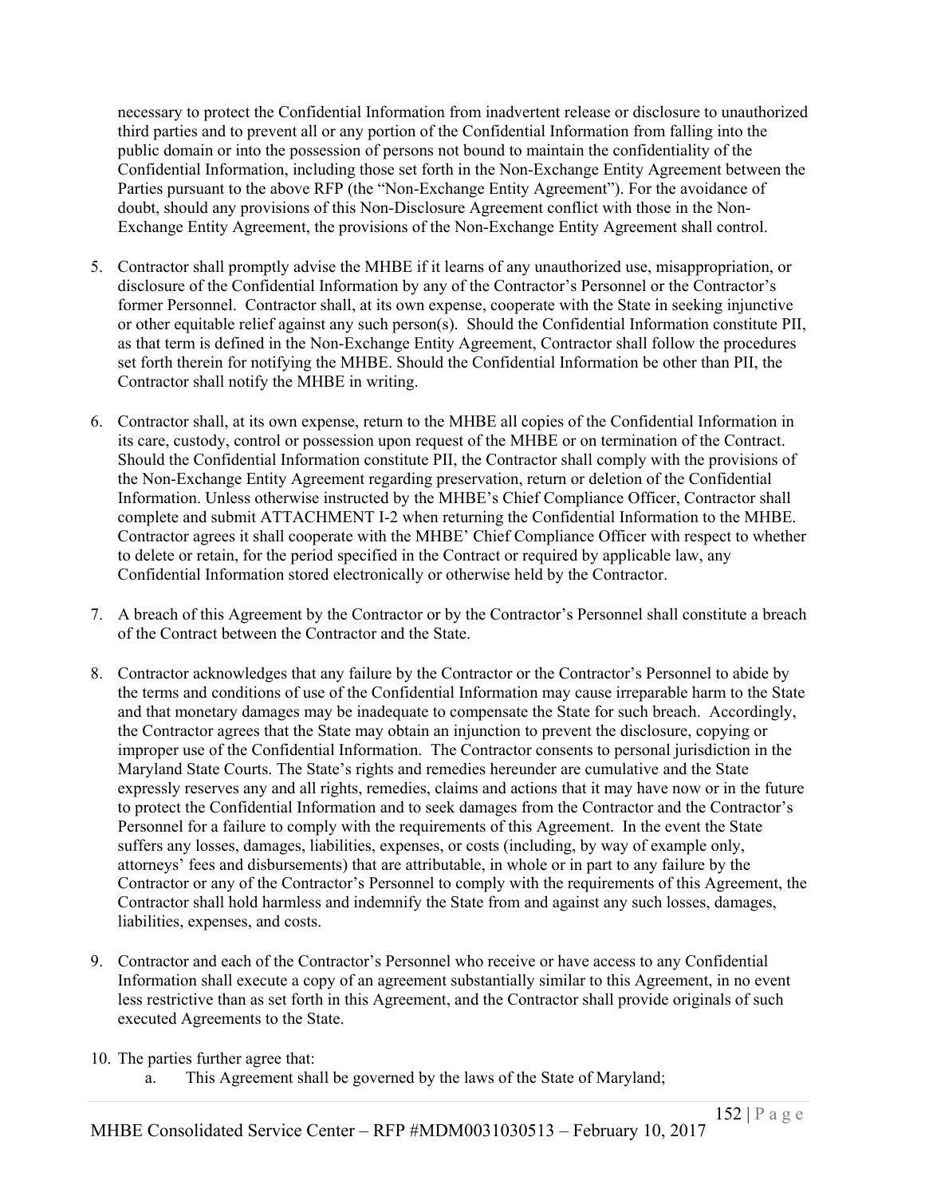necessary to protect the Confidential Information from inadvertent release or disclosure to unauthorized third parties and to prevent all or any portion of the Confidential Information from falling into the public domain or into the possession of persons not bound to maintain the confidentiality of the Confidential Information, including those set forth in the Non-Exchange Entity Agreement between the Parties pursuant to the above RFP (the "Non-Exchange Entity Agreement"). For the avoidance of doubt, should any provisions of this Non-Disclosure Agreement conflict with those in the Non-Exchange Entity Agreement, the provisions of the Non-Exchange Entity Agreement shall control.

5. Contractor shall promptly advise the MHBE if it learns of any unauthorized use, misappropriation, or disclosure of the Confidential Information by any of the Contractor's Personnel or the Contractor's former Personnel. Contractor shall, at its own expense, cooperate with the State in seeking injunctive or other equitable relief against any such person(s). Should the Confidential Information constitute PII, as that term is defined in the Non-Exchange Entity Agreement, Contractor shall follow the procedures set forth therein for notifying the MHBE. Should the Confidential Information be other than PII, the Contractor shall notify the MHBE in writing.

6. Contractor shall, at its own expense, return to the MHBE all copies of the Confidential Information in its care, custody, control or possession upon request of the MHBE or on termination of the Contract. Should the Confidential Information constitute PII, the Contractor shall comply with the provisions of the Non-Exchange Entity Agreement regarding preservation, return or deletion of the Confidential Information. Unless otherwise instructed by the MHBE's Chief Compliance Officer, Contractor shall complete and submit ATTACHMENT I-2 when returning the Confidential Information to the MHBE. Contractor agrees it shall cooperate with the MHBE' Chief Compliance Officer with respect to whether to delete or retain, for the period specified in the Contract or required by applicable law, any Confidential Information stored electronically or otherwise held by the Contractor.

7. A breach of this Agreement by the Contractor or by the Contractor's Personnel shall constitute a breach of the Contract between the Contractor and the State.

8. Contractor acknowledges that any failure by the Contractor or the Contractor's Personnel to abide by the terms and conditions of use of the Confidential Information may cause irreparable harm to the State and that monetary damages may be inadequate to compensate the State for such breach. Accordingly, the Contractor agrees that the State may obtain an injunction to prevent the disclosure, copying or improper use of the Confidential Information. The Contractor consents to personal jurisdiction in the Maryland State Courts. The State's rights and remedies hereunder are cumulative and the State expressly reserves any and all rights, remedies, claims and actions that it may have now or in the future to protect the Confidential Information and to seek damages from the Contractor and the Contractor's Personnel for a failure to comply with the requirements of this Agreement. In the event the State suffers any losses, damages, liabilities, expenses, or costs (including, by way of example only, attorneys' fees and disbursements) that are attributable, in whole or in part to any failure by the Contractor or any of the Contractor's Personnel to comply with the requirements of this Agreement, the Contractor shall hold harmless and indemnify the State from and against any such losses, damages, liabilities, expenses, and costs.

9. Contractor and each of the Contractor's Personnel who receive or have access to any Confidential Information shall execute a copy of an agreement substantially similar to this Agreement, in no event less restrictive than as set forth in this Agreement, and the Contractor shall provide originals of such executed Agreements to the State.

10. The parties further agree that:
    a. This Agreement shall be governed by the laws of the State of Maryland;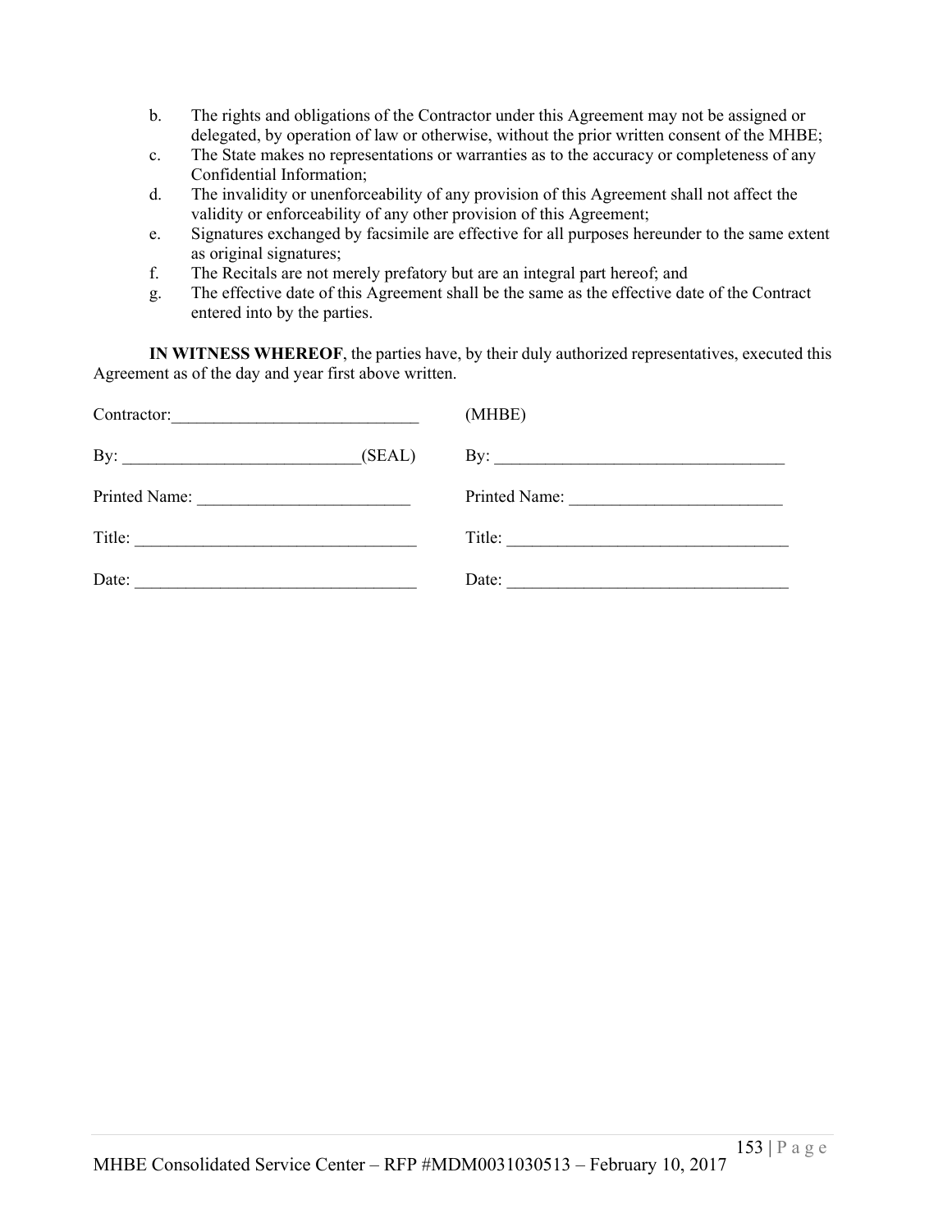b. The rights and obligations of the Contractor under this Agreement may not be assigned or delegated, by operation of law or otherwise, without the prior written consent of the MHBE;
c. The State makes no representations or warranties as to the accuracy or completeness of any Confidential Information;
d. The invalidity or unenforceability of any provision of this Agreement shall not affect the validity or enforceability of any other provision of this Agreement;
e. Signatures exchanged by facsimile are effective for all purposes hereunder to the same extent as original signatures;
f. The Recitals are not merely prefatory but are an integral part hereof; and
g. The effective date of this Agreement shall be the same as the effective date of the Contract entered into by the parties.

**IN WITNESS WHEREOF**, the parties have, by their duly authorized representatives, executed this Agreement as of the day and year first above written.

| | |
|---|---|
| Contractor:_____________________________ | (MHBE) |
| By: ____________________________(SEAL) | By: __________________________________ |
| Printed Name: _________________________ | Printed Name: _________________________ |
| Title: _________________________________ | Title: _________________________________ |
| Date: _________________________________ | Date: _________________________________ |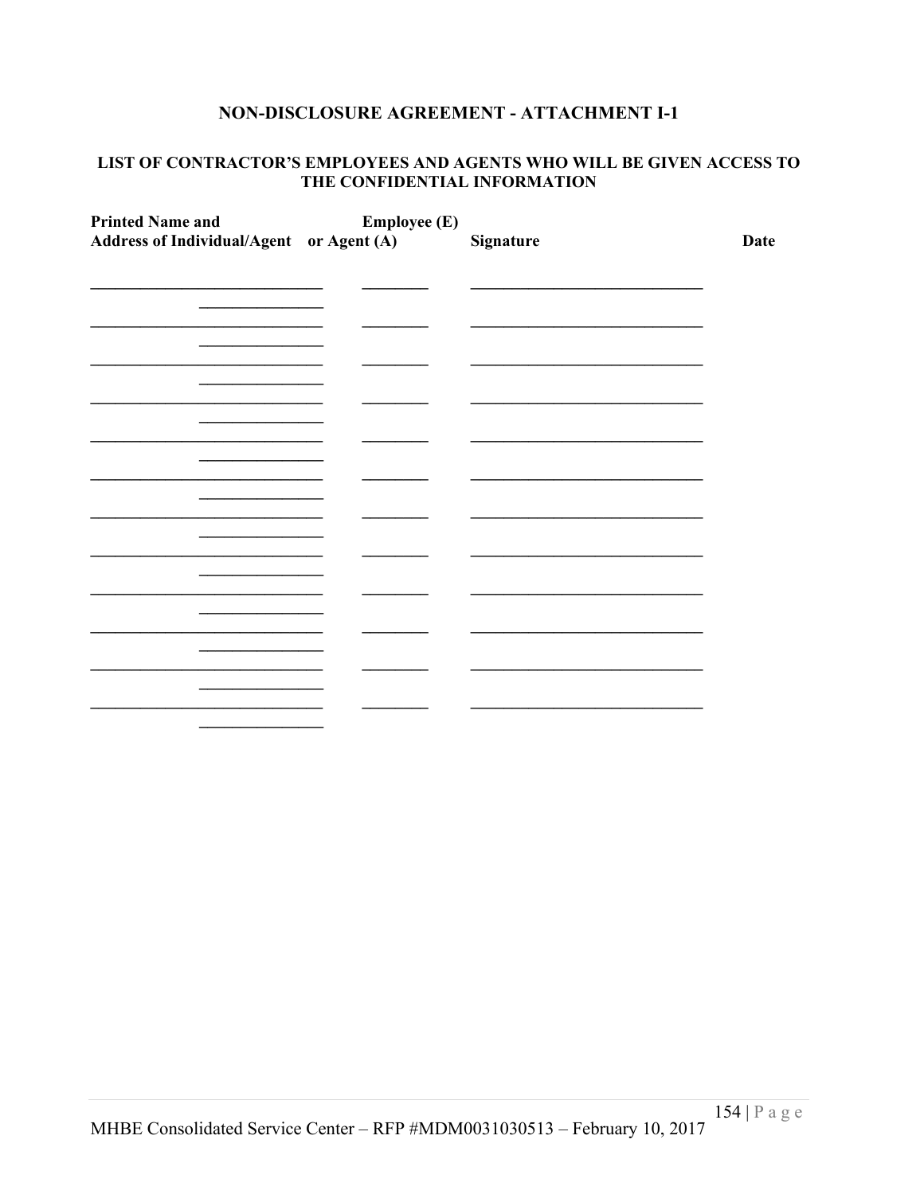## NON-DISCLOSURE AGREEMENT - ATTACHMENT I-1

### LIST OF CONTRACTOR'S EMPLOYEES AND AGENTS WHO WILL BE GIVEN ACCESS TO THE CONFIDENTIAL INFORMATION

| Printed Name and Address of Individual/Agent | Employee (E) or Agent (A) | Signature | Date |
|---|---|---|---|
| ______________________________ ________________ | ________ | ______________________________ | |
| ______________________________ ________________ | ________ | ______________________________ | |
| ______________________________ ________________ | ________ | ______________________________ | |
| ______________________________ ________________ | ________ | ______________________________ | |
| ______________________________ ________________ | ________ | ______________________________ | |
| ______________________________ ________________ | ________ | ______________________________ | |
| ______________________________ ________________ | ________ | ______________________________ | |
| ______________________________ ________________ | ________ | ______________________________ | |
| ______________________________ ________________ | ________ | ______________________________ | |
| ______________________________ ________________ | ________ | ______________________________ | |
| ______________________________ ________________ | ________ | ______________________________ | |
| ______________________________ ________________ | ________ | ______________________________ | |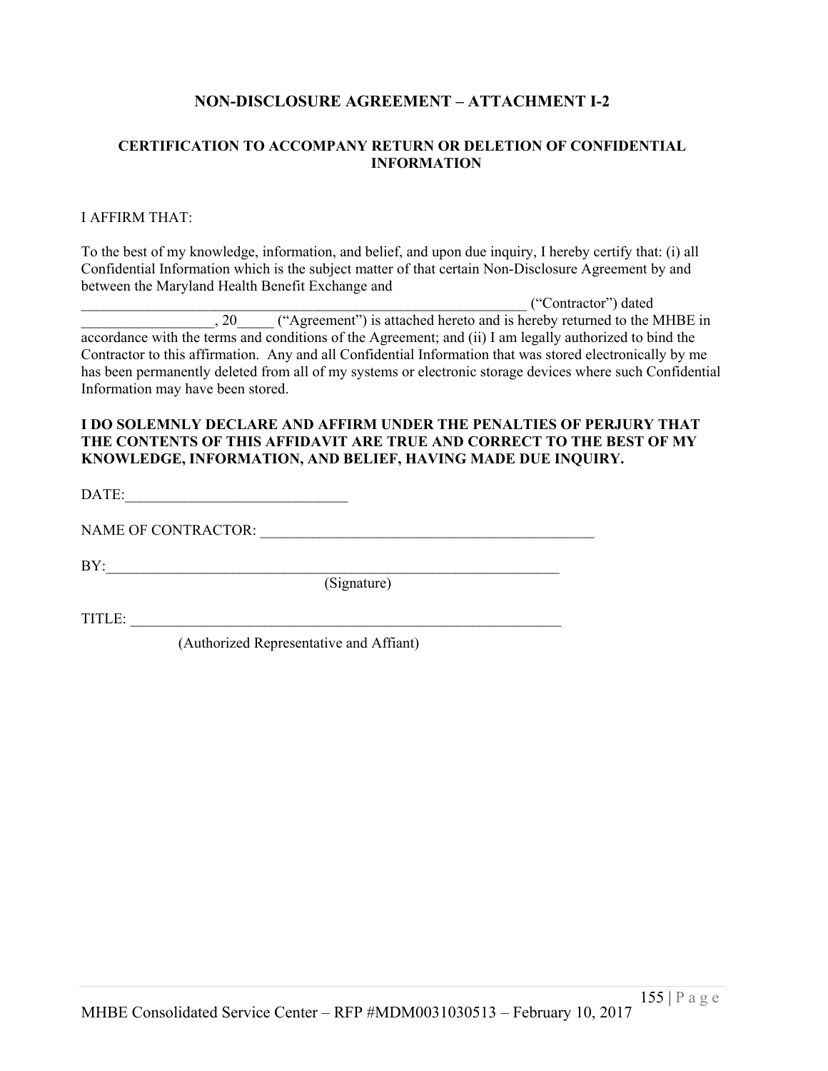## NON-DISCLOSURE AGREEMENT – ATTACHMENT I-2

### CERTIFICATION TO ACCOMPANY RETURN OR DELETION OF CONFIDENTIAL INFORMATION

I AFFIRM THAT:

To the best of my knowledge, information, and belief, and upon due inquiry, I hereby certify that: (i) all Confidential Information which is the subject matter of that certain Non-Disclosure Agreement by and between the Maryland Health Benefit Exchange and _______________________________________________________________ ("Contractor") dated __________________, 20_____ ("Agreement") is attached hereto and is hereby returned to the MHBE in accordance with the terms and conditions of the Agreement; and (ii) I am legally authorized to bind the Contractor to this affirmation. Any and all Confidential Information that was stored electronically by me has been permanently deleted from all of my systems or electronic storage devices where such Confidential Information may have been stored.

**I DO SOLEMNLY DECLARE AND AFFIRM UNDER THE PENALTIES OF PERJURY THAT THE CONTENTS OF THIS AFFIDAVIT ARE TRUE AND CORRECT TO THE BEST OF MY KNOWLEDGE, INFORMATION, AND BELIEF, HAVING MADE DUE INQUIRY.**

DATE:_____________________________

NAME OF CONTRACTOR: _____________________________________________

BY:_______________________________________________________________
(Signature)

TITLE: _______________________________________________________________
(Authorized Representative and Affiant)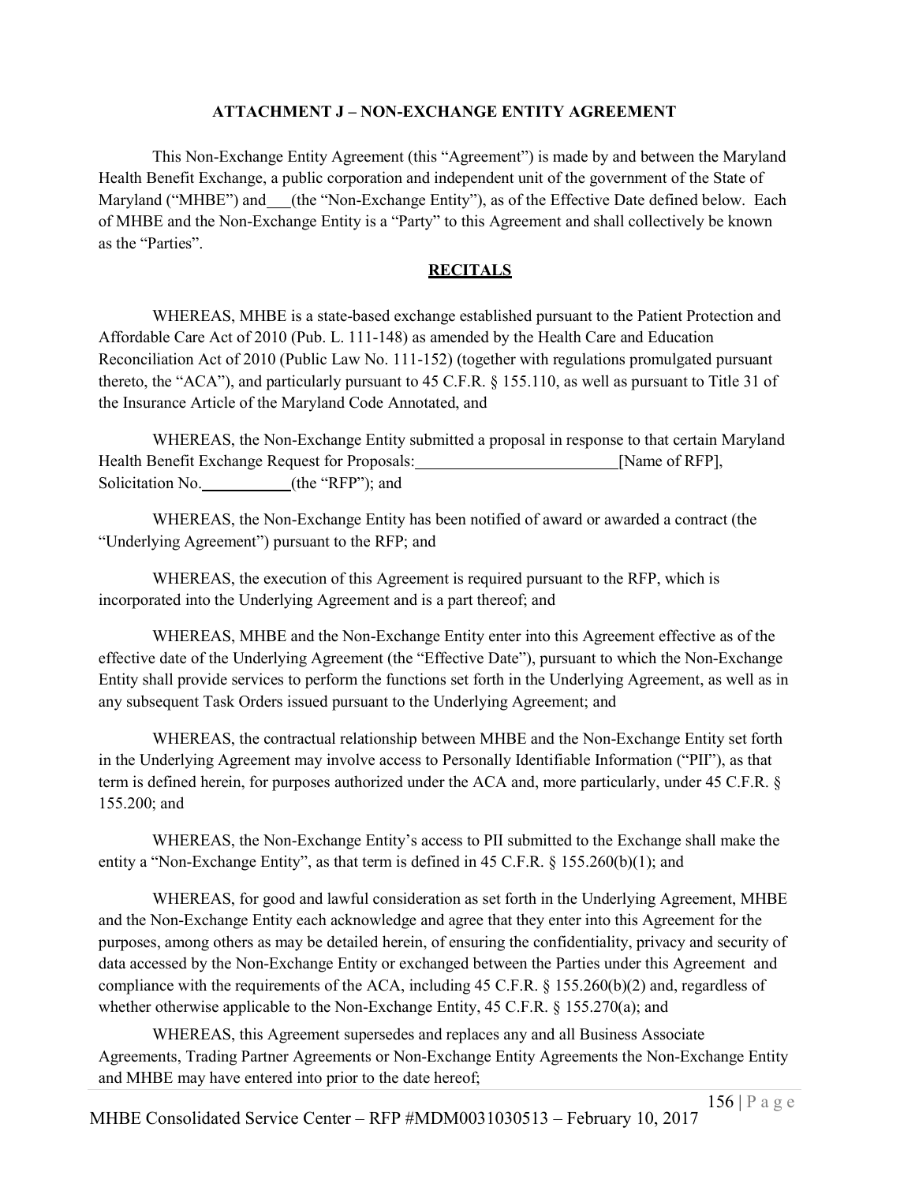# ATTACHMENT J – NON-EXCHANGE ENTITY AGREEMENT

This Non-Exchange Entity Agreement (this "Agreement") is made by and between the Maryland Health Benefit Exchange, a public corporation and independent unit of the government of the State of Maryland ("MHBE") and \_\_\_ (the "Non-Exchange Entity"), as of the Effective Date defined below. Each of MHBE and the Non-Exchange Entity is a "Party" to this Agreement and shall collectively be known as the "Parties".

## RECITALS

WHEREAS, MHBE is a state-based exchange established pursuant to the Patient Protection and Affordable Care Act of 2010 (Pub. L. 111-148) as amended by the Health Care and Education Reconciliation Act of 2010 (Public Law No. 111-152) (together with regulations promulgated pursuant thereto, the "ACA"), and particularly pursuant to 45 C.F.R. § 155.110, as well as pursuant to Title 31 of the Insurance Article of the Maryland Code Annotated, and

WHEREAS, the Non-Exchange Entity submitted a proposal in response to that certain Maryland Health Benefit Exchange Request for Proposals: \_\_\_\_\_\_\_\_\_\_\_\_\_\_\_\_\_\_\_\_\_\_\_\_\_ [Name of RFP], Solicitation No. \_\_\_\_\_\_\_\_\_\_\_ (the "RFP"); and

WHEREAS, the Non-Exchange Entity has been notified of award or awarded a contract (the "Underlying Agreement") pursuant to the RFP; and

WHEREAS, the execution of this Agreement is required pursuant to the RFP, which is incorporated into the Underlying Agreement and is a part thereof; and

WHEREAS, MHBE and the Non-Exchange Entity enter into this Agreement effective as of the effective date of the Underlying Agreement (the "Effective Date"), pursuant to which the Non-Exchange Entity shall provide services to perform the functions set forth in the Underlying Agreement, as well as in any subsequent Task Orders issued pursuant to the Underlying Agreement; and

WHEREAS, the contractual relationship between MHBE and the Non-Exchange Entity set forth in the Underlying Agreement may involve access to Personally Identifiable Information ("PII"), as that term is defined herein, for purposes authorized under the ACA and, more particularly, under 45 C.F.R. § 155.200; and

WHEREAS, the Non-Exchange Entity's access to PII submitted to the Exchange shall make the entity a "Non-Exchange Entity", as that term is defined in 45 C.F.R. § 155.260(b)(1); and

WHEREAS, for good and lawful consideration as set forth in the Underlying Agreement, MHBE and the Non-Exchange Entity each acknowledge and agree that they enter into this Agreement for the purposes, among others as may be detailed herein, of ensuring the confidentiality, privacy and security of data accessed by the Non-Exchange Entity or exchanged between the Parties under this Agreement and compliance with the requirements of the ACA, including 45 C.F.R. § 155.260(b)(2) and, regardless of whether otherwise applicable to the Non-Exchange Entity, 45 C.F.R. § 155.270(a); and

WHEREAS, this Agreement supersedes and replaces any and all Business Associate Agreements, Trading Partner Agreements or Non-Exchange Entity Agreements the Non-Exchange Entity and MHBE may have entered into prior to the date hereof;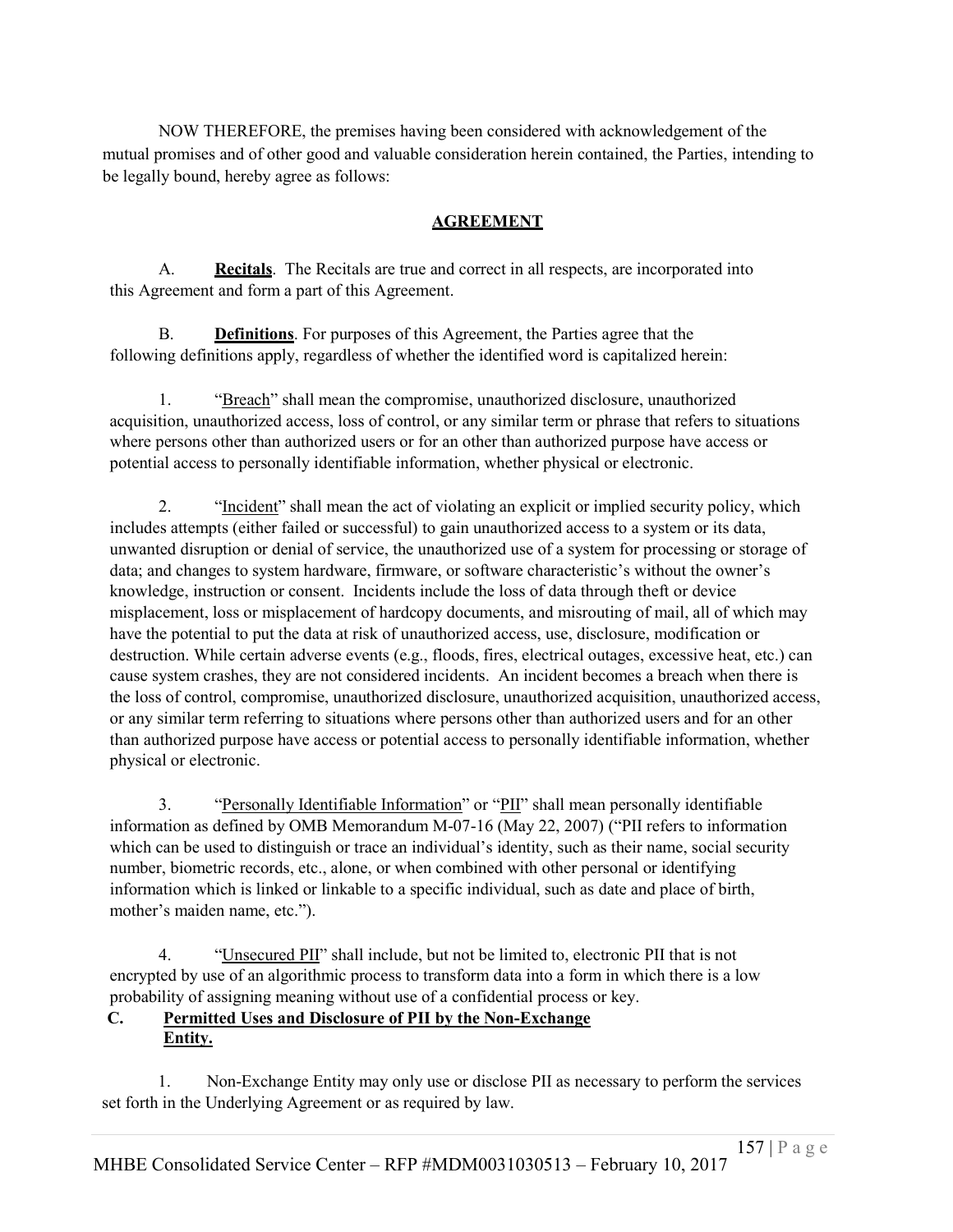NOW THEREFORE, the premises having been considered with acknowledgement of the mutual promises and of other good and valuable consideration herein contained, the Parties, intending to be legally bound, hereby agree as follows:

## AGREEMENT

A. **Recitals**. The Recitals are true and correct in all respects, are incorporated into this Agreement and form a part of this Agreement.

B. **Definitions**. For purposes of this Agreement, the Parties agree that the following definitions apply, regardless of whether the identified word is capitalized herein:

1. "Breach" shall mean the compromise, unauthorized disclosure, unauthorized acquisition, unauthorized access, loss of control, or any similar term or phrase that refers to situations where persons other than authorized users or for an other than authorized purpose have access or potential access to personally identifiable information, whether physical or electronic.

2. "Incident" shall mean the act of violating an explicit or implied security policy, which includes attempts (either failed or successful) to gain unauthorized access to a system or its data, unwanted disruption or denial of service, the unauthorized use of a system for processing or storage of data; and changes to system hardware, firmware, or software characteristic's without the owner's knowledge, instruction or consent. Incidents include the loss of data through theft or device misplacement, loss or misplacement of hardcopy documents, and misrouting of mail, all of which may have the potential to put the data at risk of unauthorized access, use, disclosure, modification or destruction. While certain adverse events (e.g., floods, fires, electrical outages, excessive heat, etc.) can cause system crashes, they are not considered incidents. An incident becomes a breach when there is the loss of control, compromise, unauthorized disclosure, unauthorized acquisition, unauthorized access, or any similar term referring to situations where persons other than authorized users and for an other than authorized purpose have access or potential access to personally identifiable information, whether physical or electronic.

3. "Personally Identifiable Information" or "PII" shall mean personally identifiable information as defined by OMB Memorandum M-07-16 (May 22, 2007) ("PII refers to information which can be used to distinguish or trace an individual's identity, such as their name, social security number, biometric records, etc., alone, or when combined with other personal or identifying information which is linked or linkable to a specific individual, such as date and place of birth, mother's maiden name, etc.").

4. "Unsecured PII" shall include, but not be limited to, electronic PII that is not encrypted by use of an algorithmic process to transform data into a form in which there is a low probability of assigning meaning without use of a confidential process or key.

**C. Permitted Uses and Disclosure of PII by the Non-Exchange Entity.**

1. Non-Exchange Entity may only use or disclose PII as necessary to perform the services set forth in the Underlying Agreement or as required by law.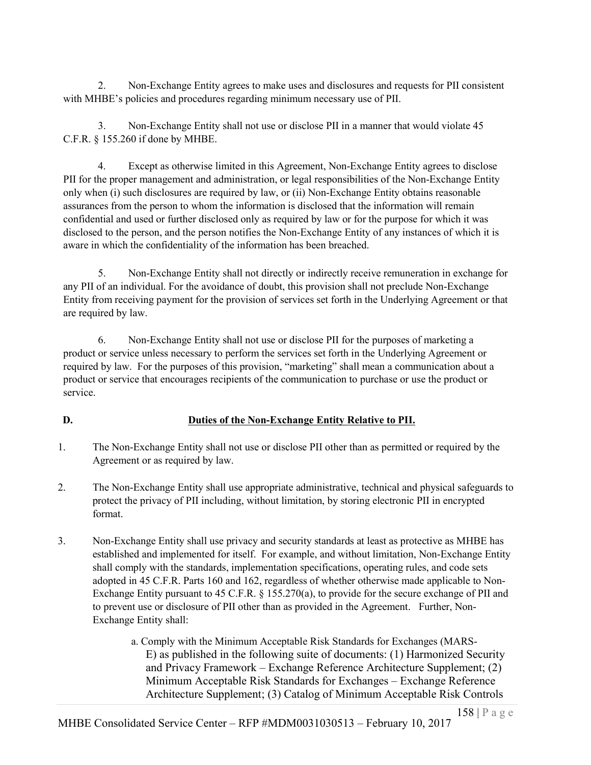2. Non-Exchange Entity agrees to make uses and disclosures and requests for PII consistent with MHBE's policies and procedures regarding minimum necessary use of PII.

3. Non-Exchange Entity shall not use or disclose PII in a manner that would violate 45 C.F.R. § 155.260 if done by MHBE.

4. Except as otherwise limited in this Agreement, Non-Exchange Entity agrees to disclose PII for the proper management and administration, or legal responsibilities of the Non-Exchange Entity only when (i) such disclosures are required by law, or (ii) Non-Exchange Entity obtains reasonable assurances from the person to whom the information is disclosed that the information will remain confidential and used or further disclosed only as required by law or for the purpose for which it was disclosed to the person, and the person notifies the Non-Exchange Entity of any instances of which it is aware in which the confidentiality of the information has been breached.

5. Non-Exchange Entity shall not directly or indirectly receive remuneration in exchange for any PII of an individual. For the avoidance of doubt, this provision shall not preclude Non-Exchange Entity from receiving payment for the provision of services set forth in the Underlying Agreement or that are required by law.

6. Non-Exchange Entity shall not use or disclose PII for the purposes of marketing a product or service unless necessary to perform the services set forth in the Underlying Agreement or required by law. For the purposes of this provision, "marketing" shall mean a communication about a product or service that encourages recipients of the communication to purchase or use the product or service.

**D. Duties of the Non-Exchange Entity Relative to PII.**

1. The Non-Exchange Entity shall not use or disclose PII other than as permitted or required by the Agreement or as required by law.

2. The Non-Exchange Entity shall use appropriate administrative, technical and physical safeguards to protect the privacy of PII including, without limitation, by storing electronic PII in encrypted format.

3. Non-Exchange Entity shall use privacy and security standards at least as protective as MHBE has established and implemented for itself. For example, and without limitation, Non-Exchange Entity shall comply with the standards, implementation specifications, operating rules, and code sets adopted in 45 C.F.R. Parts 160 and 162, regardless of whether otherwise made applicable to Non-Exchange Entity pursuant to 45 C.F.R. § 155.270(a), to provide for the secure exchange of PII and to prevent use or disclosure of PII other than as provided in the Agreement. Further, Non-Exchange Entity shall:

   a. Comply with the Minimum Acceptable Risk Standards for Exchanges (MARS-E) as published in the following suite of documents: (1) Harmonized Security and Privacy Framework – Exchange Reference Architecture Supplement; (2) Minimum Acceptable Risk Standards for Exchanges – Exchange Reference Architecture Supplement; (3) Catalog of Minimum Acceptable Risk Controls

MHBE Consolidated Service Center – RFP #MDM0031030513 – February 10, 2017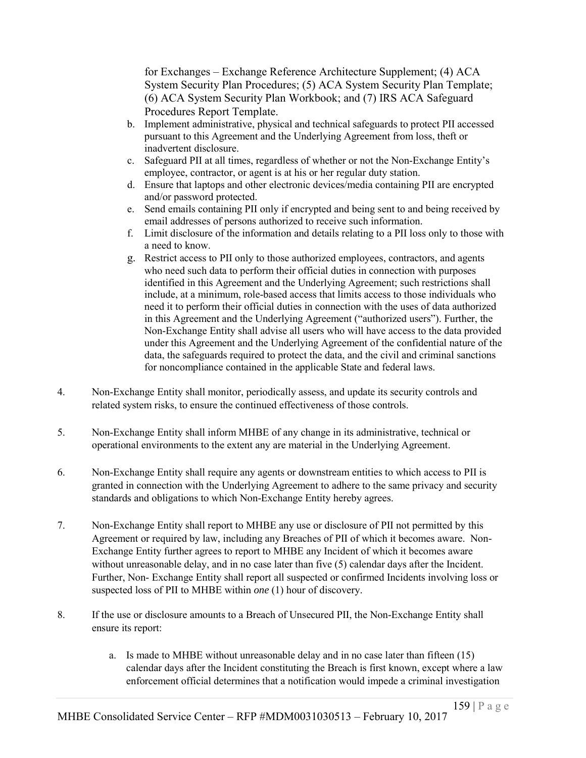for Exchanges – Exchange Reference Architecture Supplement; (4) ACA System Security Plan Procedures; (5) ACA System Security Plan Template; (6) ACA System Security Plan Workbook; and (7) IRS ACA Safeguard Procedures Report Template.

b. Implement administrative, physical and technical safeguards to protect PII accessed pursuant to this Agreement and the Underlying Agreement from loss, theft or inadvertent disclosure.
c. Safeguard PII at all times, regardless of whether or not the Non-Exchange Entity's employee, contractor, or agent is at his or her regular duty station.
d. Ensure that laptops and other electronic devices/media containing PII are encrypted and/or password protected.
e. Send emails containing PII only if encrypted and being sent to and being received by email addresses of persons authorized to receive such information.
f. Limit disclosure of the information and details relating to a PII loss only to those with a need to know.
g. Restrict access to PII only to those authorized employees, contractors, and agents who need such data to perform their official duties in connection with purposes identified in this Agreement and the Underlying Agreement; such restrictions shall include, at a minimum, role-based access that limits access to those individuals who need it to perform their official duties in connection with the uses of data authorized in this Agreement and the Underlying Agreement ("authorized users"). Further, the Non-Exchange Entity shall advise all users who will have access to the data provided under this Agreement and the Underlying Agreement of the confidential nature of the data, the safeguards required to protect the data, and the civil and criminal sanctions for noncompliance contained in the applicable State and federal laws.

4. Non-Exchange Entity shall monitor, periodically assess, and update its security controls and related system risks, to ensure the continued effectiveness of those controls.

5. Non-Exchange Entity shall inform MHBE of any change in its administrative, technical or operational environments to the extent any are material in the Underlying Agreement.

6. Non-Exchange Entity shall require any agents or downstream entities to which access to PII is granted in connection with the Underlying Agreement to adhere to the same privacy and security standards and obligations to which Non-Exchange Entity hereby agrees.

7. Non-Exchange Entity shall report to MHBE any use or disclosure of PII not permitted by this Agreement or required by law, including any Breaches of PII of which it becomes aware. Non-Exchange Entity further agrees to report to MHBE any Incident of which it becomes aware without unreasonable delay, and in no case later than five (5) calendar days after the Incident. Further, Non- Exchange Entity shall report all suspected or confirmed Incidents involving loss or suspected loss of PII to MHBE within *one* (1) hour of discovery.

8. If the use or disclosure amounts to a Breach of Unsecured PII, the Non-Exchange Entity shall ensure its report:

    a. Is made to MHBE without unreasonable delay and in no case later than fifteen (15) calendar days after the Incident constituting the Breach is first known, except where a law enforcement official determines that a notification would impede a criminal investigation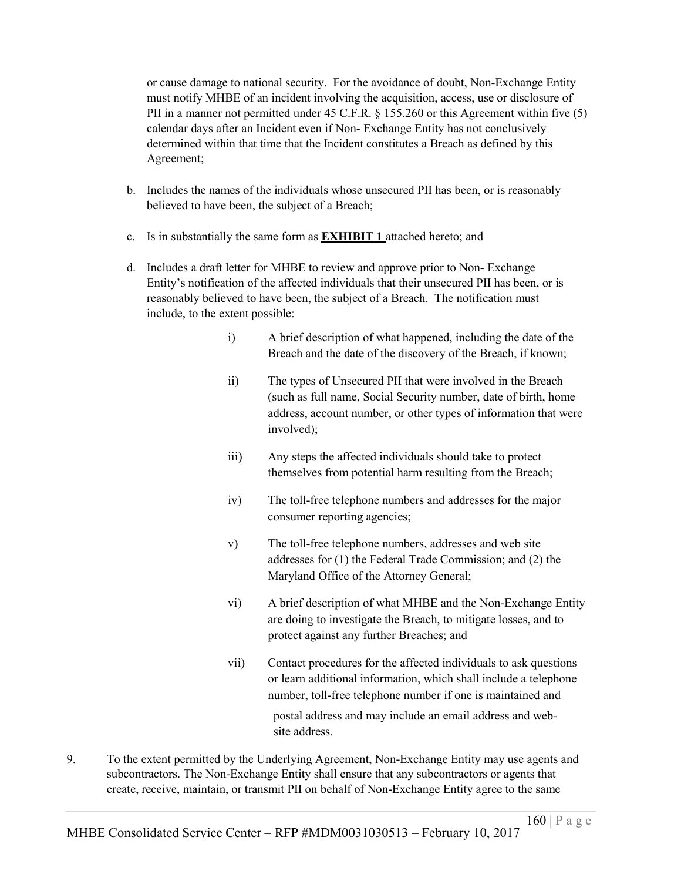or cause damage to national security. For the avoidance of doubt, Non-Exchange Entity must notify MHBE of an incident involving the acquisition, access, use or disclosure of PII in a manner not permitted under 45 C.F.R. § 155.260 or this Agreement within five (5) calendar days after an Incident even if Non- Exchange Entity has not conclusively determined within that time that the Incident constitutes a Breach as defined by this Agreement;

b. Includes the names of the individuals whose unsecured PII has been, or is reasonably believed to have been, the subject of a Breach;

c. Is in substantially the same form as **EXHIBIT 1** attached hereto; and

d. Includes a draft letter for MHBE to review and approve prior to Non- Exchange Entity's notification of the affected individuals that their unsecured PII has been, or is reasonably believed to have been, the subject of a Breach. The notification must include, to the extent possible:

   i) A brief description of what happened, including the date of the Breach and the date of the discovery of the Breach, if known;

   ii) The types of Unsecured PII that were involved in the Breach (such as full name, Social Security number, date of birth, home address, account number, or other types of information that were involved);

   iii) Any steps the affected individuals should take to protect themselves from potential harm resulting from the Breach;

   iv) The toll-free telephone numbers and addresses for the major consumer reporting agencies;

   v) The toll-free telephone numbers, addresses and web site addresses for (1) the Federal Trade Commission; and (2) the Maryland Office of the Attorney General;

   vi) A brief description of what MHBE and the Non-Exchange Entity are doing to investigate the Breach, to mitigate losses, and to protect against any further Breaches; and

   vii) Contact procedures for the affected individuals to ask questions or learn additional information, which shall include a telephone number, toll-free telephone number if one is maintained and postal address and may include an email address and web-site address.

9. To the extent permitted by the Underlying Agreement, Non-Exchange Entity may use agents and subcontractors. The Non-Exchange Entity shall ensure that any subcontractors or agents that create, receive, maintain, or transmit PII on behalf of Non-Exchange Entity agree to the same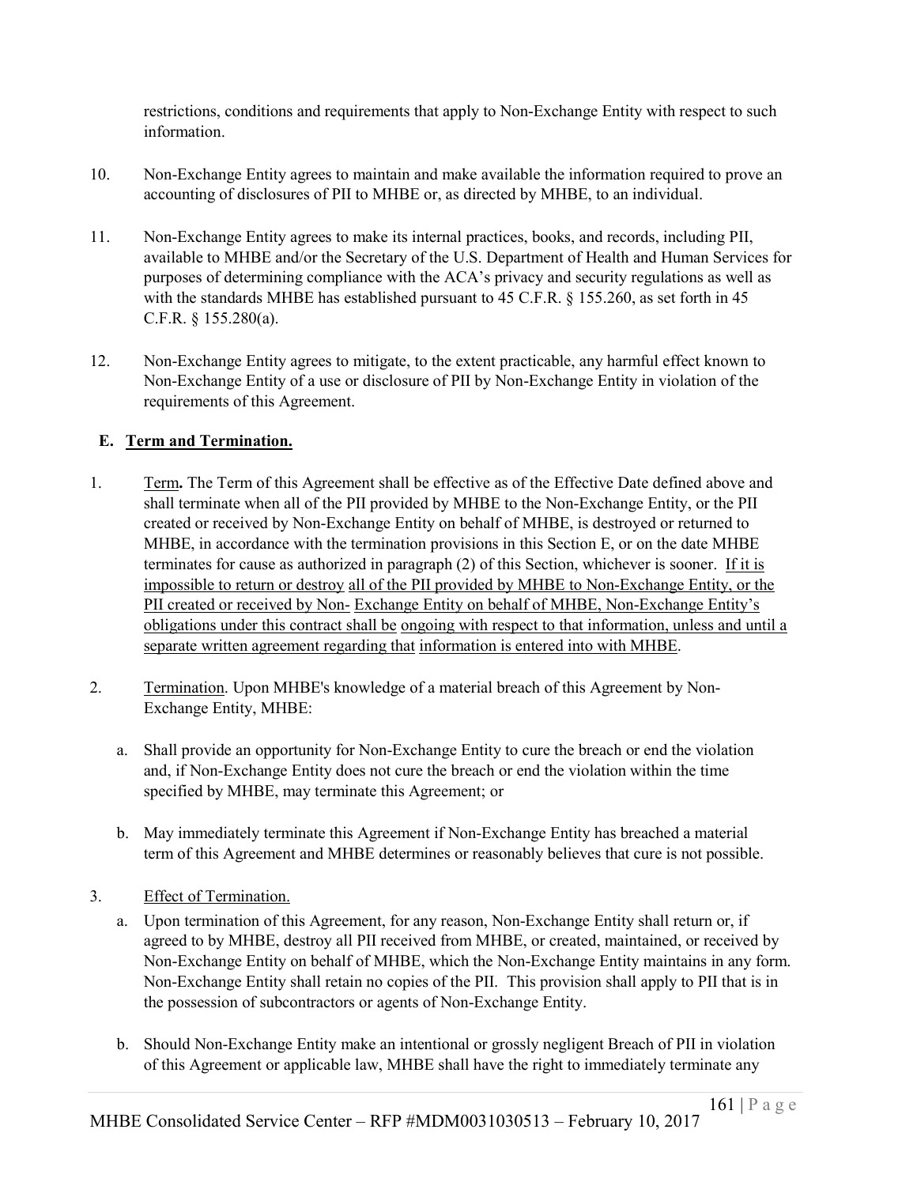restrictions, conditions and requirements that apply to Non-Exchange Entity with respect to such information.

10. Non-Exchange Entity agrees to maintain and make available the information required to prove an accounting of disclosures of PII to MHBE or, as directed by MHBE, to an individual.

11. Non-Exchange Entity agrees to make its internal practices, books, and records, including PII, available to MHBE and/or the Secretary of the U.S. Department of Health and Human Services for purposes of determining compliance with the ACA's privacy and security regulations as well as with the standards MHBE has established pursuant to 45 C.F.R. § 155.260, as set forth in 45 C.F.R. § 155.280(a).

12. Non-Exchange Entity agrees to mitigate, to the extent practicable, any harmful effect known to Non-Exchange Entity of a use or disclosure of PII by Non-Exchange Entity in violation of the requirements of this Agreement.

**E. Term and Termination.**

1. Term**.** The Term of this Agreement shall be effective as of the Effective Date defined above and shall terminate when all of the PII provided by MHBE to the Non-Exchange Entity, or the PII created or received by Non-Exchange Entity on behalf of MHBE, is destroyed or returned to MHBE, in accordance with the termination provisions in this Section E, or on the date MHBE terminates for cause as authorized in paragraph (2) of this Section, whichever is sooner. If it is impossible to return or destroy all of the PII provided by MHBE to Non-Exchange Entity, or the PII created or received by Non- Exchange Entity on behalf of MHBE, Non-Exchange Entity's obligations under this contract shall be ongoing with respect to that information, unless and until a separate written agreement regarding that information is entered into with MHBE.

2. Termination. Upon MHBE's knowledge of a material breach of this Agreement by Non-Exchange Entity, MHBE:

   a. Shall provide an opportunity for Non-Exchange Entity to cure the breach or end the violation and, if Non-Exchange Entity does not cure the breach or end the violation within the time specified by MHBE, may terminate this Agreement; or

   b. May immediately terminate this Agreement if Non-Exchange Entity has breached a material term of this Agreement and MHBE determines or reasonably believes that cure is not possible.

3. Effect of Termination.

   a. Upon termination of this Agreement, for any reason, Non-Exchange Entity shall return or, if agreed to by MHBE, destroy all PII received from MHBE, or created, maintained, or received by Non-Exchange Entity on behalf of MHBE, which the Non-Exchange Entity maintains in any form. Non-Exchange Entity shall retain no copies of the PII. This provision shall apply to PII that is in the possession of subcontractors or agents of Non-Exchange Entity.

   b. Should Non-Exchange Entity make an intentional or grossly negligent Breach of PII in violation of this Agreement or applicable law, MHBE shall have the right to immediately terminate any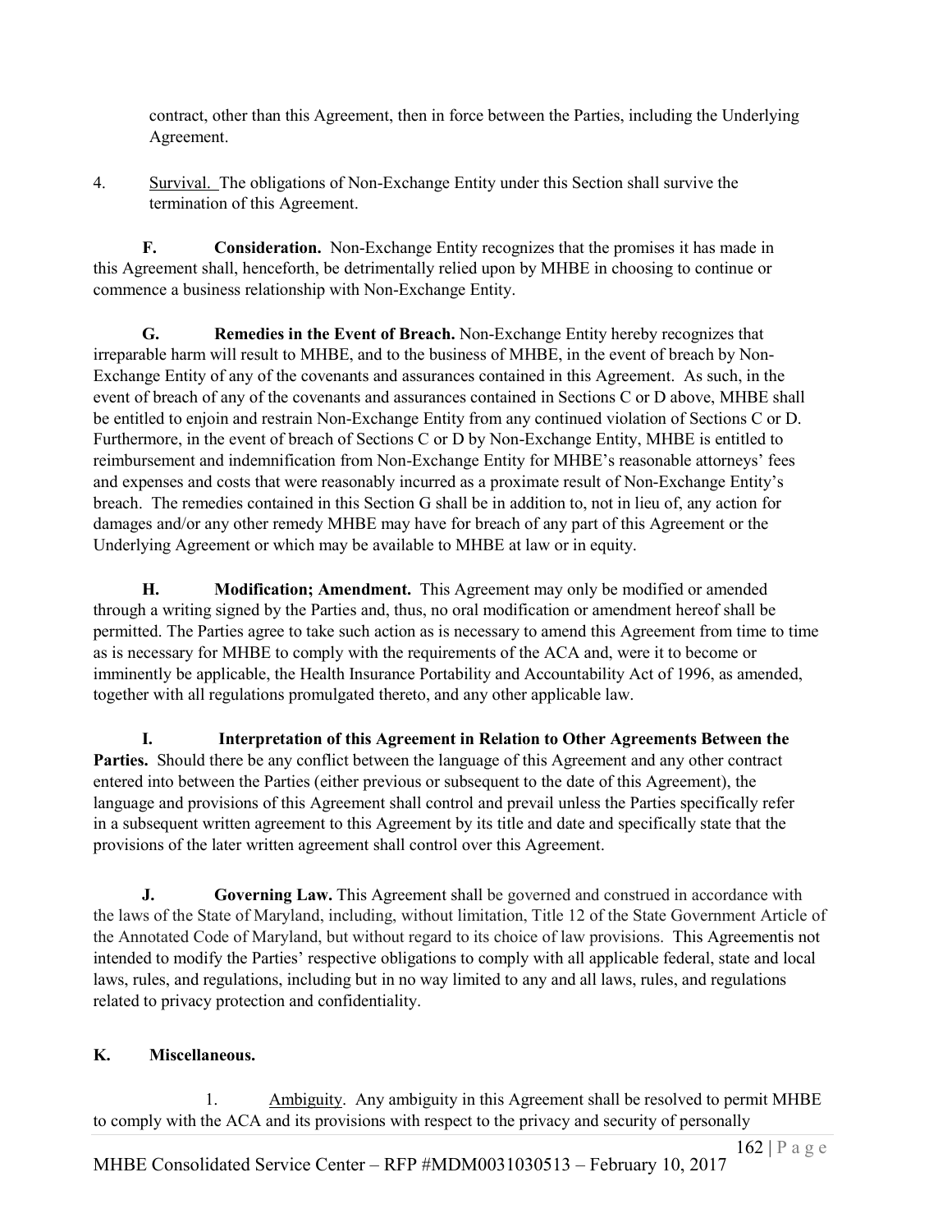contract, other than this Agreement, then in force between the Parties, including the Underlying Agreement.

4. Survival. The obligations of Non-Exchange Entity under this Section shall survive the termination of this Agreement.

**F. Consideration.** Non-Exchange Entity recognizes that the promises it has made in this Agreement shall, henceforth, be detrimentally relied upon by MHBE in choosing to continue or commence a business relationship with Non-Exchange Entity.

**G. Remedies in the Event of Breach.** Non-Exchange Entity hereby recognizes that irreparable harm will result to MHBE, and to the business of MHBE, in the event of breach by Non-Exchange Entity of any of the covenants and assurances contained in this Agreement. As such, in the event of breach of any of the covenants and assurances contained in Sections C or D above, MHBE shall be entitled to enjoin and restrain Non-Exchange Entity from any continued violation of Sections C or D. Furthermore, in the event of breach of Sections C or D by Non-Exchange Entity, MHBE is entitled to reimbursement and indemnification from Non-Exchange Entity for MHBE's reasonable attorneys' fees and expenses and costs that were reasonably incurred as a proximate result of Non-Exchange Entity's breach. The remedies contained in this Section G shall be in addition to, not in lieu of, any action for damages and/or any other remedy MHBE may have for breach of any part of this Agreement or the Underlying Agreement or which may be available to MHBE at law or in equity.

**H. Modification; Amendment.** This Agreement may only be modified or amended through a writing signed by the Parties and, thus, no oral modification or amendment hereof shall be permitted. The Parties agree to take such action as is necessary to amend this Agreement from time to time as is necessary for MHBE to comply with the requirements of the ACA and, were it to become or imminently be applicable, the Health Insurance Portability and Accountability Act of 1996, as amended, together with all regulations promulgated thereto, and any other applicable law.

**I. Interpretation of this Agreement in Relation to Other Agreements Between the Parties.** Should there be any conflict between the language of this Agreement and any other contract entered into between the Parties (either previous or subsequent to the date of this Agreement), the language and provisions of this Agreement shall control and prevail unless the Parties specifically refer in a subsequent written agreement to this Agreement by its title and date and specifically state that the provisions of the later written agreement shall control over this Agreement.

**J. Governing Law.** This Agreement shall be governed and construed in accordance with the laws of the State of Maryland, including, without limitation, Title 12 of the State Government Article of the Annotated Code of Maryland, but without regard to its choice of law provisions. This Agreementis not intended to modify the Parties' respective obligations to comply with all applicable federal, state and local laws, rules, and regulations, including but in no way limited to any and all laws, rules, and regulations related to privacy protection and confidentiality.

**K. Miscellaneous.**

1. Ambiguity. Any ambiguity in this Agreement shall be resolved to permit MHBE to comply with the ACA and its provisions with respect to the privacy and security of personally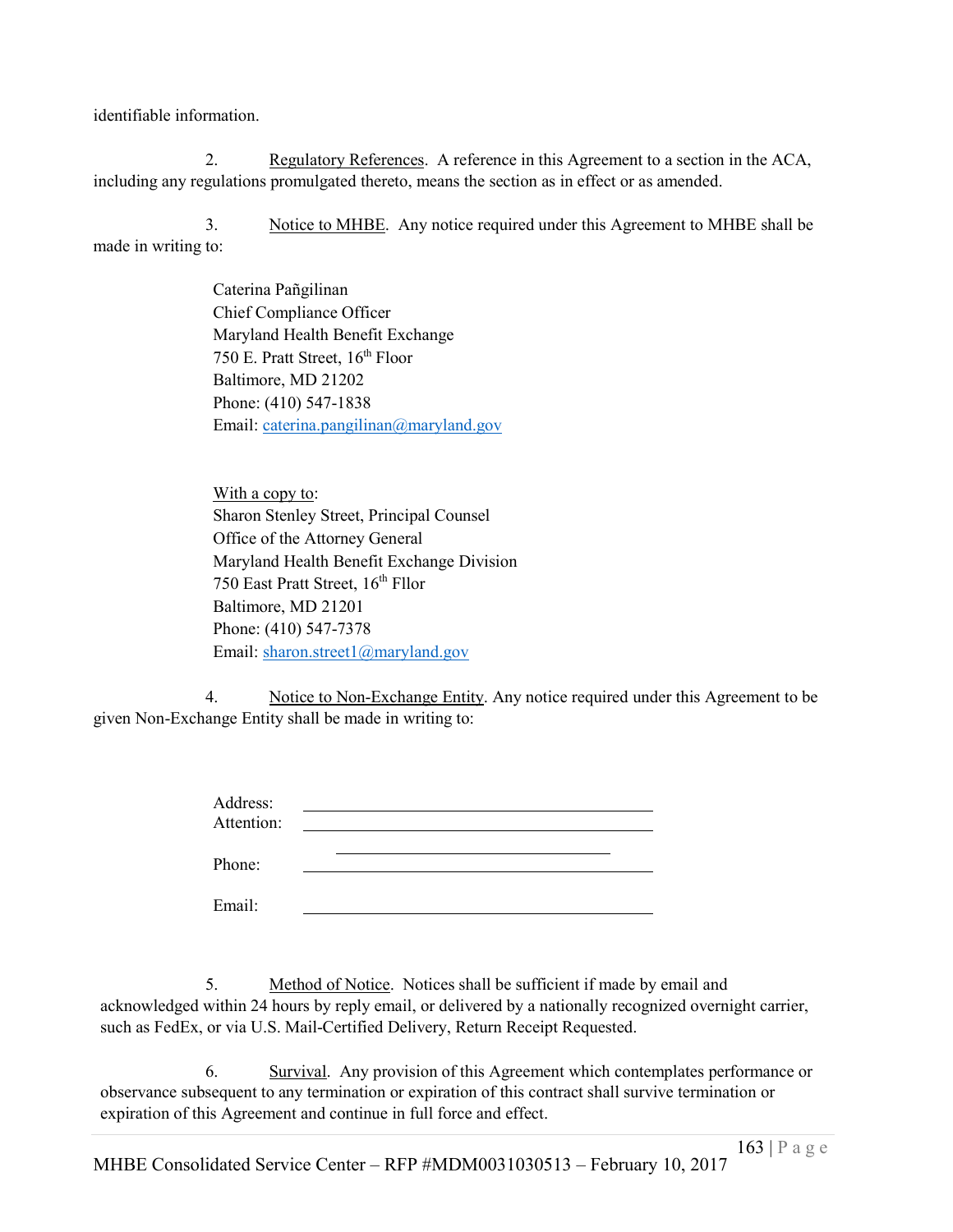identifiable information.

2. Regulatory References. A reference in this Agreement to a section in the ACA, including any regulations promulgated thereto, means the section as in effect or as amended.

3. Notice to MHBE. Any notice required under this Agreement to MHBE shall be made in writing to:

Caterina Pañgilinan
Chief Compliance Officer
Maryland Health Benefit Exchange
750 E. Pratt Street, 16th Floor
Baltimore, MD 21202
Phone: (410) 547-1838
Email: caterina.pangilinan@maryland.gov

With a copy to:
Sharon Stenley Street, Principal Counsel
Office of the Attorney General
Maryland Health Benefit Exchange Division
750 East Pratt Street, 16th Fllor
Baltimore, MD 21201
Phone: (410) 547-7378
Email: sharon.street1@maryland.gov

4. Notice to Non-Exchange Entity. Any notice required under this Agreement to be given Non-Exchange Entity shall be made in writing to:

Address: ______________________________

Attention: ______________________________

______________________________

Phone: ______________________________

Email: ______________________________

5. Method of Notice. Notices shall be sufficient if made by email and acknowledged within 24 hours by reply email, or delivered by a nationally recognized overnight carrier, such as FedEx, or via U.S. Mail-Certified Delivery, Return Receipt Requested.

6. Survival. Any provision of this Agreement which contemplates performance or observance subsequent to any termination or expiration of this contract shall survive termination or expiration of this Agreement and continue in full force and effect.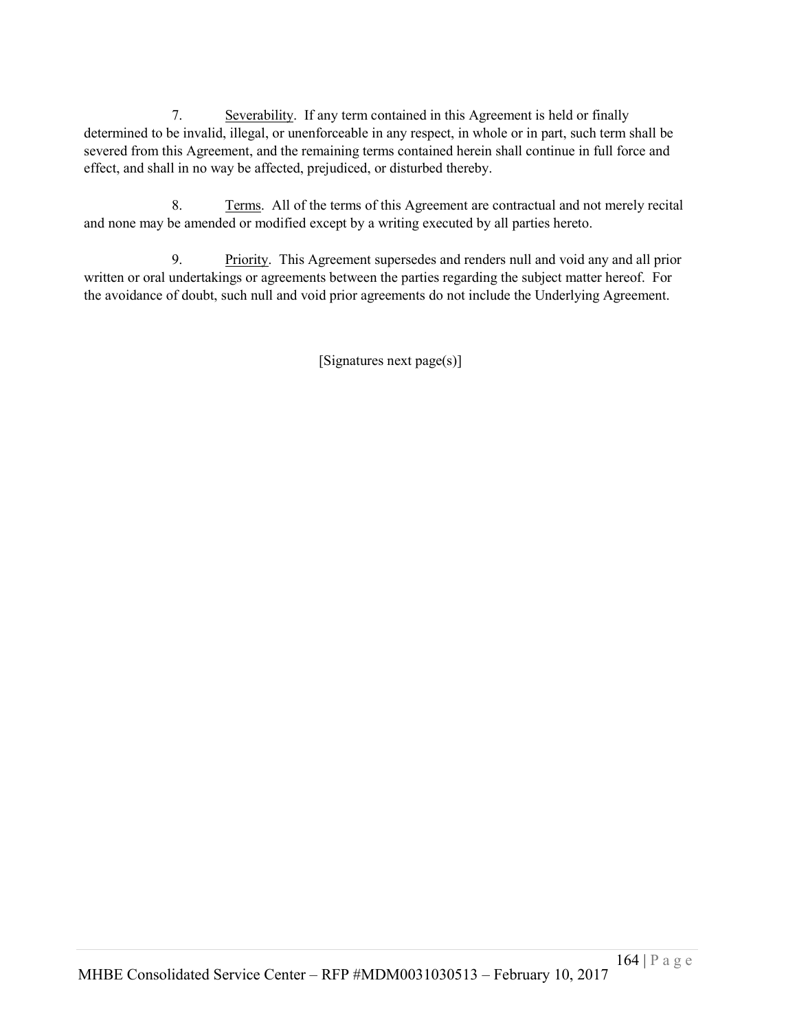7. Severability. If any term contained in this Agreement is held or finally determined to be invalid, illegal, or unenforceable in any respect, in whole or in part, such term shall be severed from this Agreement, and the remaining terms contained herein shall continue in full force and effect, and shall in no way be affected, prejudiced, or disturbed thereby.

8. Terms. All of the terms of this Agreement are contractual and not merely recital and none may be amended or modified except by a writing executed by all parties hereto.

9. Priority. This Agreement supersedes and renders null and void any and all prior written or oral undertakings or agreements between the parties regarding the subject matter hereof. For the avoidance of doubt, such null and void prior agreements do not include the Underlying Agreement.

[Signatures next page(s)]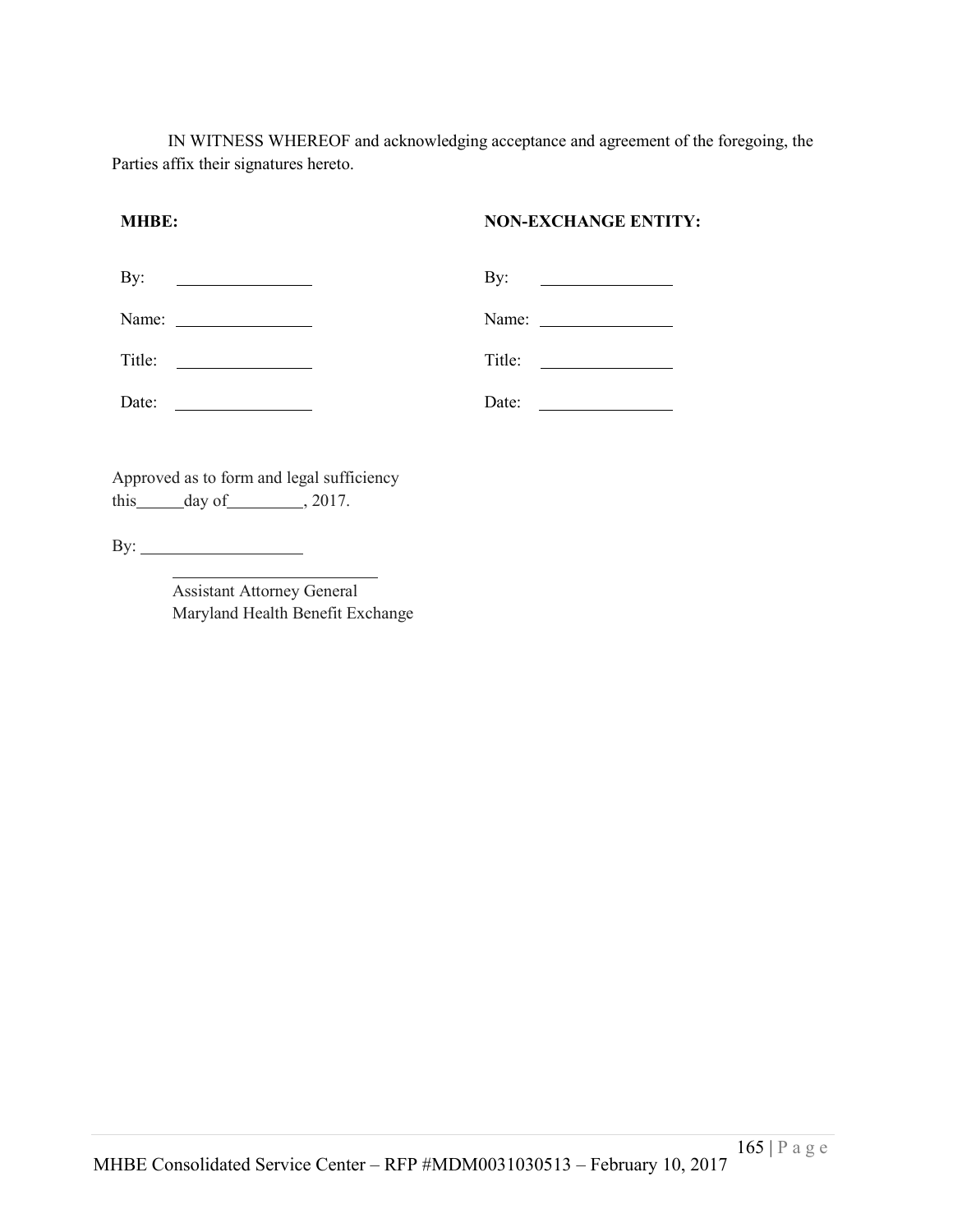IN WITNESS WHEREOF and acknowledging acceptance and agreement of the foregoing, the Parties affix their signatures hereto.

| **MHBE:** | | **NON-EXCHANGE ENTITY:** | |
|---|---|---|---|
| By: | ________________ | By: | ________________ |
| Name: | ________________ | Name: | ________________ |
| Title: | ________________ | Title: | ________________ |
| Date: | ________________ | Date: | ________________ |

Approved as to form and legal sufficiency
this______day of_________, 2017.

By: ____________________

_________________________
Assistant Attorney General
Maryland Health Benefit Exchange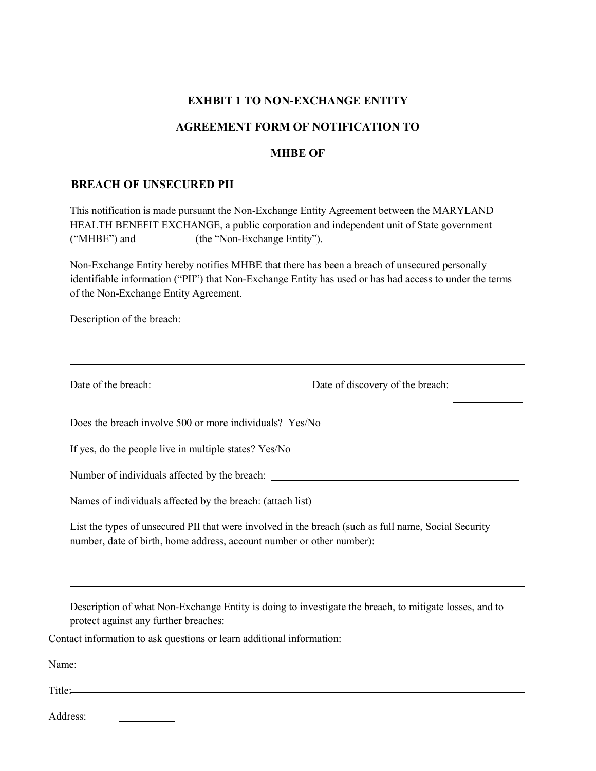**EXHBIT 1 TO NON-EXCHANGE ENTITY**

**AGREEMENT FORM OF NOTIFICATION TO**

**MHBE OF**

**BREACH OF UNSECURED PII**

This notification is made pursuant the Non-Exchange Entity Agreement between the MARYLAND HEALTH BENEFIT EXCHANGE, a public corporation and independent unit of State government ("MHBE") and\_\_\_\_\_\_\_\_\_\_\_(the "Non-Exchange Entity").

Non-Exchange Entity hereby notifies MHBE that there has been a breach of unsecured personally identifiable information ("PII") that Non-Exchange Entity has used or has had access to under the terms of the Non-Exchange Entity Agreement.

Description of the breach:

\_\_\_\_\_\_\_\_\_\_\_\_\_\_\_\_\_\_\_\_\_\_\_\_\_\_\_\_\_\_\_\_\_\_\_\_\_\_\_\_\_\_\_\_\_\_\_\_\_\_\_\_\_\_\_\_\_\_\_\_\_\_\_\_\_\_\_\_\_\_\_\_

\_\_\_\_\_\_\_\_\_\_\_\_\_\_\_\_\_\_\_\_\_\_\_\_\_\_\_\_\_\_\_\_\_\_\_\_\_\_\_\_\_\_\_\_\_\_\_\_\_\_\_\_\_\_\_\_\_\_\_\_\_\_\_\_\_\_\_\_\_\_\_\_

Date of the breach: \_\_\_\_\_\_\_\_\_\_\_\_\_\_\_\_\_\_\_\_\_\_\_\_\_\_\_ Date of discovery of the breach: \_\_\_\_\_\_\_\_\_\_\_\_

Does the breach involve 500 or more individuals? Yes/No

If yes, do the people live in multiple states? Yes/No

Number of individuals affected by the breach: \_\_\_\_\_\_\_\_\_\_\_\_\_\_\_\_\_\_\_\_\_\_\_\_\_\_\_\_\_\_\_\_\_\_\_\_\_\_\_\_\_\_

Names of individuals affected by the breach: (attach list)

List the types of unsecured PII that were involved in the breach (such as full name, Social Security number, date of birth, home address, account number or other number):

\_\_\_\_\_\_\_\_\_\_\_\_\_\_\_\_\_\_\_\_\_\_\_\_\_\_\_\_\_\_\_\_\_\_\_\_\_\_\_\_\_\_\_\_\_\_\_\_\_\_\_\_\_\_\_\_\_\_\_\_\_\_\_\_\_\_\_\_\_\_\_\_

\_\_\_\_\_\_\_\_\_\_\_\_\_\_\_\_\_\_\_\_\_\_\_\_\_\_\_\_\_\_\_\_\_\_\_\_\_\_\_\_\_\_\_\_\_\_\_\_\_\_\_\_\_\_\_\_\_\_\_\_\_\_\_\_\_\_\_\_\_\_\_\_

Description of what Non-Exchange Entity is doing to investigate the breach, to mitigate losses, and to protect against any further breaches:

Contact information to ask questions or learn additional information: \_\_\_\_\_\_\_\_\_\_\_\_\_\_\_\_\_\_\_\_\_\_\_\_\_\_\_\_\_\_\_\_\_\_\_\_\_\_\_\_\_\_\_\_\_\_\_\_\_\_

Name: \_\_\_\_\_\_\_\_\_\_\_\_\_\_\_\_\_\_\_\_\_\_\_\_\_\_\_\_\_\_\_\_\_\_\_\_\_\_\_\_\_\_\_\_\_\_\_\_\_\_\_\_\_\_\_\_\_\_\_\_\_\_\_\_\_\_\_\_\_\_

Title: \_\_\_\_\_\_\_\_\_\_\_\_\_\_\_\_\_\_\_\_\_\_\_\_\_\_\_\_\_\_\_\_\_\_\_\_\_\_\_\_\_\_\_\_\_\_\_\_\_\_\_\_\_\_\_\_\_\_\_\_\_\_\_\_\_\_\_\_\_\_\_

Address: \_\_\_\_\_\_\_\_\_\_\_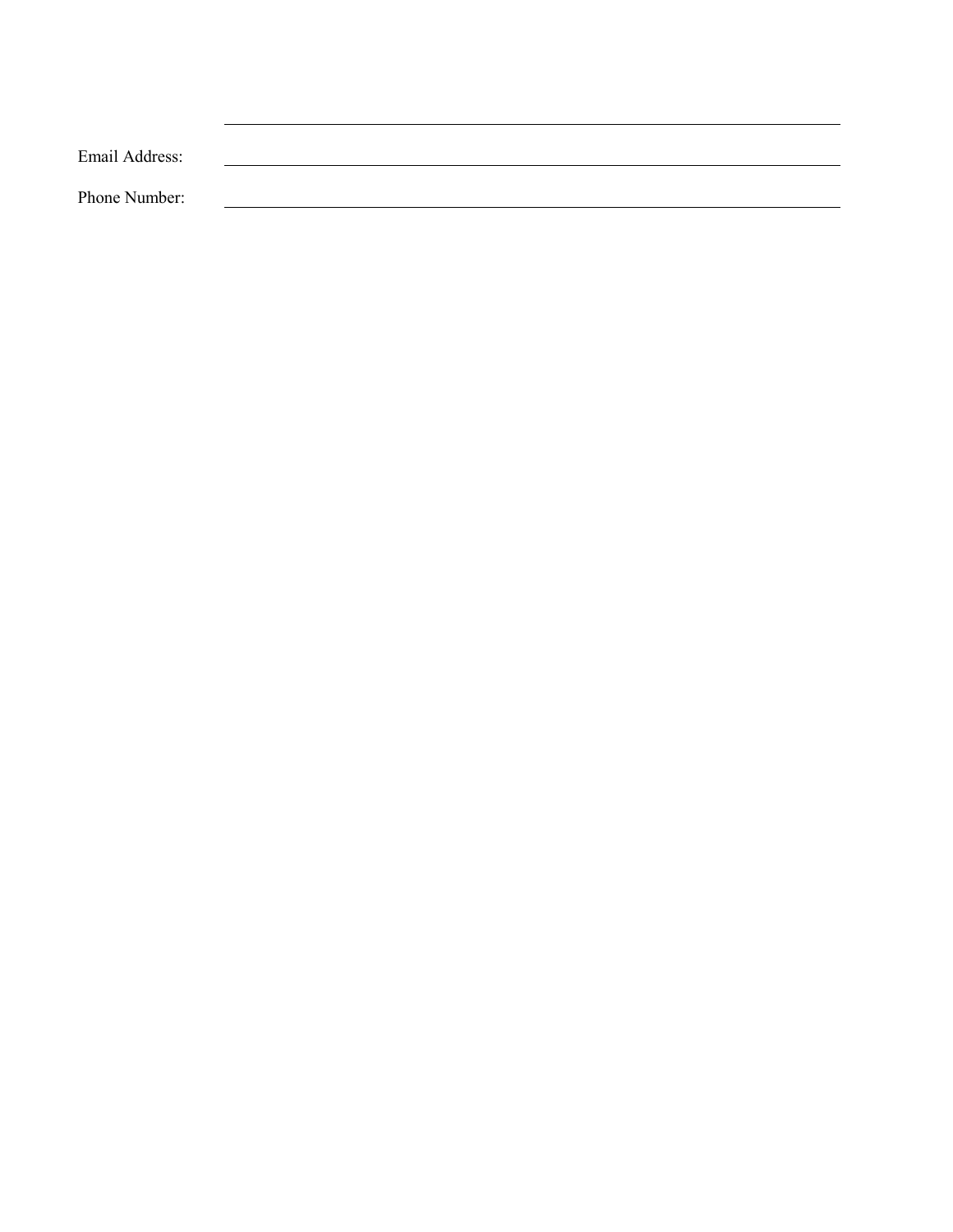\_\_\_\_\_\_\_\_\_\_\_\_\_\_\_\_\_\_\_\_\_\_\_\_\_\_\_\_\_\_\_\_\_\_\_\_\_\_\_\_

Email Address: \_\_\_\_\_\_\_\_\_\_\_\_\_\_\_\_\_\_\_\_\_\_\_\_\_\_\_\_\_\_\_\_\_\_\_\_\_\_\_\_

Phone Number: \_\_\_\_\_\_\_\_\_\_\_\_\_\_\_\_\_\_\_\_\_\_\_\_\_\_\_\_\_\_\_\_\_\_\_\_\_\_\_\_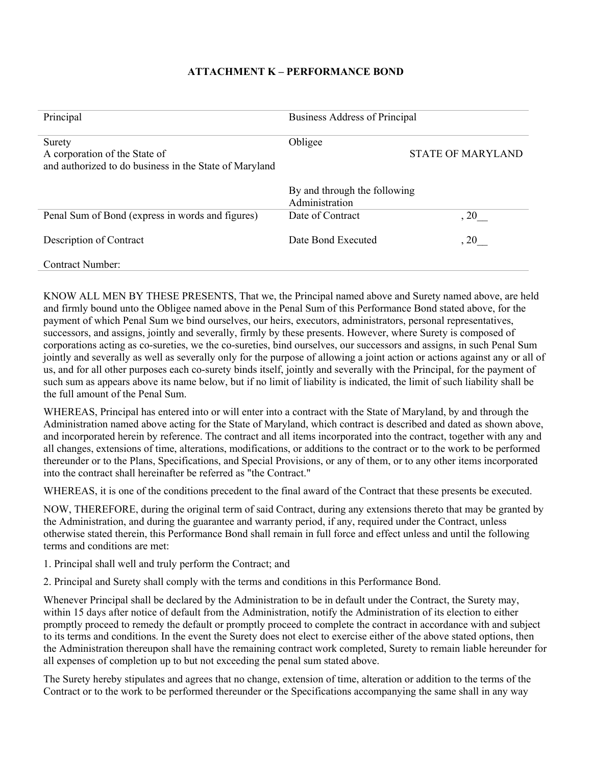**ATTACHMENT K – PERFORMANCE BOND**

| | | |
|---|---|---|
| Principal | Business Address of Principal | |
| Surety<br>A corporation of the State of<br>and authorized to do business in the State of Maryland | Obligee<br><br>By and through the following Administration | STATE OF MARYLAND |
| Penal Sum of Bond (express in words and figures) | Date of Contract | , 20__ |
| Description of Contract | Date Bond Executed | , 20__ |
| Contract Number: | | |

KNOW ALL MEN BY THESE PRESENTS, That we, the Principal named above and Surety named above, are held and firmly bound unto the Obligee named above in the Penal Sum of this Performance Bond stated above, for the payment of which Penal Sum we bind ourselves, our heirs, executors, administrators, personal representatives, successors, and assigns, jointly and severally, firmly by these presents. However, where Surety is composed of corporations acting as co-sureties, we the co-sureties, bind ourselves, our successors and assigns, in such Penal Sum jointly and severally as well as severally only for the purpose of allowing a joint action or actions against any or all of us, and for all other purposes each co-surety binds itself, jointly and severally with the Principal, for the payment of such sum as appears above its name below, but if no limit of liability is indicated, the limit of such liability shall be the full amount of the Penal Sum.

WHEREAS, Principal has entered into or will enter into a contract with the State of Maryland, by and through the Administration named above acting for the State of Maryland, which contract is described and dated as shown above, and incorporated herein by reference. The contract and all items incorporated into the contract, together with any and all changes, extensions of time, alterations, modifications, or additions to the contract or to the work to be performed thereunder or to the Plans, Specifications, and Special Provisions, or any of them, or to any other items incorporated into the contract shall hereinafter be referred as "the Contract."

WHEREAS, it is one of the conditions precedent to the final award of the Contract that these presents be executed.

NOW, THEREFORE, during the original term of said Contract, during any extensions thereto that may be granted by the Administration, and during the guarantee and warranty period, if any, required under the Contract, unless otherwise stated therein, this Performance Bond shall remain in full force and effect unless and until the following terms and conditions are met:

1. Principal shall well and truly perform the Contract; and

2. Principal and Surety shall comply with the terms and conditions in this Performance Bond.

Whenever Principal shall be declared by the Administration to be in default under the Contract, the Surety may, within 15 days after notice of default from the Administration, notify the Administration of its election to either promptly proceed to remedy the default or promptly proceed to complete the contract in accordance with and subject to its terms and conditions. In the event the Surety does not elect to exercise either of the above stated options, then the Administration thereupon shall have the remaining contract work completed, Surety to remain liable hereunder for all expenses of completion up to but not exceeding the penal sum stated above.

The Surety hereby stipulates and agrees that no change, extension of time, alteration or addition to the terms of the Contract or to the work to be performed thereunder or the Specifications accompanying the same shall in any way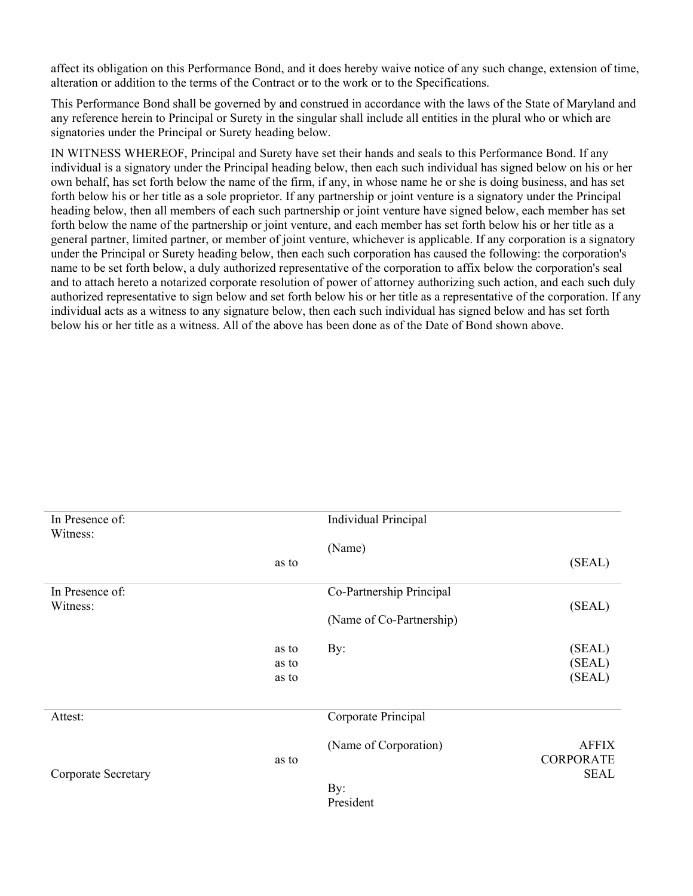affect its obligation on this Performance Bond, and it does hereby waive notice of any such change, extension of time, alteration or addition to the terms of the Contract or to the work or to the Specifications.

This Performance Bond shall be governed by and construed in accordance with the laws of the State of Maryland and any reference herein to Principal or Surety in the singular shall include all entities in the plural who or which are signatories under the Principal or Surety heading below.

IN WITNESS WHEREOF, Principal and Surety have set their hands and seals to this Performance Bond. If any individual is a signatory under the Principal heading below, then each such individual has signed below on his or her own behalf, has set forth below the name of the firm, if any, in whose name he or she is doing business, and has set forth below his or her title as a sole proprietor. If any partnership or joint venture is a signatory under the Principal heading below, then all members of each such partnership or joint venture have signed below, each member has set forth below the name of the partnership or joint venture, and each member has set forth below his or her title as a general partner, limited partner, or member of joint venture, whichever is applicable. If any corporation is a signatory under the Principal or Surety heading below, then each such corporation has caused the following: the corporation's name to be set forth below, a duly authorized representative of the corporation to affix below the corporation's seal and to attach hereto a notarized corporate resolution of power of attorney authorizing such action, and each such duly authorized representative to sign below and set forth below his or her title as a representative of the corporation. If any individual acts as a witness to any signature below, then each such individual has signed below and has set forth below his or her title as a witness. All of the above has been done as of the Date of Bond shown above.

| | | | |
|---|---|---|---|
| In Presence of:<br>Witness: | as to | Individual Principal<br><br>(Name) | (SEAL) |
| In Presence of:<br>Witness: | as to<br>as to<br>as to | Co-Partnership Principal<br><br>(Name of Co-Partnership)<br><br>By: | (SEAL)<br><br>(SEAL)<br>(SEAL)<br>(SEAL) |
| Attest:<br><br>Corporate Secretary | as to | Corporate Principal<br><br>(Name of Corporation)<br><br>By:<br>President | AFFIX CORPORATE SEAL |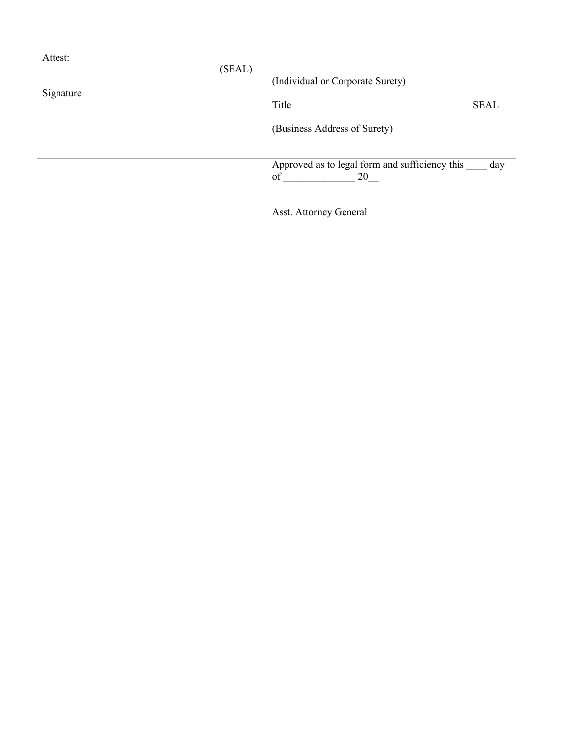| | |
|---|---|
| Attest: (SEAL) Signature | (Individual or Corporate Surety) Title SEAL (Business Address of Surety) |
| | Approved as to legal form and sufficiency this ____ day of ______________ 20__ Asst. Attorney General |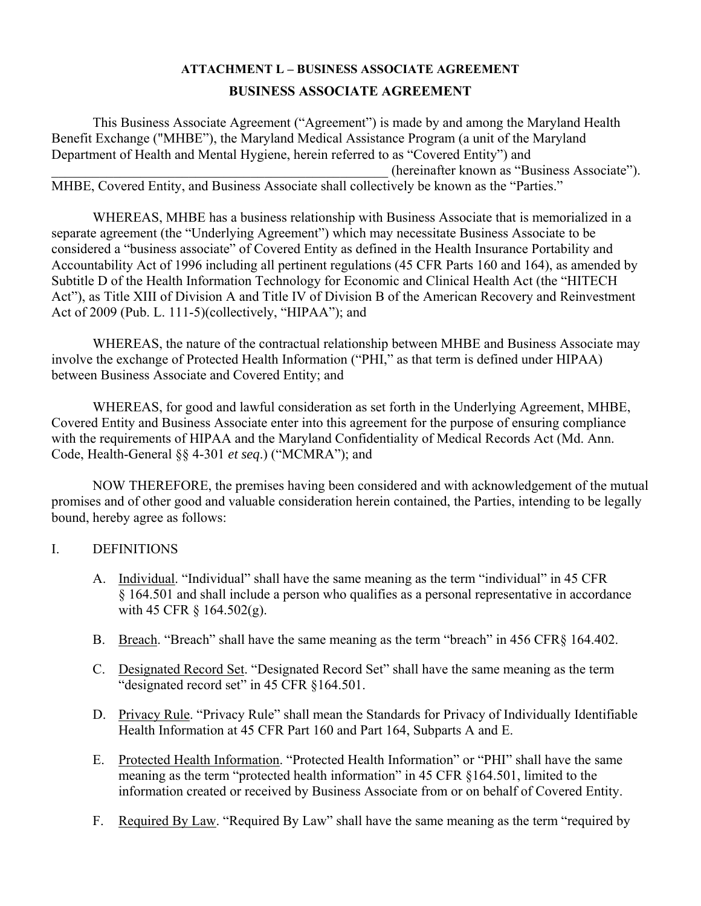**ATTACHMENT L – BUSINESS ASSOCIATE AGREEMENT**

**BUSINESS ASSOCIATE AGREEMENT**

This Business Associate Agreement ("Agreement") is made by and among the Maryland Health Benefit Exchange ("MHBE"), the Maryland Medical Assistance Program (a unit of the Maryland Department of Health and Mental Hygiene, herein referred to as "Covered Entity") and \_\_\_\_\_\_\_\_\_\_\_\_\_\_\_\_\_\_\_\_\_\_\_\_\_\_\_\_\_\_\_\_\_\_\_\_\_\_\_\_\_\_\_\_\_\_\_\_ (hereinafter known as "Business Associate"). MHBE, Covered Entity, and Business Associate shall collectively be known as the "Parties."

WHEREAS, MHBE has a business relationship with Business Associate that is memorialized in a separate agreement (the "Underlying Agreement") which may necessitate Business Associate to be considered a "business associate" of Covered Entity as defined in the Health Insurance Portability and Accountability Act of 1996 including all pertinent regulations (45 CFR Parts 160 and 164), as amended by Subtitle D of the Health Information Technology for Economic and Clinical Health Act (the "HITECH Act"), as Title XIII of Division A and Title IV of Division B of the American Recovery and Reinvestment Act of 2009 (Pub. L. 111-5)(collectively, "HIPAA"); and

WHEREAS, the nature of the contractual relationship between MHBE and Business Associate may involve the exchange of Protected Health Information ("PHI," as that term is defined under HIPAA) between Business Associate and Covered Entity; and

WHEREAS, for good and lawful consideration as set forth in the Underlying Agreement, MHBE, Covered Entity and Business Associate enter into this agreement for the purpose of ensuring compliance with the requirements of HIPAA and the Maryland Confidentiality of Medical Records Act (Md. Ann. Code, Health-General §§ 4-301 *et seq*.) ("MCMRA"); and

NOW THEREFORE, the premises having been considered and with acknowledgement of the mutual promises and of other good and valuable consideration herein contained, the Parties, intending to be legally bound, hereby agree as follows:

I. DEFINITIONS

A. Individual. "Individual" shall have the same meaning as the term "individual" in 45 CFR § 164.501 and shall include a person who qualifies as a personal representative in accordance with 45 CFR § 164.502(g).

B. Breach. "Breach" shall have the same meaning as the term "breach" in 456 CFR§ 164.402.

C. Designated Record Set. "Designated Record Set" shall have the same meaning as the term "designated record set" in 45 CFR §164.501.

D. Privacy Rule. "Privacy Rule" shall mean the Standards for Privacy of Individually Identifiable Health Information at 45 CFR Part 160 and Part 164, Subparts A and E.

E. Protected Health Information. "Protected Health Information" or "PHI" shall have the same meaning as the term "protected health information" in 45 CFR §164.501, limited to the information created or received by Business Associate from or on behalf of Covered Entity.

F. Required By Law. "Required By Law" shall have the same meaning as the term "required by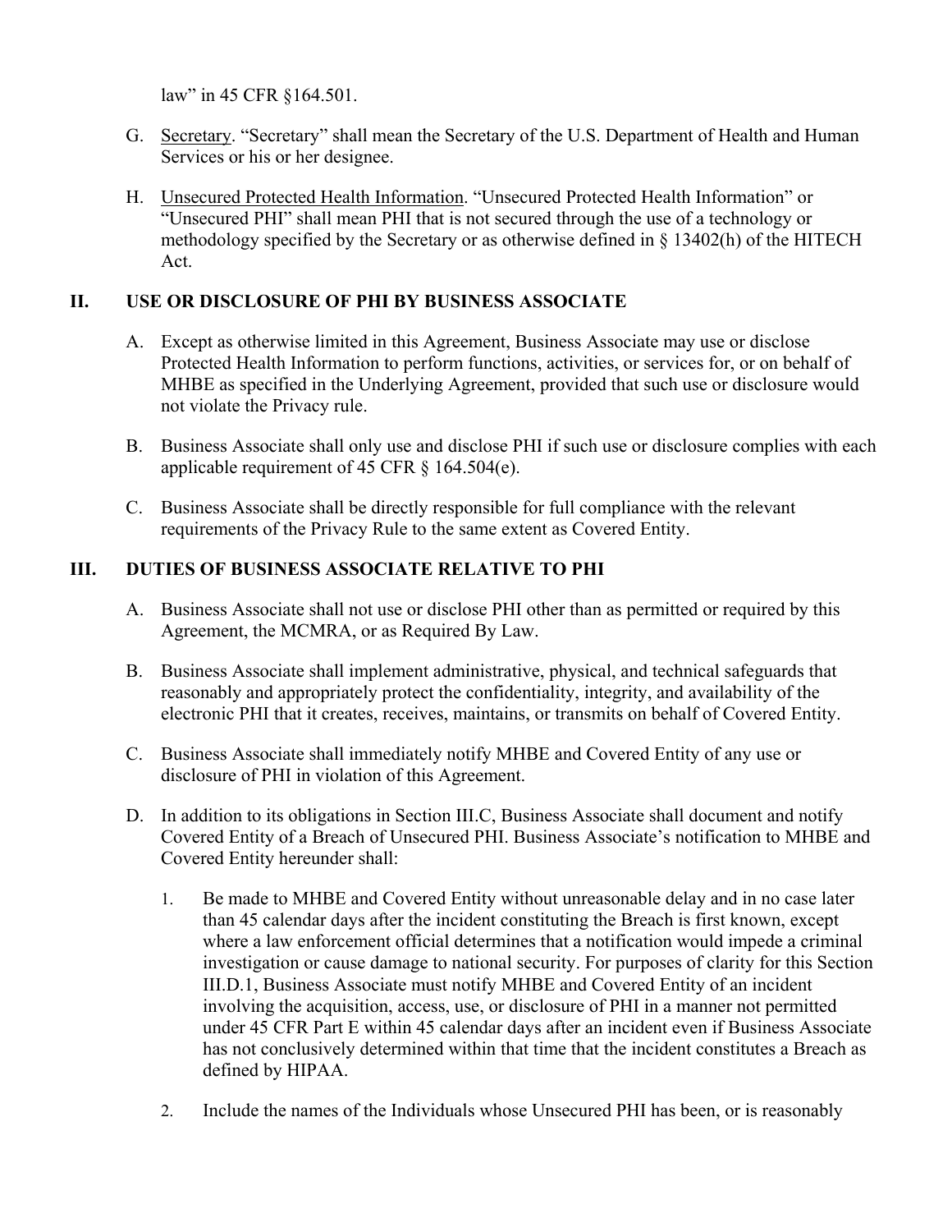law" in 45 CFR §164.501.

G. Secretary. "Secretary" shall mean the Secretary of the U.S. Department of Health and Human Services or his or her designee.

H. Unsecured Protected Health Information. "Unsecured Protected Health Information" or "Unsecured PHI" shall mean PHI that is not secured through the use of a technology or methodology specified by the Secretary or as otherwise defined in § 13402(h) of the HITECH Act.

## II. USE OR DISCLOSURE OF PHI BY BUSINESS ASSOCIATE

A. Except as otherwise limited in this Agreement, Business Associate may use or disclose Protected Health Information to perform functions, activities, or services for, or on behalf of MHBE as specified in the Underlying Agreement, provided that such use or disclosure would not violate the Privacy rule.

B. Business Associate shall only use and disclose PHI if such use or disclosure complies with each applicable requirement of 45 CFR § 164.504(e).

C. Business Associate shall be directly responsible for full compliance with the relevant requirements of the Privacy Rule to the same extent as Covered Entity.

## III. DUTIES OF BUSINESS ASSOCIATE RELATIVE TO PHI

A. Business Associate shall not use or disclose PHI other than as permitted or required by this Agreement, the MCMRA, or as Required By Law.

B. Business Associate shall implement administrative, physical, and technical safeguards that reasonably and appropriately protect the confidentiality, integrity, and availability of the electronic PHI that it creates, receives, maintains, or transmits on behalf of Covered Entity.

C. Business Associate shall immediately notify MHBE and Covered Entity of any use or disclosure of PHI in violation of this Agreement.

D. In addition to its obligations in Section III.C, Business Associate shall document and notify Covered Entity of a Breach of Unsecured PHI. Business Associate's notification to MHBE and Covered Entity hereunder shall:

1. Be made to MHBE and Covered Entity without unreasonable delay and in no case later than 45 calendar days after the incident constituting the Breach is first known, except where a law enforcement official determines that a notification would impede a criminal investigation or cause damage to national security. For purposes of clarity for this Section III.D.1, Business Associate must notify MHBE and Covered Entity of an incident involving the acquisition, access, use, or disclosure of PHI in a manner not permitted under 45 CFR Part E within 45 calendar days after an incident even if Business Associate has not conclusively determined within that time that the incident constitutes a Breach as defined by HIPAA.

2. Include the names of the Individuals whose Unsecured PHI has been, or is reasonably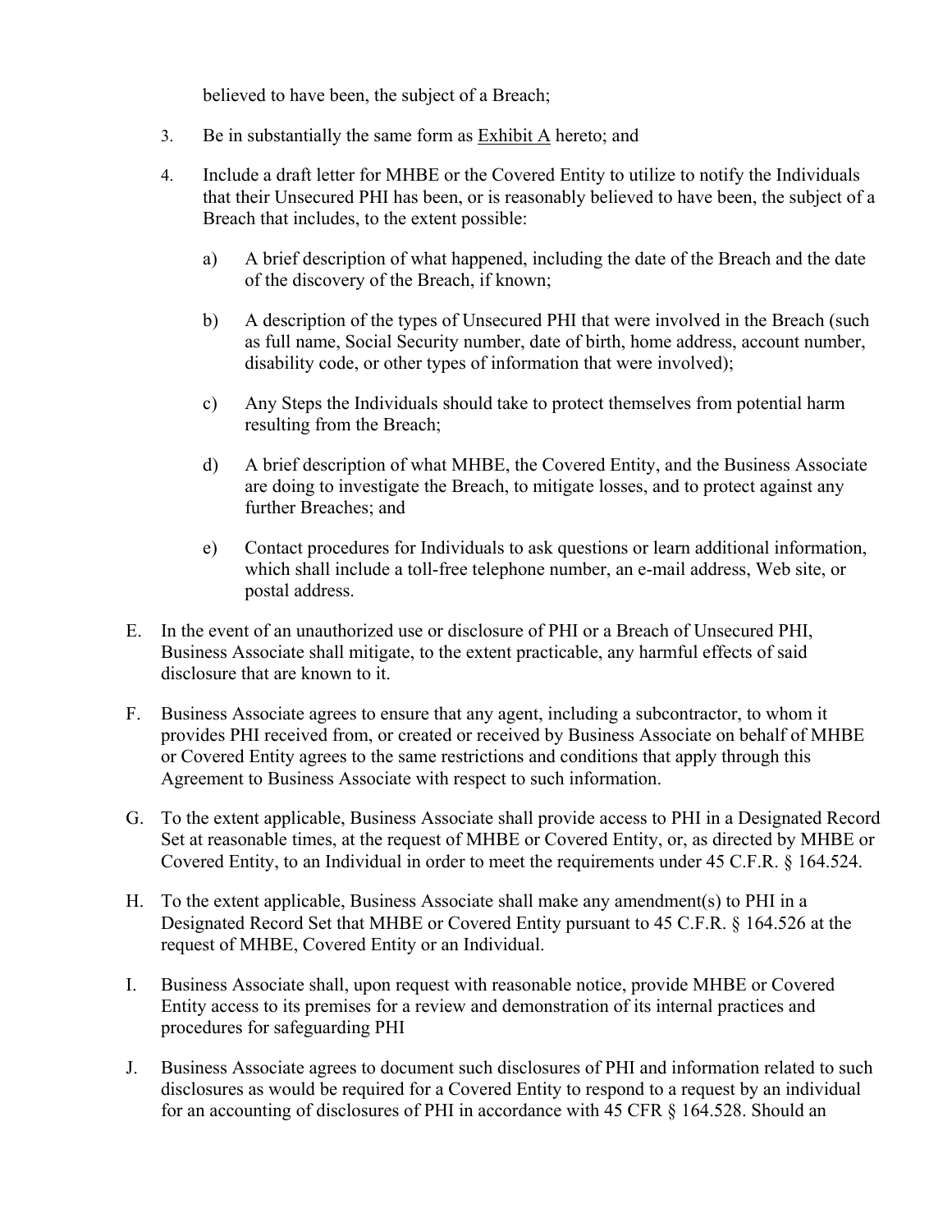believed to have been, the subject of a Breach;

3. Be in substantially the same form as Exhibit A hereto; and

4. Include a draft letter for MHBE or the Covered Entity to utilize to notify the Individuals that their Unsecured PHI has been, or is reasonably believed to have been, the subject of a Breach that includes, to the extent possible:

   a) A brief description of what happened, including the date of the Breach and the date of the discovery of the Breach, if known;

   b) A description of the types of Unsecured PHI that were involved in the Breach (such as full name, Social Security number, date of birth, home address, account number, disability code, or other types of information that were involved);

   c) Any Steps the Individuals should take to protect themselves from potential harm resulting from the Breach;

   d) A brief description of what MHBE, the Covered Entity, and the Business Associate are doing to investigate the Breach, to mitigate losses, and to protect against any further Breaches; and

   e) Contact procedures for Individuals to ask questions or learn additional information, which shall include a toll-free telephone number, an e-mail address, Web site, or postal address.

E. In the event of an unauthorized use or disclosure of PHI or a Breach of Unsecured PHI, Business Associate shall mitigate, to the extent practicable, any harmful effects of said disclosure that are known to it.

F. Business Associate agrees to ensure that any agent, including a subcontractor, to whom it provides PHI received from, or created or received by Business Associate on behalf of MHBE or Covered Entity agrees to the same restrictions and conditions that apply through this Agreement to Business Associate with respect to such information.

G. To the extent applicable, Business Associate shall provide access to PHI in a Designated Record Set at reasonable times, at the request of MHBE or Covered Entity, or, as directed by MHBE or Covered Entity, to an Individual in order to meet the requirements under 45 C.F.R. § 164.524.

H. To the extent applicable, Business Associate shall make any amendment(s) to PHI in a Designated Record Set that MHBE or Covered Entity pursuant to 45 C.F.R. § 164.526 at the request of MHBE, Covered Entity or an Individual.

I. Business Associate shall, upon request with reasonable notice, provide MHBE or Covered Entity access to its premises for a review and demonstration of its internal practices and procedures for safeguarding PHI

J. Business Associate agrees to document such disclosures of PHI and information related to such disclosures as would be required for a Covered Entity to respond to a request by an individual for an accounting of disclosures of PHI in accordance with 45 CFR § 164.528. Should an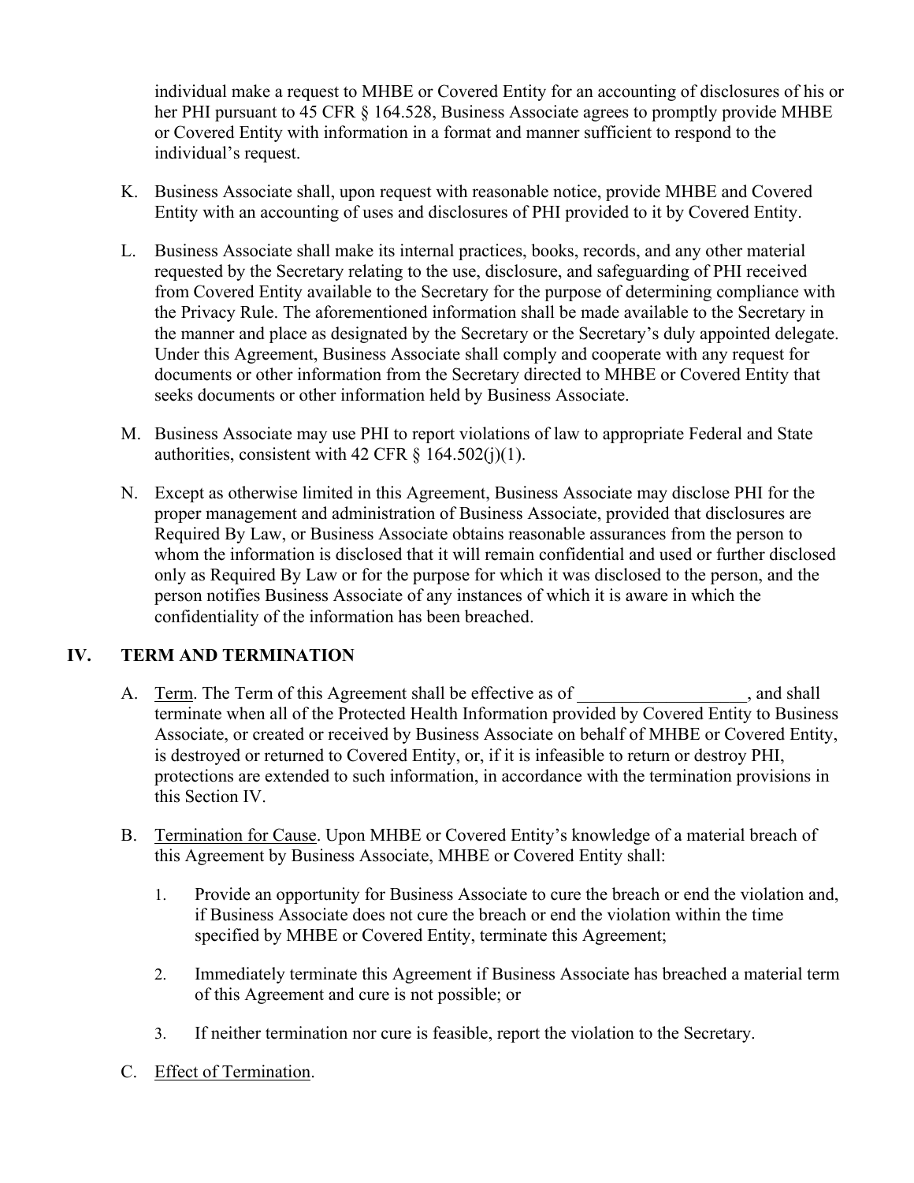individual make a request to MHBE or Covered Entity for an accounting of disclosures of his or her PHI pursuant to 45 CFR § 164.528, Business Associate agrees to promptly provide MHBE or Covered Entity with information in a format and manner sufficient to respond to the individual's request.

K. Business Associate shall, upon request with reasonable notice, provide MHBE and Covered Entity with an accounting of uses and disclosures of PHI provided to it by Covered Entity.

L. Business Associate shall make its internal practices, books, records, and any other material requested by the Secretary relating to the use, disclosure, and safeguarding of PHI received from Covered Entity available to the Secretary for the purpose of determining compliance with the Privacy Rule. The aforementioned information shall be made available to the Secretary in the manner and place as designated by the Secretary or the Secretary's duly appointed delegate. Under this Agreement, Business Associate shall comply and cooperate with any request for documents or other information from the Secretary directed to MHBE or Covered Entity that seeks documents or other information held by Business Associate.

M. Business Associate may use PHI to report violations of law to appropriate Federal and State authorities, consistent with 42 CFR § 164.502(j)(1).

N. Except as otherwise limited in this Agreement, Business Associate may disclose PHI for the proper management and administration of Business Associate, provided that disclosures are Required By Law, or Business Associate obtains reasonable assurances from the person to whom the information is disclosed that it will remain confidential and used or further disclosed only as Required By Law or for the purpose for which it was disclosed to the person, and the person notifies Business Associate of any instances of which it is aware in which the confidentiality of the information has been breached.

## IV. TERM AND TERMINATION

A. Term. The Term of this Agreement shall be effective as of ___________________, and shall terminate when all of the Protected Health Information provided by Covered Entity to Business Associate, or created or received by Business Associate on behalf of MHBE or Covered Entity, is destroyed or returned to Covered Entity, or, if it is infeasible to return or destroy PHI, protections are extended to such information, in accordance with the termination provisions in this Section IV.

B. Termination for Cause. Upon MHBE or Covered Entity's knowledge of a material breach of this Agreement by Business Associate, MHBE or Covered Entity shall:

1. Provide an opportunity for Business Associate to cure the breach or end the violation and, if Business Associate does not cure the breach or end the violation within the time specified by MHBE or Covered Entity, terminate this Agreement;

2. Immediately terminate this Agreement if Business Associate has breached a material term of this Agreement and cure is not possible; or

3. If neither termination nor cure is feasible, report the violation to the Secretary.

C. Effect of Termination.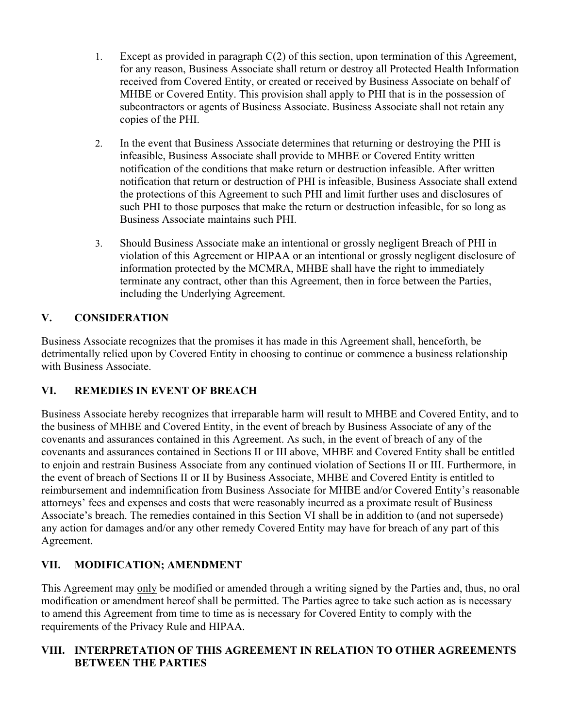1. Except as provided in paragraph C(2) of this section, upon termination of this Agreement, for any reason, Business Associate shall return or destroy all Protected Health Information received from Covered Entity, or created or received by Business Associate on behalf of MHBE or Covered Entity. This provision shall apply to PHI that is in the possession of subcontractors or agents of Business Associate. Business Associate shall not retain any copies of the PHI.

2. In the event that Business Associate determines that returning or destroying the PHI is infeasible, Business Associate shall provide to MHBE or Covered Entity written notification of the conditions that make return or destruction infeasible. After written notification that return or destruction of PHI is infeasible, Business Associate shall extend the protections of this Agreement to such PHI and limit further uses and disclosures of such PHI to those purposes that make the return or destruction infeasible, for so long as Business Associate maintains such PHI.

3. Should Business Associate make an intentional or grossly negligent Breach of PHI in violation of this Agreement or HIPAA or an intentional or grossly negligent disclosure of information protected by the MCMRA, MHBE shall have the right to immediately terminate any contract, other than this Agreement, then in force between the Parties, including the Underlying Agreement.

## V. CONSIDERATION

Business Associate recognizes that the promises it has made in this Agreement shall, henceforth, be detrimentally relied upon by Covered Entity in choosing to continue or commence a business relationship with Business Associate.

## VI. REMEDIES IN EVENT OF BREACH

Business Associate hereby recognizes that irreparable harm will result to MHBE and Covered Entity, and to the business of MHBE and Covered Entity, in the event of breach by Business Associate of any of the covenants and assurances contained in this Agreement. As such, in the event of breach of any of the covenants and assurances contained in Sections II or III above, MHBE and Covered Entity shall be entitled to enjoin and restrain Business Associate from any continued violation of Sections II or III. Furthermore, in the event of breach of Sections II or II by Business Associate, MHBE and Covered Entity is entitled to reimbursement and indemnification from Business Associate for MHBE and/or Covered Entity's reasonable attorneys' fees and expenses and costs that were reasonably incurred as a proximate result of Business Associate's breach. The remedies contained in this Section VI shall be in addition to (and not supersede) any action for damages and/or any other remedy Covered Entity may have for breach of any part of this Agreement.

## VII. MODIFICATION; AMENDMENT

This Agreement may <u>only</u> be modified or amended through a writing signed by the Parties and, thus, no oral modification or amendment hereof shall be permitted. The Parties agree to take such action as is necessary to amend this Agreement from time to time as is necessary for Covered Entity to comply with the requirements of the Privacy Rule and HIPAA.

## VIII. INTERPRETATION OF THIS AGREEMENT IN RELATION TO OTHER AGREEMENTS BETWEEN THE PARTIES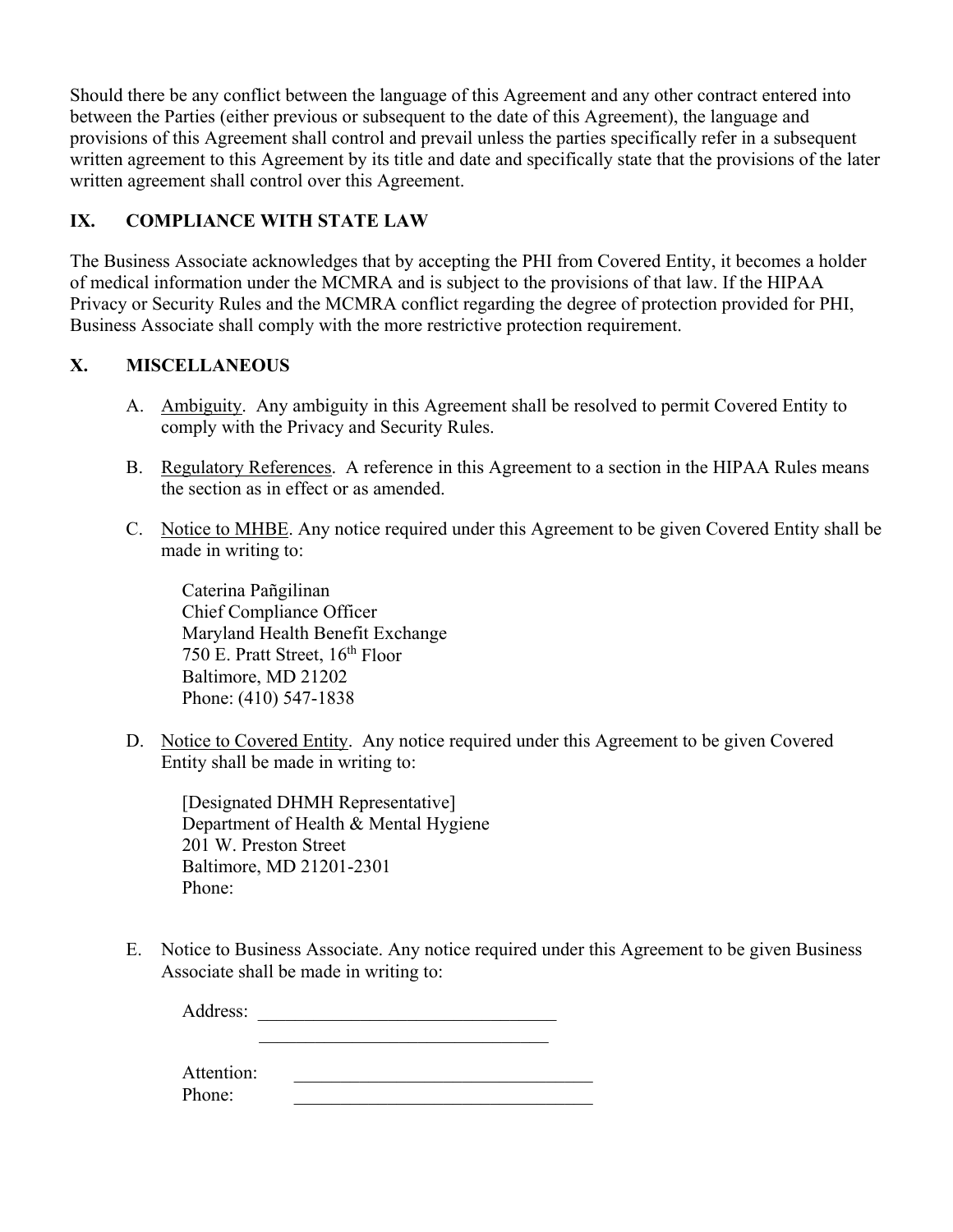Should there be any conflict between the language of this Agreement and any other contract entered into between the Parties (either previous or subsequent to the date of this Agreement), the language and provisions of this Agreement shall control and prevail unless the parties specifically refer in a subsequent written agreement to this Agreement by its title and date and specifically state that the provisions of the later written agreement shall control over this Agreement.

## IX. COMPLIANCE WITH STATE LAW

The Business Associate acknowledges that by accepting the PHI from Covered Entity, it becomes a holder of medical information under the MCMRA and is subject to the provisions of that law. If the HIPAA Privacy or Security Rules and the MCMRA conflict regarding the degree of protection provided for PHI, Business Associate shall comply with the more restrictive protection requirement.

## X. MISCELLANEOUS

A. Ambiguity. Any ambiguity in this Agreement shall be resolved to permit Covered Entity to comply with the Privacy and Security Rules.

B. Regulatory References. A reference in this Agreement to a section in the HIPAA Rules means the section as in effect or as amended.

C. Notice to MHBE. Any notice required under this Agreement to be given Covered Entity shall be made in writing to:

Caterina Pañgilinan
Chief Compliance Officer
Maryland Health Benefit Exchange
750 E. Pratt Street, 16th Floor
Baltimore, MD 21202
Phone: (410) 547-1838

D. Notice to Covered Entity. Any notice required under this Agreement to be given Covered Entity shall be made in writing to:

[Designated DHMH Representative]
Department of Health & Mental Hygiene
201 W. Preston Street
Baltimore, MD 21201-2301
Phone:

E. Notice to Business Associate. Any notice required under this Agreement to be given Business Associate shall be made in writing to:

Address: ________________________________
________________________________

Attention: ________________________________
Phone: ________________________________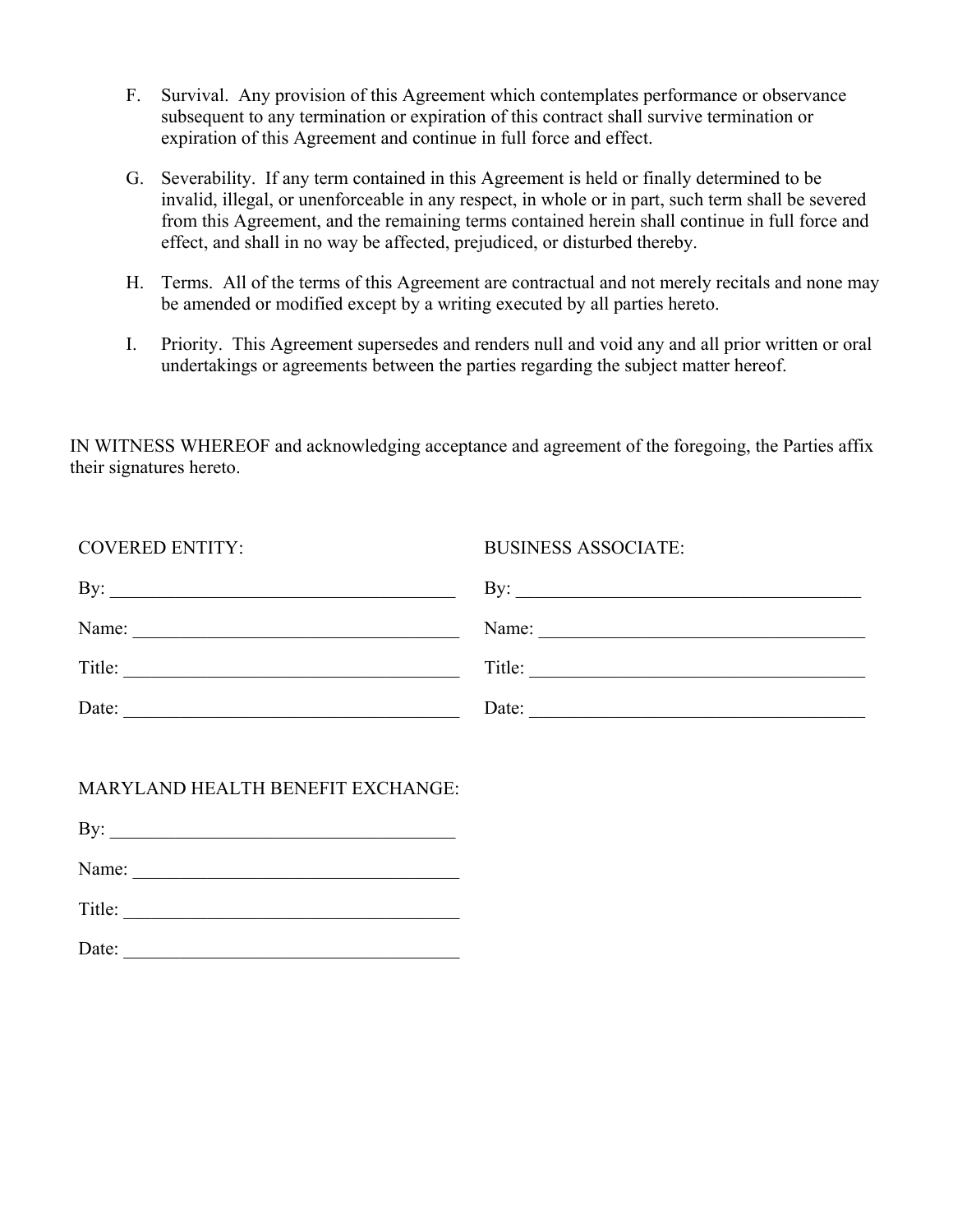F. Survival. Any provision of this Agreement which contemplates performance or observance subsequent to any termination or expiration of this contract shall survive termination or expiration of this Agreement and continue in full force and effect.

G. Severability. If any term contained in this Agreement is held or finally determined to be invalid, illegal, or unenforceable in any respect, in whole or in part, such term shall be severed from this Agreement, and the remaining terms contained herein shall continue in full force and effect, and shall in no way be affected, prejudiced, or disturbed thereby.

H. Terms. All of the terms of this Agreement are contractual and not merely recitals and none may be amended or modified except by a writing executed by all parties hereto.

I. Priority. This Agreement supersedes and renders null and void any and all prior written or oral undertakings or agreements between the parties regarding the subject matter hereof.

IN WITNESS WHEREOF and acknowledging acceptance and agreement of the foregoing, the Parties affix their signatures hereto.

COVERED ENTITY:

By: ______________________________________

Name: ____________________________________

Title: _____________________________________

Date: _____________________________________

BUSINESS ASSOCIATE:

By: ______________________________________

Name: ____________________________________

Title: _____________________________________

Date: _____________________________________

MARYLAND HEALTH BENEFIT EXCHANGE:

By: ______________________________________

Name: ____________________________________

Title: _____________________________________

Date: _____________________________________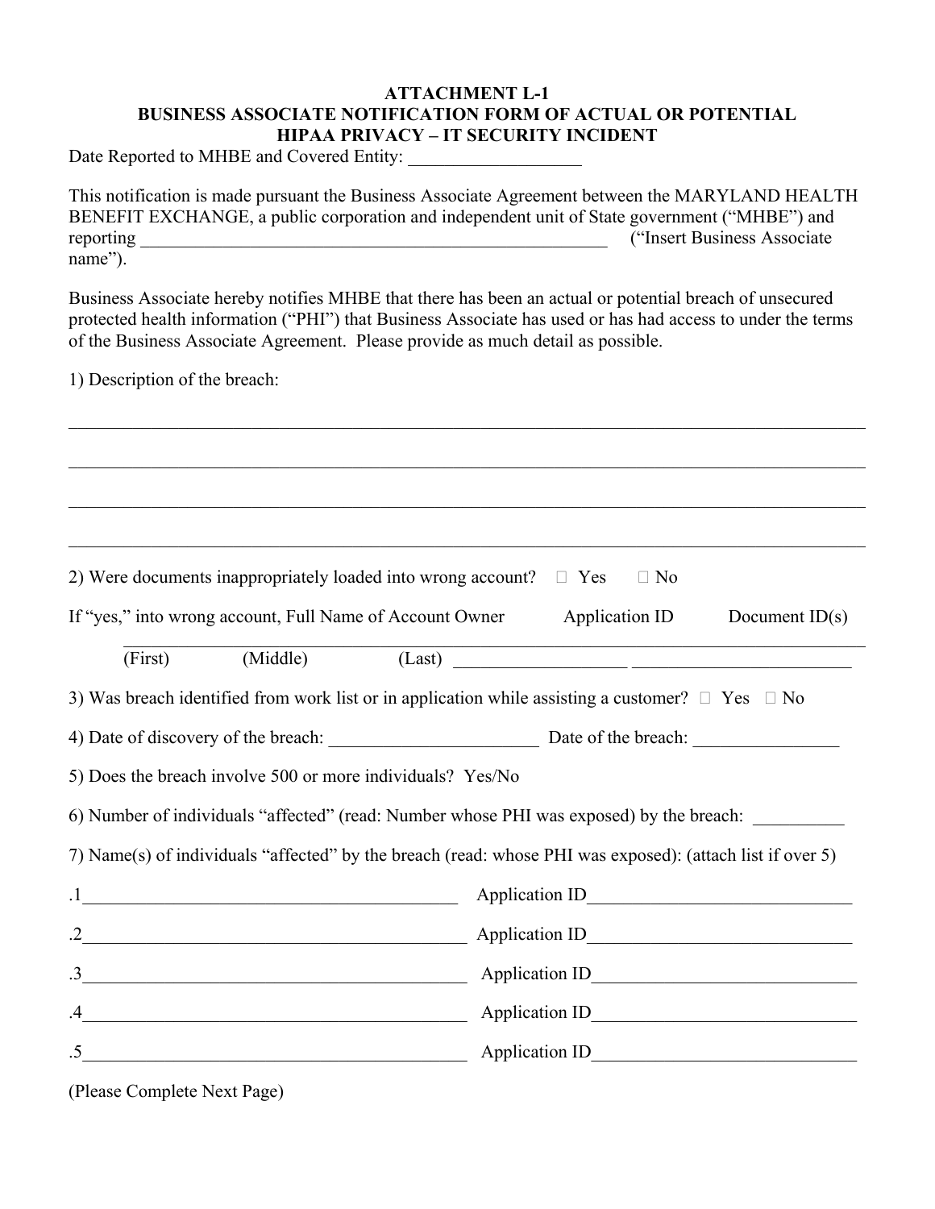# ATTACHMENT L-1
## BUSINESS ASSOCIATE NOTIFICATION FORM OF ACTUAL OR POTENTIAL HIPAA PRIVACY – IT SECURITY INCIDENT

Date Reported to MHBE and Covered Entity: ___________________

This notification is made pursuant the Business Associate Agreement between the MARYLAND HEALTH BENEFIT EXCHANGE, a public corporation and independent unit of State government ("MHBE") and reporting _____________________________________________________ ("Insert Business Associate name").

Business Associate hereby notifies MHBE that there has been an actual or potential breach of unsecured protected health information ("PHI") that Business Associate has used or has had access to under the terms of the Business Associate Agreement. Please provide as much detail as possible.

1) Description of the breach:

_____________________________________________________________________________________

_____________________________________________________________________________________

_____________________________________________________________________________________

_____________________________________________________________________________________

2) Were documents inappropriately loaded into wrong account? ☐ Yes ☐ No

If "yes," into wrong account, Full Name of Account Owner Application ID Document ID(s)

_____________________________________________________________________________

(First) (Middle) (Last) ___________________ ________________________

3) Was breach identified from work list or in application while assisting a customer? ☐ Yes ☐ No

4) Date of discovery of the breach: _______________________ Date of the breach: ________________

5) Does the breach involve 500 or more individuals? Yes/No

6) Number of individuals "affected" (read: Number whose PHI was exposed) by the breach: __________

7) Name(s) of individuals "affected" by the breach (read: whose PHI was exposed): (attach list if over 5)

.1__________________________________________ Application ID_____________________________

.2__________________________________________ Application ID_____________________________

.3__________________________________________ Application ID_____________________________

.4__________________________________________ Application ID_____________________________

.5__________________________________________ Application ID_____________________________

(Please Complete Next Page)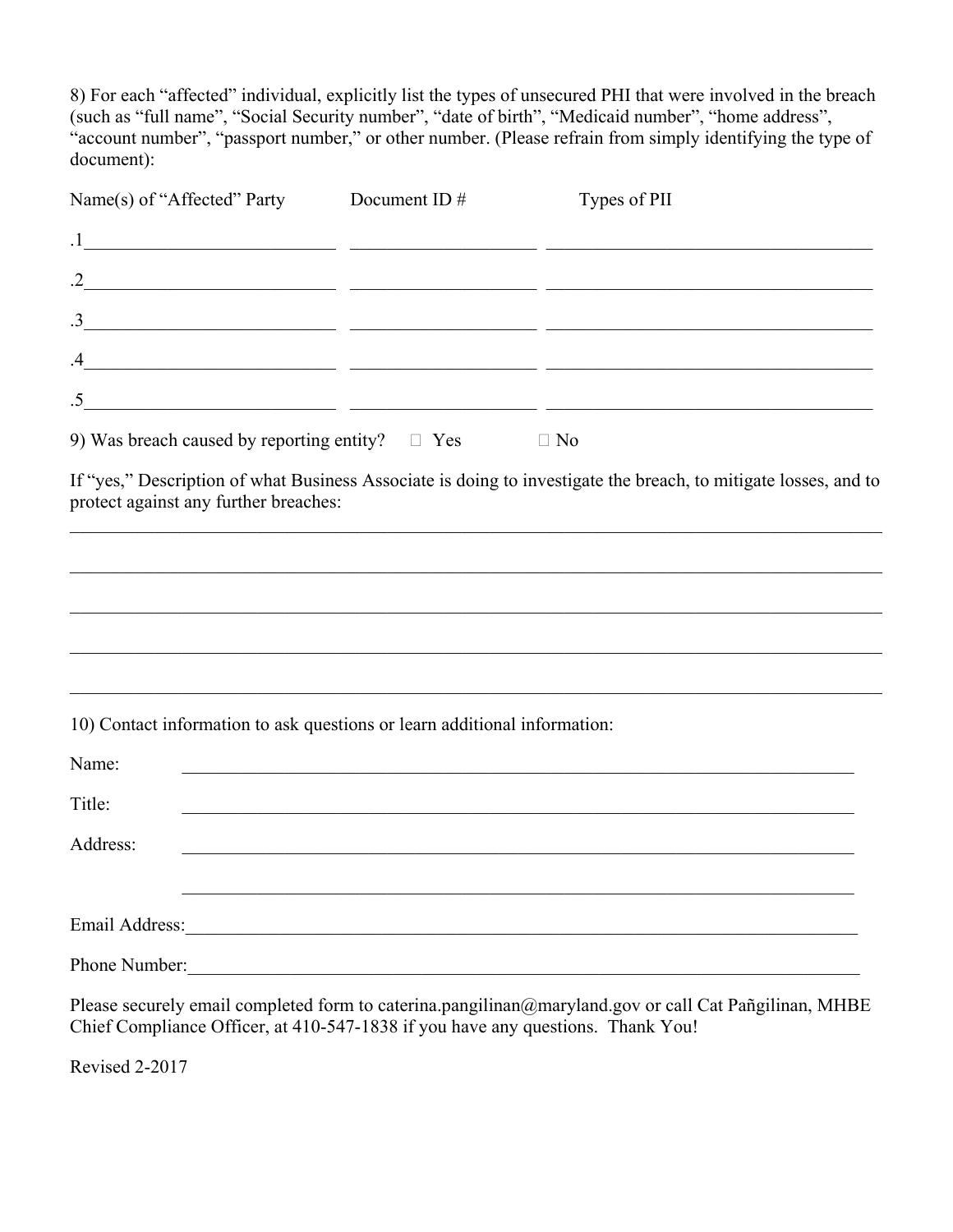8) For each "affected" individual, explicitly list the types of unsecured PHI that were involved in the breach (such as "full name", "Social Security number", "date of birth", "Medicaid number", "home address", "account number", "passport number," or other number. (Please refrain from simply identifying the type of document):

| Name(s) of "Affected" Party | Document ID # | Types of PII |
|---|---|---|
| .1 | | |
| .2 | | |
| .3 | | |
| .4 | | |
| .5 | | |

9) Was breach caused by reporting entity? ☐ Yes ☐ No

If "yes," Description of what Business Associate is doing to investigate the breach, to mitigate losses, and to protect against any further breaches:

\_\_\_\_\_\_\_\_\_\_\_\_\_\_\_\_\_\_\_\_\_\_\_\_\_\_\_\_\_\_\_\_\_\_\_\_\_\_\_\_\_\_\_\_\_\_\_\_\_\_\_\_\_\_\_\_\_\_\_\_\_\_\_\_\_\_\_\_\_\_\_\_

\_\_\_\_\_\_\_\_\_\_\_\_\_\_\_\_\_\_\_\_\_\_\_\_\_\_\_\_\_\_\_\_\_\_\_\_\_\_\_\_\_\_\_\_\_\_\_\_\_\_\_\_\_\_\_\_\_\_\_\_\_\_\_\_\_\_\_\_\_\_\_\_

\_\_\_\_\_\_\_\_\_\_\_\_\_\_\_\_\_\_\_\_\_\_\_\_\_\_\_\_\_\_\_\_\_\_\_\_\_\_\_\_\_\_\_\_\_\_\_\_\_\_\_\_\_\_\_\_\_\_\_\_\_\_\_\_\_\_\_\_\_\_\_\_

\_\_\_\_\_\_\_\_\_\_\_\_\_\_\_\_\_\_\_\_\_\_\_\_\_\_\_\_\_\_\_\_\_\_\_\_\_\_\_\_\_\_\_\_\_\_\_\_\_\_\_\_\_\_\_\_\_\_\_\_\_\_\_\_\_\_\_\_\_\_\_\_

\_\_\_\_\_\_\_\_\_\_\_\_\_\_\_\_\_\_\_\_\_\_\_\_\_\_\_\_\_\_\_\_\_\_\_\_\_\_\_\_\_\_\_\_\_\_\_\_\_\_\_\_\_\_\_\_\_\_\_\_\_\_\_\_\_\_\_\_\_\_\_\_

10) Contact information to ask questions or learn additional information:

Name: \_\_\_\_\_\_\_\_\_\_\_\_\_\_\_\_\_\_\_\_\_\_\_\_\_\_\_\_\_\_\_\_\_\_\_\_\_\_\_\_\_\_\_\_\_\_\_\_\_\_\_\_\_\_\_\_\_\_\_\_

Title: \_\_\_\_\_\_\_\_\_\_\_\_\_\_\_\_\_\_\_\_\_\_\_\_\_\_\_\_\_\_\_\_\_\_\_\_\_\_\_\_\_\_\_\_\_\_\_\_\_\_\_\_\_\_\_\_\_\_\_\_

Address: \_\_\_\_\_\_\_\_\_\_\_\_\_\_\_\_\_\_\_\_\_\_\_\_\_\_\_\_\_\_\_\_\_\_\_\_\_\_\_\_\_\_\_\_\_\_\_\_\_\_\_\_\_\_\_\_\_\_\_\_

\_\_\_\_\_\_\_\_\_\_\_\_\_\_\_\_\_\_\_\_\_\_\_\_\_\_\_\_\_\_\_\_\_\_\_\_\_\_\_\_\_\_\_\_\_\_\_\_\_\_\_\_\_\_\_\_\_\_\_\_

Email Address: \_\_\_\_\_\_\_\_\_\_\_\_\_\_\_\_\_\_\_\_\_\_\_\_\_\_\_\_\_\_\_\_\_\_\_\_\_\_\_\_\_\_\_\_\_\_\_\_\_\_\_\_\_\_\_\_\_\_\_\_

Phone Number: \_\_\_\_\_\_\_\_\_\_\_\_\_\_\_\_\_\_\_\_\_\_\_\_\_\_\_\_\_\_\_\_\_\_\_\_\_\_\_\_\_\_\_\_\_\_\_\_\_\_\_\_\_\_\_\_\_\_\_\_

Please securely email completed form to caterina.pangilinan@maryland.gov or call Cat Pañgilinan, MHBE Chief Compliance Officer, at 410-547-1838 if you have any questions. Thank You!

Revised 2-2017